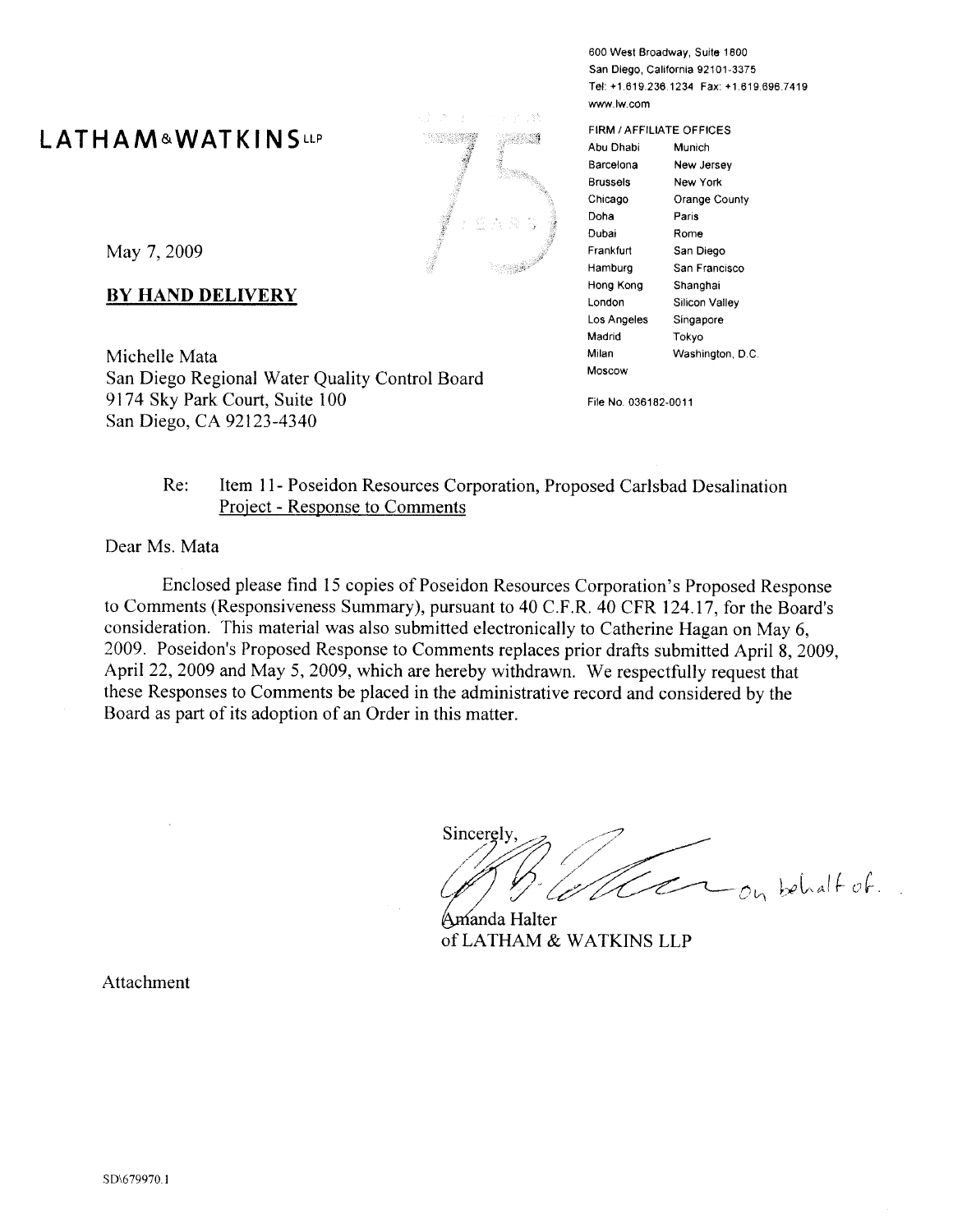600 West Broadway, Suite 1800
San Diego, California 92101-3375
Tel: +1.619.236.1234 Fax: +1.619.696.7419
www.lw.com

# LATHAM&WATKINS LLP

FIRM / AFFILIATE OFFICES

| | |
|---|---|
| Abu Dhabi | Munich |
| Barcelona | New Jersey |
| Brussels | New York |
| Chicago | Orange County |
| Doha | Paris |
| Dubai | Rome |
| Frankfurt | San Diego |
| Hamburg | San Francisco |
| Hong Kong | Shanghai |
| London | Silicon Valley |
| Los Angeles | Singapore |
| Madrid | Tokyo |
| Milan | Washington, D.C. |
| Moscow | |

May 7, 2009

**BY HAND DELIVERY**

Michelle Mata
San Diego Regional Water Quality Control Board
9174 Sky Park Court, Suite 100
San Diego, CA 92123-4340

File No. 036182-0011

Re: Item 11- Poseidon Resources Corporation, Proposed Carlsbad Desalination Project - Response to Comments

Dear Ms. Mata

Enclosed please find 15 copies of Poseidon Resources Corporation's Proposed Response to Comments (Responsiveness Summary), pursuant to 40 C.F.R. 40 CFR 124.17, for the Board's consideration. This material was also submitted electronically to Catherine Hagan on May 6, 2009. Poseidon's Proposed Response to Comments replaces prior drafts submitted April 8, 2009, April 22, 2009 and May 5, 2009, which are hereby withdrawn. We respectfully request that these Responses to Comments be placed in the administrative record and considered by the Board as part of its adoption of an Order in this matter.

Sincerely,

on behalf of.

Amanda Halter
of LATHAM & WATKINS LLP

Attachment

SD\679970.1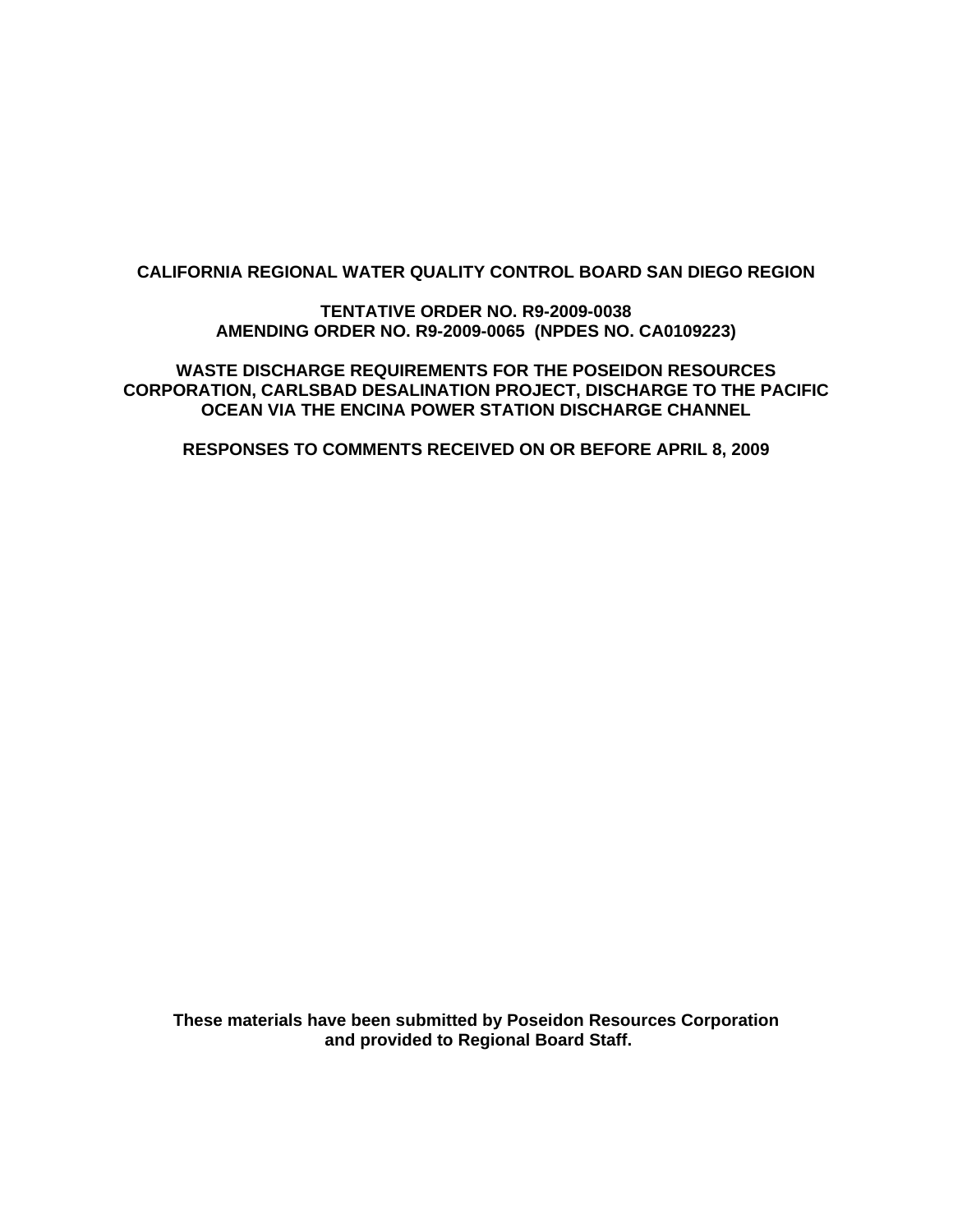**CALIFORNIA REGIONAL WATER QUALITY CONTROL BOARD SAN DIEGO REGION**

**TENTATIVE ORDER NO. R9-2009-0038**
**AMENDING ORDER NO. R9-2009-0065 (NPDES NO. CA0109223)**

**WASTE DISCHARGE REQUIREMENTS FOR THE POSEIDON RESOURCES CORPORATION, CARLSBAD DESALINATION PROJECT, DISCHARGE TO THE PACIFIC OCEAN VIA THE ENCINA POWER STATION DISCHARGE CHANNEL**

**RESPONSES TO COMMENTS RECEIVED ON OR BEFORE APRIL 8, 2009**

**These materials have been submitted by Poseidon Resources Corporation and provided to Regional Board Staff.**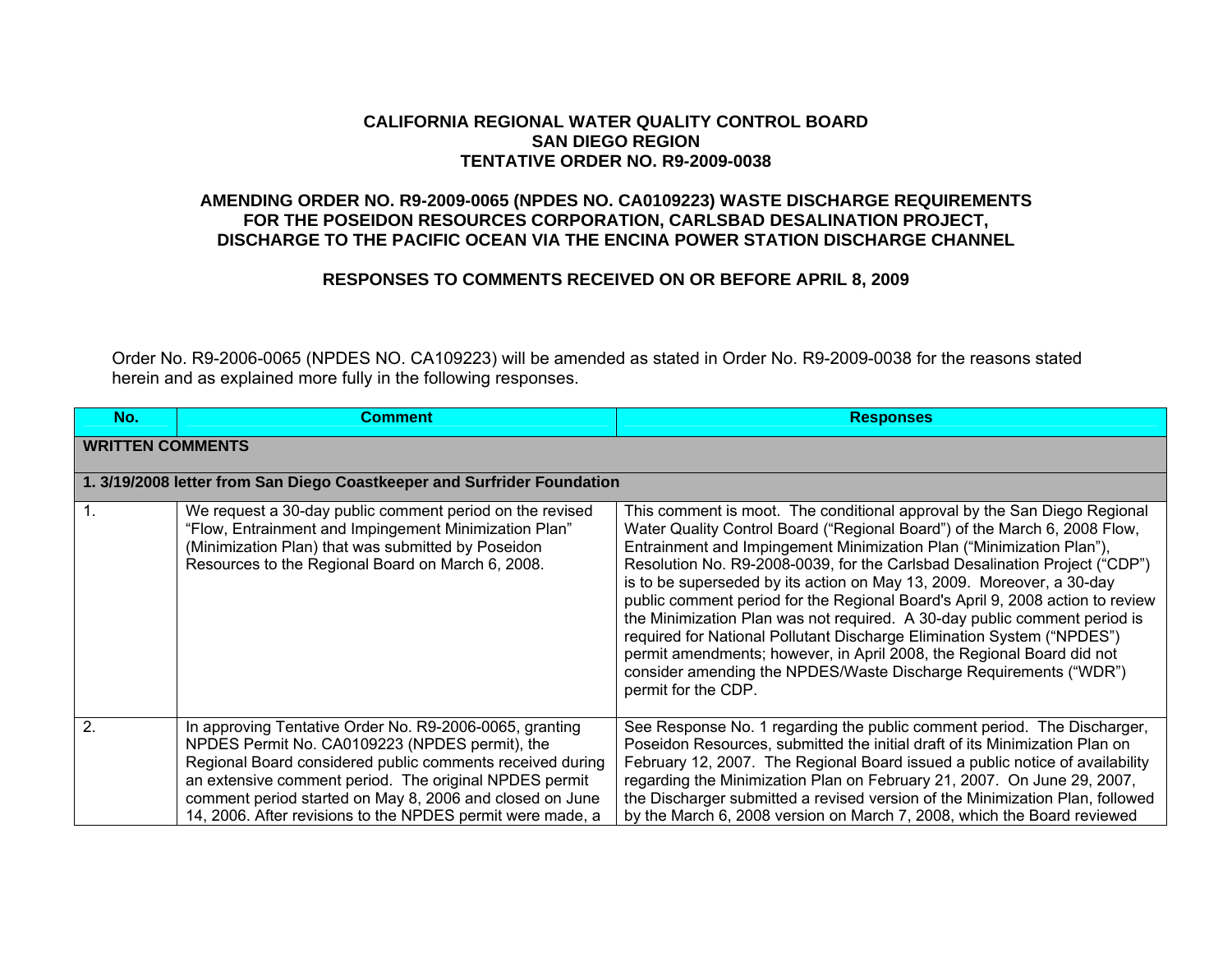**CALIFORNIA REGIONAL WATER QUALITY CONTROL BOARD**
**SAN DIEGO REGION**
**TENTATIVE ORDER NO. R9-2009-0038**

**AMENDING ORDER NO. R9-2009-0065 (NPDES NO. CA0109223) WASTE DISCHARGE REQUIREMENTS FOR THE POSEIDON RESOURCES CORPORATION, CARLSBAD DESALINATION PROJECT, DISCHARGE TO THE PACIFIC OCEAN VIA THE ENCINA POWER STATION DISCHARGE CHANNEL**

**RESPONSES TO COMMENTS RECEIVED ON OR BEFORE APRIL 8, 2009**

Order No. R9-2006-0065 (NPDES NO. CA109223) will be amended as stated in Order No. R9-2009-0038 for the reasons stated herein and as explained more fully in the following responses.

| No. | Comment | Responses |
|---|---|---|
| **WRITTEN COMMENTS** | | |
| **1. 3/19/2008 letter from San Diego Coastkeeper and Surfrider Foundation** | | |
| 1. | We request a 30-day public comment period on the revised "Flow, Entrainment and Impingement Minimization Plan" (Minimization Plan) that was submitted by Poseidon Resources to the Regional Board on March 6, 2008. | This comment is moot. The conditional approval by the San Diego Regional Water Quality Control Board ("Regional Board") of the March 6, 2008 Flow, Entrainment and Impingement Minimization Plan ("Minimization Plan"), Resolution No. R9-2008-0039, for the Carlsbad Desalination Project ("CDP") is to be superseded by its action on May 13, 2009. Moreover, a 30-day public comment period for the Regional Board's April 9, 2008 action to review the Minimization Plan was not required. A 30-day public comment period is required for National Pollutant Discharge Elimination System ("NPDES") permit amendments; however, in April 2008, the Regional Board did not consider amending the NPDES/Waste Discharge Requirements ("WDR") permit for the CDP. |
| 2. | In approving Tentative Order No. R9-2006-0065, granting NPDES Permit No. CA0109223 (NPDES permit), the Regional Board considered public comments received during an extensive comment period. The original NPDES permit comment period started on May 8, 2006 and closed on June 14, 2006. After revisions to the NPDES permit were made, a | See Response No. 1 regarding the public comment period. The Discharger, Poseidon Resources, submitted the initial draft of its Minimization Plan on February 12, 2007. The Regional Board issued a public notice of availability regarding the Minimization Plan on February 21, 2007. On June 29, 2007, the Discharger submitted a revised version of the Minimization Plan, followed by the March 6, 2008 version on March 7, 2008, which the Board reviewed |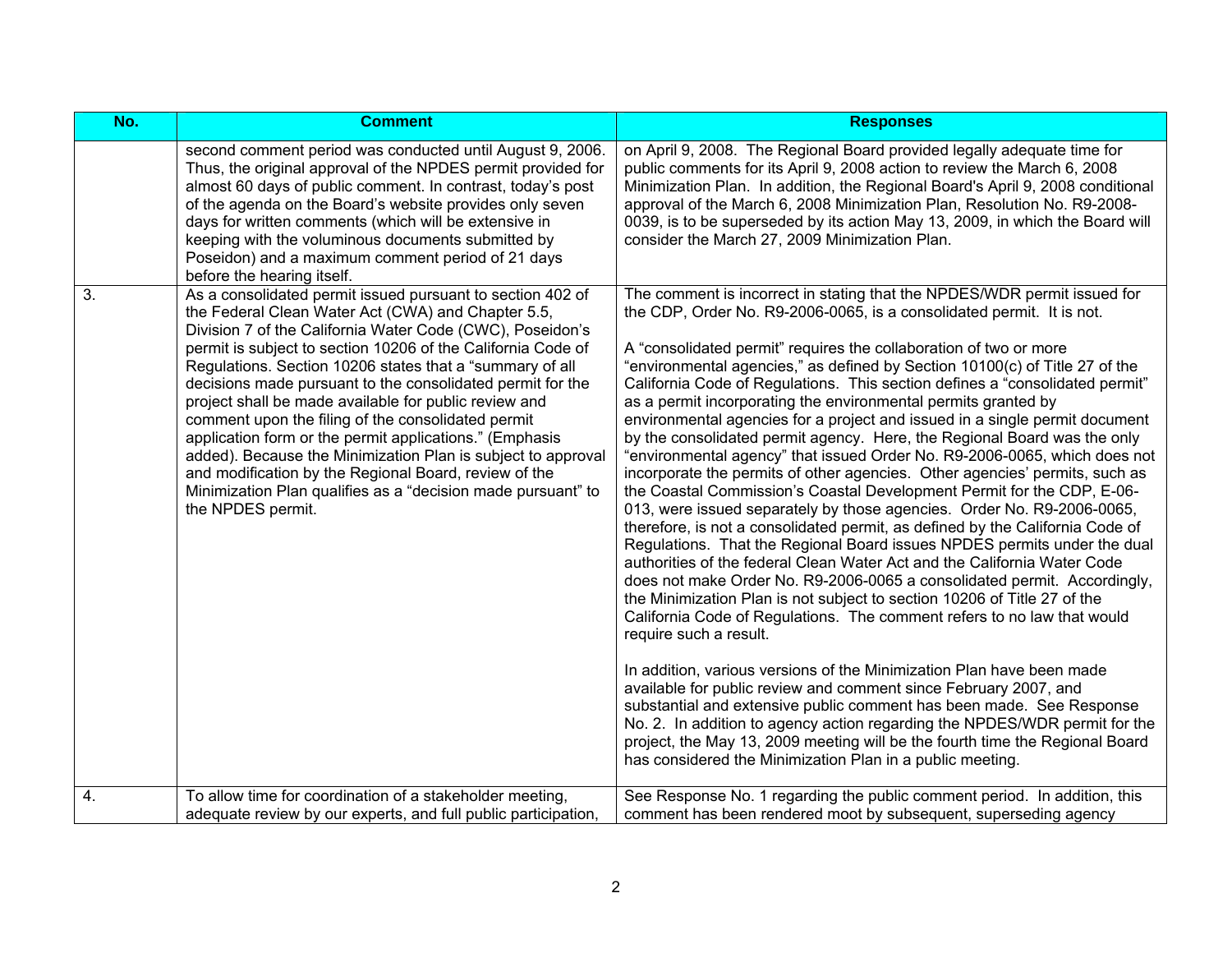| No. | Comment | Responses |
|---|---|---|
| | second comment period was conducted until August 9, 2006. Thus, the original approval of the NPDES permit provided for almost 60 days of public comment. In contrast, today's post of the agenda on the Board's website provides only seven days for written comments (which will be extensive in keeping with the voluminous documents submitted by Poseidon) and a maximum comment period of 21 days before the hearing itself. | on April 9, 2008. The Regional Board provided legally adequate time for public comments for its April 9, 2008 action to review the March 6, 2008 Minimization Plan. In addition, the Regional Board's April 9, 2008 conditional approval of the March 6, 2008 Minimization Plan, Resolution No. R9-2008-0039, is to be superseded by its action May 13, 2009, in which the Board will consider the March 27, 2009 Minimization Plan. |
| 3. | As a consolidated permit issued pursuant to section 402 of the Federal Clean Water Act (CWA) and Chapter 5.5, Division 7 of the California Water Code (CWC), Poseidon's permit is subject to section 10206 of the California Code of Regulations. Section 10206 states that a "summary of all decisions made pursuant to the consolidated permit for the project shall be made available for public review and comment upon the filing of the consolidated permit application form or the permit applications." (Emphasis added). Because the Minimization Plan is subject to approval and modification by the Regional Board, review of the Minimization Plan qualifies as a "decision made pursuant" to the NPDES permit. | The comment is incorrect in stating that the NPDES/WDR permit issued for the CDP, Order No. R9-2006-0065, is a consolidated permit. It is not.<br><br>A "consolidated permit" requires the collaboration of two or more "environmental agencies," as defined by Section 10100(c) of Title 27 of the California Code of Regulations. This section defines a "consolidated permit" as a permit incorporating the environmental permits granted by environmental agencies for a project and issued in a single permit document by the consolidated permit agency. Here, the Regional Board was the only "environmental agency" that issued Order No. R9-2006-0065, which does not incorporate the permits of other agencies. Other agencies' permits, such as the Coastal Commission's Coastal Development Permit for the CDP, E-06-013, were issued separately by those agencies. Order No. R9-2006-0065, therefore, is not a consolidated permit, as defined by the California Code of Regulations. That the Regional Board issues NPDES permits under the dual authorities of the federal Clean Water Act and the California Water Code does not make Order No. R9-2006-0065 a consolidated permit. Accordingly, the Minimization Plan is not subject to section 10206 of Title 27 of the California Code of Regulations. The comment refers to no law that would require such a result.<br><br>In addition, various versions of the Minimization Plan have been made available for public review and comment since February 2007, and substantial and extensive public comment has been made. See Response No. 2. In addition to agency action regarding the NPDES/WDR permit for the project, the May 13, 2009 meeting will be the fourth time the Regional Board has considered the Minimization Plan in a public meeting. |
| 4. | To allow time for coordination of a stakeholder meeting, adequate review by our experts, and full public participation, | See Response No. 1 regarding the public comment period. In addition, this comment has been rendered moot by subsequent, superseding agency |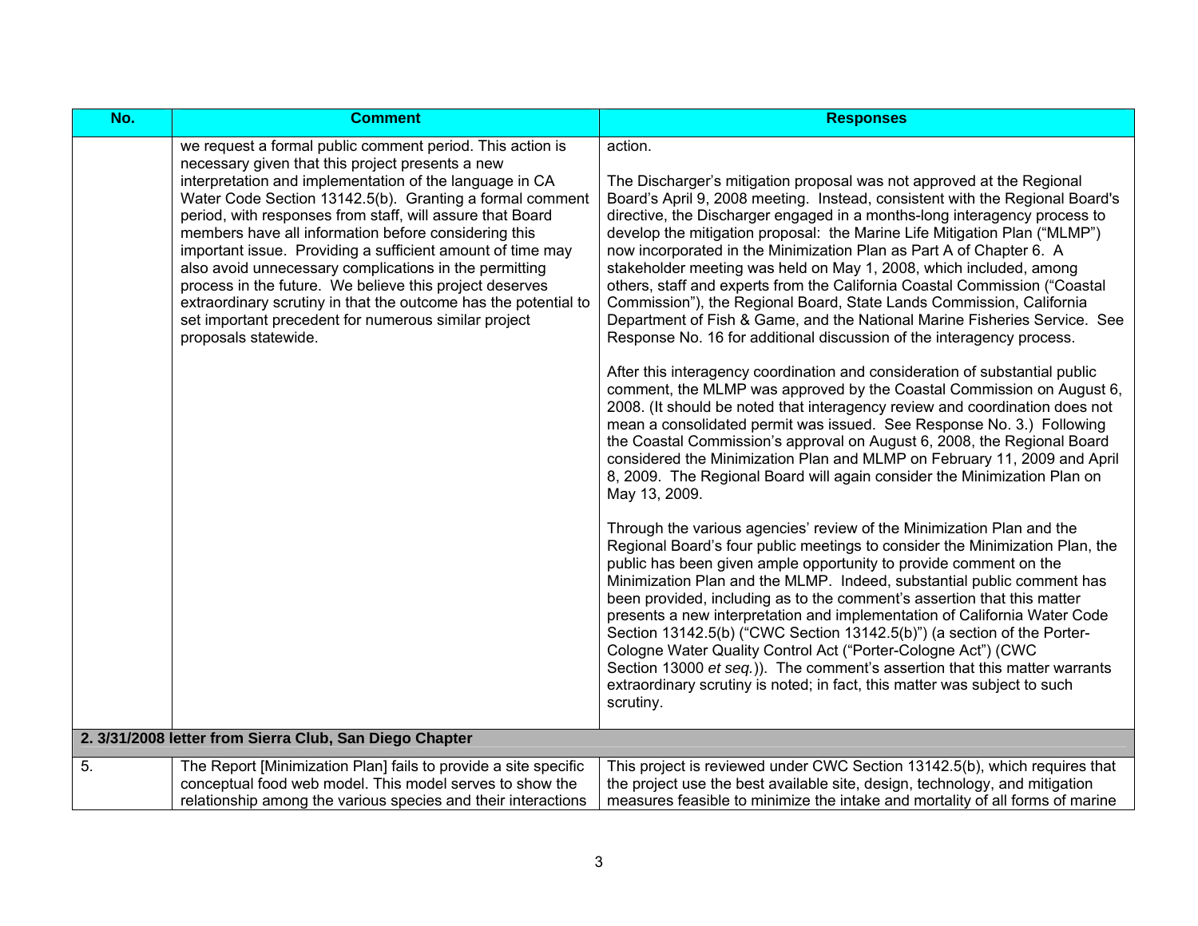| No. | Comment | Responses |
|---|---|---|
| | we request a formal public comment period. This action is necessary given that this project presents a new interpretation and implementation of the language in CA Water Code Section 13142.5(b). Granting a formal comment period, with responses from staff, will assure that Board members have all information before considering this important issue. Providing a sufficient amount of time may also avoid unnecessary complications in the permitting process in the future. We believe this project deserves extraordinary scrutiny in that the outcome has the potential to set important precedent for numerous similar project proposals statewide. | action.<br><br>The Discharger's mitigation proposal was not approved at the Regional Board's April 9, 2008 meeting. Instead, consistent with the Regional Board's directive, the Discharger engaged in a months-long interagency process to develop the mitigation proposal: the Marine Life Mitigation Plan ("MLMP") now incorporated in the Minimization Plan as Part A of Chapter 6. A stakeholder meeting was held on May 1, 2008, which included, among others, staff and experts from the California Coastal Commission ("Coastal Commission"), the Regional Board, State Lands Commission, California Department of Fish & Game, and the National Marine Fisheries Service. See Response No. 16 for additional discussion of the interagency process.<br><br>After this interagency coordination and consideration of substantial public comment, the MLMP was approved by the Coastal Commission on August 6, 2008. (It should be noted that interagency review and coordination does not mean a consolidated permit was issued. See Response No. 3.) Following the Coastal Commission's approval on August 6, 2008, the Regional Board considered the Minimization Plan and MLMP on February 11, 2009 and April 8, 2009. The Regional Board will again consider the Minimization Plan on May 13, 2009.<br><br>Through the various agencies' review of the Minimization Plan and the Regional Board's four public meetings to consider the Minimization Plan, the public has been given ample opportunity to provide comment on the Minimization Plan and the MLMP. Indeed, substantial public comment has been provided, including as to the comment's assertion that this matter presents a new interpretation and implementation of California Water Code Section 13142.5(b) ("CWC Section 13142.5(b)") (a section of the Porter-Cologne Water Quality Control Act ("Porter-Cologne Act") (CWC Section 13000 *et seq.*)). The comment's assertion that this matter warrants extraordinary scrutiny is noted; in fact, this matter was subject to such scrutiny. |
| **2. 3/31/2008 letter from Sierra Club, San Diego Chapter** | | |
| 5. | The Report [Minimization Plan] fails to provide a site specific conceptual food web model. This model serves to show the relationship among the various species and their interactions | This project is reviewed under CWC Section 13142.5(b), which requires that the project use the best available site, design, technology, and mitigation measures feasible to minimize the intake and mortality of all forms of marine |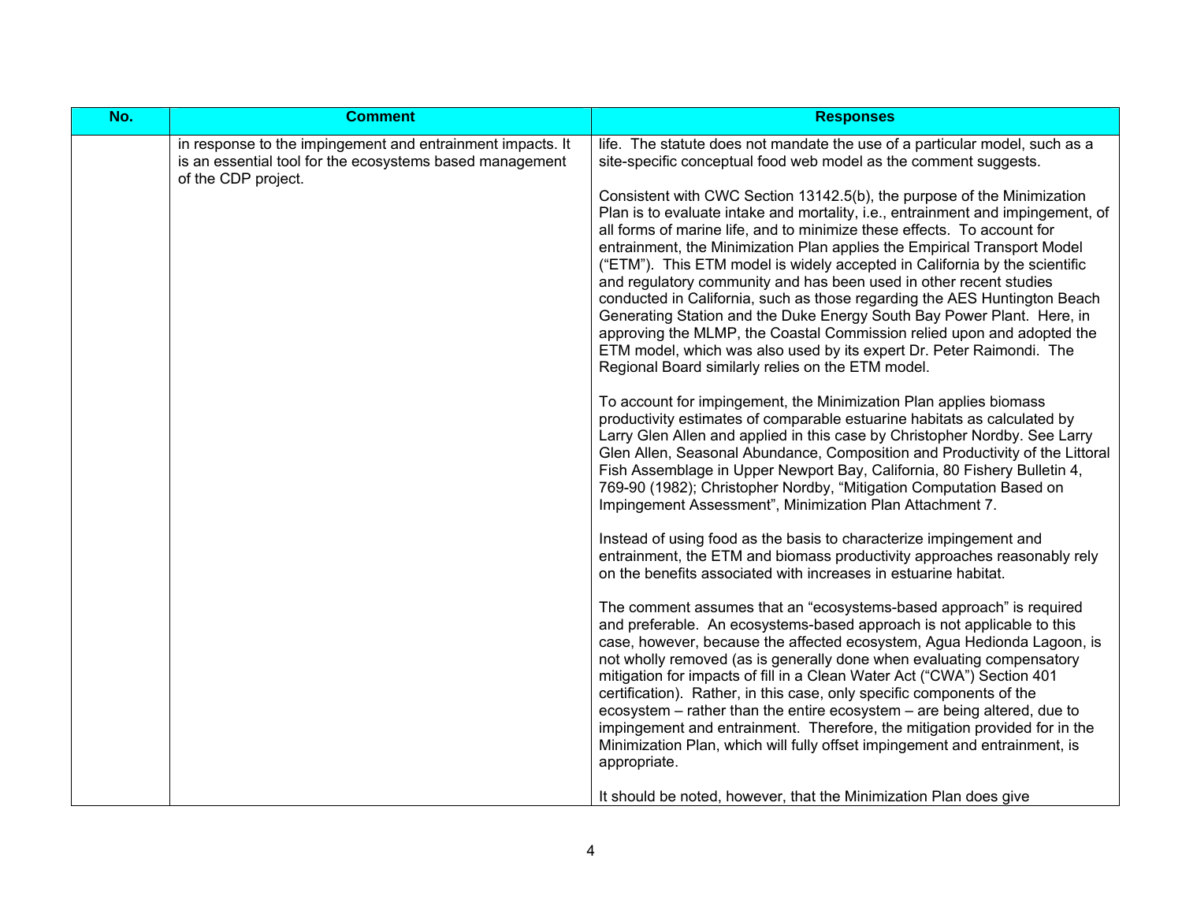| No. | Comment | Responses |
|---|---|---|
| | in response to the impingement and entrainment impacts. It is an essential tool for the ecosystems based management of the CDP project. | life. The statute does not mandate the use of a particular model, such as a site-specific conceptual food web model as the comment suggests.<br><br>Consistent with CWC Section 13142.5(b), the purpose of the Minimization Plan is to evaluate intake and mortality, i.e., entrainment and impingement, of all forms of marine life, and to minimize these effects. To account for entrainment, the Minimization Plan applies the Empirical Transport Model ("ETM"). This ETM model is widely accepted in California by the scientific and regulatory community and has been used in other recent studies conducted in California, such as those regarding the AES Huntington Beach Generating Station and the Duke Energy South Bay Power Plant. Here, in approving the MLMP, the Coastal Commission relied upon and adopted the ETM model, which was also used by its expert Dr. Peter Raimondi. The Regional Board similarly relies on the ETM model.<br><br>To account for impingement, the Minimization Plan applies biomass productivity estimates of comparable estuarine habitats as calculated by Larry Glen Allen and applied in this case by Christopher Nordby. See Larry Glen Allen, Seasonal Abundance, Composition and Productivity of the Littoral Fish Assemblage in Upper Newport Bay, California, 80 Fishery Bulletin 4, 769-90 (1982); Christopher Nordby, "Mitigation Computation Based on Impingement Assessment", Minimization Plan Attachment 7.<br><br>Instead of using food as the basis to characterize impingement and entrainment, the ETM and biomass productivity approaches reasonably rely on the benefits associated with increases in estuarine habitat.<br><br>The comment assumes that an "ecosystems-based approach" is required and preferable. An ecosystems-based approach is not applicable to this case, however, because the affected ecosystem, Agua Hedionda Lagoon, is not wholly removed (as is generally done when evaluating compensatory mitigation for impacts of fill in a Clean Water Act ("CWA") Section 401 certification). Rather, in this case, only specific components of the ecosystem – rather than the entire ecosystem – are being altered, due to impingement and entrainment. Therefore, the mitigation provided for in the Minimization Plan, which will fully offset impingement and entrainment, is appropriate.<br><br>It should be noted, however, that the Minimization Plan does give |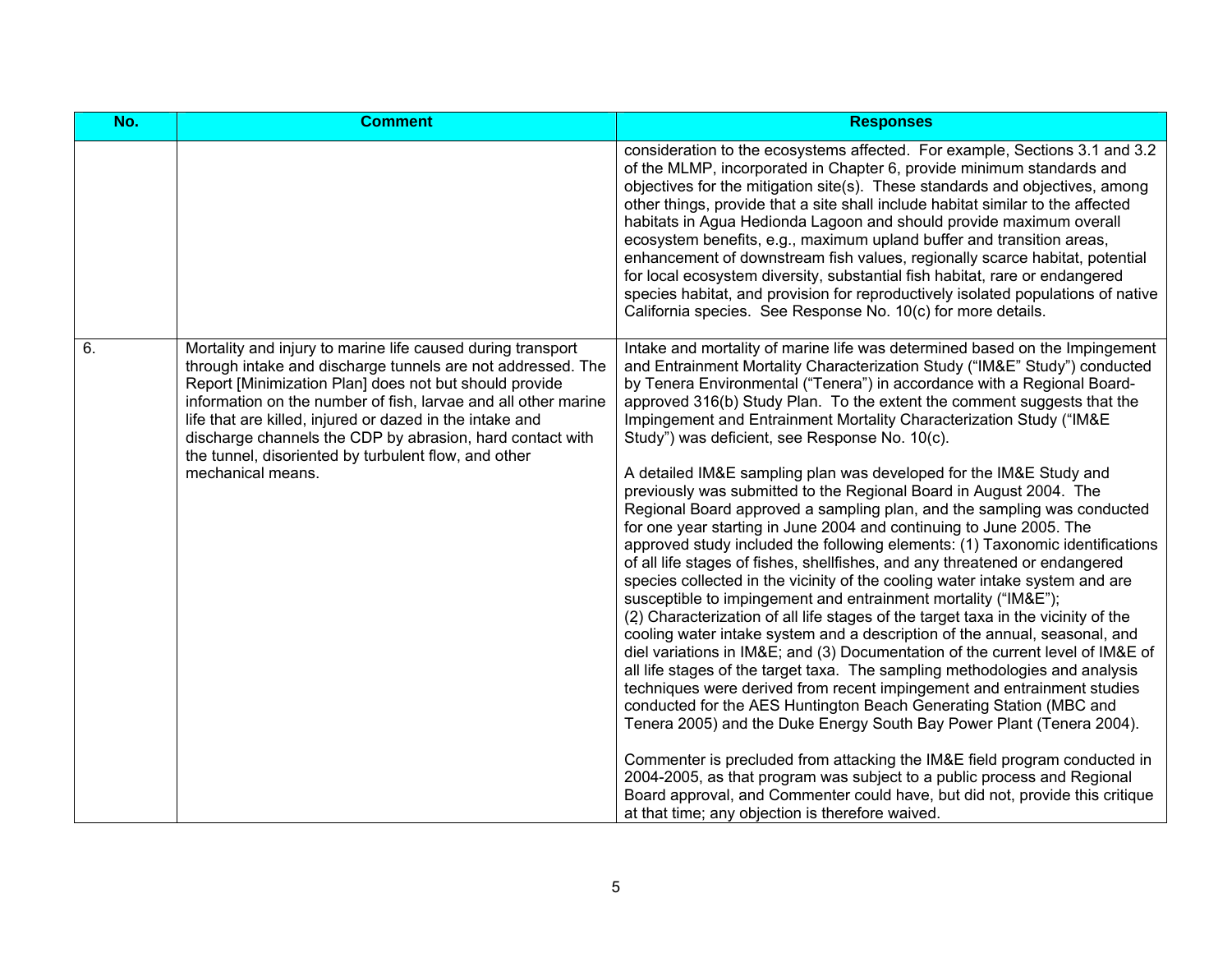| No. | Comment | Responses |
|---|---|---|
| | | consideration to the ecosystems affected. For example, Sections 3.1 and 3.2 of the MLMP, incorporated in Chapter 6, provide minimum standards and objectives for the mitigation site(s). These standards and objectives, among other things, provide that a site shall include habitat similar to the affected habitats in Agua Hedionda Lagoon and should provide maximum overall ecosystem benefits, e.g., maximum upland buffer and transition areas, enhancement of downstream fish values, regionally scarce habitat, potential for local ecosystem diversity, substantial fish habitat, rare or endangered species habitat, and provision for reproductively isolated populations of native California species. See Response No. 10(c) for more details. |
| 6. | Mortality and injury to marine life caused during transport through intake and discharge tunnels are not addressed. The Report [Minimization Plan] does not but should provide information on the number of fish, larvae and all other marine life that are killed, injured or dazed in the intake and discharge channels the CDP by abrasion, hard contact with the tunnel, disoriented by turbulent flow, and other mechanical means. | Intake and mortality of marine life was determined based on the Impingement and Entrainment Mortality Characterization Study ("IM&E" Study") conducted by Tenera Environmental ("Tenera") in accordance with a Regional Board-approved 316(b) Study Plan. To the extent the comment suggests that the Impingement and Entrainment Mortality Characterization Study ("IM&E Study") was deficient, see Response No. 10(c).<br><br>A detailed IM&E sampling plan was developed for the IM&E Study and previously was submitted to the Regional Board in August 2004. The Regional Board approved a sampling plan, and the sampling was conducted for one year starting in June 2004 and continuing to June 2005. The approved study included the following elements: (1) Taxonomic identifications of all life stages of fishes, shellfishes, and any threatened or endangered species collected in the vicinity of the cooling water intake system and are susceptible to impingement and entrainment mortality ("IM&E"); (2) Characterization of all life stages of the target taxa in the vicinity of the cooling water intake system and a description of the annual, seasonal, and diel variations in IM&E; and (3) Documentation of the current level of IM&E of all life stages of the target taxa. The sampling methodologies and analysis techniques were derived from recent impingement and entrainment studies conducted for the AES Huntington Beach Generating Station (MBC and Tenera 2005) and the Duke Energy South Bay Power Plant (Tenera 2004).<br><br>Commenter is precluded from attacking the IM&E field program conducted in 2004-2005, as that program was subject to a public process and Regional Board approval, and Commenter could have, but did not, provide this critique at that time; any objection is therefore waived. |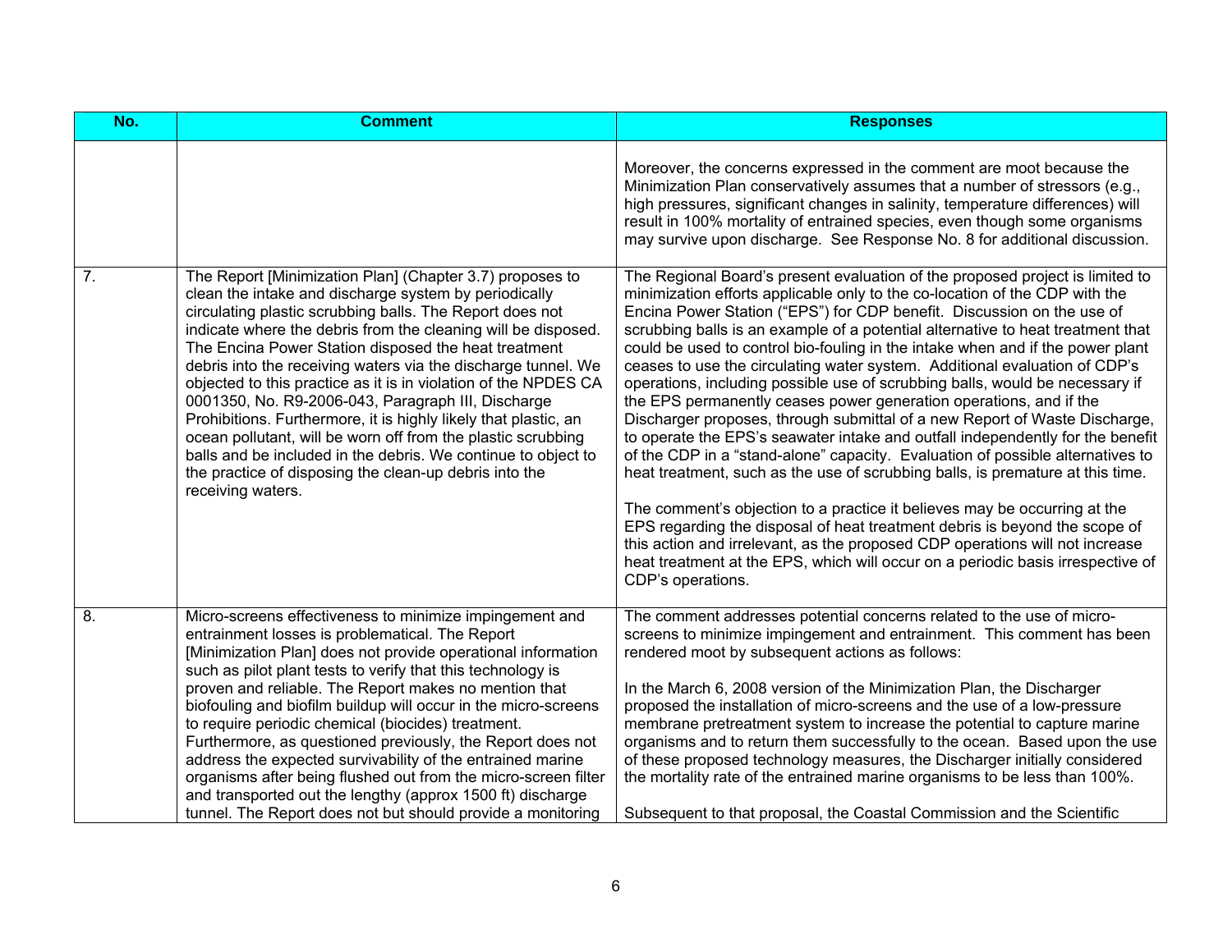| No. | Comment | Responses |
|---|---|---|
| | | Moreover, the concerns expressed in the comment are moot because the Minimization Plan conservatively assumes that a number of stressors (e.g., high pressures, significant changes in salinity, temperature differences) will result in 100% mortality of entrained species, even though some organisms may survive upon discharge. See Response No. 8 for additional discussion. |
| 7. | The Report [Minimization Plan] (Chapter 3.7) proposes to clean the intake and discharge system by periodically circulating plastic scrubbing balls. The Report does not indicate where the debris from the cleaning will be disposed. The Encina Power Station disposed the heat treatment debris into the receiving waters via the discharge tunnel. We objected to this practice as it is in violation of the NPDES CA 0001350, No. R9-2006-043, Paragraph III, Discharge Prohibitions. Furthermore, it is highly likely that plastic, an ocean pollutant, will be worn off from the plastic scrubbing balls and be included in the debris. We continue to object to the practice of disposing the clean-up debris into the receiving waters. | The Regional Board's present evaluation of the proposed project is limited to minimization efforts applicable only to the co-location of the CDP with the Encina Power Station ("EPS") for CDP benefit. Discussion on the use of scrubbing balls is an example of a potential alternative to heat treatment that could be used to control bio-fouling in the intake when and if the power plant ceases to use the circulating water system. Additional evaluation of CDP's operations, including possible use of scrubbing balls, would be necessary if the EPS permanently ceases power generation operations, and if the Discharger proposes, through submittal of a new Report of Waste Discharge, to operate the EPS's seawater intake and outfall independently for the benefit of the CDP in a "stand-alone" capacity. Evaluation of possible alternatives to heat treatment, such as the use of scrubbing balls, is premature at this time.<br><br>The comment's objection to a practice it believes may be occurring at the EPS regarding the disposal of heat treatment debris is beyond the scope of this action and irrelevant, as the proposed CDP operations will not increase heat treatment at the EPS, which will occur on a periodic basis irrespective of CDP's operations. |
| 8. | Micro-screens effectiveness to minimize impingement and entrainment losses is problematical. The Report [Minimization Plan] does not provide operational information such as pilot plant tests to verify that this technology is proven and reliable. The Report makes no mention that biofouling and biofilm buildup will occur in the micro-screens to require periodic chemical (biocides) treatment. Furthermore, as questioned previously, the Report does not address the expected survivability of the entrained marine organisms after being flushed out from the micro-screen filter and transported out the lengthy (approx 1500 ft) discharge tunnel. The Report does not but should provide a monitoring | The comment addresses potential concerns related to the use of micro-screens to minimize impingement and entrainment. This comment has been rendered moot by subsequent actions as follows:<br><br>In the March 6, 2008 version of the Minimization Plan, the Discharger proposed the installation of micro-screens and the use of a low-pressure membrane pretreatment system to increase the potential to capture marine organisms and to return them successfully to the ocean. Based upon the use of these proposed technology measures, the Discharger initially considered the mortality rate of the entrained marine organisms to be less than 100%.<br><br>Subsequent to that proposal, the Coastal Commission and the Scientific |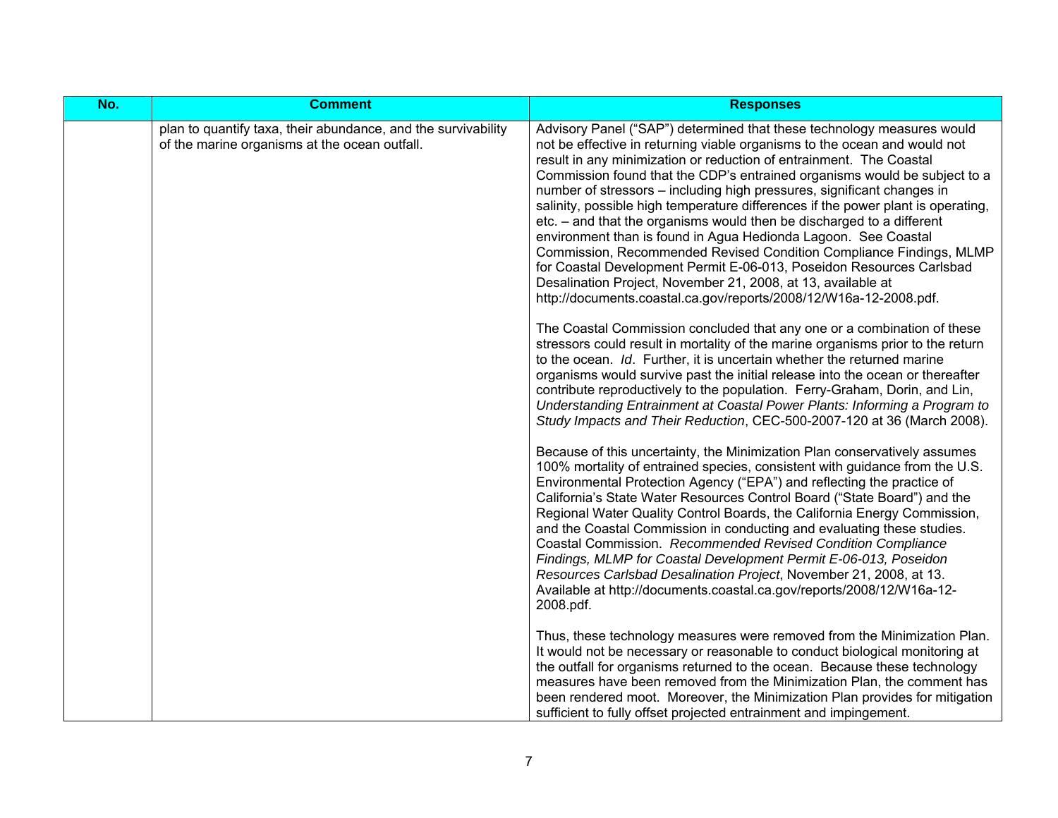| No. | Comment | Responses |
|---|---|---|
| | plan to quantify taxa, their abundance, and the survivability of the marine organisms at the ocean outfall. | Advisory Panel ("SAP") determined that these technology measures would not be effective in returning viable organisms to the ocean and would not result in any minimization or reduction of entrainment. The Coastal Commission found that the CDP's entrained organisms would be subject to a number of stressors – including high pressures, significant changes in salinity, possible high temperature differences if the power plant is operating, etc. – and that the organisms would then be discharged to a different environment than is found in Agua Hedionda Lagoon. See Coastal Commission, Recommended Revised Condition Compliance Findings, MLMP for Coastal Development Permit E-06-013, Poseidon Resources Carlsbad Desalination Project, November 21, 2008, at 13, available at http://documents.coastal.ca.gov/reports/2008/12/W16a-12-2008.pdf.<br><br>The Coastal Commission concluded that any one or a combination of these stressors could result in mortality of the marine organisms prior to the return to the ocean. *Id*. Further, it is uncertain whether the returned marine organisms would survive past the initial release into the ocean or thereafter contribute reproductively to the population. Ferry-Graham, Dorin, and Lin, *Understanding Entrainment at Coastal Power Plants: Informing a Program to Study Impacts and Their Reduction*, CEC-500-2007-120 at 36 (March 2008).<br><br>Because of this uncertainty, the Minimization Plan conservatively assumes 100% mortality of entrained species, consistent with guidance from the U.S. Environmental Protection Agency ("EPA") and reflecting the practice of California's State Water Resources Control Board ("State Board") and the Regional Water Quality Control Boards, the California Energy Commission, and the Coastal Commission in conducting and evaluating these studies. Coastal Commission. *Recommended Revised Condition Compliance Findings, MLMP for Coastal Development Permit E-06-013, Poseidon Resources Carlsbad Desalination Project*, November 21, 2008, at 13. Available at http://documents.coastal.ca.gov/reports/2008/12/W16a-12-2008.pdf.<br><br>Thus, these technology measures were removed from the Minimization Plan. It would not be necessary or reasonable to conduct biological monitoring at the outfall for organisms returned to the ocean. Because these technology measures have been removed from the Minimization Plan, the comment has been rendered moot. Moreover, the Minimization Plan provides for mitigation sufficient to fully offset projected entrainment and impingement. |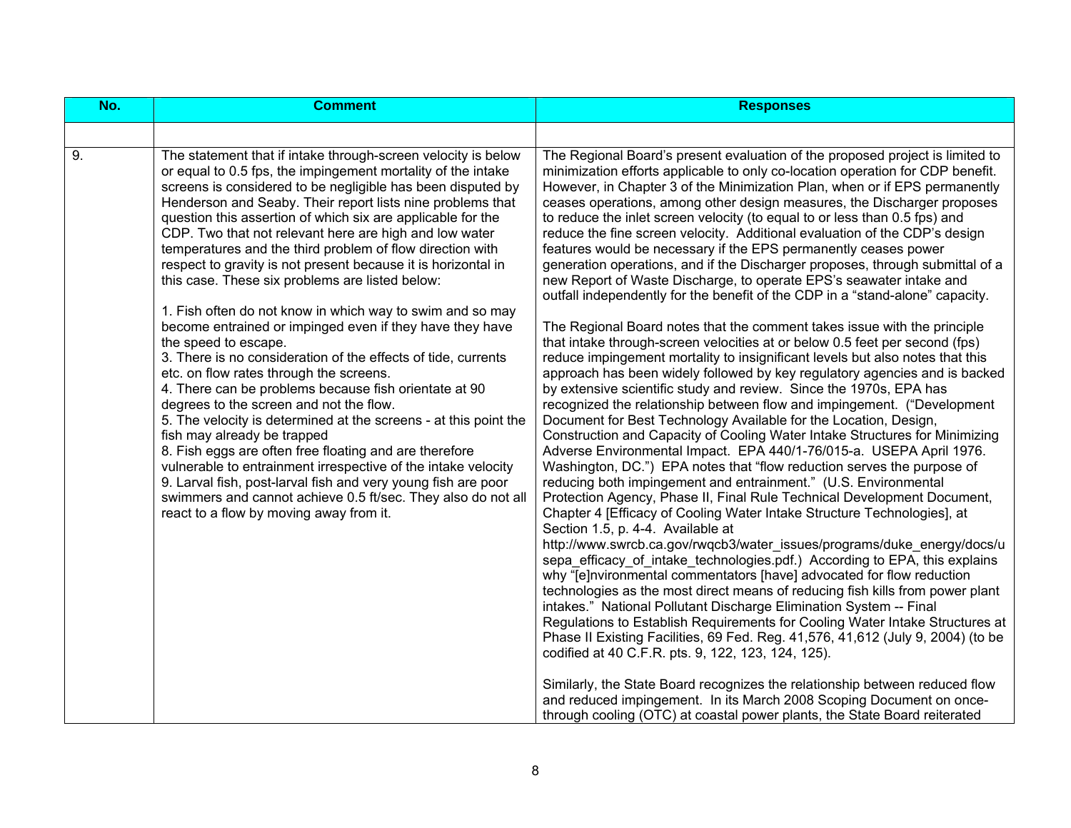| No. | Comment | Responses |
|---|---|---|
| | | |
| 9. | The statement that if intake through-screen velocity is below or equal to 0.5 fps, the impingement mortality of the intake screens is considered to be negligible has been disputed by Henderson and Seaby. Their report lists nine problems that question this assertion of which six are applicable for the CDP. Two that not relevant here are high and low water temperatures and the third problem of flow direction with respect to gravity is not present because it is horizontal in this case. These six problems are listed below:<br><br>1. Fish often do not know in which way to swim and so may become entrained or impinged even if they have they have the speed to escape.<br>3. There is no consideration of the effects of tide, currents etc. on flow rates through the screens.<br>4. There can be problems because fish orientate at 90 degrees to the screen and not the flow.<br>5. The velocity is determined at the screens - at this point the fish may already be trapped<br>8. Fish eggs are often free floating and are therefore vulnerable to entrainment irrespective of the intake velocity<br>9. Larval fish, post-larval fish and very young fish are poor swimmers and cannot achieve 0.5 ft/sec. They also do not all react to a flow by moving away from it. | The Regional Board's present evaluation of the proposed project is limited to minimization efforts applicable to only co-location operation for CDP benefit. However, in Chapter 3 of the Minimization Plan, when or if EPS permanently ceases operations, among other design measures, the Discharger proposes to reduce the inlet screen velocity (to equal to or less than 0.5 fps) and reduce the fine screen velocity. Additional evaluation of the CDP's design features would be necessary if the EPS permanently ceases power generation operations, and if the Discharger proposes, through submittal of a new Report of Waste Discharge, to operate EPS's seawater intake and outfall independently for the benefit of the CDP in a "stand-alone" capacity.<br><br>The Regional Board notes that the comment takes issue with the principle that intake through-screen velocities at or below 0.5 feet per second (fps) reduce impingement mortality to insignificant levels but also notes that this approach has been widely followed by key regulatory agencies and is backed by extensive scientific study and review. Since the 1970s, EPA has recognized the relationship between flow and impingement. ("Development Document for Best Technology Available for the Location, Design, Construction and Capacity of Cooling Water Intake Structures for Minimizing Adverse Environmental Impact. EPA 440/1-76/015-a. USEPA April 1976. Washington, DC.") EPA notes that "flow reduction serves the purpose of reducing both impingement and entrainment." (U.S. Environmental Protection Agency, Phase II, Final Rule Technical Development Document, Chapter 4 [Efficacy of Cooling Water Intake Structure Technologies], at Section 1.5, p. 4-4. Available at http://www.swrcb.ca.gov/rwqcb3/water_issues/programs/duke_energy/docs/usepa_efficacy_of_intake_technologies.pdf.) According to EPA, this explains why "[e]nvironmental commentators [have] advocated for flow reduction technologies as the most direct means of reducing fish kills from power plant intakes." National Pollutant Discharge Elimination System -- Final Regulations to Establish Requirements for Cooling Water Intake Structures at Phase II Existing Facilities, 69 Fed. Reg. 41,576, 41,612 (July 9, 2004) (to be codified at 40 C.F.R. pts. 9, 122, 123, 124, 125).<br><br>Similarly, the State Board recognizes the relationship between reduced flow and reduced impingement. In its March 2008 Scoping Document on once-through cooling (OTC) at coastal power plants, the State Board reiterated |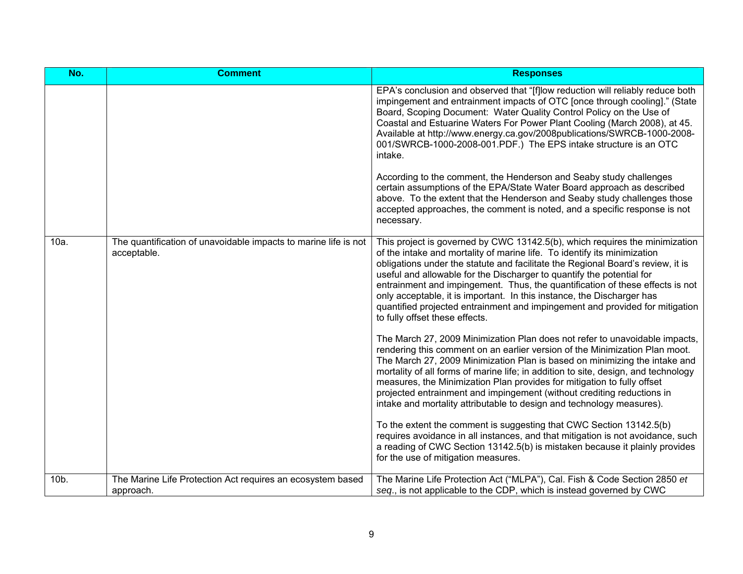| No. | Comment | Responses |
|---|---|---|
| | | EPA's conclusion and observed that "[f]low reduction will reliably reduce both impingement and entrainment impacts of OTC [once through cooling]." (State Board, Scoping Document: Water Quality Control Policy on the Use of Coastal and Estuarine Waters For Power Plant Cooling (March 2008), at 45. Available at http://www.energy.ca.gov/2008publications/SWRCB-1000-2008-001/SWRCB-1000-2008-001.PDF.) The EPS intake structure is an OTC intake.<br><br>According to the comment, the Henderson and Seaby study challenges certain assumptions of the EPA/State Water Board approach as described above. To the extent that the Henderson and Seaby study challenges those accepted approaches, the comment is noted, and a specific response is not necessary. |
| 10a. | The quantification of unavoidable impacts to marine life is not acceptable. | This project is governed by CWC 13142.5(b), which requires the minimization of the intake and mortality of marine life. To identify its minimization obligations under the statute and facilitate the Regional Board's review, it is useful and allowable for the Discharger to quantify the potential for entrainment and impingement. Thus, the quantification of these effects is not only acceptable, it is important. In this instance, the Discharger has quantified projected entrainment and impingement and provided for mitigation to fully offset these effects.<br><br>The March 27, 2009 Minimization Plan does not refer to unavoidable impacts, rendering this comment on an earlier version of the Minimization Plan moot. The March 27, 2009 Minimization Plan is based on minimizing the intake and mortality of all forms of marine life; in addition to site, design, and technology measures, the Minimization Plan provides for mitigation to fully offset projected entrainment and impingement (without crediting reductions in intake and mortality attributable to design and technology measures).<br><br>To the extent the comment is suggesting that CWC Section 13142.5(b) requires avoidance in all instances, and that mitigation is not avoidance, such a reading of CWC Section 13142.5(b) is mistaken because it plainly provides for the use of mitigation measures. |
| 10b. | The Marine Life Protection Act requires an ecosystem based approach. | The Marine Life Protection Act ("MLPA"), Cal. Fish & Code Section 2850 *et seq*., is not applicable to the CDP, which is instead governed by CWC |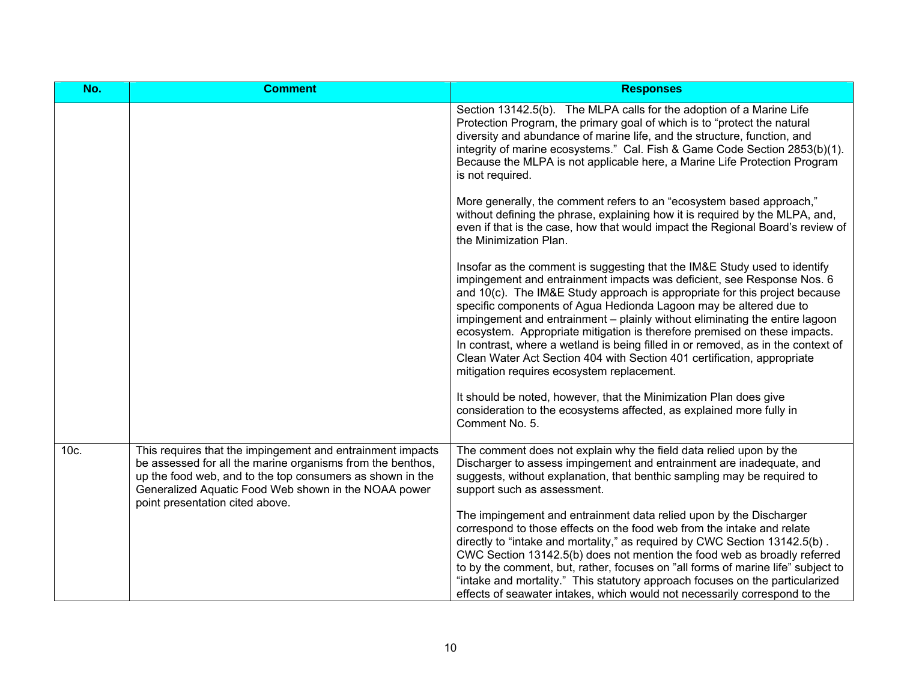| No. | Comment | Responses |
|---|---|---|
| | | Section 13142.5(b). The MLPA calls for the adoption of a Marine Life Protection Program, the primary goal of which is to "protect the natural diversity and abundance of marine life, and the structure, function, and integrity of marine ecosystems." Cal. Fish & Game Code Section 2853(b)(1). Because the MLPA is not applicable here, a Marine Life Protection Program is not required.<br><br>More generally, the comment refers to an "ecosystem based approach," without defining the phrase, explaining how it is required by the MLPA, and, even if that is the case, how that would impact the Regional Board's review of the Minimization Plan.<br><br>Insofar as the comment is suggesting that the IM&E Study used to identify impingement and entrainment impacts was deficient, see Response Nos. 6 and 10(c). The IM&E Study approach is appropriate for this project because specific components of Agua Hedionda Lagoon may be altered due to impingement and entrainment – plainly without eliminating the entire lagoon ecosystem. Appropriate mitigation is therefore premised on these impacts. In contrast, where a wetland is being filled in or removed, as in the context of Clean Water Act Section 404 with Section 401 certification, appropriate mitigation requires ecosystem replacement.<br><br>It should be noted, however, that the Minimization Plan does give consideration to the ecosystems affected, as explained more fully in Comment No. 5. |
| 10c. | This requires that the impingement and entrainment impacts be assessed for all the marine organisms from the benthos, up the food web, and to the top consumers as shown in the Generalized Aquatic Food Web shown in the NOAA power point presentation cited above. | The comment does not explain why the field data relied upon by the Discharger to assess impingement and entrainment are inadequate, and suggests, without explanation, that benthic sampling may be required to support such as assessment.<br><br>The impingement and entrainment data relied upon by the Discharger correspond to those effects on the food web from the intake and relate directly to "intake and mortality," as required by CWC Section 13142.5(b) . CWC Section 13142.5(b) does not mention the food web as broadly referred to by the comment, but, rather, focuses on "all forms of marine life" subject to "intake and mortality." This statutory approach focuses on the particularized effects of seawater intakes, which would not necessarily correspond to the |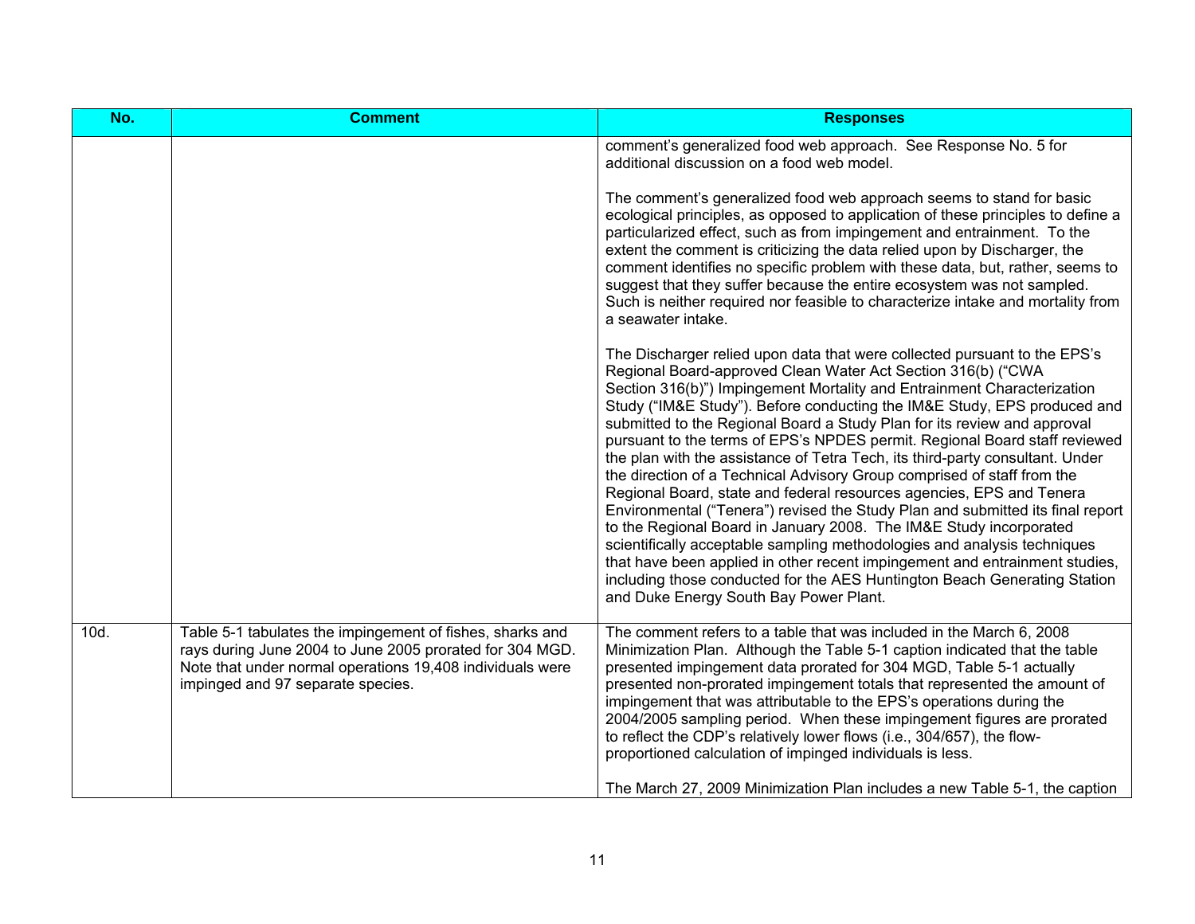| No. | Comment | Responses |
|---|---|---|
| | | comment's generalized food web approach. See Response No. 5 for additional discussion on a food web model.<br><br>The comment's generalized food web approach seems to stand for basic ecological principles, as opposed to application of these principles to define a particularized effect, such as from impingement and entrainment. To the extent the comment is criticizing the data relied upon by Discharger, the comment identifies no specific problem with these data, but, rather, seems to suggest that they suffer because the entire ecosystem was not sampled. Such is neither required nor feasible to characterize intake and mortality from a seawater intake.<br><br>The Discharger relied upon data that were collected pursuant to the EPS's Regional Board-approved Clean Water Act Section 316(b) ("CWA Section 316(b)") Impingement Mortality and Entrainment Characterization Study ("IM&E Study"). Before conducting the IM&E Study, EPS produced and submitted to the Regional Board a Study Plan for its review and approval pursuant to the terms of EPS's NPDES permit. Regional Board staff reviewed the plan with the assistance of Tetra Tech, its third-party consultant. Under the direction of a Technical Advisory Group comprised of staff from the Regional Board, state and federal resources agencies, EPS and Tenera Environmental ("Tenera") revised the Study Plan and submitted its final report to the Regional Board in January 2008. The IM&E Study incorporated scientifically acceptable sampling methodologies and analysis techniques that have been applied in other recent impingement and entrainment studies, including those conducted for the AES Huntington Beach Generating Station and Duke Energy South Bay Power Plant. |
| 10d. | Table 5-1 tabulates the impingement of fishes, sharks and rays during June 2004 to June 2005 prorated for 304 MGD. Note that under normal operations 19,408 individuals were impinged and 97 separate species. | The comment refers to a table that was included in the March 6, 2008 Minimization Plan. Although the Table 5-1 caption indicated that the table presented impingement data prorated for 304 MGD, Table 5-1 actually presented non-prorated impingement totals that represented the amount of impingement that was attributable to the EPS's operations during the 2004/2005 sampling period. When these impingement figures are prorated to reflect the CDP's relatively lower flows (i.e., 304/657), the flow-proportioned calculation of impinged individuals is less.<br><br>The March 27, 2009 Minimization Plan includes a new Table 5-1, the caption |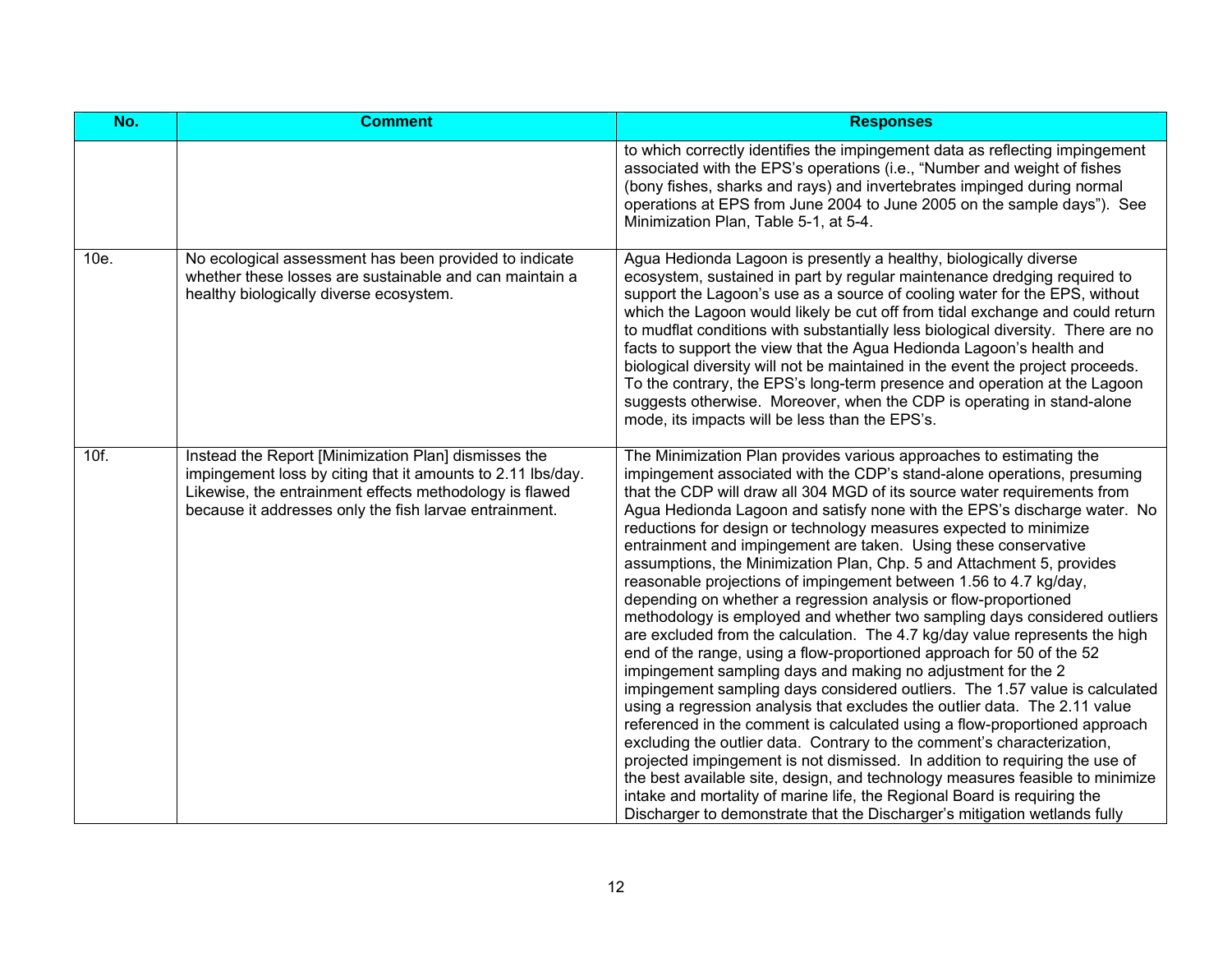| No. | Comment | Responses |
|---|---|---|
| | | to which correctly identifies the impingement data as reflecting impingement associated with the EPS's operations (i.e., "Number and weight of fishes (bony fishes, sharks and rays) and invertebrates impinged during normal operations at EPS from June 2004 to June 2005 on the sample days"). See Minimization Plan, Table 5-1, at 5-4. |
| 10e. | No ecological assessment has been provided to indicate whether these losses are sustainable and can maintain a healthy biologically diverse ecosystem. | Agua Hedionda Lagoon is presently a healthy, biologically diverse ecosystem, sustained in part by regular maintenance dredging required to support the Lagoon's use as a source of cooling water for the EPS, without which the Lagoon would likely be cut off from tidal exchange and could return to mudflat conditions with substantially less biological diversity. There are no facts to support the view that the Agua Hedionda Lagoon's health and biological diversity will not be maintained in the event the project proceeds. To the contrary, the EPS's long-term presence and operation at the Lagoon suggests otherwise. Moreover, when the CDP is operating in stand-alone mode, its impacts will be less than the EPS's. |
| 10f. | Instead the Report [Minimization Plan] dismisses the impingement loss by citing that it amounts to 2.11 lbs/day. Likewise, the entrainment effects methodology is flawed because it addresses only the fish larvae entrainment. | The Minimization Plan provides various approaches to estimating the impingement associated with the CDP's stand-alone operations, presuming that the CDP will draw all 304 MGD of its source water requirements from Agua Hedionda Lagoon and satisfy none with the EPS's discharge water. No reductions for design or technology measures expected to minimize entrainment and impingement are taken. Using these conservative assumptions, the Minimization Plan, Chp. 5 and Attachment 5, provides reasonable projections of impingement between 1.56 to 4.7 kg/day, depending on whether a regression analysis or flow-proportioned methodology is employed and whether two sampling days considered outliers are excluded from the calculation. The 4.7 kg/day value represents the high end of the range, using a flow-proportioned approach for 50 of the 52 impingement sampling days and making no adjustment for the 2 impingement sampling days considered outliers. The 1.57 value is calculated using a regression analysis that excludes the outlier data. The 2.11 value referenced in the comment is calculated using a flow-proportioned approach excluding the outlier data. Contrary to the comment's characterization, projected impingement is not dismissed. In addition to requiring the use of the best available site, design, and technology measures feasible to minimize intake and mortality of marine life, the Regional Board is requiring the Discharger to demonstrate that the Discharger's mitigation wetlands fully |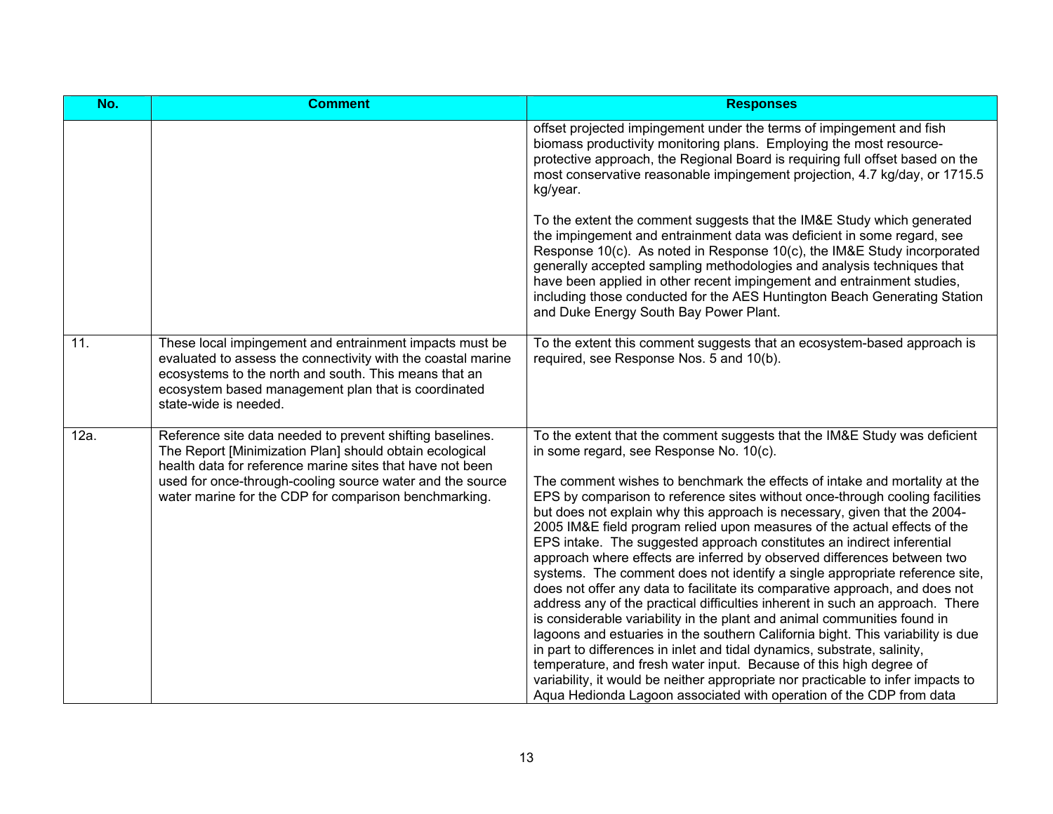| No. | Comment | Responses |
| --- | --- | --- |
| | | offset projected impingement under the terms of impingement and fish biomass productivity monitoring plans. Employing the most resource-protective approach, the Regional Board is requiring full offset based on the most conservative reasonable impingement projection, 4.7 kg/day, or 1715.5 kg/year.<br><br>To the extent the comment suggests that the IM&E Study which generated the impingement and entrainment data was deficient in some regard, see Response 10(c). As noted in Response 10(c), the IM&E Study incorporated generally accepted sampling methodologies and analysis techniques that have been applied in other recent impingement and entrainment studies, including those conducted for the AES Huntington Beach Generating Station and Duke Energy South Bay Power Plant. |
| 11. | These local impingement and entrainment impacts must be evaluated to assess the connectivity with the coastal marine ecosystems to the north and south. This means that an ecosystem based management plan that is coordinated state-wide is needed. | To the extent this comment suggests that an ecosystem-based approach is required, see Response Nos. 5 and 10(b). |
| 12a. | Reference site data needed to prevent shifting baselines. The Report [Minimization Plan] should obtain ecological health data for reference marine sites that have not been used for once-through-cooling source water and the source water marine for the CDP for comparison benchmarking. | To the extent that the comment suggests that the IM&E Study was deficient in some regard, see Response No. 10(c).<br><br>The comment wishes to benchmark the effects of intake and mortality at the EPS by comparison to reference sites without once-through cooling facilities but does not explain why this approach is necessary, given that the 2004-2005 IM&E field program relied upon measures of the actual effects of the EPS intake. The suggested approach constitutes an indirect inferential approach where effects are inferred by observed differences between two systems. The comment does not identify a single appropriate reference site, does not offer any data to facilitate its comparative approach, and does not address any of the practical difficulties inherent in such an approach. There is considerable variability in the plant and animal communities found in lagoons and estuaries in the southern California bight. This variability is due in part to differences in inlet and tidal dynamics, substrate, salinity, temperature, and fresh water input. Because of this high degree of variability, it would be neither appropriate nor practicable to infer impacts to Aqua Hedionda Lagoon associated with operation of the CDP from data |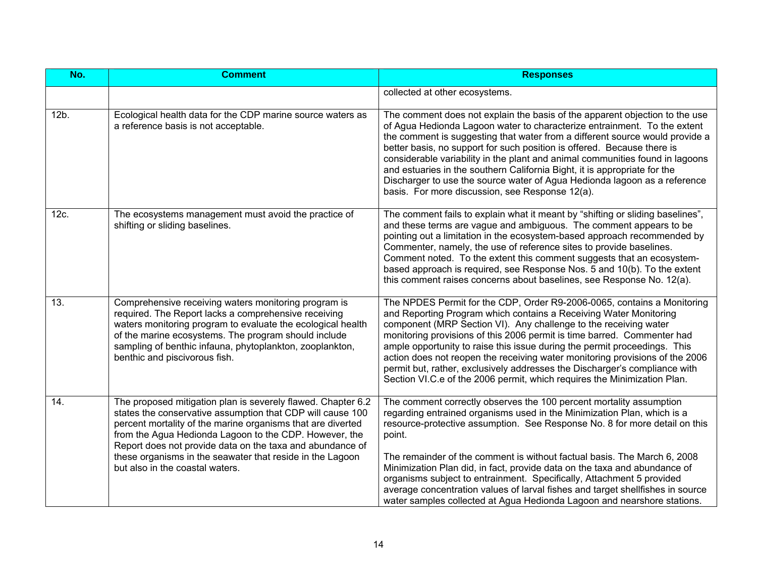| No. | Comment | Responses |
|---|---|---|
| | | collected at other ecosystems. |
| 12b. | Ecological health data for the CDP marine source waters as a reference basis is not acceptable. | The comment does not explain the basis of the apparent objection to the use of Agua Hedionda Lagoon water to characterize entrainment. To the extent the comment is suggesting that water from a different source would provide a better basis, no support for such position is offered. Because there is considerable variability in the plant and animal communities found in lagoons and estuaries in the southern California Bight, it is appropriate for the Discharger to use the source water of Agua Hedionda lagoon as a reference basis. For more discussion, see Response 12(a). |
| 12c. | The ecosystems management must avoid the practice of shifting or sliding baselines. | The comment fails to explain what it meant by "shifting or sliding baselines", and these terms are vague and ambiguous. The comment appears to be pointing out a limitation in the ecosystem-based approach recommended by Commenter, namely, the use of reference sites to provide baselines. Comment noted. To the extent this comment suggests that an ecosystem-based approach is required, see Response Nos. 5 and 10(b). To the extent this comment raises concerns about baselines, see Response No. 12(a). |
| 13. | Comprehensive receiving waters monitoring program is required. The Report lacks a comprehensive receiving waters monitoring program to evaluate the ecological health of the marine ecosystems. The program should include sampling of benthic infauna, phytoplankton, zooplankton, benthic and piscivorous fish. | The NPDES Permit for the CDP, Order R9-2006-0065, contains a Monitoring and Reporting Program which contains a Receiving Water Monitoring component (MRP Section VI). Any challenge to the receiving water monitoring provisions of this 2006 permit is time barred. Commenter had ample opportunity to raise this issue during the permit proceedings. This action does not reopen the receiving water monitoring provisions of the 2006 permit but, rather, exclusively addresses the Discharger's compliance with Section VI.C.e of the 2006 permit, which requires the Minimization Plan. |
| 14. | The proposed mitigation plan is severely flawed. Chapter 6.2 states the conservative assumption that CDP will cause 100 percent mortality of the marine organisms that are diverted from the Agua Hedionda Lagoon to the CDP. However, the Report does not provide data on the taxa and abundance of these organisms in the seawater that reside in the Lagoon but also in the coastal waters. | The comment correctly observes the 100 percent mortality assumption regarding entrained organisms used in the Minimization Plan, which is a resource-protective assumption. See Response No. 8 for more detail on this point.<br><br>The remainder of the comment is without factual basis. The March 6, 2008 Minimization Plan did, in fact, provide data on the taxa and abundance of organisms subject to entrainment. Specifically, Attachment 5 provided average concentration values of larval fishes and target shellfishes in source water samples collected at Agua Hedionda Lagoon and nearshore stations. |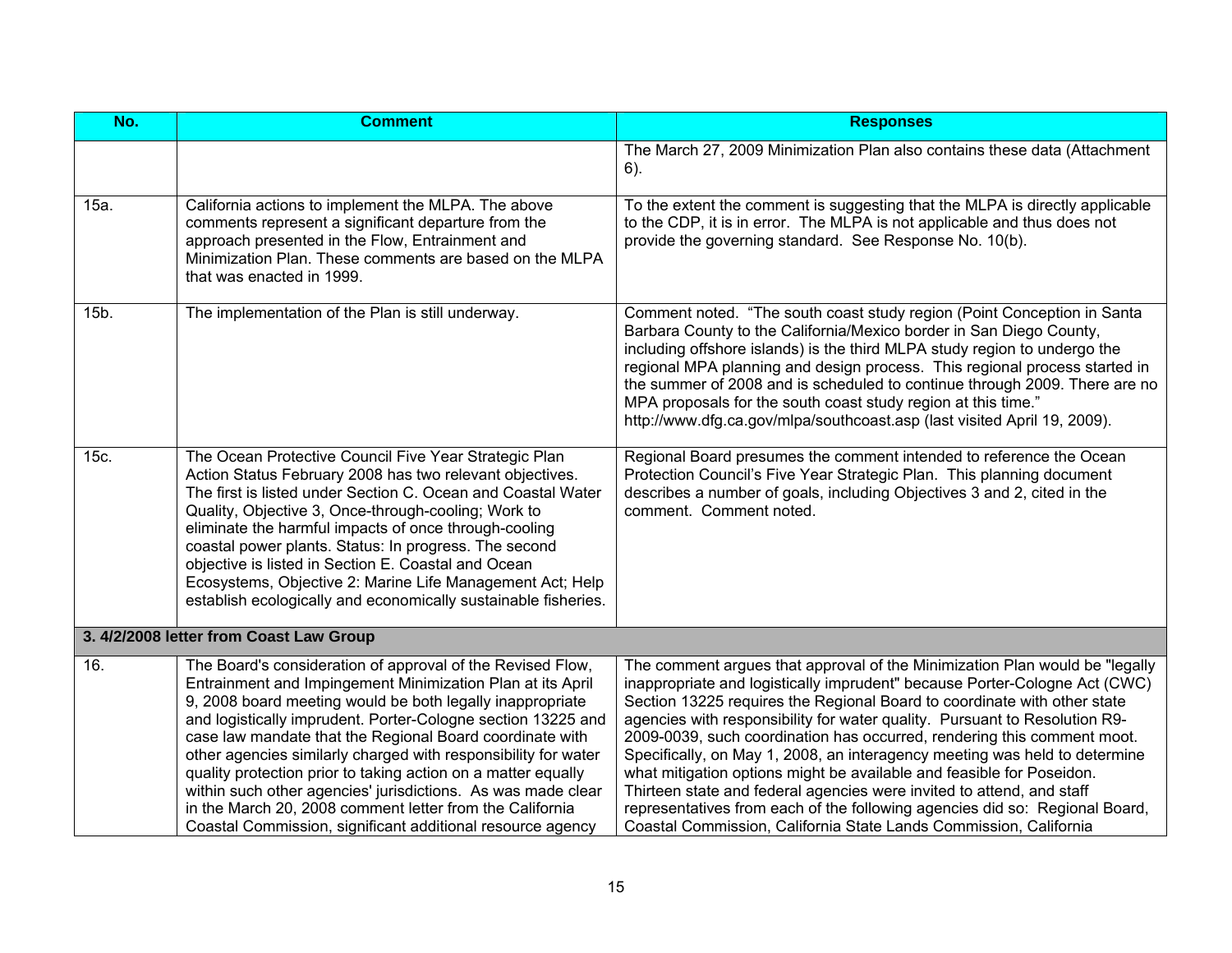| No. | Comment | Responses |
| --- | --- | --- |
| | | The March 27, 2009 Minimization Plan also contains these data (Attachment 6). |
| 15a. | California actions to implement the MLPA. The above comments represent a significant departure from the approach presented in the Flow, Entrainment and Minimization Plan. These comments are based on the MLPA that was enacted in 1999. | To the extent the comment is suggesting that the MLPA is directly applicable to the CDP, it is in error. The MLPA is not applicable and thus does not provide the governing standard. See Response No. 10(b). |
| 15b. | The implementation of the Plan is still underway. | Comment noted. "The south coast study region (Point Conception in Santa Barbara County to the California/Mexico border in San Diego County, including offshore islands) is the third MLPA study region to undergo the regional MPA planning and design process. This regional process started in the summer of 2008 and is scheduled to continue through 2009. There are no MPA proposals for the south coast study region at this time." http://www.dfg.ca.gov/mlpa/southcoast.asp (last visited April 19, 2009). |
| 15c. | The Ocean Protective Council Five Year Strategic Plan Action Status February 2008 has two relevant objectives. The first is listed under Section C. Ocean and Coastal Water Quality, Objective 3, Once-through-cooling; Work to eliminate the harmful impacts of once through-cooling coastal power plants. Status: In progress. The second objective is listed in Section E. Coastal and Ocean Ecosystems, Objective 2: Marine Life Management Act; Help establish ecologically and economically sustainable fisheries. | Regional Board presumes the comment intended to reference the Ocean Protection Council's Five Year Strategic Plan. This planning document describes a number of goals, including Objectives 3 and 2, cited in the comment. Comment noted. |
| **3. 4/2/2008 letter from Coast Law Group** | | |
| 16. | The Board's consideration of approval of the Revised Flow, Entrainment and Impingement Minimization Plan at its April 9, 2008 board meeting would be both legally inappropriate and logistically imprudent. Porter-Cologne section 13225 and case law mandate that the Regional Board coordinate with other agencies similarly charged with responsibility for water quality protection prior to taking action on a matter equally within such other agencies' jurisdictions. As was made clear in the March 20, 2008 comment letter from the California Coastal Commission, significant additional resource agency | The comment argues that approval of the Minimization Plan would be "legally inappropriate and logistically imprudent" because Porter-Cologne Act (CWC) Section 13225 requires the Regional Board to coordinate with other state agencies with responsibility for water quality. Pursuant to Resolution R9-2009-0039, such coordination has occurred, rendering this comment moot. Specifically, on May 1, 2008, an interagency meeting was held to determine what mitigation options might be available and feasible for Poseidon. Thirteen state and federal agencies were invited to attend, and staff representatives from each of the following agencies did so: Regional Board, Coastal Commission, California State Lands Commission, California |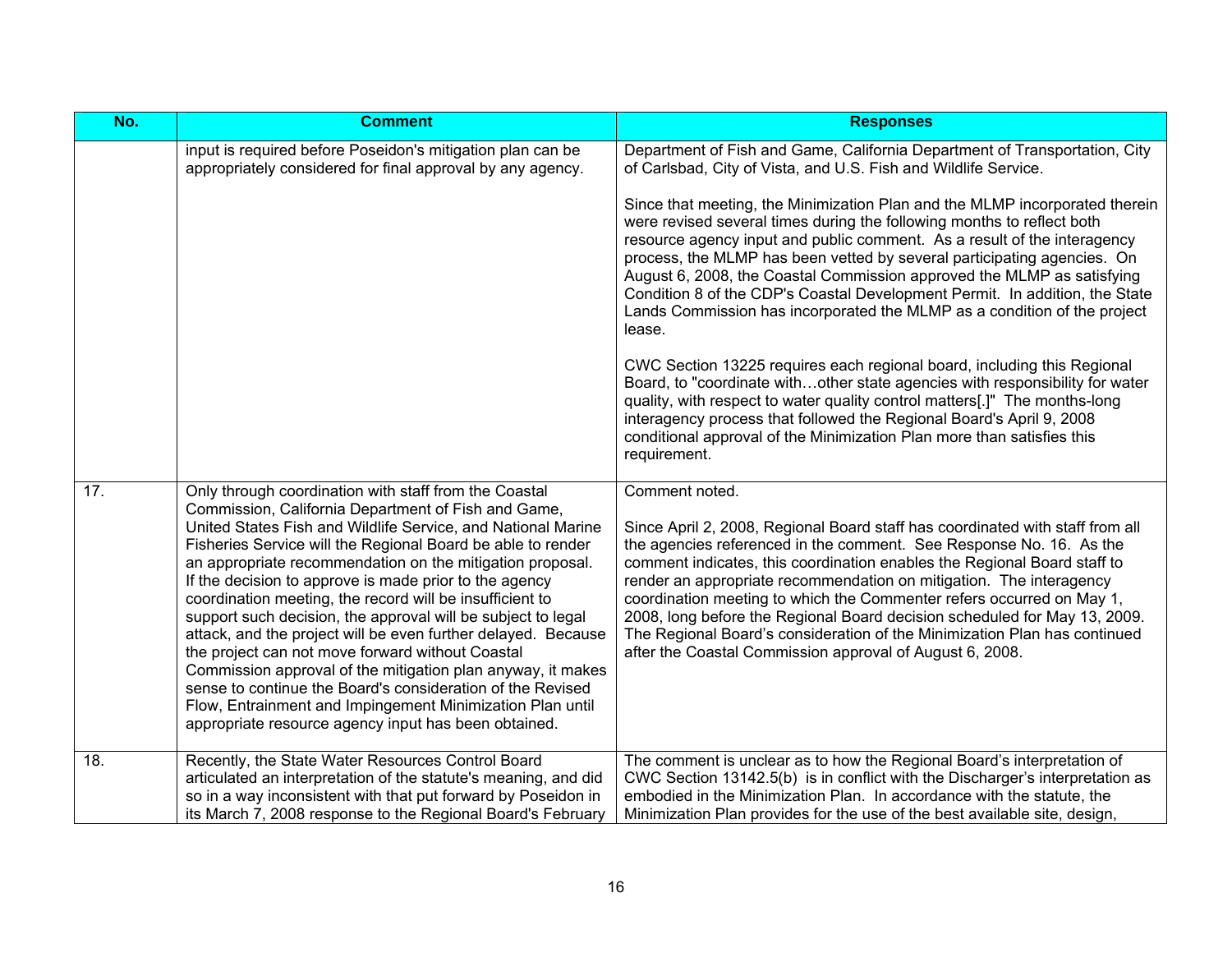| No. | Comment | Responses |
|---|---|---|
| | input is required before Poseidon's mitigation plan can be appropriately considered for final approval by any agency. | Department of Fish and Game, California Department of Transportation, City of Carlsbad, City of Vista, and U.S. Fish and Wildlife Service.<br><br>Since that meeting, the Minimization Plan and the MLMP incorporated therein were revised several times during the following months to reflect both resource agency input and public comment. As a result of the interagency process, the MLMP has been vetted by several participating agencies. On August 6, 2008, the Coastal Commission approved the MLMP as satisfying Condition 8 of the CDP's Coastal Development Permit. In addition, the State Lands Commission has incorporated the MLMP as a condition of the project lease.<br><br>CWC Section 13225 requires each regional board, including this Regional Board, to "coordinate with…other state agencies with responsibility for water quality, with respect to water quality control matters[.]" The months-long interagency process that followed the Regional Board's April 9, 2008 conditional approval of the Minimization Plan more than satisfies this requirement. |
| 17. | Only through coordination with staff from the Coastal Commission, California Department of Fish and Game, United States Fish and Wildlife Service, and National Marine Fisheries Service will the Regional Board be able to render an appropriate recommendation on the mitigation proposal. If the decision to approve is made prior to the agency coordination meeting, the record will be insufficient to support such decision, the approval will be subject to legal attack, and the project will be even further delayed. Because the project can not move forward without Coastal Commission approval of the mitigation plan anyway, it makes sense to continue the Board's consideration of the Revised Flow, Entrainment and Impingement Minimization Plan until appropriate resource agency input has been obtained. | Comment noted.<br><br>Since April 2, 2008, Regional Board staff has coordinated with staff from all the agencies referenced in the comment. See Response No. 16. As the comment indicates, this coordination enables the Regional Board staff to render an appropriate recommendation on mitigation. The interagency coordination meeting to which the Commenter refers occurred on May 1, 2008, long before the Regional Board decision scheduled for May 13, 2009. The Regional Board's consideration of the Minimization Plan has continued after the Coastal Commission approval of August 6, 2008. |
| 18. | Recently, the State Water Resources Control Board articulated an interpretation of the statute's meaning, and did so in a way inconsistent with that put forward by Poseidon in its March 7, 2008 response to the Regional Board's February | The comment is unclear as to how the Regional Board's interpretation of CWC Section 13142.5(b) is in conflict with the Discharger's interpretation as embodied in the Minimization Plan. In accordance with the statute, the Minimization Plan provides for the use of the best available site, design, |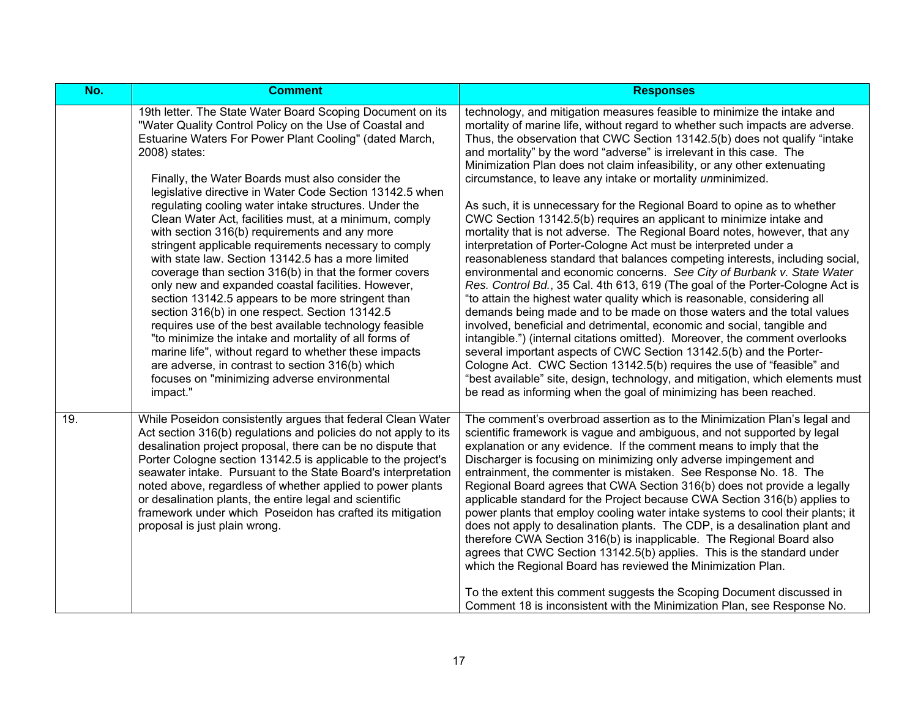| No. | Comment | Responses |
|---|---|---|
| | 19th letter. The State Water Board Scoping Document on its "Water Quality Control Policy on the Use of Coastal and Estuarine Waters For Power Plant Cooling" (dated March, 2008) states:<br><br>Finally, the Water Boards must also consider the legislative directive in Water Code Section 13142.5 when regulating cooling water intake structures. Under the Clean Water Act, facilities must, at a minimum, comply with section 316(b) requirements and any more stringent applicable requirements necessary to comply with state law. Section 13142.5 has a more limited coverage than section 316(b) in that the former covers only new and expanded coastal facilities. However, section 13142.5 appears to be more stringent than section 316(b) in one respect. Section 13142.5 requires use of the best available technology feasible "to minimize the intake and mortality of all forms of marine life", without regard to whether these impacts are adverse, in contrast to section 316(b) which focuses on "minimizing adverse environmental impact." | technology, and mitigation measures feasible to minimize the intake and mortality of marine life, without regard to whether such impacts are adverse. Thus, the observation that CWC Section 13142.5(b) does not qualify "intake and mortality" by the word "adverse" is irrelevant in this case. The Minimization Plan does not claim infeasibility, or any other extenuating circumstance, to leave any intake or mortality *un*minimized.<br><br>As such, it is unnecessary for the Regional Board to opine as to whether CWC Section 13142.5(b) requires an applicant to minimize intake and mortality that is not adverse. The Regional Board notes, however, that any interpretation of Porter-Cologne Act must be interpreted under a reasonableness standard that balances competing interests, including social, environmental and economic concerns. *See City of Burbank v. State Water Res. Control Bd.*, 35 Cal. 4th 613, 619 (The goal of the Porter-Cologne Act is "to attain the highest water quality which is reasonable, considering all demands being made and to be made on those waters and the total values involved, beneficial and detrimental, economic and social, tangible and intangible.") (internal citations omitted). Moreover, the comment overlooks several important aspects of CWC Section 13142.5(b) and the Porter-Cologne Act. CWC Section 13142.5(b) requires the use of "feasible" and "best available" site, design, technology, and mitigation, which elements must be read as informing when the goal of minimizing has been reached. |
| 19. | While Poseidon consistently argues that federal Clean Water Act section 316(b) regulations and policies do not apply to its desalination project proposal, there can be no dispute that Porter Cologne section 13142.5 is applicable to the project's seawater intake. Pursuant to the State Board's interpretation noted above, regardless of whether applied to power plants or desalination plants, the entire legal and scientific framework under which Poseidon has crafted its mitigation proposal is just plain wrong. | The comment's overbroad assertion as to the Minimization Plan's legal and scientific framework is vague and ambiguous, and not supported by legal explanation or any evidence. If the comment means to imply that the Discharger is focusing on minimizing only adverse impingement and entrainment, the commenter is mistaken. See Response No. 18. The Regional Board agrees that CWA Section 316(b) does not provide a legally applicable standard for the Project because CWA Section 316(b) applies to power plants that employ cooling water intake systems to cool their plants; it does not apply to desalination plants. The CDP, is a desalination plant and therefore CWA Section 316(b) is inapplicable. The Regional Board also agrees that CWC Section 13142.5(b) applies. This is the standard under which the Regional Board has reviewed the Minimization Plan.<br><br>To the extent this comment suggests the Scoping Document discussed in Comment 18 is inconsistent with the Minimization Plan, see Response No. |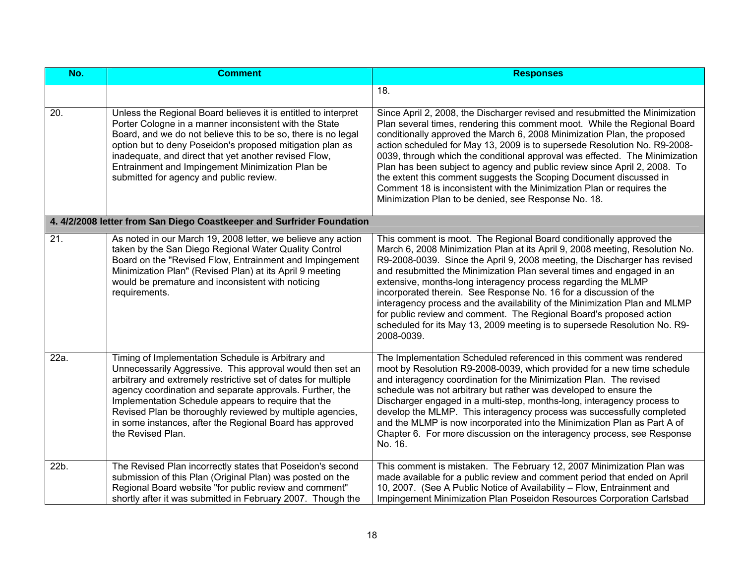| No. | Comment | Responses |
|---|---|---|
| | | 18. |
| 20. | Unless the Regional Board believes it is entitled to interpret Porter Cologne in a manner inconsistent with the State Board, and we do not believe this to be so, there is no legal option but to deny Poseidon's proposed mitigation plan as inadequate, and direct that yet another revised Flow, Entrainment and Impingement Minimization Plan be submitted for agency and public review. | Since April 2, 2008, the Discharger revised and resubmitted the Minimization Plan several times, rendering this comment moot. While the Regional Board conditionally approved the March 6, 2008 Minimization Plan, the proposed action scheduled for May 13, 2009 is to supersede Resolution No. R9-2008-0039, through which the conditional approval was effected. The Minimization Plan has been subject to agency and public review since April 2, 2008. To the extent this comment suggests the Scoping Document discussed in Comment 18 is inconsistent with the Minimization Plan or requires the Minimization Plan to be denied, see Response No. 18. |
| **4. 4/2/2008 letter from San Diego Coastkeeper and Surfrider Foundation** | | |
| 21. | As noted in our March 19, 2008 letter, we believe any action taken by the San Diego Regional Water Quality Control Board on the "Revised Flow, Entrainment and Impingement Minimization Plan" (Revised Plan) at its April 9 meeting would be premature and inconsistent with noticing requirements. | This comment is moot. The Regional Board conditionally approved the March 6, 2008 Minimization Plan at its April 9, 2008 meeting, Resolution No. R9-2008-0039. Since the April 9, 2008 meeting, the Discharger has revised and resubmitted the Minimization Plan several times and engaged in an extensive, months-long interagency process regarding the MLMP incorporated therein. See Response No. 16 for a discussion of the interagency process and the availability of the Minimization Plan and MLMP for public review and comment. The Regional Board's proposed action scheduled for its May 13, 2009 meeting is to supersede Resolution No. R9-2008-0039. |
| 22a. | Timing of Implementation Schedule is Arbitrary and Unnecessarily Aggressive. This approval would then set an arbitrary and extremely restrictive set of dates for multiple agency coordination and separate approvals. Further, the Implementation Schedule appears to require that the Revised Plan be thoroughly reviewed by multiple agencies, in some instances, after the Regional Board has approved the Revised Plan. | The Implementation Scheduled referenced in this comment was rendered moot by Resolution R9-2008-0039, which provided for a new time schedule and interagency coordination for the Minimization Plan. The revised schedule was not arbitrary but rather was developed to ensure the Discharger engaged in a multi-step, months-long, interagency process to develop the MLMP. This interagency process was successfully completed and the MLMP is now incorporated into the Minimization Plan as Part A of Chapter 6. For more discussion on the interagency process, see Response No. 16. |
| 22b. | The Revised Plan incorrectly states that Poseidon's second submission of this Plan (Original Plan) was posted on the Regional Board website "for public review and comment" shortly after it was submitted in February 2007. Though the | This comment is mistaken. The February 12, 2007 Minimization Plan was made available for a public review and comment period that ended on April 10, 2007. (See A Public Notice of Availability – Flow, Entrainment and Impingement Minimization Plan Poseidon Resources Corporation Carlsbad |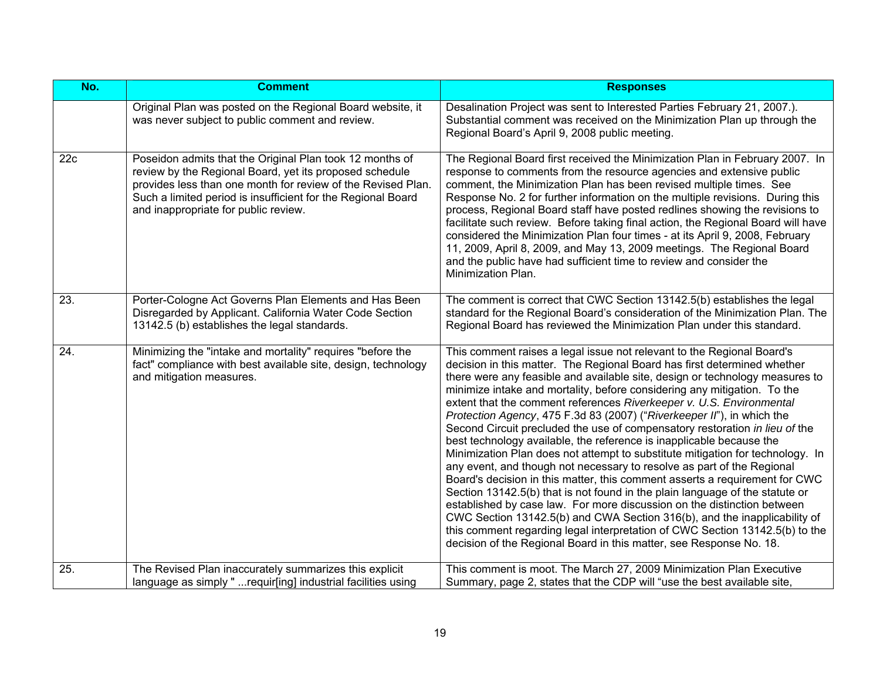| No. | Comment | Responses |
|---|---|---|
| | Original Plan was posted on the Regional Board website, it was never subject to public comment and review. | Desalination Project was sent to Interested Parties February 21, 2007.). Substantial comment was received on the Minimization Plan up through the Regional Board's April 9, 2008 public meeting. |
| 22c | Poseidon admits that the Original Plan took 12 months of review by the Regional Board, yet its proposed schedule provides less than one month for review of the Revised Plan. Such a limited period is insufficient for the Regional Board and inappropriate for public review. | The Regional Board first received the Minimization Plan in February 2007. In response to comments from the resource agencies and extensive public comment, the Minimization Plan has been revised multiple times. See Response No. 2 for further information on the multiple revisions. During this process, Regional Board staff have posted redlines showing the revisions to facilitate such review. Before taking final action, the Regional Board will have considered the Minimization Plan four times - at its April 9, 2008, February 11, 2009, April 8, 2009, and May 13, 2009 meetings. The Regional Board and the public have had sufficient time to review and consider the Minimization Plan. |
| 23. | Porter-Cologne Act Governs Plan Elements and Has Been Disregarded by Applicant. California Water Code Section 13142.5 (b) establishes the legal standards. | The comment is correct that CWC Section 13142.5(b) establishes the legal standard for the Regional Board's consideration of the Minimization Plan. The Regional Board has reviewed the Minimization Plan under this standard. |
| 24. | Minimizing the "intake and mortality" requires "before the fact" compliance with best available site, design, technology and mitigation measures. | This comment raises a legal issue not relevant to the Regional Board's decision in this matter. The Regional Board has first determined whether there were any feasible and available site, design or technology measures to minimize intake and mortality, before considering any mitigation. To the extent that the comment references *Riverkeeper v. U.S. Environmental Protection Agency*, 475 F.3d 83 (2007) ("*Riverkeeper II*"), in which the Second Circuit precluded the use of compensatory restoration *in lieu of* the best technology available, the reference is inapplicable because the Minimization Plan does not attempt to substitute mitigation for technology. In any event, and though not necessary to resolve as part of the Regional Board's decision in this matter, this comment asserts a requirement for CWC Section 13142.5(b) that is not found in the plain language of the statute or established by case law. For more discussion on the distinction between CWC Section 13142.5(b) and CWA Section 316(b), and the inapplicability of this comment regarding legal interpretation of CWC Section 13142.5(b) to the decision of the Regional Board in this matter, see Response No. 18. |
| 25. | The Revised Plan inaccurately summarizes this explicit language as simply " ...requir[ing] industrial facilities using | This comment is moot. The March 27, 2009 Minimization Plan Executive Summary, page 2, states that the CDP will "use the best available site, |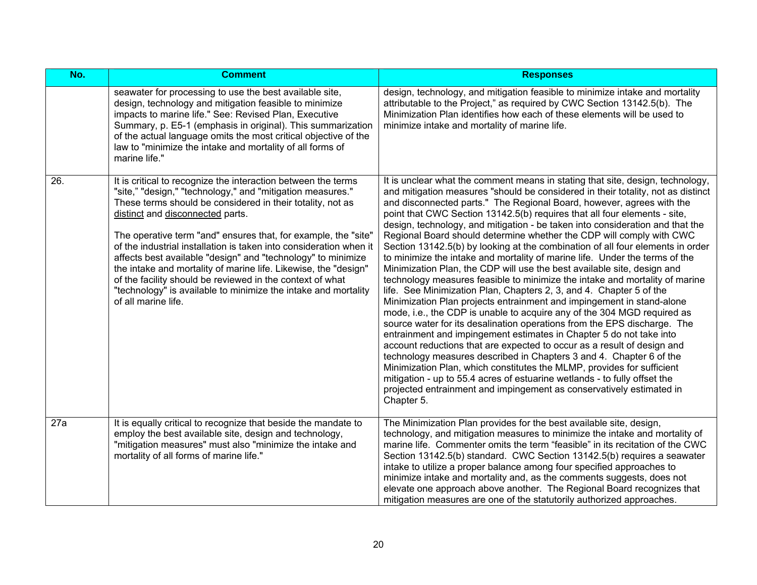| No. | Comment | Responses |
|---|---|---|
| | seawater for processing to use the best available site, design, technology and mitigation feasible to minimize impacts to marine life." See: Revised Plan, Executive Summary, p. E5-1 (emphasis in original). This summarization of the actual language omits the most critical objective of the law to "minimize the intake and mortality of all forms of marine life." | design, technology, and mitigation feasible to minimize intake and mortality attributable to the Project," as required by CWC Section 13142.5(b). The Minimization Plan identifies how each of these elements will be used to minimize intake and mortality of marine life. |
| 26. | It is critical to recognize the interaction between the terms "site," "design," "technology," and "mitigation measures." These terms should be considered in their totality, not as distinct and disconnected parts.<br><br>The operative term "and" ensures that, for example, the "site" of the industrial installation is taken into consideration when it affects best available "design" and "technology" to minimize the intake and mortality of marine life. Likewise, the "design" of the facility should be reviewed in the context of what "technology" is available to minimize the intake and mortality of all marine life. | It is unclear what the comment means in stating that site, design, technology, and mitigation measures "should be considered in their totality, not as distinct and disconnected parts." The Regional Board, however, agrees with the point that CWC Section 13142.5(b) requires that all four elements - site, design, technology, and mitigation - be taken into consideration and that the Regional Board should determine whether the CDP will comply with CWC Section 13142.5(b) by looking at the combination of all four elements in order to minimize the intake and mortality of marine life. Under the terms of the Minimization Plan, the CDP will use the best available site, design and technology measures feasible to minimize the intake and mortality of marine life. See Minimization Plan, Chapters 2, 3, and 4. Chapter 5 of the Minimization Plan projects entrainment and impingement in stand-alone mode, i.e., the CDP is unable to acquire any of the 304 MGD required as source water for its desalination operations from the EPS discharge. The entrainment and impingement estimates in Chapter 5 do not take into account reductions that are expected to occur as a result of design and technology measures described in Chapters 3 and 4. Chapter 6 of the Minimization Plan, which constitutes the MLMP, provides for sufficient mitigation - up to 55.4 acres of estuarine wetlands - to fully offset the projected entrainment and impingement as conservatively estimated in Chapter 5. |
| 27a | It is equally critical to recognize that beside the mandate to employ the best available site, design and technology, "mitigation measures" must also "minimize the intake and mortality of all forms of marine life." | The Minimization Plan provides for the best available site, design, technology, and mitigation measures to minimize the intake and mortality of marine life. Commenter omits the term "feasible" in its recitation of the CWC Section 13142.5(b) standard. CWC Section 13142.5(b) requires a seawater intake to utilize a proper balance among four specified approaches to minimize intake and mortality and, as the comments suggests, does not elevate one approach above another. The Regional Board recognizes that mitigation measures are one of the statutorily authorized approaches. |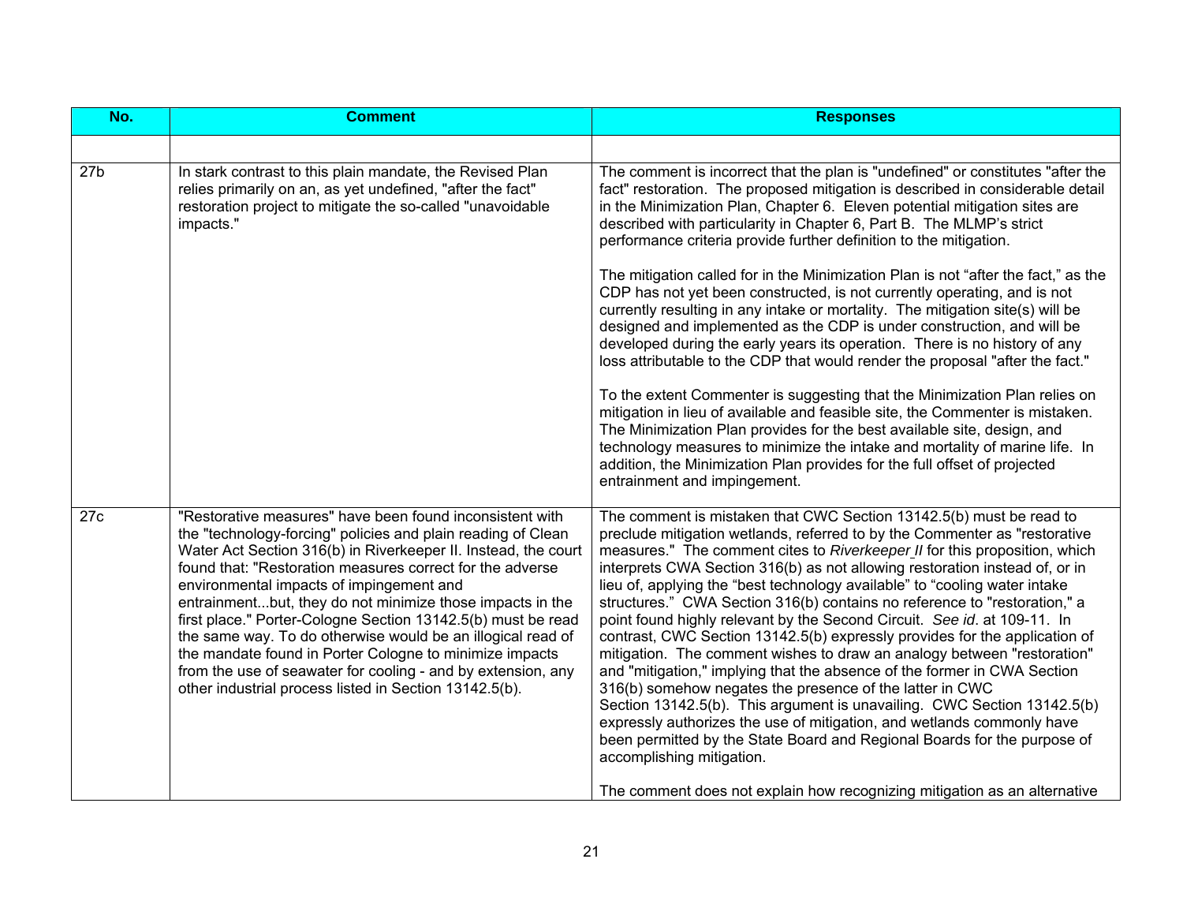| No. | Comment | Responses |
| --- | --- | --- |
| | | |
| 27b | In stark contrast to this plain mandate, the Revised Plan relies primarily on an, as yet undefined, "after the fact" restoration project to mitigate the so-called "unavoidable impacts." | The comment is incorrect that the plan is "undefined" or constitutes "after the fact" restoration. The proposed mitigation is described in considerable detail in the Minimization Plan, Chapter 6. Eleven potential mitigation sites are described with particularity in Chapter 6, Part B. The MLMP's strict performance criteria provide further definition to the mitigation.<br><br>The mitigation called for in the Minimization Plan is not "after the fact," as the CDP has not yet been constructed, is not currently operating, and is not currently resulting in any intake or mortality. The mitigation site(s) will be designed and implemented as the CDP is under construction, and will be developed during the early years its operation. There is no history of any loss attributable to the CDP that would render the proposal "after the fact."<br><br>To the extent Commenter is suggesting that the Minimization Plan relies on mitigation in lieu of available and feasible site, the Commenter is mistaken. The Minimization Plan provides for the best available site, design, and technology measures to minimize the intake and mortality of marine life. In addition, the Minimization Plan provides for the full offset of projected entrainment and impingement. |
| 27c | "Restorative measures" have been found inconsistent with the "technology-forcing" policies and plain reading of Clean Water Act Section 316(b) in Riverkeeper II. Instead, the court found that: "Restoration measures correct for the adverse environmental impacts of impingement and entrainment...but, they do not minimize those impacts in the first place." Porter-Cologne Section 13142.5(b) must be read the same way. To do otherwise would be an illogical read of the mandate found in Porter Cologne to minimize impacts from the use of seawater for cooling - and by extension, any other industrial process listed in Section 13142.5(b). | The comment is mistaken that CWC Section 13142.5(b) must be read to preclude mitigation wetlands, referred to by the Commenter as "restorative measures." The comment cites to *Riverkeeper II* for this proposition, which interprets CWA Section 316(b) as not allowing restoration instead of, or in lieu of, applying the "best technology available" to "cooling water intake structures." CWA Section 316(b) contains no reference to "restoration," a point found highly relevant by the Second Circuit. *See id*. at 109-11. In contrast, CWC Section 13142.5(b) expressly provides for the application of mitigation. The comment wishes to draw an analogy between "restoration" and "mitigation," implying that the absence of the former in CWA Section 316(b) somehow negates the presence of the latter in CWC Section 13142.5(b). This argument is unavailing. CWC Section 13142.5(b) expressly authorizes the use of mitigation, and wetlands commonly have been permitted by the State Board and Regional Boards for the purpose of accomplishing mitigation.<br><br>The comment does not explain how recognizing mitigation as an alternative |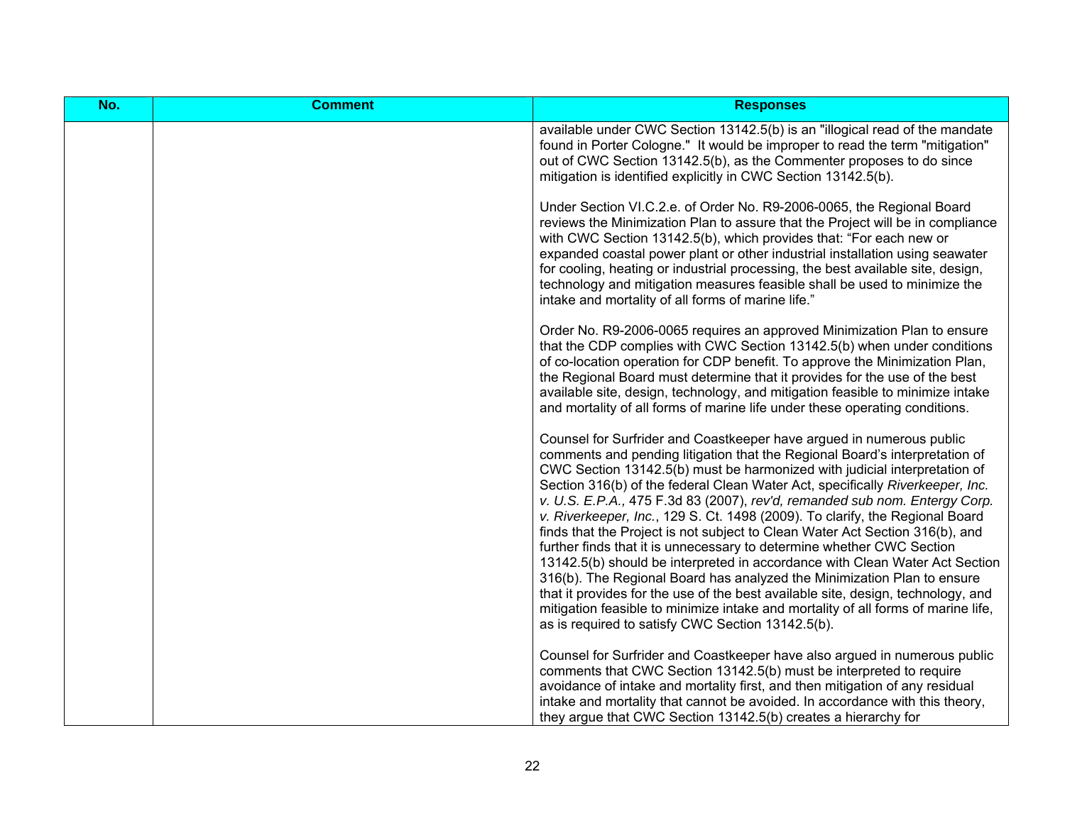| No. | Comment | Responses |
|---|---|---|
| | | available under CWC Section 13142.5(b) is an "illogical read of the mandate found in Porter Cologne." It would be improper to read the term "mitigation" out of CWC Section 13142.5(b), as the Commenter proposes to do since mitigation is identified explicitly in CWC Section 13142.5(b).<br><br>Under Section VI.C.2.e. of Order No. R9-2006-0065, the Regional Board reviews the Minimization Plan to assure that the Project will be in compliance with CWC Section 13142.5(b), which provides that: "For each new or expanded coastal power plant or other industrial installation using seawater for cooling, heating or industrial processing, the best available site, design, technology and mitigation measures feasible shall be used to minimize the intake and mortality of all forms of marine life."<br><br>Order No. R9-2006-0065 requires an approved Minimization Plan to ensure that the CDP complies with CWC Section 13142.5(b) when under conditions of co-location operation for CDP benefit. To approve the Minimization Plan, the Regional Board must determine that it provides for the use of the best available site, design, technology, and mitigation feasible to minimize intake and mortality of all forms of marine life under these operating conditions.<br><br>Counsel for Surfrider and Coastkeeper have argued in numerous public comments and pending litigation that the Regional Board's interpretation of CWC Section 13142.5(b) must be harmonized with judicial interpretation of Section 316(b) of the federal Clean Water Act, specifically *Riverkeeper, Inc. v. U.S. E.P.A.,* 475 F.3d 83 (2007), *rev'd, remanded sub nom. Entergy Corp. v. Riverkeeper, Inc.*, 129 S. Ct. 1498 (2009). To clarify, the Regional Board finds that the Project is not subject to Clean Water Act Section 316(b), and further finds that it is unnecessary to determine whether CWC Section 13142.5(b) should be interpreted in accordance with Clean Water Act Section 316(b). The Regional Board has analyzed the Minimization Plan to ensure that it provides for the use of the best available site, design, technology, and mitigation feasible to minimize intake and mortality of all forms of marine life, as is required to satisfy CWC Section 13142.5(b).<br><br>Counsel for Surfrider and Coastkeeper have also argued in numerous public comments that CWC Section 13142.5(b) must be interpreted to require avoidance of intake and mortality first, and then mitigation of any residual intake and mortality that cannot be avoided. In accordance with this theory, they argue that CWC Section 13142.5(b) creates a hierarchy for |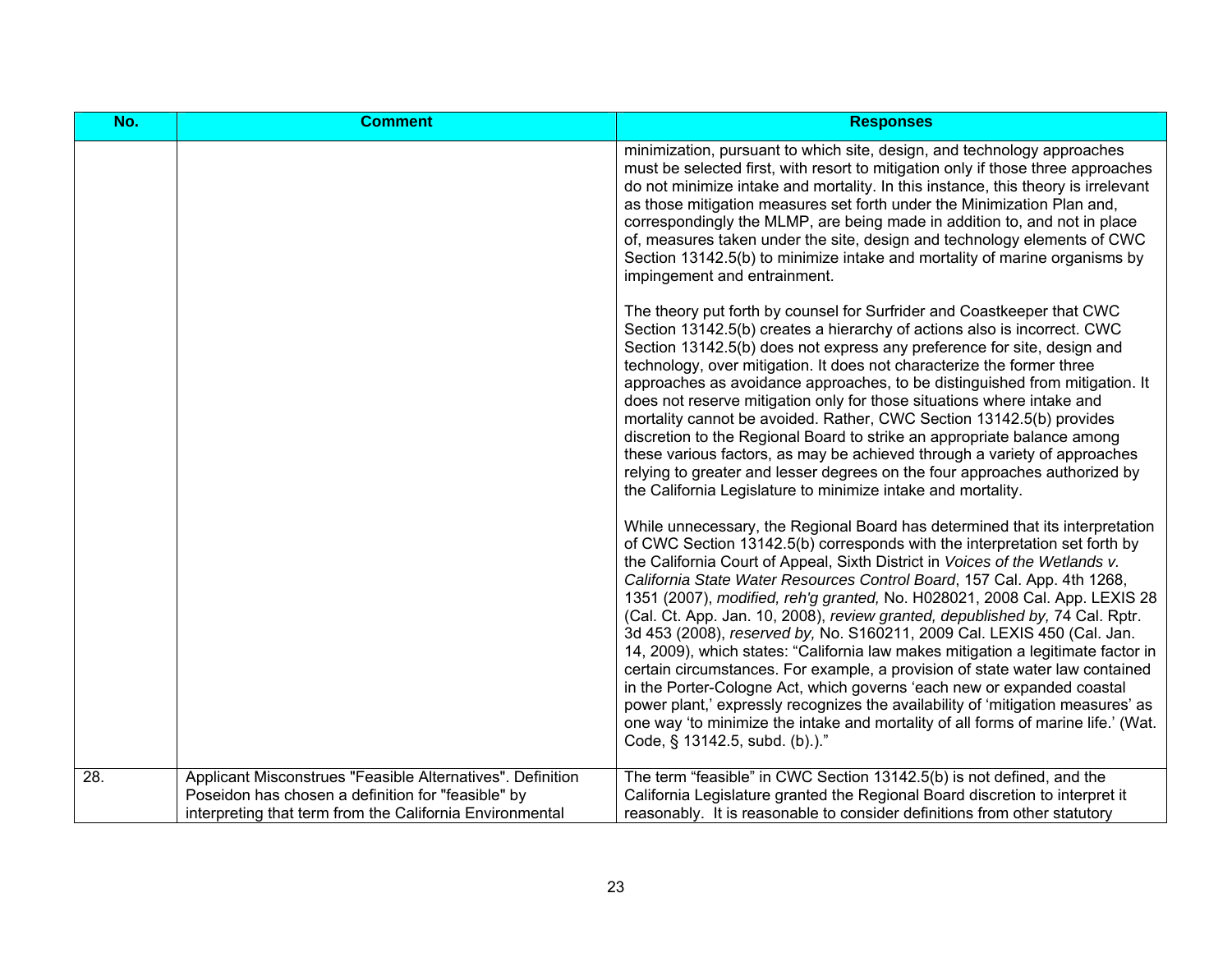| No. | Comment | Responses |
|---|---|---|
| | | minimization, pursuant to which site, design, and technology approaches must be selected first, with resort to mitigation only if those three approaches do not minimize intake and mortality. In this instance, this theory is irrelevant as those mitigation measures set forth under the Minimization Plan and, correspondingly the MLMP, are being made in addition to, and not in place of, measures taken under the site, design and technology elements of CWC Section 13142.5(b) to minimize intake and mortality of marine organisms by impingement and entrainment.<br><br>The theory put forth by counsel for Surfrider and Coastkeeper that CWC Section 13142.5(b) creates a hierarchy of actions also is incorrect. CWC Section 13142.5(b) does not express any preference for site, design and technology, over mitigation. It does not characterize the former three approaches as avoidance approaches, to be distinguished from mitigation. It does not reserve mitigation only for those situations where intake and mortality cannot be avoided. Rather, CWC Section 13142.5(b) provides discretion to the Regional Board to strike an appropriate balance among these various factors, as may be achieved through a variety of approaches relying to greater and lesser degrees on the four approaches authorized by the California Legislature to minimize intake and mortality.<br><br>While unnecessary, the Regional Board has determined that its interpretation of CWC Section 13142.5(b) corresponds with the interpretation set forth by the California Court of Appeal, Sixth District in *Voices of the Wetlands v. California State Water Resources Control Board*, 157 Cal. App. 4th 1268, 1351 (2007), *modified, reh'g granted,* No. H028021, 2008 Cal. App. LEXIS 28 (Cal. Ct. App. Jan. 10, 2008), *review granted, depublished by,* 74 Cal. Rptr. 3d 453 (2008), *reserved by,* No. S160211, 2009 Cal. LEXIS 450 (Cal. Jan. 14, 2009), which states: "California law makes mitigation a legitimate factor in certain circumstances. For example, a provision of state water law contained in the Porter-Cologne Act, which governs 'each new or expanded coastal power plant,' expressly recognizes the availability of 'mitigation measures' as one way 'to minimize the intake and mortality of all forms of marine life.' (Wat. Code, § 13142.5, subd. (b).)." |
| 28. | Applicant Misconstrues "Feasible Alternatives". Definition Poseidon has chosen a definition for "feasible" by interpreting that term from the California Environmental | The term "feasible" in CWC Section 13142.5(b) is not defined, and the California Legislature granted the Regional Board discretion to interpret it reasonably. It is reasonable to consider definitions from other statutory |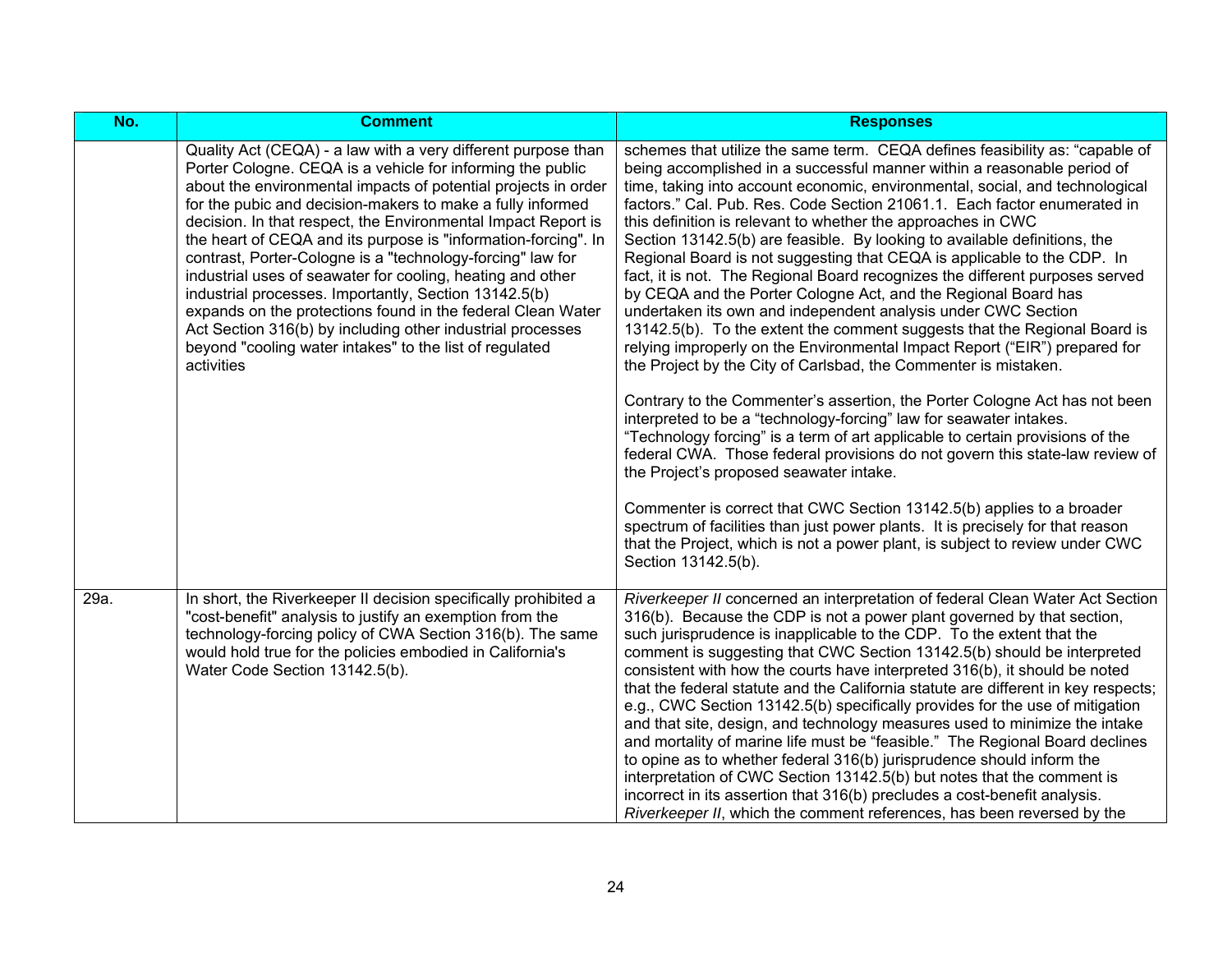| No. | Comment | Responses |
|---|---|---|
| | Quality Act (CEQA) - a law with a very different purpose than Porter Cologne. CEQA is a vehicle for informing the public about the environmental impacts of potential projects in order for the pubic and decision-makers to make a fully informed decision. In that respect, the Environmental Impact Report is the heart of CEQA and its purpose is "information-forcing". In contrast, Porter-Cologne is a "technology-forcing" law for industrial uses of seawater for cooling, heating and other industrial processes. Importantly, Section 13142.5(b) expands on the protections found in the federal Clean Water Act Section 316(b) by including other industrial processes beyond "cooling water intakes" to the list of regulated activities | schemes that utilize the same term. CEQA defines feasibility as: "capable of being accomplished in a successful manner within a reasonable period of time, taking into account economic, environmental, social, and technological factors." Cal. Pub. Res. Code Section 21061.1. Each factor enumerated in this definition is relevant to whether the approaches in CWC Section 13142.5(b) are feasible. By looking to available definitions, the Regional Board is not suggesting that CEQA is applicable to the CDP. In fact, it is not. The Regional Board recognizes the different purposes served by CEQA and the Porter Cologne Act, and the Regional Board has undertaken its own and independent analysis under CWC Section 13142.5(b). To the extent the comment suggests that the Regional Board is relying improperly on the Environmental Impact Report ("EIR") prepared for the Project by the City of Carlsbad, the Commenter is mistaken.<br><br>Contrary to the Commenter's assertion, the Porter Cologne Act has not been interpreted to be a "technology-forcing" law for seawater intakes. "Technology forcing" is a term of art applicable to certain provisions of the federal CWA. Those federal provisions do not govern this state-law review of the Project's proposed seawater intake.<br><br>Commenter is correct that CWC Section 13142.5(b) applies to a broader spectrum of facilities than just power plants. It is precisely for that reason that the Project, which is not a power plant, is subject to review under CWC Section 13142.5(b). |
| 29a. | In short, the Riverkeeper II decision specifically prohibited a "cost-benefit" analysis to justify an exemption from the technology-forcing policy of CWA Section 316(b). The same would hold true for the policies embodied in California's Water Code Section 13142.5(b). | *Riverkeeper II* concerned an interpretation of federal Clean Water Act Section 316(b). Because the CDP is not a power plant governed by that section, such jurisprudence is inapplicable to the CDP. To the extent that the comment is suggesting that CWC Section 13142.5(b) should be interpreted consistent with how the courts have interpreted 316(b), it should be noted that the federal statute and the California statute are different in key respects; e.g., CWC Section 13142.5(b) specifically provides for the use of mitigation and that site, design, and technology measures used to minimize the intake and mortality of marine life must be "feasible." The Regional Board declines to opine as to whether federal 316(b) jurisprudence should inform the interpretation of CWC Section 13142.5(b) but notes that the comment is incorrect in its assertion that 316(b) precludes a cost-benefit analysis. *Riverkeeper II*, which the comment references, has been reversed by the |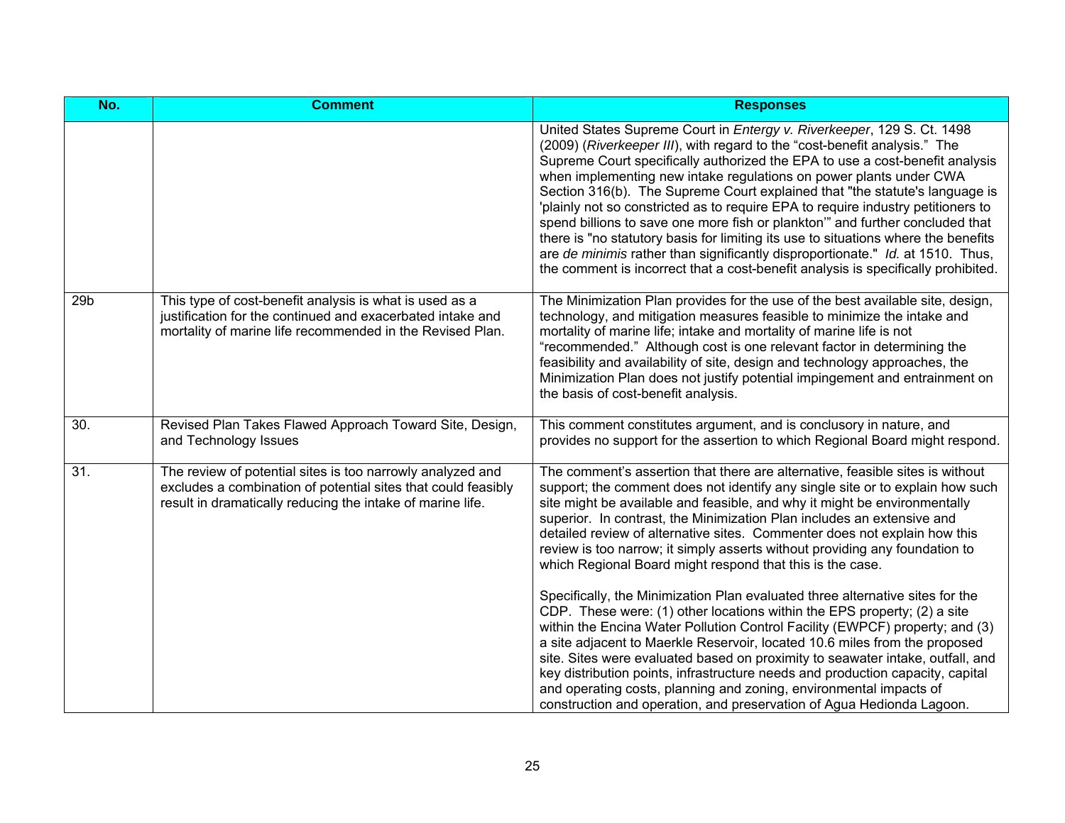| No. | Comment | Responses |
|---|---|---|
| | | United States Supreme Court in *Entergy v. Riverkeeper*, 129 S. Ct. 1498 (2009) (*Riverkeeper III*), with regard to the "cost-benefit analysis." The Supreme Court specifically authorized the EPA to use a cost-benefit analysis when implementing new intake regulations on power plants under CWA Section 316(b). The Supreme Court explained that "the statute's language is 'plainly not so constricted as to require EPA to require industry petitioners to spend billions to save one more fish or plankton'" and further concluded that there is "no statutory basis for limiting its use to situations where the benefits are *de minimis* rather than significantly disproportionate." *Id.* at 1510. Thus, the comment is incorrect that a cost-benefit analysis is specifically prohibited. |
| 29b | This type of cost-benefit analysis is what is used as a justification for the continued and exacerbated intake and mortality of marine life recommended in the Revised Plan. | The Minimization Plan provides for the use of the best available site, design, technology, and mitigation measures feasible to minimize the intake and mortality of marine life; intake and mortality of marine life is not "recommended." Although cost is one relevant factor in determining the feasibility and availability of site, design and technology approaches, the Minimization Plan does not justify potential impingement and entrainment on the basis of cost-benefit analysis. |
| 30. | Revised Plan Takes Flawed Approach Toward Site, Design, and Technology Issues | This comment constitutes argument, and is conclusory in nature, and provides no support for the assertion to which Regional Board might respond. |
| 31. | The review of potential sites is too narrowly analyzed and excludes a combination of potential sites that could feasibly result in dramatically reducing the intake of marine life. | The comment's assertion that there are alternative, feasible sites is without support; the comment does not identify any single site or to explain how such site might be available and feasible, and why it might be environmentally superior. In contrast, the Minimization Plan includes an extensive and detailed review of alternative sites. Commenter does not explain how this review is too narrow; it simply asserts without providing any foundation to which Regional Board might respond that this is the case.<br><br>Specifically, the Minimization Plan evaluated three alternative sites for the CDP. These were: (1) other locations within the EPS property; (2) a site within the Encina Water Pollution Control Facility (EWPCF) property; and (3) a site adjacent to Maerkle Reservoir, located 10.6 miles from the proposed site. Sites were evaluated based on proximity to seawater intake, outfall, and key distribution points, infrastructure needs and production capacity, capital and operating costs, planning and zoning, environmental impacts of construction and operation, and preservation of Agua Hedionda Lagoon. |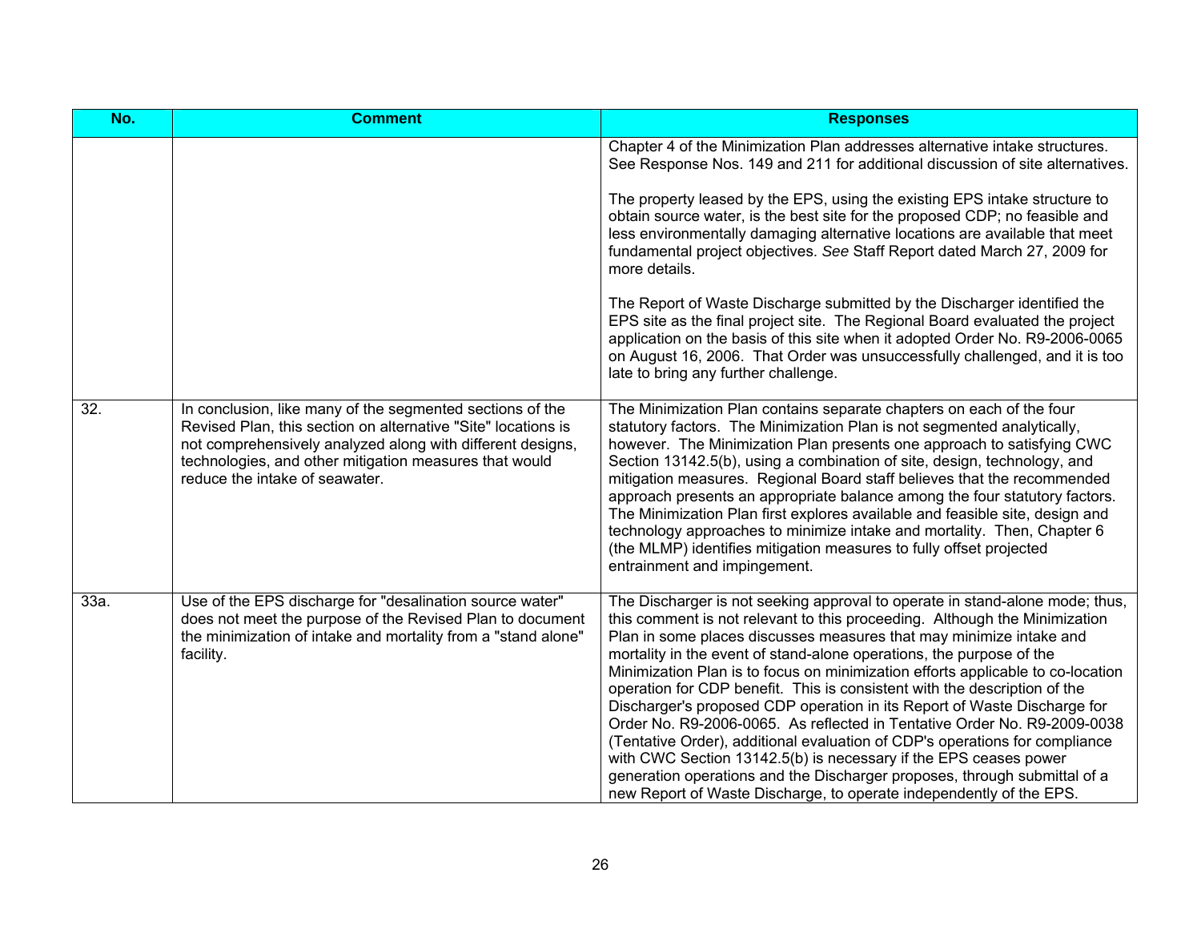| No. | Comment | Responses |
|---|---|---|
| | | Chapter 4 of the Minimization Plan addresses alternative intake structures. See Response Nos. 149 and 211 for additional discussion of site alternatives.<br><br>The property leased by the EPS, using the existing EPS intake structure to obtain source water, is the best site for the proposed CDP; no feasible and less environmentally damaging alternative locations are available that meet fundamental project objectives. *See* Staff Report dated March 27, 2009 for more details.<br><br>The Report of Waste Discharge submitted by the Discharger identified the EPS site as the final project site. The Regional Board evaluated the project application on the basis of this site when it adopted Order No. R9-2006-0065 on August 16, 2006. That Order was unsuccessfully challenged, and it is too late to bring any further challenge. |
| 32. | In conclusion, like many of the segmented sections of the Revised Plan, this section on alternative "Site" locations is not comprehensively analyzed along with different designs, technologies, and other mitigation measures that would reduce the intake of seawater. | The Minimization Plan contains separate chapters on each of the four statutory factors. The Minimization Plan is not segmented analytically, however. The Minimization Plan presents one approach to satisfying CWC Section 13142.5(b), using a combination of site, design, technology, and mitigation measures. Regional Board staff believes that the recommended approach presents an appropriate balance among the four statutory factors. The Minimization Plan first explores available and feasible site, design and technology approaches to minimize intake and mortality. Then, Chapter 6 (the MLMP) identifies mitigation measures to fully offset projected entrainment and impingement. |
| 33a. | Use of the EPS discharge for "desalination source water" does not meet the purpose of the Revised Plan to document the minimization of intake and mortality from a "stand alone" facility. | The Discharger is not seeking approval to operate in stand-alone mode; thus, this comment is not relevant to this proceeding. Although the Minimization Plan in some places discusses measures that may minimize intake and mortality in the event of stand-alone operations, the purpose of the Minimization Plan is to focus on minimization efforts applicable to co-location operation for CDP benefit. This is consistent with the description of the Discharger's proposed CDP operation in its Report of Waste Discharge for Order No. R9-2006-0065. As reflected in Tentative Order No. R9-2009-0038 (Tentative Order), additional evaluation of CDP's operations for compliance with CWC Section 13142.5(b) is necessary if the EPS ceases power generation operations and the Discharger proposes, through submittal of a new Report of Waste Discharge, to operate independently of the EPS. |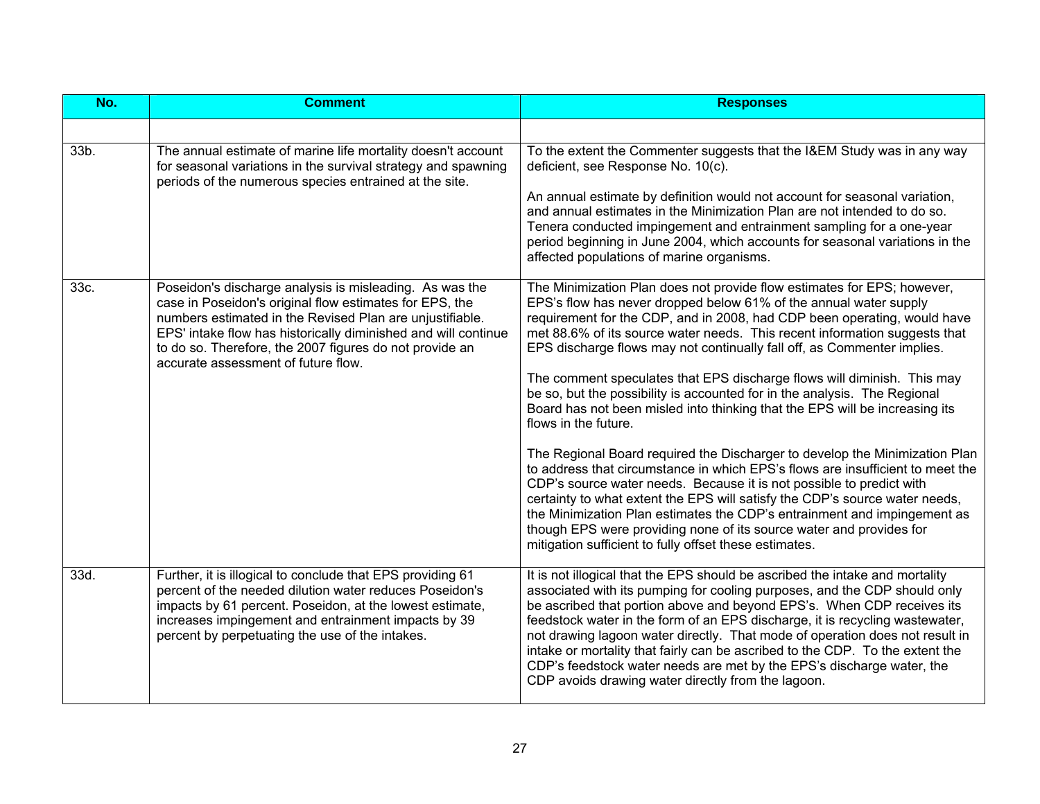| No. | Comment | Responses |
| --- | --- | --- |
| | | |
| 33b. | The annual estimate of marine life mortality doesn't account for seasonal variations in the survival strategy and spawning periods of the numerous species entrained at the site. | To the extent the Commenter suggests that the I&EM Study was in any way deficient, see Response No. 10(c).<br><br>An annual estimate by definition would not account for seasonal variation, and annual estimates in the Minimization Plan are not intended to do so. Tenera conducted impingement and entrainment sampling for a one-year period beginning in June 2004, which accounts for seasonal variations in the affected populations of marine organisms. |
| 33c. | Poseidon's discharge analysis is misleading. As was the case in Poseidon's original flow estimates for EPS, the numbers estimated in the Revised Plan are unjustifiable. EPS' intake flow has historically diminished and will continue to do so. Therefore, the 2007 figures do not provide an accurate assessment of future flow. | The Minimization Plan does not provide flow estimates for EPS; however, EPS's flow has never dropped below 61% of the annual water supply requirement for the CDP, and in 2008, had CDP been operating, would have met 88.6% of its source water needs. This recent information suggests that EPS discharge flows may not continually fall off, as Commenter implies.<br><br>The comment speculates that EPS discharge flows will diminish. This may be so, but the possibility is accounted for in the analysis. The Regional Board has not been misled into thinking that the EPS will be increasing its flows in the future.<br><br>The Regional Board required the Discharger to develop the Minimization Plan to address that circumstance in which EPS's flows are insufficient to meet the CDP's source water needs. Because it is not possible to predict with certainty to what extent the EPS will satisfy the CDP's source water needs, the Minimization Plan estimates the CDP's entrainment and impingement as though EPS were providing none of its source water and provides for mitigation sufficient to fully offset these estimates. |
| 33d. | Further, it is illogical to conclude that EPS providing 61 percent of the needed dilution water reduces Poseidon's impacts by 61 percent. Poseidon, at the lowest estimate, increases impingement and entrainment impacts by 39 percent by perpetuating the use of the intakes. | It is not illogical that the EPS should be ascribed the intake and mortality associated with its pumping for cooling purposes, and the CDP should only be ascribed that portion above and beyond EPS's. When CDP receives its feedstock water in the form of an EPS discharge, it is recycling wastewater, not drawing lagoon water directly. That mode of operation does not result in intake or mortality that fairly can be ascribed to the CDP. To the extent the CDP's feedstock water needs are met by the EPS's discharge water, the CDP avoids drawing water directly from the lagoon. |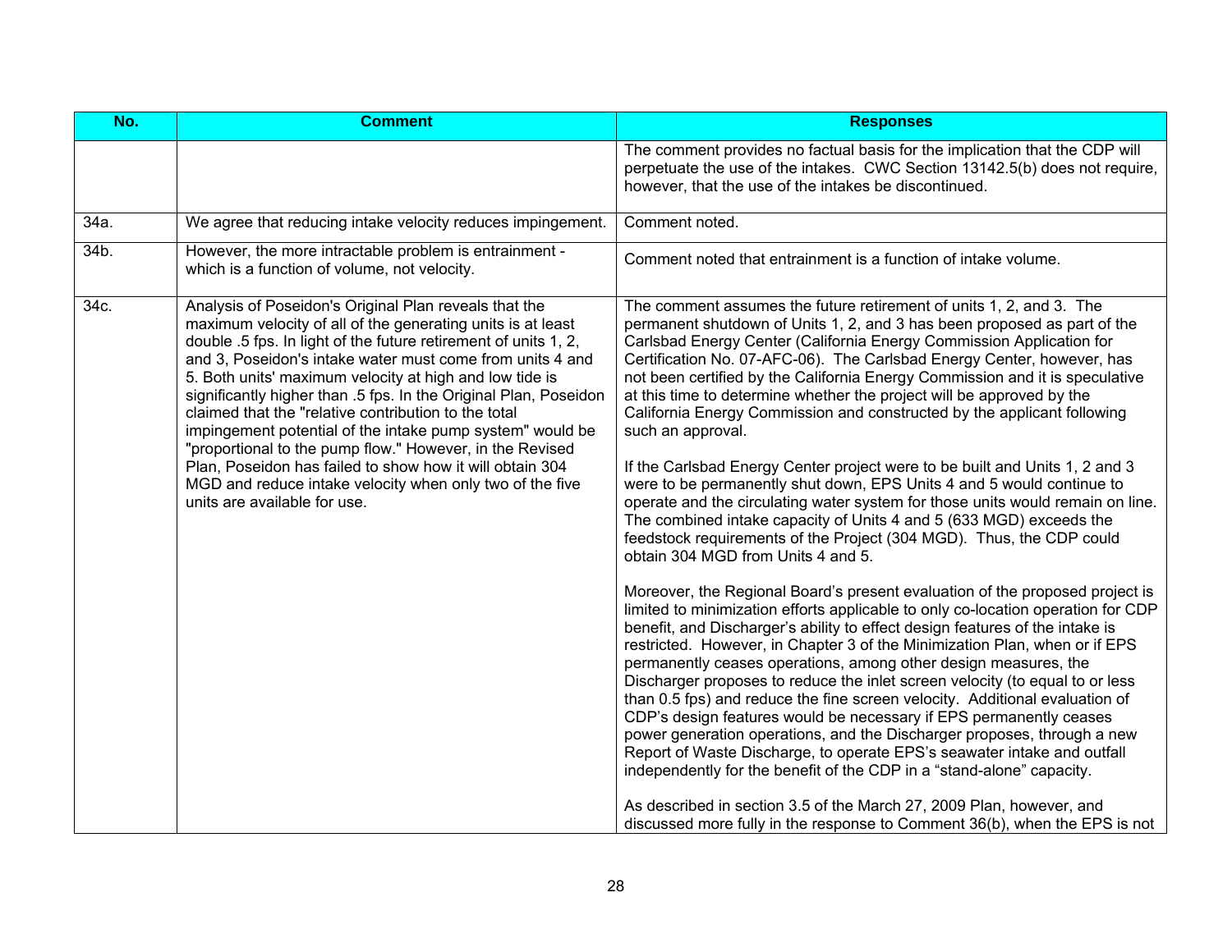| No. | Comment | Responses |
|---|---|---|
| | | The comment provides no factual basis for the implication that the CDP will perpetuate the use of the intakes. CWC Section 13142.5(b) does not require, however, that the use of the intakes be discontinued. |
| 34a. | We agree that reducing intake velocity reduces impingement. | Comment noted. |
| 34b. | However, the more intractable problem is entrainment - which is a function of volume, not velocity. | Comment noted that entrainment is a function of intake volume. |
| 34c. | Analysis of Poseidon's Original Plan reveals that the maximum velocity of all of the generating units is at least double .5 fps. In light of the future retirement of units 1, 2, and 3, Poseidon's intake water must come from units 4 and 5. Both units' maximum velocity at high and low tide is significantly higher than .5 fps. In the Original Plan, Poseidon claimed that the "relative contribution to the total impingement potential of the intake pump system" would be "proportional to the pump flow." However, in the Revised Plan, Poseidon has failed to show how it will obtain 304 MGD and reduce intake velocity when only two of the five units are available for use. | The comment assumes the future retirement of units 1, 2, and 3. The permanent shutdown of Units 1, 2, and 3 has been proposed as part of the Carlsbad Energy Center (California Energy Commission Application for Certification No. 07-AFC-06). The Carlsbad Energy Center, however, has not been certified by the California Energy Commission and it is speculative at this time to determine whether the project will be approved by the California Energy Commission and constructed by the applicant following such an approval.<br><br>If the Carlsbad Energy Center project were to be built and Units 1, 2 and 3 were to be permanently shut down, EPS Units 4 and 5 would continue to operate and the circulating water system for those units would remain on line. The combined intake capacity of Units 4 and 5 (633 MGD) exceeds the feedstock requirements of the Project (304 MGD). Thus, the CDP could obtain 304 MGD from Units 4 and 5.<br><br>Moreover, the Regional Board's present evaluation of the proposed project is limited to minimization efforts applicable to only co-location operation for CDP benefit, and Discharger's ability to effect design features of the intake is restricted. However, in Chapter 3 of the Minimization Plan, when or if EPS permanently ceases operations, among other design measures, the Discharger proposes to reduce the inlet screen velocity (to equal to or less than 0.5 fps) and reduce the fine screen velocity. Additional evaluation of CDP's design features would be necessary if EPS permanently ceases power generation operations, and the Discharger proposes, through a new Report of Waste Discharge, to operate EPS's seawater intake and outfall independently for the benefit of the CDP in a "stand-alone" capacity.<br><br>As described in section 3.5 of the March 27, 2009 Plan, however, and discussed more fully in the response to Comment 36(b), when the EPS is not |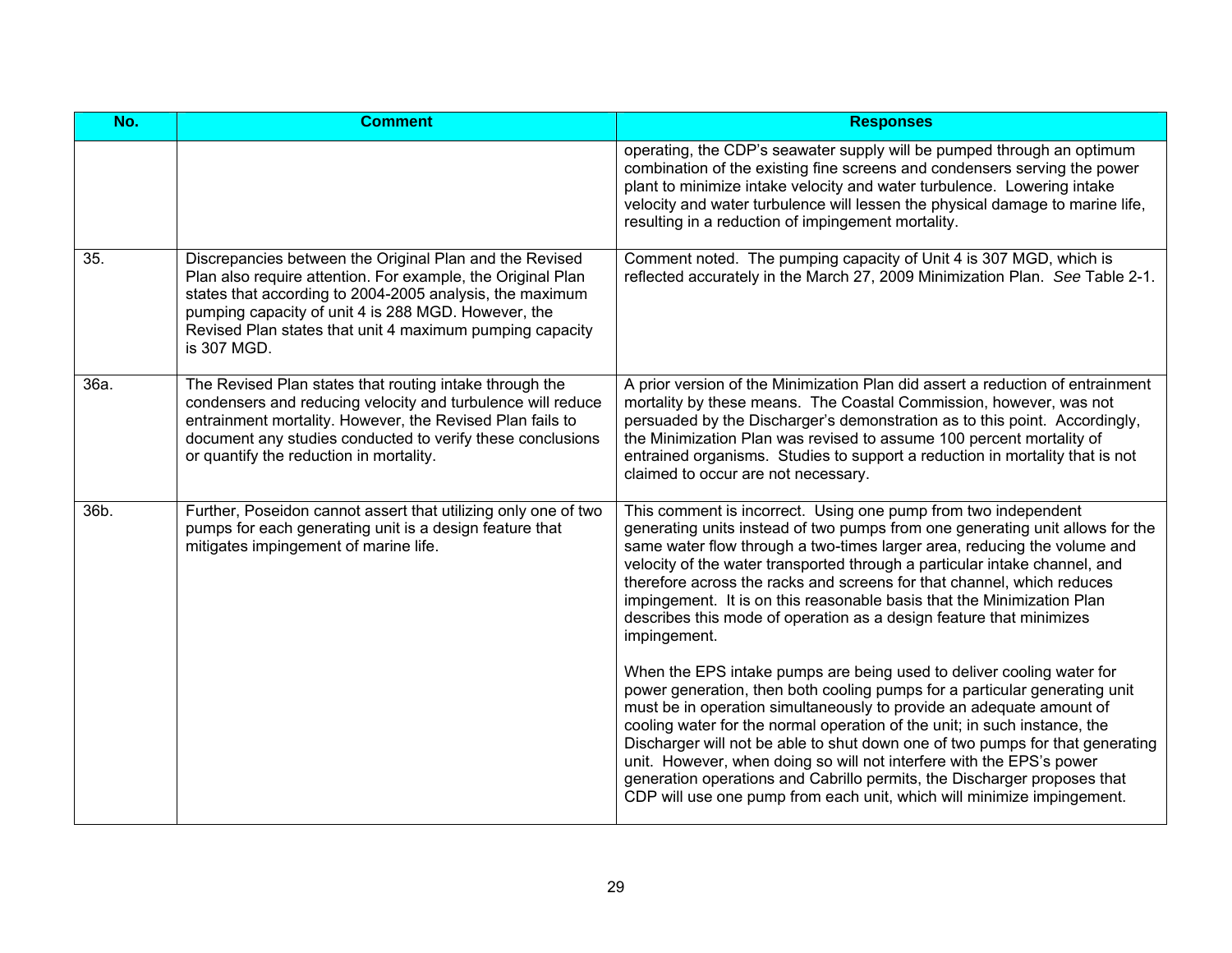| No. | Comment | Responses |
|---|---|---|
| | | operating, the CDP's seawater supply will be pumped through an optimum combination of the existing fine screens and condensers serving the power plant to minimize intake velocity and water turbulence. Lowering intake velocity and water turbulence will lessen the physical damage to marine life, resulting in a reduction of impingement mortality. |
| 35. | Discrepancies between the Original Plan and the Revised Plan also require attention. For example, the Original Plan states that according to 2004-2005 analysis, the maximum pumping capacity of unit 4 is 288 MGD. However, the Revised Plan states that unit 4 maximum pumping capacity is 307 MGD. | Comment noted. The pumping capacity of Unit 4 is 307 MGD, which is reflected accurately in the March 27, 2009 Minimization Plan. *See* Table 2-1. |
| 36a. | The Revised Plan states that routing intake through the condensers and reducing velocity and turbulence will reduce entrainment mortality. However, the Revised Plan fails to document any studies conducted to verify these conclusions or quantify the reduction in mortality. | A prior version of the Minimization Plan did assert a reduction of entrainment mortality by these means. The Coastal Commission, however, was not persuaded by the Discharger's demonstration as to this point. Accordingly, the Minimization Plan was revised to assume 100 percent mortality of entrained organisms. Studies to support a reduction in mortality that is not claimed to occur are not necessary. |
| 36b. | Further, Poseidon cannot assert that utilizing only one of two pumps for each generating unit is a design feature that mitigates impingement of marine life. | This comment is incorrect. Using one pump from two independent generating units instead of two pumps from one generating unit allows for the same water flow through a two-times larger area, reducing the volume and velocity of the water transported through a particular intake channel, and therefore across the racks and screens for that channel, which reduces impingement. It is on this reasonable basis that the Minimization Plan describes this mode of operation as a design feature that minimizes impingement.<br><br>When the EPS intake pumps are being used to deliver cooling water for power generation, then both cooling pumps for a particular generating unit must be in operation simultaneously to provide an adequate amount of cooling water for the normal operation of the unit; in such instance, the Discharger will not be able to shut down one of two pumps for that generating unit. However, when doing so will not interfere with the EPS's power generation operations and Cabrillo permits, the Discharger proposes that CDP will use one pump from each unit, which will minimize impingement. |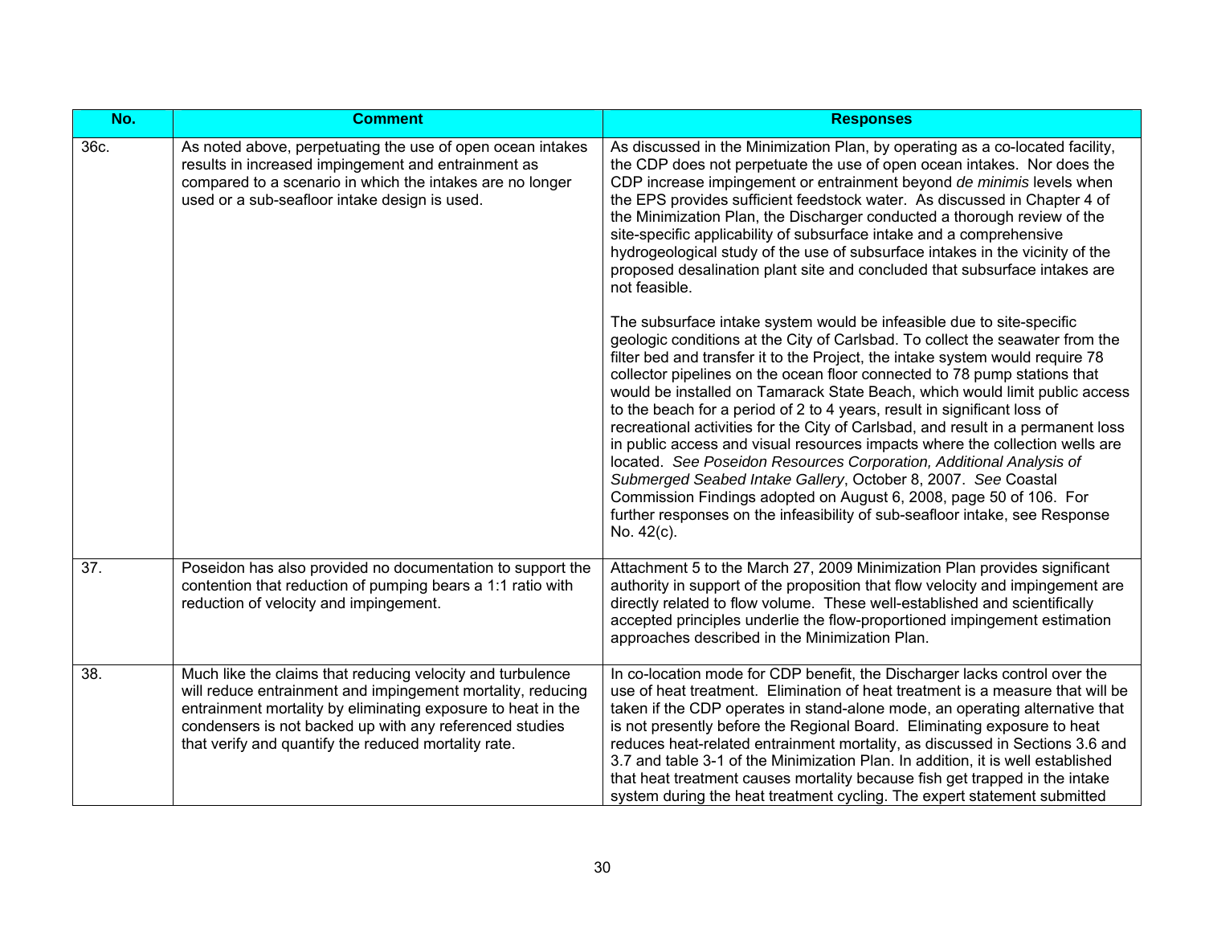| No. | Comment | Responses |
|---|---|---|
| 36c. | As noted above, perpetuating the use of open ocean intakes results in increased impingement and entrainment as compared to a scenario in which the intakes are no longer used or a sub-seafloor intake design is used. | As discussed in the Minimization Plan, by operating as a co-located facility, the CDP does not perpetuate the use of open ocean intakes. Nor does the CDP increase impingement or entrainment beyond *de minimis* levels when the EPS provides sufficient feedstock water. As discussed in Chapter 4 of the Minimization Plan, the Discharger conducted a thorough review of the site-specific applicability of subsurface intake and a comprehensive hydrogeological study of the use of subsurface intakes in the vicinity of the proposed desalination plant site and concluded that subsurface intakes are not feasible.<br><br>The subsurface intake system would be infeasible due to site-specific geologic conditions at the City of Carlsbad. To collect the seawater from the filter bed and transfer it to the Project, the intake system would require 78 collector pipelines on the ocean floor connected to 78 pump stations that would be installed on Tamarack State Beach, which would limit public access to the beach for a period of 2 to 4 years, result in significant loss of recreational activities for the City of Carlsbad, and result in a permanent loss in public access and visual resources impacts where the collection wells are located. *See Poseidon Resources Corporation, Additional Analysis of Submerged Seabed Intake Gallery*, October 8, 2007. *See* Coastal Commission Findings adopted on August 6, 2008, page 50 of 106. For further responses on the infeasibility of sub-seafloor intake, see Response No. 42(c). |
| 37. | Poseidon has also provided no documentation to support the contention that reduction of pumping bears a 1:1 ratio with reduction of velocity and impingement. | Attachment 5 to the March 27, 2009 Minimization Plan provides significant authority in support of the proposition that flow velocity and impingement are directly related to flow volume. These well-established and scientifically accepted principles underlie the flow-proportioned impingement estimation approaches described in the Minimization Plan. |
| 38. | Much like the claims that reducing velocity and turbulence will reduce entrainment and impingement mortality, reducing entrainment mortality by eliminating exposure to heat in the condensers is not backed up with any referenced studies that verify and quantify the reduced mortality rate. | In co-location mode for CDP benefit, the Discharger lacks control over the use of heat treatment. Elimination of heat treatment is a measure that will be taken if the CDP operates in stand-alone mode, an operating alternative that is not presently before the Regional Board. Eliminating exposure to heat reduces heat-related entrainment mortality, as discussed in Sections 3.6 and 3.7 and table 3-1 of the Minimization Plan. In addition, it is well established that heat treatment causes mortality because fish get trapped in the intake system during the heat treatment cycling. The expert statement submitted |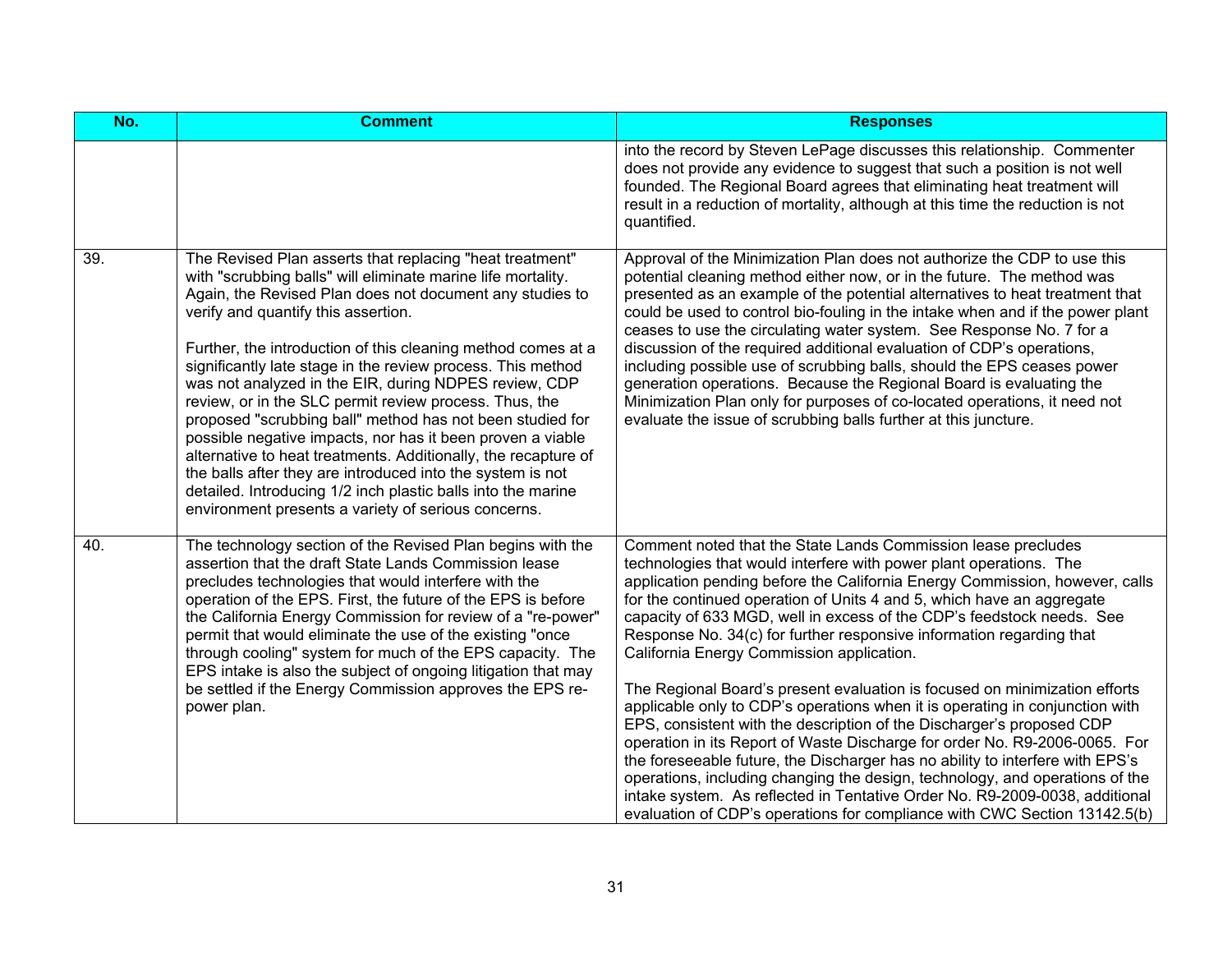| No. | Comment | Responses |
|---|---|---|
| | | into the record by Steven LePage discusses this relationship. Commenter does not provide any evidence to suggest that such a position is not well founded. The Regional Board agrees that eliminating heat treatment will result in a reduction of mortality, although at this time the reduction is not quantified. |
| 39. | The Revised Plan asserts that replacing "heat treatment" with "scrubbing balls" will eliminate marine life mortality. Again, the Revised Plan does not document any studies to verify and quantify this assertion.<br><br>Further, the introduction of this cleaning method comes at a significantly late stage in the review process. This method was not analyzed in the EIR, during NDPES review, CDP review, or in the SLC permit review process. Thus, the proposed "scrubbing ball" method has not been studied for possible negative impacts, nor has it been proven a viable alternative to heat treatments. Additionally, the recapture of the balls after they are introduced into the system is not detailed. Introducing 1/2 inch plastic balls into the marine environment presents a variety of serious concerns. | Approval of the Minimization Plan does not authorize the CDP to use this potential cleaning method either now, or in the future. The method was presented as an example of the potential alternatives to heat treatment that could be used to control bio-fouling in the intake when and if the power plant ceases to use the circulating water system. See Response No. 7 for a discussion of the required additional evaluation of CDP's operations, including possible use of scrubbing balls, should the EPS ceases power generation operations. Because the Regional Board is evaluating the Minimization Plan only for purposes of co-located operations, it need not evaluate the issue of scrubbing balls further at this juncture. |
| 40. | The technology section of the Revised Plan begins with the assertion that the draft State Lands Commission lease precludes technologies that would interfere with the operation of the EPS. First, the future of the EPS is before the California Energy Commission for review of a "re-power" permit that would eliminate the use of the existing "once through cooling" system for much of the EPS capacity. The EPS intake is also the subject of ongoing litigation that may be settled if the Energy Commission approves the EPS re-power plan. | Comment noted that the State Lands Commission lease precludes technologies that would interfere with power plant operations. The application pending before the California Energy Commission, however, calls for the continued operation of Units 4 and 5, which have an aggregate capacity of 633 MGD, well in excess of the CDP's feedstock needs. See Response No. 34(c) for further responsive information regarding that California Energy Commission application.<br><br>The Regional Board's present evaluation is focused on minimization efforts applicable only to CDP's operations when it is operating in conjunction with EPS, consistent with the description of the Discharger's proposed CDP operation in its Report of Waste Discharge for order No. R9-2006-0065. For the foreseeable future, the Discharger has no ability to interfere with EPS's operations, including changing the design, technology, and operations of the intake system. As reflected in Tentative Order No. R9-2009-0038, additional evaluation of CDP's operations for compliance with CWC Section 13142.5(b) |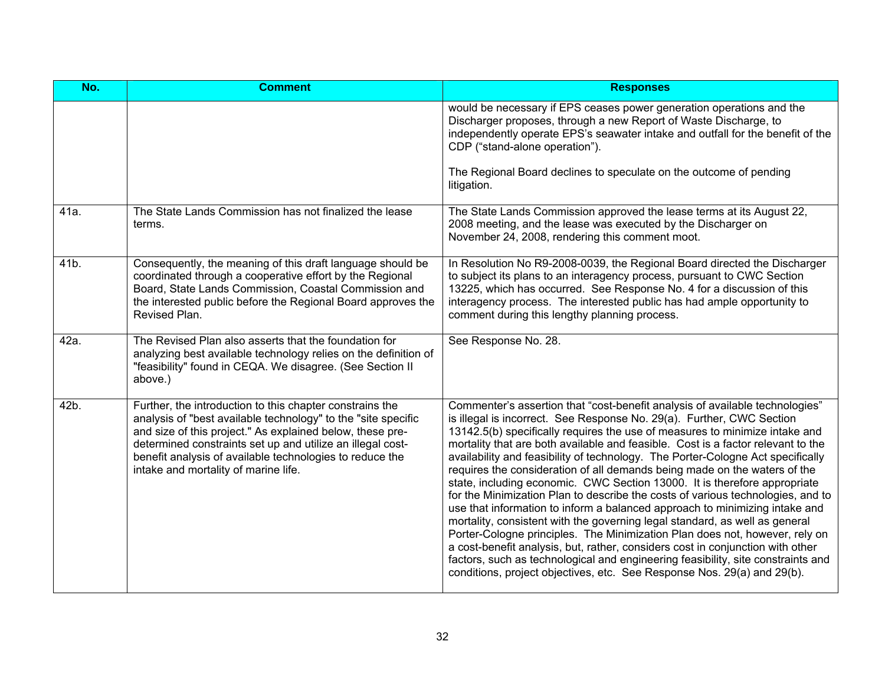| No. | Comment | Responses |
|---|---|---|
| | | would be necessary if EPS ceases power generation operations and the Discharger proposes, through a new Report of Waste Discharge, to independently operate EPS's seawater intake and outfall for the benefit of the CDP ("stand-alone operation").<br><br>The Regional Board declines to speculate on the outcome of pending litigation. |
| 41a. | The State Lands Commission has not finalized the lease terms. | The State Lands Commission approved the lease terms at its August 22, 2008 meeting, and the lease was executed by the Discharger on November 24, 2008, rendering this comment moot. |
| 41b. | Consequently, the meaning of this draft language should be coordinated through a cooperative effort by the Regional Board, State Lands Commission, Coastal Commission and the interested public before the Regional Board approves the Revised Plan. | In Resolution No R9-2008-0039, the Regional Board directed the Discharger to subject its plans to an interagency process, pursuant to CWC Section 13225, which has occurred. See Response No. 4 for a discussion of this interagency process. The interested public has had ample opportunity to comment during this lengthy planning process. |
| 42a. | The Revised Plan also asserts that the foundation for analyzing best available technology relies on the definition of "feasibility" found in CEQA. We disagree. (See Section II above.) | See Response No. 28. |
| 42b. | Further, the introduction to this chapter constrains the analysis of "best available technology" to the "site specific and size of this project." As explained below, these pre-determined constraints set up and utilize an illegal cost-benefit analysis of available technologies to reduce the intake and mortality of marine life. | Commenter's assertion that "cost-benefit analysis of available technologies" is illegal is incorrect. See Response No. 29(a). Further, CWC Section 13142.5(b) specifically requires the use of measures to minimize intake and mortality that are both available and feasible. Cost is a factor relevant to the availability and feasibility of technology. The Porter-Cologne Act specifically requires the consideration of all demands being made on the waters of the state, including economic. CWC Section 13000. It is therefore appropriate for the Minimization Plan to describe the costs of various technologies, and to use that information to inform a balanced approach to minimizing intake and mortality, consistent with the governing legal standard, as well as general Porter-Cologne principles. The Minimization Plan does not, however, rely on a cost-benefit analysis, but, rather, considers cost in conjunction with other factors, such as technological and engineering feasibility, site constraints and conditions, project objectives, etc. See Response Nos. 29(a) and 29(b). |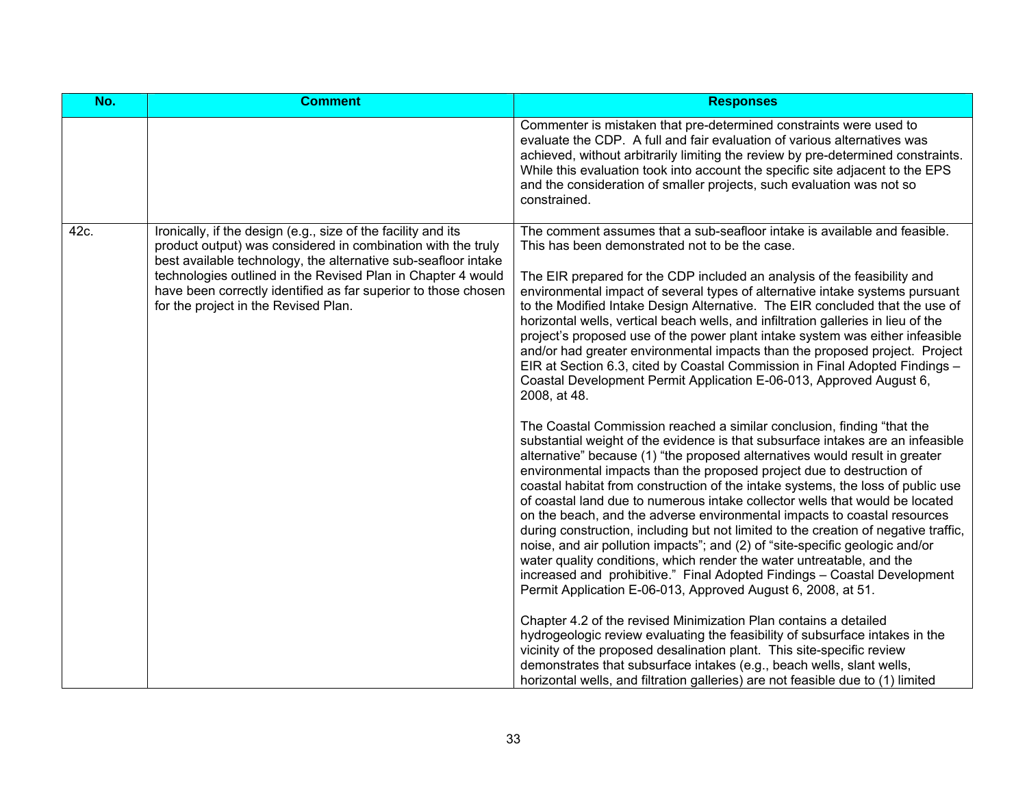| No. | Comment | Responses |
|---|---|---|
| | | Commenter is mistaken that pre-determined constraints were used to evaluate the CDP. A full and fair evaluation of various alternatives was achieved, without arbitrarily limiting the review by pre-determined constraints. While this evaluation took into account the specific site adjacent to the EPS and the consideration of smaller projects, such evaluation was not so constrained. |
| 42c. | Ironically, if the design (e.g., size of the facility and its product output) was considered in combination with the truly best available technology, the alternative sub-seafloor intake technologies outlined in the Revised Plan in Chapter 4 would have been correctly identified as far superior to those chosen for the project in the Revised Plan. | The comment assumes that a sub-seafloor intake is available and feasible. This has been demonstrated not to be the case.<br><br>The EIR prepared for the CDP included an analysis of the feasibility and environmental impact of several types of alternative intake systems pursuant to the Modified Intake Design Alternative. The EIR concluded that the use of horizontal wells, vertical beach wells, and infiltration galleries in lieu of the project's proposed use of the power plant intake system was either infeasible and/or had greater environmental impacts than the proposed project. Project EIR at Section 6.3, cited by Coastal Commission in Final Adopted Findings – Coastal Development Permit Application E-06-013, Approved August 6, 2008, at 48.<br><br>The Coastal Commission reached a similar conclusion, finding "that the substantial weight of the evidence is that subsurface intakes are an infeasible alternative" because (1) "the proposed alternatives would result in greater environmental impacts than the proposed project due to destruction of coastal habitat from construction of the intake systems, the loss of public use of coastal land due to numerous intake collector wells that would be located on the beach, and the adverse environmental impacts to coastal resources during construction, including but not limited to the creation of negative traffic, noise, and air pollution impacts"; and (2) of "site-specific geologic and/or water quality conditions, which render the water untreatable, and the increased and prohibitive." Final Adopted Findings – Coastal Development Permit Application E-06-013, Approved August 6, 2008, at 51.<br><br>Chapter 4.2 of the revised Minimization Plan contains a detailed hydrogeologic review evaluating the feasibility of subsurface intakes in the vicinity of the proposed desalination plant. This site-specific review demonstrates that subsurface intakes (e.g., beach wells, slant wells, horizontal wells, and filtration galleries) are not feasible due to (1) limited |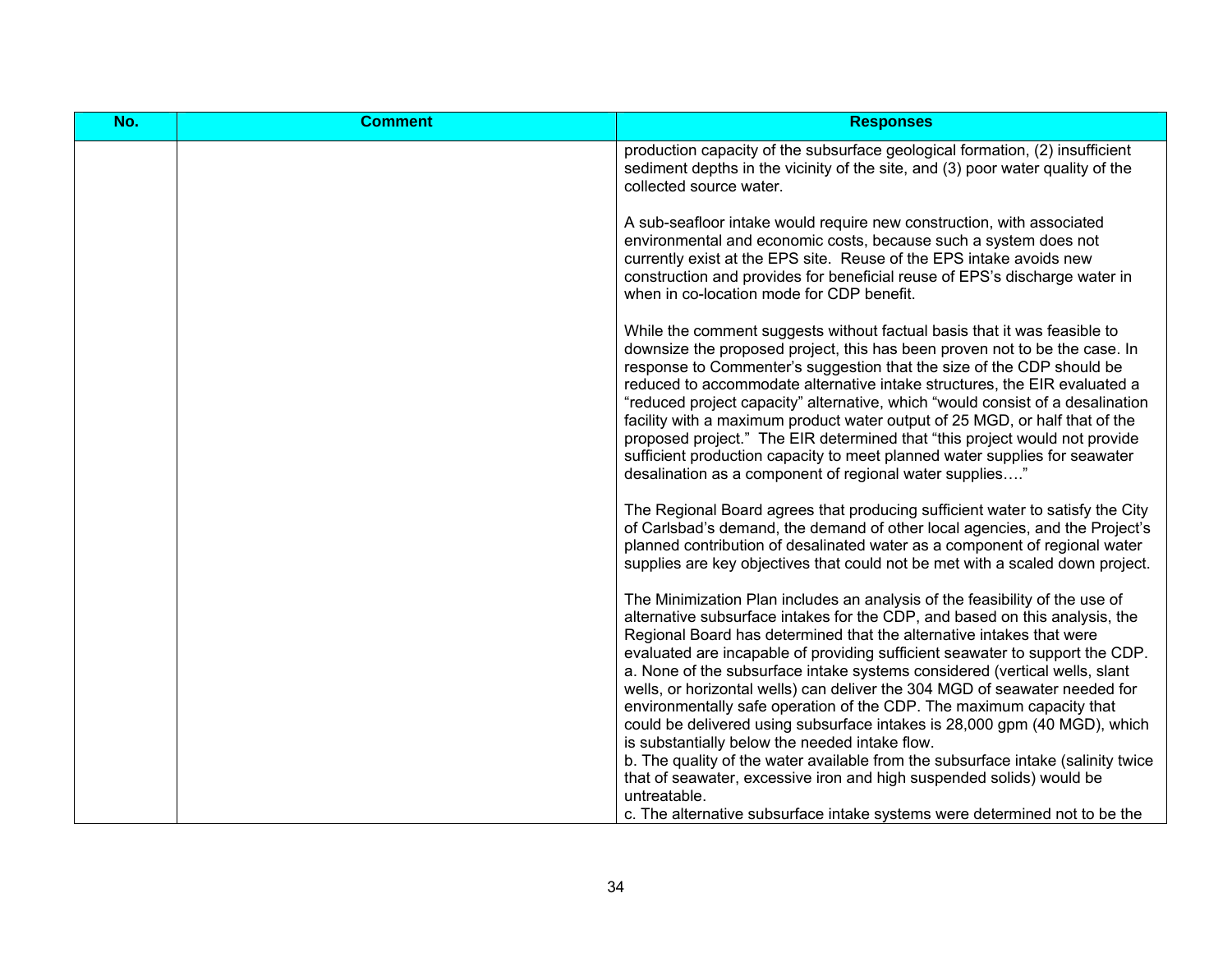| No. | Comment | Responses |
| --- | --- | --- |
| | | production capacity of the subsurface geological formation, (2) insufficient sediment depths in the vicinity of the site, and (3) poor water quality of the collected source water.<br><br>A sub-seafloor intake would require new construction, with associated environmental and economic costs, because such a system does not currently exist at the EPS site. Reuse of the EPS intake avoids new construction and provides for beneficial reuse of EPS's discharge water in when in co-location mode for CDP benefit.<br><br>While the comment suggests without factual basis that it was feasible to downsize the proposed project, this has been proven not to be the case. In response to Commenter's suggestion that the size of the CDP should be reduced to accommodate alternative intake structures, the EIR evaluated a "reduced project capacity" alternative, which "would consist of a desalination facility with a maximum product water output of 25 MGD, or half that of the proposed project." The EIR determined that "this project would not provide sufficient production capacity to meet planned water supplies for seawater desalination as a component of regional water supplies…."<br><br>The Regional Board agrees that producing sufficient water to satisfy the City of Carlsbad's demand, the demand of other local agencies, and the Project's planned contribution of desalinated water as a component of regional water supplies are key objectives that could not be met with a scaled down project.<br><br>The Minimization Plan includes an analysis of the feasibility of the use of alternative subsurface intakes for the CDP, and based on this analysis, the Regional Board has determined that the alternative intakes that were evaluated are incapable of providing sufficient seawater to support the CDP.<br>a. None of the subsurface intake systems considered (vertical wells, slant wells, or horizontal wells) can deliver the 304 MGD of seawater needed for environmentally safe operation of the CDP. The maximum capacity that could be delivered using subsurface intakes is 28,000 gpm (40 MGD), which is substantially below the needed intake flow.<br>b. The quality of the water available from the subsurface intake (salinity twice that of seawater, excessive iron and high suspended solids) would be untreatable.<br>c. The alternative subsurface intake systems were determined not to be the |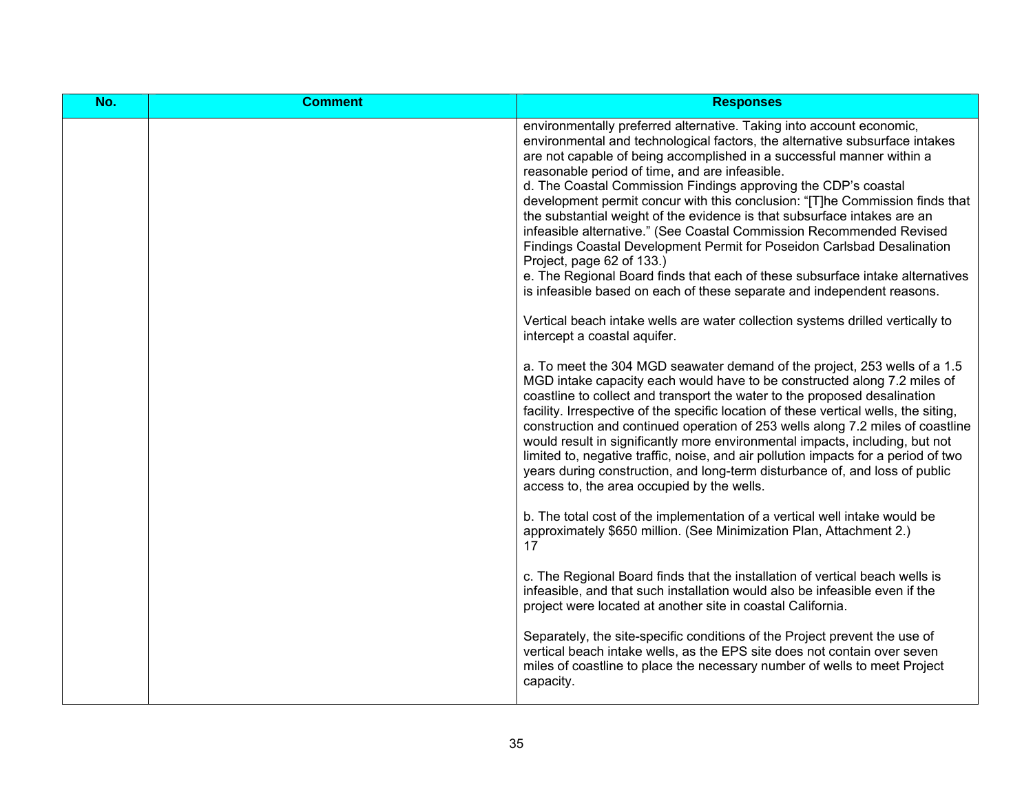| No. | Comment | Responses |
| --- | --- | --- |
| | | environmentally preferred alternative. Taking into account economic, environmental and technological factors, the alternative subsurface intakes are not capable of being accomplished in a successful manner within a reasonable period of time, and are infeasible.<br>d. The Coastal Commission Findings approving the CDP's coastal development permit concur with this conclusion: "[T]he Commission finds that the substantial weight of the evidence is that subsurface intakes are an infeasible alternative." (See Coastal Commission Recommended Revised Findings Coastal Development Permit for Poseidon Carlsbad Desalination Project, page 62 of 133.)<br>e. The Regional Board finds that each of these subsurface intake alternatives is infeasible based on each of these separate and independent reasons.<br><br>Vertical beach intake wells are water collection systems drilled vertically to intercept a coastal aquifer.<br><br>a. To meet the 304 MGD seawater demand of the project, 253 wells of a 1.5 MGD intake capacity each would have to be constructed along 7.2 miles of coastline to collect and transport the water to the proposed desalination facility. Irrespective of the specific location of these vertical wells, the siting, construction and continued operation of 253 wells along 7.2 miles of coastline would result in significantly more environmental impacts, including, but not limited to, negative traffic, noise, and air pollution impacts for a period of two years during construction, and long-term disturbance of, and loss of public access to, the area occupied by the wells.<br><br>b. The total cost of the implementation of a vertical well intake would be approximately $650 million. (See Minimization Plan, Attachment 2.)<br>17<br><br>c. The Regional Board finds that the installation of vertical beach wells is infeasible, and that such installation would also be infeasible even if the project were located at another site in coastal California.<br><br>Separately, the site-specific conditions of the Project prevent the use of vertical beach intake wells, as the EPS site does not contain over seven miles of coastline to place the necessary number of wells to meet Project capacity. |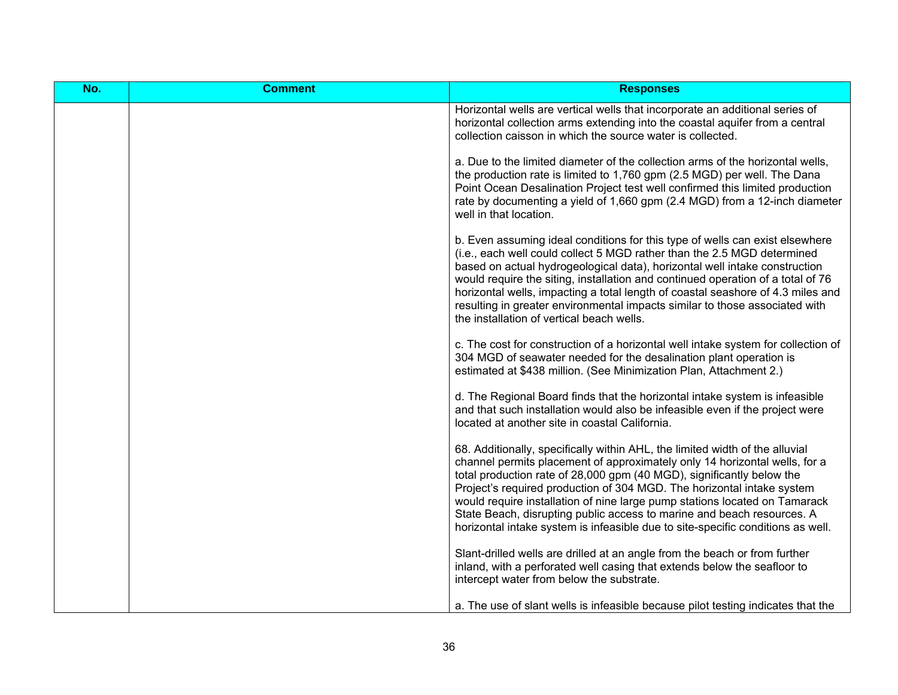| No. | Comment | Responses |
|---|---|---|
| | | Horizontal wells are vertical wells that incorporate an additional series of horizontal collection arms extending into the coastal aquifer from a central collection caisson in which the source water is collected.<br><br>a. Due to the limited diameter of the collection arms of the horizontal wells, the production rate is limited to 1,760 gpm (2.5 MGD) per well. The Dana Point Ocean Desalination Project test well confirmed this limited production rate by documenting a yield of 1,660 gpm (2.4 MGD) from a 12-inch diameter well in that location.<br><br>b. Even assuming ideal conditions for this type of wells can exist elsewhere (i.e., each well could collect 5 MGD rather than the 2.5 MGD determined based on actual hydrogeological data), horizontal well intake construction would require the siting, installation and continued operation of a total of 76 horizontal wells, impacting a total length of coastal seashore of 4.3 miles and resulting in greater environmental impacts similar to those associated with the installation of vertical beach wells.<br><br>c. The cost for construction of a horizontal well intake system for collection of 304 MGD of seawater needed for the desalination plant operation is estimated at $438 million. (See Minimization Plan, Attachment 2.)<br><br>d. The Regional Board finds that the horizontal intake system is infeasible and that such installation would also be infeasible even if the project were located at another site in coastal California.<br><br>68. Additionally, specifically within AHL, the limited width of the alluvial channel permits placement of approximately only 14 horizontal wells, for a total production rate of 28,000 gpm (40 MGD), significantly below the Project's required production of 304 MGD. The horizontal intake system would require installation of nine large pump stations located on Tamarack State Beach, disrupting public access to marine and beach resources. A horizontal intake system is infeasible due to site-specific conditions as well.<br><br>Slant-drilled wells are drilled at an angle from the beach or from further inland, with a perforated well casing that extends below the seafloor to intercept water from below the substrate.<br><br>a. The use of slant wells is infeasible because pilot testing indicates that the |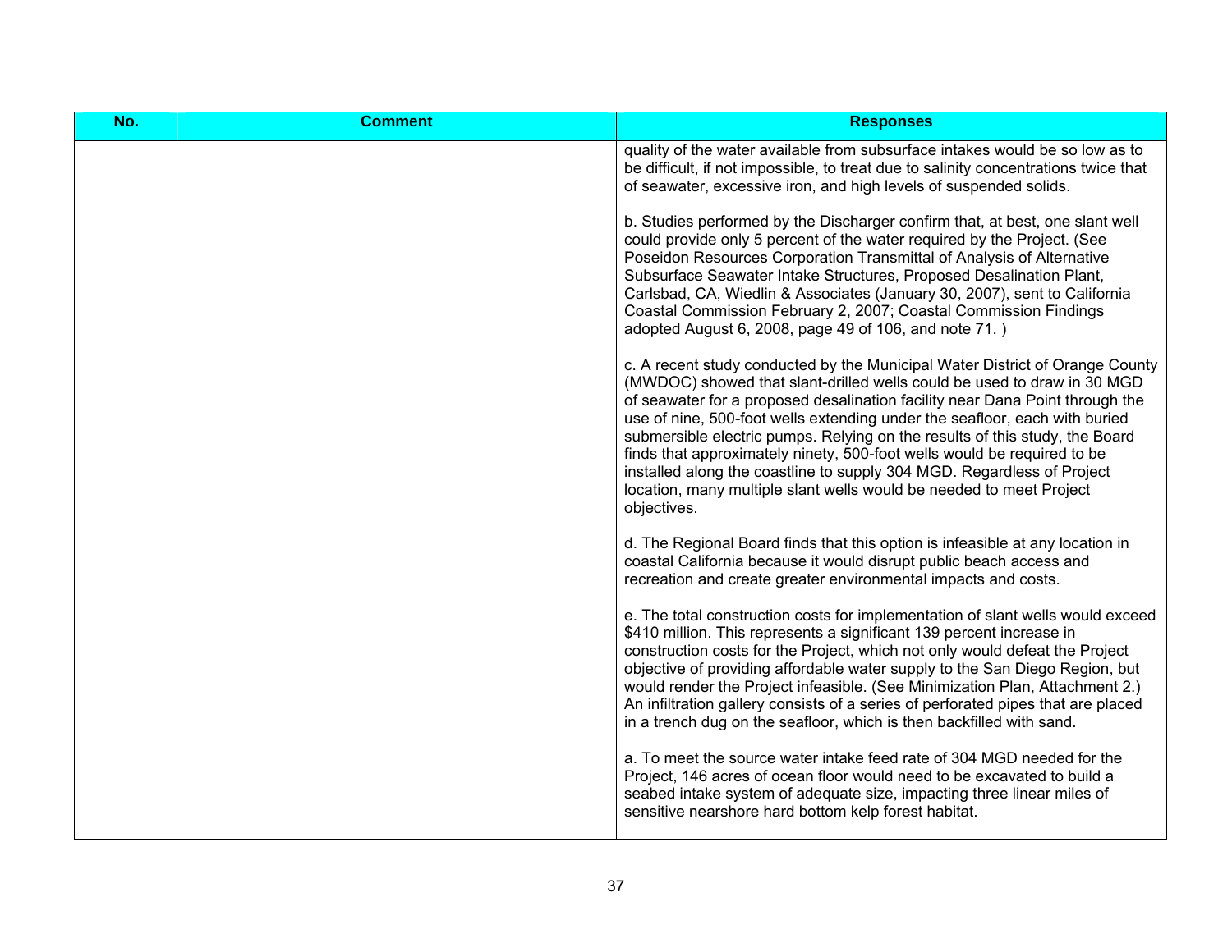| No. | Comment | Responses |
|---|---|---|
| | | quality of the water available from subsurface intakes would be so low as to be difficult, if not impossible, to treat due to salinity concentrations twice that of seawater, excessive iron, and high levels of suspended solids.<br><br>b. Studies performed by the Discharger confirm that, at best, one slant well could provide only 5 percent of the water required by the Project. (See Poseidon Resources Corporation Transmittal of Analysis of Alternative Subsurface Seawater Intake Structures, Proposed Desalination Plant, Carlsbad, CA, Wiedlin & Associates (January 30, 2007), sent to California Coastal Commission February 2, 2007; Coastal Commission Findings adopted August 6, 2008, page 49 of 106, and note 71. )<br><br>c. A recent study conducted by the Municipal Water District of Orange County (MWDOC) showed that slant-drilled wells could be used to draw in 30 MGD of seawater for a proposed desalination facility near Dana Point through the use of nine, 500-foot wells extending under the seafloor, each with buried submersible electric pumps. Relying on the results of this study, the Board finds that approximately ninety, 500-foot wells would be required to be installed along the coastline to supply 304 MGD. Regardless of Project location, many multiple slant wells would be needed to meet Project objectives.<br><br>d. The Regional Board finds that this option is infeasible at any location in coastal California because it would disrupt public beach access and recreation and create greater environmental impacts and costs.<br><br>e. The total construction costs for implementation of slant wells would exceed $410 million. This represents a significant 139 percent increase in construction costs for the Project, which not only would defeat the Project objective of providing affordable water supply to the San Diego Region, but would render the Project infeasible. (See Minimization Plan, Attachment 2.) An infiltration gallery consists of a series of perforated pipes that are placed in a trench dug on the seafloor, which is then backfilled with sand.<br><br>a. To meet the source water intake feed rate of 304 MGD needed for the Project, 146 acres of ocean floor would need to be excavated to build a seabed intake system of adequate size, impacting three linear miles of sensitive nearshore hard bottom kelp forest habitat. |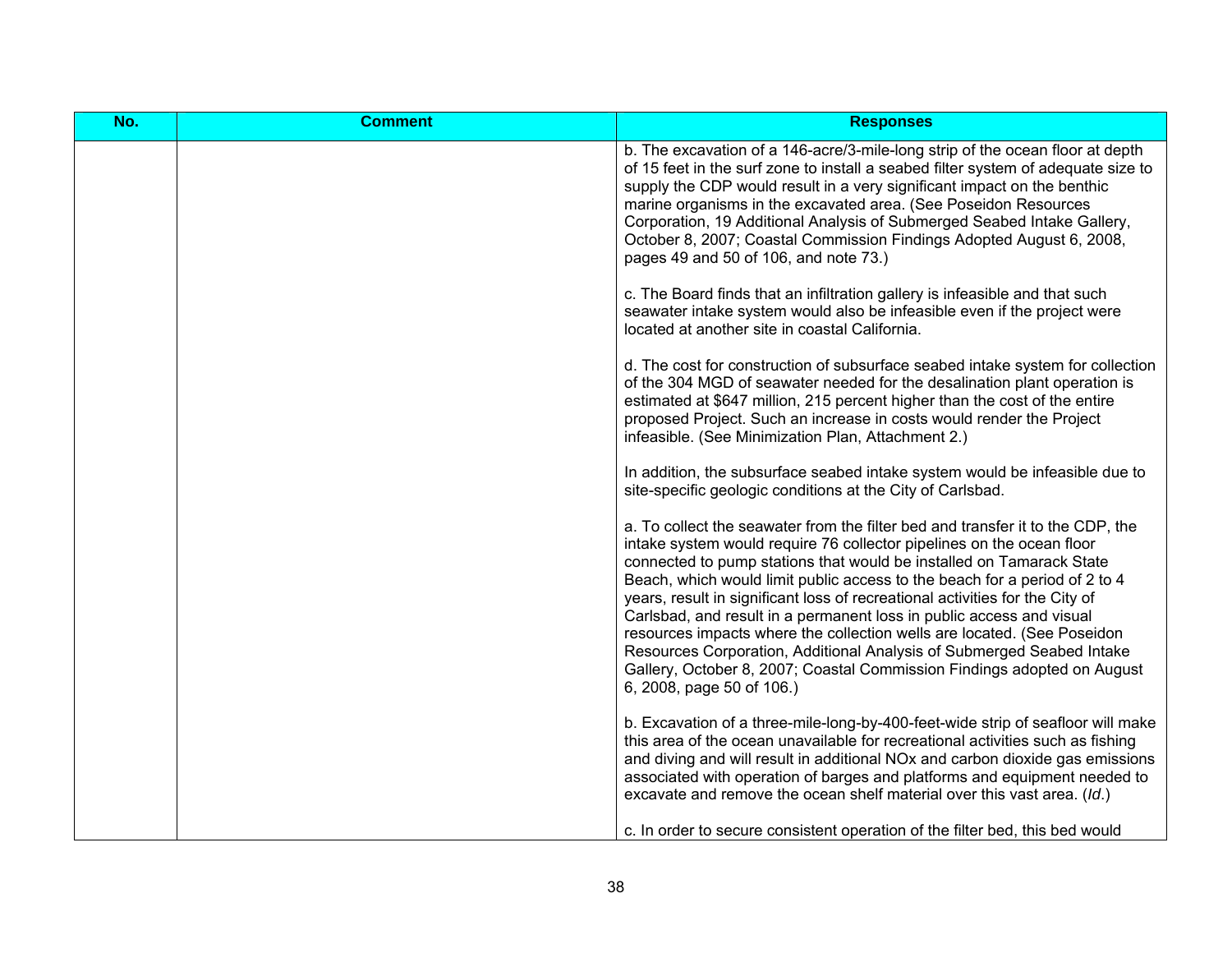| No. | Comment | Responses |
|---|---|---|
| | | b. The excavation of a 146-acre/3-mile-long strip of the ocean floor at depth of 15 feet in the surf zone to install a seabed filter system of adequate size to supply the CDP would result in a very significant impact on the benthic marine organisms in the excavated area. (See Poseidon Resources Corporation, 19 Additional Analysis of Submerged Seabed Intake Gallery, October 8, 2007; Coastal Commission Findings Adopted August 6, 2008, pages 49 and 50 of 106, and note 73.)<br><br>c. The Board finds that an infiltration gallery is infeasible and that such seawater intake system would also be infeasible even if the project were located at another site in coastal California.<br><br>d. The cost for construction of subsurface seabed intake system for collection of the 304 MGD of seawater needed for the desalination plant operation is estimated at $647 million, 215 percent higher than the cost of the entire proposed Project. Such an increase in costs would render the Project infeasible. (See Minimization Plan, Attachment 2.)<br><br>In addition, the subsurface seabed intake system would be infeasible due to site-specific geologic conditions at the City of Carlsbad.<br><br>a. To collect the seawater from the filter bed and transfer it to the CDP, the intake system would require 76 collector pipelines on the ocean floor connected to pump stations that would be installed on Tamarack State Beach, which would limit public access to the beach for a period of 2 to 4 years, result in significant loss of recreational activities for the City of Carlsbad, and result in a permanent loss in public access and visual resources impacts where the collection wells are located. (See Poseidon Resources Corporation, Additional Analysis of Submerged Seabed Intake Gallery, October 8, 2007; Coastal Commission Findings adopted on August 6, 2008, page 50 of 106.)<br><br>b. Excavation of a three-mile-long-by-400-feet-wide strip of seafloor will make this area of the ocean unavailable for recreational activities such as fishing and diving and will result in additional NOx and carbon dioxide gas emissions associated with operation of barges and platforms and equipment needed to excavate and remove the ocean shelf material over this vast area. (*Id*.)<br><br>c. In order to secure consistent operation of the filter bed, this bed would |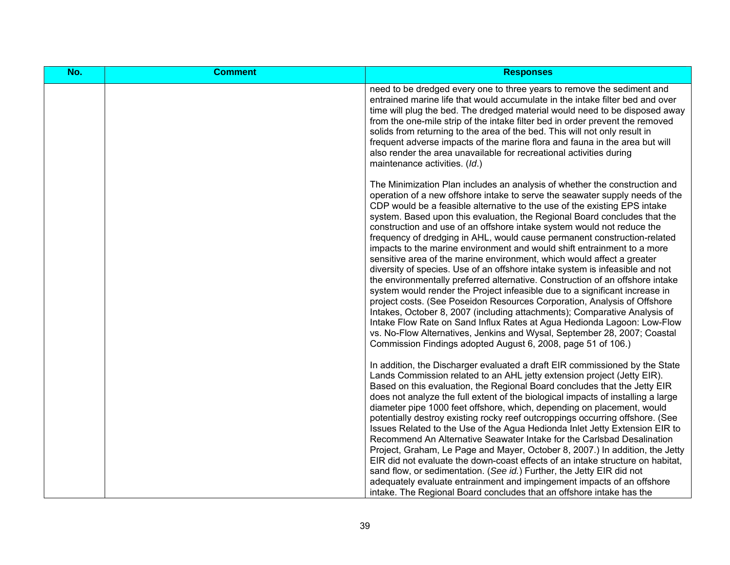| No. | Comment | Responses |
|---|---|---|
| | | need to be dredged every one to three years to remove the sediment and entrained marine life that would accumulate in the intake filter bed and over time will plug the bed. The dredged material would need to be disposed away from the one-mile strip of the intake filter bed in order prevent the removed solids from returning to the area of the bed. This will not only result in frequent adverse impacts of the marine flora and fauna in the area but will also render the area unavailable for recreational activities during maintenance activities. (*Id*.)<br><br>The Minimization Plan includes an analysis of whether the construction and operation of a new offshore intake to serve the seawater supply needs of the CDP would be a feasible alternative to the use of the existing EPS intake system. Based upon this evaluation, the Regional Board concludes that the construction and use of an offshore intake system would not reduce the frequency of dredging in AHL, would cause permanent construction-related impacts to the marine environment and would shift entrainment to a more sensitive area of the marine environment, which would affect a greater diversity of species. Use of an offshore intake system is infeasible and not the environmentally preferred alternative. Construction of an offshore intake system would render the Project infeasible due to a significant increase in project costs. (See Poseidon Resources Corporation, Analysis of Offshore Intakes, October 8, 2007 (including attachments); Comparative Analysis of Intake Flow Rate on Sand Influx Rates at Agua Hedionda Lagoon: Low-Flow vs. No-Flow Alternatives, Jenkins and Wysal, September 28, 2007; Coastal Commission Findings adopted August 6, 2008, page 51 of 106.)<br><br>In addition, the Discharger evaluated a draft EIR commissioned by the State Lands Commission related to an AHL jetty extension project (Jetty EIR). Based on this evaluation, the Regional Board concludes that the Jetty EIR does not analyze the full extent of the biological impacts of installing a large diameter pipe 1000 feet offshore, which, depending on placement, would potentially destroy existing rocky reef outcroppings occurring offshore. (See Issues Related to the Use of the Agua Hedionda Inlet Jetty Extension EIR to Recommend An Alternative Seawater Intake for the Carlsbad Desalination Project, Graham, Le Page and Mayer, October 8, 2007.) In addition, the Jetty EIR did not evaluate the down-coast effects of an intake structure on habitat, sand flow, or sedimentation. (*See id.*) Further, the Jetty EIR did not adequately evaluate entrainment and impingement impacts of an offshore intake. The Regional Board concludes that an offshore intake has the |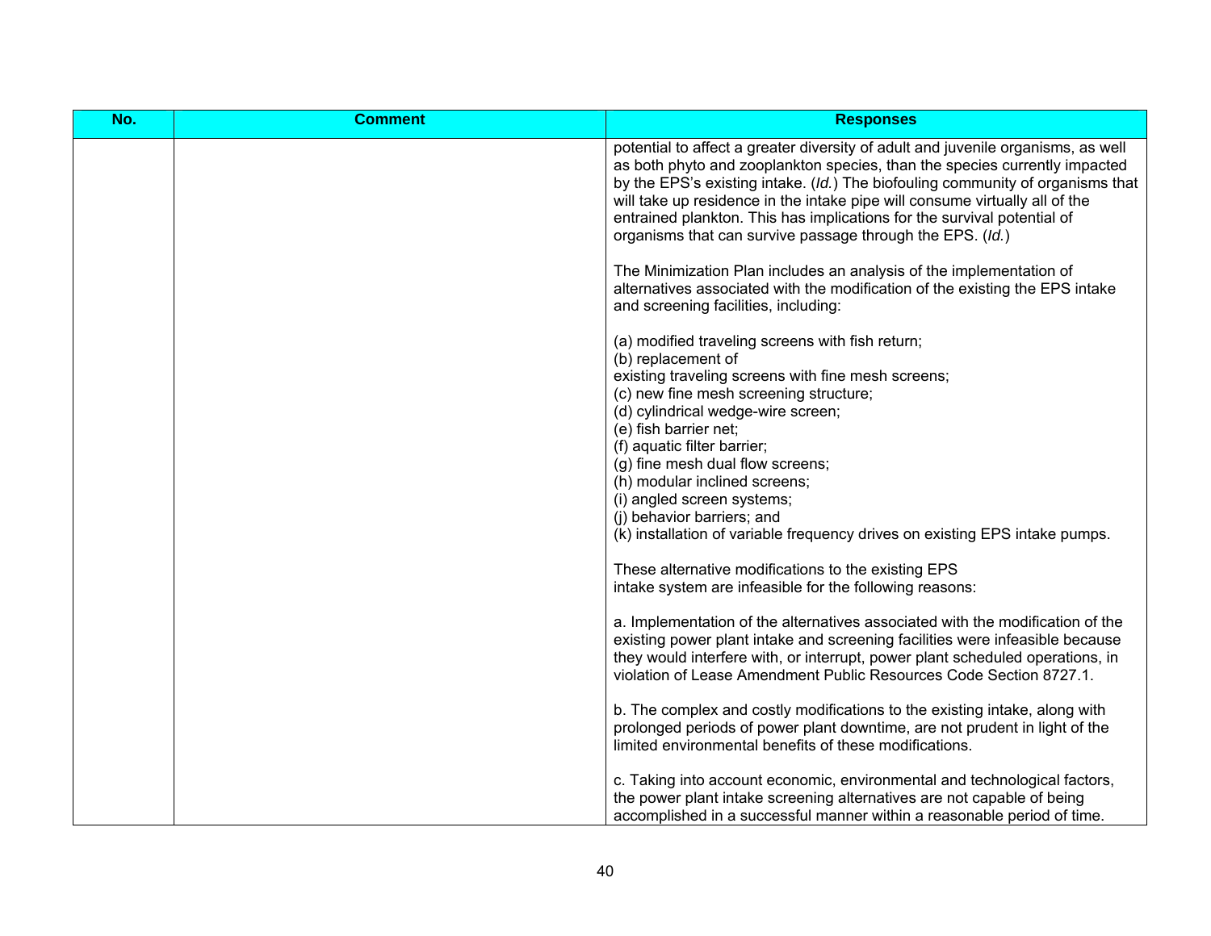| No. | Comment | Responses |
|---|---|---|
| | | potential to affect a greater diversity of adult and juvenile organisms, as well as both phyto and zooplankton species, than the species currently impacted by the EPS's existing intake. (*Id.*) The biofouling community of organisms that will take up residence in the intake pipe will consume virtually all of the entrained plankton. This has implications for the survival potential of organisms that can survive passage through the EPS. (*Id.*)<br><br>The Minimization Plan includes an analysis of the implementation of alternatives associated with the modification of the existing the EPS intake and screening facilities, including:<br><br>(a) modified traveling screens with fish return;<br>(b) replacement of<br>existing traveling screens with fine mesh screens;<br>(c) new fine mesh screening structure;<br>(d) cylindrical wedge-wire screen;<br>(e) fish barrier net;<br>(f) aquatic filter barrier;<br>(g) fine mesh dual flow screens;<br>(h) modular inclined screens;<br>(i) angled screen systems;<br>(j) behavior barriers; and<br>(k) installation of variable frequency drives on existing EPS intake pumps.<br><br>These alternative modifications to the existing EPS<br>intake system are infeasible for the following reasons:<br><br>a. Implementation of the alternatives associated with the modification of the existing power plant intake and screening facilities were infeasible because they would interfere with, or interrupt, power plant scheduled operations, in violation of Lease Amendment Public Resources Code Section 8727.1.<br><br>b. The complex and costly modifications to the existing intake, along with prolonged periods of power plant downtime, are not prudent in light of the limited environmental benefits of these modifications.<br><br>c. Taking into account economic, environmental and technological factors, the power plant intake screening alternatives are not capable of being accomplished in a successful manner within a reasonable period of time. |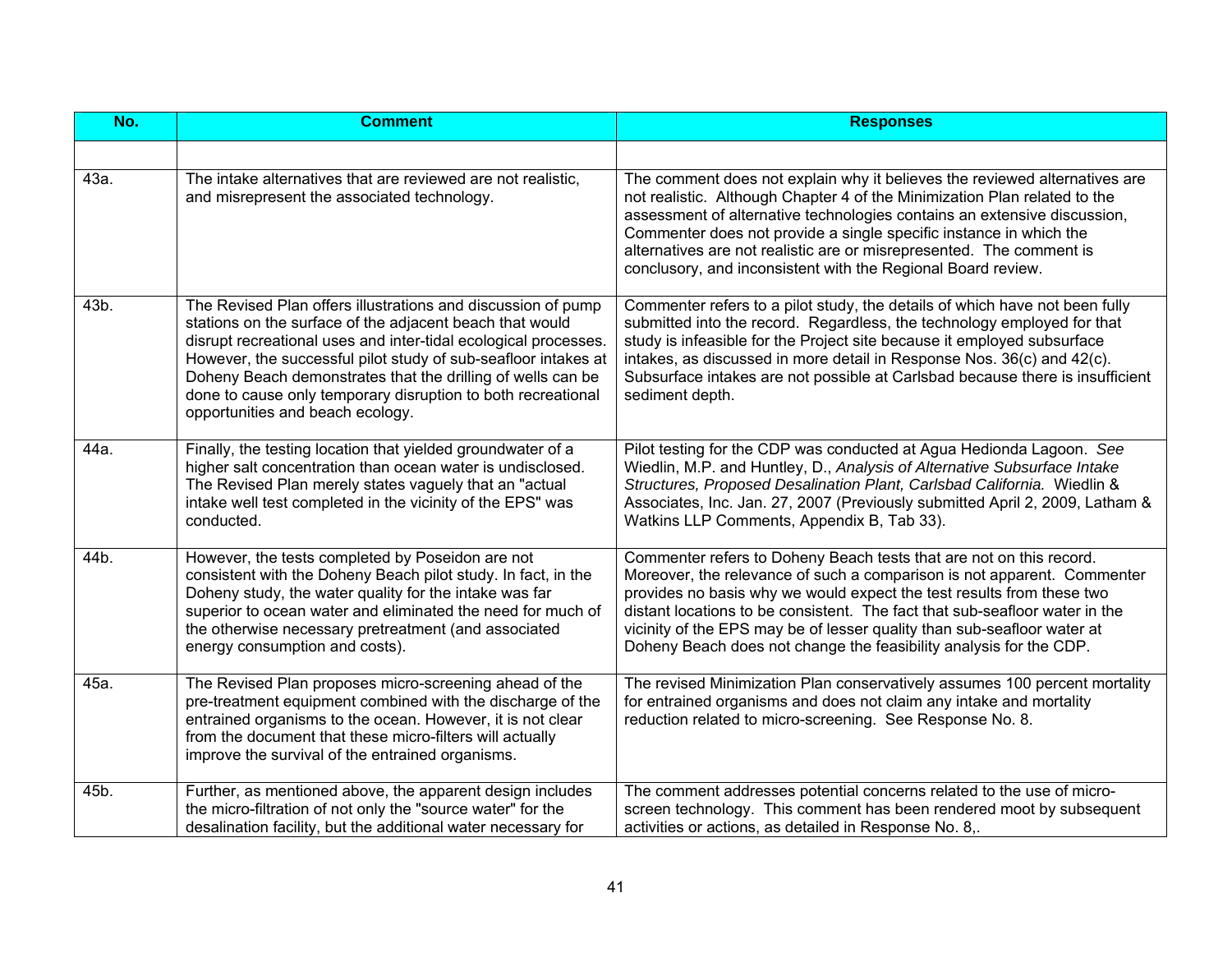| No. | Comment | Responses |
| --- | --- | --- |
| | | |
| 43a. | The intake alternatives that are reviewed are not realistic, and misrepresent the associated technology. | The comment does not explain why it believes the reviewed alternatives are not realistic. Although Chapter 4 of the Minimization Plan related to the assessment of alternative technologies contains an extensive discussion, Commenter does not provide a single specific instance in which the alternatives are not realistic are or misrepresented. The comment is conclusory, and inconsistent with the Regional Board review. |
| 43b. | The Revised Plan offers illustrations and discussion of pump stations on the surface of the adjacent beach that would disrupt recreational uses and inter-tidal ecological processes. However, the successful pilot study of sub-seafloor intakes at Doheny Beach demonstrates that the drilling of wells can be done to cause only temporary disruption to both recreational opportunities and beach ecology. | Commenter refers to a pilot study, the details of which have not been fully submitted into the record. Regardless, the technology employed for that study is infeasible for the Project site because it employed subsurface intakes, as discussed in more detail in Response Nos. 36(c) and 42(c). Subsurface intakes are not possible at Carlsbad because there is insufficient sediment depth. |
| 44a. | Finally, the testing location that yielded groundwater of a higher salt concentration than ocean water is undisclosed. The Revised Plan merely states vaguely that an "actual intake well test completed in the vicinity of the EPS" was conducted. | Pilot testing for the CDP was conducted at Agua Hedionda Lagoon. *See* Wiedlin, M.P. and Huntley, D., *Analysis of Alternative Subsurface Intake Structures, Proposed Desalination Plant, Carlsbad California.* Wiedlin & Associates, Inc. Jan. 27, 2007 (Previously submitted April 2, 2009, Latham & Watkins LLP Comments, Appendix B, Tab 33). |
| 44b. | However, the tests completed by Poseidon are not consistent with the Doheny Beach pilot study. In fact, in the Doheny study, the water quality for the intake was far superior to ocean water and eliminated the need for much of the otherwise necessary pretreatment (and associated energy consumption and costs). | Commenter refers to Doheny Beach tests that are not on this record. Moreover, the relevance of such a comparison is not apparent. Commenter provides no basis why we would expect the test results from these two distant locations to be consistent. The fact that sub-seafloor water in the vicinity of the EPS may be of lesser quality than sub-seafloor water at Doheny Beach does not change the feasibility analysis for the CDP. |
| 45a. | The Revised Plan proposes micro-screening ahead of the pre-treatment equipment combined with the discharge of the entrained organisms to the ocean. However, it is not clear from the document that these micro-filters will actually improve the survival of the entrained organisms. | The revised Minimization Plan conservatively assumes 100 percent mortality for entrained organisms and does not claim any intake and mortality reduction related to micro-screening. See Response No. 8. |
| 45b. | Further, as mentioned above, the apparent design includes the micro-filtration of not only the "source water" for the desalination facility, but the additional water necessary for | The comment addresses potential concerns related to the use of micro-screen technology. This comment has been rendered moot by subsequent activities or actions, as detailed in Response No. 8,. |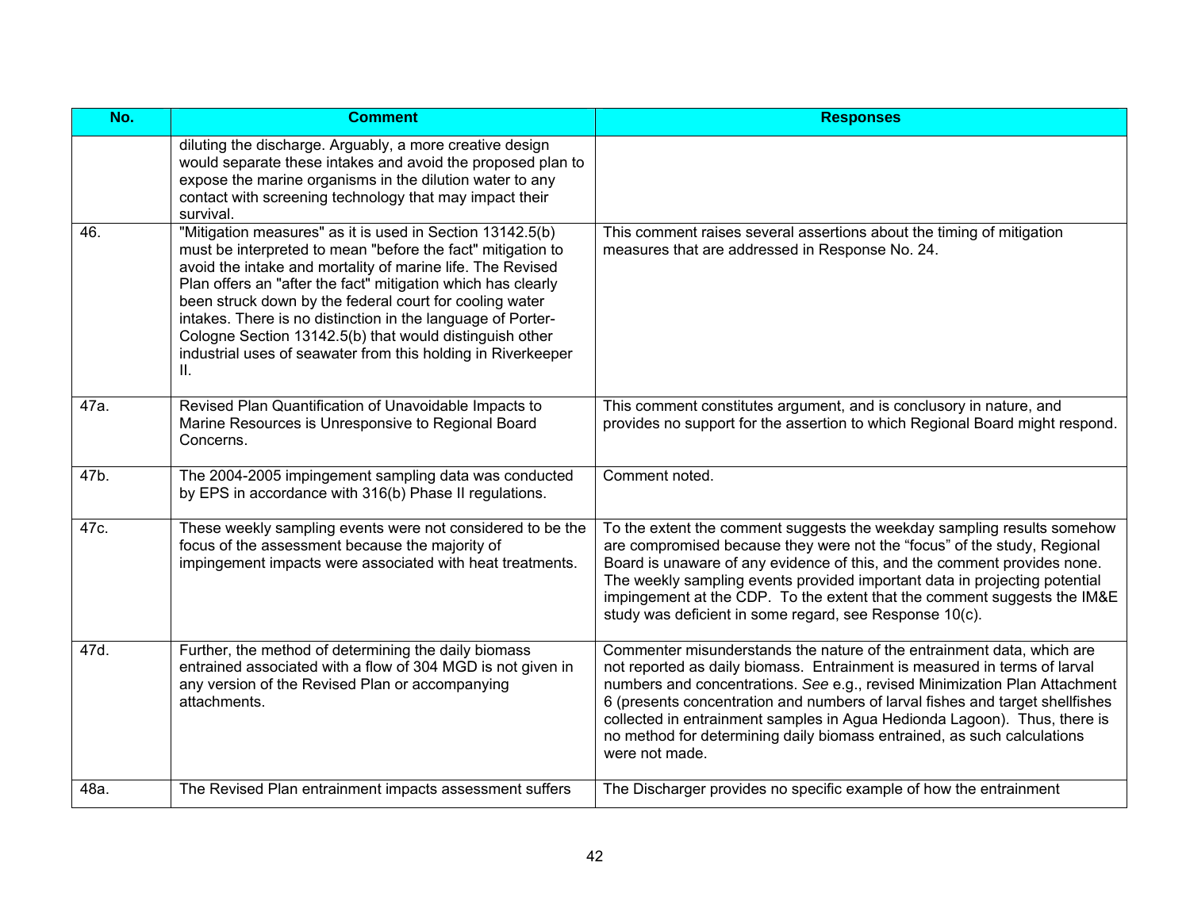| No. | Comment | Responses |
|---|---|---|
| | diluting the discharge. Arguably, a more creative design would separate these intakes and avoid the proposed plan to expose the marine organisms in the dilution water to any contact with screening technology that may impact their survival. | |
| 46. | "Mitigation measures" as it is used in Section 13142.5(b) must be interpreted to mean "before the fact" mitigation to avoid the intake and mortality of marine life. The Revised Plan offers an "after the fact" mitigation which has clearly been struck down by the federal court for cooling water intakes. There is no distinction in the language of Porter-Cologne Section 13142.5(b) that would distinguish other industrial uses of seawater from this holding in Riverkeeper II. | This comment raises several assertions about the timing of mitigation measures that are addressed in Response No. 24. |
| 47a. | Revised Plan Quantification of Unavoidable Impacts to Marine Resources is Unresponsive to Regional Board Concerns. | This comment constitutes argument, and is conclusory in nature, and provides no support for the assertion to which Regional Board might respond. |
| 47b. | The 2004-2005 impingement sampling data was conducted by EPS in accordance with 316(b) Phase II regulations. | Comment noted. |
| 47c. | These weekly sampling events were not considered to be the focus of the assessment because the majority of impingement impacts were associated with heat treatments. | To the extent the comment suggests the weekday sampling results somehow are compromised because they were not the "focus" of the study, Regional Board is unaware of any evidence of this, and the comment provides none. The weekly sampling events provided important data in projecting potential impingement at the CDP. To the extent that the comment suggests the IM&E study was deficient in some regard, see Response 10(c). |
| 47d. | Further, the method of determining the daily biomass entrained associated with a flow of 304 MGD is not given in any version of the Revised Plan or accompanying attachments. | Commenter misunderstands the nature of the entrainment data, which are not reported as daily biomass. Entrainment is measured in terms of larval numbers and concentrations. *See* e.g., revised Minimization Plan Attachment 6 (presents concentration and numbers of larval fishes and target shellfishes collected in entrainment samples in Agua Hedionda Lagoon). Thus, there is no method for determining daily biomass entrained, as such calculations were not made. |
| 48a. | The Revised Plan entrainment impacts assessment suffers | The Discharger provides no specific example of how the entrainment |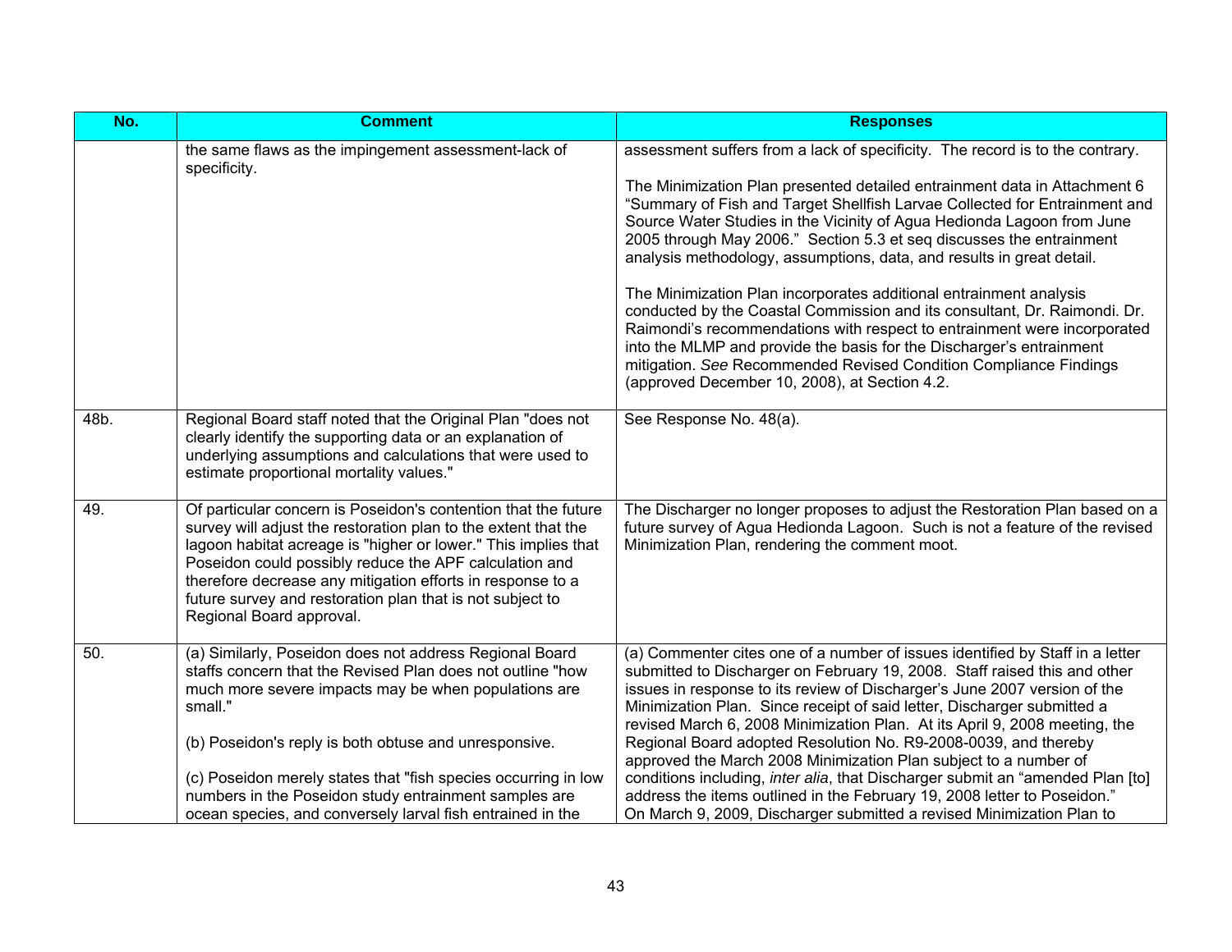| No. | Comment | Responses |
|---|---|---|
| | the same flaws as the impingement assessment-lack of specificity. | assessment suffers from a lack of specificity. The record is to the contrary.<br><br>The Minimization Plan presented detailed entrainment data in Attachment 6 "Summary of Fish and Target Shellfish Larvae Collected for Entrainment and Source Water Studies in the Vicinity of Agua Hedionda Lagoon from June 2005 through May 2006." Section 5.3 et seq discusses the entrainment analysis methodology, assumptions, data, and results in great detail.<br><br>The Minimization Plan incorporates additional entrainment analysis conducted by the Coastal Commission and its consultant, Dr. Raimondi. Dr. Raimondi's recommendations with respect to entrainment were incorporated into the MLMP and provide the basis for the Discharger's entrainment mitigation. *See* Recommended Revised Condition Compliance Findings (approved December 10, 2008), at Section 4.2. |
| 48b. | Regional Board staff noted that the Original Plan "does not clearly identify the supporting data or an explanation of underlying assumptions and calculations that were used to estimate proportional mortality values." | See Response No. 48(a). |
| 49. | Of particular concern is Poseidon's contention that the future survey will adjust the restoration plan to the extent that the lagoon habitat acreage is "higher or lower." This implies that Poseidon could possibly reduce the APF calculation and therefore decrease any mitigation efforts in response to a future survey and restoration plan that is not subject to Regional Board approval. | The Discharger no longer proposes to adjust the Restoration Plan based on a future survey of Agua Hedionda Lagoon. Such is not a feature of the revised Minimization Plan, rendering the comment moot. |
| 50. | (a) Similarly, Poseidon does not address Regional Board staffs concern that the Revised Plan does not outline "how much more severe impacts may be when populations are small."<br><br>(b) Poseidon's reply is both obtuse and unresponsive.<br><br>(c) Poseidon merely states that "fish species occurring in low numbers in the Poseidon study entrainment samples are ocean species, and conversely larval fish entrained in the | (a) Commenter cites one of a number of issues identified by Staff in a letter submitted to Discharger on February 19, 2008. Staff raised this and other issues in response to its review of Discharger's June 2007 version of the Minimization Plan. Since receipt of said letter, Discharger submitted a revised March 6, 2008 Minimization Plan. At its April 9, 2008 meeting, the Regional Board adopted Resolution No. R9-2008-0039, and thereby approved the March 2008 Minimization Plan subject to a number of conditions including, *inter alia*, that Discharger submit an "amended Plan [to] address the items outlined in the February 19, 2008 letter to Poseidon."<br>On March 9, 2009, Discharger submitted a revised Minimization Plan to |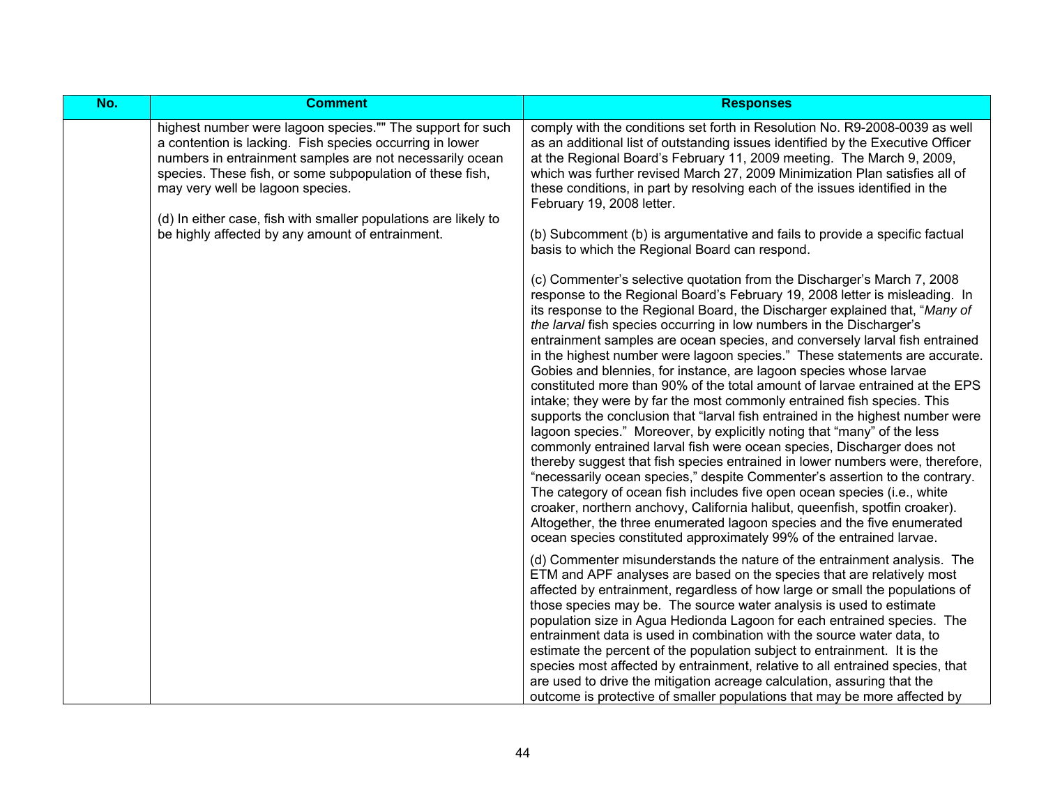| No. | Comment | Responses |
|---|---|---|
| | highest number were lagoon species."" The support for such a contention is lacking. Fish species occurring in lower numbers in entrainment samples are not necessarily ocean species. These fish, or some subpopulation of these fish, may very well be lagoon species.<br><br>(d) In either case, fish with smaller populations are likely to be highly affected by any amount of entrainment. | comply with the conditions set forth in Resolution No. R9-2008-0039 as well as an additional list of outstanding issues identified by the Executive Officer at the Regional Board's February 11, 2009 meeting. The March 9, 2009, which was further revised March 27, 2009 Minimization Plan satisfies all of these conditions, in part by resolving each of the issues identified in the February 19, 2008 letter.<br><br>(b) Subcomment (b) is argumentative and fails to provide a specific factual basis to which the Regional Board can respond.<br><br>(c) Commenter's selective quotation from the Discharger's March 7, 2008 response to the Regional Board's February 19, 2008 letter is misleading. In its response to the Regional Board, the Discharger explained that, "*Many of the larval* fish species occurring in low numbers in the Discharger's entrainment samples are ocean species, and conversely larval fish entrained in the highest number were lagoon species." These statements are accurate. Gobies and blennies, for instance, are lagoon species whose larvae constituted more than 90% of the total amount of larvae entrained at the EPS intake; they were by far the most commonly entrained fish species. This supports the conclusion that "larval fish entrained in the highest number were lagoon species." Moreover, by explicitly noting that "many" of the less commonly entrained larval fish were ocean species, Discharger does not thereby suggest that fish species entrained in lower numbers were, therefore, "necessarily ocean species," despite Commenter's assertion to the contrary. The category of ocean fish includes five open ocean species (i.e., white croaker, northern anchovy, California halibut, queenfish, spotfin croaker). Altogether, the three enumerated lagoon species and the five enumerated ocean species constituted approximately 99% of the entrained larvae.<br><br>(d) Commenter misunderstands the nature of the entrainment analysis. The ETM and APF analyses are based on the species that are relatively most affected by entrainment, regardless of how large or small the populations of those species may be. The source water analysis is used to estimate population size in Agua Hedionda Lagoon for each entrained species. The entrainment data is used in combination with the source water data, to estimate the percent of the population subject to entrainment. It is the species most affected by entrainment, relative to all entrained species, that are used to drive the mitigation acreage calculation, assuring that the outcome is protective of smaller populations that may be more affected by |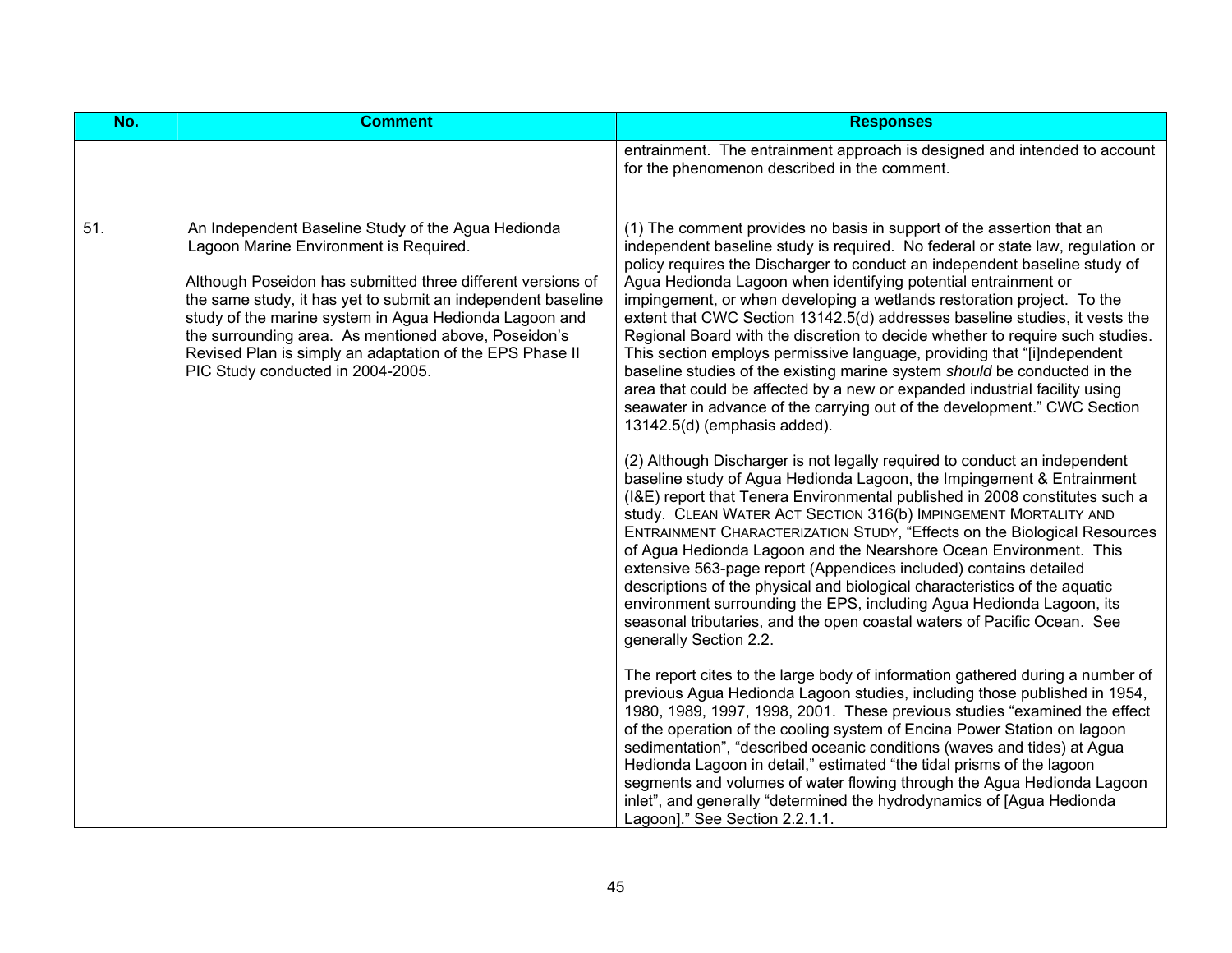| No. | Comment | Responses |
|---|---|---|
| | | entrainment. The entrainment approach is designed and intended to account for the phenomenon described in the comment. |
| 51. | An Independent Baseline Study of the Agua Hedionda Lagoon Marine Environment is Required.<br><br>Although Poseidon has submitted three different versions of the same study, it has yet to submit an independent baseline study of the marine system in Agua Hedionda Lagoon and the surrounding area. As mentioned above, Poseidon's Revised Plan is simply an adaptation of the EPS Phase II PIC Study conducted in 2004-2005. | (1) The comment provides no basis in support of the assertion that an independent baseline study is required. No federal or state law, regulation or policy requires the Discharger to conduct an independent baseline study of Agua Hedionda Lagoon when identifying potential entrainment or impingement, or when developing a wetlands restoration project. To the extent that CWC Section 13142.5(d) addresses baseline studies, it vests the Regional Board with the discretion to decide whether to require such studies. This section employs permissive language, providing that "[i]ndependent baseline studies of the existing marine system *should* be conducted in the area that could be affected by a new or expanded industrial facility using seawater in advance of the carrying out of the development." CWC Section 13142.5(d) (emphasis added).<br><br>(2) Although Discharger is not legally required to conduct an independent baseline study of Agua Hedionda Lagoon, the Impingement & Entrainment (I&E) report that Tenera Environmental published in 2008 constitutes such a study. CLEAN WATER ACT SECTION 316(b) IMPINGEMENT MORTALITY AND ENTRAINMENT CHARACTERIZATION STUDY, "Effects on the Biological Resources of Agua Hedionda Lagoon and the Nearshore Ocean Environment. This extensive 563-page report (Appendices included) contains detailed descriptions of the physical and biological characteristics of the aquatic environment surrounding the EPS, including Agua Hedionda Lagoon, its seasonal tributaries, and the open coastal waters of Pacific Ocean. See generally Section 2.2.<br><br>The report cites to the large body of information gathered during a number of previous Agua Hedionda Lagoon studies, including those published in 1954, 1980, 1989, 1997, 1998, 2001. These previous studies "examined the effect of the operation of the cooling system of Encina Power Station on lagoon sedimentation", "described oceanic conditions (waves and tides) at Agua Hedionda Lagoon in detail," estimated "the tidal prisms of the lagoon segments and volumes of water flowing through the Agua Hedionda Lagoon inlet", and generally "determined the hydrodynamics of [Agua Hedionda Lagoon]." See Section 2.2.1.1. |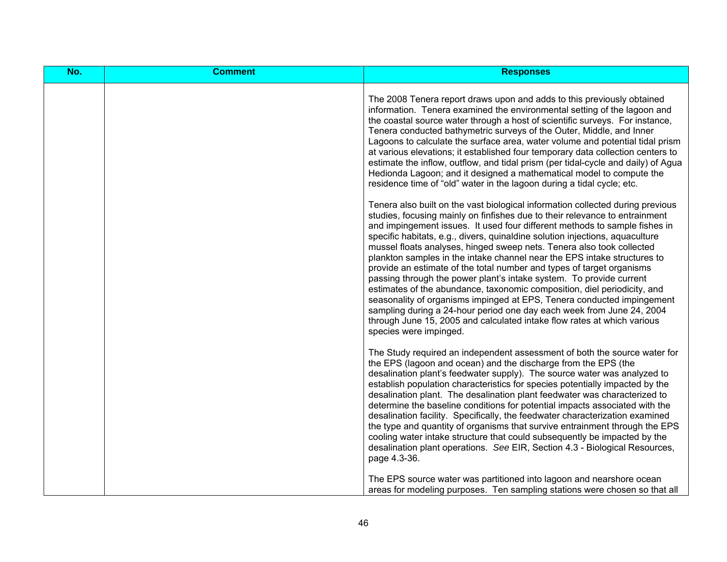| No. | Comment | Responses |
| --- | --- | --- |
| | | The 2008 Tenera report draws upon and adds to this previously obtained information. Tenera examined the environmental setting of the lagoon and the coastal source water through a host of scientific surveys. For instance, Tenera conducted bathymetric surveys of the Outer, Middle, and Inner Lagoons to calculate the surface area, water volume and potential tidal prism at various elevations; it established four temporary data collection centers to estimate the inflow, outflow, and tidal prism (per tidal-cycle and daily) of Agua Hedionda Lagoon; and it designed a mathematical model to compute the residence time of "old" water in the lagoon during a tidal cycle; etc.<br><br>Tenera also built on the vast biological information collected during previous studies, focusing mainly on finfishes due to their relevance to entrainment and impingement issues. It used four different methods to sample fishes in specific habitats, e.g., divers, quinaldine solution injections, aquaculture mussel floats analyses, hinged sweep nets. Tenera also took collected plankton samples in the intake channel near the EPS intake structures to provide an estimate of the total number and types of target organisms passing through the power plant's intake system. To provide current estimates of the abundance, taxonomic composition, diel periodicity, and seasonality of organisms impinged at EPS, Tenera conducted impingement sampling during a 24-hour period one day each week from June 24, 2004 through June 15, 2005 and calculated intake flow rates at which various species were impinged.<br><br>The Study required an independent assessment of both the source water for the EPS (lagoon and ocean) and the discharge from the EPS (the desalination plant's feedwater supply). The source water was analyzed to establish population characteristics for species potentially impacted by the desalination plant. The desalination plant feedwater was characterized to determine the baseline conditions for potential impacts associated with the desalination facility. Specifically, the feedwater characterization examined the type and quantity of organisms that survive entrainment through the EPS cooling water intake structure that could subsequently be impacted by the desalination plant operations. *See* EIR, Section 4.3 - Biological Resources, page 4.3-36.<br><br>The EPS source water was partitioned into lagoon and nearshore ocean areas for modeling purposes. Ten sampling stations were chosen so that all |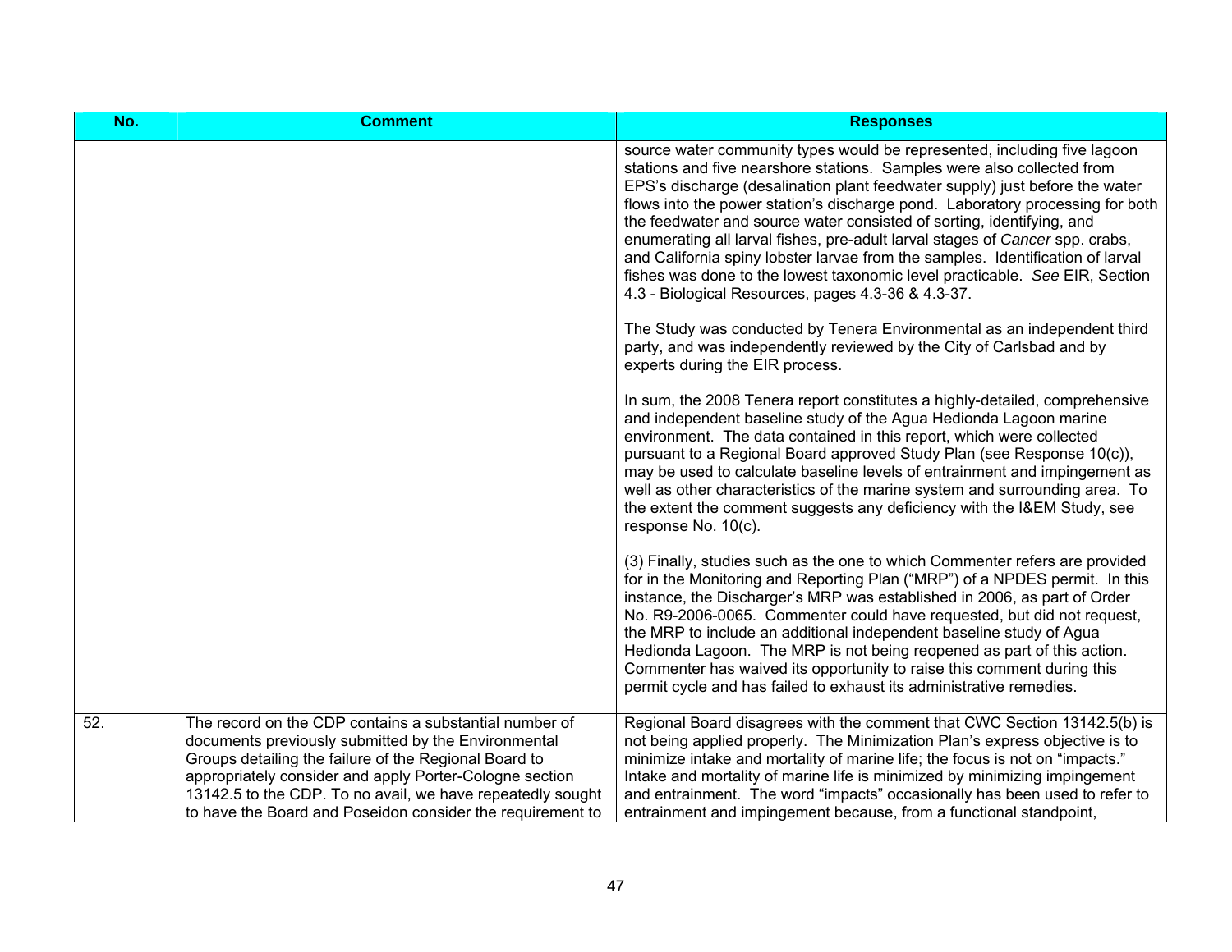| No. | Comment | Responses |
|---|---|---|
| | | source water community types would be represented, including five lagoon stations and five nearshore stations. Samples were also collected from EPS's discharge (desalination plant feedwater supply) just before the water flows into the power station's discharge pond. Laboratory processing for both the feedwater and source water consisted of sorting, identifying, and enumerating all larval fishes, pre-adult larval stages of *Cancer* spp. crabs, and California spiny lobster larvae from the samples. Identification of larval fishes was done to the lowest taxonomic level practicable. *See* EIR, Section 4.3 - Biological Resources, pages 4.3-36 & 4.3-37.<br><br>The Study was conducted by Tenera Environmental as an independent third party, and was independently reviewed by the City of Carlsbad and by experts during the EIR process.<br><br>In sum, the 2008 Tenera report constitutes a highly-detailed, comprehensive and independent baseline study of the Agua Hedionda Lagoon marine environment. The data contained in this report, which were collected pursuant to a Regional Board approved Study Plan (see Response 10(c)), may be used to calculate baseline levels of entrainment and impingement as well as other characteristics of the marine system and surrounding area. To the extent the comment suggests any deficiency with the I&EM Study, see response No. 10(c).<br><br>(3) Finally, studies such as the one to which Commenter refers are provided for in the Monitoring and Reporting Plan ("MRP") of a NPDES permit. In this instance, the Discharger's MRP was established in 2006, as part of Order No. R9-2006-0065. Commenter could have requested, but did not request, the MRP to include an additional independent baseline study of Agua Hedionda Lagoon. The MRP is not being reopened as part of this action. Commenter has waived its opportunity to raise this comment during this permit cycle and has failed to exhaust its administrative remedies. |
| 52. | The record on the CDP contains a substantial number of documents previously submitted by the Environmental Groups detailing the failure of the Regional Board to appropriately consider and apply Porter-Cologne section 13142.5 to the CDP. To no avail, we have repeatedly sought to have the Board and Poseidon consider the requirement to | Regional Board disagrees with the comment that CWC Section 13142.5(b) is not being applied properly. The Minimization Plan's express objective is to minimize intake and mortality of marine life; the focus is not on "impacts." Intake and mortality of marine life is minimized by minimizing impingement and entrainment. The word "impacts" occasionally has been used to refer to entrainment and impingement because, from a functional standpoint, |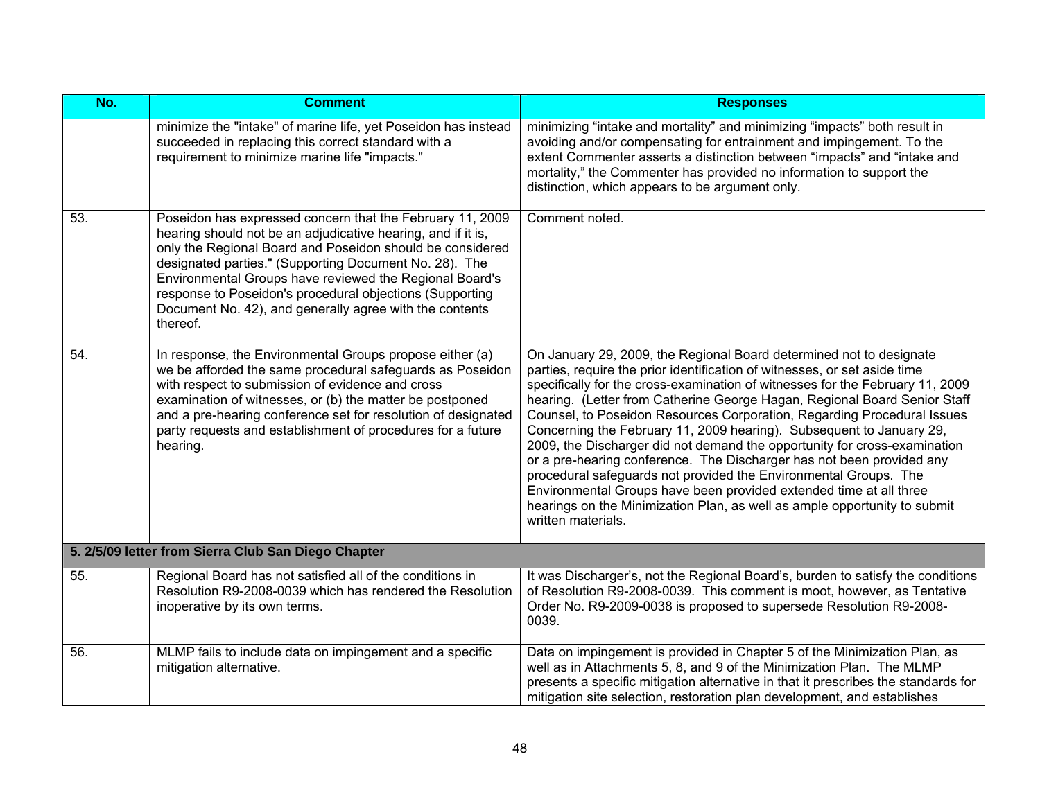| No. | Comment | Responses |
|---|---|---|
| | minimize the "intake" of marine life, yet Poseidon has instead succeeded in replacing this correct standard with a requirement to minimize marine life "impacts." | minimizing “intake and mortality” and minimizing “impacts” both result in avoiding and/or compensating for entrainment and impingement. To the extent Commenter asserts a distinction between “impacts” and “intake and mortality,” the Commenter has provided no information to support the distinction, which appears to be argument only. |
| 53. | Poseidon has expressed concern that the February 11, 2009 hearing should not be an adjudicative hearing, and if it is, only the Regional Board and Poseidon should be considered designated parties." (Supporting Document No. 28). The Environmental Groups have reviewed the Regional Board's response to Poseidon's procedural objections (Supporting Document No. 42), and generally agree with the contents thereof. | Comment noted. |
| 54. | In response, the Environmental Groups propose either (a) we be afforded the same procedural safeguards as Poseidon with respect to submission of evidence and cross examination of witnesses, or (b) the matter be postponed and a pre-hearing conference set for resolution of designated party requests and establishment of procedures for a future hearing. | On January 29, 2009, the Regional Board determined not to designate parties, require the prior identification of witnesses, or set aside time specifically for the cross-examination of witnesses for the February 11, 2009 hearing. (Letter from Catherine George Hagan, Regional Board Senior Staff Counsel, to Poseidon Resources Corporation, Regarding Procedural Issues Concerning the February 11, 2009 hearing). Subsequent to January 29, 2009, the Discharger did not demand the opportunity for cross-examination or a pre-hearing conference. The Discharger has not been provided any procedural safeguards not provided the Environmental Groups. The Environmental Groups have been provided extended time at all three hearings on the Minimization Plan, as well as ample opportunity to submit written materials. |
| **5. 2/5/09 letter from Sierra Club San Diego Chapter** | | |
| 55. | Regional Board has not satisfied all of the conditions in Resolution R9-2008-0039 which has rendered the Resolution inoperative by its own terms. | It was Discharger’s, not the Regional Board’s, burden to satisfy the conditions of Resolution R9-2008-0039. This comment is moot, however, as Tentative Order No. R9-2009-0038 is proposed to supersede Resolution R9-2008-0039. |
| 56. | MLMP fails to include data on impingement and a specific mitigation alternative. | Data on impingement is provided in Chapter 5 of the Minimization Plan, as well as in Attachments 5, 8, and 9 of the Minimization Plan. The MLMP presents a specific mitigation alternative in that it prescribes the standards for mitigation site selection, restoration plan development, and establishes |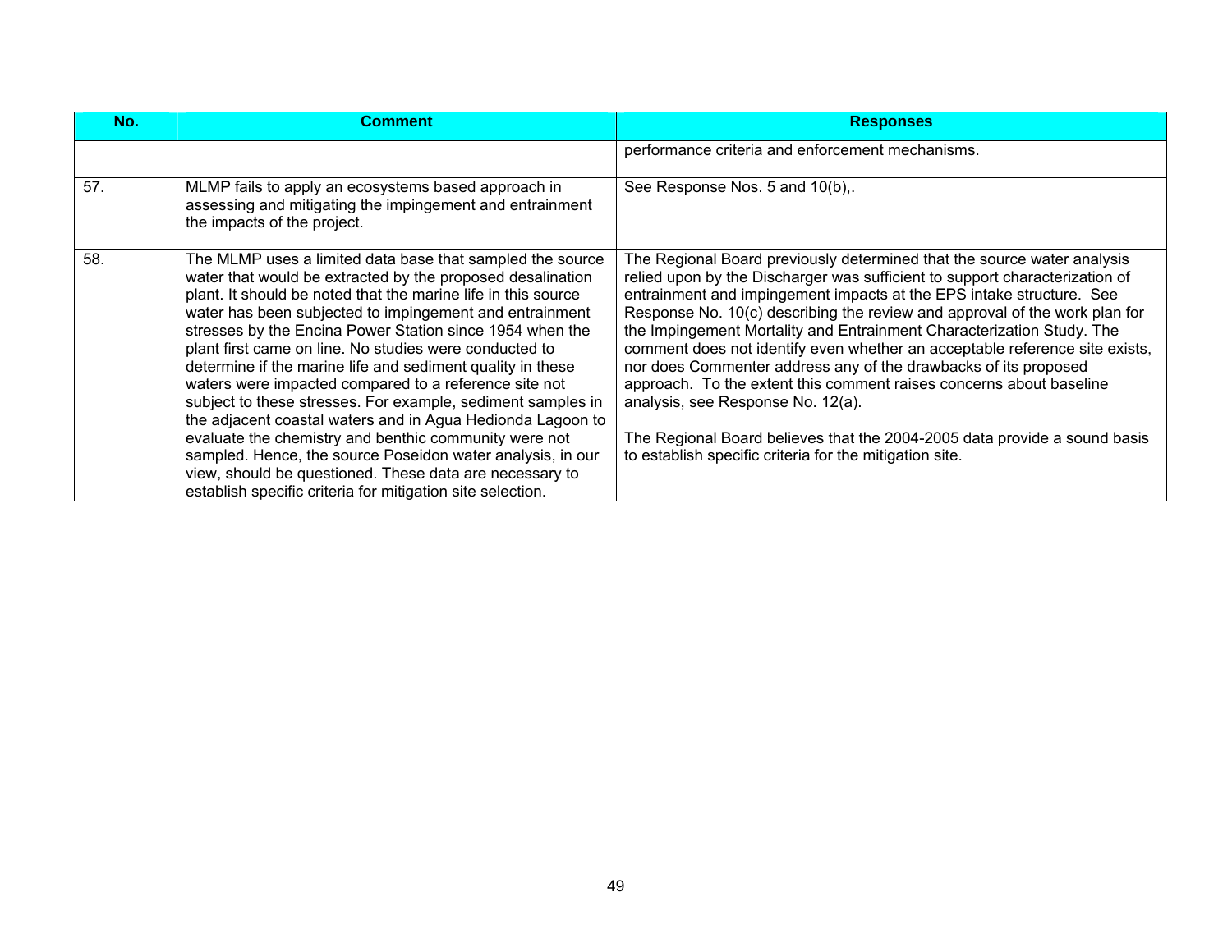| No. | Comment | Responses |
|---|---|---|
| | | performance criteria and enforcement mechanisms. |
| 57. | MLMP fails to apply an ecosystems based approach in assessing and mitigating the impingement and entrainment the impacts of the project. | See Response Nos. 5 and 10(b),. |
| 58. | The MLMP uses a limited data base that sampled the source water that would be extracted by the proposed desalination plant. It should be noted that the marine life in this source water has been subjected to impingement and entrainment stresses by the Encina Power Station since 1954 when the plant first came on line. No studies were conducted to determine if the marine life and sediment quality in these waters were impacted compared to a reference site not subject to these stresses. For example, sediment samples in the adjacent coastal waters and in Agua Hedionda Lagoon to evaluate the chemistry and benthic community were not sampled. Hence, the source Poseidon water analysis, in our view, should be questioned. These data are necessary to establish specific criteria for mitigation site selection. | The Regional Board previously determined that the source water analysis relied upon by the Discharger was sufficient to support characterization of entrainment and impingement impacts at the EPS intake structure. See Response No. 10(c) describing the review and approval of the work plan for the Impingement Mortality and Entrainment Characterization Study. The comment does not identify even whether an acceptable reference site exists, nor does Commenter address any of the drawbacks of its proposed approach. To the extent this comment raises concerns about baseline analysis, see Response No. 12(a).<br><br>The Regional Board believes that the 2004-2005 data provide a sound basis to establish specific criteria for the mitigation site. |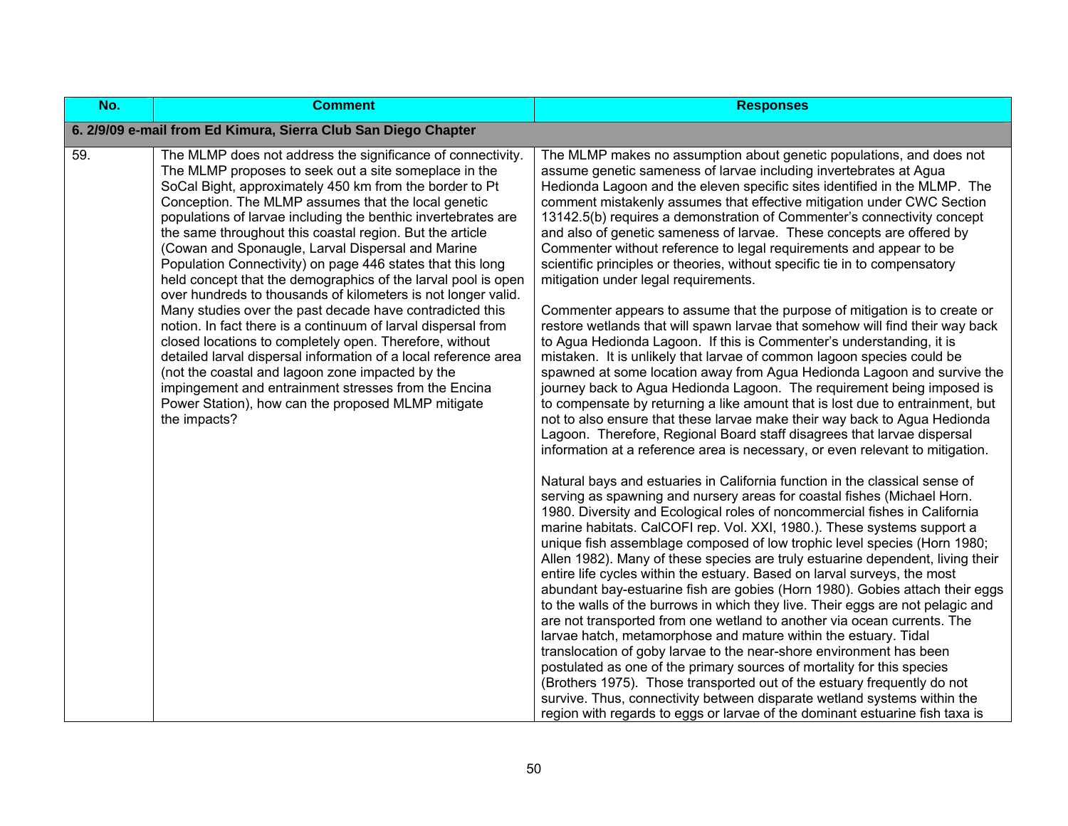| No. | Comment | Responses |
|---|---|---|
| **6. 2/9/09 e-mail from Ed Kimura, Sierra Club San Diego Chapter** | | |
| 59. | The MLMP does not address the significance of connectivity. The MLMP proposes to seek out a site someplace in the SoCal Bight, approximately 450 km from the border to Pt Conception. The MLMP assumes that the local genetic populations of larvae including the benthic invertebrates are the same throughout this coastal region. But the article (Cowan and Sponaugle, Larval Dispersal and Marine Population Connectivity) on page 446 states that this long held concept that the demographics of the larval pool is open over hundreds to thousands of kilometers is not longer valid. Many studies over the past decade have contradicted this notion. In fact there is a continuum of larval dispersal from closed locations to completely open. Therefore, without detailed larval dispersal information of a local reference area (not the coastal and lagoon zone impacted by the impingement and entrainment stresses from the Encina Power Station), how can the proposed MLMP mitigate the impacts? | The MLMP makes no assumption about genetic populations, and does not assume genetic sameness of larvae including invertebrates at Agua Hedionda Lagoon and the eleven specific sites identified in the MLMP. The comment mistakenly assumes that effective mitigation under CWC Section 13142.5(b) requires a demonstration of Commenter's connectivity concept and also of genetic sameness of larvae. These concepts are offered by Commenter without reference to legal requirements and appear to be scientific principles or theories, without specific tie in to compensatory mitigation under legal requirements.<br><br>Commenter appears to assume that the purpose of mitigation is to create or restore wetlands that will spawn larvae that somehow will find their way back to Agua Hedionda Lagoon. If this is Commenter's understanding, it is mistaken. It is unlikely that larvae of common lagoon species could be spawned at some location away from Agua Hedionda Lagoon and survive the journey back to Agua Hedionda Lagoon. The requirement being imposed is to compensate by returning a like amount that is lost due to entrainment, but not to also ensure that these larvae make their way back to Agua Hedionda Lagoon. Therefore, Regional Board staff disagrees that larvae dispersal information at a reference area is necessary, or even relevant to mitigation.<br><br>Natural bays and estuaries in California function in the classical sense of serving as spawning and nursery areas for coastal fishes (Michael Horn. 1980. Diversity and Ecological roles of noncommercial fishes in California marine habitats. CalCOFI rep. Vol. XXI, 1980.). These systems support a unique fish assemblage composed of low trophic level species (Horn 1980; Allen 1982). Many of these species are truly estuarine dependent, living their entire life cycles within the estuary. Based on larval surveys, the most abundant bay-estuarine fish are gobies (Horn 1980). Gobies attach their eggs to the walls of the burrows in which they live. Their eggs are not pelagic and are not transported from one wetland to another via ocean currents. The larvae hatch, metamorphose and mature within the estuary. Tidal translocation of goby larvae to the near-shore environment has been postulated as one of the primary sources of mortality for this species (Brothers 1975). Those transported out of the estuary frequently do not survive. Thus, connectivity between disparate wetland systems within the region with regards to eggs or larvae of the dominant estuarine fish taxa is |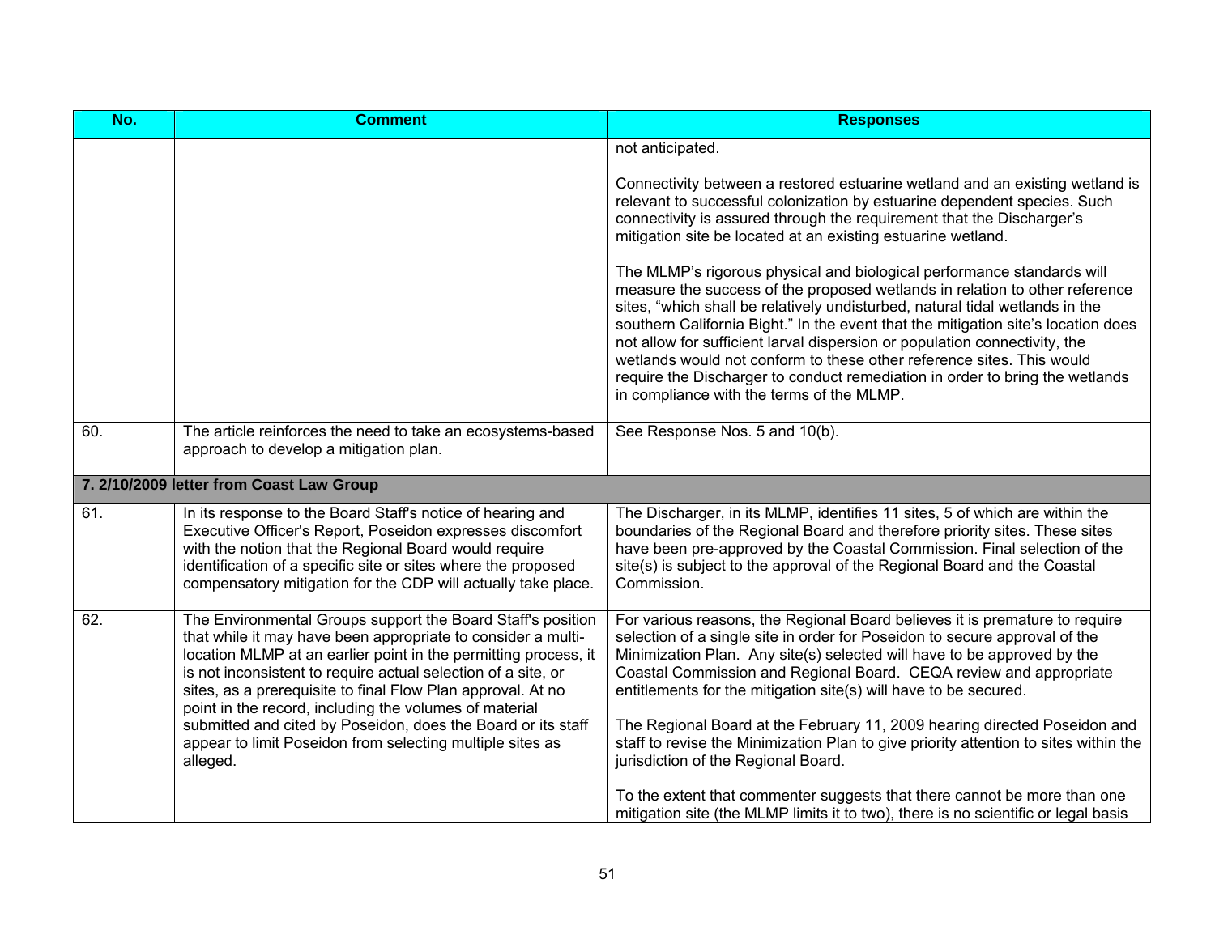| No. | Comment | Responses |
|---|---|---|
| | | not anticipated.<br><br>Connectivity between a restored estuarine wetland and an existing wetland is relevant to successful colonization by estuarine dependent species. Such connectivity is assured through the requirement that the Discharger's mitigation site be located at an existing estuarine wetland.<br><br>The MLMP's rigorous physical and biological performance standards will measure the success of the proposed wetlands in relation to other reference sites, "which shall be relatively undisturbed, natural tidal wetlands in the southern California Bight." In the event that the mitigation site's location does not allow for sufficient larval dispersion or population connectivity, the wetlands would not conform to these other reference sites. This would require the Discharger to conduct remediation in order to bring the wetlands in compliance with the terms of the MLMP. |
| 60. | The article reinforces the need to take an ecosystems-based approach to develop a mitigation plan. | See Response Nos. 5 and 10(b). |
| **7. 2/10/2009 letter from Coast Law Group** | | |
| 61. | In its response to the Board Staff's notice of hearing and Executive Officer's Report, Poseidon expresses discomfort with the notion that the Regional Board would require identification of a specific site or sites where the proposed compensatory mitigation for the CDP will actually take place. | The Discharger, in its MLMP, identifies 11 sites, 5 of which are within the boundaries of the Regional Board and therefore priority sites. These sites have been pre-approved by the Coastal Commission. Final selection of the site(s) is subject to the approval of the Regional Board and the Coastal Commission. |
| 62. | The Environmental Groups support the Board Staff's position that while it may have been appropriate to consider a multi-location MLMP at an earlier point in the permitting process, it is not inconsistent to require actual selection of a site, or sites, as a prerequisite to final Flow Plan approval. At no point in the record, including the volumes of material submitted and cited by Poseidon, does the Board or its staff appear to limit Poseidon from selecting multiple sites as alleged. | For various reasons, the Regional Board believes it is premature to require selection of a single site in order for Poseidon to secure approval of the Minimization Plan. Any site(s) selected will have to be approved by the Coastal Commission and Regional Board. CEQA review and appropriate entitlements for the mitigation site(s) will have to be secured.<br><br>The Regional Board at the February 11, 2009 hearing directed Poseidon and staff to revise the Minimization Plan to give priority attention to sites within the jurisdiction of the Regional Board.<br><br>To the extent that commenter suggests that there cannot be more than one mitigation site (the MLMP limits it to two), there is no scientific or legal basis |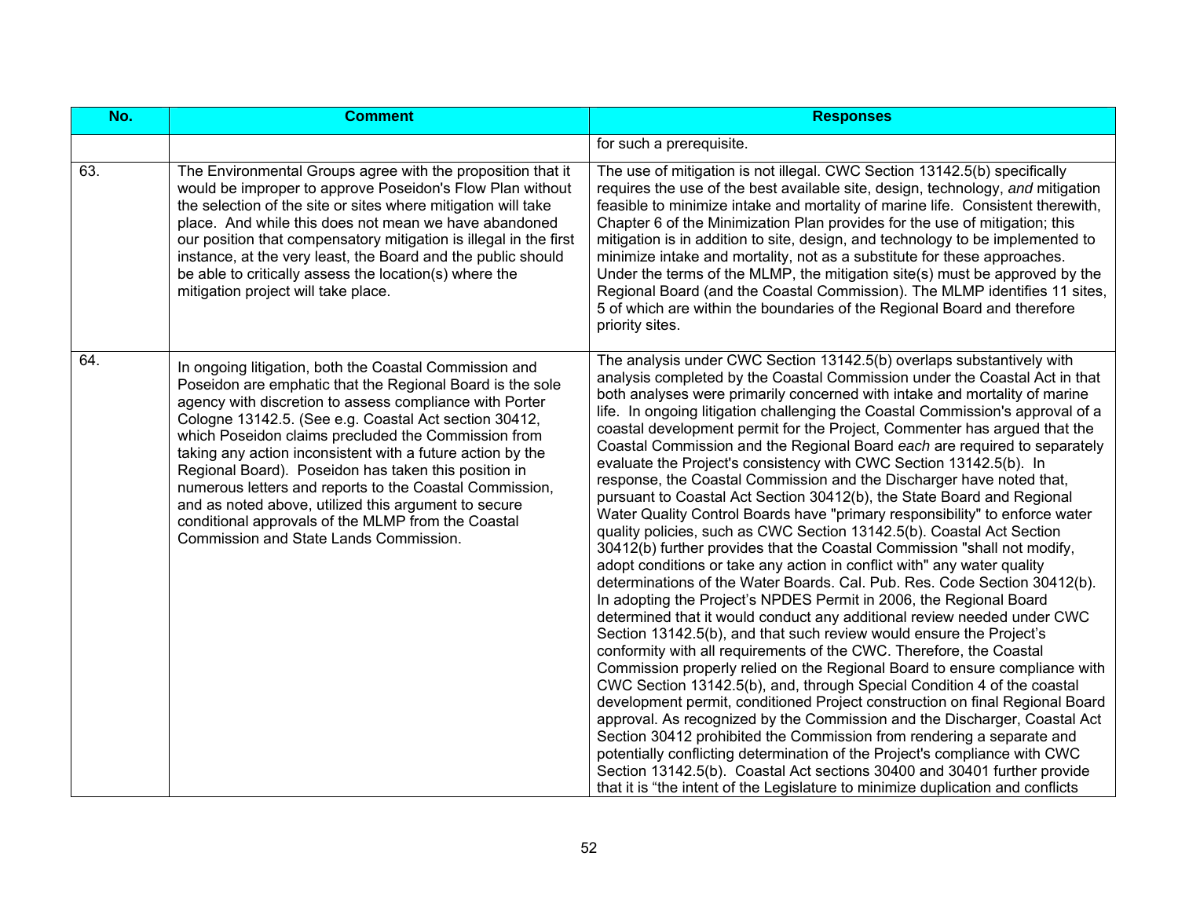| No. | Comment | Responses |
|---|---|---|
| | | for such a prerequisite. |
| 63. | The Environmental Groups agree with the proposition that it would be improper to approve Poseidon's Flow Plan without the selection of the site or sites where mitigation will take place. And while this does not mean we have abandoned our position that compensatory mitigation is illegal in the first instance, at the very least, the Board and the public should be able to critically assess the location(s) where the mitigation project will take place. | The use of mitigation is not illegal. CWC Section 13142.5(b) specifically requires the use of the best available site, design, technology, *and* mitigation feasible to minimize intake and mortality of marine life. Consistent therewith, Chapter 6 of the Minimization Plan provides for the use of mitigation; this mitigation is in addition to site, design, and technology to be implemented to minimize intake and mortality, not as a substitute for these approaches. Under the terms of the MLMP, the mitigation site(s) must be approved by the Regional Board (and the Coastal Commission). The MLMP identifies 11 sites, 5 of which are within the boundaries of the Regional Board and therefore priority sites. |
| 64. | In ongoing litigation, both the Coastal Commission and Poseidon are emphatic that the Regional Board is the sole agency with discretion to assess compliance with Porter Cologne 13142.5. (See e.g. Coastal Act section 30412, which Poseidon claims precluded the Commission from taking any action inconsistent with a future action by the Regional Board). Poseidon has taken this position in numerous letters and reports to the Coastal Commission, and as noted above, utilized this argument to secure conditional approvals of the MLMP from the Coastal Commission and State Lands Commission. | The analysis under CWC Section 13142.5(b) overlaps substantively with analysis completed by the Coastal Commission under the Coastal Act in that both analyses were primarily concerned with intake and mortality of marine life. In ongoing litigation challenging the Coastal Commission's approval of a coastal development permit for the Project, Commenter has argued that the Coastal Commission and the Regional Board *each* are required to separately evaluate the Project's consistency with CWC Section 13142.5(b). In response, the Coastal Commission and the Discharger have noted that, pursuant to Coastal Act Section 30412(b), the State Board and Regional Water Quality Control Boards have "primary responsibility" to enforce water quality policies, such as CWC Section 13142.5(b). Coastal Act Section 30412(b) further provides that the Coastal Commission "shall not modify, adopt conditions or take any action in conflict with" any water quality determinations of the Water Boards. Cal. Pub. Res. Code Section 30412(b). In adopting the Project's NPDES Permit in 2006, the Regional Board determined that it would conduct any additional review needed under CWC Section 13142.5(b), and that such review would ensure the Project's conformity with all requirements of the CWC. Therefore, the Coastal Commission properly relied on the Regional Board to ensure compliance with CWC Section 13142.5(b), and, through Special Condition 4 of the coastal development permit, conditioned Project construction on final Regional Board approval. As recognized by the Commission and the Discharger, Coastal Act Section 30412 prohibited the Commission from rendering a separate and potentially conflicting determination of the Project's compliance with CWC Section 13142.5(b). Coastal Act sections 30400 and 30401 further provide that it is "the intent of the Legislature to minimize duplication and conflicts |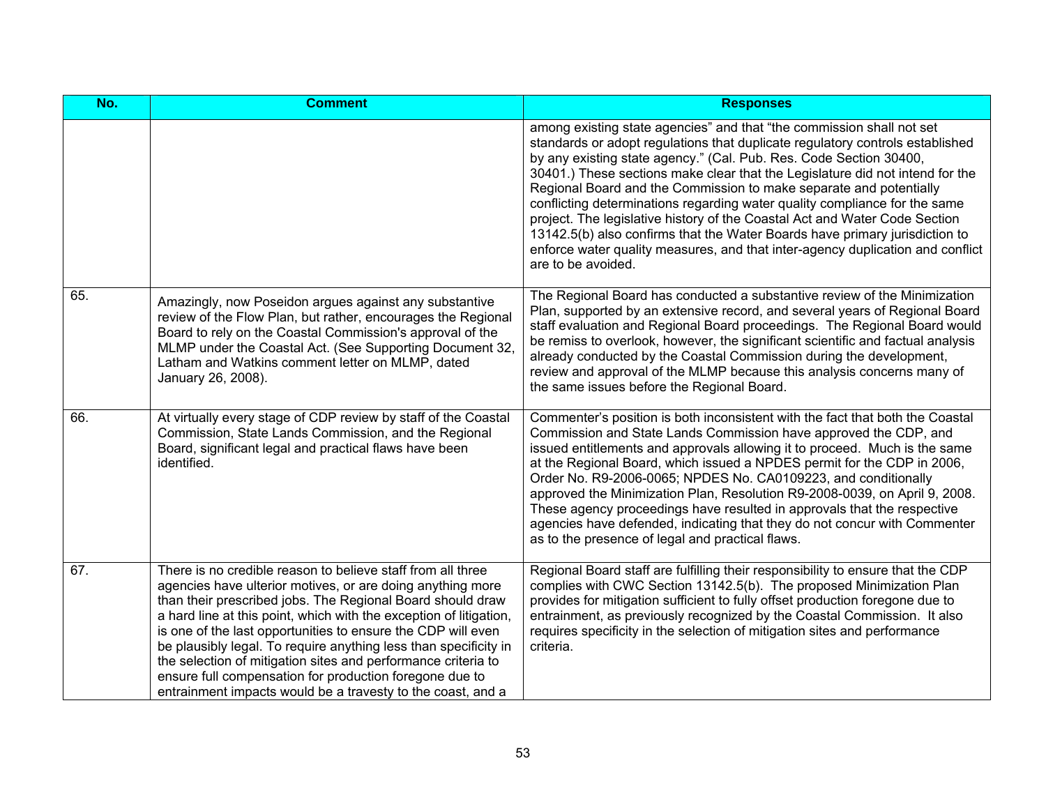| No. | Comment | Responses |
|---|---|---|
| | | among existing state agencies" and that "the commission shall not set standards or adopt regulations that duplicate regulatory controls established by any existing state agency." (Cal. Pub. Res. Code Section 30400, 30401.) These sections make clear that the Legislature did not intend for the Regional Board and the Commission to make separate and potentially conflicting determinations regarding water quality compliance for the same project. The legislative history of the Coastal Act and Water Code Section 13142.5(b) also confirms that the Water Boards have primary jurisdiction to enforce water quality measures, and that inter-agency duplication and conflict are to be avoided. |
| 65. | Amazingly, now Poseidon argues against any substantive review of the Flow Plan, but rather, encourages the Regional Board to rely on the Coastal Commission's approval of the MLMP under the Coastal Act. (See Supporting Document 32, Latham and Watkins comment letter on MLMP, dated January 26, 2008). | The Regional Board has conducted a substantive review of the Minimization Plan, supported by an extensive record, and several years of Regional Board staff evaluation and Regional Board proceedings. The Regional Board would be remiss to overlook, however, the significant scientific and factual analysis already conducted by the Coastal Commission during the development, review and approval of the MLMP because this analysis concerns many of the same issues before the Regional Board. |
| 66. | At virtually every stage of CDP review by staff of the Coastal Commission, State Lands Commission, and the Regional Board, significant legal and practical flaws have been identified. | Commenter's position is both inconsistent with the fact that both the Coastal Commission and State Lands Commission have approved the CDP, and issued entitlements and approvals allowing it to proceed. Much is the same at the Regional Board, which issued a NPDES permit for the CDP in 2006, Order No. R9-2006-0065; NPDES No. CA0109223, and conditionally approved the Minimization Plan, Resolution R9-2008-0039, on April 9, 2008. These agency proceedings have resulted in approvals that the respective agencies have defended, indicating that they do not concur with Commenter as to the presence of legal and practical flaws. |
| 67. | There is no credible reason to believe staff from all three agencies have ulterior motives, or are doing anything more than their prescribed jobs. The Regional Board should draw a hard line at this point, which with the exception of litigation, is one of the last opportunities to ensure the CDP will even be plausibly legal. To require anything less than specificity in the selection of mitigation sites and performance criteria to ensure full compensation for production foregone due to entrainment impacts would be a travesty to the coast, and a | Regional Board staff are fulfilling their responsibility to ensure that the CDP complies with CWC Section 13142.5(b). The proposed Minimization Plan provides for mitigation sufficient to fully offset production foregone due to entrainment, as previously recognized by the Coastal Commission. It also requires specificity in the selection of mitigation sites and performance criteria. |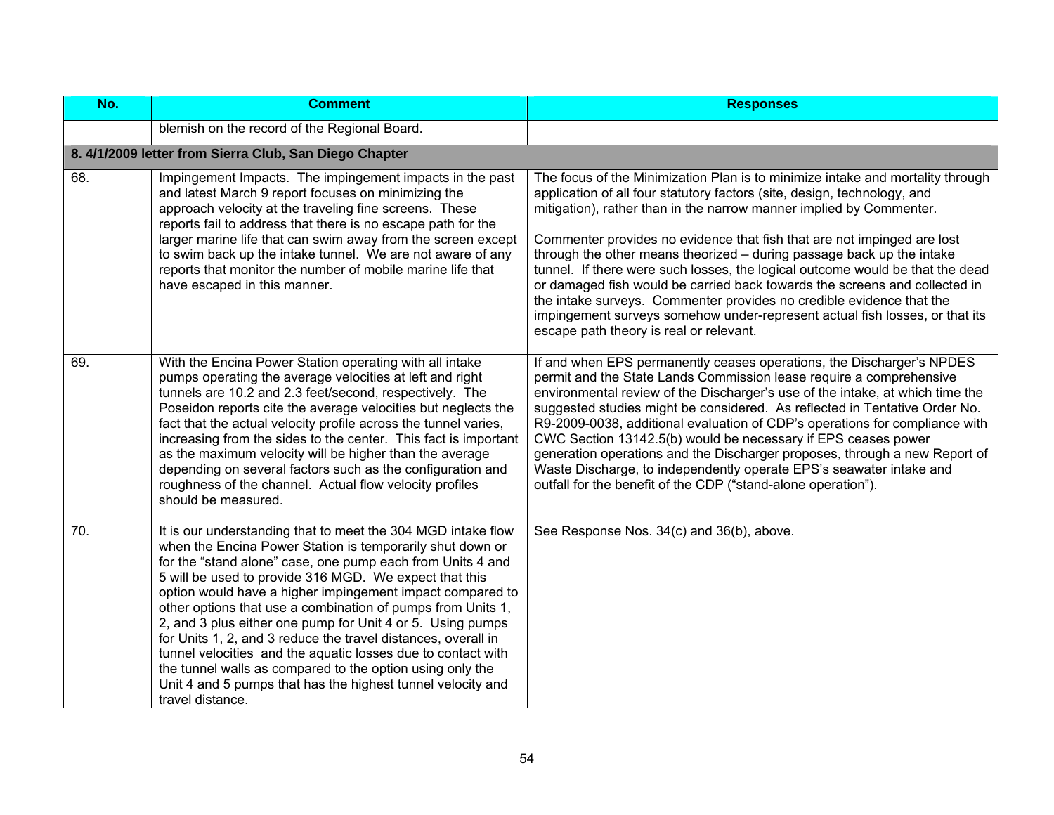| No. | Comment | Responses |
|---|---|---|
| | blemish on the record of the Regional Board. | |
| **8. 4/1/2009 letter from Sierra Club, San Diego Chapter** | | |
| 68. | Impingement Impacts. The impingement impacts in the past and latest March 9 report focuses on minimizing the approach velocity at the traveling fine screens. These reports fail to address that there is no escape path for the larger marine life that can swim away from the screen except to swim back up the intake tunnel. We are not aware of any reports that monitor the number of mobile marine life that have escaped in this manner. | The focus of the Minimization Plan is to minimize intake and mortality through application of all four statutory factors (site, design, technology, and mitigation), rather than in the narrow manner implied by Commenter.<br><br>Commenter provides no evidence that fish that are not impinged are lost through the other means theorized – during passage back up the intake tunnel. If there were such losses, the logical outcome would be that the dead or damaged fish would be carried back towards the screens and collected in the intake surveys. Commenter provides no credible evidence that the impingement surveys somehow under-represent actual fish losses, or that its escape path theory is real or relevant. |
| 69. | With the Encina Power Station operating with all intake pumps operating the average velocities at left and right tunnels are 10.2 and 2.3 feet/second, respectively. The Poseidon reports cite the average velocities but neglects the fact that the actual velocity profile across the tunnel varies, increasing from the sides to the center. This fact is important as the maximum velocity will be higher than the average depending on several factors such as the configuration and roughness of the channel. Actual flow velocity profiles should be measured. | If and when EPS permanently ceases operations, the Discharger's NPDES permit and the State Lands Commission lease require a comprehensive environmental review of the Discharger's use of the intake, at which time the suggested studies might be considered. As reflected in Tentative Order No. R9-2009-0038, additional evaluation of CDP's operations for compliance with CWC Section 13142.5(b) would be necessary if EPS ceases power generation operations and the Discharger proposes, through a new Report of Waste Discharge, to independently operate EPS's seawater intake and outfall for the benefit of the CDP ("stand-alone operation"). |
| 70. | It is our understanding that to meet the 304 MGD intake flow when the Encina Power Station is temporarily shut down or for the "stand alone" case, one pump each from Units 4 and 5 will be used to provide 316 MGD. We expect that this option would have a higher impingement impact compared to other options that use a combination of pumps from Units 1, 2, and 3 plus either one pump for Unit 4 or 5. Using pumps for Units 1, 2, and 3 reduce the travel distances, overall in tunnel velocities and the aquatic losses due to contact with the tunnel walls as compared to the option using only the Unit 4 and 5 pumps that has the highest tunnel velocity and travel distance. | See Response Nos. 34(c) and 36(b), above. |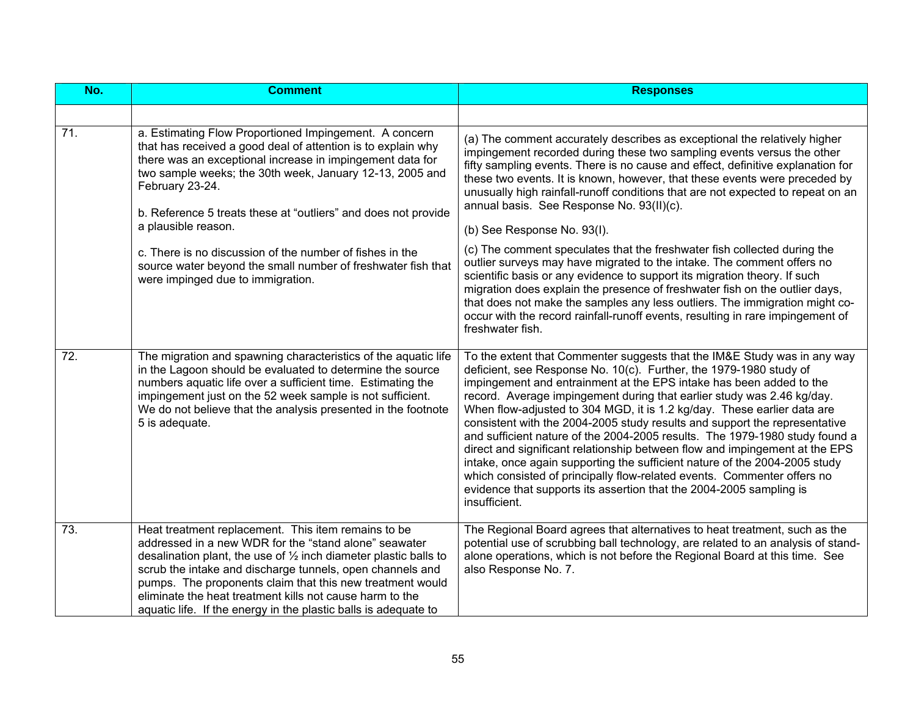| No. | Comment | Responses |
|---|---|---|
| | | |
| 71. | a. Estimating Flow Proportioned Impingement. A concern that has received a good deal of attention is to explain why there was an exceptional increase in impingement data for two sample weeks; the 30th week, January 12-13, 2005 and February 23-24.<br><br>b. Reference 5 treats these at "outliers" and does not provide a plausible reason.<br><br>c. There is no discussion of the number of fishes in the source water beyond the small number of freshwater fish that were impinged due to immigration. | (a) The comment accurately describes as exceptional the relatively higher impingement recorded during these two sampling events versus the other fifty sampling events. There is no cause and effect, definitive explanation for these two events. It is known, however, that these events were preceded by unusually high rainfall-runoff conditions that are not expected to repeat on an annual basis. See Response No. 93(II)(c).<br><br>(b) See Response No. 93(I).<br><br>(c) The comment speculates that the freshwater fish collected during the outlier surveys may have migrated to the intake. The comment offers no scientific basis or any evidence to support its migration theory. If such migration does explain the presence of freshwater fish on the outlier days, that does not make the samples any less outliers. The immigration might co-occur with the record rainfall-runoff events, resulting in rare impingement of freshwater fish. |
| 72. | The migration and spawning characteristics of the aquatic life in the Lagoon should be evaluated to determine the source numbers aquatic life over a sufficient time. Estimating the impingement just on the 52 week sample is not sufficient. We do not believe that the analysis presented in the footnote 5 is adequate. | To the extent that Commenter suggests that the IM&E Study was in any way deficient, see Response No. 10(c). Further, the 1979-1980 study of impingement and entrainment at the EPS intake has been added to the record. Average impingement during that earlier study was 2.46 kg/day. When flow-adjusted to 304 MGD, it is 1.2 kg/day. These earlier data are consistent with the 2004-2005 study results and support the representative and sufficient nature of the 2004-2005 results. The 1979-1980 study found a direct and significant relationship between flow and impingement at the EPS intake, once again supporting the sufficient nature of the 2004-2005 study which consisted of principally flow-related events. Commenter offers no evidence that supports its assertion that the 2004-2005 sampling is insufficient. |
| 73. | Heat treatment replacement. This item remains to be addressed in a new WDR for the "stand alone" seawater desalination plant, the use of ½ inch diameter plastic balls to scrub the intake and discharge tunnels, open channels and pumps. The proponents claim that this new treatment would eliminate the heat treatment kills not cause harm to the aquatic life. If the energy in the plastic balls is adequate to | The Regional Board agrees that alternatives to heat treatment, such as the potential use of scrubbing ball technology, are related to an analysis of stand-alone operations, which is not before the Regional Board at this time. See also Response No. 7. |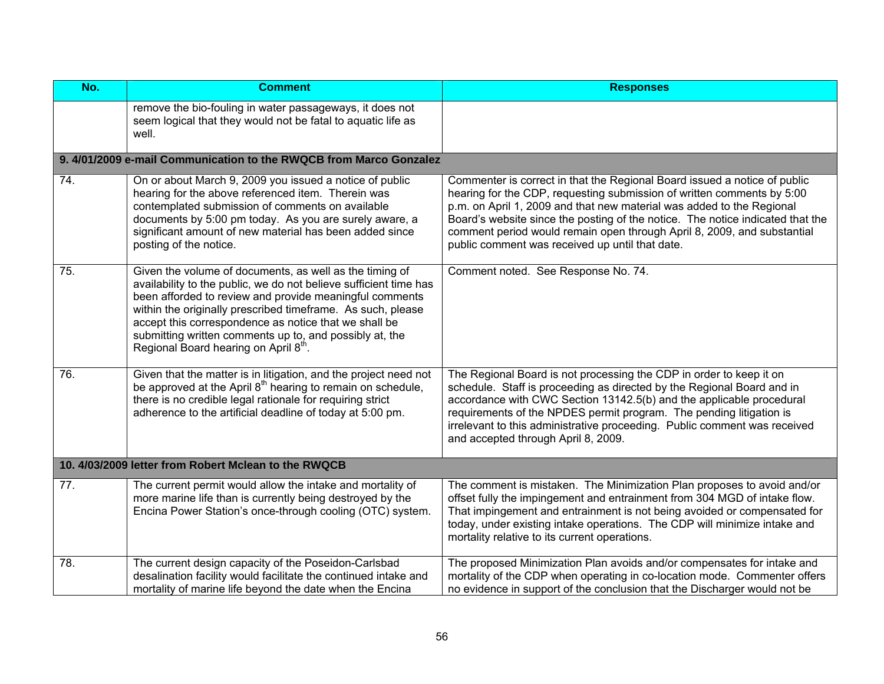| No. | Comment | Responses |
| --- | --- | --- |
| | remove the bio-fouling in water passageways, it does not seem logical that they would not be fatal to aquatic life as well. | |
| **9. 4/01/2009 e-mail Communication to the RWQCB from Marco Gonzalez** | | |
| 74. | On or about March 9, 2009 you issued a notice of public hearing for the above referenced item. Therein was contemplated submission of comments on available documents by 5:00 pm today. As you are surely aware, a significant amount of new material has been added since posting of the notice. | Commenter is correct in that the Regional Board issued a notice of public hearing for the CDP, requesting submission of written comments by 5:00 p.m. on April 1, 2009 and that new material was added to the Regional Board's website since the posting of the notice. The notice indicated that the comment period would remain open through April 8, 2009, and substantial public comment was received up until that date. |
| 75. | Given the volume of documents, as well as the timing of availability to the public, we do not believe sufficient time has been afforded to review and provide meaningful comments within the originally prescribed timeframe. As such, please accept this correspondence as notice that we shall be submitting written comments up to, and possibly at, the Regional Board hearing on April 8th. | Comment noted. See Response No. 74. |
| 76. | Given that the matter is in litigation, and the project need not be approved at the April 8th hearing to remain on schedule, there is no credible legal rationale for requiring strict adherence to the artificial deadline of today at 5:00 pm. | The Regional Board is not processing the CDP in order to keep it on schedule. Staff is proceeding as directed by the Regional Board and in accordance with CWC Section 13142.5(b) and the applicable procedural requirements of the NPDES permit program. The pending litigation is irrelevant to this administrative proceeding. Public comment was received and accepted through April 8, 2009. |
| **10. 4/03/2009 letter from Robert Mclean to the RWQCB** | | |
| 77. | The current permit would allow the intake and mortality of more marine life than is currently being destroyed by the Encina Power Station's once-through cooling (OTC) system. | The comment is mistaken. The Minimization Plan proposes to avoid and/or offset fully the impingement and entrainment from 304 MGD of intake flow. That impingement and entrainment is not being avoided or compensated for today, under existing intake operations. The CDP will minimize intake and mortality relative to its current operations. |
| 78. | The current design capacity of the Poseidon-Carlsbad desalination facility would facilitate the continued intake and mortality of marine life beyond the date when the Encina | The proposed Minimization Plan avoids and/or compensates for intake and mortality of the CDP when operating in co-location mode. Commenter offers no evidence in support of the conclusion that the Discharger would not be |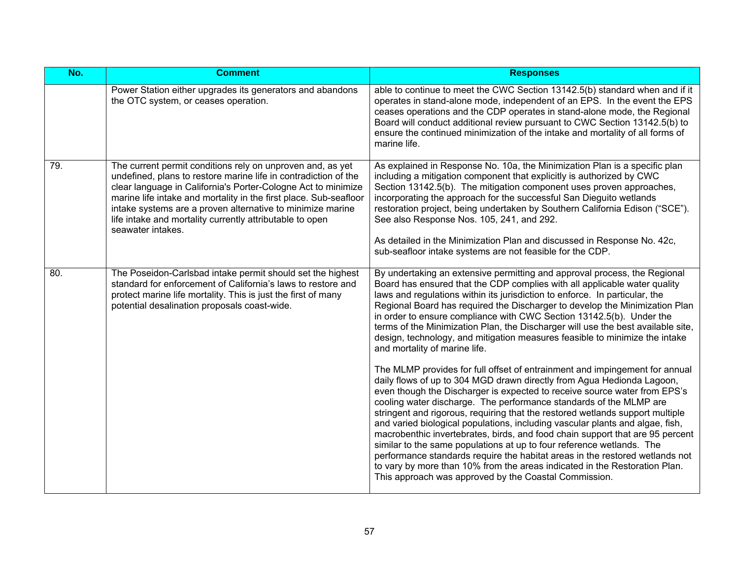| No. | Comment | Responses |
| --- | --- | --- |
| | Power Station either upgrades its generators and abandons the OTC system, or ceases operation. | able to continue to meet the CWC Section 13142.5(b) standard when and if it operates in stand-alone mode, independent of an EPS. In the event the EPS ceases operations and the CDP operates in stand-alone mode, the Regional Board will conduct additional review pursuant to CWC Section 13142.5(b) to ensure the continued minimization of the intake and mortality of all forms of marine life. |
| 79. | The current permit conditions rely on unproven and, as yet undefined, plans to restore marine life in contradiction of the clear language in California's Porter-Cologne Act to minimize marine life intake and mortality in the first place. Sub-seafloor intake systems are a proven alternative to minimize marine life intake and mortality currently attributable to open seawater intakes. | As explained in Response No. 10a, the Minimization Plan is a specific plan including a mitigation component that explicitly is authorized by CWC Section 13142.5(b). The mitigation component uses proven approaches, incorporating the approach for the successful San Dieguito wetlands restoration project, being undertaken by Southern California Edison ("SCE"). See also Response Nos. 105, 241, and 292.<br><br>As detailed in the Minimization Plan and discussed in Response No. 42c, sub-seafloor intake systems are not feasible for the CDP. |
| 80. | The Poseidon-Carlsbad intake permit should set the highest standard for enforcement of California's laws to restore and protect marine life mortality. This is just the first of many potential desalination proposals coast-wide. | By undertaking an extensive permitting and approval process, the Regional Board has ensured that the CDP complies with all applicable water quality laws and regulations within its jurisdiction to enforce. In particular, the Regional Board has required the Discharger to develop the Minimization Plan in order to ensure compliance with CWC Section 13142.5(b). Under the terms of the Minimization Plan, the Discharger will use the best available site, design, technology, and mitigation measures feasible to minimize the intake and mortality of marine life.<br><br>The MLMP provides for full offset of entrainment and impingement for annual daily flows of up to 304 MGD drawn directly from Agua Hedionda Lagoon, even though the Discharger is expected to receive source water from EPS's cooling water discharge. The performance standards of the MLMP are stringent and rigorous, requiring that the restored wetlands support multiple and varied biological populations, including vascular plants and algae, fish, macrobenthic invertebrates, birds, and food chain support that are 95 percent similar to the same populations at up to four reference wetlands. The performance standards require the habitat areas in the restored wetlands not to vary by more than 10% from the areas indicated in the Restoration Plan. This approach was approved by the Coastal Commission. |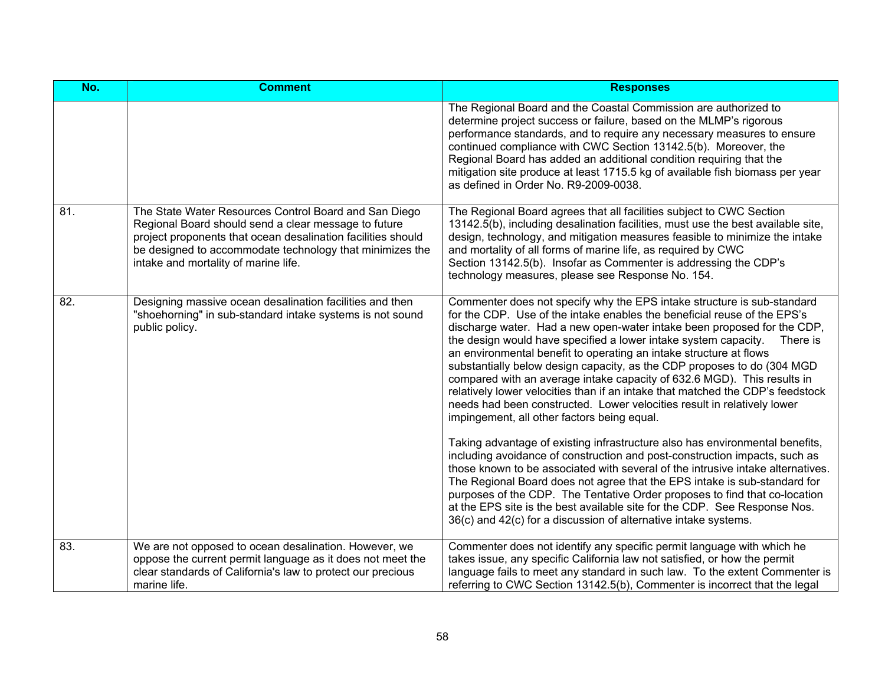| No. | Comment | Responses |
| --- | --- | --- |
| | | The Regional Board and the Coastal Commission are authorized to determine project success or failure, based on the MLMP's rigorous performance standards, and to require any necessary measures to ensure continued compliance with CWC Section 13142.5(b). Moreover, the Regional Board has added an additional condition requiring that the mitigation site produce at least 1715.5 kg of available fish biomass per year as defined in Order No. R9-2009-0038. |
| 81. | The State Water Resources Control Board and San Diego Regional Board should send a clear message to future project proponents that ocean desalination facilities should be designed to accommodate technology that minimizes the intake and mortality of marine life. | The Regional Board agrees that all facilities subject to CWC Section 13142.5(b), including desalination facilities, must use the best available site, design, technology, and mitigation measures feasible to minimize the intake and mortality of all forms of marine life, as required by CWC Section 13142.5(b). Insofar as Commenter is addressing the CDP's technology measures, please see Response No. 154. |
| 82. | Designing massive ocean desalination facilities and then "shoehorning" in sub-standard intake systems is not sound public policy. | Commenter does not specify why the EPS intake structure is sub-standard for the CDP. Use of the intake enables the beneficial reuse of the EPS's discharge water. Had a new open-water intake been proposed for the CDP, the design would have specified a lower intake system capacity. There is an environmental benefit to operating an intake structure at flows substantially below design capacity, as the CDP proposes to do (304 MGD compared with an average intake capacity of 632.6 MGD). This results in relatively lower velocities than if an intake that matched the CDP's feedstock needs had been constructed. Lower velocities result in relatively lower impingement, all other factors being equal.<br><br>Taking advantage of existing infrastructure also has environmental benefits, including avoidance of construction and post-construction impacts, such as those known to be associated with several of the intrusive intake alternatives. The Regional Board does not agree that the EPS intake is sub-standard for purposes of the CDP. The Tentative Order proposes to find that co-location at the EPS site is the best available site for the CDP. See Response Nos. 36(c) and 42(c) for a discussion of alternative intake systems. |
| 83. | We are not opposed to ocean desalination. However, we oppose the current permit language as it does not meet the clear standards of California's law to protect our precious marine life. | Commenter does not identify any specific permit language with which he takes issue, any specific California law not satisfied, or how the permit language fails to meet any standard in such law. To the extent Commenter is referring to CWC Section 13142.5(b), Commenter is incorrect that the legal |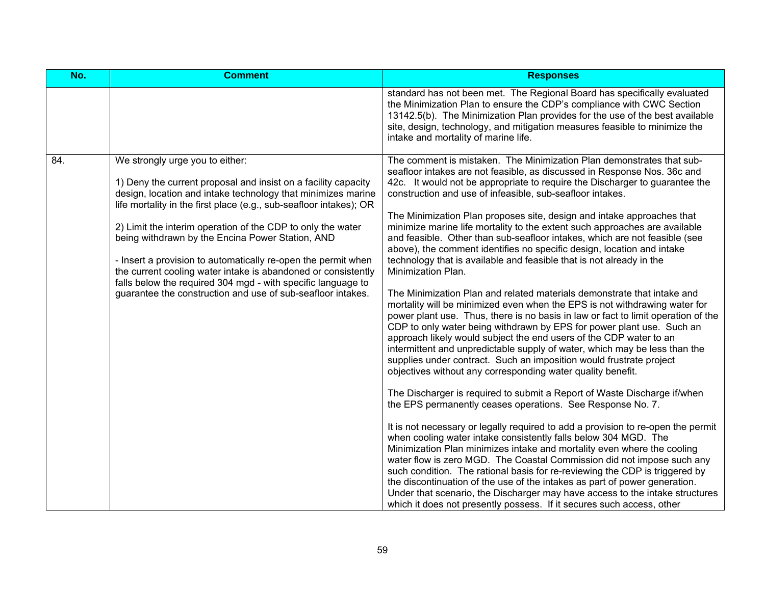| No. | Comment | Responses |
|---|---|---|
| | | standard has not been met. The Regional Board has specifically evaluated the Minimization Plan to ensure the CDP's compliance with CWC Section 13142.5(b). The Minimization Plan provides for the use of the best available site, design, technology, and mitigation measures feasible to minimize the intake and mortality of marine life. |
| 84. | We strongly urge you to either:<br><br>1) Deny the current proposal and insist on a facility capacity design, location and intake technology that minimizes marine life mortality in the first place (e.g., sub-seafloor intakes); OR<br><br>2) Limit the interim operation of the CDP to only the water being withdrawn by the Encina Power Station, AND<br><br>- Insert a provision to automatically re-open the permit when the current cooling water intake is abandoned or consistently falls below the required 304 mgd - with specific language to guarantee the construction and use of sub-seafloor intakes. | The comment is mistaken. The Minimization Plan demonstrates that sub-seafloor intakes are not feasible, as discussed in Response Nos. 36c and 42c. It would not be appropriate to require the Discharger to guarantee the construction and use of infeasible, sub-seafloor intakes.<br><br>The Minimization Plan proposes site, design and intake approaches that minimize marine life mortality to the extent such approaches are available and feasible. Other than sub-seafloor intakes, which are not feasible (see above), the comment identifies no specific design, location and intake technology that is available and feasible that is not already in the Minimization Plan.<br><br>The Minimization Plan and related materials demonstrate that intake and mortality will be minimized even when the EPS is not withdrawing water for power plant use. Thus, there is no basis in law or fact to limit operation of the CDP to only water being withdrawn by EPS for power plant use. Such an approach likely would subject the end users of the CDP water to an intermittent and unpredictable supply of water, which may be less than the supplies under contract. Such an imposition would frustrate project objectives without any corresponding water quality benefit.<br><br>The Discharger is required to submit a Report of Waste Discharge if/when the EPS permanently ceases operations. See Response No. 7.<br><br>It is not necessary or legally required to add a provision to re-open the permit when cooling water intake consistently falls below 304 MGD. The Minimization Plan minimizes intake and mortality even where the cooling water flow is zero MGD. The Coastal Commission did not impose such any such condition. The rational basis for re-reviewing the CDP is triggered by the discontinuation of the use of the intakes as part of power generation. Under that scenario, the Discharger may have access to the intake structures which it does not presently possess. If it secures such access, other |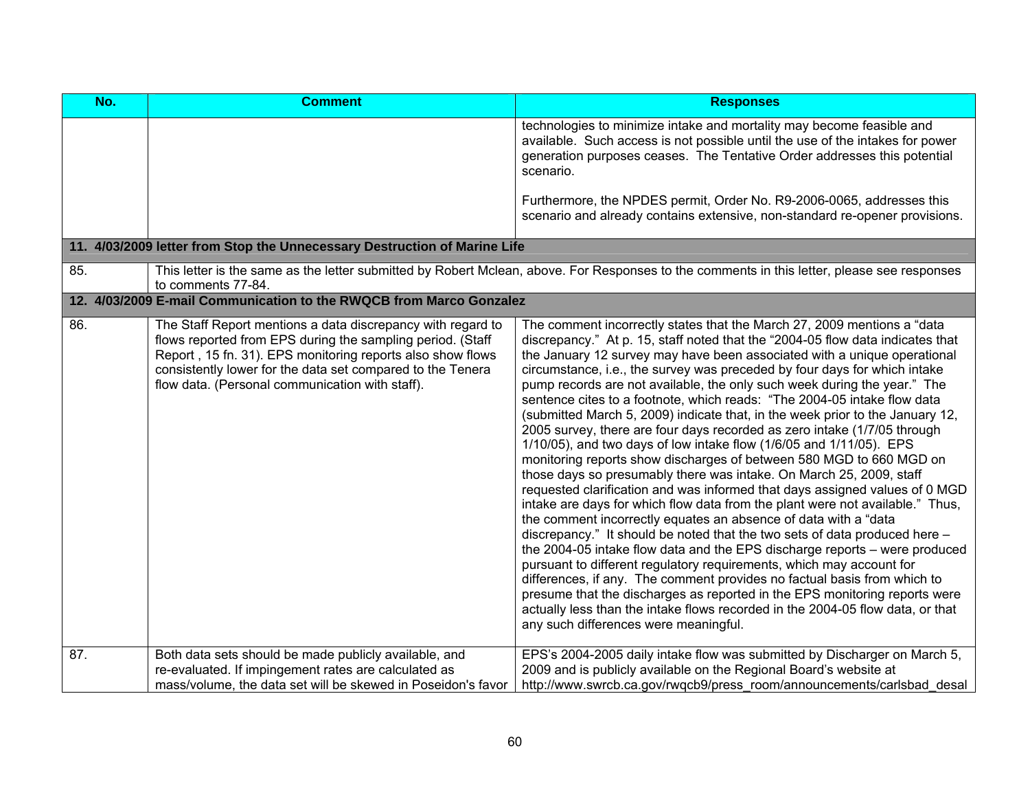| No. | Comment | Responses |
|---|---|---|
| | | technologies to minimize intake and mortality may become feasible and available. Such access is not possible until the use of the intakes for power generation purposes ceases. The Tentative Order addresses this potential scenario.<br><br>Furthermore, the NPDES permit, Order No. R9-2006-0065, addresses this scenario and already contains extensive, non-standard re-opener provisions. |
| **11. 4/03/2009 letter from Stop the Unnecessary Destruction of Marine Life** | | |
| 85. | This letter is the same as the letter submitted by Robert Mclean, above. For Responses to the comments in this letter, please see responses to comments 77-84. | |
| **12. 4/03/2009 E-mail Communication to the RWQCB from Marco Gonzalez** | | |
| 86. | The Staff Report mentions a data discrepancy with regard to flows reported from EPS during the sampling period. (Staff Report , 15 fn. 31). EPS monitoring reports also show flows consistently lower for the data set compared to the Tenera flow data. (Personal communication with staff). | The comment incorrectly states that the March 27, 2009 mentions a "data discrepancy." At p. 15, staff noted that the "2004-05 flow data indicates that the January 12 survey may have been associated with a unique operational circumstance, i.e., the survey was preceded by four days for which intake pump records are not available, the only such week during the year." The sentence cites to a footnote, which reads: "The 2004-05 intake flow data (submitted March 5, 2009) indicate that, in the week prior to the January 12, 2005 survey, there are four days recorded as zero intake (1/7/05 through 1/10/05), and two days of low intake flow (1/6/05 and 1/11/05). EPS monitoring reports show discharges of between 580 MGD to 660 MGD on those days so presumably there was intake. On March 25, 2009, staff requested clarification and was informed that days assigned values of 0 MGD intake are days for which flow data from the plant were not available." Thus, the comment incorrectly equates an absence of data with a "data discrepancy." It should be noted that the two sets of data produced here – the 2004-05 intake flow data and the EPS discharge reports – were produced pursuant to different regulatory requirements, which may account for differences, if any. The comment provides no factual basis from which to presume that the discharges as reported in the EPS monitoring reports were actually less than the intake flows recorded in the 2004-05 flow data, or that any such differences were meaningful. |
| 87. | Both data sets should be made publicly available, and re-evaluated. If impingement rates are calculated as mass/volume, the data set will be skewed in Poseidon's favor | EPS's 2004-2005 daily intake flow was submitted by Discharger on March 5, 2009 and is publicly available on the Regional Board's website at http://www.swrcb.ca.gov/rwqcb9/press_room/announcements/carlsbad_desal |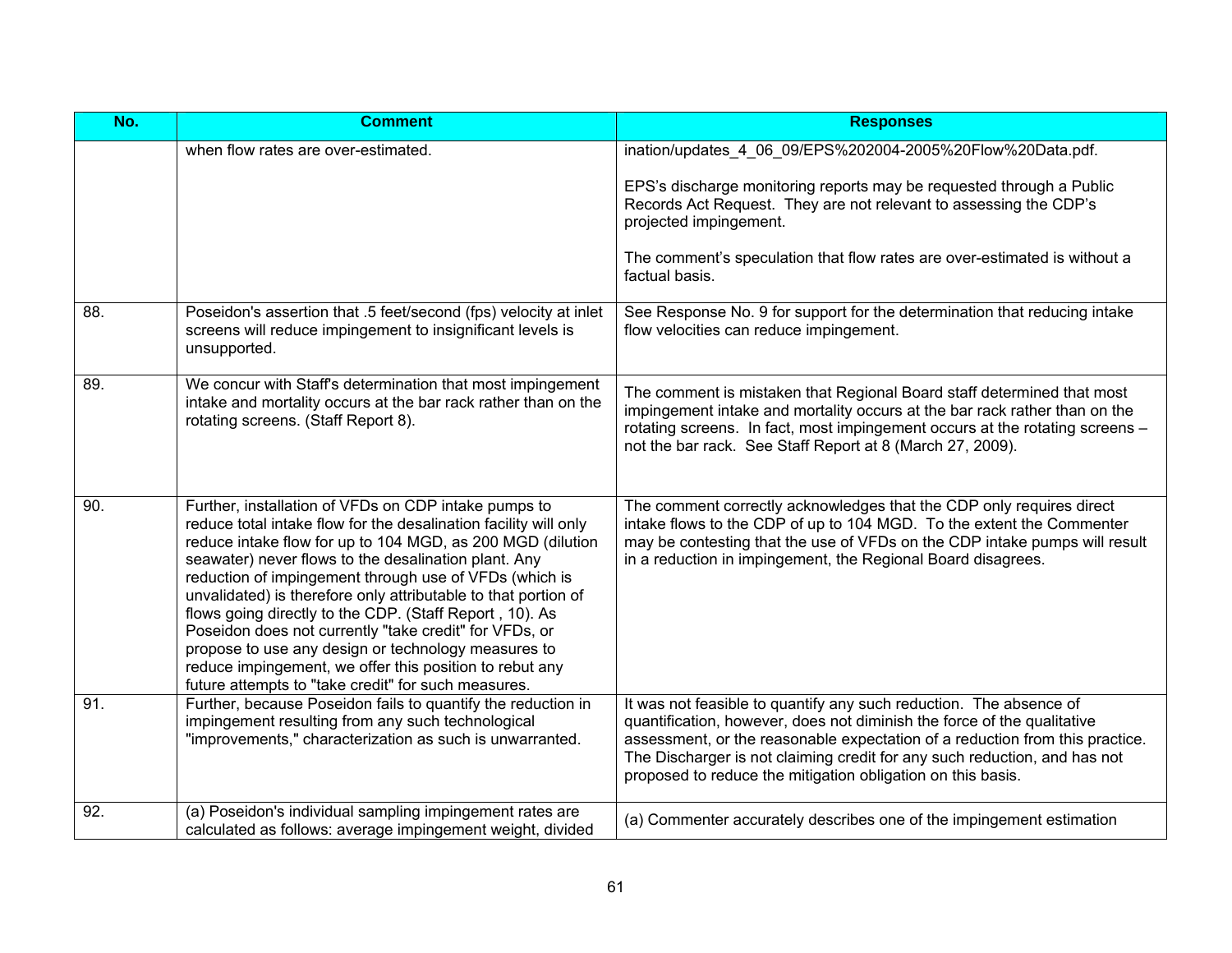| No. | Comment | Responses |
|---|---|---|
| | when flow rates are over-estimated. | ination/updates_4_06_09/EPS%202004-2005%20Flow%20Data.pdf.<br><br>EPS's discharge monitoring reports may be requested through a Public Records Act Request. They are not relevant to assessing the CDP's projected impingement.<br><br>The comment's speculation that flow rates are over-estimated is without a factual basis. |
| 88. | Poseidon's assertion that .5 feet/second (fps) velocity at inlet screens will reduce impingement to insignificant levels is unsupported. | See Response No. 9 for support for the determination that reducing intake flow velocities can reduce impingement. |
| 89. | We concur with Staff's determination that most impingement intake and mortality occurs at the bar rack rather than on the rotating screens. (Staff Report 8). | The comment is mistaken that Regional Board staff determined that most impingement intake and mortality occurs at the bar rack rather than on the rotating screens. In fact, most impingement occurs at the rotating screens – not the bar rack. See Staff Report at 8 (March 27, 2009). |
| 90. | Further, installation of VFDs on CDP intake pumps to reduce total intake flow for the desalination facility will only reduce intake flow for up to 104 MGD, as 200 MGD (dilution seawater) never flows to the desalination plant. Any reduction of impingement through use of VFDs (which is unvalidated) is therefore only attributable to that portion of flows going directly to the CDP. (Staff Report , 10). As Poseidon does not currently "take credit" for VFDs, or propose to use any design or technology measures to reduce impingement, we offer this position to rebut any future attempts to "take credit" for such measures. | The comment correctly acknowledges that the CDP only requires direct intake flows to the CDP of up to 104 MGD. To the extent the Commenter may be contesting that the use of VFDs on the CDP intake pumps will result in a reduction in impingement, the Regional Board disagrees. |
| 91. | Further, because Poseidon fails to quantify the reduction in impingement resulting from any such technological "improvements," characterization as such is unwarranted. | It was not feasible to quantify any such reduction. The absence of quantification, however, does not diminish the force of the qualitative assessment, or the reasonable expectation of a reduction from this practice. The Discharger is not claiming credit for any such reduction, and has not proposed to reduce the mitigation obligation on this basis. |
| 92. | (a) Poseidon's individual sampling impingement rates are calculated as follows: average impingement weight, divided | (a) Commenter accurately describes one of the impingement estimation |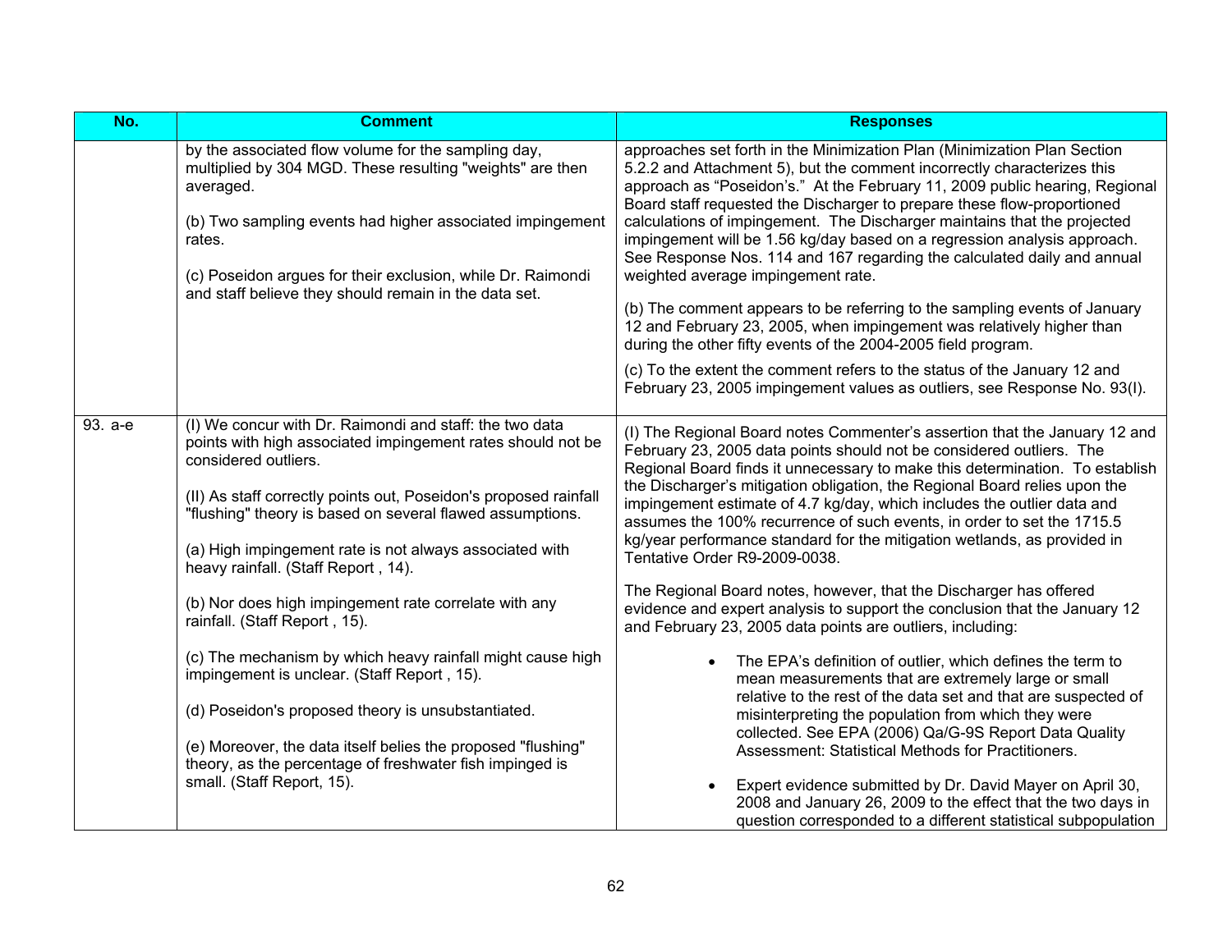| No. | Comment | Responses |
|---|---|---|
| | by the associated flow volume for the sampling day, multiplied by 304 MGD. These resulting "weights" are then averaged.<br><br>(b) Two sampling events had higher associated impingement rates.<br><br>(c) Poseidon argues for their exclusion, while Dr. Raimondi and staff believe they should remain in the data set. | approaches set forth in the Minimization Plan (Minimization Plan Section 5.2.2 and Attachment 5), but the comment incorrectly characterizes this approach as "Poseidon's." At the February 11, 2009 public hearing, Regional Board staff requested the Discharger to prepare these flow-proportioned calculations of impingement. The Discharger maintains that the projected impingement will be 1.56 kg/day based on a regression analysis approach. See Response Nos. 114 and 167 regarding the calculated daily and annual weighted average impingement rate.<br><br>(b) The comment appears to be referring to the sampling events of January 12 and February 23, 2005, when impingement was relatively higher than during the other fifty events of the 2004-2005 field program.<br><br>(c) To the extent the comment refers to the status of the January 12 and February 23, 2005 impingement values as outliers, see Response No. 93(I). |
| 93. a-e | (I) We concur with Dr. Raimondi and staff: the two data points with high associated impingement rates should not be considered outliers.<br><br>(II) As staff correctly points out, Poseidon's proposed rainfall "flushing" theory is based on several flawed assumptions.<br><br>(a) High impingement rate is not always associated with heavy rainfall. (Staff Report , 14).<br><br>(b) Nor does high impingement rate correlate with any rainfall. (Staff Report , 15).<br><br>(c) The mechanism by which heavy rainfall might cause high impingement is unclear. (Staff Report , 15).<br><br>(d) Poseidon's proposed theory is unsubstantiated.<br><br>(e) Moreover, the data itself belies the proposed "flushing" theory, as the percentage of freshwater fish impinged is small. (Staff Report, 15). | (I) The Regional Board notes Commenter's assertion that the January 12 and February 23, 2005 data points should not be considered outliers. The Regional Board finds it unnecessary to make this determination. To establish the Discharger's mitigation obligation, the Regional Board relies upon the impingement estimate of 4.7 kg/day, which includes the outlier data and assumes the 100% recurrence of such events, in order to set the 1715.5 kg/year performance standard for the mitigation wetlands, as provided in Tentative Order R9-2009-0038.<br><br>The Regional Board notes, however, that the Discharger has offered evidence and expert analysis to support the conclusion that the January 12 and February 23, 2005 data points are outliers, including:<br><br>• The EPA's definition of outlier, which defines the term to mean measurements that are extremely large or small relative to the rest of the data set and that are suspected of misinterpreting the population from which they were collected. See EPA (2006) Qa/G-9S Report Data Quality Assessment: Statistical Methods for Practitioners.<br><br>• Expert evidence submitted by Dr. David Mayer on April 30, 2008 and January 26, 2009 to the effect that the two days in question corresponded to a different statistical subpopulation |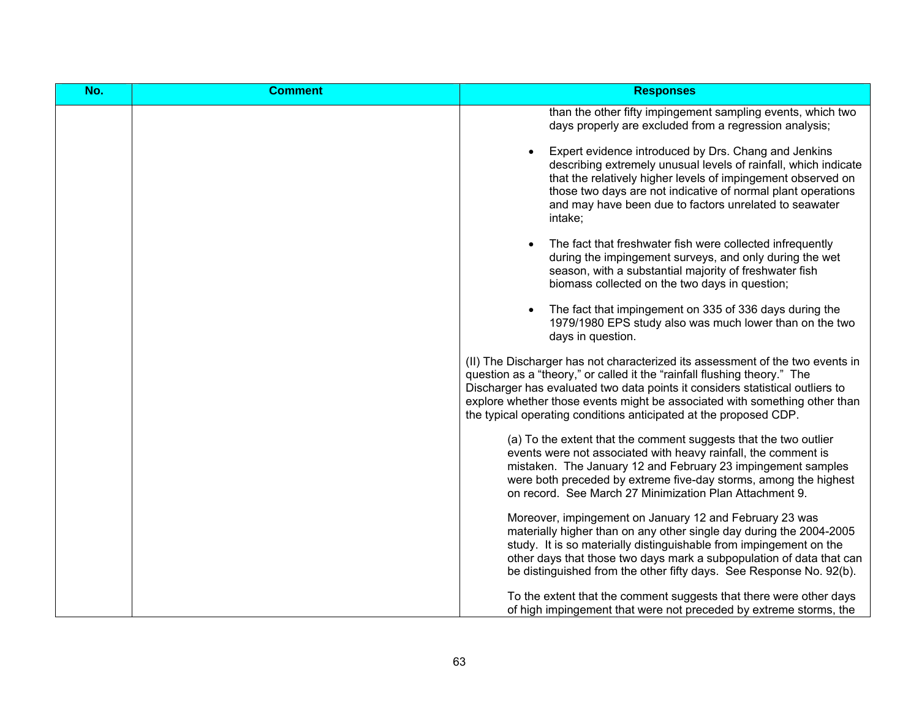| No. | Comment | Responses |
|---|---|---|
| | | than the other fifty impingement sampling events, which two days properly are excluded from a regression analysis;<br><br>• Expert evidence introduced by Drs. Chang and Jenkins describing extremely unusual levels of rainfall, which indicate that the relatively higher levels of impingement observed on those two days are not indicative of normal plant operations and may have been due to factors unrelated to seawater intake;<br><br>• The fact that freshwater fish were collected infrequently during the impingement surveys, and only during the wet season, with a substantial majority of freshwater fish biomass collected on the two days in question;<br><br>• The fact that impingement on 335 of 336 days during the 1979/1980 EPS study also was much lower than on the two days in question.<br><br>(II) The Discharger has not characterized its assessment of the two events in question as a "theory," or called it the "rainfall flushing theory." The Discharger has evaluated two data points it considers statistical outliers to explore whether those events might be associated with something other than the typical operating conditions anticipated at the proposed CDP.<br><br>(a) To the extent that the comment suggests that the two outlier events were not associated with heavy rainfall, the comment is mistaken. The January 12 and February 23 impingement samples were both preceded by extreme five-day storms, among the highest on record. See March 27 Minimization Plan Attachment 9.<br><br>Moreover, impingement on January 12 and February 23 was materially higher than on any other single day during the 2004-2005 study. It is so materially distinguishable from impingement on the other days that those two days mark a subpopulation of data that can be distinguished from the other fifty days. See Response No. 92(b).<br><br>To the extent that the comment suggests that there were other days of high impingement that were not preceded by extreme storms, the |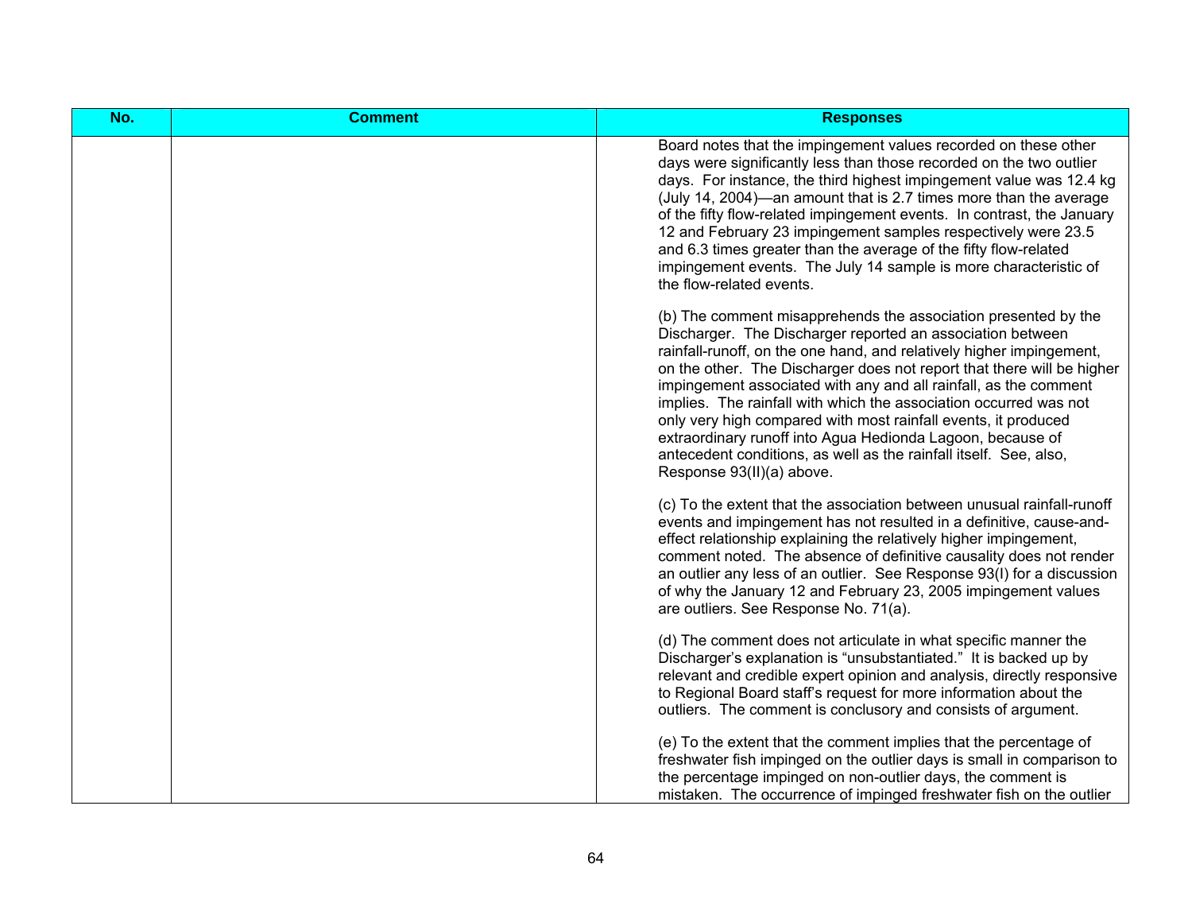| No. | Comment | Responses |
| --- | --- | --- |
| | | Board notes that the impingement values recorded on these other days were significantly less than those recorded on the two outlier days. For instance, the third highest impingement value was 12.4 kg (July 14, 2004)—an amount that is 2.7 times more than the average of the fifty flow-related impingement events. In contrast, the January 12 and February 23 impingement samples respectively were 23.5 and 6.3 times greater than the average of the fifty flow-related impingement events. The July 14 sample is more characteristic of the flow-related events.<br><br>(b) The comment misapprehends the association presented by the Discharger. The Discharger reported an association between rainfall-runoff, on the one hand, and relatively higher impingement, on the other. The Discharger does not report that there will be higher impingement associated with any and all rainfall, as the comment implies. The rainfall with which the association occurred was not only very high compared with most rainfall events, it produced extraordinary runoff into Agua Hedionda Lagoon, because of antecedent conditions, as well as the rainfall itself. See, also, Response 93(II)(a) above.<br><br>(c) To the extent that the association between unusual rainfall-runoff events and impingement has not resulted in a definitive, cause-and-effect relationship explaining the relatively higher impingement, comment noted. The absence of definitive causality does not render an outlier any less of an outlier. See Response 93(I) for a discussion of why the January 12 and February 23, 2005 impingement values are outliers. See Response No. 71(a).<br><br>(d) The comment does not articulate in what specific manner the Discharger's explanation is "unsubstantiated." It is backed up by relevant and credible expert opinion and analysis, directly responsive to Regional Board staff's request for more information about the outliers. The comment is conclusory and consists of argument.<br><br>(e) To the extent that the comment implies that the percentage of freshwater fish impinged on the outlier days is small in comparison to the percentage impinged on non-outlier days, the comment is mistaken. The occurrence of impinged freshwater fish on the outlier |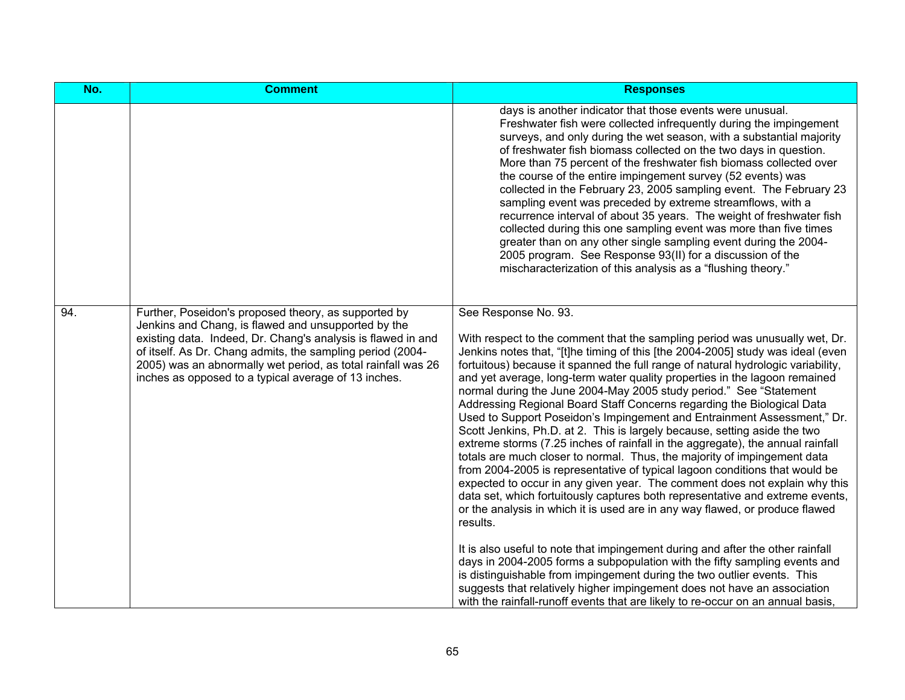| No. | Comment | Responses |
|---|---|---|
| | | days is another indicator that those events were unusual. Freshwater fish were collected infrequently during the impingement surveys, and only during the wet season, with a substantial majority of freshwater fish biomass collected on the two days in question. More than 75 percent of the freshwater fish biomass collected over the course of the entire impingement survey (52 events) was collected in the February 23, 2005 sampling event. The February 23 sampling event was preceded by extreme streamflows, with a recurrence interval of about 35 years. The weight of freshwater fish collected during this one sampling event was more than five times greater than on any other single sampling event during the 2004-2005 program. See Response 93(II) for a discussion of the mischaracterization of this analysis as a "flushing theory." |
| 94. | Further, Poseidon's proposed theory, as supported by Jenkins and Chang, is flawed and unsupported by the existing data. Indeed, Dr. Chang's analysis is flawed in and of itself. As Dr. Chang admits, the sampling period (2004-2005) was an abnormally wet period, as total rainfall was 26 inches as opposed to a typical average of 13 inches. | See Response No. 93.<br><br>With respect to the comment that the sampling period was unusually wet, Dr. Jenkins notes that, "[t]he timing of this [the 2004-2005] study was ideal (even fortuitous) because it spanned the full range of natural hydrologic variability, and yet average, long-term water quality properties in the lagoon remained normal during the June 2004-May 2005 study period." See "Statement Addressing Regional Board Staff Concerns regarding the Biological Data Used to Support Poseidon's Impingement and Entrainment Assessment," Dr. Scott Jenkins, Ph.D. at 2. This is largely because, setting aside the two extreme storms (7.25 inches of rainfall in the aggregate), the annual rainfall totals are much closer to normal. Thus, the majority of impingement data from 2004-2005 is representative of typical lagoon conditions that would be expected to occur in any given year. The comment does not explain why this data set, which fortuitously captures both representative and extreme events, or the analysis in which it is used are in any way flawed, or produce flawed results.<br><br>It is also useful to note that impingement during and after the other rainfall days in 2004-2005 forms a subpopulation with the fifty sampling events and is distinguishable from impingement during the two outlier events. This suggests that relatively higher impingement does not have an association with the rainfall-runoff events that are likely to re-occur on an annual basis, |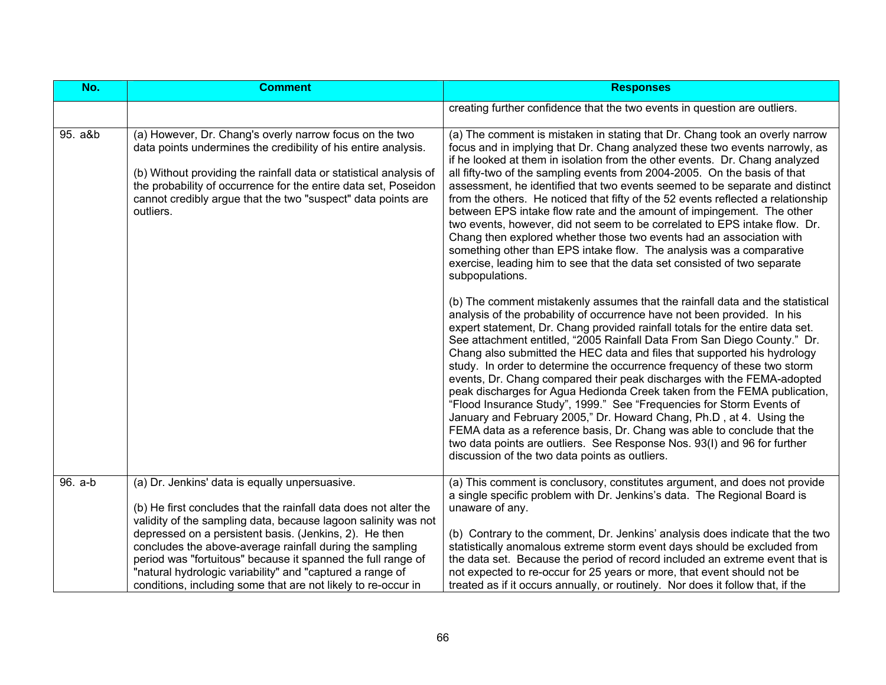| No. | Comment | Responses |
|---|---|---|
| | | creating further confidence that the two events in question are outliers. |
| 95. a&b | (a) However, Dr. Chang's overly narrow focus on the two data points undermines the credibility of his entire analysis.<br><br>(b) Without providing the rainfall data or statistical analysis of the probability of occurrence for the entire data set, Poseidon cannot credibly argue that the two "suspect" data points are outliers. | (a) The comment is mistaken in stating that Dr. Chang took an overly narrow focus and in implying that Dr. Chang analyzed these two events narrowly, as if he looked at them in isolation from the other events. Dr. Chang analyzed all fifty-two of the sampling events from 2004-2005. On the basis of that assessment, he identified that two events seemed to be separate and distinct from the others. He noticed that fifty of the 52 events reflected a relationship between EPS intake flow rate and the amount of impingement. The other two events, however, did not seem to be correlated to EPS intake flow. Dr. Chang then explored whether those two events had an association with something other than EPS intake flow. The analysis was a comparative exercise, leading him to see that the data set consisted of two separate subpopulations.<br><br>(b) The comment mistakenly assumes that the rainfall data and the statistical analysis of the probability of occurrence have not been provided. In his expert statement, Dr. Chang provided rainfall totals for the entire data set. See attachment entitled, "2005 Rainfall Data From San Diego County." Dr. Chang also submitted the HEC data and files that supported his hydrology study. In order to determine the occurrence frequency of these two storm events, Dr. Chang compared their peak discharges with the FEMA-adopted peak discharges for Agua Hedionda Creek taken from the FEMA publication, "Flood Insurance Study", 1999." See "Frequencies for Storm Events of January and February 2005," Dr. Howard Chang, Ph.D , at 4. Using the FEMA data as a reference basis, Dr. Chang was able to conclude that the two data points are outliers. See Response Nos. 93(I) and 96 for further discussion of the two data points as outliers. |
| 96. a-b | (a) Dr. Jenkins' data is equally unpersuasive.<br><br>(b) He first concludes that the rainfall data does not alter the validity of the sampling data, because lagoon salinity was not depressed on a persistent basis. (Jenkins, 2). He then concludes the above-average rainfall during the sampling period was "fortuitous" because it spanned the full range of "natural hydrologic variability" and "captured a range of conditions, including some that are not likely to re-occur in | (a) This comment is conclusory, constitutes argument, and does not provide a single specific problem with Dr. Jenkins's data. The Regional Board is unaware of any.<br><br>(b) Contrary to the comment, Dr. Jenkins' analysis does indicate that the two statistically anomalous extreme storm event days should be excluded from the data set. Because the period of record included an extreme event that is not expected to re-occur for 25 years or more, that event should not be treated as if it occurs annually, or routinely. Nor does it follow that, if the |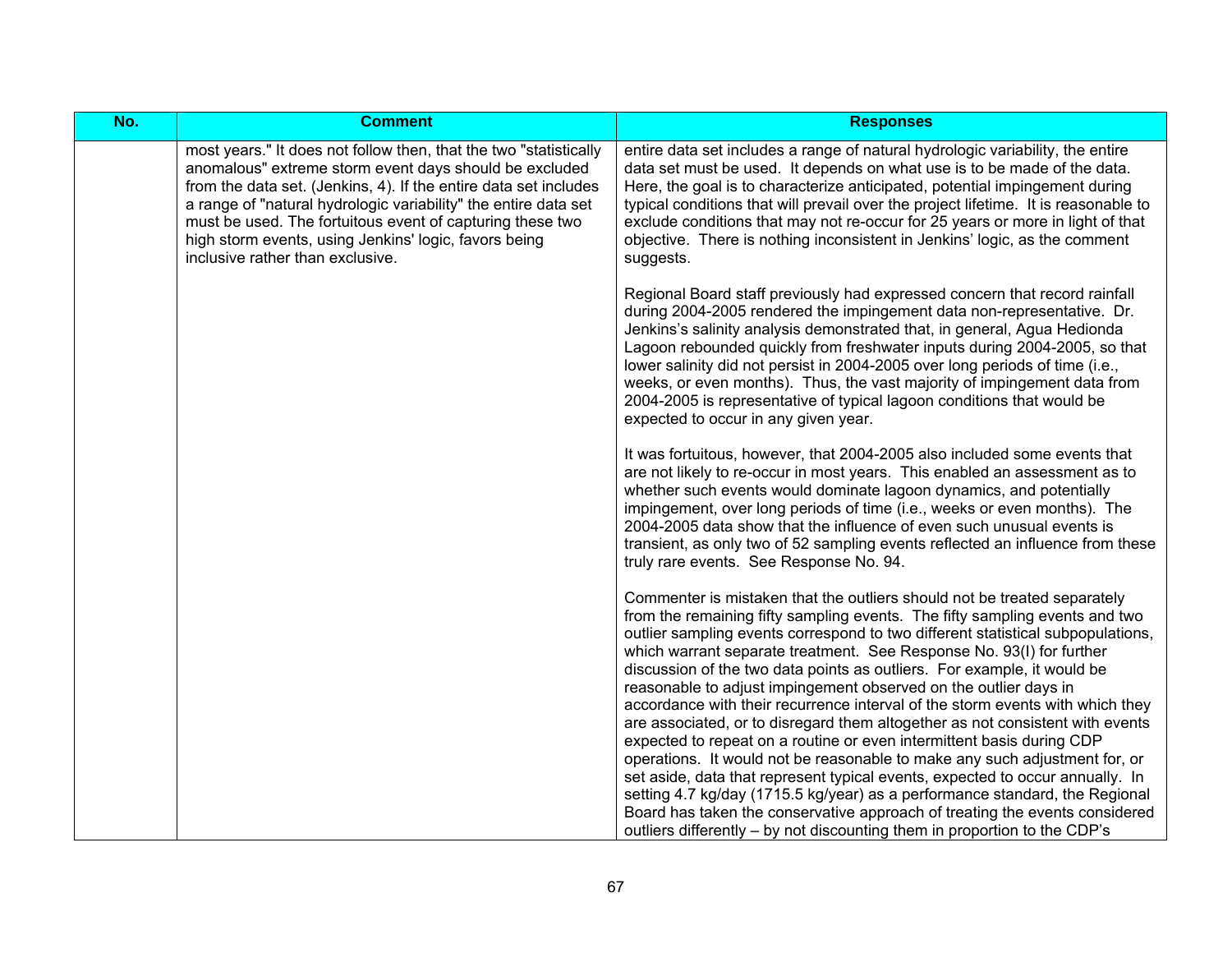| No. | Comment | Responses |
| --- | --- | --- |
| | most years." It does not follow then, that the two "statistically anomalous" extreme storm event days should be excluded from the data set. (Jenkins, 4). If the entire data set includes a range of "natural hydrologic variability" the entire data set must be used. The fortuitous event of capturing these two high storm events, using Jenkins' logic, favors being inclusive rather than exclusive. | entire data set includes a range of natural hydrologic variability, the entire data set must be used. It depends on what use is to be made of the data. Here, the goal is to characterize anticipated, potential impingement during typical conditions that will prevail over the project lifetime. It is reasonable to exclude conditions that may not re-occur for 25 years or more in light of that objective. There is nothing inconsistent in Jenkins' logic, as the comment suggests.<br><br>Regional Board staff previously had expressed concern that record rainfall during 2004-2005 rendered the impingement data non-representative. Dr. Jenkins's salinity analysis demonstrated that, in general, Agua Hedionda Lagoon rebounded quickly from freshwater inputs during 2004-2005, so that lower salinity did not persist in 2004-2005 over long periods of time (i.e., weeks, or even months). Thus, the vast majority of impingement data from 2004-2005 is representative of typical lagoon conditions that would be expected to occur in any given year.<br><br>It was fortuitous, however, that 2004-2005 also included some events that are not likely to re-occur in most years. This enabled an assessment as to whether such events would dominate lagoon dynamics, and potentially impingement, over long periods of time (i.e., weeks or even months). The 2004-2005 data show that the influence of even such unusual events is transient, as only two of 52 sampling events reflected an influence from these truly rare events. See Response No. 94.<br><br>Commenter is mistaken that the outliers should not be treated separately from the remaining fifty sampling events. The fifty sampling events and two outlier sampling events correspond to two different statistical subpopulations, which warrant separate treatment. See Response No. 93(I) for further discussion of the two data points as outliers. For example, it would be reasonable to adjust impingement observed on the outlier days in accordance with their recurrence interval of the storm events with which they are associated, or to disregard them altogether as not consistent with events expected to repeat on a routine or even intermittent basis during CDP operations. It would not be reasonable to make any such adjustment for, or set aside, data that represent typical events, expected to occur annually. In setting 4.7 kg/day (1715.5 kg/year) as a performance standard, the Regional Board has taken the conservative approach of treating the events considered outliers differently – by not discounting them in proportion to the CDP's |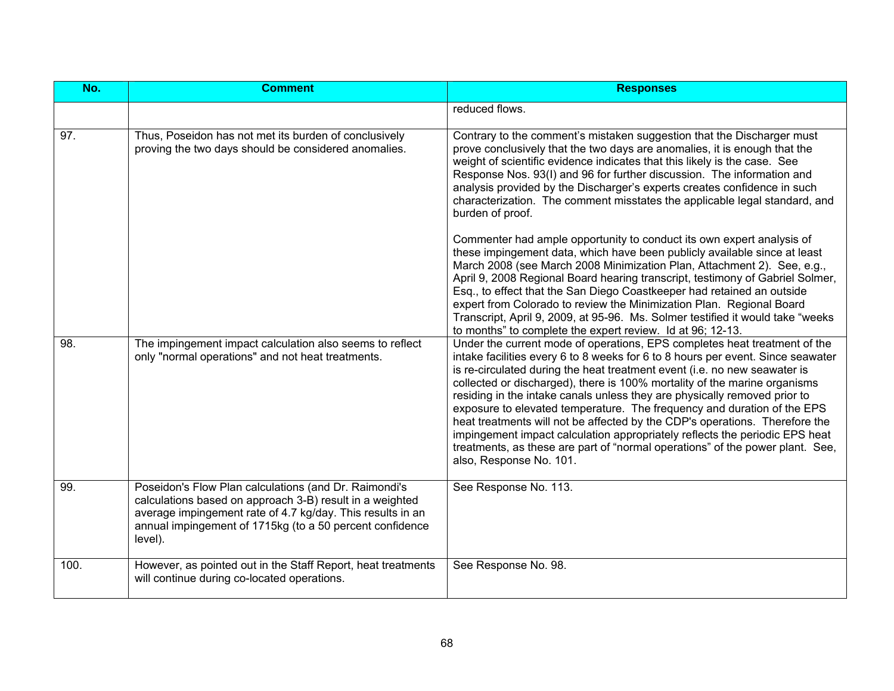| No. | Comment | Responses |
| --- | --- | --- |
| | | reduced flows. |
| 97. | Thus, Poseidon has not met its burden of conclusively proving the two days should be considered anomalies. | Contrary to the comment's mistaken suggestion that the Discharger must prove conclusively that the two days are anomalies, it is enough that the weight of scientific evidence indicates that this likely is the case. See Response Nos. 93(I) and 96 for further discussion. The information and analysis provided by the Discharger's experts creates confidence in such characterization. The comment misstates the applicable legal standard, and burden of proof.<br><br>Commenter had ample opportunity to conduct its own expert analysis of these impingement data, which have been publicly available since at least March 2008 (see March 2008 Minimization Plan, Attachment 2). See, e.g., April 9, 2008 Regional Board hearing transcript, testimony of Gabriel Solmer, Esq., to effect that the San Diego Coastkeeper had retained an outside expert from Colorado to review the Minimization Plan. Regional Board Transcript, April 9, 2009, at 95-96. Ms. Solmer testified it would take "weeks to months" to complete the expert review. Id at 96; 12-13. |
| 98. | The impingement impact calculation also seems to reflect only "normal operations" and not heat treatments. | Under the current mode of operations, EPS completes heat treatment of the intake facilities every 6 to 8 weeks for 6 to 8 hours per event. Since seawater is re-circulated during the heat treatment event (i.e. no new seawater is collected or discharged), there is 100% mortality of the marine organisms residing in the intake canals unless they are physically removed prior to exposure to elevated temperature. The frequency and duration of the EPS heat treatments will not be affected by the CDP's operations. Therefore the impingement impact calculation appropriately reflects the periodic EPS heat treatments, as these are part of "normal operations" of the power plant. See, also, Response No. 101. |
| 99. | Poseidon's Flow Plan calculations (and Dr. Raimondi's calculations based on approach 3-B) result in a weighted average impingement rate of 4.7 kg/day. This results in an annual impingement of 1715kg (to a 50 percent confidence level). | See Response No. 113. |
| 100. | However, as pointed out in the Staff Report, heat treatments will continue during co-located operations. | See Response No. 98. |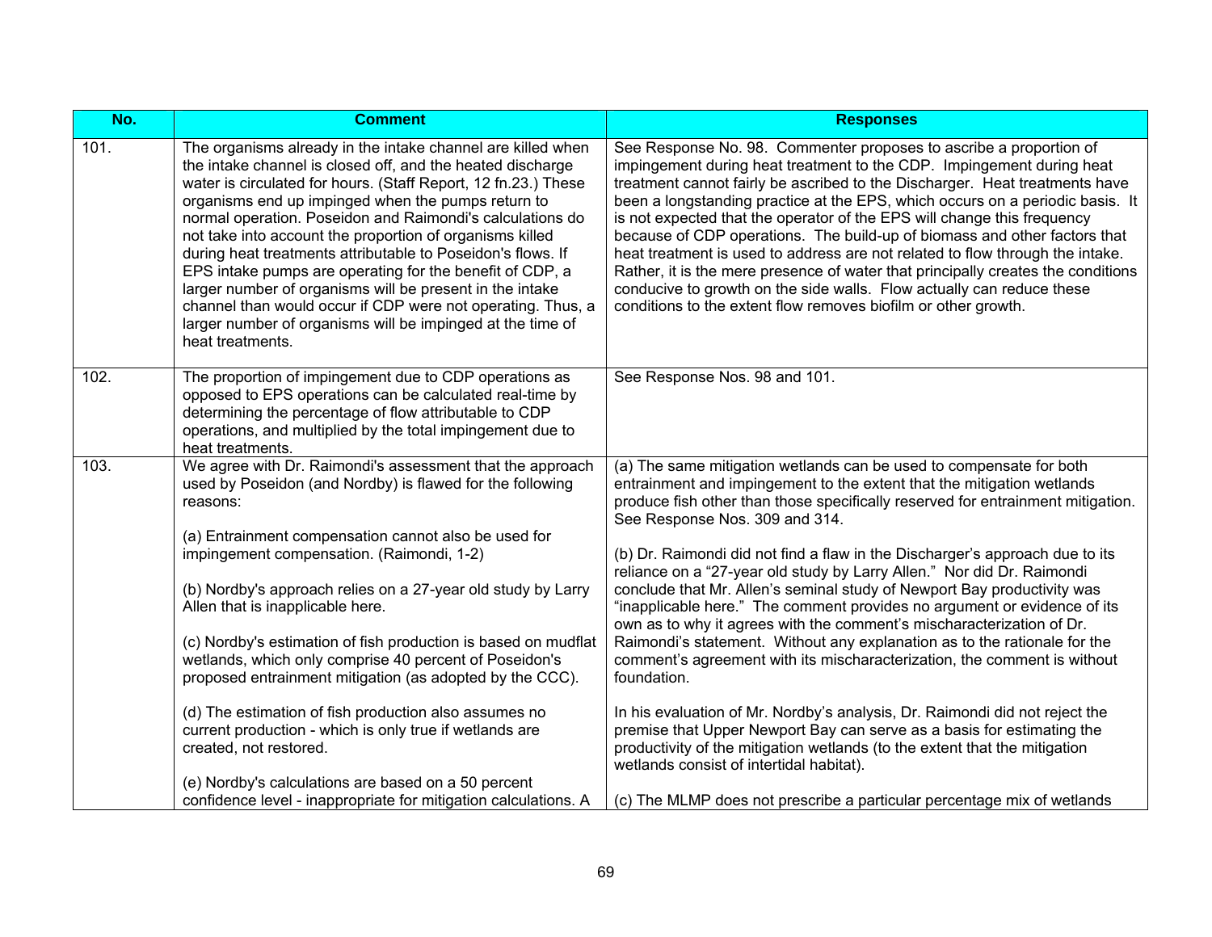| No. | Comment | Responses |
|---|---|---|
| 101. | The organisms already in the intake channel are killed when the intake channel is closed off, and the heated discharge water is circulated for hours. (Staff Report, 12 fn.23.) These organisms end up impinged when the pumps return to normal operation. Poseidon and Raimondi's calculations do not take into account the proportion of organisms killed during heat treatments attributable to Poseidon's flows. If EPS intake pumps are operating for the benefit of CDP, a larger number of organisms will be present in the intake channel than would occur if CDP were not operating. Thus, a larger number of organisms will be impinged at the time of heat treatments. | See Response No. 98. Commenter proposes to ascribe a proportion of impingement during heat treatment to the CDP. Impingement during heat treatment cannot fairly be ascribed to the Discharger. Heat treatments have been a longstanding practice at the EPS, which occurs on a periodic basis. It is not expected that the operator of the EPS will change this frequency because of CDP operations. The build-up of biomass and other factors that heat treatment is used to address are not related to flow through the intake. Rather, it is the mere presence of water that principally creates the conditions conducive to growth on the side walls. Flow actually can reduce these conditions to the extent flow removes biofilm or other growth. |
| 102. | The proportion of impingement due to CDP operations as opposed to EPS operations can be calculated real-time by determining the percentage of flow attributable to CDP operations, and multiplied by the total impingement due to heat treatments. | See Response Nos. 98 and 101. |
| 103. | We agree with Dr. Raimondi's assessment that the approach used by Poseidon (and Nordby) is flawed for the following reasons:<br><br>(a) Entrainment compensation cannot also be used for impingement compensation. (Raimondi, 1-2)<br><br>(b) Nordby's approach relies on a 27-year old study by Larry Allen that is inapplicable here.<br><br>(c) Nordby's estimation of fish production is based on mudflat wetlands, which only comprise 40 percent of Poseidon's proposed entrainment mitigation (as adopted by the CCC).<br><br>(d) The estimation of fish production also assumes no current production - which is only true if wetlands are created, not restored.<br><br>(e) Nordby's calculations are based on a 50 percent confidence level - inappropriate for mitigation calculations. A | (a) The same mitigation wetlands can be used to compensate for both entrainment and impingement to the extent that the mitigation wetlands produce fish other than those specifically reserved for entrainment mitigation. See Response Nos. 309 and 314.<br><br>(b) Dr. Raimondi did not find a flaw in the Discharger's approach due to its reliance on a "27-year old study by Larry Allen." Nor did Dr. Raimondi conclude that Mr. Allen's seminal study of Newport Bay productivity was "inapplicable here." The comment provides no argument or evidence of its own as to why it agrees with the comment's mischaracterization of Dr. Raimondi's statement. Without any explanation as to the rationale for the comment's agreement with its mischaracterization, the comment is without foundation.<br><br>In his evaluation of Mr. Nordby's analysis, Dr. Raimondi did not reject the premise that Upper Newport Bay can serve as a basis for estimating the productivity of the mitigation wetlands (to the extent that the mitigation wetlands consist of intertidal habitat).<br><br>(c) The MLMP does not prescribe a particular percentage mix of wetlands |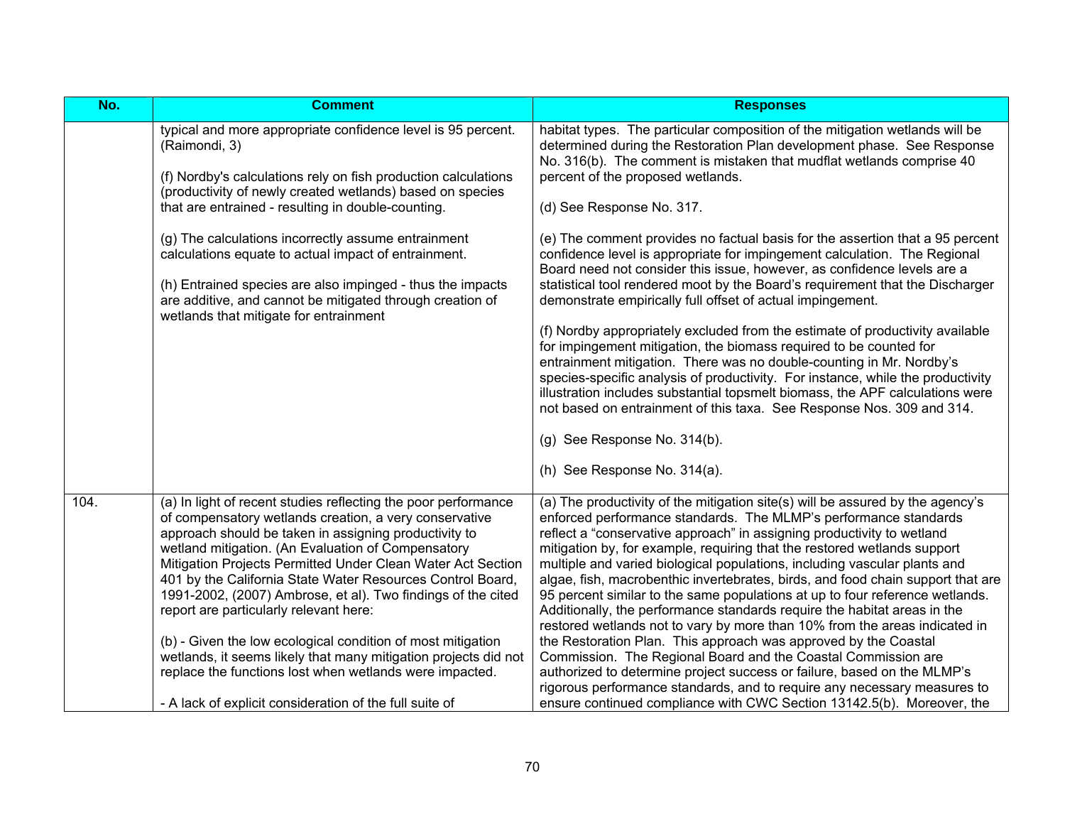| No. | Comment | Responses |
| --- | --- | --- |
| | typical and more appropriate confidence level is 95 percent. (Raimondi, 3)<br><br>(f) Nordby's calculations rely on fish production calculations (productivity of newly created wetlands) based on species that are entrained - resulting in double-counting.<br><br>(g) The calculations incorrectly assume entrainment calculations equate to actual impact of entrainment.<br><br>(h) Entrained species are also impinged - thus the impacts are additive, and cannot be mitigated through creation of wetlands that mitigate for entrainment | habitat types. The particular composition of the mitigation wetlands will be determined during the Restoration Plan development phase. See Response No. 316(b). The comment is mistaken that mudflat wetlands comprise 40 percent of the proposed wetlands.<br><br>(d) See Response No. 317.<br><br>(e) The comment provides no factual basis for the assertion that a 95 percent confidence level is appropriate for impingement calculation. The Regional Board need not consider this issue, however, as confidence levels are a statistical tool rendered moot by the Board's requirement that the Discharger demonstrate empirically full offset of actual impingement.<br><br>(f) Nordby appropriately excluded from the estimate of productivity available for impingement mitigation, the biomass required to be counted for entrainment mitigation. There was no double-counting in Mr. Nordby's species-specific analysis of productivity. For instance, while the productivity illustration includes substantial topsmelt biomass, the APF calculations were not based on entrainment of this taxa. See Response Nos. 309 and 314.<br><br>(g) See Response No. 314(b).<br><br>(h) See Response No. 314(a). |
| 104. | (a) In light of recent studies reflecting the poor performance of compensatory wetlands creation, a very conservative approach should be taken in assigning productivity to wetland mitigation. (An Evaluation of Compensatory Mitigation Projects Permitted Under Clean Water Act Section 401 by the California State Water Resources Control Board, 1991-2002, (2007) Ambrose, et al). Two findings of the cited report are particularly relevant here:<br><br>(b) - Given the low ecological condition of most mitigation wetlands, it seems likely that many mitigation projects did not replace the functions lost when wetlands were impacted.<br><br>- A lack of explicit consideration of the full suite of | (a) The productivity of the mitigation site(s) will be assured by the agency's enforced performance standards. The MLMP's performance standards reflect a "conservative approach" in assigning productivity to wetland mitigation by, for example, requiring that the restored wetlands support multiple and varied biological populations, including vascular plants and algae, fish, macrobenthic invertebrates, birds, and food chain support that are 95 percent similar to the same populations at up to four reference wetlands. Additionally, the performance standards require the habitat areas in the restored wetlands not to vary by more than 10% from the areas indicated in the Restoration Plan. This approach was approved by the Coastal Commission. The Regional Board and the Coastal Commission are authorized to determine project success or failure, based on the MLMP's rigorous performance standards, and to require any necessary measures to ensure continued compliance with CWC Section 13142.5(b). Moreover, the |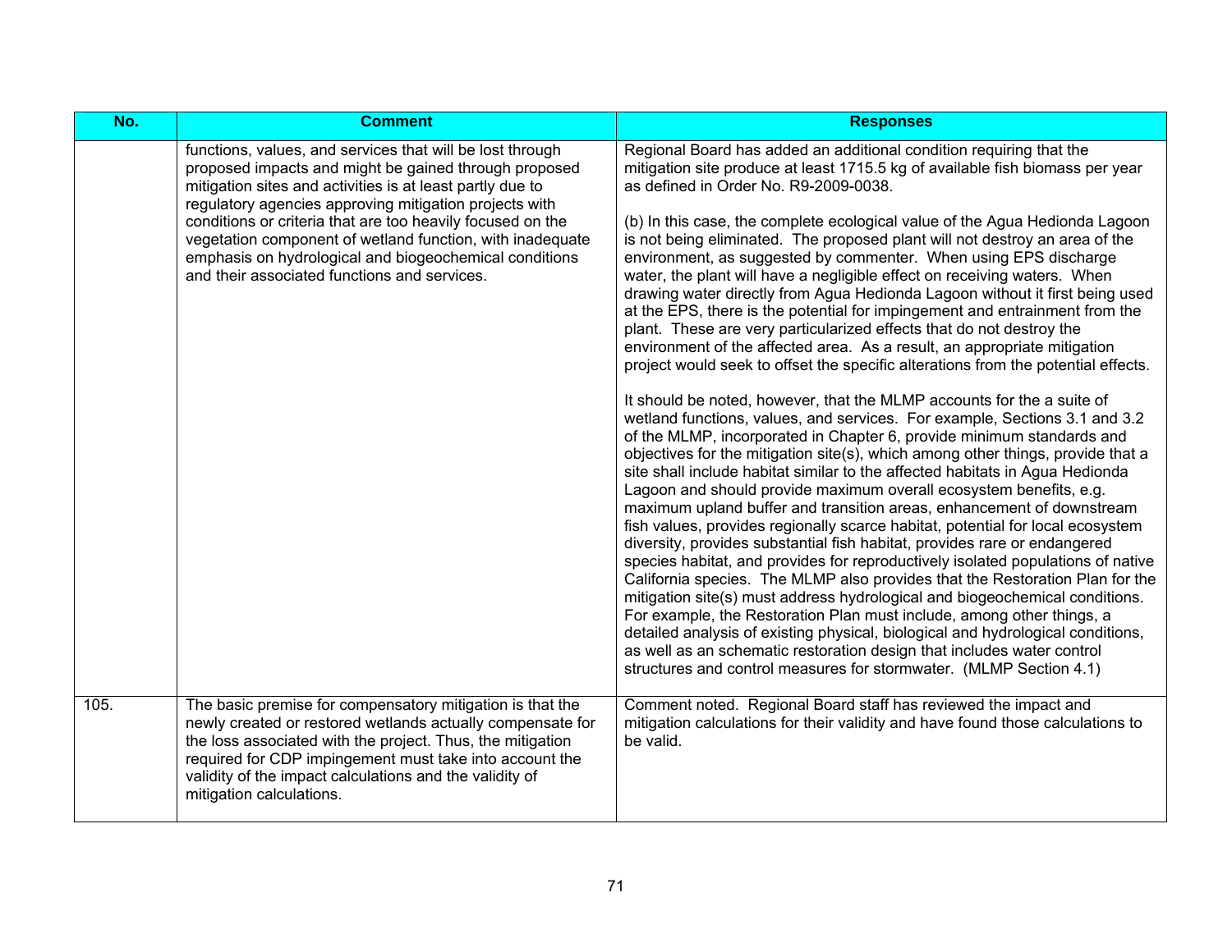| No. | Comment | Responses |
|---|---|---|
| | functions, values, and services that will be lost through proposed impacts and might be gained through proposed mitigation sites and activities is at least partly due to regulatory agencies approving mitigation projects with conditions or criteria that are too heavily focused on the vegetation component of wetland function, with inadequate emphasis on hydrological and biogeochemical conditions and their associated functions and services. | Regional Board has added an additional condition requiring that the mitigation site produce at least 1715.5 kg of available fish biomass per year as defined in Order No. R9-2009-0038.<br><br>(b) In this case, the complete ecological value of the Agua Hedionda Lagoon is not being eliminated. The proposed plant will not destroy an area of the environment, as suggested by commenter. When using EPS discharge water, the plant will have a negligible effect on receiving waters. When drawing water directly from Agua Hedionda Lagoon without it first being used at the EPS, there is the potential for impingement and entrainment from the plant. These are very particularized effects that do not destroy the environment of the affected area. As a result, an appropriate mitigation project would seek to offset the specific alterations from the potential effects.<br><br>It should be noted, however, that the MLMP accounts for the a suite of wetland functions, values, and services. For example, Sections 3.1 and 3.2 of the MLMP, incorporated in Chapter 6, provide minimum standards and objectives for the mitigation site(s), which among other things, provide that a site shall include habitat similar to the affected habitats in Agua Hedionda Lagoon and should provide maximum overall ecosystem benefits, e.g. maximum upland buffer and transition areas, enhancement of downstream fish values, provides regionally scarce habitat, potential for local ecosystem diversity, provides substantial fish habitat, provides rare or endangered species habitat, and provides for reproductively isolated populations of native California species. The MLMP also provides that the Restoration Plan for the mitigation site(s) must address hydrological and biogeochemical conditions. For example, the Restoration Plan must include, among other things, a detailed analysis of existing physical, biological and hydrological conditions, as well as an schematic restoration design that includes water control structures and control measures for stormwater. (MLMP Section 4.1) |
| 105. | The basic premise for compensatory mitigation is that the newly created or restored wetlands actually compensate for the loss associated with the project. Thus, the mitigation required for CDP impingement must take into account the validity of the impact calculations and the validity of mitigation calculations. | Comment noted. Regional Board staff has reviewed the impact and mitigation calculations for their validity and have found those calculations to be valid. |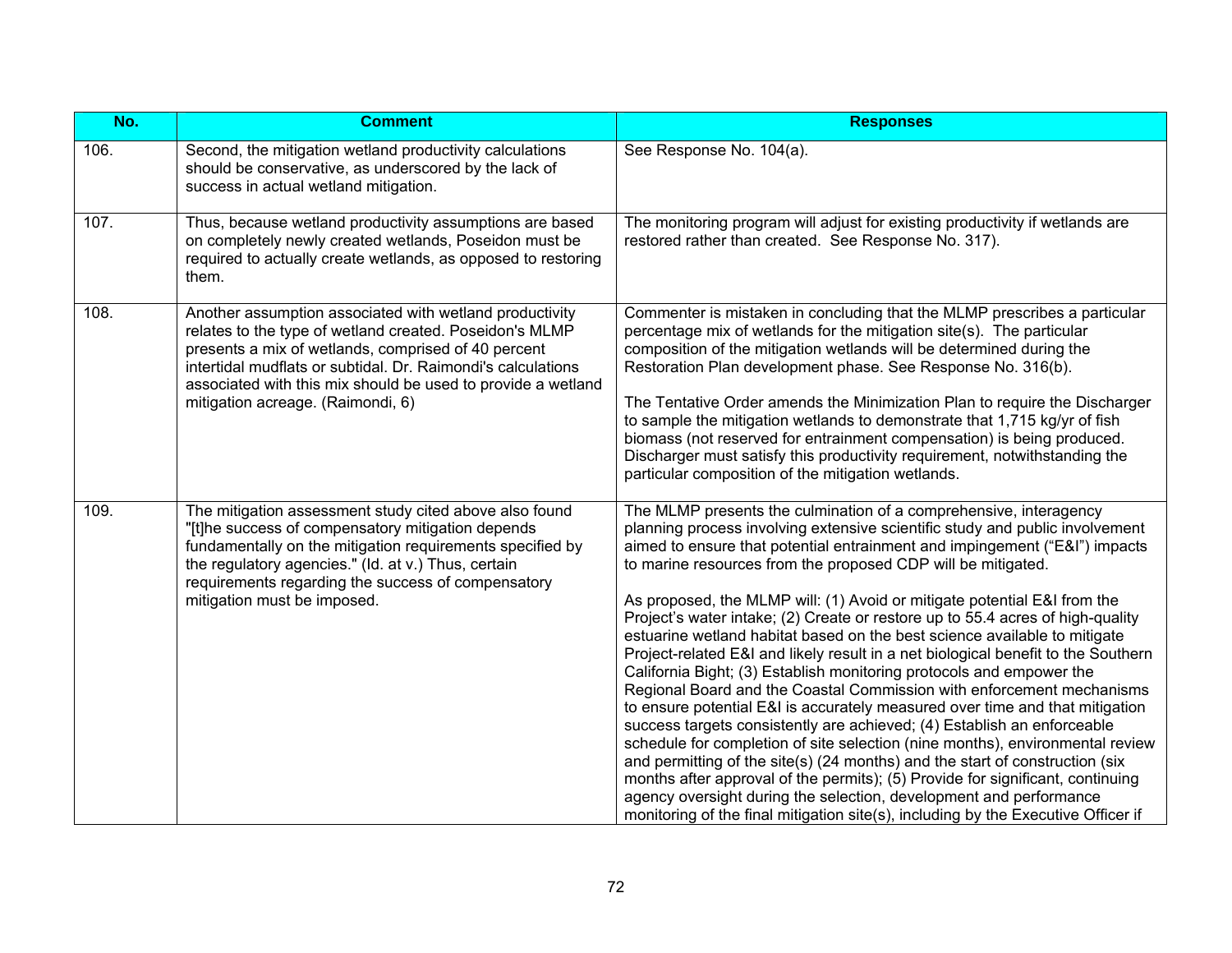| No. | Comment | Responses |
|---|---|---|
| 106. | Second, the mitigation wetland productivity calculations should be conservative, as underscored by the lack of success in actual wetland mitigation. | See Response No. 104(a). |
| 107. | Thus, because wetland productivity assumptions are based on completely newly created wetlands, Poseidon must be required to actually create wetlands, as opposed to restoring them. | The monitoring program will adjust for existing productivity if wetlands are restored rather than created. See Response No. 317). |
| 108. | Another assumption associated with wetland productivity relates to the type of wetland created. Poseidon's MLMP presents a mix of wetlands, comprised of 40 percent intertidal mudflats or subtidal. Dr. Raimondi's calculations associated with this mix should be used to provide a wetland mitigation acreage. (Raimondi, 6) | Commenter is mistaken in concluding that the MLMP prescribes a particular percentage mix of wetlands for the mitigation site(s). The particular composition of the mitigation wetlands will be determined during the Restoration Plan development phase. See Response No. 316(b).<br><br>The Tentative Order amends the Minimization Plan to require the Discharger to sample the mitigation wetlands to demonstrate that 1,715 kg/yr of fish biomass (not reserved for entrainment compensation) is being produced. Discharger must satisfy this productivity requirement, notwithstanding the particular composition of the mitigation wetlands. |
| 109. | The mitigation assessment study cited above also found "[t]he success of compensatory mitigation depends fundamentally on the mitigation requirements specified by the regulatory agencies." (Id. at v.) Thus, certain requirements regarding the success of compensatory mitigation must be imposed. | The MLMP presents the culmination of a comprehensive, interagency planning process involving extensive scientific study and public involvement aimed to ensure that potential entrainment and impingement ("E&I") impacts to marine resources from the proposed CDP will be mitigated.<br><br>As proposed, the MLMP will: (1) Avoid or mitigate potential E&I from the Project's water intake; (2) Create or restore up to 55.4 acres of high-quality estuarine wetland habitat based on the best science available to mitigate Project-related E&I and likely result in a net biological benefit to the Southern California Bight; (3) Establish monitoring protocols and empower the Regional Board and the Coastal Commission with enforcement mechanisms to ensure potential E&I is accurately measured over time and that mitigation success targets consistently are achieved; (4) Establish an enforceable schedule for completion of site selection (nine months), environmental review and permitting of the site(s) (24 months) and the start of construction (six months after approval of the permits); (5) Provide for significant, continuing agency oversight during the selection, development and performance monitoring of the final mitigation site(s), including by the Executive Officer if |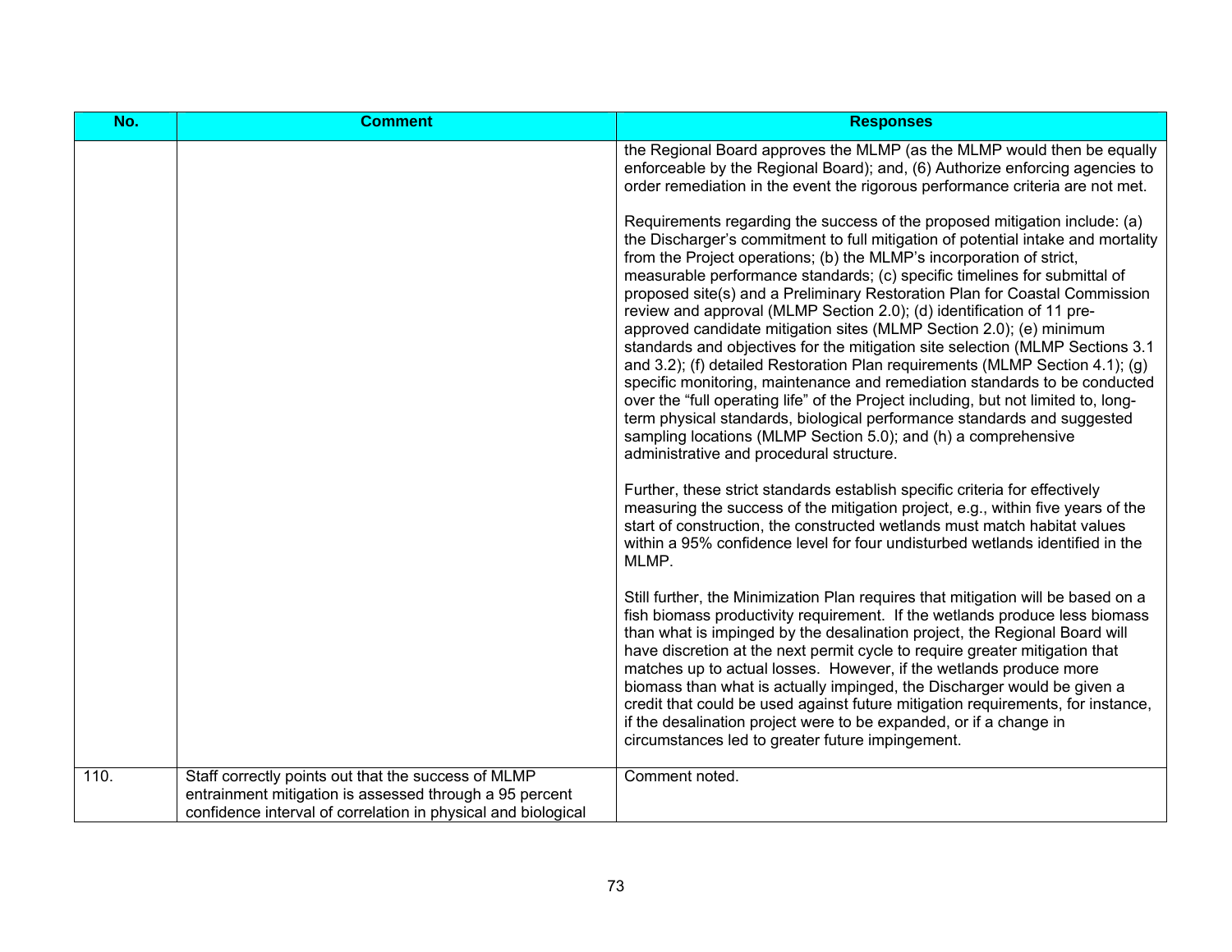| No. | Comment | Responses |
|---|---|---|
| | | the Regional Board approves the MLMP (as the MLMP would then be equally enforceable by the Regional Board); and, (6) Authorize enforcing agencies to order remediation in the event the rigorous performance criteria are not met.<br><br>Requirements regarding the success of the proposed mitigation include: (a) the Discharger's commitment to full mitigation of potential intake and mortality from the Project operations; (b) the MLMP's incorporation of strict, measurable performance standards; (c) specific timelines for submittal of proposed site(s) and a Preliminary Restoration Plan for Coastal Commission review and approval (MLMP Section 2.0); (d) identification of 11 pre-approved candidate mitigation sites (MLMP Section 2.0); (e) minimum standards and objectives for the mitigation site selection (MLMP Sections 3.1 and 3.2); (f) detailed Restoration Plan requirements (MLMP Section 4.1); (g) specific monitoring, maintenance and remediation standards to be conducted over the "full operating life" of the Project including, but not limited to, long-term physical standards, biological performance standards and suggested sampling locations (MLMP Section 5.0); and (h) a comprehensive administrative and procedural structure.<br><br>Further, these strict standards establish specific criteria for effectively measuring the success of the mitigation project, e.g., within five years of the start of construction, the constructed wetlands must match habitat values within a 95% confidence level for four undisturbed wetlands identified in the MLMP.<br><br>Still further, the Minimization Plan requires that mitigation will be based on a fish biomass productivity requirement. If the wetlands produce less biomass than what is impinged by the desalination project, the Regional Board will have discretion at the next permit cycle to require greater mitigation that matches up to actual losses. However, if the wetlands produce more biomass than what is actually impinged, the Discharger would be given a credit that could be used against future mitigation requirements, for instance, if the desalination project were to be expanded, or if a change in circumstances led to greater future impingement. |
| 110. | Staff correctly points out that the success of MLMP entrainment mitigation is assessed through a 95 percent confidence interval of correlation in physical and biological | Comment noted. |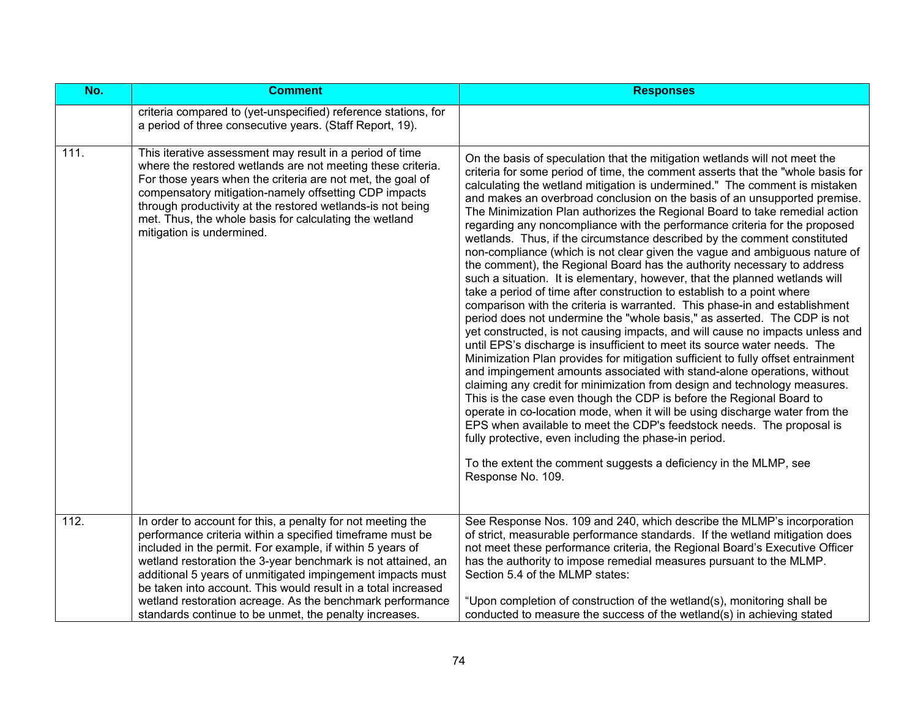| No. | Comment | Responses |
|---|---|---|
| | criteria compared to (yet-unspecified) reference stations, for a period of three consecutive years. (Staff Report, 19). | |
| 111. | This iterative assessment may result in a period of time where the restored wetlands are not meeting these criteria. For those years when the criteria are not met, the goal of compensatory mitigation-namely offsetting CDP impacts through productivity at the restored wetlands-is not being met. Thus, the whole basis for calculating the wetland mitigation is undermined. | On the basis of speculation that the mitigation wetlands will not meet the criteria for some period of time, the comment asserts that the "whole basis for calculating the wetland mitigation is undermined." The comment is mistaken and makes an overbroad conclusion on the basis of an unsupported premise. The Minimization Plan authorizes the Regional Board to take remedial action regarding any noncompliance with the performance criteria for the proposed wetlands. Thus, if the circumstance described by the comment constituted non-compliance (which is not clear given the vague and ambiguous nature of the comment), the Regional Board has the authority necessary to address such a situation. It is elementary, however, that the planned wetlands will take a period of time after construction to establish to a point where comparison with the criteria is warranted. This phase-in and establishment period does not undermine the "whole basis," as asserted. The CDP is not yet constructed, is not causing impacts, and will cause no impacts unless and until EPS's discharge is insufficient to meet its source water needs. The Minimization Plan provides for mitigation sufficient to fully offset entrainment and impingement amounts associated with stand-alone operations, without claiming any credit for minimization from design and technology measures. This is the case even though the CDP is before the Regional Board to operate in co-location mode, when it will be using discharge water from the EPS when available to meet the CDP's feedstock needs. The proposal is fully protective, even including the phase-in period.<br><br>To the extent the comment suggests a deficiency in the MLMP, see Response No. 109. |
| 112. | In order to account for this, a penalty for not meeting the performance criteria within a specified timeframe must be included in the permit. For example, if within 5 years of wetland restoration the 3-year benchmark is not attained, an additional 5 years of unmitigated impingement impacts must be taken into account. This would result in a total increased wetland restoration acreage. As the benchmark performance standards continue to be unmet, the penalty increases. | See Response Nos. 109 and 240, which describe the MLMP's incorporation of strict, measurable performance standards. If the wetland mitigation does not meet these performance criteria, the Regional Board's Executive Officer has the authority to impose remedial measures pursuant to the MLMP. Section 5.4 of the MLMP states:<br><br>"Upon completion of construction of the wetland(s), monitoring shall be conducted to measure the success of the wetland(s) in achieving stated |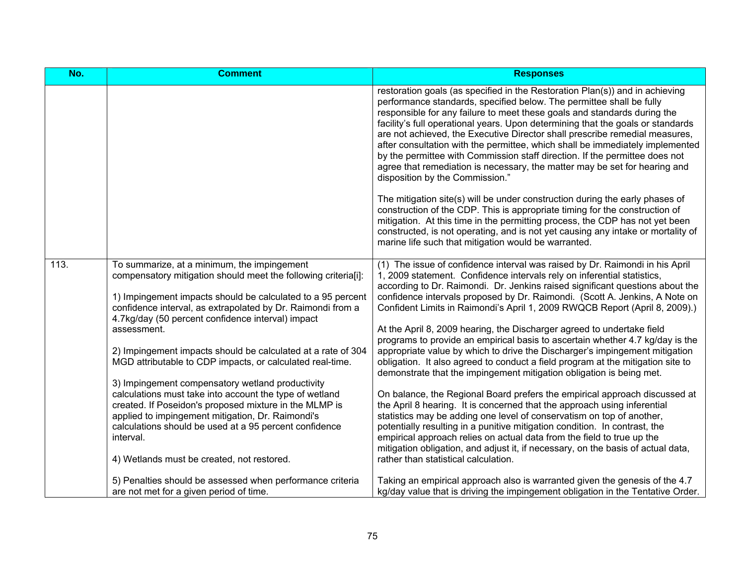| No. | Comment | Responses |
|---|---|---|
| | | restoration goals (as specified in the Restoration Plan(s)) and in achieving performance standards, specified below. The permittee shall be fully responsible for any failure to meet these goals and standards during the facility's full operational years. Upon determining that the goals or standards are not achieved, the Executive Director shall prescribe remedial measures, after consultation with the permittee, which shall be immediately implemented by the permittee with Commission staff direction. If the permittee does not agree that remediation is necessary, the matter may be set for hearing and disposition by the Commission."<br><br>The mitigation site(s) will be under construction during the early phases of construction of the CDP. This is appropriate timing for the construction of mitigation. At this time in the permitting process, the CDP has not yet been constructed, is not operating, and is not yet causing any intake or mortality of marine life such that mitigation would be warranted. |
| 113. | To summarize, at a minimum, the impingement compensatory mitigation should meet the following criteria[i]:<br><br>1) Impingement impacts should be calculated to a 95 percent confidence interval, as extrapolated by Dr. Raimondi from a 4.7kg/day (50 percent confidence interval) impact assessment.<br><br>2) Impingement impacts should be calculated at a rate of 304 MGD attributable to CDP impacts, or calculated real-time.<br><br>3) Impingement compensatory wetland productivity calculations must take into account the type of wetland created. If Poseidon's proposed mixture in the MLMP is applied to impingement mitigation, Dr. Raimondi's calculations should be used at a 95 percent confidence interval.<br><br>4) Wetlands must be created, not restored.<br><br>5) Penalties should be assessed when performance criteria are not met for a given period of time. | (1) The issue of confidence interval was raised by Dr. Raimondi in his April 1, 2009 statement. Confidence intervals rely on inferential statistics, according to Dr. Raimondi. Dr. Jenkins raised significant questions about the confidence intervals proposed by Dr. Raimondi. (Scott A. Jenkins, A Note on Confident Limits in Raimondi's April 1, 2009 RWQCB Report (April 8, 2009).)<br><br>At the April 8, 2009 hearing, the Discharger agreed to undertake field programs to provide an empirical basis to ascertain whether 4.7 kg/day is the appropriate value by which to drive the Discharger's impingement mitigation obligation. It also agreed to conduct a field program at the mitigation site to demonstrate that the impingement mitigation obligation is being met.<br><br>On balance, the Regional Board prefers the empirical approach discussed at the April 8 hearing. It is concerned that the approach using inferential statistics may be adding one level of conservatism on top of another, potentially resulting in a punitive mitigation condition. In contrast, the empirical approach relies on actual data from the field to true up the mitigation obligation, and adjust it, if necessary, on the basis of actual data, rather than statistical calculation.<br><br>Taking an empirical approach also is warranted given the genesis of the 4.7 kg/day value that is driving the impingement obligation in the Tentative Order. |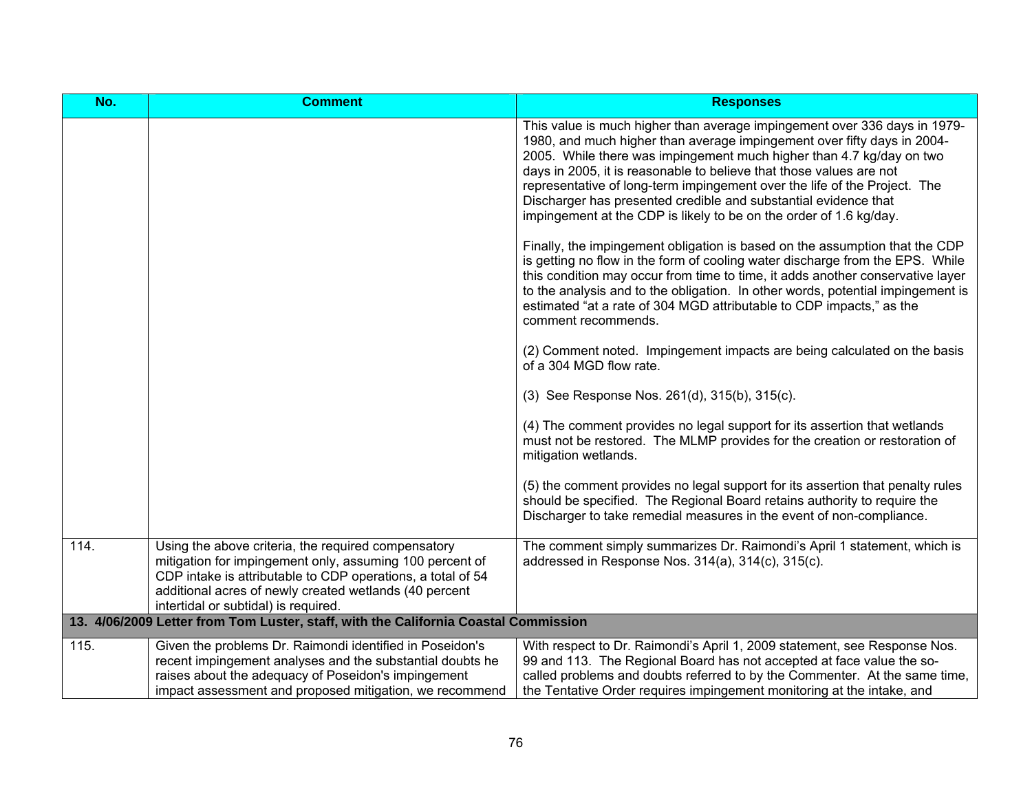| No. | Comment | Responses |
|---|---|---|
| | | This value is much higher than average impingement over 336 days in 1979-1980, and much higher than average impingement over fifty days in 2004-2005. While there was impingement much higher than 4.7 kg/day on two days in 2005, it is reasonable to believe that those values are not representative of long-term impingement over the life of the Project. The Discharger has presented credible and substantial evidence that impingement at the CDP is likely to be on the order of 1.6 kg/day.<br><br>Finally, the impingement obligation is based on the assumption that the CDP is getting no flow in the form of cooling water discharge from the EPS. While this condition may occur from time to time, it adds another conservative layer to the analysis and to the obligation. In other words, potential impingement is estimated "at a rate of 304 MGD attributable to CDP impacts," as the comment recommends.<br><br>(2) Comment noted. Impingement impacts are being calculated on the basis of a 304 MGD flow rate.<br><br>(3) See Response Nos. 261(d), 315(b), 315(c).<br><br>(4) The comment provides no legal support for its assertion that wetlands must not be restored. The MLMP provides for the creation or restoration of mitigation wetlands.<br><br>(5) the comment provides no legal support for its assertion that penalty rules should be specified. The Regional Board retains authority to require the Discharger to take remedial measures in the event of non-compliance. |
| 114. | Using the above criteria, the required compensatory mitigation for impingement only, assuming 100 percent of CDP intake is attributable to CDP operations, a total of 54 additional acres of newly created wetlands (40 percent intertidal or subtidal) is required. | The comment simply summarizes Dr. Raimondi's April 1 statement, which is addressed in Response Nos. 314(a), 314(c), 315(c). |
| **13. 4/06/2009 Letter from Tom Luster, staff, with the California Coastal Commission** | | |
| 115. | Given the problems Dr. Raimondi identified in Poseidon's recent impingement analyses and the substantial doubts he raises about the adequacy of Poseidon's impingement impact assessment and proposed mitigation, we recommend | With respect to Dr. Raimondi's April 1, 2009 statement, see Response Nos. 99 and 113. The Regional Board has not accepted at face value the so-called problems and doubts referred to by the Commenter. At the same time, the Tentative Order requires impingement monitoring at the intake, and |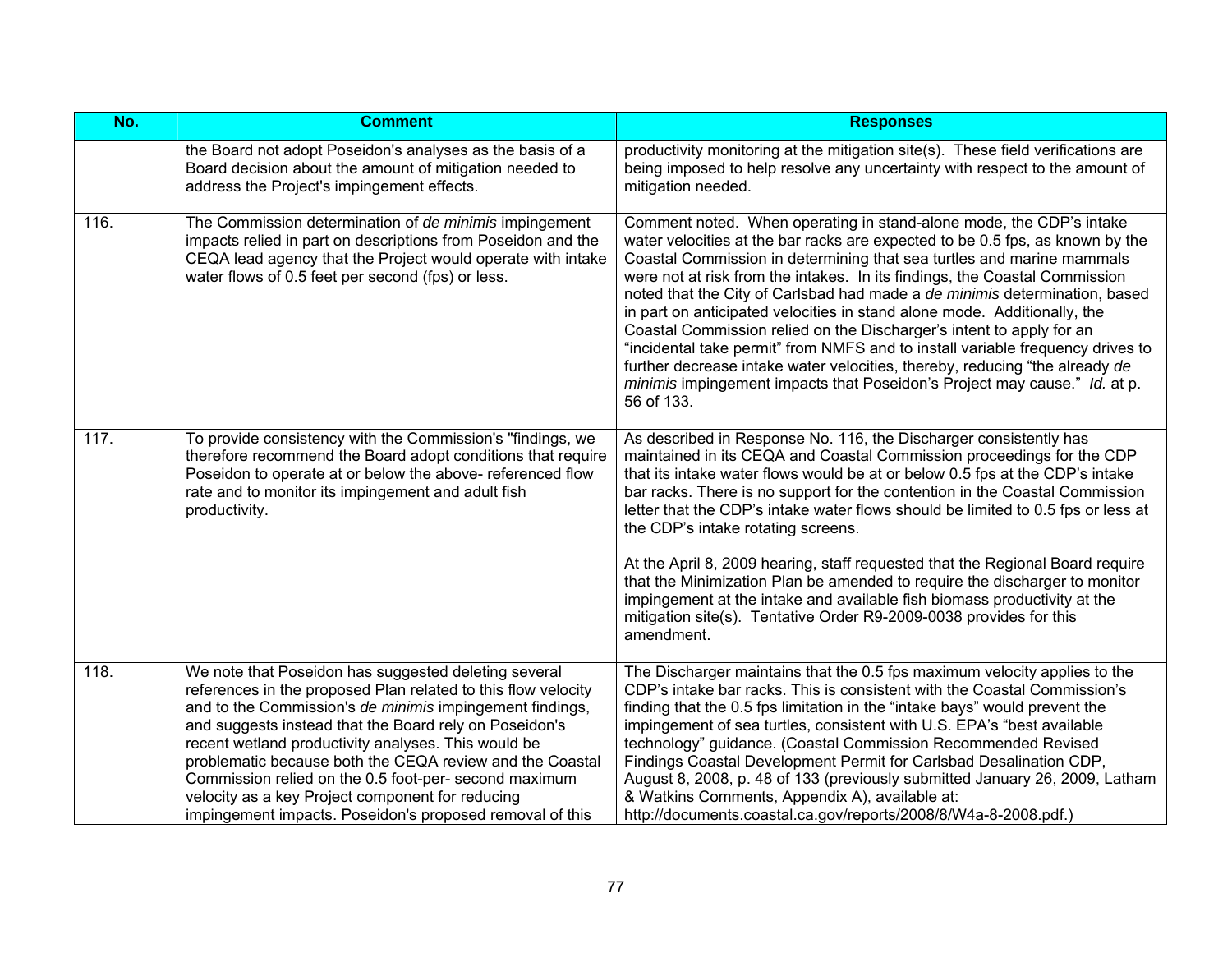| No. | Comment | Responses |
|---|---|---|
| | the Board not adopt Poseidon's analyses as the basis of a Board decision about the amount of mitigation needed to address the Project's impingement effects. | productivity monitoring at the mitigation site(s). These field verifications are being imposed to help resolve any uncertainty with respect to the amount of mitigation needed. |
| 116. | The Commission determination of *de minimis* impingement impacts relied in part on descriptions from Poseidon and the CEQA lead agency that the Project would operate with intake water flows of 0.5 feet per second (fps) or less. | Comment noted. When operating in stand-alone mode, the CDP's intake water velocities at the bar racks are expected to be 0.5 fps, as known by the Coastal Commission in determining that sea turtles and marine mammals were not at risk from the intakes. In its findings, the Coastal Commission noted that the City of Carlsbad had made a *de minimis* determination, based in part on anticipated velocities in stand alone mode. Additionally, the Coastal Commission relied on the Discharger's intent to apply for an "incidental take permit" from NMFS and to install variable frequency drives to further decrease intake water velocities, thereby, reducing "the already *de minimis* impingement impacts that Poseidon's Project may cause." *Id.* at p. 56 of 133. |
| 117. | To provide consistency with the Commission's "findings, we therefore recommend the Board adopt conditions that require Poseidon to operate at or below the above- referenced flow rate and to monitor its impingement and adult fish productivity. | As described in Response No. 116, the Discharger consistently has maintained in its CEQA and Coastal Commission proceedings for the CDP that its intake water flows would be at or below 0.5 fps at the CDP's intake bar racks. There is no support for the contention in the Coastal Commission letter that the CDP's intake water flows should be limited to 0.5 fps or less at the CDP's intake rotating screens.<br><br>At the April 8, 2009 hearing, staff requested that the Regional Board require that the Minimization Plan be amended to require the discharger to monitor impingement at the intake and available fish biomass productivity at the mitigation site(s). Tentative Order R9-2009-0038 provides for this amendment. |
| 118. | We note that Poseidon has suggested deleting several references in the proposed Plan related to this flow velocity and to the Commission's *de minimis* impingement findings, and suggests instead that the Board rely on Poseidon's recent wetland productivity analyses. This would be problematic because both the CEQA review and the Coastal Commission relied on the 0.5 foot-per- second maximum velocity as a key Project component for reducing impingement impacts. Poseidon's proposed removal of this | The Discharger maintains that the 0.5 fps maximum velocity applies to the CDP's intake bar racks. This is consistent with the Coastal Commission's finding that the 0.5 fps limitation in the "intake bays" would prevent the impingement of sea turtles, consistent with U.S. EPA's "best available technology" guidance. (Coastal Commission Recommended Revised Findings Coastal Development Permit for Carlsbad Desalination CDP, August 8, 2008, p. 48 of 133 (previously submitted January 26, 2009, Latham & Watkins Comments, Appendix A), available at: http://documents.coastal.ca.gov/reports/2008/8/W4a-8-2008.pdf.) |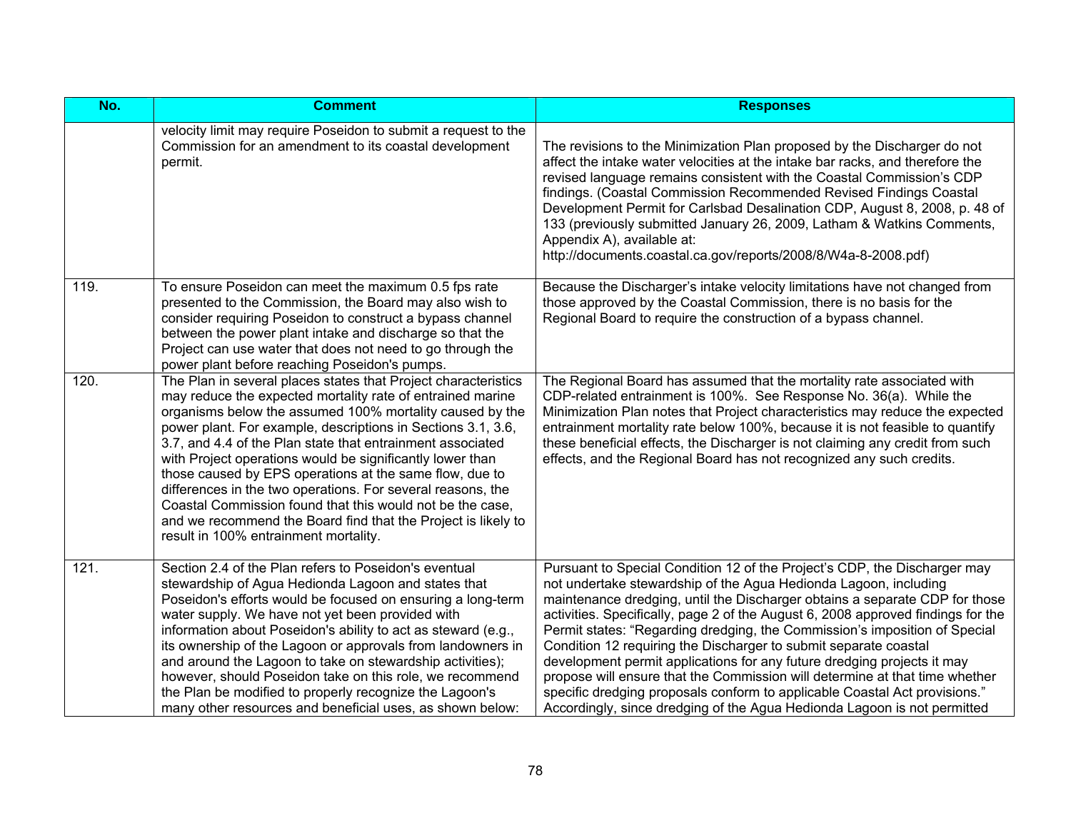| No. | Comment | Responses |
|---|---|---|
| | velocity limit may require Poseidon to submit a request to the Commission for an amendment to its coastal development permit. | The revisions to the Minimization Plan proposed by the Discharger do not affect the intake water velocities at the intake bar racks, and therefore the revised language remains consistent with the Coastal Commission's CDP findings. (Coastal Commission Recommended Revised Findings Coastal Development Permit for Carlsbad Desalination CDP, August 8, 2008, p. 48 of 133 (previously submitted January 26, 2009, Latham & Watkins Comments, Appendix A), available at: http://documents.coastal.ca.gov/reports/2008/8/W4a-8-2008.pdf) |
| 119. | To ensure Poseidon can meet the maximum 0.5 fps rate presented to the Commission, the Board may also wish to consider requiring Poseidon to construct a bypass channel between the power plant intake and discharge so that the Project can use water that does not need to go through the power plant before reaching Poseidon's pumps. | Because the Discharger's intake velocity limitations have not changed from those approved by the Coastal Commission, there is no basis for the Regional Board to require the construction of a bypass channel. |
| 120. | The Plan in several places states that Project characteristics may reduce the expected mortality rate of entrained marine organisms below the assumed 100% mortality caused by the power plant. For example, descriptions in Sections 3.1, 3.6, 3.7, and 4.4 of the Plan state that entrainment associated with Project operations would be significantly lower than those caused by EPS operations at the same flow, due to differences in the two operations. For several reasons, the Coastal Commission found that this would not be the case, and we recommend the Board find that the Project is likely to result in 100% entrainment mortality. | The Regional Board has assumed that the mortality rate associated with CDP-related entrainment is 100%. See Response No. 36(a). While the Minimization Plan notes that Project characteristics may reduce the expected entrainment mortality rate below 100%, because it is not feasible to quantify these beneficial effects, the Discharger is not claiming any credit from such effects, and the Regional Board has not recognized any such credits. |
| 121. | Section 2.4 of the Plan refers to Poseidon's eventual stewardship of Agua Hedionda Lagoon and states that Poseidon's efforts would be focused on ensuring a long-term water supply. We have not yet been provided with information about Poseidon's ability to act as steward (e.g., its ownership of the Lagoon or approvals from landowners in and around the Lagoon to take on stewardship activities); however, should Poseidon take on this role, we recommend the Plan be modified to properly recognize the Lagoon's many other resources and beneficial uses, as shown below: | Pursuant to Special Condition 12 of the Project's CDP, the Discharger may not undertake stewardship of the Agua Hedionda Lagoon, including maintenance dredging, until the Discharger obtains a separate CDP for those activities. Specifically, page 2 of the August 6, 2008 approved findings for the Permit states: "Regarding dredging, the Commission's imposition of Special Condition 12 requiring the Discharger to submit separate coastal development permit applications for any future dredging projects it may propose will ensure that the Commission will determine at that time whether specific dredging proposals conform to applicable Coastal Act provisions." Accordingly, since dredging of the Agua Hedionda Lagoon is not permitted |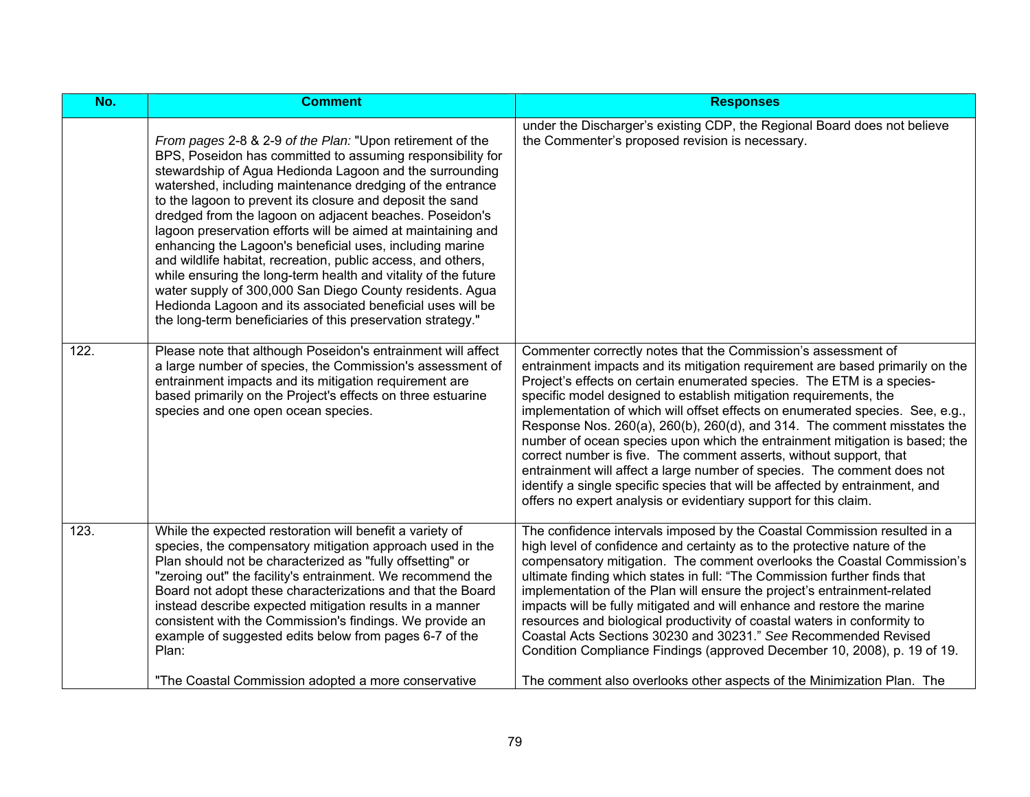| No. | Comment | Responses |
|---|---|---|
| | *From pages* 2-8 & 2-9 *of the Plan:* "Upon retirement of the BPS, Poseidon has committed to assuming responsibility for stewardship of Agua Hedionda Lagoon and the surrounding watershed, including maintenance dredging of the entrance to the lagoon to prevent its closure and deposit the sand dredged from the lagoon on adjacent beaches. Poseidon's lagoon preservation efforts will be aimed at maintaining and enhancing the Lagoon's beneficial uses, including marine and wildlife habitat, recreation, public access, and others, while ensuring the long-term health and vitality of the future water supply of 300,000 San Diego County residents. Agua Hedionda Lagoon and its associated beneficial uses will be the long-term beneficiaries of this preservation strategy." | under the Discharger's existing CDP, the Regional Board does not believe the Commenter's proposed revision is necessary. |
| 122. | Please note that although Poseidon's entrainment will affect a large number of species, the Commission's assessment of entrainment impacts and its mitigation requirement are based primarily on the Project's effects on three estuarine species and one open ocean species. | Commenter correctly notes that the Commission's assessment of entrainment impacts and its mitigation requirement are based primarily on the Project's effects on certain enumerated species. The ETM is a species-specific model designed to establish mitigation requirements, the implementation of which will offset effects on enumerated species. See, e.g., Response Nos. 260(a), 260(b), 260(d), and 314. The comment misstates the number of ocean species upon which the entrainment mitigation is based; the correct number is five. The comment asserts, without support, that entrainment will affect a large number of species. The comment does not identify a single specific species that will be affected by entrainment, and offers no expert analysis or evidentiary support for this claim. |
| 123. | While the expected restoration will benefit a variety of species, the compensatory mitigation approach used in the Plan should not be characterized as "fully offsetting" or "zeroing out" the facility's entrainment. We recommend the Board not adopt these characterizations and that the Board instead describe expected mitigation results in a manner consistent with the Commission's findings. We provide an example of suggested edits below from pages 6-7 of the Plan:<br><br>"The Coastal Commission adopted a more conservative | The confidence intervals imposed by the Coastal Commission resulted in a high level of confidence and certainty as to the protective nature of the compensatory mitigation. The comment overlooks the Coastal Commission's ultimate finding which states in full: "The Commission further finds that implementation of the Plan will ensure the project's entrainment-related impacts will be fully mitigated and will enhance and restore the marine resources and biological productivity of coastal waters in conformity to Coastal Acts Sections 30230 and 30231." *See* Recommended Revised Condition Compliance Findings (approved December 10, 2008), p. 19 of 19.<br><br>The comment also overlooks other aspects of the Minimization Plan. The |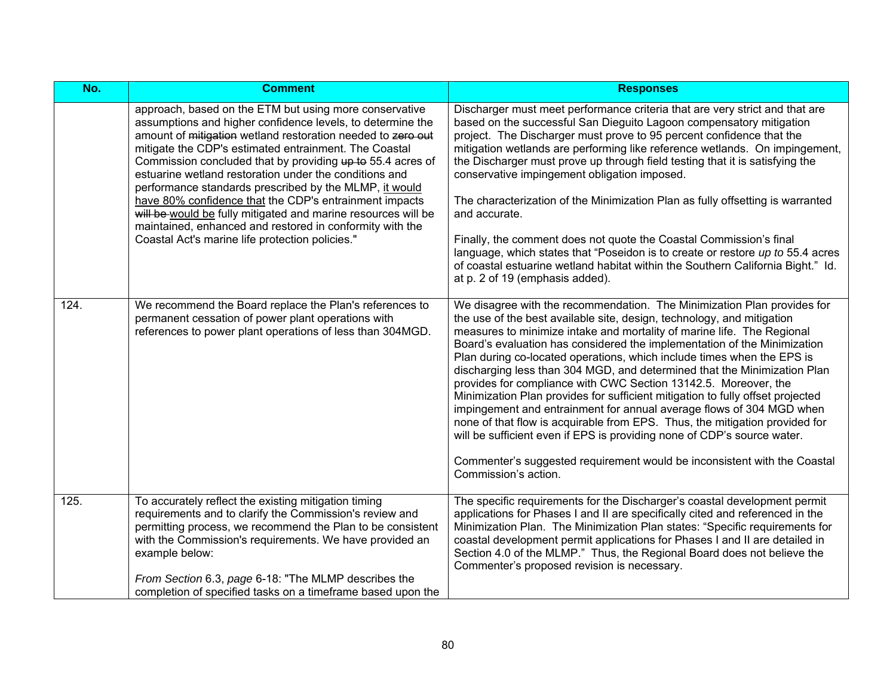| No. | Comment | Responses |
|---|---|---|
| | approach, based on the ETM but using more conservative assumptions and higher confidence levels, to determine the amount of ~~mitigation~~ wetland restoration needed to ~~zero out~~ mitigate the CDP's estimated entrainment. The Coastal Commission concluded that by providing ~~up to~~ 55.4 acres of estuarine wetland restoration under the conditions and performance standards prescribed by the MLMP, <u>it would have 80% confidence that</u> the CDP's entrainment impacts ~~will be~~ <u>would be</u> fully mitigated and marine resources will be maintained, enhanced and restored in conformity with the Coastal Act's marine life protection policies." | Discharger must meet performance criteria that are very strict and that are based on the successful San Dieguito Lagoon compensatory mitigation project. The Discharger must prove to 95 percent confidence that the mitigation wetlands are performing like reference wetlands. On impingement, the Discharger must prove up through field testing that it is satisfying the conservative impingement obligation imposed.<br><br>The characterization of the Minimization Plan as fully offsetting is warranted and accurate.<br><br>Finally, the comment does not quote the Coastal Commission's final language, which states that "Poseidon is to create or restore *up to* 55.4 acres of coastal estuarine wetland habitat within the Southern California Bight." Id. at p. 2 of 19 (emphasis added). |
| 124. | We recommend the Board replace the Plan's references to permanent cessation of power plant operations with references to power plant operations of less than 304MGD. | We disagree with the recommendation. The Minimization Plan provides for the use of the best available site, design, technology, and mitigation measures to minimize intake and mortality of marine life. The Regional Board's evaluation has considered the implementation of the Minimization Plan during co-located operations, which include times when the EPS is discharging less than 304 MGD, and determined that the Minimization Plan provides for compliance with CWC Section 13142.5. Moreover, the Minimization Plan provides for sufficient mitigation to fully offset projected impingement and entrainment for annual average flows of 304 MGD when none of that flow is acquirable from EPS. Thus, the mitigation provided for will be sufficient even if EPS is providing none of CDP's source water.<br><br>Commenter's suggested requirement would be inconsistent with the Coastal Commission's action. |
| 125. | To accurately reflect the existing mitigation timing requirements and to clarify the Commission's review and permitting process, we recommend the Plan to be consistent with the Commission's requirements. We have provided an example below:<br><br>*From Section* 6.3, *page* 6-18: "The MLMP describes the completion of specified tasks on a timeframe based upon the | The specific requirements for the Discharger's coastal development permit applications for Phases I and II are specifically cited and referenced in the Minimization Plan. The Minimization Plan states: "Specific requirements for coastal development permit applications for Phases I and II are detailed in Section 4.0 of the MLMP." Thus, the Regional Board does not believe the Commenter's proposed revision is necessary. |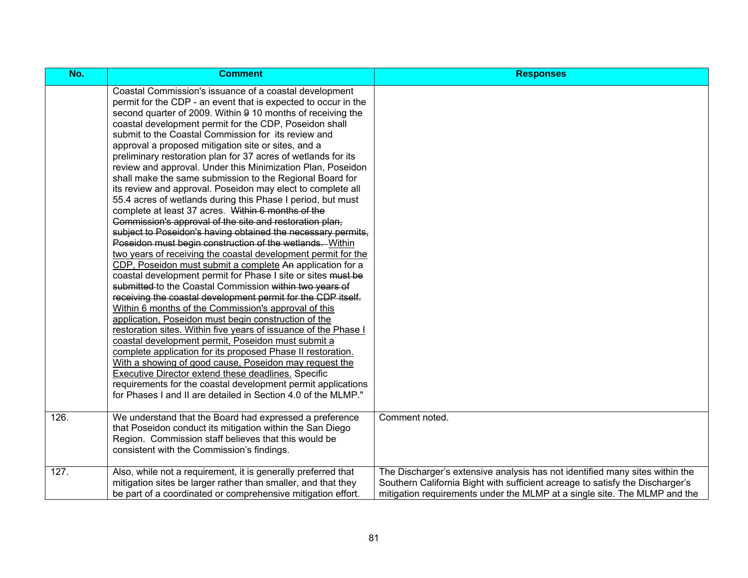| No. | Comment | Responses |
|---|---|---|
| | Coastal Commission's issuance of a coastal development permit for the CDP - an event that is expected to occur in the second quarter of 2009. Within ~~9~~ 10 months of receiving the coastal development permit for the CDP, Poseidon shall submit to the Coastal Commission for its review and approval a proposed mitigation site or sites, and a preliminary restoration plan for 37 acres of wetlands for its review and approval. Under this Minimization Plan, Poseidon shall make the same submission to the Regional Board for its review and approval. Poseidon may elect to complete all 55.4 acres of wetlands during this Phase I period, but must complete at least 37 acres. ~~Within 6 months of the Commission's approval of the site and restoration plan, subject to Poseidon's having obtained the necessary permits, Poseidon must begin construction of the wetlands.~~ <u>Within two years of receiving the coastal development permit for the CDP, Poseidon must submit a complete</u> ~~An~~ application for a coastal development permit for Phase I site or sites ~~must be submitted~~ to the Coastal Commission ~~within two years of receiving the coastal development permit for the CDP itself.~~ <u>Within 6 months of the Commission's approval of this application, Poseidon must begin construction of the restoration sites. Within five years of issuance of the Phase I coastal development permit, Poseidon must submit a complete application for its proposed Phase II restoration. With a showing of good cause, Poseidon may request the Executive Director extend these deadlines.</u> Specific requirements for the coastal development permit applications for Phases I and II are detailed in Section 4.0 of the MLMP." | |
| 126. | We understand that the Board had expressed a preference that Poseidon conduct its mitigation within the San Diego Region. Commission staff believes that this would be consistent with the Commission's findings. | Comment noted. |
| 127. | Also, while not a requirement, it is generally preferred that mitigation sites be larger rather than smaller, and that they be part of a coordinated or comprehensive mitigation effort. | The Discharger's extensive analysis has not identified many sites within the Southern California Bight with sufficient acreage to satisfy the Discharger's mitigation requirements under the MLMP at a single site. The MLMP and the |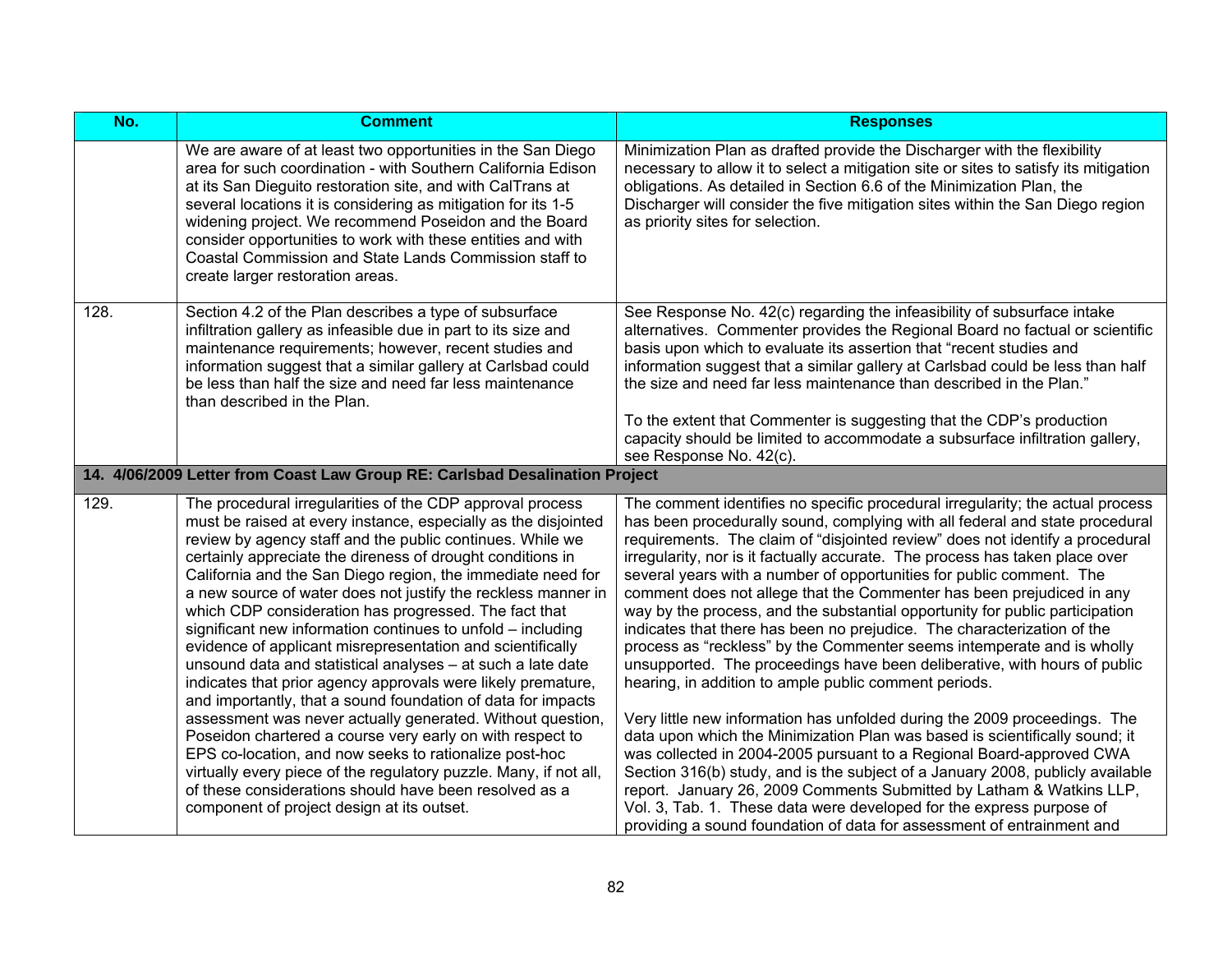| No. | Comment | Responses |
|---|---|---|
| | We are aware of at least two opportunities in the San Diego area for such coordination - with Southern California Edison at its San Dieguito restoration site, and with CalTrans at several locations it is considering as mitigation for its 1-5 widening project. We recommend Poseidon and the Board consider opportunities to work with these entities and with Coastal Commission and State Lands Commission staff to create larger restoration areas. | Minimization Plan as drafted provide the Discharger with the flexibility necessary to allow it to select a mitigation site or sites to satisfy its mitigation obligations. As detailed in Section 6.6 of the Minimization Plan, the Discharger will consider the five mitigation sites within the San Diego region as priority sites for selection. |
| 128. | Section 4.2 of the Plan describes a type of subsurface infiltration gallery as infeasible due in part to its size and maintenance requirements; however, recent studies and information suggest that a similar gallery at Carlsbad could be less than half the size and need far less maintenance than described in the Plan. | See Response No. 42(c) regarding the infeasibility of subsurface intake alternatives. Commenter provides the Regional Board no factual or scientific basis upon which to evaluate its assertion that "recent studies and information suggest that a similar gallery at Carlsbad could be less than half the size and need far less maintenance than described in the Plan."<br><br>To the extent that Commenter is suggesting that the CDP's production capacity should be limited to accommodate a subsurface infiltration gallery, see Response No. 42(c). |
| **14. 4/06/2009 Letter from Coast Law Group RE: Carlsbad Desalination Project** | | |
| 129. | The procedural irregularities of the CDP approval process must be raised at every instance, especially as the disjointed review by agency staff and the public continues. While we certainly appreciate the direness of drought conditions in California and the San Diego region, the immediate need for a new source of water does not justify the reckless manner in which CDP consideration has progressed. The fact that significant new information continues to unfold – including evidence of applicant misrepresentation and scientifically unsound data and statistical analyses – at such a late date indicates that prior agency approvals were likely premature, and importantly, that a sound foundation of data for impacts assessment was never actually generated. Without question, Poseidon chartered a course very early on with respect to EPS co-location, and now seeks to rationalize post-hoc virtually every piece of the regulatory puzzle. Many, if not all, of these considerations should have been resolved as a component of project design at its outset. | The comment identifies no specific procedural irregularity; the actual process has been procedurally sound, complying with all federal and state procedural requirements. The claim of "disjointed review" does not identify a procedural irregularity, nor is it factually accurate. The process has taken place over several years with a number of opportunities for public comment. The comment does not allege that the Commenter has been prejudiced in any way by the process, and the substantial opportunity for public participation indicates that there has been no prejudice. The characterization of the process as "reckless" by the Commenter seems intemperate and is wholly unsupported. The proceedings have been deliberative, with hours of public hearing, in addition to ample public comment periods.<br><br>Very little new information has unfolded during the 2009 proceedings. The data upon which the Minimization Plan was based is scientifically sound; it was collected in 2004-2005 pursuant to a Regional Board-approved CWA Section 316(b) study, and is the subject of a January 2008, publicly available report. January 26, 2009 Comments Submitted by Latham & Watkins LLP, Vol. 3, Tab. 1. These data were developed for the express purpose of providing a sound foundation of data for assessment of entrainment and |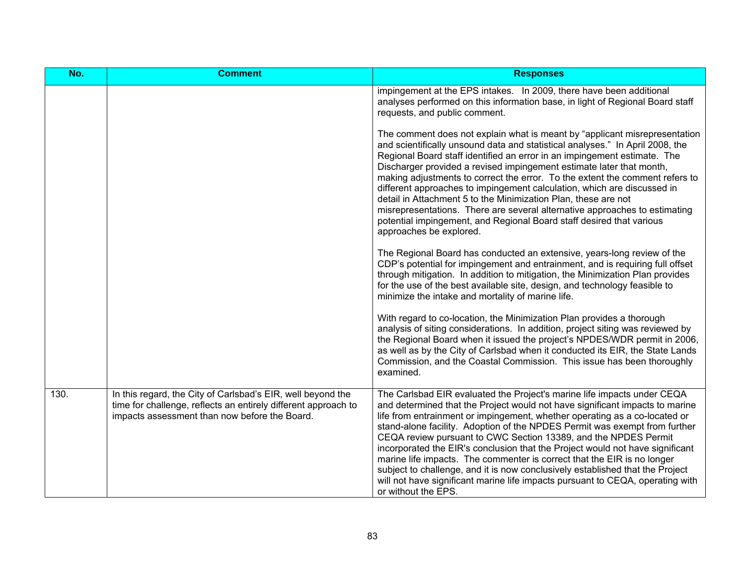| No. | Comment | Responses |
|---|---|---|
| | | impingement at the EPS intakes. In 2009, there have been additional analyses performed on this information base, in light of Regional Board staff requests, and public comment.<br><br>The comment does not explain what is meant by "applicant misrepresentation and scientifically unsound data and statistical analyses." In April 2008, the Regional Board staff identified an error in an impingement estimate. The Discharger provided a revised impingement estimate later that month, making adjustments to correct the error. To the extent the comment refers to different approaches to impingement calculation, which are discussed in detail in Attachment 5 to the Minimization Plan, these are not misrepresentations. There are several alternative approaches to estimating potential impingement, and Regional Board staff desired that various approaches be explored.<br><br>The Regional Board has conducted an extensive, years-long review of the CDP's potential for impingement and entrainment, and is requiring full offset through mitigation. In addition to mitigation, the Minimization Plan provides for the use of the best available site, design, and technology feasible to minimize the intake and mortality of marine life.<br><br>With regard to co-location, the Minimization Plan provides a thorough analysis of siting considerations. In addition, project siting was reviewed by the Regional Board when it issued the project's NPDES/WDR permit in 2006, as well as by the City of Carlsbad when it conducted its EIR, the State Lands Commission, and the Coastal Commission. This issue has been thoroughly examined. |
| 130. | In this regard, the City of Carlsbad's EIR, well beyond the time for challenge, reflects an entirely different approach to impacts assessment than now before the Board. | The Carlsbad EIR evaluated the Project's marine life impacts under CEQA and determined that the Project would not have significant impacts to marine life from entrainment or impingement, whether operating as a co-located or stand-alone facility. Adoption of the NPDES Permit was exempt from further CEQA review pursuant to CWC Section 13389, and the NPDES Permit incorporated the EIR's conclusion that the Project would not have significant marine life impacts. The commenter is correct that the EIR is no longer subject to challenge, and it is now conclusively established that the Project will not have significant marine life impacts pursuant to CEQA, operating with or without the EPS. |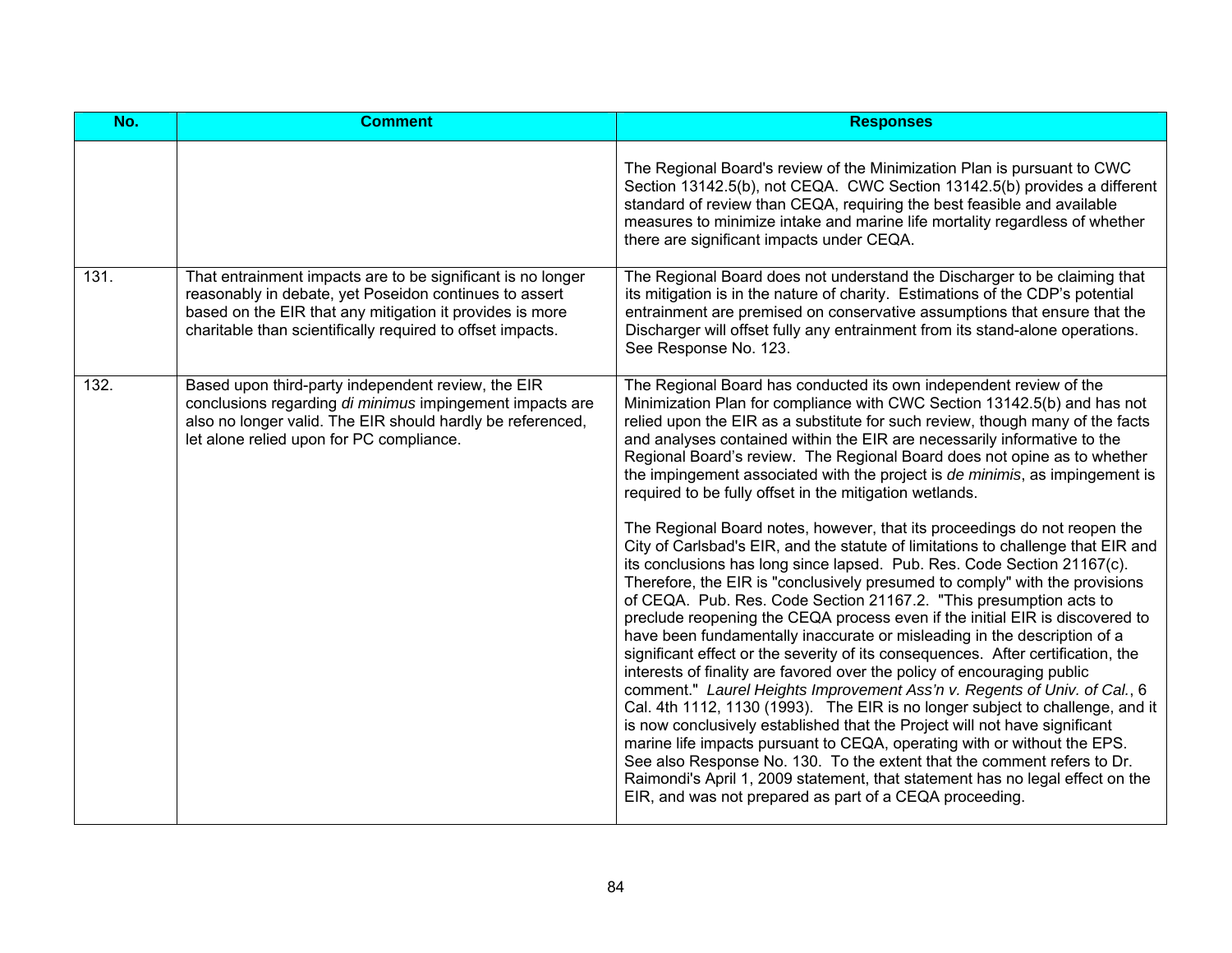| No. | Comment | Responses |
|---|---|---|
| | | The Regional Board's review of the Minimization Plan is pursuant to CWC Section 13142.5(b), not CEQA. CWC Section 13142.5(b) provides a different standard of review than CEQA, requiring the best feasible and available measures to minimize intake and marine life mortality regardless of whether there are significant impacts under CEQA. |
| 131. | That entrainment impacts are to be significant is no longer reasonably in debate, yet Poseidon continues to assert based on the EIR that any mitigation it provides is more charitable than scientifically required to offset impacts. | The Regional Board does not understand the Discharger to be claiming that its mitigation is in the nature of charity. Estimations of the CDP's potential entrainment are premised on conservative assumptions that ensure that the Discharger will offset fully any entrainment from its stand-alone operations. See Response No. 123. |
| 132. | Based upon third-party independent review, the EIR conclusions regarding *di minimus* impingement impacts are also no longer valid. The EIR should hardly be referenced, let alone relied upon for PC compliance. | The Regional Board has conducted its own independent review of the Minimization Plan for compliance with CWC Section 13142.5(b) and has not relied upon the EIR as a substitute for such review, though many of the facts and analyses contained within the EIR are necessarily informative to the Regional Board's review. The Regional Board does not opine as to whether the impingement associated with the project is *de minimis*, as impingement is required to be fully offset in the mitigation wetlands.<br><br>The Regional Board notes, however, that its proceedings do not reopen the City of Carlsbad's EIR, and the statute of limitations to challenge that EIR and its conclusions has long since lapsed. Pub. Res. Code Section 21167(c). Therefore, the EIR is "conclusively presumed to comply" with the provisions of CEQA. Pub. Res. Code Section 21167.2. "This presumption acts to preclude reopening the CEQA process even if the initial EIR is discovered to have been fundamentally inaccurate or misleading in the description of a significant effect or the severity of its consequences. After certification, the interests of finality are favored over the policy of encouraging public comment." *Laurel Heights Improvement Ass'n v. Regents of Univ. of Cal.*, 6 Cal. 4th 1112, 1130 (1993). The EIR is no longer subject to challenge, and it is now conclusively established that the Project will not have significant marine life impacts pursuant to CEQA, operating with or without the EPS. See also Response No. 130. To the extent that the comment refers to Dr. Raimondi's April 1, 2009 statement, that statement has no legal effect on the EIR, and was not prepared as part of a CEQA proceeding. |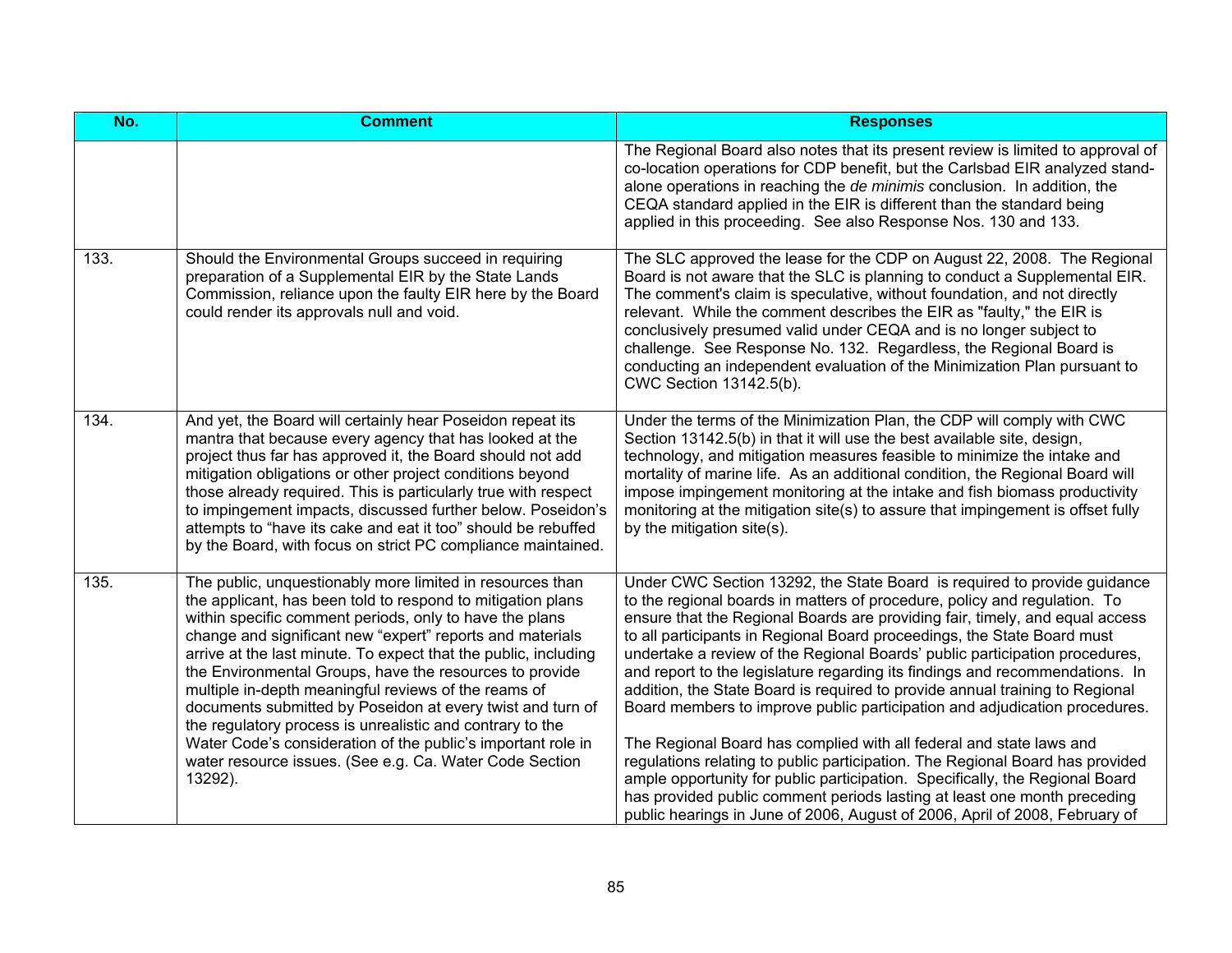| No. | Comment | Responses |
|---|---|---|
| | | The Regional Board also notes that its present review is limited to approval of co-location operations for CDP benefit, but the Carlsbad EIR analyzed stand-alone operations in reaching the *de minimis* conclusion. In addition, the CEQA standard applied in the EIR is different than the standard being applied in this proceeding. See also Response Nos. 130 and 133. |
| 133. | Should the Environmental Groups succeed in requiring preparation of a Supplemental EIR by the State Lands Commission, reliance upon the faulty EIR here by the Board could render its approvals null and void. | The SLC approved the lease for the CDP on August 22, 2008. The Regional Board is not aware that the SLC is planning to conduct a Supplemental EIR. The comment's claim is speculative, without foundation, and not directly relevant. While the comment describes the EIR as "faulty," the EIR is conclusively presumed valid under CEQA and is no longer subject to challenge. See Response No. 132. Regardless, the Regional Board is conducting an independent evaluation of the Minimization Plan pursuant to CWC Section 13142.5(b). |
| 134. | And yet, the Board will certainly hear Poseidon repeat its mantra that because every agency that has looked at the project thus far has approved it, the Board should not add mitigation obligations or other project conditions beyond those already required. This is particularly true with respect to impingement impacts, discussed further below. Poseidon's attempts to "have its cake and eat it too" should be rebuffed by the Board, with focus on strict PC compliance maintained. | Under the terms of the Minimization Plan, the CDP will comply with CWC Section 13142.5(b) in that it will use the best available site, design, technology, and mitigation measures feasible to minimize the intake and mortality of marine life. As an additional condition, the Regional Board will impose impingement monitoring at the intake and fish biomass productivity monitoring at the mitigation site(s) to assure that impingement is offset fully by the mitigation site(s). |
| 135. | The public, unquestionably more limited in resources than the applicant, has been told to respond to mitigation plans within specific comment periods, only to have the plans change and significant new "expert" reports and materials arrive at the last minute. To expect that the public, including the Environmental Groups, have the resources to provide multiple in-depth meaningful reviews of the reams of documents submitted by Poseidon at every twist and turn of the regulatory process is unrealistic and contrary to the Water Code's consideration of the public's important role in water resource issues. (See e.g. Ca. Water Code Section 13292). | Under CWC Section 13292, the State Board is required to provide guidance to the regional boards in matters of procedure, policy and regulation. To ensure that the Regional Boards are providing fair, timely, and equal access to all participants in Regional Board proceedings, the State Board must undertake a review of the Regional Boards' public participation procedures, and report to the legislature regarding its findings and recommendations. In addition, the State Board is required to provide annual training to Regional Board members to improve public participation and adjudication procedures.<br><br>The Regional Board has complied with all federal and state laws and regulations relating to public participation. The Regional Board has provided ample opportunity for public participation. Specifically, the Regional Board has provided public comment periods lasting at least one month preceding public hearings in June of 2006, August of 2006, April of 2008, February of |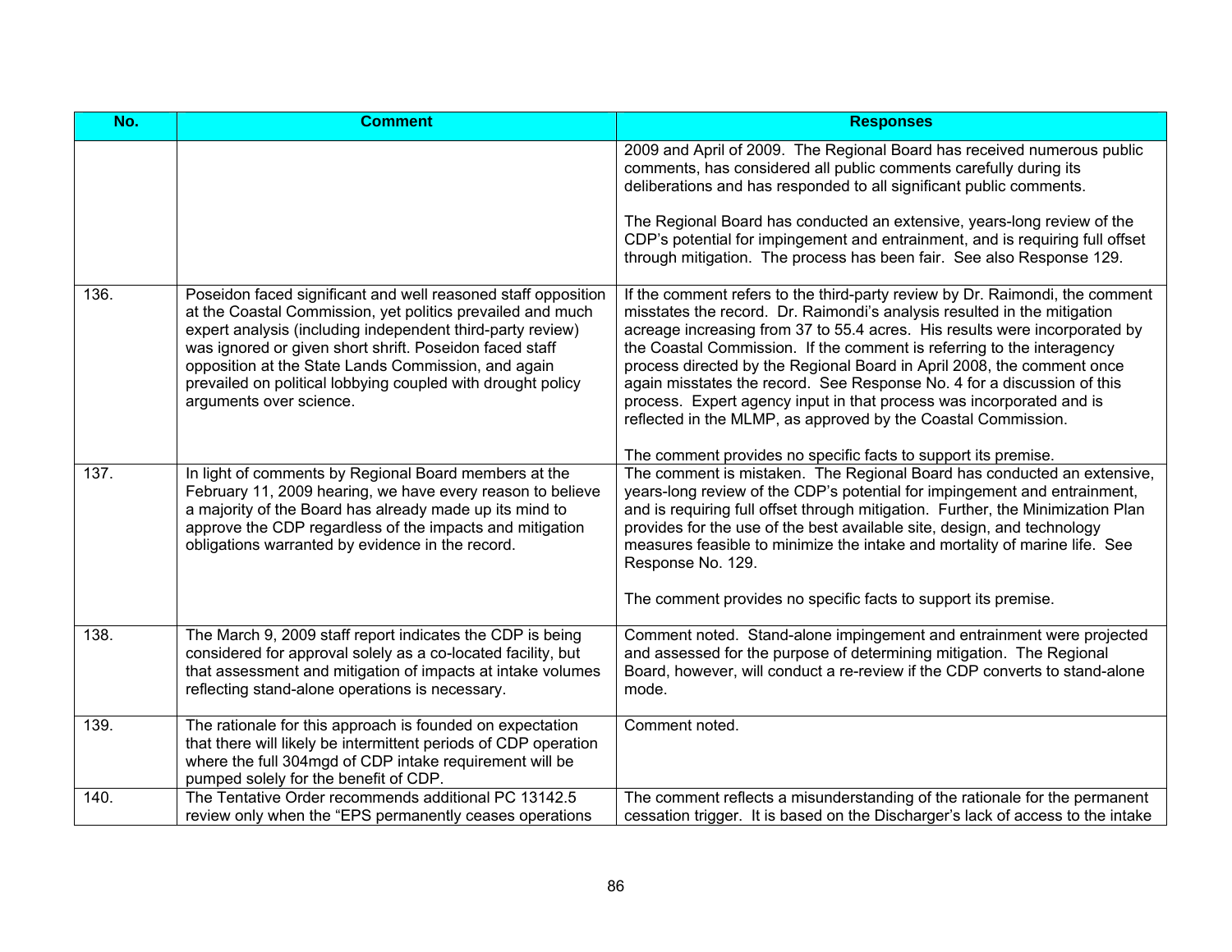| No. | Comment | Responses |
|---|---|---|
| | | 2009 and April of 2009. The Regional Board has received numerous public comments, has considered all public comments carefully during its deliberations and has responded to all significant public comments.<br><br>The Regional Board has conducted an extensive, years-long review of the CDP's potential for impingement and entrainment, and is requiring full offset through mitigation. The process has been fair. See also Response 129. |
| 136. | Poseidon faced significant and well reasoned staff opposition at the Coastal Commission, yet politics prevailed and much expert analysis (including independent third-party review) was ignored or given short shrift. Poseidon faced staff opposition at the State Lands Commission, and again prevailed on political lobbying coupled with drought policy arguments over science. | If the comment refers to the third-party review by Dr. Raimondi, the comment misstates the record. Dr. Raimondi's analysis resulted in the mitigation acreage increasing from 37 to 55.4 acres. His results were incorporated by the Coastal Commission. If the comment is referring to the interagency process directed by the Regional Board in April 2008, the comment once again misstates the record. See Response No. 4 for a discussion of this process. Expert agency input in that process was incorporated and is reflected in the MLMP, as approved by the Coastal Commission.<br><br>The comment provides no specific facts to support its premise. |
| 137. | In light of comments by Regional Board members at the February 11, 2009 hearing, we have every reason to believe a majority of the Board has already made up its mind to approve the CDP regardless of the impacts and mitigation obligations warranted by evidence in the record. | The comment is mistaken. The Regional Board has conducted an extensive, years-long review of the CDP's potential for impingement and entrainment, and is requiring full offset through mitigation. Further, the Minimization Plan provides for the use of the best available site, design, and technology measures feasible to minimize the intake and mortality of marine life. See Response No. 129.<br><br>The comment provides no specific facts to support its premise. |
| 138. | The March 9, 2009 staff report indicates the CDP is being considered for approval solely as a co-located facility, but that assessment and mitigation of impacts at intake volumes reflecting stand-alone operations is necessary. | Comment noted. Stand-alone impingement and entrainment were projected and assessed for the purpose of determining mitigation. The Regional Board, however, will conduct a re-review if the CDP converts to stand-alone mode. |
| 139. | The rationale for this approach is founded on expectation that there will likely be intermittent periods of CDP operation where the full 304mgd of CDP intake requirement will be pumped solely for the benefit of CDP. | Comment noted. |
| 140. | The Tentative Order recommends additional PC 13142.5 review only when the "EPS permanently ceases operations | The comment reflects a misunderstanding of the rationale for the permanent cessation trigger. It is based on the Discharger's lack of access to the intake |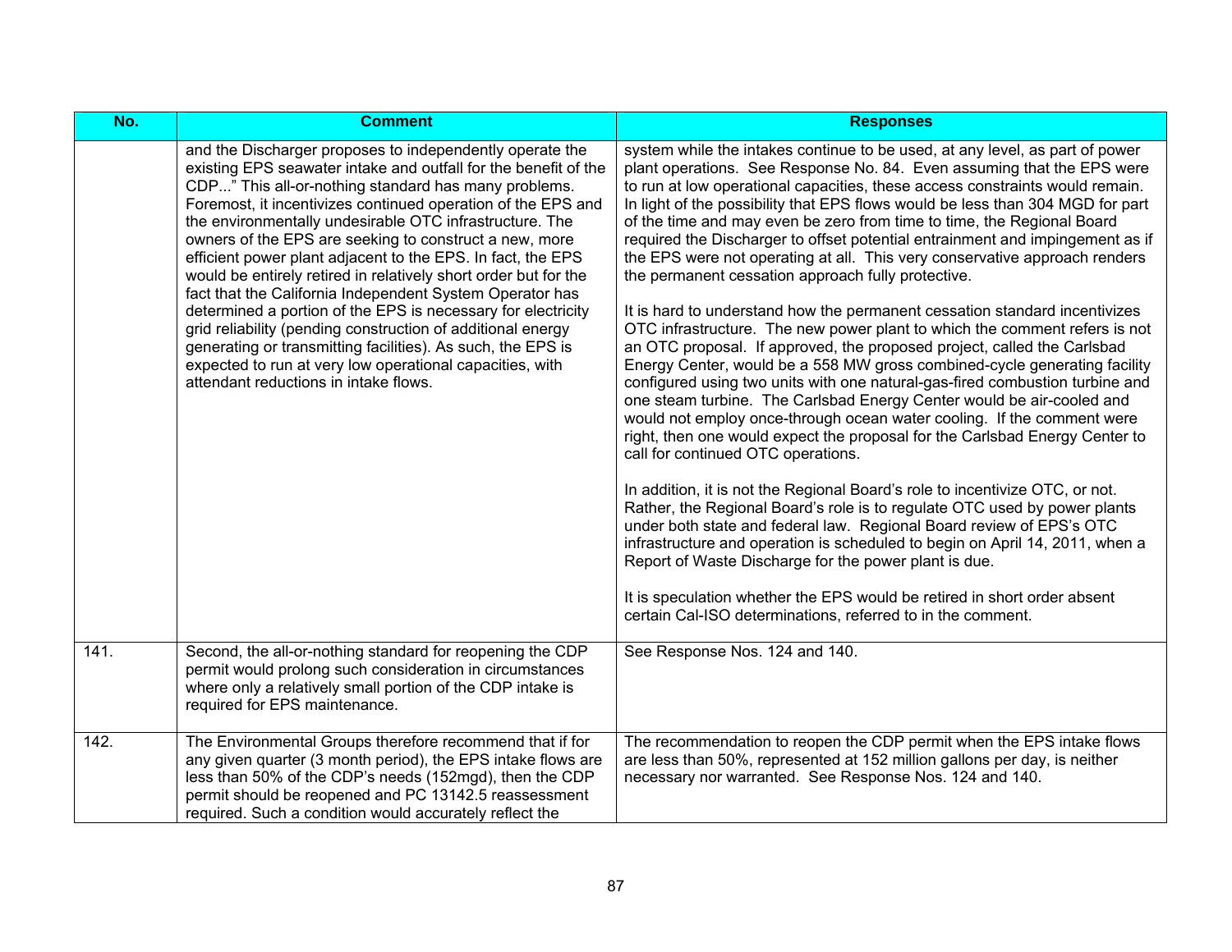| No. | Comment | Responses |
|---|---|---|
| | and the Discharger proposes to independently operate the existing EPS seawater intake and outfall for the benefit of the CDP..." This all-or-nothing standard has many problems. Foremost, it incentivizes continued operation of the EPS and the environmentally undesirable OTC infrastructure. The owners of the EPS are seeking to construct a new, more efficient power plant adjacent to the EPS. In fact, the EPS would be entirely retired in relatively short order but for the fact that the California Independent System Operator has determined a portion of the EPS is necessary for electricity grid reliability (pending construction of additional energy generating or transmitting facilities). As such, the EPS is expected to run at very low operational capacities, with attendant reductions in intake flows. | system while the intakes continue to be used, at any level, as part of power plant operations. See Response No. 84. Even assuming that the EPS were to run at low operational capacities, these access constraints would remain. In light of the possibility that EPS flows would be less than 304 MGD for part of the time and may even be zero from time to time, the Regional Board required the Discharger to offset potential entrainment and impingement as if the EPS were not operating at all. This very conservative approach renders the permanent cessation approach fully protective.<br><br>It is hard to understand how the permanent cessation standard incentivizes OTC infrastructure. The new power plant to which the comment refers is not an OTC proposal. If approved, the proposed project, called the Carlsbad Energy Center, would be a 558 MW gross combined-cycle generating facility configured using two units with one natural-gas-fired combustion turbine and one steam turbine. The Carlsbad Energy Center would be air-cooled and would not employ once-through ocean water cooling. If the comment were right, then one would expect the proposal for the Carlsbad Energy Center to call for continued OTC operations.<br><br>In addition, it is not the Regional Board's role to incentivize OTC, or not. Rather, the Regional Board's role is to regulate OTC used by power plants under both state and federal law. Regional Board review of EPS's OTC infrastructure and operation is scheduled to begin on April 14, 2011, when a Report of Waste Discharge for the power plant is due.<br><br>It is speculation whether the EPS would be retired in short order absent certain Cal-ISO determinations, referred to in the comment. |
| 141. | Second, the all-or-nothing standard for reopening the CDP permit would prolong such consideration in circumstances where only a relatively small portion of the CDP intake is required for EPS maintenance. | See Response Nos. 124 and 140. |
| 142. | The Environmental Groups therefore recommend that if for any given quarter (3 month period), the EPS intake flows are less than 50% of the CDP's needs (152mgd), then the CDP permit should be reopened and PC 13142.5 reassessment required. Such a condition would accurately reflect the | The recommendation to reopen the CDP permit when the EPS intake flows are less than 50%, represented at 152 million gallons per day, is neither necessary nor warranted. See Response Nos. 124 and 140. |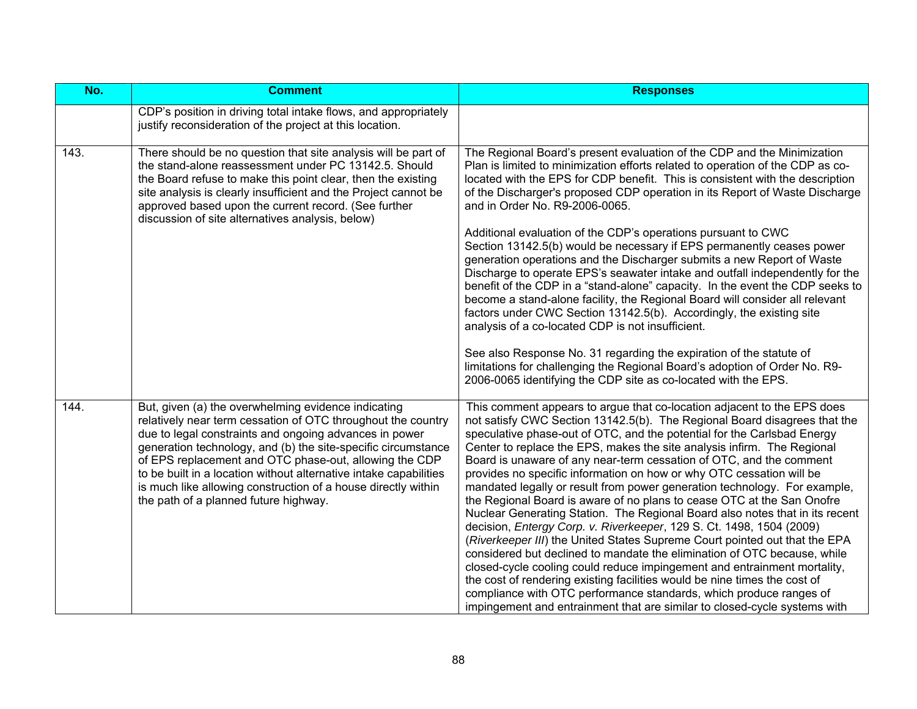| No. | Comment | Responses |
|---|---|---|
| | CDP's position in driving total intake flows, and appropriately justify reconsideration of the project at this location. | |
| 143. | There should be no question that site analysis will be part of the stand-alone reassessment under PC 13142.5. Should the Board refuse to make this point clear, then the existing site analysis is clearly insufficient and the Project cannot be approved based upon the current record. (See further discussion of site alternatives analysis, below) | The Regional Board's present evaluation of the CDP and the Minimization Plan is limited to minimization efforts related to operation of the CDP as co-located with the EPS for CDP benefit. This is consistent with the description of the Discharger's proposed CDP operation in its Report of Waste Discharge and in Order No. R9-2006-0065.<br><br>Additional evaluation of the CDP's operations pursuant to CWC Section 13142.5(b) would be necessary if EPS permanently ceases power generation operations and the Discharger submits a new Report of Waste Discharge to operate EPS's seawater intake and outfall independently for the benefit of the CDP in a "stand-alone" capacity. In the event the CDP seeks to become a stand-alone facility, the Regional Board will consider all relevant factors under CWC Section 13142.5(b). Accordingly, the existing site analysis of a co-located CDP is not insufficient.<br><br>See also Response No. 31 regarding the expiration of the statute of limitations for challenging the Regional Board's adoption of Order No. R9-2006-0065 identifying the CDP site as co-located with the EPS. |
| 144. | But, given (a) the overwhelming evidence indicating relatively near term cessation of OTC throughout the country due to legal constraints and ongoing advances in power generation technology, and (b) the site-specific circumstance of EPS replacement and OTC phase-out, allowing the CDP to be built in a location without alternative intake capabilities is much like allowing construction of a house directly within the path of a planned future highway. | This comment appears to argue that co-location adjacent to the EPS does not satisfy CWC Section 13142.5(b). The Regional Board disagrees that the speculative phase-out of OTC, and the potential for the Carlsbad Energy Center to replace the EPS, makes the site analysis infirm. The Regional Board is unaware of any near-term cessation of OTC, and the comment provides no specific information on how or why OTC cessation will be mandated legally or result from power generation technology. For example, the Regional Board is aware of no plans to cease OTC at the San Onofre Nuclear Generating Station. The Regional Board also notes that in its recent decision, *Entergy Corp. v. Riverkeeper*, 129 S. Ct. 1498, 1504 (2009) (*Riverkeeper III*) the United States Supreme Court pointed out that the EPA considered but declined to mandate the elimination of OTC because, while closed-cycle cooling could reduce impingement and entrainment mortality, the cost of rendering existing facilities would be nine times the cost of compliance with OTC performance standards, which produce ranges of impingement and entrainment that are similar to closed-cycle systems with |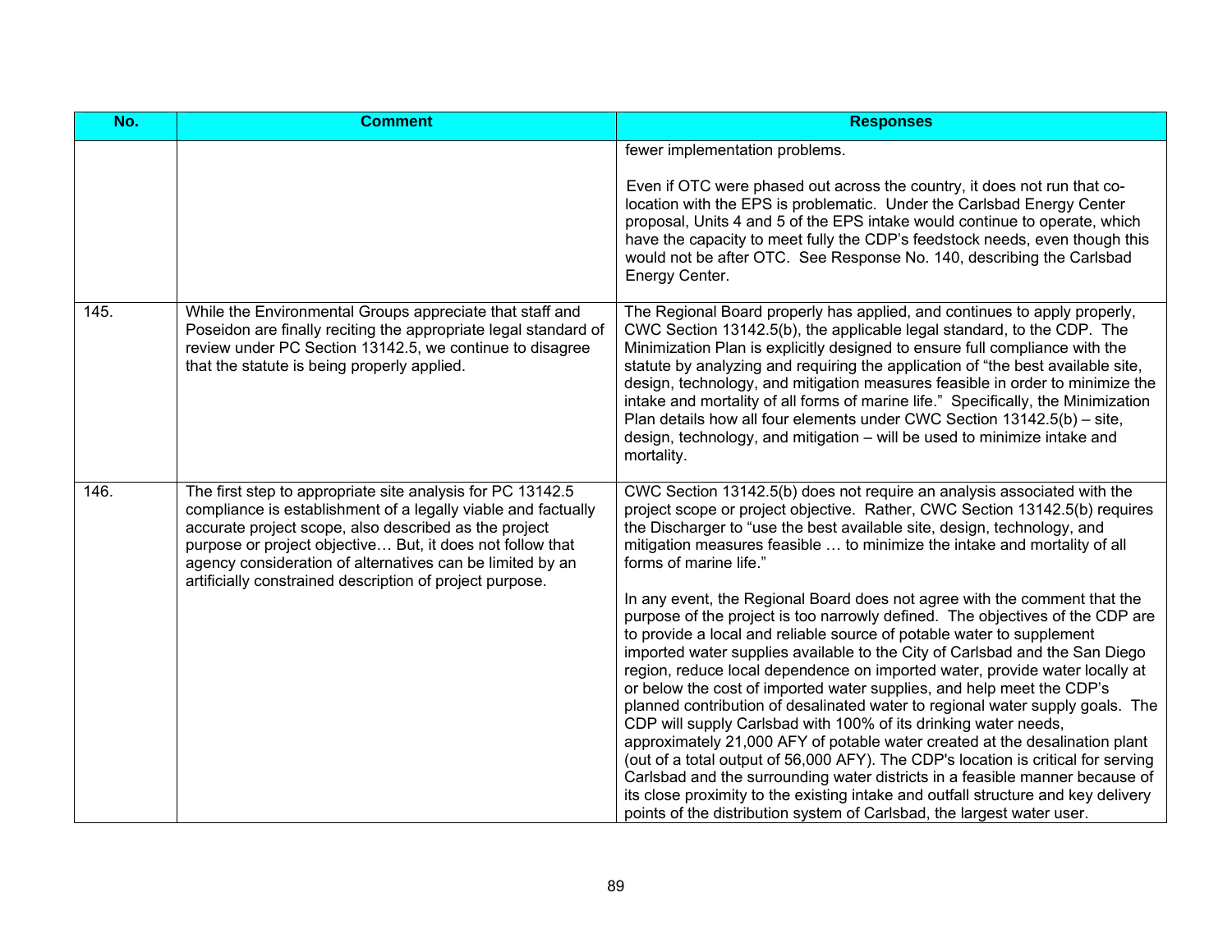| No. | Comment | Responses |
|---|---|---|
| | | fewer implementation problems.<br><br>Even if OTC were phased out across the country, it does not run that co-location with the EPS is problematic. Under the Carlsbad Energy Center proposal, Units 4 and 5 of the EPS intake would continue to operate, which have the capacity to meet fully the CDP's feedstock needs, even though this would not be after OTC. See Response No. 140, describing the Carlsbad Energy Center. |
| 145. | While the Environmental Groups appreciate that staff and Poseidon are finally reciting the appropriate legal standard of review under PC Section 13142.5, we continue to disagree that the statute is being properly applied. | The Regional Board properly has applied, and continues to apply properly, CWC Section 13142.5(b), the applicable legal standard, to the CDP. The Minimization Plan is explicitly designed to ensure full compliance with the statute by analyzing and requiring the application of "the best available site, design, technology, and mitigation measures feasible in order to minimize the intake and mortality of all forms of marine life." Specifically, the Minimization Plan details how all four elements under CWC Section 13142.5(b) – site, design, technology, and mitigation – will be used to minimize intake and mortality. |
| 146. | The first step to appropriate site analysis for PC 13142.5 compliance is establishment of a legally viable and factually accurate project scope, also described as the project purpose or project objective… But, it does not follow that agency consideration of alternatives can be limited by an artificially constrained description of project purpose. | CWC Section 13142.5(b) does not require an analysis associated with the project scope or project objective. Rather, CWC Section 13142.5(b) requires the Discharger to "use the best available site, design, technology, and mitigation measures feasible … to minimize the intake and mortality of all forms of marine life."<br><br>In any event, the Regional Board does not agree with the comment that the purpose of the project is too narrowly defined. The objectives of the CDP are to provide a local and reliable source of potable water to supplement imported water supplies available to the City of Carlsbad and the San Diego region, reduce local dependence on imported water, provide water locally at or below the cost of imported water supplies, and help meet the CDP's planned contribution of desalinated water to regional water supply goals. The CDP will supply Carlsbad with 100% of its drinking water needs, approximately 21,000 AFY of potable water created at the desalination plant (out of a total output of 56,000 AFY). The CDP's location is critical for serving Carlsbad and the surrounding water districts in a feasible manner because of its close proximity to the existing intake and outfall structure and key delivery points of the distribution system of Carlsbad, the largest water user. |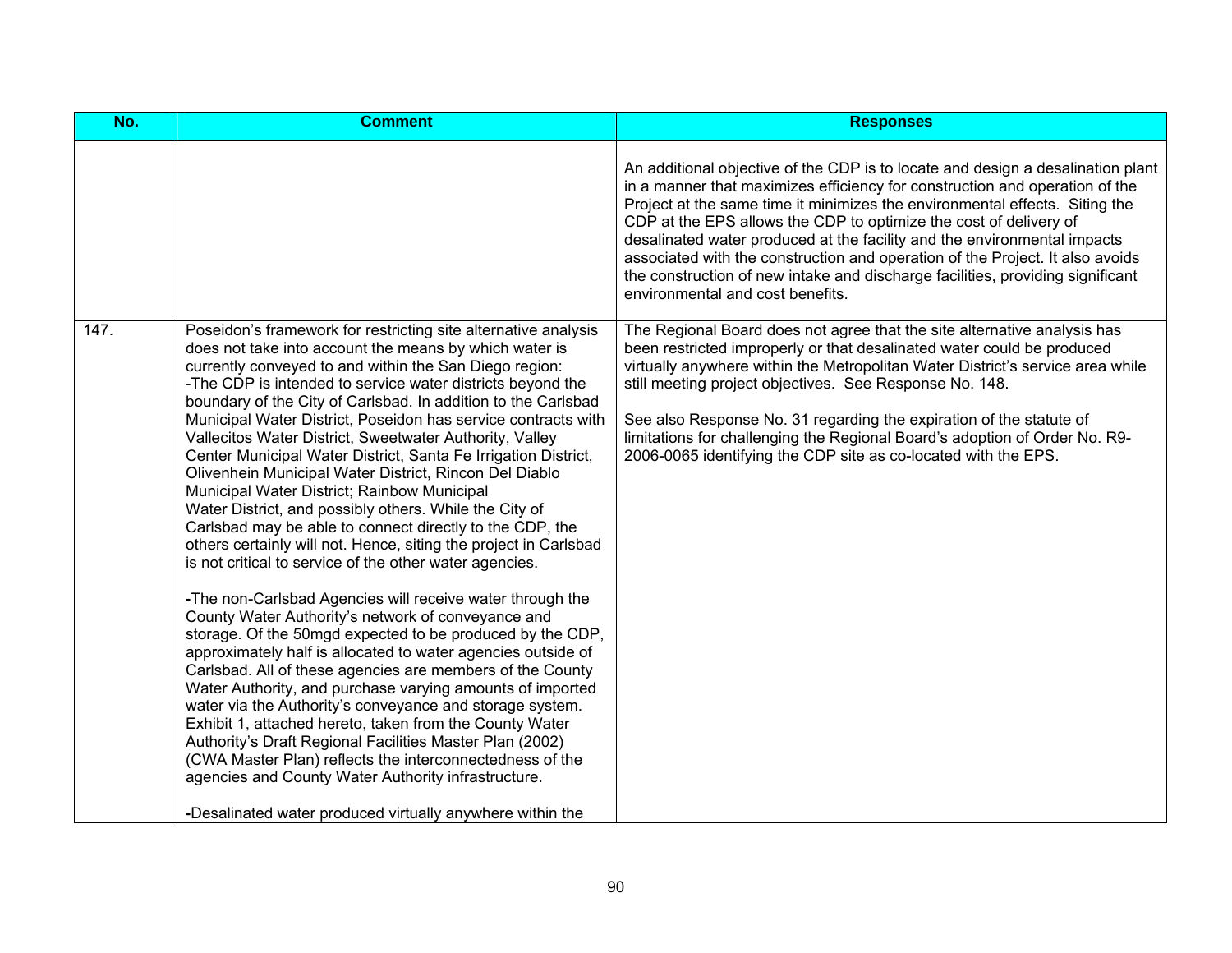| No. | Comment | Responses |
|---|---|---|
| | | An additional objective of the CDP is to locate and design a desalination plant in a manner that maximizes efficiency for construction and operation of the Project at the same time it minimizes the environmental effects. Siting the CDP at the EPS allows the CDP to optimize the cost of delivery of desalinated water produced at the facility and the environmental impacts associated with the construction and operation of the Project. It also avoids the construction of new intake and discharge facilities, providing significant environmental and cost benefits. |
| 147. | Poseidon's framework for restricting site alternative analysis does not take into account the means by which water is currently conveyed to and within the San Diego region:<br>-The CDP is intended to service water districts beyond the boundary of the City of Carlsbad. In addition to the Carlsbad Municipal Water District, Poseidon has service contracts with Vallecitos Water District, Sweetwater Authority, Valley Center Municipal Water District, Santa Fe Irrigation District, Olivenhein Municipal Water District, Rincon Del Diablo Municipal Water District; Rainbow Municipal Water District, and possibly others. While the City of Carlsbad may be able to connect directly to the CDP, the others certainly will not. Hence, siting the project in Carlsbad is not critical to service of the other water agencies.<br><br>-The non-Carlsbad Agencies will receive water through the County Water Authority's network of conveyance and storage. Of the 50mgd expected to be produced by the CDP, approximately half is allocated to water agencies outside of Carlsbad. All of these agencies are members of the County Water Authority, and purchase varying amounts of imported water via the Authority's conveyance and storage system. Exhibit 1, attached hereto, taken from the County Water Authority's Draft Regional Facilities Master Plan (2002) (CWA Master Plan) reflects the interconnectedness of the agencies and County Water Authority infrastructure.<br><br>-Desalinated water produced virtually anywhere within the | The Regional Board does not agree that the site alternative analysis has been restricted improperly or that desalinated water could be produced virtually anywhere within the Metropolitan Water District's service area while still meeting project objectives. See Response No. 148.<br><br>See also Response No. 31 regarding the expiration of the statute of limitations for challenging the Regional Board's adoption of Order No. R9-2006-0065 identifying the CDP site as co-located with the EPS. |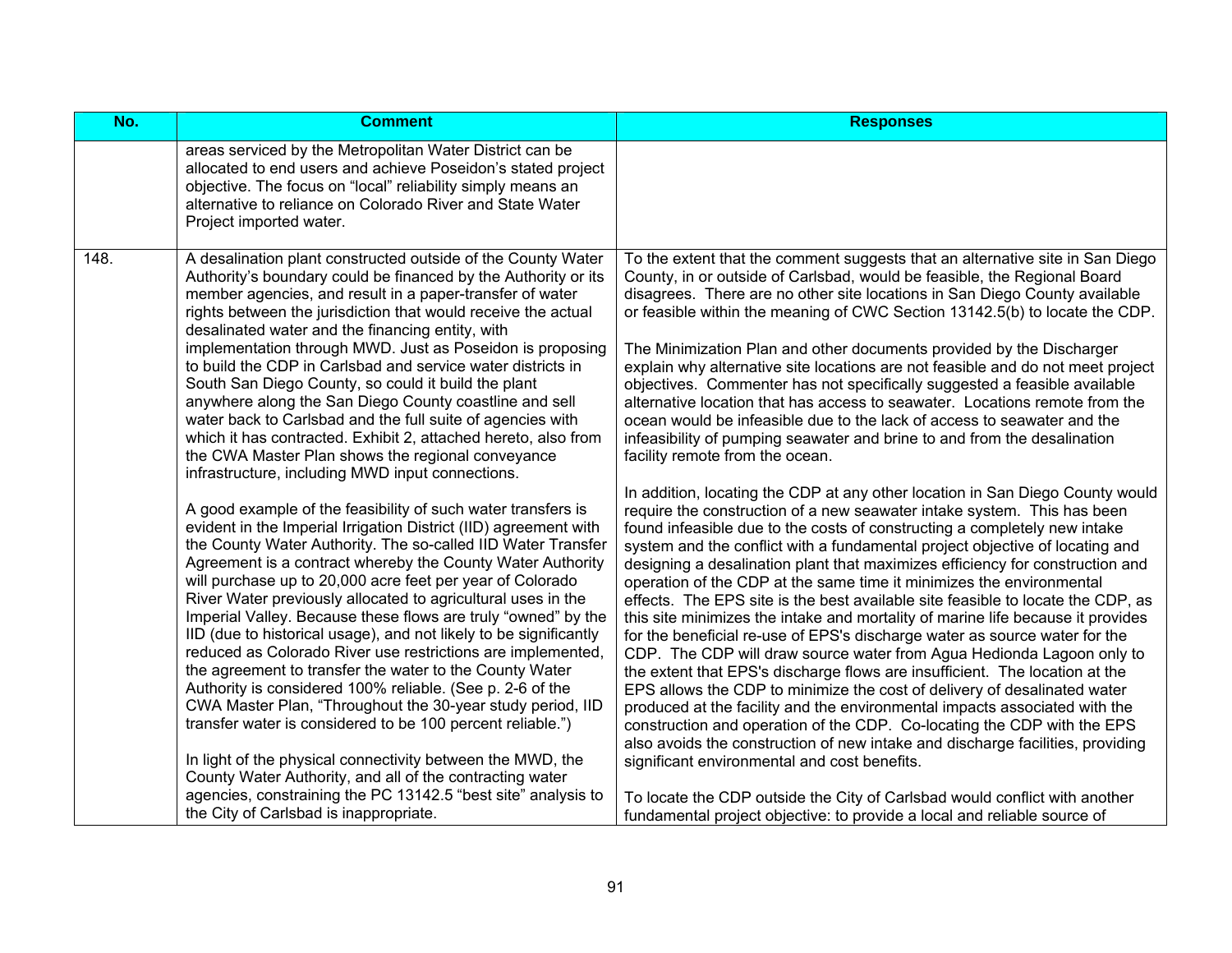| No. | Comment | Responses |
|---|---|---|
| | areas serviced by the Metropolitan Water District can be allocated to end users and achieve Poseidon's stated project objective. The focus on "local" reliability simply means an alternative to reliance on Colorado River and State Water Project imported water. | |
| 148. | A desalination plant constructed outside of the County Water Authority's boundary could be financed by the Authority or its member agencies, and result in a paper-transfer of water rights between the jurisdiction that would receive the actual desalinated water and the financing entity, with implementation through MWD. Just as Poseidon is proposing to build the CDP in Carlsbad and service water districts in South San Diego County, so could it build the plant anywhere along the San Diego County coastline and sell water back to Carlsbad and the full suite of agencies with which it has contracted. Exhibit 2, attached hereto, also from the CWA Master Plan shows the regional conveyance infrastructure, including MWD input connections.<br><br>A good example of the feasibility of such water transfers is evident in the Imperial Irrigation District (IID) agreement with the County Water Authority. The so-called IID Water Transfer Agreement is a contract whereby the County Water Authority will purchase up to 20,000 acre feet per year of Colorado River Water previously allocated to agricultural uses in the Imperial Valley. Because these flows are truly "owned" by the IID (due to historical usage), and not likely to be significantly reduced as Colorado River use restrictions are implemented, the agreement to transfer the water to the County Water Authority is considered 100% reliable. (See p. 2-6 of the CWA Master Plan, "Throughout the 30-year study period, IID transfer water is considered to be 100 percent reliable.")<br><br>In light of the physical connectivity between the MWD, the County Water Authority, and all of the contracting water agencies, constraining the PC 13142.5 "best site" analysis to the City of Carlsbad is inappropriate. | To the extent that the comment suggests that an alternative site in San Diego County, in or outside of Carlsbad, would be feasible, the Regional Board disagrees. There are no other site locations in San Diego County available or feasible within the meaning of CWC Section 13142.5(b) to locate the CDP.<br><br>The Minimization Plan and other documents provided by the Discharger explain why alternative site locations are not feasible and do not meet project objectives. Commenter has not specifically suggested a feasible available alternative location that has access to seawater. Locations remote from the ocean would be infeasible due to the lack of access to seawater and the infeasibility of pumping seawater and brine to and from the desalination facility remote from the ocean.<br><br>In addition, locating the CDP at any other location in San Diego County would require the construction of a new seawater intake system. This has been found infeasible due to the costs of constructing a completely new intake system and the conflict with a fundamental project objective of locating and designing a desalination plant that maximizes efficiency for construction and operation of the CDP at the same time it minimizes the environmental effects. The EPS site is the best available site feasible to locate the CDP, as this site minimizes the intake and mortality of marine life because it provides for the beneficial re-use of EPS's discharge water as source water for the CDP. The CDP will draw source water from Agua Hedionda Lagoon only to the extent that EPS's discharge flows are insufficient. The location at the EPS allows the CDP to minimize the cost of delivery of desalinated water produced at the facility and the environmental impacts associated with the construction and operation of the CDP. Co-locating the CDP with the EPS also avoids the construction of new intake and discharge facilities, providing significant environmental and cost benefits.<br><br>To locate the CDP outside the City of Carlsbad would conflict with another fundamental project objective: to provide a local and reliable source of |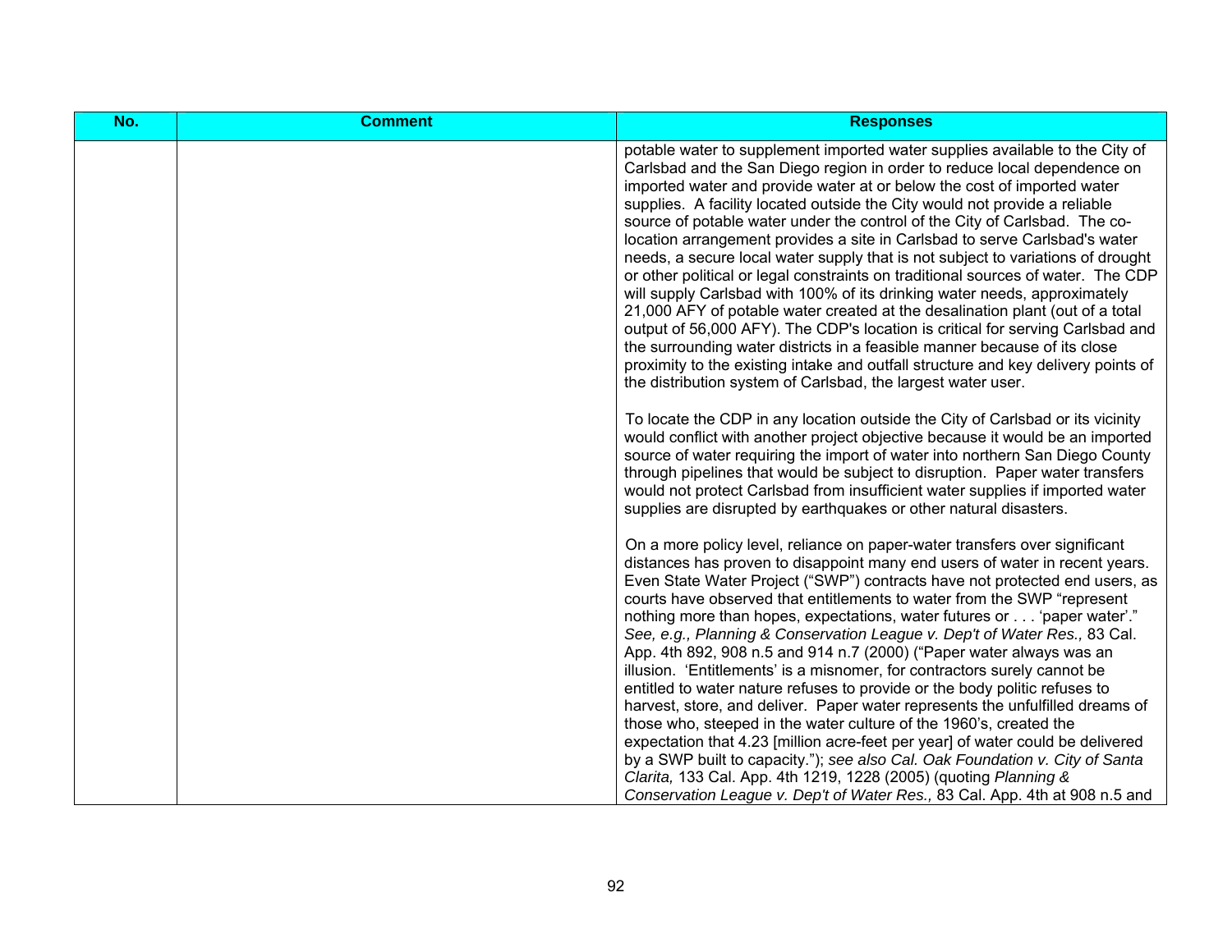| No. | Comment | Responses |
|---|---|---|
| | | potable water to supplement imported water supplies available to the City of Carlsbad and the San Diego region in order to reduce local dependence on imported water and provide water at or below the cost of imported water supplies. A facility located outside the City would not provide a reliable source of potable water under the control of the City of Carlsbad. The co-location arrangement provides a site in Carlsbad to serve Carlsbad's water needs, a secure local water supply that is not subject to variations of drought or other political or legal constraints on traditional sources of water. The CDP will supply Carlsbad with 100% of its drinking water needs, approximately 21,000 AFY of potable water created at the desalination plant (out of a total output of 56,000 AFY). The CDP's location is critical for serving Carlsbad and the surrounding water districts in a feasible manner because of its close proximity to the existing intake and outfall structure and key delivery points of the distribution system of Carlsbad, the largest water user.<br><br>To locate the CDP in any location outside the City of Carlsbad or its vicinity would conflict with another project objective because it would be an imported source of water requiring the import of water into northern San Diego County through pipelines that would be subject to disruption. Paper water transfers would not protect Carlsbad from insufficient water supplies if imported water supplies are disrupted by earthquakes or other natural disasters.<br><br>On a more policy level, reliance on paper-water transfers over significant distances has proven to disappoint many end users of water in recent years. Even State Water Project ("SWP") contracts have not protected end users, as courts have observed that entitlements to water from the SWP "represent nothing more than hopes, expectations, water futures or . . . 'paper water'." *See, e.g., Planning & Conservation League v. Dep't of Water Res.,* 83 Cal. App. 4th 892, 908 n.5 and 914 n.7 (2000) ("Paper water always was an illusion. 'Entitlements' is a misnomer, for contractors surely cannot be entitled to water nature refuses to provide or the body politic refuses to harvest, store, and deliver. Paper water represents the unfulfilled dreams of those who, steeped in the water culture of the 1960's, created the expectation that 4.23 [million acre-feet per year] of water could be delivered by a SWP built to capacity."); *see also Cal. Oak Foundation v. City of Santa Clarita,* 133 Cal. App. 4th 1219, 1228 (2005) (quoting *Planning & Conservation League v. Dep't of Water Res.,* 83 Cal. App. 4th at 908 n.5 and |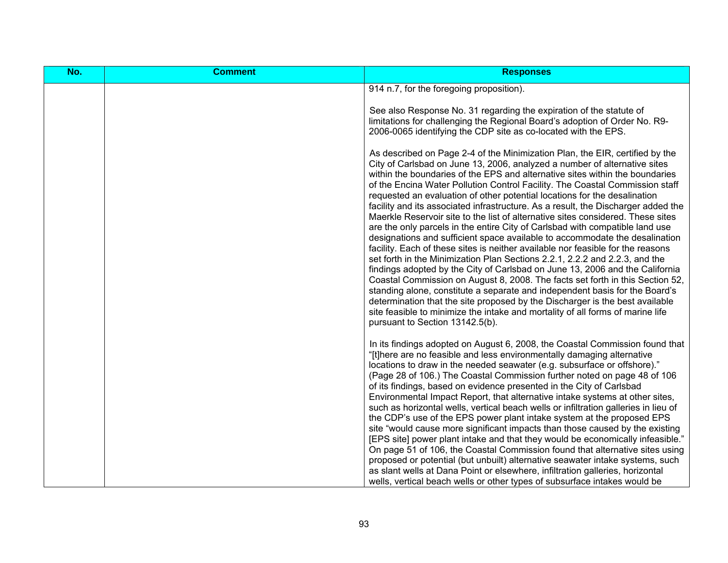| No. | Comment | Responses |
|---|---|---|
| | | 914 n.7, for the foregoing proposition).<br><br>See also Response No. 31 regarding the expiration of the statute of limitations for challenging the Regional Board's adoption of Order No. R9-2006-0065 identifying the CDP site as co-located with the EPS.<br><br>As described on Page 2-4 of the Minimization Plan, the EIR, certified by the City of Carlsbad on June 13, 2006, analyzed a number of alternative sites within the boundaries of the EPS and alternative sites within the boundaries of the Encina Water Pollution Control Facility. The Coastal Commission staff requested an evaluation of other potential locations for the desalination facility and its associated infrastructure. As a result, the Discharger added the Maerkle Reservoir site to the list of alternative sites considered. These sites are the only parcels in the entire City of Carlsbad with compatible land use designations and sufficient space available to accommodate the desalination facility. Each of these sites is neither available nor feasible for the reasons set forth in the Minimization Plan Sections 2.2.1, 2.2.2 and 2.2.3, and the findings adopted by the City of Carlsbad on June 13, 2006 and the California Coastal Commission on August 8, 2008. The facts set forth in this Section 52, standing alone, constitute a separate and independent basis for the Board's determination that the site proposed by the Discharger is the best available site feasible to minimize the intake and mortality of all forms of marine life pursuant to Section 13142.5(b).<br><br>In its findings adopted on August 6, 2008, the Coastal Commission found that "[t]here are no feasible and less environmentally damaging alternative locations to draw in the needed seawater (e.g. subsurface or offshore)." (Page 28 of 106.) The Coastal Commission further noted on page 48 of 106 of its findings, based on evidence presented in the City of Carlsbad Environmental Impact Report, that alternative intake systems at other sites, such as horizontal wells, vertical beach wells or infiltration galleries in lieu of the CDP's use of the EPS power plant intake system at the proposed EPS site "would cause more significant impacts than those caused by the existing [EPS site] power plant intake and that they would be economically infeasible." On page 51 of 106, the Coastal Commission found that alternative sites using proposed or potential (but unbuilt) alternative seawater intake systems, such as slant wells at Dana Point or elsewhere, infiltration galleries, horizontal wells, vertical beach wells or other types of subsurface intakes would be |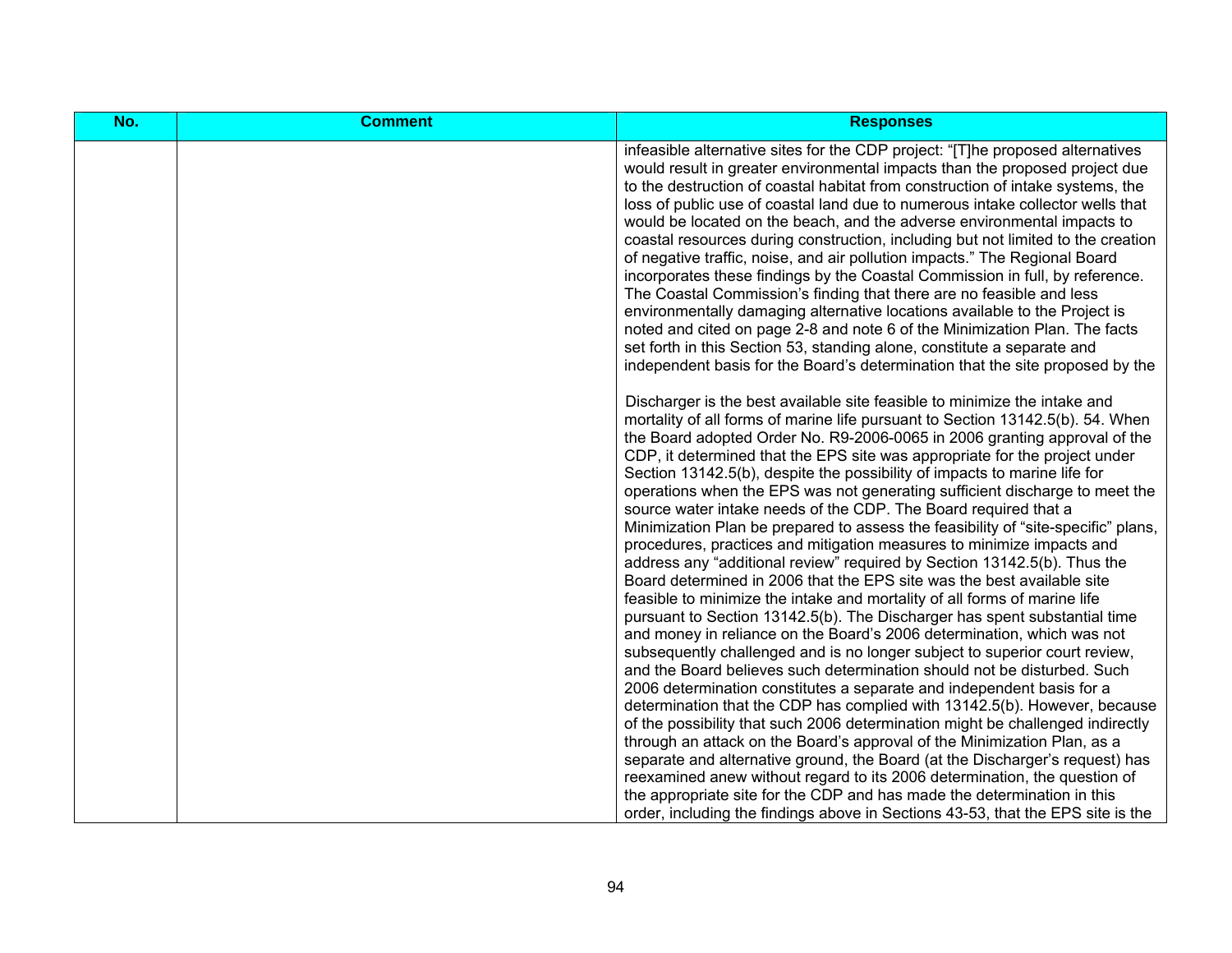| No. | Comment | Responses |
| --- | --- | --- |
| | | infeasible alternative sites for the CDP project: "[T]he proposed alternatives would result in greater environmental impacts than the proposed project due to the destruction of coastal habitat from construction of intake systems, the loss of public use of coastal land due to numerous intake collector wells that would be located on the beach, and the adverse environmental impacts to coastal resources during construction, including but not limited to the creation of negative traffic, noise, and air pollution impacts." The Regional Board incorporates these findings by the Coastal Commission in full, by reference. The Coastal Commission's finding that there are no feasible and less environmentally damaging alternative locations available to the Project is noted and cited on page 2-8 and note 6 of the Minimization Plan. The facts set forth in this Section 53, standing alone, constitute a separate and independent basis for the Board's determination that the site proposed by the Discharger is the best available site feasible to minimize the intake and mortality of all forms of marine life pursuant to Section 13142.5(b). 54. When the Board adopted Order No. R9-2006-0065 in 2006 granting approval of the CDP, it determined that the EPS site was appropriate for the project under Section 13142.5(b), despite the possibility of impacts to marine life for operations when the EPS was not generating sufficient discharge to meet the source water intake needs of the CDP. The Board required that a Minimization Plan be prepared to assess the feasibility of "site-specific" plans, procedures, practices and mitigation measures to minimize impacts and address any "additional review" required by Section 13142.5(b). Thus the Board determined in 2006 that the EPS site was the best available site feasible to minimize the intake and mortality of all forms of marine life pursuant to Section 13142.5(b). The Discharger has spent substantial time and money in reliance on the Board's 2006 determination, which was not subsequently challenged and is no longer subject to superior court review, and the Board believes such determination should not be disturbed. Such 2006 determination constitutes a separate and independent basis for a determination that the CDP has complied with 13142.5(b). However, because of the possibility that such 2006 determination might be challenged indirectly through an attack on the Board's approval of the Minimization Plan, as a separate and alternative ground, the Board (at the Discharger's request) has reexamined anew without regard to its 2006 determination, the question of the appropriate site for the CDP and has made the determination in this order, including the findings above in Sections 43-53, that the EPS site is the |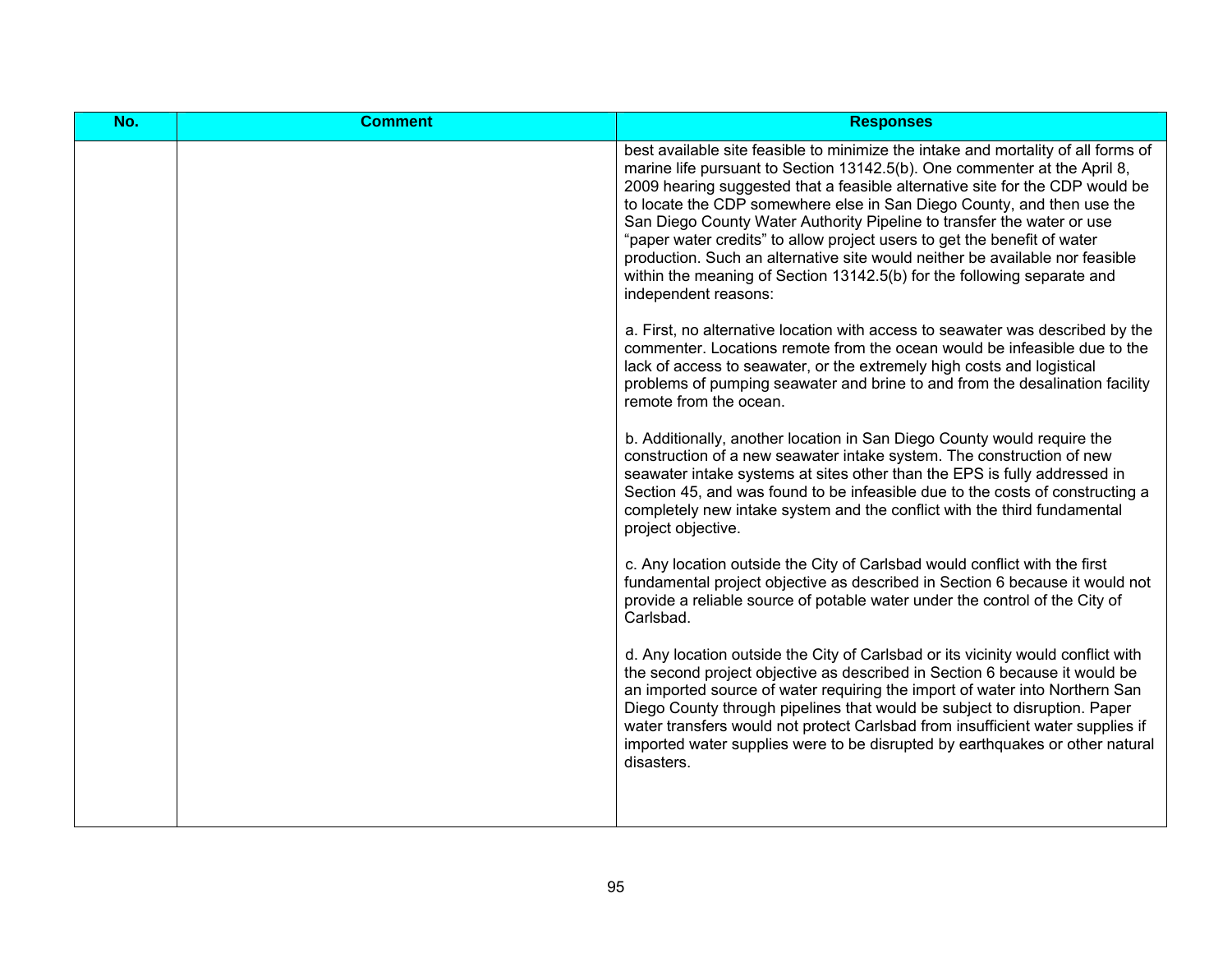| No. | Comment | Responses |
| --- | --- | --- |
| | | best available site feasible to minimize the intake and mortality of all forms of marine life pursuant to Section 13142.5(b). One commenter at the April 8, 2009 hearing suggested that a feasible alternative site for the CDP would be to locate the CDP somewhere else in San Diego County, and then use the San Diego County Water Authority Pipeline to transfer the water or use "paper water credits" to allow project users to get the benefit of water production. Such an alternative site would neither be available nor feasible within the meaning of Section 13142.5(b) for the following separate and independent reasons:<br><br>a. First, no alternative location with access to seawater was described by the commenter. Locations remote from the ocean would be infeasible due to the lack of access to seawater, or the extremely high costs and logistical problems of pumping seawater and brine to and from the desalination facility remote from the ocean.<br><br>b. Additionally, another location in San Diego County would require the construction of a new seawater intake system. The construction of new seawater intake systems at sites other than the EPS is fully addressed in Section 45, and was found to be infeasible due to the costs of constructing a completely new intake system and the conflict with the third fundamental project objective.<br><br>c. Any location outside the City of Carlsbad would conflict with the first fundamental project objective as described in Section 6 because it would not provide a reliable source of potable water under the control of the City of Carlsbad.<br><br>d. Any location outside the City of Carlsbad or its vicinity would conflict with the second project objective as described in Section 6 because it would be an imported source of water requiring the import of water into Northern San Diego County through pipelines that would be subject to disruption. Paper water transfers would not protect Carlsbad from insufficient water supplies if imported water supplies were to be disrupted by earthquakes or other natural disasters. |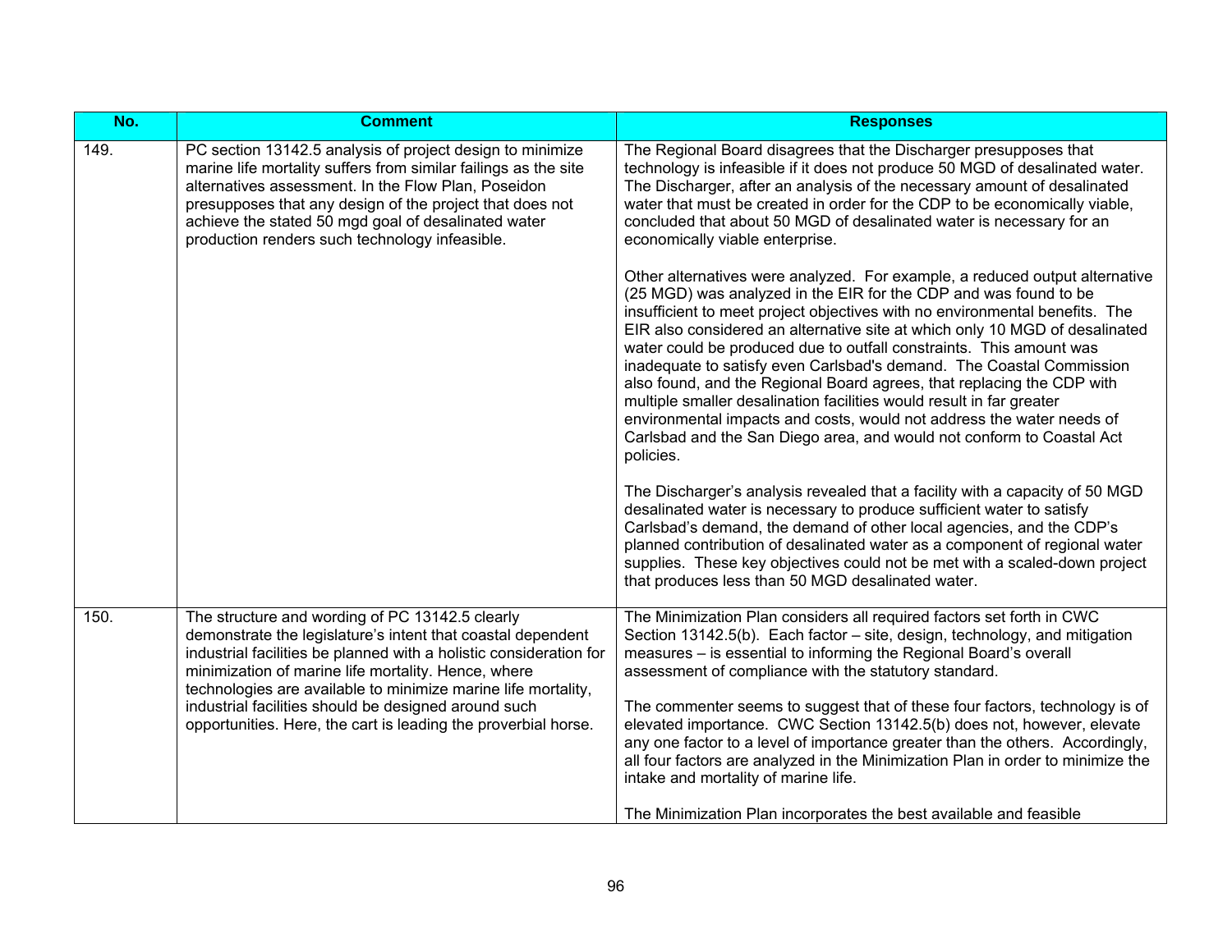| No. | Comment | Responses |
|---|---|---|
| 149. | PC section 13142.5 analysis of project design to minimize marine life mortality suffers from similar failings as the site alternatives assessment. In the Flow Plan, Poseidon presupposes that any design of the project that does not achieve the stated 50 mgd goal of desalinated water production renders such technology infeasible. | The Regional Board disagrees that the Discharger presupposes that technology is infeasible if it does not produce 50 MGD of desalinated water. The Discharger, after an analysis of the necessary amount of desalinated water that must be created in order for the CDP to be economically viable, concluded that about 50 MGD of desalinated water is necessary for an economically viable enterprise.<br><br>Other alternatives were analyzed. For example, a reduced output alternative (25 MGD) was analyzed in the EIR for the CDP and was found to be insufficient to meet project objectives with no environmental benefits. The EIR also considered an alternative site at which only 10 MGD of desalinated water could be produced due to outfall constraints. This amount was inadequate to satisfy even Carlsbad's demand. The Coastal Commission also found, and the Regional Board agrees, that replacing the CDP with multiple smaller desalination facilities would result in far greater environmental impacts and costs, would not address the water needs of Carlsbad and the San Diego area, and would not conform to Coastal Act policies.<br><br>The Discharger's analysis revealed that a facility with a capacity of 50 MGD desalinated water is necessary to produce sufficient water to satisfy Carlsbad's demand, the demand of other local agencies, and the CDP's planned contribution of desalinated water as a component of regional water supplies. These key objectives could not be met with a scaled-down project that produces less than 50 MGD desalinated water. |
| 150. | The structure and wording of PC 13142.5 clearly demonstrate the legislature's intent that coastal dependent industrial facilities be planned with a holistic consideration for minimization of marine life mortality. Hence, where technologies are available to minimize marine life mortality, industrial facilities should be designed around such opportunities. Here, the cart is leading the proverbial horse. | The Minimization Plan considers all required factors set forth in CWC Section 13142.5(b). Each factor – site, design, technology, and mitigation measures – is essential to informing the Regional Board's overall assessment of compliance with the statutory standard.<br><br>The commenter seems to suggest that of these four factors, technology is of elevated importance. CWC Section 13142.5(b) does not, however, elevate any one factor to a level of importance greater than the others. Accordingly, all four factors are analyzed in the Minimization Plan in order to minimize the intake and mortality of marine life.<br><br>The Minimization Plan incorporates the best available and feasible |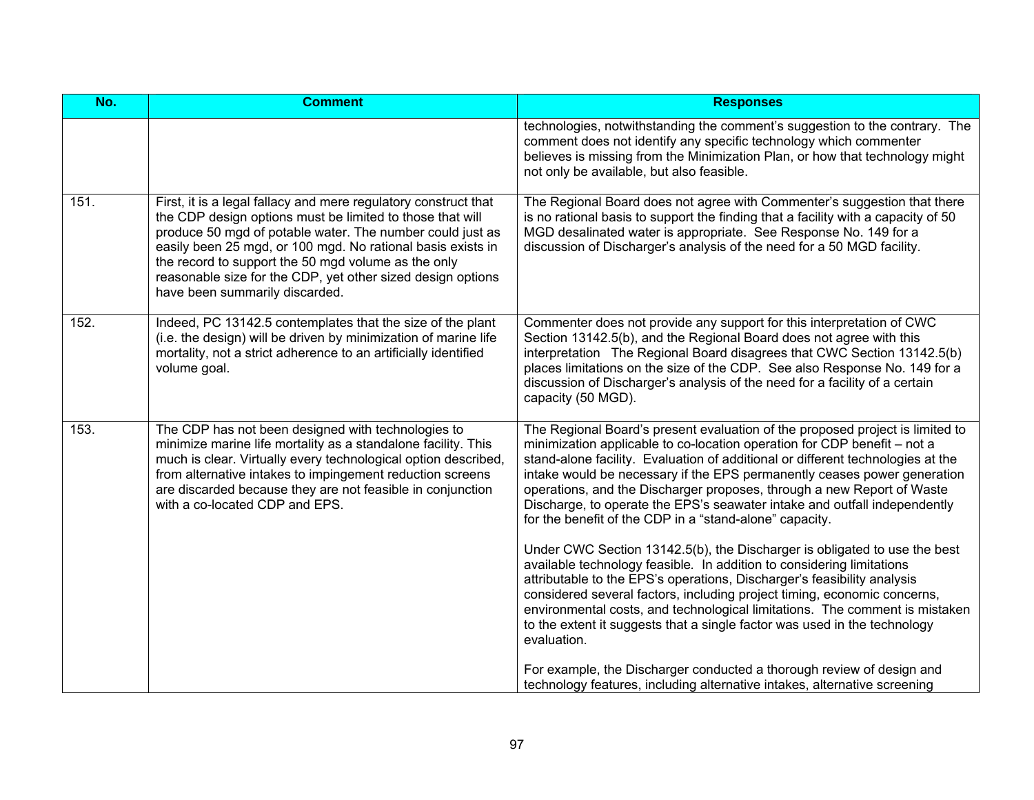| No. | Comment | Responses |
|---|---|---|
| | | technologies, notwithstanding the comment's suggestion to the contrary. The comment does not identify any specific technology which commenter believes is missing from the Minimization Plan, or how that technology might not only be available, but also feasible. |
| 151. | First, it is a legal fallacy and mere regulatory construct that the CDP design options must be limited to those that will produce 50 mgd of potable water. The number could just as easily been 25 mgd, or 100 mgd. No rational basis exists in the record to support the 50 mgd volume as the only reasonable size for the CDP, yet other sized design options have been summarily discarded. | The Regional Board does not agree with Commenter's suggestion that there is no rational basis to support the finding that a facility with a capacity of 50 MGD desalinated water is appropriate. See Response No. 149 for a discussion of Discharger's analysis of the need for a 50 MGD facility. |
| 152. | Indeed, PC 13142.5 contemplates that the size of the plant (i.e. the design) will be driven by minimization of marine life mortality, not a strict adherence to an artificially identified volume goal. | Commenter does not provide any support for this interpretation of CWC Section 13142.5(b), and the Regional Board does not agree with this interpretation The Regional Board disagrees that CWC Section 13142.5(b) places limitations on the size of the CDP. See also Response No. 149 for a discussion of Discharger's analysis of the need for a facility of a certain capacity (50 MGD). |
| 153. | The CDP has not been designed with technologies to minimize marine life mortality as a standalone facility. This much is clear. Virtually every technological option described, from alternative intakes to impingement reduction screens are discarded because they are not feasible in conjunction with a co-located CDP and EPS. | The Regional Board's present evaluation of the proposed project is limited to minimization applicable to co-location operation for CDP benefit – not a stand-alone facility. Evaluation of additional or different technologies at the intake would be necessary if the EPS permanently ceases power generation operations, and the Discharger proposes, through a new Report of Waste Discharge, to operate the EPS's seawater intake and outfall independently for the benefit of the CDP in a "stand-alone" capacity.<br><br>Under CWC Section 13142.5(b), the Discharger is obligated to use the best available technology feasible. In addition to considering limitations attributable to the EPS's operations, Discharger's feasibility analysis considered several factors, including project timing, economic concerns, environmental costs, and technological limitations. The comment is mistaken to the extent it suggests that a single factor was used in the technology evaluation.<br><br>For example, the Discharger conducted a thorough review of design and technology features, including alternative intakes, alternative screening |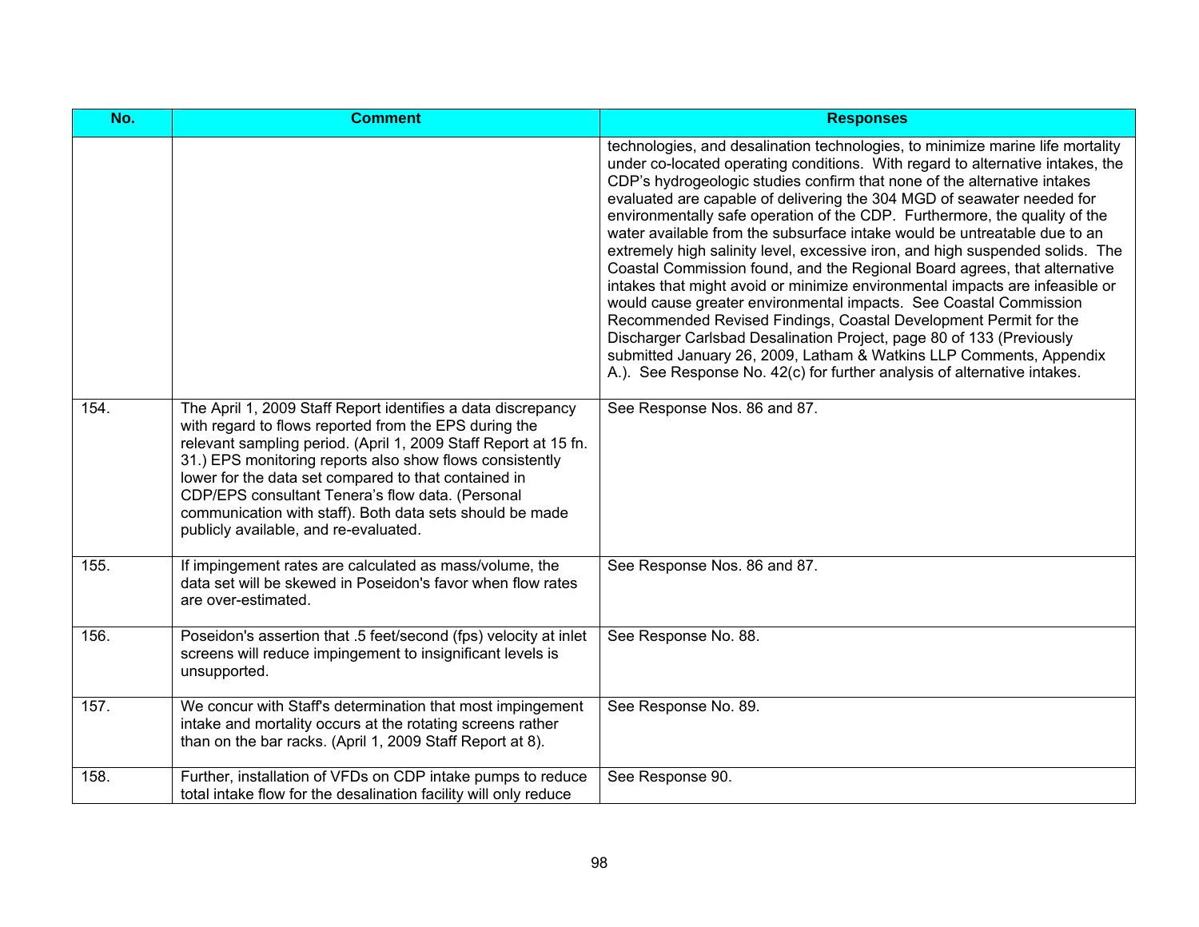| No. | Comment | Responses |
|---|---|---|
| | | technologies, and desalination technologies, to minimize marine life mortality under co-located operating conditions. With regard to alternative intakes, the CDP's hydrogeologic studies confirm that none of the alternative intakes evaluated are capable of delivering the 304 MGD of seawater needed for environmentally safe operation of the CDP. Furthermore, the quality of the water available from the subsurface intake would be untreatable due to an extremely high salinity level, excessive iron, and high suspended solids. The Coastal Commission found, and the Regional Board agrees, that alternative intakes that might avoid or minimize environmental impacts are infeasible or would cause greater environmental impacts. See Coastal Commission Recommended Revised Findings, Coastal Development Permit for the Discharger Carlsbad Desalination Project, page 80 of 133 (Previously submitted January 26, 2009, Latham & Watkins LLP Comments, Appendix A.). See Response No. 42(c) for further analysis of alternative intakes. |
| 154. | The April 1, 2009 Staff Report identifies a data discrepancy with regard to flows reported from the EPS during the relevant sampling period. (April 1, 2009 Staff Report at 15 fn. 31.) EPS monitoring reports also show flows consistently lower for the data set compared to that contained in CDP/EPS consultant Tenera's flow data. (Personal communication with staff). Both data sets should be made publicly available, and re-evaluated. | See Response Nos. 86 and 87. |
| 155. | If impingement rates are calculated as mass/volume, the data set will be skewed in Poseidon's favor when flow rates are over-estimated. | See Response Nos. 86 and 87. |
| 156. | Poseidon's assertion that .5 feet/second (fps) velocity at inlet screens will reduce impingement to insignificant levels is unsupported. | See Response No. 88. |
| 157. | We concur with Staff's determination that most impingement intake and mortality occurs at the rotating screens rather than on the bar racks. (April 1, 2009 Staff Report at 8). | See Response No. 89. |
| 158. | Further, installation of VFDs on CDP intake pumps to reduce total intake flow for the desalination facility will only reduce | See Response 90. |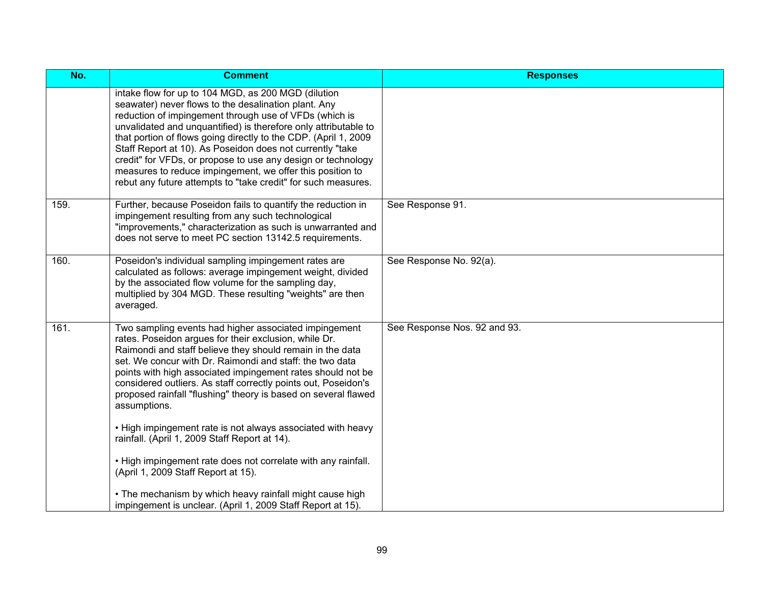| No. | Comment | Responses |
|---|---|---|
| | intake flow for up to 104 MGD, as 200 MGD (dilution seawater) never flows to the desalination plant. Any reduction of impingement through use of VFDs (which is unvalidated and unquantified) is therefore only attributable to that portion of flows going directly to the CDP. (April 1, 2009 Staff Report at 10). As Poseidon does not currently "take credit" for VFDs, or propose to use any design or technology measures to reduce impingement, we offer this position to rebut any future attempts to "take credit" for such measures. | |
| 159. | Further, because Poseidon fails to quantify the reduction in impingement resulting from any such technological "improvements," characterization as such is unwarranted and does not serve to meet PC section 13142.5 requirements. | See Response 91. |
| 160. | Poseidon's individual sampling impingement rates are calculated as follows: average impingement weight, divided by the associated flow volume for the sampling day, multiplied by 304 MGD. These resulting "weights" are then averaged. | See Response No. 92(a). |
| 161. | Two sampling events had higher associated impingement rates. Poseidon argues for their exclusion, while Dr. Raimondi and staff believe they should remain in the data set. We concur with Dr. Raimondi and staff: the two data points with high associated impingement rates should not be considered outliers. As staff correctly points out, Poseidon's proposed rainfall "flushing" theory is based on several flawed assumptions.<br><br>• High impingement rate is not always associated with heavy rainfall. (April 1, 2009 Staff Report at 14).<br><br>• High impingement rate does not correlate with any rainfall. (April 1, 2009 Staff Report at 15).<br><br>• The mechanism by which heavy rainfall might cause high impingement is unclear. (April 1, 2009 Staff Report at 15). | See Response Nos. 92 and 93. |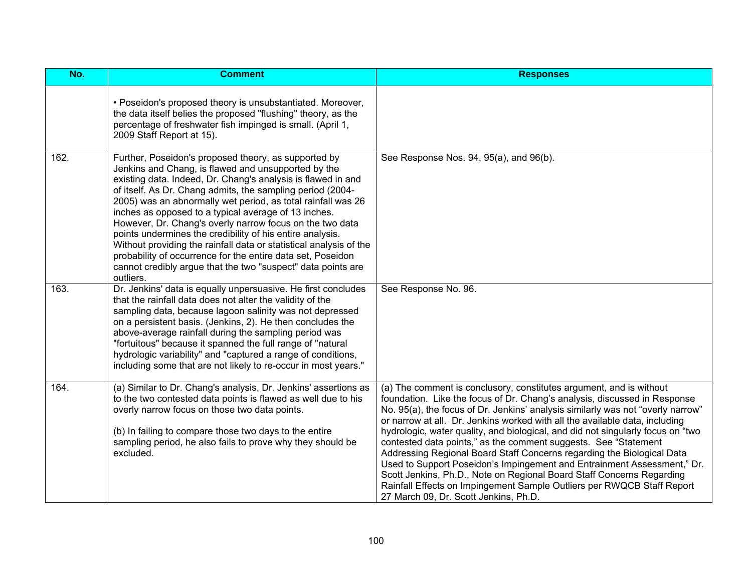| No. | Comment | Responses |
|---|---|---|
| | • Poseidon's proposed theory is unsubstantiated. Moreover, the data itself belies the proposed "flushing" theory, as the percentage of freshwater fish impinged is small. (April 1, 2009 Staff Report at 15). | |
| 162. | Further, Poseidon's proposed theory, as supported by Jenkins and Chang, is flawed and unsupported by the existing data. Indeed, Dr. Chang's analysis is flawed in and of itself. As Dr. Chang admits, the sampling period (2004-2005) was an abnormally wet period, as total rainfall was 26 inches as opposed to a typical average of 13 inches. However, Dr. Chang's overly narrow focus on the two data points undermines the credibility of his entire analysis. Without providing the rainfall data or statistical analysis of the probability of occurrence for the entire data set, Poseidon cannot credibly argue that the two "suspect" data points are outliers. | See Response Nos. 94, 95(a), and 96(b). |
| 163. | Dr. Jenkins' data is equally unpersuasive. He first concludes that the rainfall data does not alter the validity of the sampling data, because lagoon salinity was not depressed on a persistent basis. (Jenkins, 2). He then concludes the above-average rainfall during the sampling period was "fortuitous" because it spanned the full range of "natural hydrologic variability" and "captured a range of conditions, including some that are not likely to re-occur in most years." | See Response No. 96. |
| 164. | (a) Similar to Dr. Chang's analysis, Dr. Jenkins' assertions as to the two contested data points is flawed as well due to his overly narrow focus on those two data points.<br><br>(b) In failing to compare those two days to the entire sampling period, he also fails to prove why they should be excluded. | (a) The comment is conclusory, constitutes argument, and is without foundation. Like the focus of Dr. Chang's analysis, discussed in Response No. 95(a), the focus of Dr. Jenkins' analysis similarly was not "overly narrow" or narrow at all. Dr. Jenkins worked with all the available data, including hydrologic, water quality, and biological, and did not singularly focus on "two contested data points," as the comment suggests. See "Statement Addressing Regional Board Staff Concerns regarding the Biological Data Used to Support Poseidon's Impingement and Entrainment Assessment," Dr. Scott Jenkins, Ph.D., Note on Regional Board Staff Concerns Regarding Rainfall Effects on Impingement Sample Outliers per RWQCB Staff Report 27 March 09, Dr. Scott Jenkins, Ph.D. |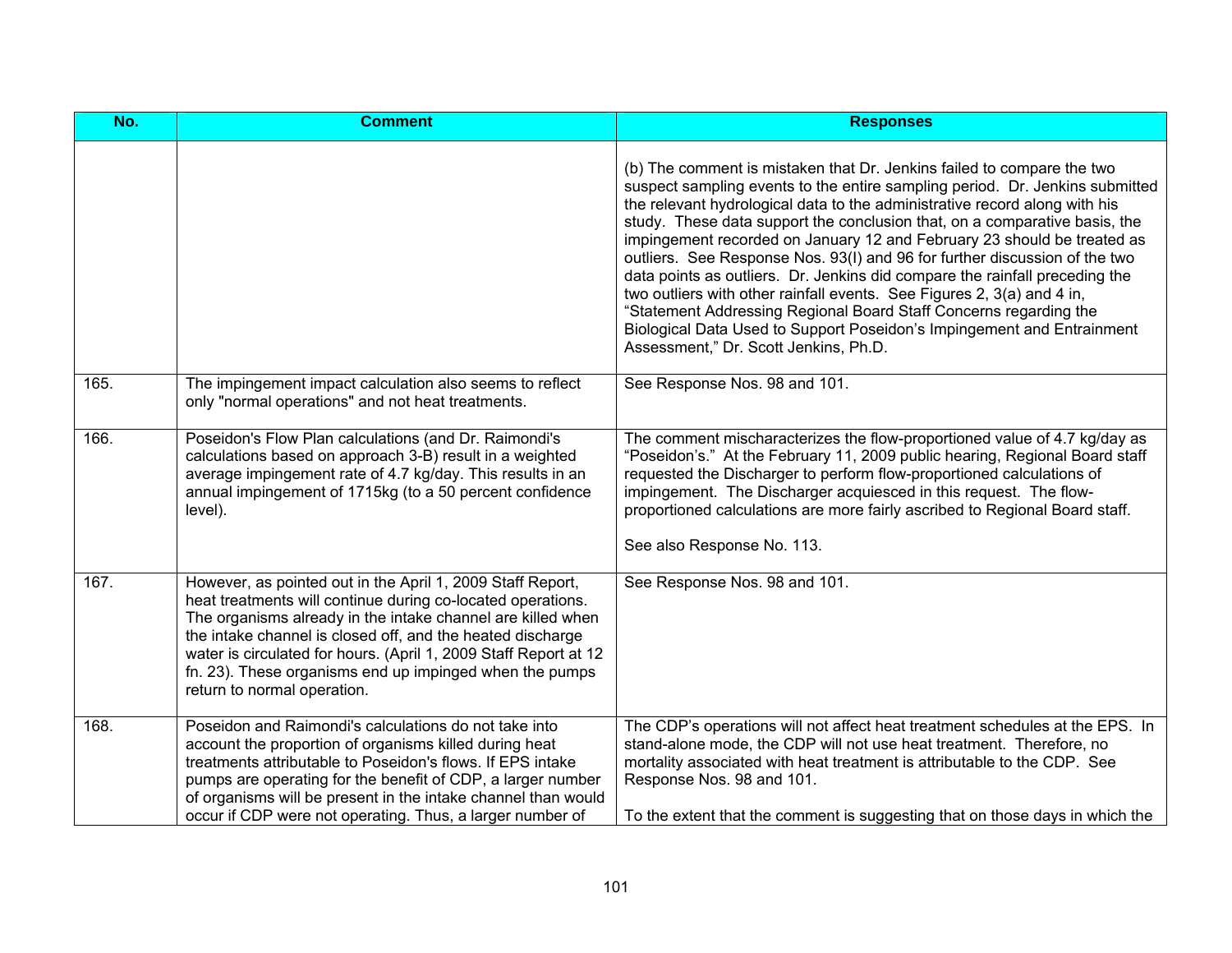| No. | Comment | Responses |
|---|---|---|
| | | (b) The comment is mistaken that Dr. Jenkins failed to compare the two suspect sampling events to the entire sampling period. Dr. Jenkins submitted the relevant hydrological data to the administrative record along with his study. These data support the conclusion that, on a comparative basis, the impingement recorded on January 12 and February 23 should be treated as outliers. See Response Nos. 93(I) and 96 for further discussion of the two data points as outliers. Dr. Jenkins did compare the rainfall preceding the two outliers with other rainfall events. See Figures 2, 3(a) and 4 in, "Statement Addressing Regional Board Staff Concerns regarding the Biological Data Used to Support Poseidon's Impingement and Entrainment Assessment," Dr. Scott Jenkins, Ph.D. |
| 165. | The impingement impact calculation also seems to reflect only "normal operations" and not heat treatments. | See Response Nos. 98 and 101. |
| 166. | Poseidon's Flow Plan calculations (and Dr. Raimondi's calculations based on approach 3-B) result in a weighted average impingement rate of 4.7 kg/day. This results in an annual impingement of 1715kg (to a 50 percent confidence level). | The comment mischaracterizes the flow-proportioned value of 4.7 kg/day as "Poseidon's." At the February 11, 2009 public hearing, Regional Board staff requested the Discharger to perform flow-proportioned calculations of impingement. The Discharger acquiesced in this request. The flow-proportioned calculations are more fairly ascribed to Regional Board staff.<br><br>See also Response No. 113. |
| 167. | However, as pointed out in the April 1, 2009 Staff Report, heat treatments will continue during co-located operations. The organisms already in the intake channel are killed when the intake channel is closed off, and the heated discharge water is circulated for hours. (April 1, 2009 Staff Report at 12 fn. 23). These organisms end up impinged when the pumps return to normal operation. | See Response Nos. 98 and 101. |
| 168. | Poseidon and Raimondi's calculations do not take into account the proportion of organisms killed during heat treatments attributable to Poseidon's flows. If EPS intake pumps are operating for the benefit of CDP, a larger number of organisms will be present in the intake channel than would occur if CDP were not operating. Thus, a larger number of | The CDP's operations will not affect heat treatment schedules at the EPS. In stand-alone mode, the CDP will not use heat treatment. Therefore, no mortality associated with heat treatment is attributable to the CDP. See Response Nos. 98 and 101.<br><br>To the extent that the comment is suggesting that on those days in which the |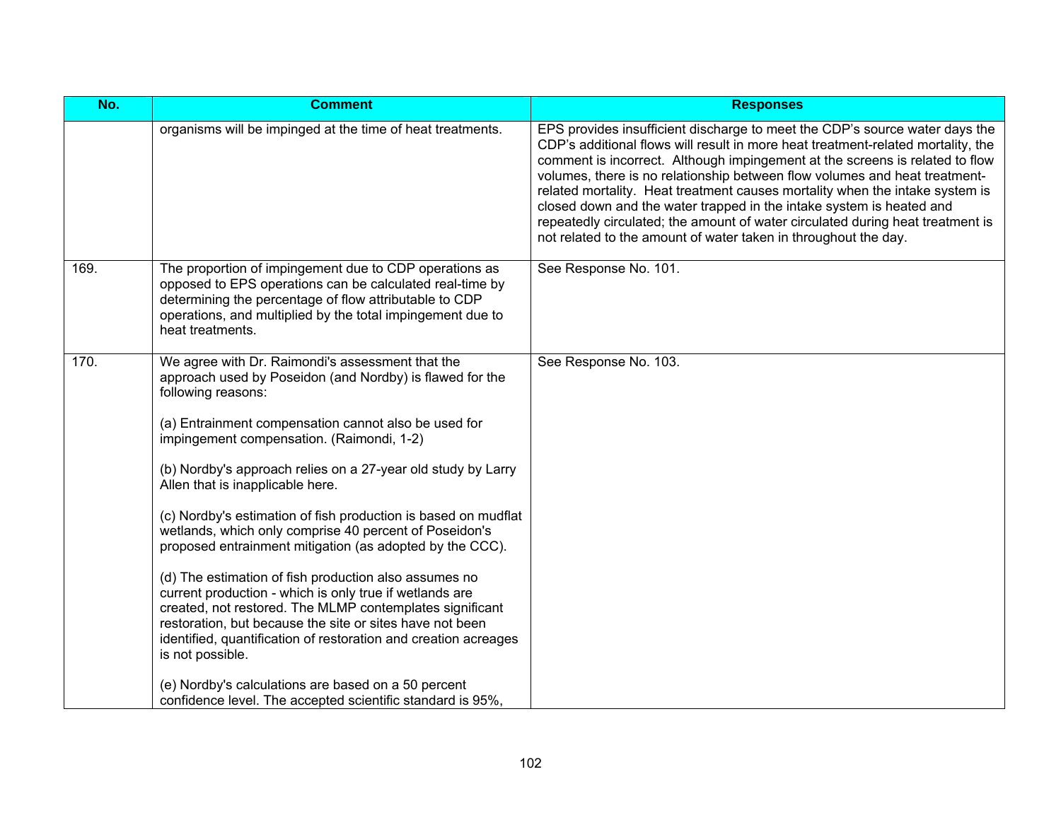| No. | Comment | Responses |
|---|---|---|
| | organisms will be impinged at the time of heat treatments. | EPS provides insufficient discharge to meet the CDP's source water days the CDP's additional flows will result in more heat treatment-related mortality, the comment is incorrect. Although impingement at the screens is related to flow volumes, there is no relationship between flow volumes and heat treatment-related mortality. Heat treatment causes mortality when the intake system is closed down and the water trapped in the intake system is heated and repeatedly circulated; the amount of water circulated during heat treatment is not related to the amount of water taken in throughout the day. |
| 169. | The proportion of impingement due to CDP operations as opposed to EPS operations can be calculated real-time by determining the percentage of flow attributable to CDP operations, and multiplied by the total impingement due to heat treatments. | See Response No. 101. |
| 170. | We agree with Dr. Raimondi's assessment that the approach used by Poseidon (and Nordby) is flawed for the following reasons:<br><br>(a) Entrainment compensation cannot also be used for impingement compensation. (Raimondi, 1-2)<br><br>(b) Nordby's approach relies on a 27-year old study by Larry Allen that is inapplicable here.<br><br>(c) Nordby's estimation of fish production is based on mudflat wetlands, which only comprise 40 percent of Poseidon's proposed entrainment mitigation (as adopted by the CCC).<br><br>(d) The estimation of fish production also assumes no current production - which is only true if wetlands are created, not restored. The MLMP contemplates significant restoration, but because the site or sites have not been identified, quantification of restoration and creation acreages is not possible.<br><br>(e) Nordby's calculations are based on a 50 percent confidence level. The accepted scientific standard is 95%, | See Response No. 103. |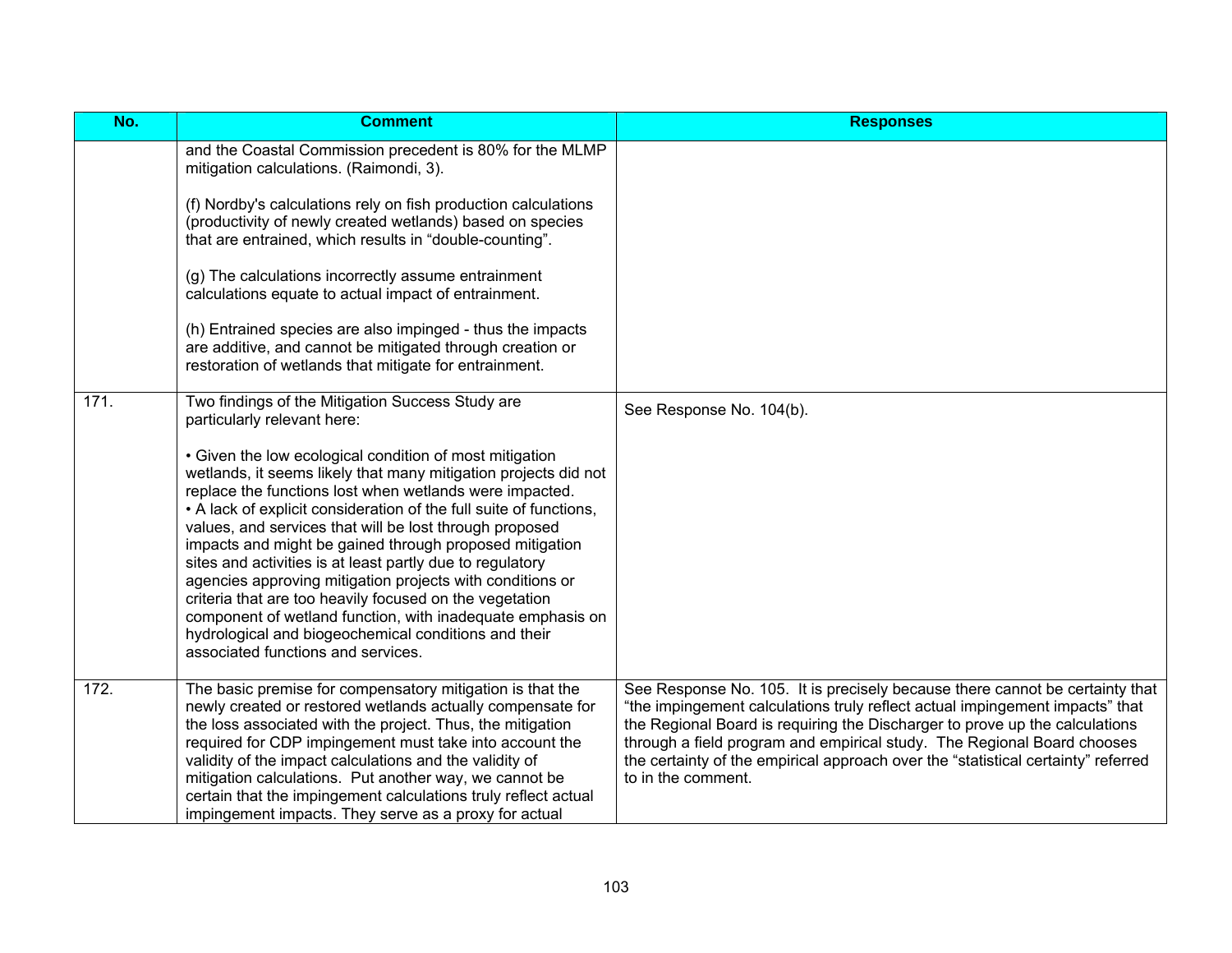| No. | Comment | Responses |
|---|---|---|
| | and the Coastal Commission precedent is 80% for the MLMP mitigation calculations. (Raimondi, 3).<br><br>(f) Nordby's calculations rely on fish production calculations (productivity of newly created wetlands) based on species that are entrained, which results in "double-counting".<br><br>(g) The calculations incorrectly assume entrainment calculations equate to actual impact of entrainment.<br><br>(h) Entrained species are also impinged - thus the impacts are additive, and cannot be mitigated through creation or restoration of wetlands that mitigate for entrainment. | |
| 171. | Two findings of the Mitigation Success Study are particularly relevant here:<br><br>• Given the low ecological condition of most mitigation wetlands, it seems likely that many mitigation projects did not replace the functions lost when wetlands were impacted.<br>• A lack of explicit consideration of the full suite of functions, values, and services that will be lost through proposed impacts and might be gained through proposed mitigation sites and activities is at least partly due to regulatory agencies approving mitigation projects with conditions or criteria that are too heavily focused on the vegetation component of wetland function, with inadequate emphasis on hydrological and biogeochemical conditions and their associated functions and services. | See Response No. 104(b). |
| 172. | The basic premise for compensatory mitigation is that the newly created or restored wetlands actually compensate for the loss associated with the project. Thus, the mitigation required for CDP impingement must take into account the validity of the impact calculations and the validity of mitigation calculations. Put another way, we cannot be certain that the impingement calculations truly reflect actual impingement impacts. They serve as a proxy for actual | See Response No. 105. It is precisely because there cannot be certainty that "the impingement calculations truly reflect actual impingement impacts" that the Regional Board is requiring the Discharger to prove up the calculations through a field program and empirical study. The Regional Board chooses the certainty of the empirical approach over the "statistical certainty" referred to in the comment. |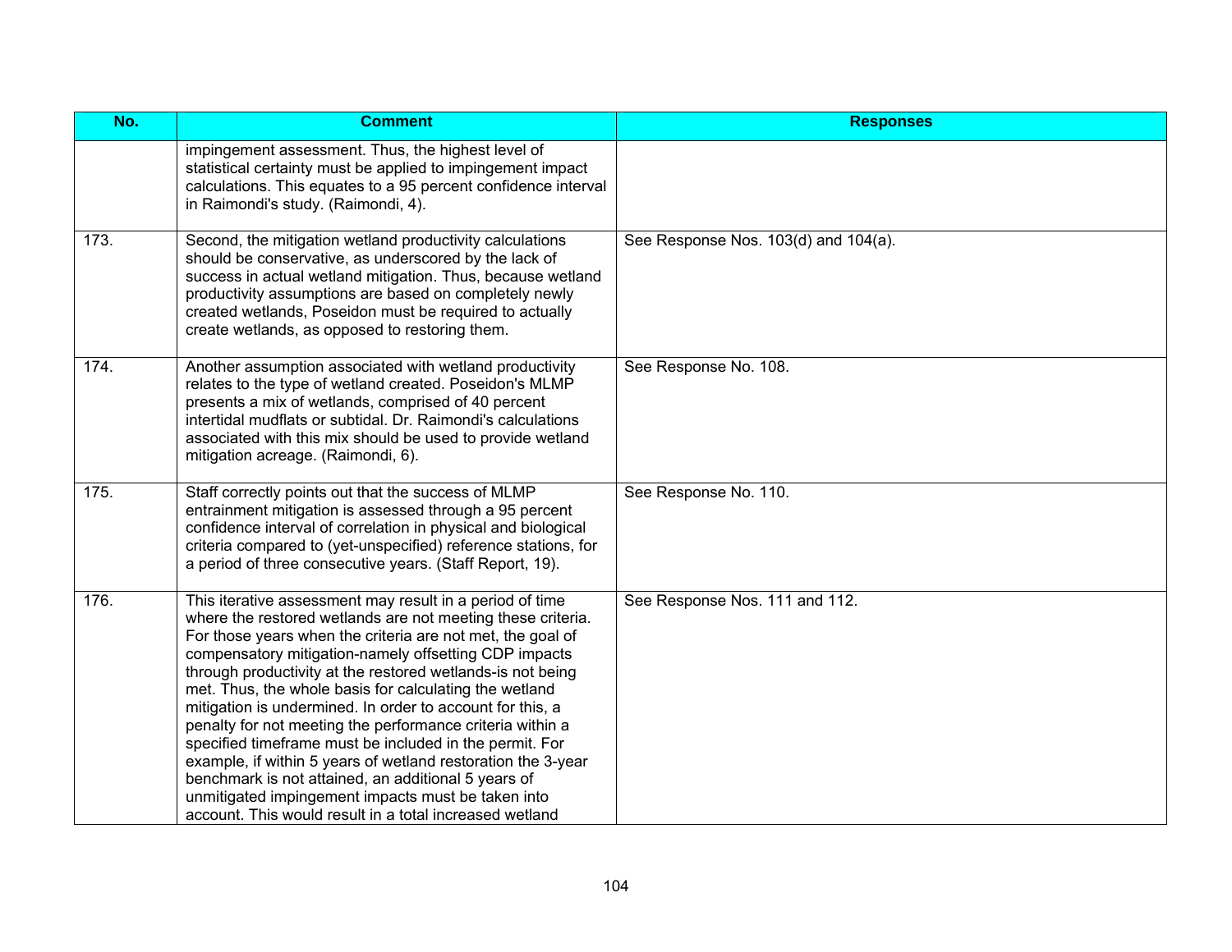| No. | Comment | Responses |
|---|---|---|
| | impingement assessment. Thus, the highest level of statistical certainty must be applied to impingement impact calculations. This equates to a 95 percent confidence interval in Raimondi's study. (Raimondi, 4). | |
| 173. | Second, the mitigation wetland productivity calculations should be conservative, as underscored by the lack of success in actual wetland mitigation. Thus, because wetland productivity assumptions are based on completely newly created wetlands, Poseidon must be required to actually create wetlands, as opposed to restoring them. | See Response Nos. 103(d) and 104(a). |
| 174. | Another assumption associated with wetland productivity relates to the type of wetland created. Poseidon's MLMP presents a mix of wetlands, comprised of 40 percent intertidal mudflats or subtidal. Dr. Raimondi's calculations associated with this mix should be used to provide wetland mitigation acreage. (Raimondi, 6). | See Response No. 108. |
| 175. | Staff correctly points out that the success of MLMP entrainment mitigation is assessed through a 95 percent confidence interval of correlation in physical and biological criteria compared to (yet-unspecified) reference stations, for a period of three consecutive years. (Staff Report, 19). | See Response No. 110. |
| 176. | This iterative assessment may result in a period of time where the restored wetlands are not meeting these criteria. For those years when the criteria are not met, the goal of compensatory mitigation-namely offsetting CDP impacts through productivity at the restored wetlands-is not being met. Thus, the whole basis for calculating the wetland mitigation is undermined. In order to account for this, a penalty for not meeting the performance criteria within a specified timeframe must be included in the permit. For example, if within 5 years of wetland restoration the 3-year benchmark is not attained, an additional 5 years of unmitigated impingement impacts must be taken into account. This would result in a total increased wetland | See Response Nos. 111 and 112. |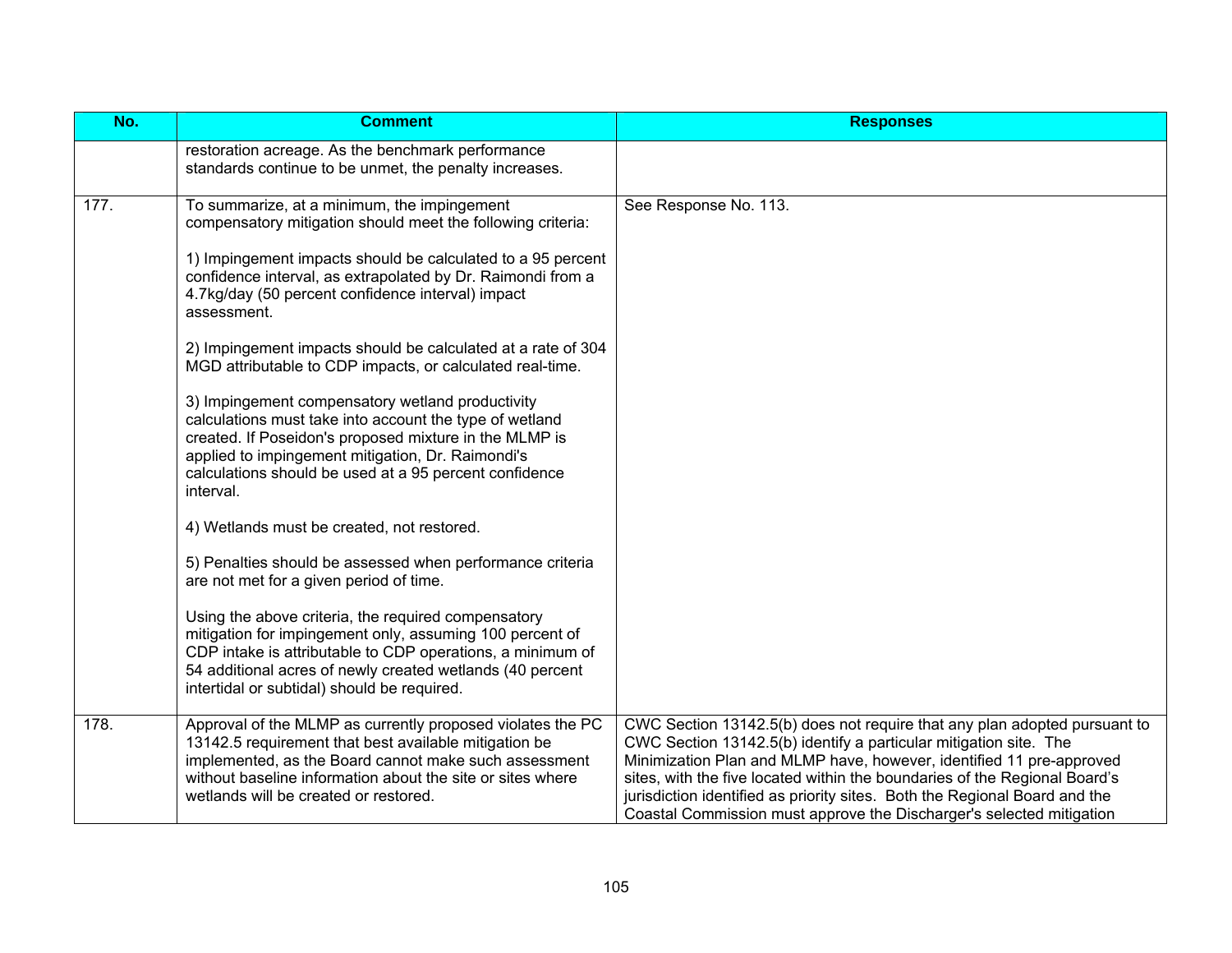| No. | Comment | Responses |
|---|---|---|
| | restoration acreage. As the benchmark performance standards continue to be unmet, the penalty increases. | |
| 177. | To summarize, at a minimum, the impingement compensatory mitigation should meet the following criteria:<br><br>1) Impingement impacts should be calculated to a 95 percent confidence interval, as extrapolated by Dr. Raimondi from a 4.7kg/day (50 percent confidence interval) impact assessment.<br><br>2) Impingement impacts should be calculated at a rate of 304 MGD attributable to CDP impacts, or calculated real-time.<br><br>3) Impingement compensatory wetland productivity calculations must take into account the type of wetland created. If Poseidon's proposed mixture in the MLMP is applied to impingement mitigation, Dr. Raimondi's calculations should be used at a 95 percent confidence interval.<br><br>4) Wetlands must be created, not restored.<br><br>5) Penalties should be assessed when performance criteria are not met for a given period of time.<br><br>Using the above criteria, the required compensatory mitigation for impingement only, assuming 100 percent of CDP intake is attributable to CDP operations, a minimum of 54 additional acres of newly created wetlands (40 percent intertidal or subtidal) should be required. | See Response No. 113. |
| 178. | Approval of the MLMP as currently proposed violates the PC 13142.5 requirement that best available mitigation be implemented, as the Board cannot make such assessment without baseline information about the site or sites where wetlands will be created or restored. | CWC Section 13142.5(b) does not require that any plan adopted pursuant to CWC Section 13142.5(b) identify a particular mitigation site. The Minimization Plan and MLMP have, however, identified 11 pre-approved sites, with the five located within the boundaries of the Regional Board's jurisdiction identified as priority sites. Both the Regional Board and the Coastal Commission must approve the Discharger's selected mitigation |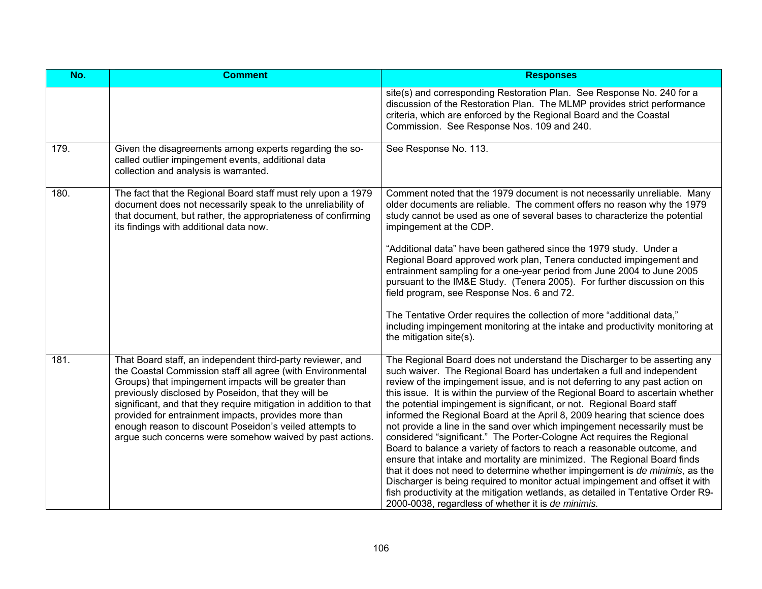| No. | Comment | Responses |
|---|---|---|
| | | site(s) and corresponding Restoration Plan. See Response No. 240 for a discussion of the Restoration Plan. The MLMP provides strict performance criteria, which are enforced by the Regional Board and the Coastal Commission. See Response Nos. 109 and 240. |
| 179. | Given the disagreements among experts regarding the so-called outlier impingement events, additional data collection and analysis is warranted. | See Response No. 113. |
| 180. | The fact that the Regional Board staff must rely upon a 1979 document does not necessarily speak to the unreliability of that document, but rather, the appropriateness of confirming its findings with additional data now. | Comment noted that the 1979 document is not necessarily unreliable. Many older documents are reliable. The comment offers no reason why the 1979 study cannot be used as one of several bases to characterize the potential impingement at the CDP.<br><br>"Additional data" have been gathered since the 1979 study. Under a Regional Board approved work plan, Tenera conducted impingement and entrainment sampling for a one-year period from June 2004 to June 2005 pursuant to the IM&E Study. (Tenera 2005). For further discussion on this field program, see Response Nos. 6 and 72.<br><br>The Tentative Order requires the collection of more "additional data," including impingement monitoring at the intake and productivity monitoring at the mitigation site(s). |
| 181. | That Board staff, an independent third-party reviewer, and the Coastal Commission staff all agree (with Environmental Groups) that impingement impacts will be greater than previously disclosed by Poseidon, that they will be significant, and that they require mitigation in addition to that provided for entrainment impacts, provides more than enough reason to discount Poseidon's veiled attempts to argue such concerns were somehow waived by past actions. | The Regional Board does not understand the Discharger to be asserting any such waiver. The Regional Board has undertaken a full and independent review of the impingement issue, and is not deferring to any past action on this issue. It is within the purview of the Regional Board to ascertain whether the potential impingement is significant, or not. Regional Board staff informed the Regional Board at the April 8, 2009 hearing that science does not provide a line in the sand over which impingement necessarily must be considered "significant." The Porter-Cologne Act requires the Regional Board to balance a variety of factors to reach a reasonable outcome, and ensure that intake and mortality are minimized. The Regional Board finds that it does not need to determine whether impingement is *de minimis*, as the Discharger is being required to monitor actual impingement and offset it with fish productivity at the mitigation wetlands, as detailed in Tentative Order R9-2000-0038, regardless of whether it is *de minimis.* |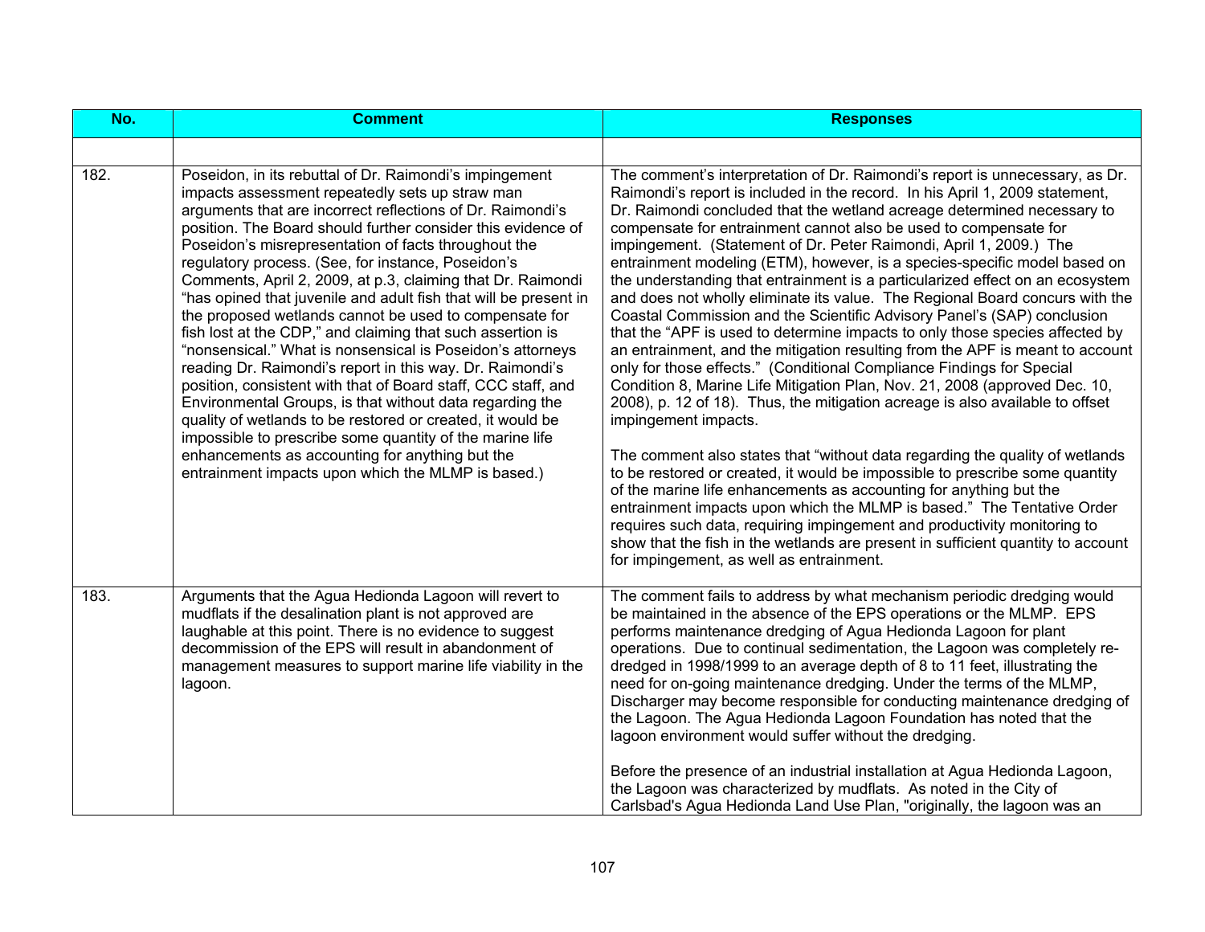| No. | Comment | Responses |
|---|---|---|
| | | |
| 182. | Poseidon, in its rebuttal of Dr. Raimondi's impingement impacts assessment repeatedly sets up straw man arguments that are incorrect reflections of Dr. Raimondi's position. The Board should further consider this evidence of Poseidon's misrepresentation of facts throughout the regulatory process. (See, for instance, Poseidon's Comments, April 2, 2009, at p.3, claiming that Dr. Raimondi "has opined that juvenile and adult fish that will be present in the proposed wetlands cannot be used to compensate for fish lost at the CDP," and claiming that such assertion is "nonsensical." What is nonsensical is Poseidon's attorneys reading Dr. Raimondi's report in this way. Dr. Raimondi's position, consistent with that of Board staff, CCC staff, and Environmental Groups, is that without data regarding the quality of wetlands to be restored or created, it would be impossible to prescribe some quantity of the marine life enhancements as accounting for anything but the entrainment impacts upon which the MLMP is based.) | The comment's interpretation of Dr. Raimondi's report is unnecessary, as Dr. Raimondi's report is included in the record. In his April 1, 2009 statement, Dr. Raimondi concluded that the wetland acreage determined necessary to compensate for entrainment cannot also be used to compensate for impingement. (Statement of Dr. Peter Raimondi, April 1, 2009.) The entrainment modeling (ETM), however, is a species-specific model based on the understanding that entrainment is a particularized effect on an ecosystem and does not wholly eliminate its value. The Regional Board concurs with the Coastal Commission and the Scientific Advisory Panel's (SAP) conclusion that the "APF is used to determine impacts to only those species affected by an entrainment, and the mitigation resulting from the APF is meant to account only for those effects." (Conditional Compliance Findings for Special Condition 8, Marine Life Mitigation Plan, Nov. 21, 2008 (approved Dec. 10, 2008), p. 12 of 18). Thus, the mitigation acreage is also available to offset impingement impacts.<br><br>The comment also states that "without data regarding the quality of wetlands to be restored or created, it would be impossible to prescribe some quantity of the marine life enhancements as accounting for anything but the entrainment impacts upon which the MLMP is based." The Tentative Order requires such data, requiring impingement and productivity monitoring to show that the fish in the wetlands are present in sufficient quantity to account for impingement, as well as entrainment. |
| 183. | Arguments that the Agua Hedionda Lagoon will revert to mudflats if the desalination plant is not approved are laughable at this point. There is no evidence to suggest decommission of the EPS will result in abandonment of management measures to support marine life viability in the lagoon. | The comment fails to address by what mechanism periodic dredging would be maintained in the absence of the EPS operations or the MLMP. EPS performs maintenance dredging of Agua Hedionda Lagoon for plant operations. Due to continual sedimentation, the Lagoon was completely re-dredged in 1998/1999 to an average depth of 8 to 11 feet, illustrating the need for on-going maintenance dredging. Under the terms of the MLMP, Discharger may become responsible for conducting maintenance dredging of the Lagoon. The Agua Hedionda Lagoon Foundation has noted that the lagoon environment would suffer without the dredging.<br><br>Before the presence of an industrial installation at Agua Hedionda Lagoon, the Lagoon was characterized by mudflats. As noted in the City of Carlsbad's Agua Hedionda Land Use Plan, "originally, the lagoon was an |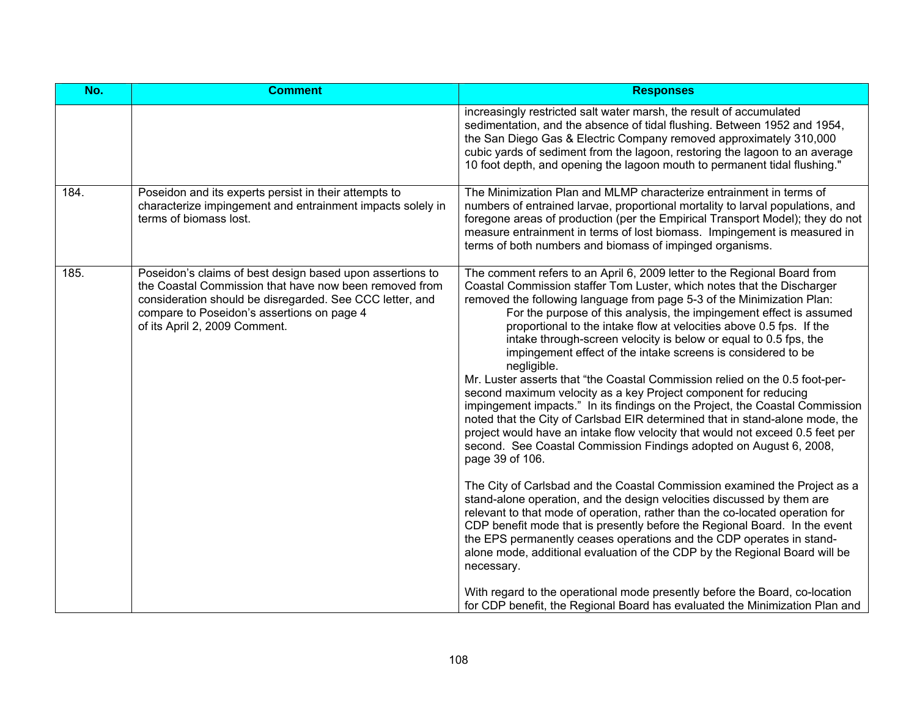| No. | Comment | Responses |
|---|---|---|
| | | increasingly restricted salt water marsh, the result of accumulated sedimentation, and the absence of tidal flushing. Between 1952 and 1954, the San Diego Gas & Electric Company removed approximately 310,000 cubic yards of sediment from the lagoon, restoring the lagoon to an average 10 foot depth, and opening the lagoon mouth to permanent tidal flushing." |
| 184. | Poseidon and its experts persist in their attempts to characterize impingement and entrainment impacts solely in terms of biomass lost. | The Minimization Plan and MLMP characterize entrainment in terms of numbers of entrained larvae, proportional mortality to larval populations, and foregone areas of production (per the Empirical Transport Model); they do not measure entrainment in terms of lost biomass. Impingement is measured in terms of both numbers and biomass of impinged organisms. |
| 185. | Poseidon's claims of best design based upon assertions to the Coastal Commission that have now been removed from consideration should be disregarded. See CCC letter, and compare to Poseidon's assertions on page 4 of its April 2, 2009 Comment. | The comment refers to an April 6, 2009 letter to the Regional Board from Coastal Commission staffer Tom Luster, which notes that the Discharger removed the following language from page 5-3 of the Minimization Plan:<br>For the purpose of this analysis, the impingement effect is assumed proportional to the intake flow at velocities above 0.5 fps. If the intake through-screen velocity is below or equal to 0.5 fps, the impingement effect of the intake screens is considered to be negligible.<br>Mr. Luster asserts that "the Coastal Commission relied on the 0.5 foot-per-second maximum velocity as a key Project component for reducing impingement impacts." In its findings on the Project, the Coastal Commission noted that the City of Carlsbad EIR determined that in stand-alone mode, the project would have an intake flow velocity that would not exceed 0.5 feet per second. See Coastal Commission Findings adopted on August 6, 2008, page 39 of 106.<br><br>The City of Carlsbad and the Coastal Commission examined the Project as a stand-alone operation, and the design velocities discussed by them are relevant to that mode of operation, rather than the co-located operation for CDP benefit mode that is presently before the Regional Board. In the event the EPS permanently ceases operations and the CDP operates in stand-alone mode, additional evaluation of the CDP by the Regional Board will be necessary.<br><br>With regard to the operational mode presently before the Board, co-location for CDP benefit, the Regional Board has evaluated the Minimization Plan and |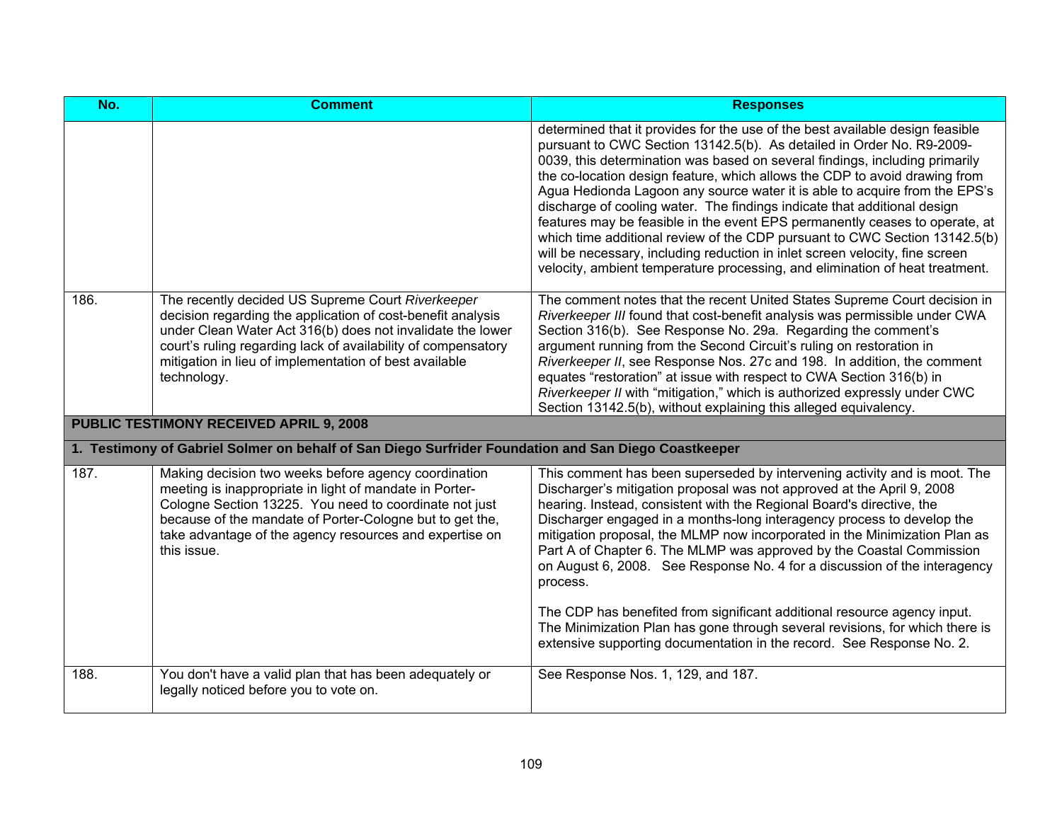| No. | Comment | Responses |
|---|---|---|
| | | determined that it provides for the use of the best available design feasible pursuant to CWC Section 13142.5(b). As detailed in Order No. R9-2009-0039, this determination was based on several findings, including primarily the co-location design feature, which allows the CDP to avoid drawing from Agua Hedionda Lagoon any source water it is able to acquire from the EPS's discharge of cooling water. The findings indicate that additional design features may be feasible in the event EPS permanently ceases to operate, at which time additional review of the CDP pursuant to CWC Section 13142.5(b) will be necessary, including reduction in inlet screen velocity, fine screen velocity, ambient temperature processing, and elimination of heat treatment. |
| 186. | The recently decided US Supreme Court *Riverkeeper* decision regarding the application of cost-benefit analysis under Clean Water Act 316(b) does not invalidate the lower court's ruling regarding lack of availability of compensatory mitigation in lieu of implementation of best available technology. | The comment notes that the recent United States Supreme Court decision in *Riverkeeper III* found that cost-benefit analysis was permissible under CWA Section 316(b). See Response No. 29a. Regarding the comment's argument running from the Second Circuit's ruling on restoration in *Riverkeeper II*, see Response Nos. 27c and 198. In addition, the comment equates "restoration" at issue with respect to CWA Section 316(b) in *Riverkeeper II* with "mitigation," which is authorized expressly under CWC Section 13142.5(b), without explaining this alleged equivalency. |
| **PUBLIC TESTIMONY RECEIVED APRIL 9, 2008** | | |
| **1. Testimony of Gabriel Solmer on behalf of San Diego Surfrider Foundation and San Diego Coastkeeper** | | |
| 187. | Making decision two weeks before agency coordination meeting is inappropriate in light of mandate in Porter-Cologne Section 13225. You need to coordinate not just because of the mandate of Porter-Cologne but to get the, take advantage of the agency resources and expertise on this issue. | This comment has been superseded by intervening activity and is moot. The Discharger's mitigation proposal was not approved at the April 9, 2008 hearing. Instead, consistent with the Regional Board's directive, the Discharger engaged in a months-long interagency process to develop the mitigation proposal, the MLMP now incorporated in the Minimization Plan as Part A of Chapter 6. The MLMP was approved by the Coastal Commission on August 6, 2008. See Response No. 4 for a discussion of the interagency process.<br><br>The CDP has benefited from significant additional resource agency input. The Minimization Plan has gone through several revisions, for which there is extensive supporting documentation in the record. See Response No. 2. |
| 188. | You don't have a valid plan that has been adequately or legally noticed before you to vote on. | See Response Nos. 1, 129, and 187. |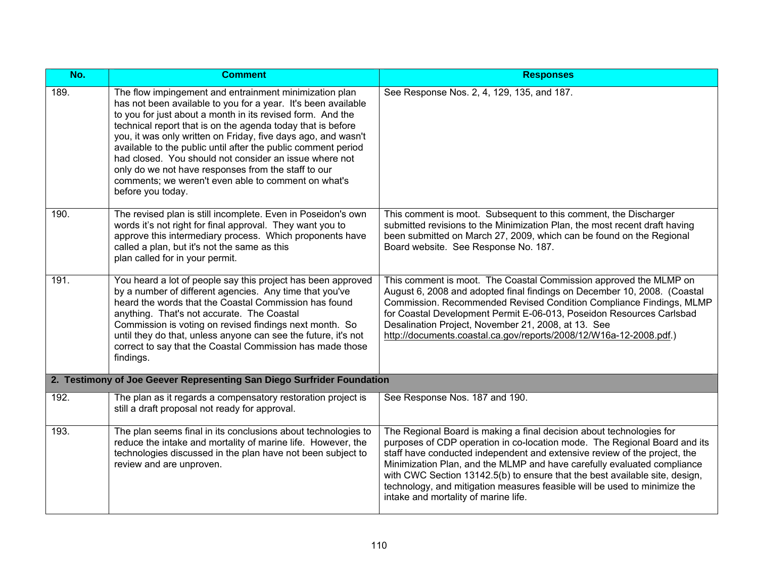| No. | Comment | Responses |
| --- | --- | --- |
| 189. | The flow impingement and entrainment minimization plan has not been available to you for a year. It's been available to you for just about a month in its revised form. And the technical report that is on the agenda today that is before you, it was only written on Friday, five days ago, and wasn't available to the public until after the public comment period had closed. You should not consider an issue where not only do we not have responses from the staff to our comments; we weren't even able to comment on what's before you today. | See Response Nos. 2, 4, 129, 135, and 187. |
| 190. | The revised plan is still incomplete. Even in Poseidon's own words it's not right for final approval. They want you to approve this intermediary process. Which proponents have called a plan, but it's not the same as this plan called for in your permit. | This comment is moot. Subsequent to this comment, the Discharger submitted revisions to the Minimization Plan, the most recent draft having been submitted on March 27, 2009, which can be found on the Regional Board website. See Response No. 187. |
| 191. | You heard a lot of people say this project has been approved by a number of different agencies. Any time that you've heard the words that the Coastal Commission has found anything. That's not accurate. The Coastal Commission is voting on revised findings next month. So until they do that, unless anyone can see the future, it's not correct to say that the Coastal Commission has made those findings. | This comment is moot. The Coastal Commission approved the MLMP on August 6, 2008 and adopted final findings on December 10, 2008. (Coastal Commission. Recommended Revised Condition Compliance Findings, MLMP for Coastal Development Permit E-06-013, Poseidon Resources Carlsbad Desalination Project, November 21, 2008, at 13. See http://documents.coastal.ca.gov/reports/2008/12/W16a-12-2008.pdf.) |
| **2. Testimony of Joe Geever Representing San Diego Surfrider Foundation** | | |
| 192. | The plan as it regards a compensatory restoration project is still a draft proposal not ready for approval. | See Response Nos. 187 and 190. |
| 193. | The plan seems final in its conclusions about technologies to reduce the intake and mortality of marine life. However, the technologies discussed in the plan have not been subject to review and are unproven. | The Regional Board is making a final decision about technologies for purposes of CDP operation in co-location mode. The Regional Board and its staff have conducted independent and extensive review of the project, the Minimization Plan, and the MLMP and have carefully evaluated compliance with CWC Section 13142.5(b) to ensure that the best available site, design, technology, and mitigation measures feasible will be used to minimize the intake and mortality of marine life. |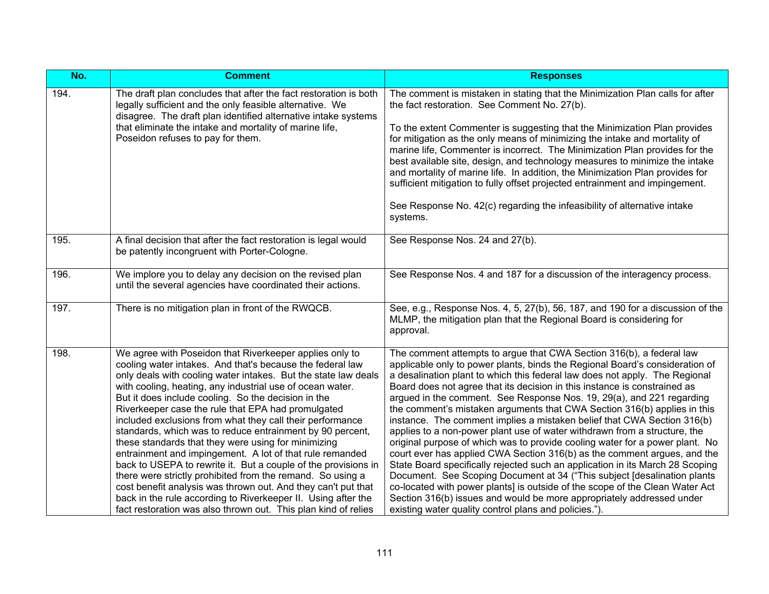| No. | Comment | Responses |
|---|---|---|
| 194. | The draft plan concludes that after the fact restoration is both legally sufficient and the only feasible alternative. We disagree. The draft plan identified alternative intake systems that eliminate the intake and mortality of marine life, Poseidon refuses to pay for them. | The comment is mistaken in stating that the Minimization Plan calls for after the fact restoration. See Comment No. 27(b).<br><br>To the extent Commenter is suggesting that the Minimization Plan provides for mitigation as the only means of minimizing the intake and mortality of marine life, Commenter is incorrect. The Minimization Plan provides for the best available site, design, and technology measures to minimize the intake and mortality of marine life. In addition, the Minimization Plan provides for sufficient mitigation to fully offset projected entrainment and impingement.<br><br>See Response No. 42(c) regarding the infeasibility of alternative intake systems. |
| 195. | A final decision that after the fact restoration is legal would be patently incongruent with Porter-Cologne. | See Response Nos. 24 and 27(b). |
| 196. | We implore you to delay any decision on the revised plan until the several agencies have coordinated their actions. | See Response Nos. 4 and 187 for a discussion of the interagency process. |
| 197. | There is no mitigation plan in front of the RWQCB. | See, e.g., Response Nos. 4, 5, 27(b), 56, 187, and 190 for a discussion of the MLMP, the mitigation plan that the Regional Board is considering for approval. |
| 198. | We agree with Poseidon that Riverkeeper applies only to cooling water intakes. And that's because the federal law only deals with cooling water intakes. But the state law deals with cooling, heating, any industrial use of ocean water. But it does include cooling. So the decision in the Riverkeeper case the rule that EPA had promulgated included exclusions from what they call their performance standards, which was to reduce entrainment by 90 percent, these standards that they were using for minimizing entrainment and impingement. A lot of that rule remanded back to USEPA to rewrite it. But a couple of the provisions in there were strictly prohibited from the remand. So using a cost benefit analysis was thrown out. And they can't put that back in the rule according to Riverkeeper II. Using after the fact restoration was also thrown out. This plan kind of relies | The comment attempts to argue that CWA Section 316(b), a federal law applicable only to power plants, binds the Regional Board's consideration of a desalination plant to which this federal law does not apply. The Regional Board does not agree that its decision in this instance is constrained as argued in the comment. See Response Nos. 19, 29(a), and 221 regarding the comment's mistaken arguments that CWA Section 316(b) applies in this instance. The comment implies a mistaken belief that CWA Section 316(b) applies to a non-power plant use of water withdrawn from a structure, the original purpose of which was to provide cooling water for a power plant. No court ever has applied CWA Section 316(b) as the comment argues, and the State Board specifically rejected such an application in its March 28 Scoping Document. See Scoping Document at 34 ("This subject [desalination plants co-located with power plants] is outside of the scope of the Clean Water Act Section 316(b) issues and would be more appropriately addressed under existing water quality control plans and policies."). |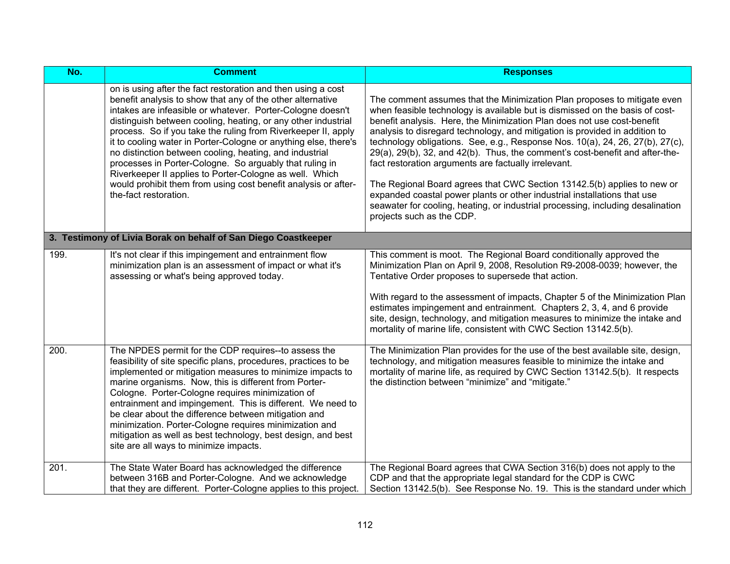| No. | Comment | Responses |
|---|---|---|
| | on is using after the fact restoration and then using a cost benefit analysis to show that any of the other alternative intakes are infeasible or whatever. Porter-Cologne doesn't distinguish between cooling, heating, or any other industrial process. So if you take the ruling from Riverkeeper II, apply it to cooling water in Porter-Cologne or anything else, there's no distinction between cooling, heating, and industrial processes in Porter-Cologne. So arguably that ruling in Riverkeeper II applies to Porter-Cologne as well. Which would prohibit them from using cost benefit analysis or after-the-fact restoration. | The comment assumes that the Minimization Plan proposes to mitigate even when feasible technology is available but is dismissed on the basis of cost-benefit analysis. Here, the Minimization Plan does not use cost-benefit analysis to disregard technology, and mitigation is provided in addition to technology obligations. See, e.g., Response Nos. 10(a), 24, 26, 27(b), 27(c), 29(a), 29(b), 32, and 42(b). Thus, the comment's cost-benefit and after-the-fact restoration arguments are factually irrelevant.<br><br>The Regional Board agrees that CWC Section 13142.5(b) applies to new or expanded coastal power plants or other industrial installations that use seawater for cooling, heating, or industrial processing, including desalination projects such as the CDP. |
| **3. Testimony of Livia Borak on behalf of San Diego Coastkeeper** | | |
| 199. | It's not clear if this impingement and entrainment flow minimization plan is an assessment of impact or what it's assessing or what's being approved today. | This comment is moot. The Regional Board conditionally approved the Minimization Plan on April 9, 2008, Resolution R9-2008-0039; however, the Tentative Order proposes to supersede that action.<br><br>With regard to the assessment of impacts, Chapter 5 of the Minimization Plan estimates impingement and entrainment. Chapters 2, 3, 4, and 6 provide site, design, technology, and mitigation measures to minimize the intake and mortality of marine life, consistent with CWC Section 13142.5(b). |
| 200. | The NPDES permit for the CDP requires--to assess the feasibility of site specific plans, procedures, practices to be implemented or mitigation measures to minimize impacts to marine organisms. Now, this is different from Porter-Cologne. Porter-Cologne requires minimization of entrainment and impingement. This is different. We need to be clear about the difference between mitigation and minimization. Porter-Cologne requires minimization and mitigation as well as best technology, best design, and best site are all ways to minimize impacts. | The Minimization Plan provides for the use of the best available site, design, technology, and mitigation measures feasible to minimize the intake and mortality of marine life, as required by CWC Section 13142.5(b). It respects the distinction between "minimize" and "mitigate." |
| 201. | The State Water Board has acknowledged the difference between 316B and Porter-Cologne. And we acknowledge that they are different. Porter-Cologne applies to this project. | The Regional Board agrees that CWA Section 316(b) does not apply to the CDP and that the appropriate legal standard for the CDP is CWC Section 13142.5(b). See Response No. 19. This is the standard under which |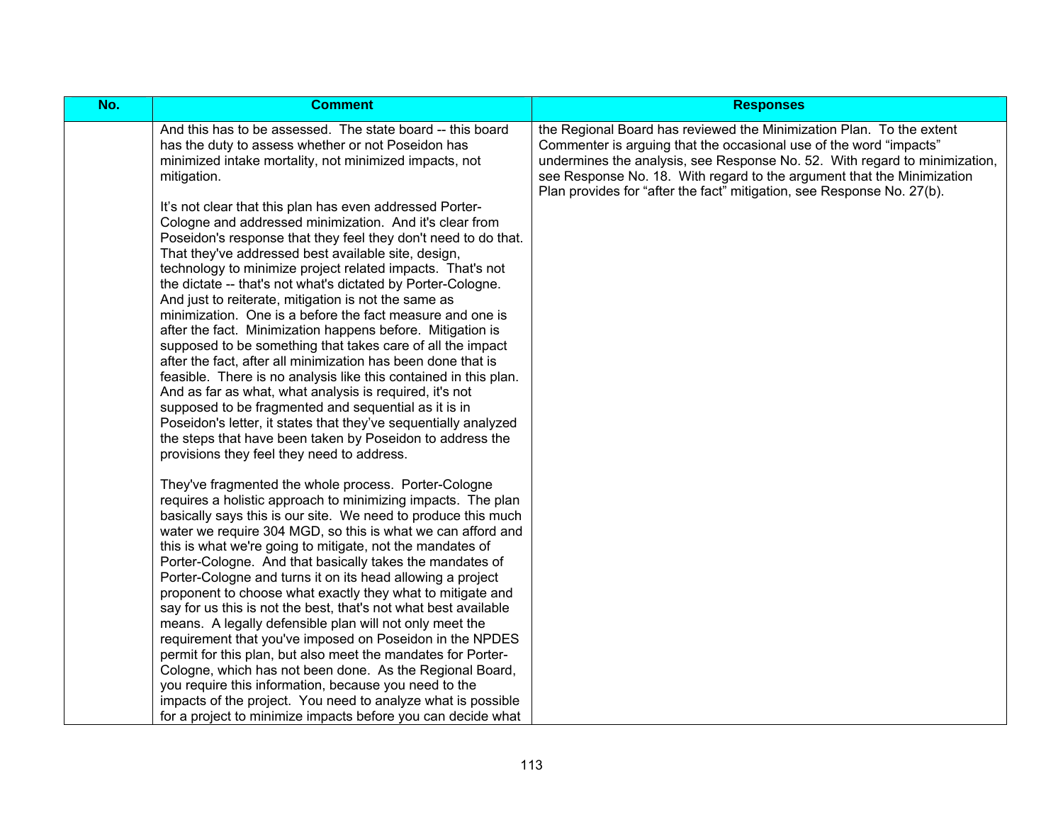| No. | Comment | Responses |
|---|---|---|
| | And this has to be assessed. The state board -- this board has the duty to assess whether or not Poseidon has minimized intake mortality, not minimized impacts, not mitigation.<br><br>It's not clear that this plan has even addressed Porter-Cologne and addressed minimization. And it's clear from Poseidon's response that they feel they don't need to do that. That they've addressed best available site, design, technology to minimize project related impacts. That's not the dictate -- that's not what's dictated by Porter-Cologne. And just to reiterate, mitigation is not the same as minimization. One is a before the fact measure and one is after the fact. Minimization happens before. Mitigation is supposed to be something that takes care of all the impact after the fact, after all minimization has been done that is feasible. There is no analysis like this contained in this plan. And as far as what, what analysis is required, it's not supposed to be fragmented and sequential as it is in Poseidon's letter, it states that they've sequentially analyzed the steps that have been taken by Poseidon to address the provisions they feel they need to address.<br><br>They've fragmented the whole process. Porter-Cologne requires a holistic approach to minimizing impacts. The plan basically says this is our site. We need to produce this much water we require 304 MGD, so this is what we can afford and this is what we're going to mitigate, not the mandates of Porter-Cologne. And that basically takes the mandates of Porter-Cologne and turns it on its head allowing a project proponent to choose what exactly they what to mitigate and say for us this is not the best, that's not what best available means. A legally defensible plan will not only meet the requirement that you've imposed on Poseidon in the NPDES permit for this plan, but also meet the mandates for Porter-Cologne, which has not been done. As the Regional Board, you require this information, because you need to the impacts of the project. You need to analyze what is possible for a project to minimize impacts before you can decide what | the Regional Board has reviewed the Minimization Plan. To the extent Commenter is arguing that the occasional use of the word "impacts" undermines the analysis, see Response No. 52. With regard to minimization, see Response No. 18. With regard to the argument that the Minimization Plan provides for "after the fact" mitigation, see Response No. 27(b). |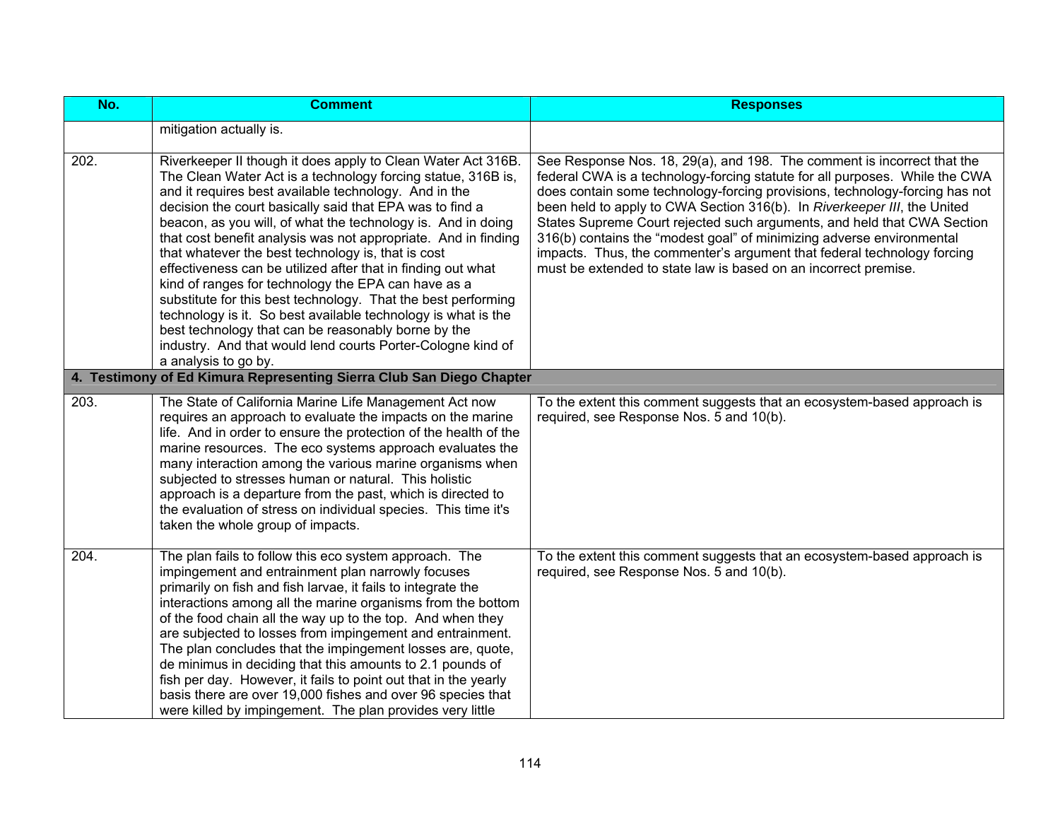| No. | Comment | Responses |
|---|---|---|
| | mitigation actually is. | |
| 202. | Riverkeeper II though it does apply to Clean Water Act 316B. The Clean Water Act is a technology forcing statue, 316B is, and it requires best available technology. And in the decision the court basically said that EPA was to find a beacon, as you will, of what the technology is. And in doing that cost benefit analysis was not appropriate. And in finding that whatever the best technology is, that is cost effectiveness can be utilized after that in finding out what kind of ranges for technology the EPA can have as a substitute for this best technology. That the best performing technology is it. So best available technology is what is the best technology that can be reasonably borne by the industry. And that would lend courts Porter-Cologne kind of a analysis to go by. | See Response Nos. 18, 29(a), and 198. The comment is incorrect that the federal CWA is a technology-forcing statute for all purposes. While the CWA does contain some technology-forcing provisions, technology-forcing has not been held to apply to CWA Section 316(b). In *Riverkeeper III*, the United States Supreme Court rejected such arguments, and held that CWA Section 316(b) contains the "modest goal" of minimizing adverse environmental impacts. Thus, the commenter's argument that federal technology forcing must be extended to state law is based on an incorrect premise. |
| **4. Testimony of Ed Kimura Representing Sierra Club San Diego Chapter** | | |
| 203. | The State of California Marine Life Management Act now requires an approach to evaluate the impacts on the marine life. And in order to ensure the protection of the health of the marine resources. The eco systems approach evaluates the many interaction among the various marine organisms when subjected to stresses human or natural. This holistic approach is a departure from the past, which is directed to the evaluation of stress on individual species. This time it's taken the whole group of impacts. | To the extent this comment suggests that an ecosystem-based approach is required, see Response Nos. 5 and 10(b). |
| 204. | The plan fails to follow this eco system approach. The impingement and entrainment plan narrowly focuses primarily on fish and fish larvae, it fails to integrate the interactions among all the marine organisms from the bottom of the food chain all the way up to the top. And when they are subjected to losses from impingement and entrainment. The plan concludes that the impingement losses are, quote, de minimus in deciding that this amounts to 2.1 pounds of fish per day. However, it fails to point out that in the yearly basis there are over 19,000 fishes and over 96 species that were killed by impingement. The plan provides very little | To the extent this comment suggests that an ecosystem-based approach is required, see Response Nos. 5 and 10(b). |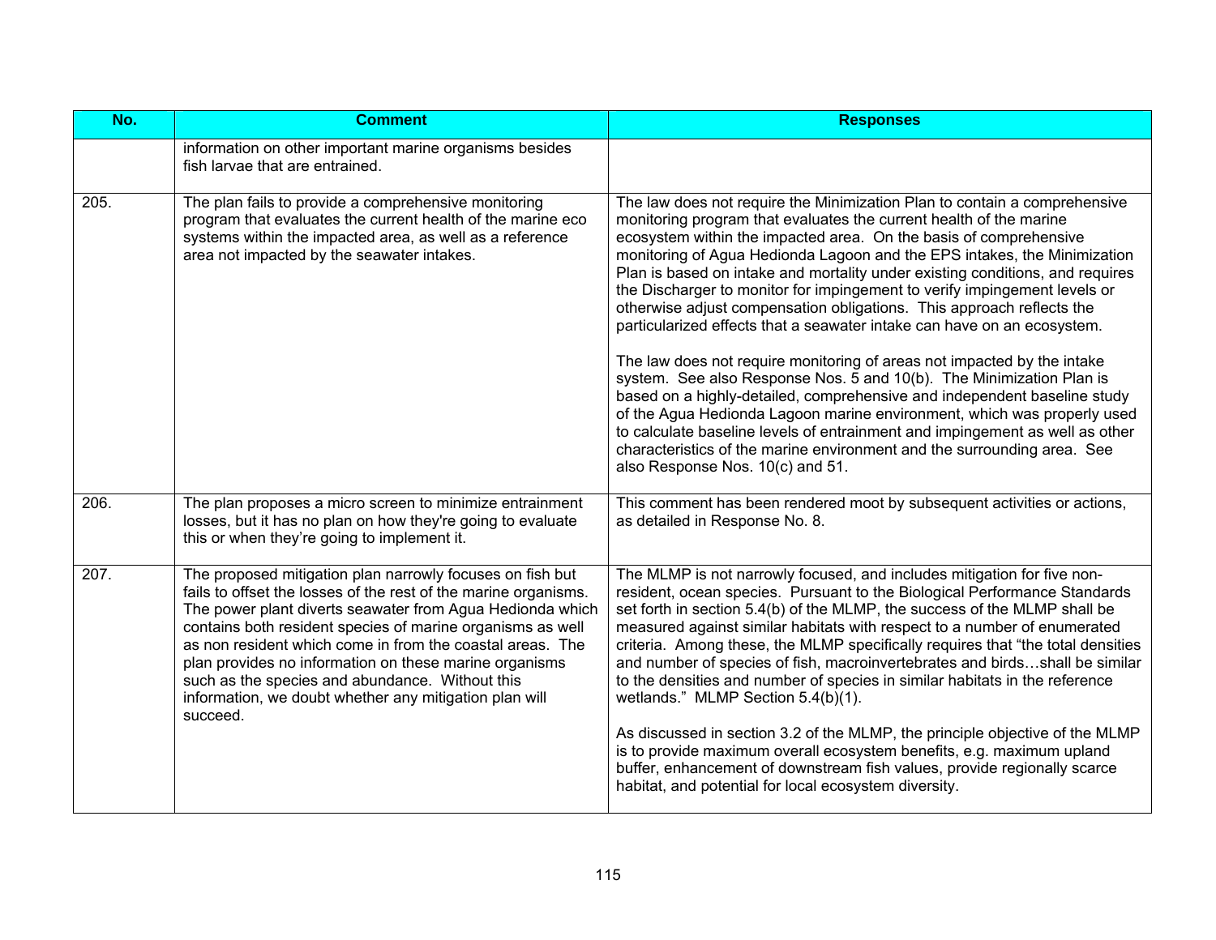| No. | Comment | Responses |
|---|---|---|
| | information on other important marine organisms besides fish larvae that are entrained. | |
| 205. | The plan fails to provide a comprehensive monitoring program that evaluates the current health of the marine eco systems within the impacted area, as well as a reference area not impacted by the seawater intakes. | The law does not require the Minimization Plan to contain a comprehensive monitoring program that evaluates the current health of the marine ecosystem within the impacted area. On the basis of comprehensive monitoring of Agua Hedionda Lagoon and the EPS intakes, the Minimization Plan is based on intake and mortality under existing conditions, and requires the Discharger to monitor for impingement to verify impingement levels or otherwise adjust compensation obligations. This approach reflects the particularized effects that a seawater intake can have on an ecosystem.<br><br>The law does not require monitoring of areas not impacted by the intake system. See also Response Nos. 5 and 10(b). The Minimization Plan is based on a highly-detailed, comprehensive and independent baseline study of the Agua Hedionda Lagoon marine environment, which was properly used to calculate baseline levels of entrainment and impingement as well as other characteristics of the marine environment and the surrounding area. See also Response Nos. 10(c) and 51. |
| 206. | The plan proposes a micro screen to minimize entrainment losses, but it has no plan on how they're going to evaluate this or when they're going to implement it. | This comment has been rendered moot by subsequent activities or actions, as detailed in Response No. 8. |
| 207. | The proposed mitigation plan narrowly focuses on fish but fails to offset the losses of the rest of the marine organisms. The power plant diverts seawater from Agua Hedionda which contains both resident species of marine organisms as well as non resident which come in from the coastal areas. The plan provides no information on these marine organisms such as the species and abundance. Without this information, we doubt whether any mitigation plan will succeed. | The MLMP is not narrowly focused, and includes mitigation for five non-resident, ocean species. Pursuant to the Biological Performance Standards set forth in section 5.4(b) of the MLMP, the success of the MLMP shall be measured against similar habitats with respect to a number of enumerated criteria. Among these, the MLMP specifically requires that "the total densities and number of species of fish, macroinvertebrates and birds…shall be similar to the densities and number of species in similar habitats in the reference wetlands." MLMP Section 5.4(b)(1).<br><br>As discussed in section 3.2 of the MLMP, the principle objective of the MLMP is to provide maximum overall ecosystem benefits, e.g. maximum upland buffer, enhancement of downstream fish values, provide regionally scarce habitat, and potential for local ecosystem diversity. |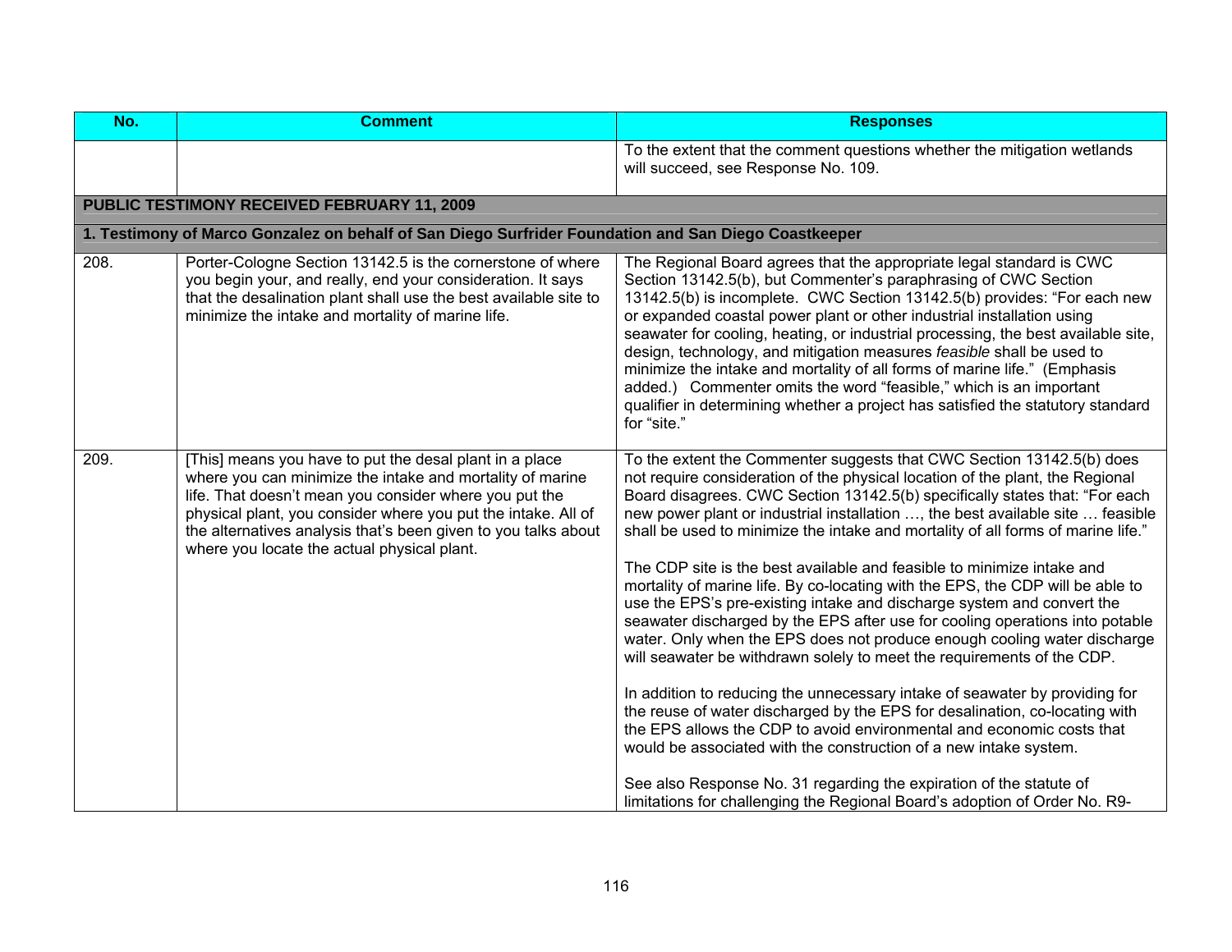| No. | Comment | Responses |
|---|---|---|
| | | To the extent that the comment questions whether the mitigation wetlands will succeed, see Response No. 109. |
| **PUBLIC TESTIMONY RECEIVED FEBRUARY 11, 2009** | | |
| **1. Testimony of Marco Gonzalez on behalf of San Diego Surfrider Foundation and San Diego Coastkeeper** | | |
| 208. | Porter-Cologne Section 13142.5 is the cornerstone of where you begin your, and really, end your consideration. It says that the desalination plant shall use the best available site to minimize the intake and mortality of marine life. | The Regional Board agrees that the appropriate legal standard is CWC Section 13142.5(b), but Commenter's paraphrasing of CWC Section 13142.5(b) is incomplete. CWC Section 13142.5(b) provides: "For each new or expanded coastal power plant or other industrial installation using seawater for cooling, heating, or industrial processing, the best available site, design, technology, and mitigation measures *feasible* shall be used to minimize the intake and mortality of all forms of marine life." (Emphasis added.) Commenter omits the word "feasible," which is an important qualifier in determining whether a project has satisfied the statutory standard for "site." |
| 209. | [This] means you have to put the desal plant in a place where you can minimize the intake and mortality of marine life. That doesn't mean you consider where you put the physical plant, you consider where you put the intake. All of the alternatives analysis that's been given to you talks about where you locate the actual physical plant. | To the extent the Commenter suggests that CWC Section 13142.5(b) does not require consideration of the physical location of the plant, the Regional Board disagrees. CWC Section 13142.5(b) specifically states that: "For each new power plant or industrial installation …, the best available site … feasible shall be used to minimize the intake and mortality of all forms of marine life."<br><br>The CDP site is the best available and feasible to minimize intake and mortality of marine life. By co-locating with the EPS, the CDP will be able to use the EPS's pre-existing intake and discharge system and convert the seawater discharged by the EPS after use for cooling operations into potable water. Only when the EPS does not produce enough cooling water discharge will seawater be withdrawn solely to meet the requirements of the CDP.<br><br>In addition to reducing the unnecessary intake of seawater by providing for the reuse of water discharged by the EPS for desalination, co-locating with the EPS allows the CDP to avoid environmental and economic costs that would be associated with the construction of a new intake system.<br><br>See also Response No. 31 regarding the expiration of the statute of limitations for challenging the Regional Board's adoption of Order No. R9- |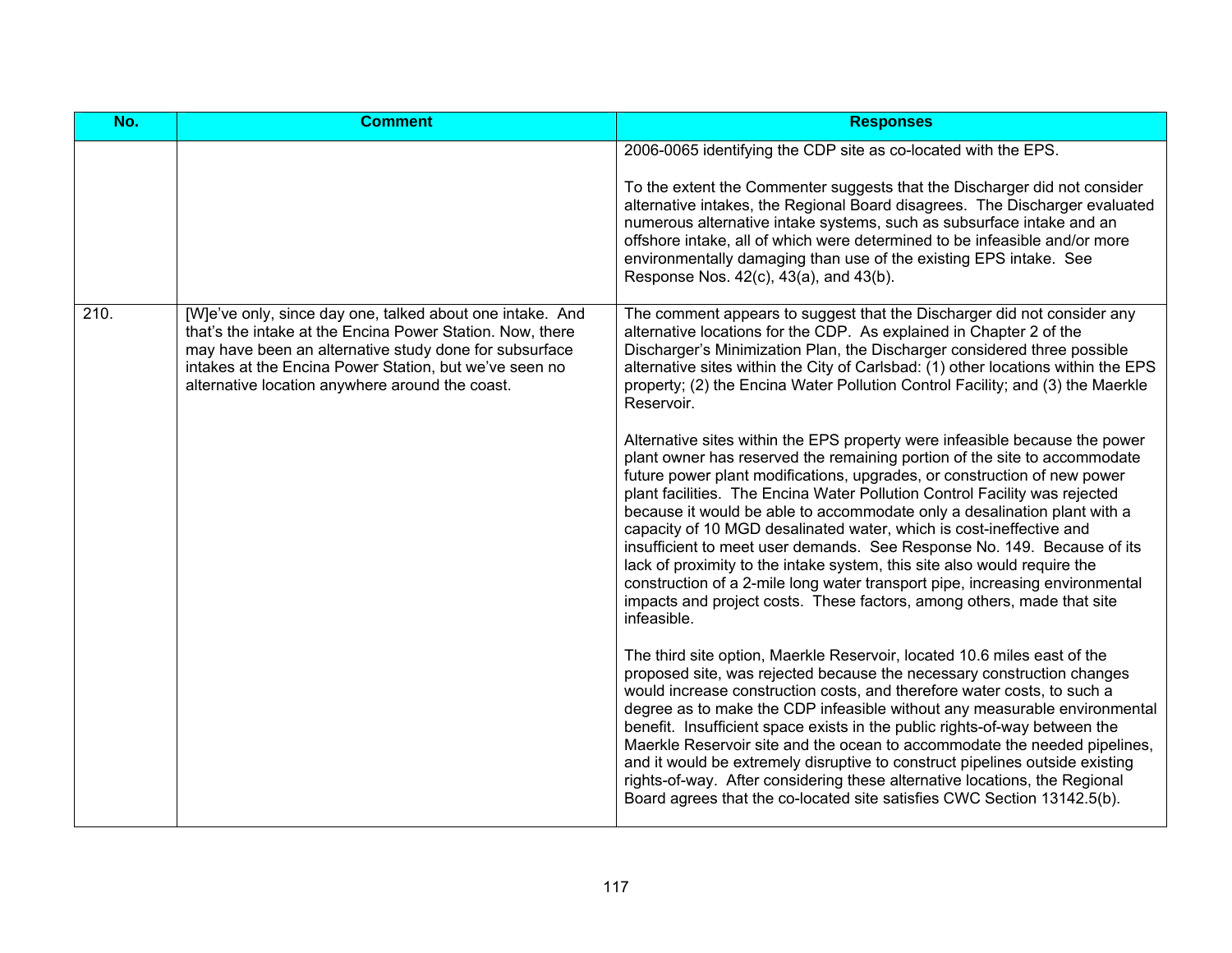| No. | Comment | Responses |
|---|---|---|
| | | 2006-0065 identifying the CDP site as co-located with the EPS.<br><br>To the extent the Commenter suggests that the Discharger did not consider alternative intakes, the Regional Board disagrees. The Discharger evaluated numerous alternative intake systems, such as subsurface intake and an offshore intake, all of which were determined to be infeasible and/or more environmentally damaging than use of the existing EPS intake. See Response Nos. 42(c), 43(a), and 43(b). |
| 210. | [W]e've only, since day one, talked about one intake. And that's the intake at the Encina Power Station. Now, there may have been an alternative study done for subsurface intakes at the Encina Power Station, but we've seen no alternative location anywhere around the coast. | The comment appears to suggest that the Discharger did not consider any alternative locations for the CDP. As explained in Chapter 2 of the Discharger's Minimization Plan, the Discharger considered three possible alternative sites within the City of Carlsbad: (1) other locations within the EPS property; (2) the Encina Water Pollution Control Facility; and (3) the Maerkle Reservoir.<br><br>Alternative sites within the EPS property were infeasible because the power plant owner has reserved the remaining portion of the site to accommodate future power plant modifications, upgrades, or construction of new power plant facilities. The Encina Water Pollution Control Facility was rejected because it would be able to accommodate only a desalination plant with a capacity of 10 MGD desalinated water, which is cost-ineffective and insufficient to meet user demands. See Response No. 149. Because of its lack of proximity to the intake system, this site also would require the construction of a 2-mile long water transport pipe, increasing environmental impacts and project costs. These factors, among others, made that site infeasible.<br><br>The third site option, Maerkle Reservoir, located 10.6 miles east of the proposed site, was rejected because the necessary construction changes would increase construction costs, and therefore water costs, to such a degree as to make the CDP infeasible without any measurable environmental benefit. Insufficient space exists in the public rights-of-way between the Maerkle Reservoir site and the ocean to accommodate the needed pipelines, and it would be extremely disruptive to construct pipelines outside existing rights-of-way. After considering these alternative locations, the Regional Board agrees that the co-located site satisfies CWC Section 13142.5(b). |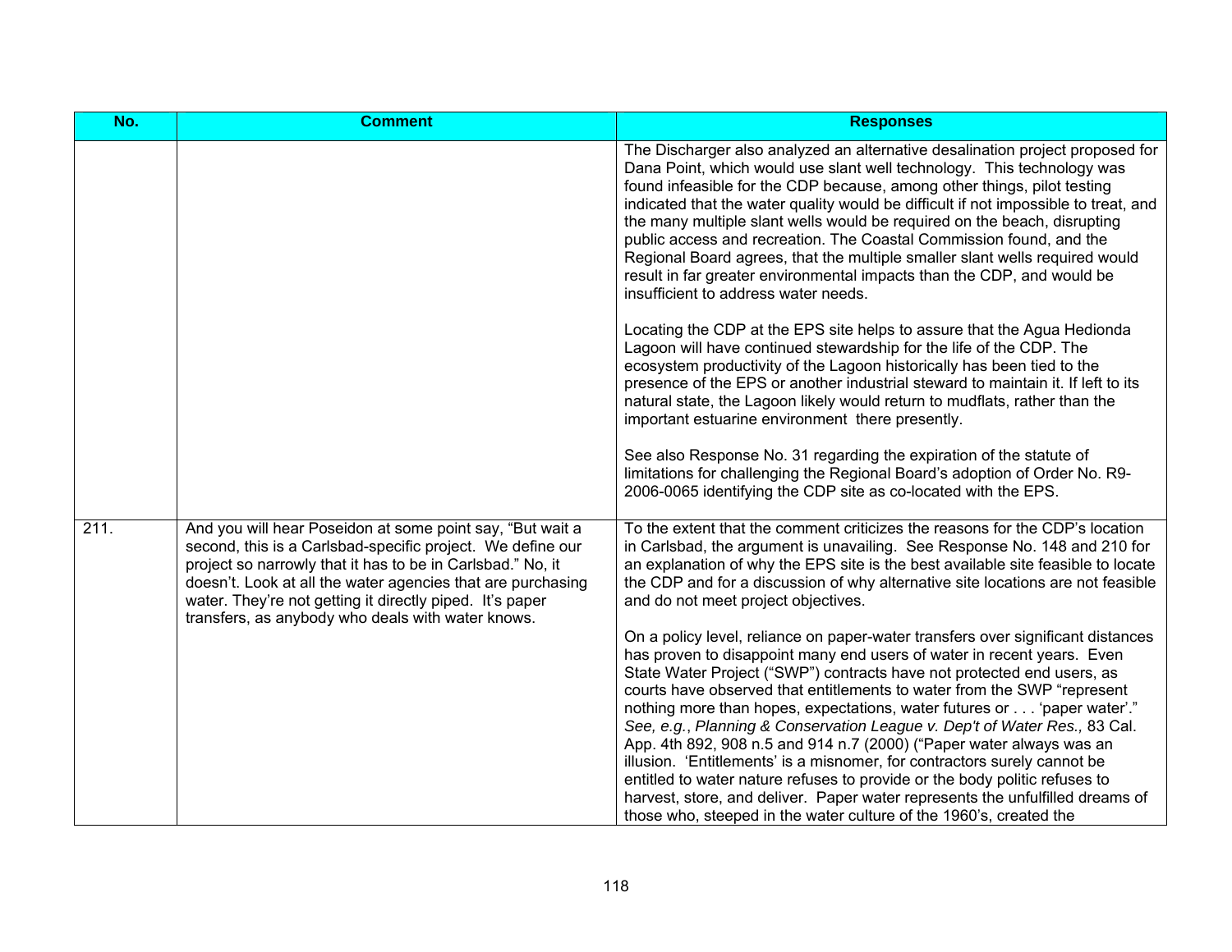| No. | Comment | Responses |
|---|---|---|
| | | The Discharger also analyzed an alternative desalination project proposed for Dana Point, which would use slant well technology. This technology was found infeasible for the CDP because, among other things, pilot testing indicated that the water quality would be difficult if not impossible to treat, and the many multiple slant wells would be required on the beach, disrupting public access and recreation. The Coastal Commission found, and the Regional Board agrees, that the multiple smaller slant wells required would result in far greater environmental impacts than the CDP, and would be insufficient to address water needs.<br><br>Locating the CDP at the EPS site helps to assure that the Agua Hedionda Lagoon will have continued stewardship for the life of the CDP. The ecosystem productivity of the Lagoon historically has been tied to the presence of the EPS or another industrial steward to maintain it. If left to its natural state, the Lagoon likely would return to mudflats, rather than the important estuarine environment there presently.<br><br>See also Response No. 31 regarding the expiration of the statute of limitations for challenging the Regional Board's adoption of Order No. R9-2006-0065 identifying the CDP site as co-located with the EPS. |
| 211. | And you will hear Poseidon at some point say, "But wait a second, this is a Carlsbad-specific project. We define our project so narrowly that it has to be in Carlsbad." No, it doesn't. Look at all the water agencies that are purchasing water. They're not getting it directly piped. It's paper transfers, as anybody who deals with water knows. | To the extent that the comment criticizes the reasons for the CDP's location in Carlsbad, the argument is unavailing. See Response No. 148 and 210 for an explanation of why the EPS site is the best available site feasible to locate the CDP and for a discussion of why alternative site locations are not feasible and do not meet project objectives.<br><br>On a policy level, reliance on paper-water transfers over significant distances has proven to disappoint many end users of water in recent years. Even State Water Project ("SWP") contracts have not protected end users, as courts have observed that entitlements to water from the SWP "represent nothing more than hopes, expectations, water futures or . . . 'paper water'." *See, e.g.*, *Planning & Conservation League v. Dep't of Water Res.,* 83 Cal. App. 4th 892, 908 n.5 and 914 n.7 (2000) ("Paper water always was an illusion. 'Entitlements' is a misnomer, for contractors surely cannot be entitled to water nature refuses to provide or the body politic refuses to harvest, store, and deliver. Paper water represents the unfulfilled dreams of those who, steeped in the water culture of the 1960's, created the |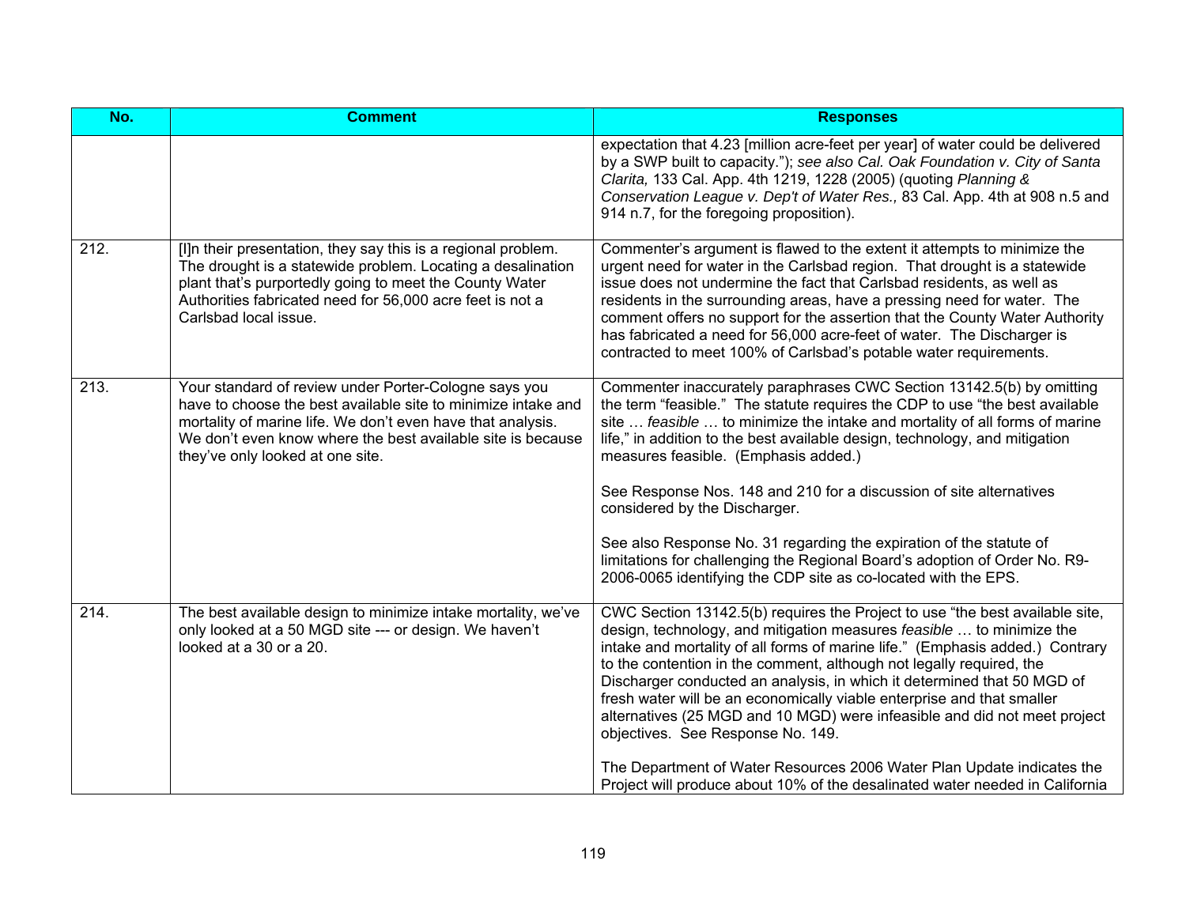| No. | Comment | Responses |
|---|---|---|
| | | expectation that 4.23 [million acre-feet per year] of water could be delivered by a SWP built to capacity."); *see also Cal. Oak Foundation v. City of Santa Clarita,* 133 Cal. App. 4th 1219, 1228 (2005) (quoting *Planning & Conservation League v. Dep't of Water Res.,* 83 Cal. App. 4th at 908 n.5 and 914 n.7, for the foregoing proposition). |
| 212. | [I]n their presentation, they say this is a regional problem. The drought is a statewide problem. Locating a desalination plant that's purportedly going to meet the County Water Authorities fabricated need for 56,000 acre feet is not a Carlsbad local issue. | Commenter's argument is flawed to the extent it attempts to minimize the urgent need for water in the Carlsbad region. That drought is a statewide issue does not undermine the fact that Carlsbad residents, as well as residents in the surrounding areas, have a pressing need for water. The comment offers no support for the assertion that the County Water Authority has fabricated a need for 56,000 acre-feet of water. The Discharger is contracted to meet 100% of Carlsbad's potable water requirements. |
| 213. | Your standard of review under Porter-Cologne says you have to choose the best available site to minimize intake and mortality of marine life. We don't even have that analysis. We don't even know where the best available site is because they've only looked at one site. | Commenter inaccurately paraphrases CWC Section 13142.5(b) by omitting the term "feasible." The statute requires the CDP to use "the best available site … *feasible* … to minimize the intake and mortality of all forms of marine life," in addition to the best available design, technology, and mitigation measures feasible. (Emphasis added.)<br><br>See Response Nos. 148 and 210 for a discussion of site alternatives considered by the Discharger.<br><br>See also Response No. 31 regarding the expiration of the statute of limitations for challenging the Regional Board's adoption of Order No. R9-2006-0065 identifying the CDP site as co-located with the EPS. |
| 214. | The best available design to minimize intake mortality, we've only looked at a 50 MGD site --- or design. We haven't looked at a 30 or a 20. | CWC Section 13142.5(b) requires the Project to use "the best available site, design, technology, and mitigation measures *feasible* … to minimize the intake and mortality of all forms of marine life." (Emphasis added.) Contrary to the contention in the comment, although not legally required, the Discharger conducted an analysis, in which it determined that 50 MGD of fresh water will be an economically viable enterprise and that smaller alternatives (25 MGD and 10 MGD) were infeasible and did not meet project objectives. See Response No. 149.<br><br>The Department of Water Resources 2006 Water Plan Update indicates the Project will produce about 10% of the desalinated water needed in California |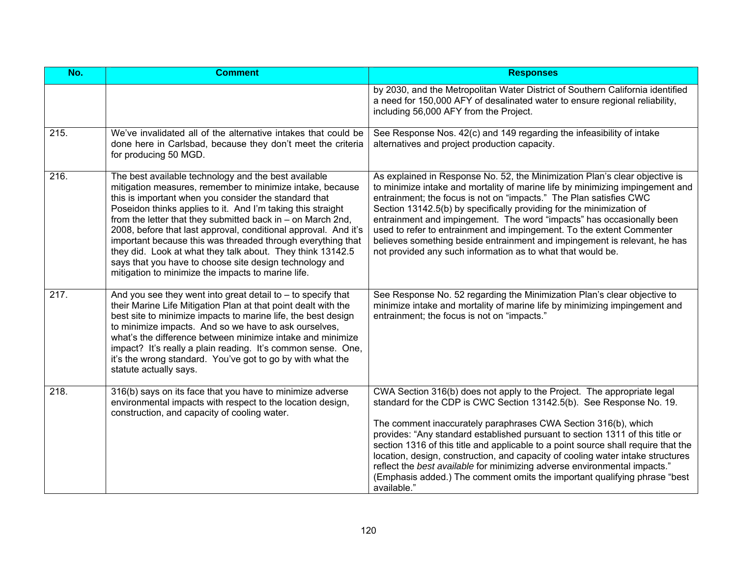| No. | Comment | Responses |
|---|---|---|
| | | by 2030, and the Metropolitan Water District of Southern California identified a need for 150,000 AFY of desalinated water to ensure regional reliability, including 56,000 AFY from the Project. |
| 215. | We've invalidated all of the alternative intakes that could be done here in Carlsbad, because they don't meet the criteria for producing 50 MGD. | See Response Nos. 42(c) and 149 regarding the infeasibility of intake alternatives and project production capacity. |
| 216. | The best available technology and the best available mitigation measures, remember to minimize intake, because this is important when you consider the standard that Poseidon thinks applies to it. And I'm taking this straight from the letter that they submitted back in – on March 2nd, 2008, before that last approval, conditional approval. And it's important because this was threaded through everything that they did. Look at what they talk about. They think 13142.5 says that you have to choose site design technology and mitigation to minimize the impacts to marine life. | As explained in Response No. 52, the Minimization Plan's clear objective is to minimize intake and mortality of marine life by minimizing impingement and entrainment; the focus is not on "impacts." The Plan satisfies CWC Section 13142.5(b) by specifically providing for the minimization of entrainment and impingement. The word "impacts" has occasionally been used to refer to entrainment and impingement. To the extent Commenter believes something beside entrainment and impingement is relevant, he has not provided any such information as to what that would be. |
| 217. | And you see they went into great detail to – to specify that their Marine Life Mitigation Plan at that point dealt with the best site to minimize impacts to marine life, the best design to minimize impacts. And so we have to ask ourselves, what's the difference between minimize intake and minimize impact? It's really a plain reading. It's common sense. One, it's the wrong standard. You've got to go by with what the statute actually says. | See Response No. 52 regarding the Minimization Plan's clear objective to minimize intake and mortality of marine life by minimizing impingement and entrainment; the focus is not on "impacts." |
| 218. | 316(b) says on its face that you have to minimize adverse environmental impacts with respect to the location design, construction, and capacity of cooling water. | CWA Section 316(b) does not apply to the Project. The appropriate legal standard for the CDP is CWC Section 13142.5(b). See Response No. 19.<br><br>The comment inaccurately paraphrases CWA Section 316(b), which provides: "Any standard established pursuant to section 1311 of this title or section 1316 of this title and applicable to a point source shall require that the location, design, construction, and capacity of cooling water intake structures reflect the *best available* for minimizing adverse environmental impacts." (Emphasis added.) The comment omits the important qualifying phrase "best available." |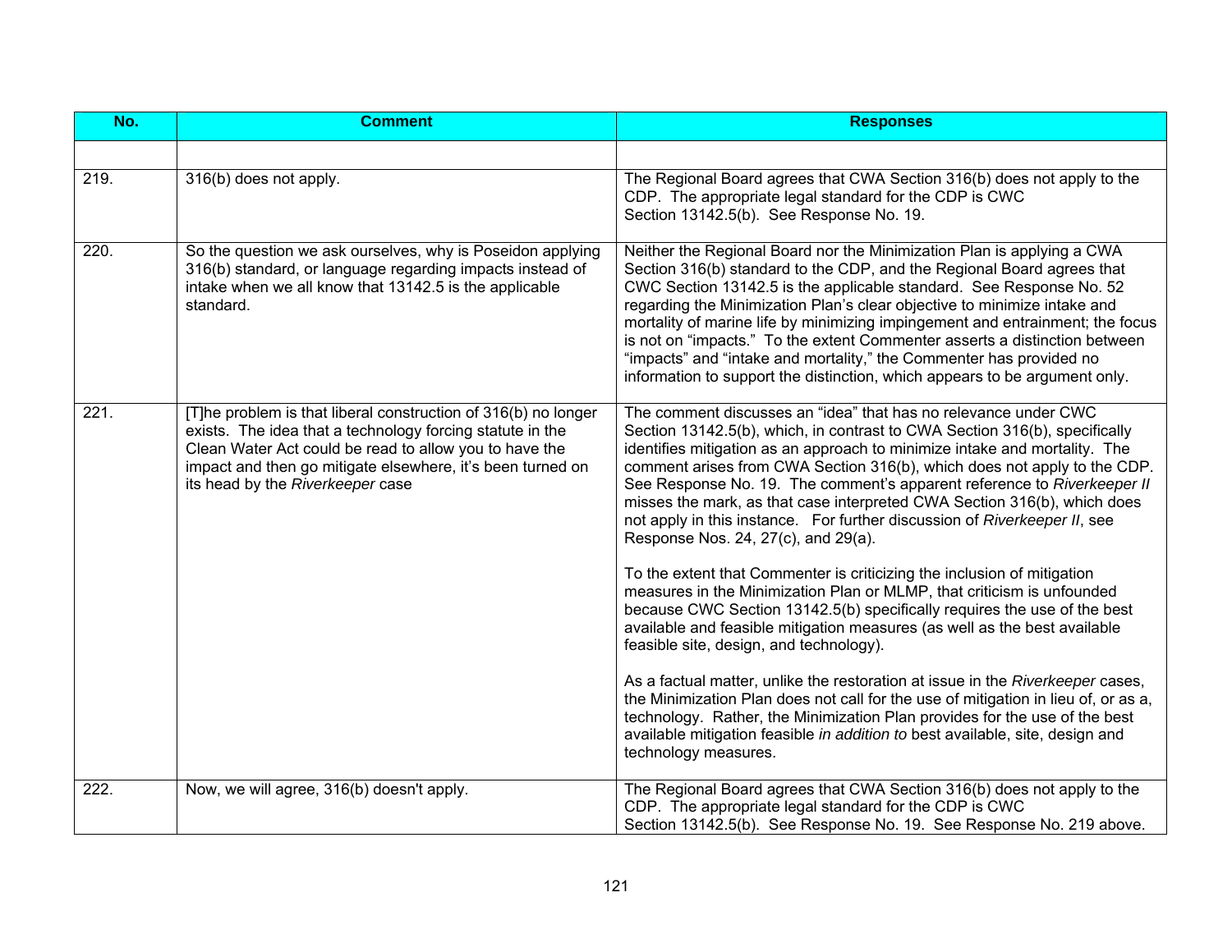| No. | Comment | Responses |
|---|---|---|
| | | |
| 219. | 316(b) does not apply. | The Regional Board agrees that CWA Section 316(b) does not apply to the CDP. The appropriate legal standard for the CDP is CWC Section 13142.5(b). See Response No. 19. |
| 220. | So the question we ask ourselves, why is Poseidon applying 316(b) standard, or language regarding impacts instead of intake when we all know that 13142.5 is the applicable standard. | Neither the Regional Board nor the Minimization Plan is applying a CWA Section 316(b) standard to the CDP, and the Regional Board agrees that CWC Section 13142.5 is the applicable standard. See Response No. 52 regarding the Minimization Plan's clear objective to minimize intake and mortality of marine life by minimizing impingement and entrainment; the focus is not on "impacts." To the extent Commenter asserts a distinction between "impacts" and "intake and mortality," the Commenter has provided no information to support the distinction, which appears to be argument only. |
| 221. | [T]he problem is that liberal construction of 316(b) no longer exists. The idea that a technology forcing statute in the Clean Water Act could be read to allow you to have the impact and then go mitigate elsewhere, it's been turned on its head by the *Riverkeeper* case | The comment discusses an "idea" that has no relevance under CWC Section 13142.5(b), which, in contrast to CWA Section 316(b), specifically identifies mitigation as an approach to minimize intake and mortality. The comment arises from CWA Section 316(b), which does not apply to the CDP. See Response No. 19. The comment's apparent reference to *Riverkeeper II* misses the mark, as that case interpreted CWA Section 316(b), which does not apply in this instance. For further discussion of *Riverkeeper II*, see Response Nos. 24, 27(c), and 29(a).<br><br>To the extent that Commenter is criticizing the inclusion of mitigation measures in the Minimization Plan or MLMP, that criticism is unfounded because CWC Section 13142.5(b) specifically requires the use of the best available and feasible mitigation measures (as well as the best available feasible site, design, and technology).<br><br>As a factual matter, unlike the restoration at issue in the *Riverkeeper* cases, the Minimization Plan does not call for the use of mitigation in lieu of, or as a, technology. Rather, the Minimization Plan provides for the use of the best available mitigation feasible *in addition to* best available, site, design and technology measures. |
| 222. | Now, we will agree, 316(b) doesn't apply. | The Regional Board agrees that CWA Section 316(b) does not apply to the CDP. The appropriate legal standard for the CDP is CWC Section 13142.5(b). See Response No. 19. See Response No. 219 above. |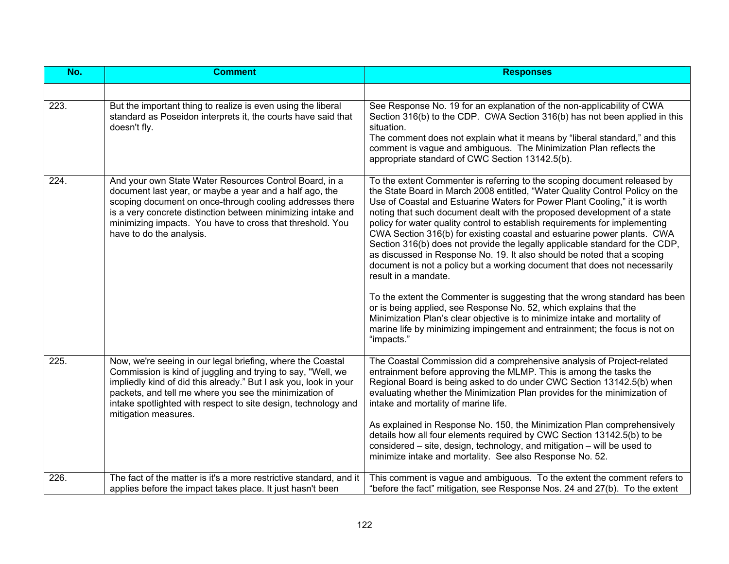| No. | Comment | Responses |
|---|---|---|
| | | |
| 223. | But the important thing to realize is even using the liberal standard as Poseidon interprets it, the courts have said that doesn't fly. | See Response No. 19 for an explanation of the non-applicability of CWA Section 316(b) to the CDP. CWA Section 316(b) has not been applied in this situation.<br>The comment does not explain what it means by "liberal standard," and this comment is vague and ambiguous. The Minimization Plan reflects the appropriate standard of CWC Section 13142.5(b). |
| 224. | And your own State Water Resources Control Board, in a document last year, or maybe a year and a half ago, the scoping document on once-through cooling addresses there is a very concrete distinction between minimizing intake and minimizing impacts. You have to cross that threshold. You have to do the analysis. | To the extent Commenter is referring to the scoping document released by the State Board in March 2008 entitled, "Water Quality Control Policy on the Use of Coastal and Estuarine Waters for Power Plant Cooling," it is worth noting that such document dealt with the proposed development of a state policy for water quality control to establish requirements for implementing CWA Section 316(b) for existing coastal and estuarine power plants. CWA Section 316(b) does not provide the legally applicable standard for the CDP, as discussed in Response No. 19. It also should be noted that a scoping document is not a policy but a working document that does not necessarily result in a mandate.<br><br>To the extent the Commenter is suggesting that the wrong standard has been or is being applied, see Response No. 52, which explains that the Minimization Plan's clear objective is to minimize intake and mortality of marine life by minimizing impingement and entrainment; the focus is not on "impacts." |
| 225. | Now, we're seeing in our legal briefing, where the Coastal Commission is kind of juggling and trying to say, "Well, we impliedly kind of did this already." But I ask you, look in your packets, and tell me where you see the minimization of intake spotlighted with respect to site design, technology and mitigation measures. | The Coastal Commission did a comprehensive analysis of Project-related entrainment before approving the MLMP. This is among the tasks the Regional Board is being asked to do under CWC Section 13142.5(b) when evaluating whether the Minimization Plan provides for the minimization of intake and mortality of marine life.<br><br>As explained in Response No. 150, the Minimization Plan comprehensively details how all four elements required by CWC Section 13142.5(b) to be considered – site, design, technology, and mitigation – will be used to minimize intake and mortality. See also Response No. 52. |
| 226. | The fact of the matter is it's a more restrictive standard, and it applies before the impact takes place. It just hasn't been | This comment is vague and ambiguous. To the extent the comment refers to "before the fact" mitigation, see Response Nos. 24 and 27(b). To the extent |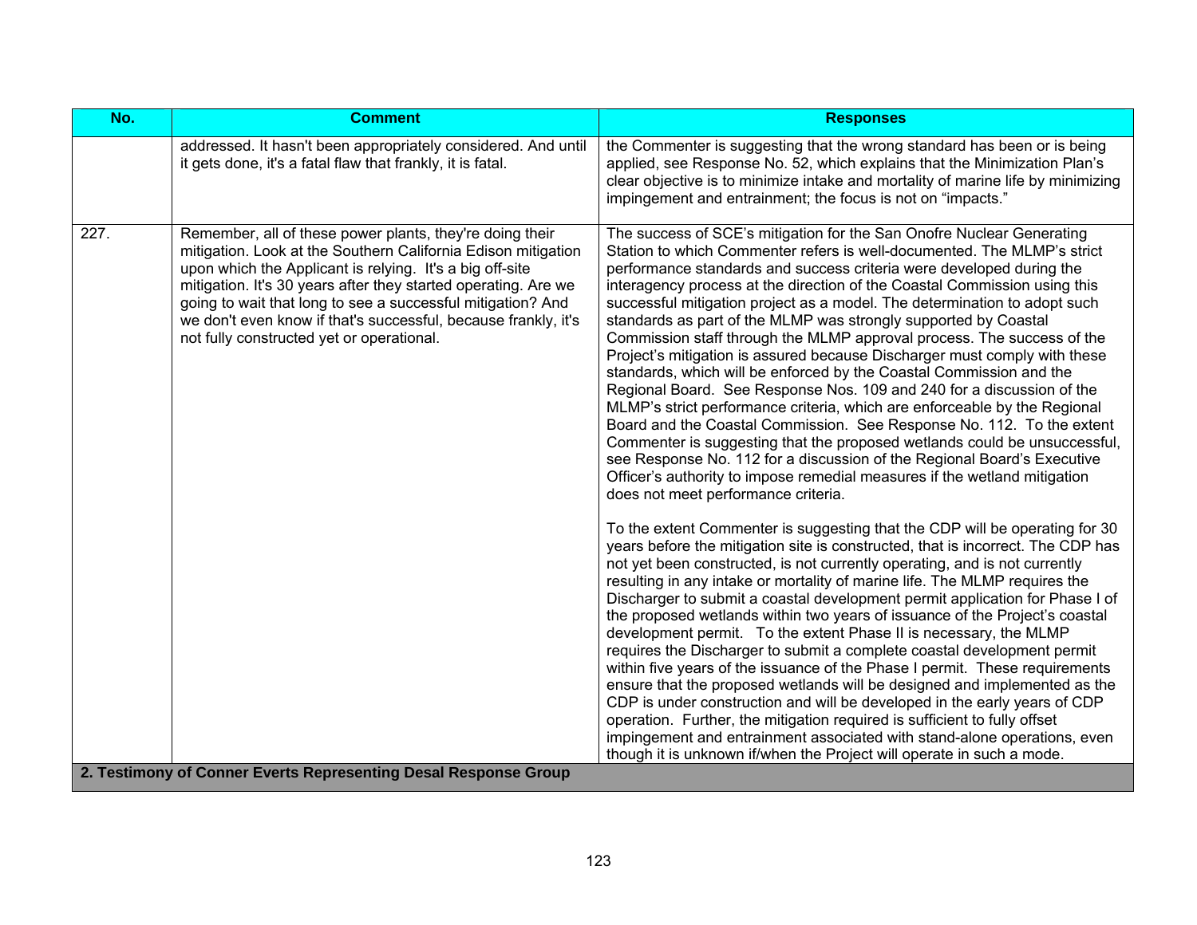| No. | Comment | Responses |
|---|---|---|
| | addressed. It hasn't been appropriately considered. And until it gets done, it's a fatal flaw that frankly, it is fatal. | the Commenter is suggesting that the wrong standard has been or is being applied, see Response No. 52, which explains that the Minimization Plan's clear objective is to minimize intake and mortality of marine life by minimizing impingement and entrainment; the focus is not on "impacts." |
| 227. | Remember, all of these power plants, they're doing their mitigation. Look at the Southern California Edison mitigation upon which the Applicant is relying. It's a big off-site mitigation. It's 30 years after they started operating. Are we going to wait that long to see a successful mitigation? And we don't even know if that's successful, because frankly, it's not fully constructed yet or operational. | The success of SCE's mitigation for the San Onofre Nuclear Generating Station to which Commenter refers is well-documented. The MLMP's strict performance standards and success criteria were developed during the interagency process at the direction of the Coastal Commission using this successful mitigation project as a model. The determination to adopt such standards as part of the MLMP was strongly supported by Coastal Commission staff through the MLMP approval process. The success of the Project's mitigation is assured because Discharger must comply with these standards, which will be enforced by the Coastal Commission and the Regional Board. See Response Nos. 109 and 240 for a discussion of the MLMP's strict performance criteria, which are enforceable by the Regional Board and the Coastal Commission. See Response No. 112. To the extent Commenter is suggesting that the proposed wetlands could be unsuccessful, see Response No. 112 for a discussion of the Regional Board's Executive Officer's authority to impose remedial measures if the wetland mitigation does not meet performance criteria.<br><br>To the extent Commenter is suggesting that the CDP will be operating for 30 years before the mitigation site is constructed, that is incorrect. The CDP has not yet been constructed, is not currently operating, and is not currently resulting in any intake or mortality of marine life. The MLMP requires the Discharger to submit a coastal development permit application for Phase I of the proposed wetlands within two years of issuance of the Project's coastal development permit. To the extent Phase II is necessary, the MLMP requires the Discharger to submit a complete coastal development permit within five years of the issuance of the Phase I permit. These requirements ensure that the proposed wetlands will be designed and implemented as the CDP is under construction and will be developed in the early years of CDP operation. Further, the mitigation required is sufficient to fully offset impingement and entrainment associated with stand-alone operations, even though it is unknown if/when the Project will operate in such a mode. |
| **2. Testimony of Conner Everts Representing Desal Response Group** | | |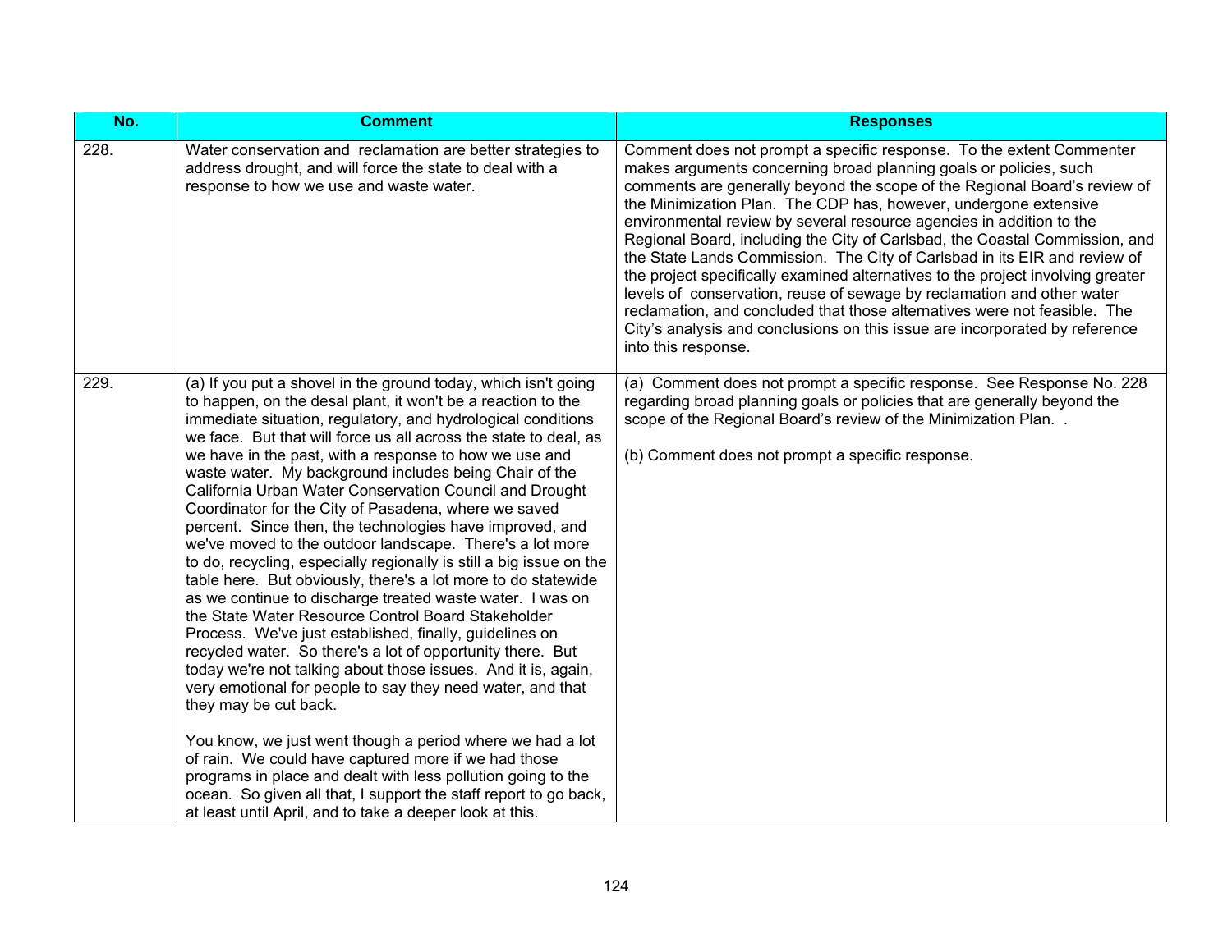| No. | Comment | Responses |
|---|---|---|
| 228. | Water conservation and reclamation are better strategies to address drought, and will force the state to deal with a response to how we use and waste water. | Comment does not prompt a specific response. To the extent Commenter makes arguments concerning broad planning goals or policies, such comments are generally beyond the scope of the Regional Board's review of the Minimization Plan. The CDP has, however, undergone extensive environmental review by several resource agencies in addition to the Regional Board, including the City of Carlsbad, the Coastal Commission, and the State Lands Commission. The City of Carlsbad in its EIR and review of the project specifically examined alternatives to the project involving greater levels of conservation, reuse of sewage by reclamation and other water reclamation, and concluded that those alternatives were not feasible. The City's analysis and conclusions on this issue are incorporated by reference into this response. |
| 229. | (a) If you put a shovel in the ground today, which isn't going to happen, on the desal plant, it won't be a reaction to the immediate situation, regulatory, and hydrological conditions we face. But that will force us all across the state to deal, as we have in the past, with a response to how we use and waste water. My background includes being Chair of the California Urban Water Conservation Council and Drought Coordinator for the City of Pasadena, where we saved percent. Since then, the technologies have improved, and we've moved to the outdoor landscape. There's a lot more to do, recycling, especially regionally is still a big issue on the table here. But obviously, there's a lot more to do statewide as we continue to discharge treated waste water. I was on the State Water Resource Control Board Stakeholder Process. We've just established, finally, guidelines on recycled water. So there's a lot of opportunity there. But today we're not talking about those issues. And it is, again, very emotional for people to say they need water, and that they may be cut back.<br><br>You know, we just went though a period where we had a lot of rain. We could have captured more if we had those programs in place and dealt with less pollution going to the ocean. So given all that, I support the staff report to go back, at least until April, and to take a deeper look at this. | (a) Comment does not prompt a specific response. See Response No. 228 regarding broad planning goals or policies that are generally beyond the scope of the Regional Board's review of the Minimization Plan. .<br><br>(b) Comment does not prompt a specific response. |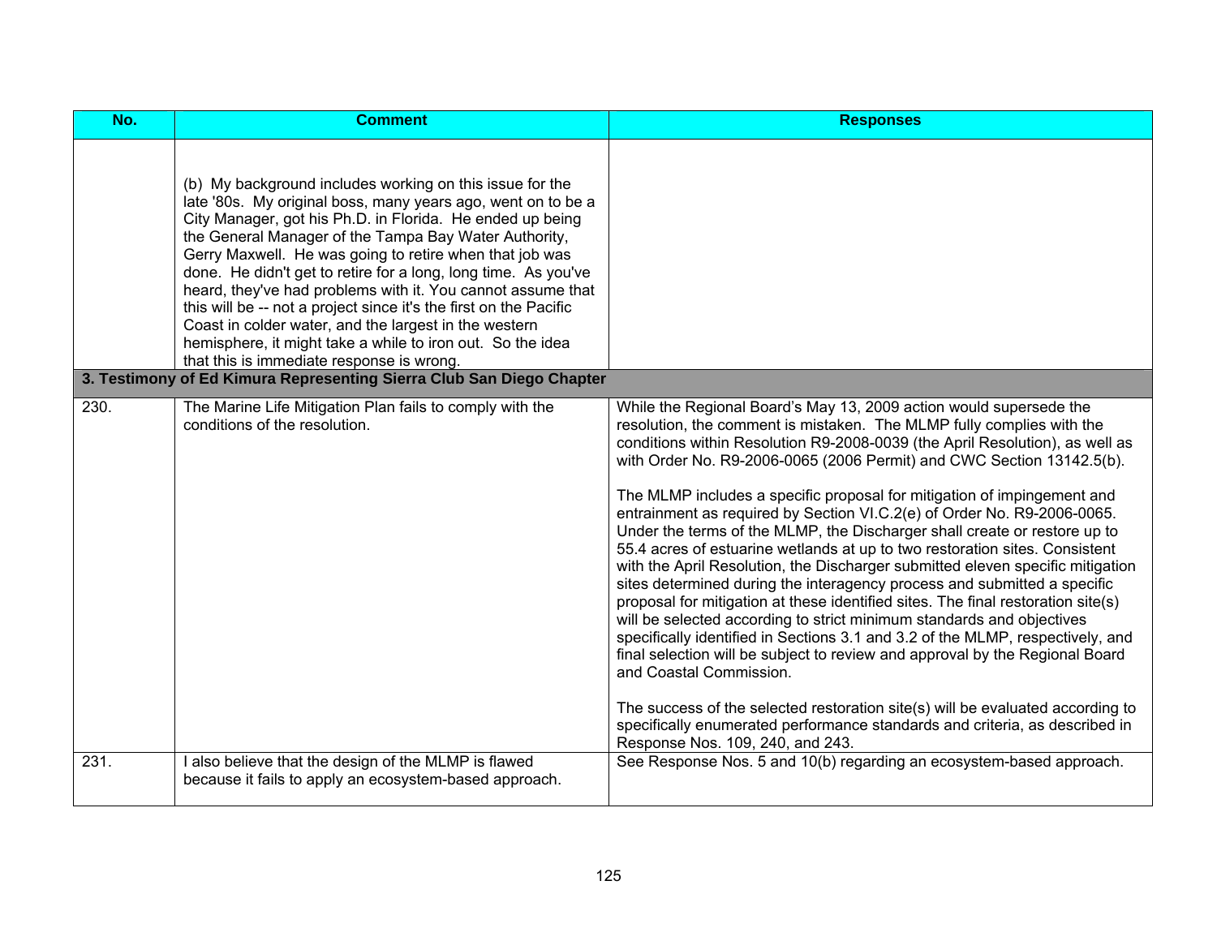| No. | Comment | Responses |
|---|---|---|
| | (b) My background includes working on this issue for the late '80s. My original boss, many years ago, went on to be a City Manager, got his Ph.D. in Florida. He ended up being the General Manager of the Tampa Bay Water Authority, Gerry Maxwell. He was going to retire when that job was done. He didn't get to retire for a long, long time. As you've heard, they've had problems with it. You cannot assume that this will be -- not a project since it's the first on the Pacific Coast in colder water, and the largest in the western hemisphere, it might take a while to iron out. So the idea that this is immediate response is wrong. | |
| **3. Testimony of Ed Kimura Representing Sierra Club San Diego Chapter** | | |
| 230. | The Marine Life Mitigation Plan fails to comply with the conditions of the resolution. | While the Regional Board's May 13, 2009 action would supersede the resolution, the comment is mistaken. The MLMP fully complies with the conditions within Resolution R9-2008-0039 (the April Resolution), as well as with Order No. R9-2006-0065 (2006 Permit) and CWC Section 13142.5(b).<br><br>The MLMP includes a specific proposal for mitigation of impingement and entrainment as required by Section VI.C.2(e) of Order No. R9-2006-0065. Under the terms of the MLMP, the Discharger shall create or restore up to 55.4 acres of estuarine wetlands at up to two restoration sites. Consistent with the April Resolution, the Discharger submitted eleven specific mitigation sites determined during the interagency process and submitted a specific proposal for mitigation at these identified sites. The final restoration site(s) will be selected according to strict minimum standards and objectives specifically identified in Sections 3.1 and 3.2 of the MLMP, respectively, and final selection will be subject to review and approval by the Regional Board and Coastal Commission.<br><br>The success of the selected restoration site(s) will be evaluated according to specifically enumerated performance standards and criteria, as described in Response Nos. 109, 240, and 243. |
| 231. | I also believe that the design of the MLMP is flawed because it fails to apply an ecosystem-based approach. | See Response Nos. 5 and 10(b) regarding an ecosystem-based approach. |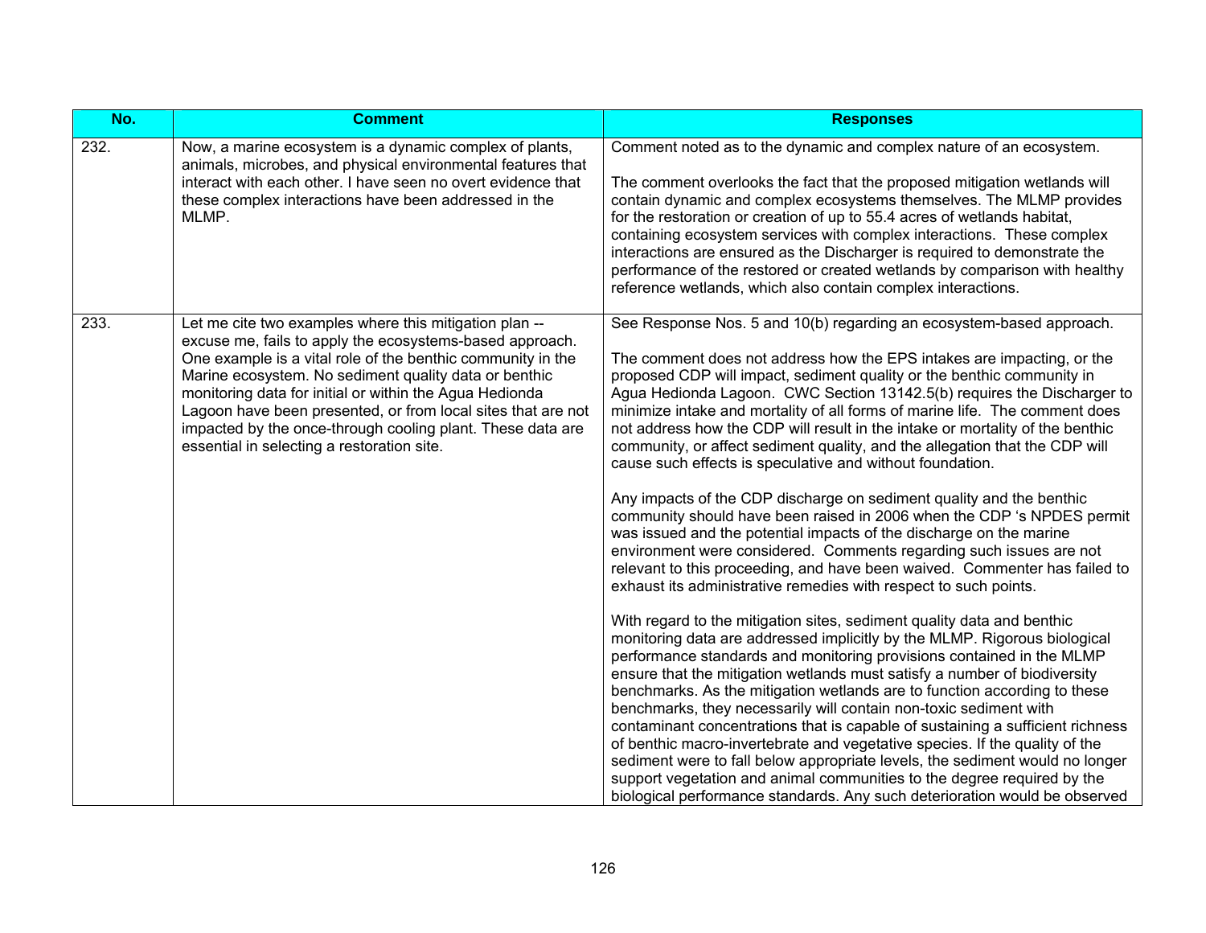| No. | Comment | Responses |
|---|---|---|
| 232. | Now, a marine ecosystem is a dynamic complex of plants, animals, microbes, and physical environmental features that interact with each other. I have seen no overt evidence that these complex interactions have been addressed in the MLMP. | Comment noted as to the dynamic and complex nature of an ecosystem.<br><br>The comment overlooks the fact that the proposed mitigation wetlands will contain dynamic and complex ecosystems themselves. The MLMP provides for the restoration or creation of up to 55.4 acres of wetlands habitat, containing ecosystem services with complex interactions. These complex interactions are ensured as the Discharger is required to demonstrate the performance of the restored or created wetlands by comparison with healthy reference wetlands, which also contain complex interactions. |
| 233. | Let me cite two examples where this mitigation plan -- excuse me, fails to apply the ecosystems-based approach. One example is a vital role of the benthic community in the Marine ecosystem. No sediment quality data or benthic monitoring data for initial or within the Agua Hedionda Lagoon have been presented, or from local sites that are not impacted by the once-through cooling plant. These data are essential in selecting a restoration site. | See Response Nos. 5 and 10(b) regarding an ecosystem-based approach.<br><br>The comment does not address how the EPS intakes are impacting, or the proposed CDP will impact, sediment quality or the benthic community in Agua Hedionda Lagoon. CWC Section 13142.5(b) requires the Discharger to minimize intake and mortality of all forms of marine life. The comment does not address how the CDP will result in the intake or mortality of the benthic community, or affect sediment quality, and the allegation that the CDP will cause such effects is speculative and without foundation.<br><br>Any impacts of the CDP discharge on sediment quality and the benthic community should have been raised in 2006 when the CDP 's NPDES permit was issued and the potential impacts of the discharge on the marine environment were considered. Comments regarding such issues are not relevant to this proceeding, and have been waived. Commenter has failed to exhaust its administrative remedies with respect to such points.<br><br>With regard to the mitigation sites, sediment quality data and benthic monitoring data are addressed implicitly by the MLMP. Rigorous biological performance standards and monitoring provisions contained in the MLMP ensure that the mitigation wetlands must satisfy a number of biodiversity benchmarks. As the mitigation wetlands are to function according to these benchmarks, they necessarily will contain non-toxic sediment with contaminant concentrations that is capable of sustaining a sufficient richness of benthic macro-invertebrate and vegetative species. If the quality of the sediment were to fall below appropriate levels, the sediment would no longer support vegetation and animal communities to the degree required by the biological performance standards. Any such deterioration would be observed |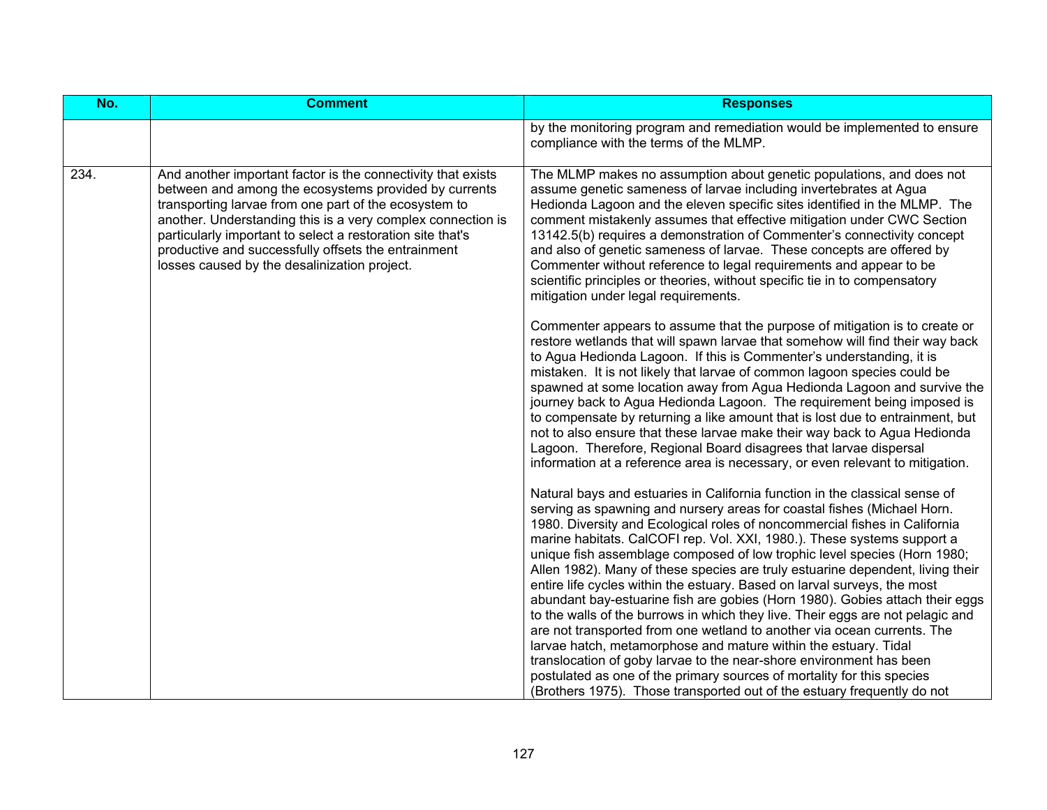| No. | Comment | Responses |
| --- | --- | --- |
| | | by the monitoring program and remediation would be implemented to ensure compliance with the terms of the MLMP. |
| 234. | And another important factor is the connectivity that exists between and among the ecosystems provided by currents transporting larvae from one part of the ecosystem to another. Understanding this is a very complex connection is particularly important to select a restoration site that's productive and successfully offsets the entrainment losses caused by the desalinization project. | The MLMP makes no assumption about genetic populations, and does not assume genetic sameness of larvae including invertebrates at Agua Hedionda Lagoon and the eleven specific sites identified in the MLMP. The comment mistakenly assumes that effective mitigation under CWC Section 13142.5(b) requires a demonstration of Commenter's connectivity concept and also of genetic sameness of larvae. These concepts are offered by Commenter without reference to legal requirements and appear to be scientific principles or theories, without specific tie in to compensatory mitigation under legal requirements.<br><br>Commenter appears to assume that the purpose of mitigation is to create or restore wetlands that will spawn larvae that somehow will find their way back to Agua Hedionda Lagoon. If this is Commenter's understanding, it is mistaken. It is not likely that larvae of common lagoon species could be spawned at some location away from Agua Hedionda Lagoon and survive the journey back to Agua Hedionda Lagoon. The requirement being imposed is to compensate by returning a like amount that is lost due to entrainment, but not to also ensure that these larvae make their way back to Agua Hedionda Lagoon. Therefore, Regional Board disagrees that larvae dispersal information at a reference area is necessary, or even relevant to mitigation.<br><br>Natural bays and estuaries in California function in the classical sense of serving as spawning and nursery areas for coastal fishes (Michael Horn. 1980. Diversity and Ecological roles of noncommercial fishes in California marine habitats. CalCOFI rep. Vol. XXI, 1980.). These systems support a unique fish assemblage composed of low trophic level species (Horn 1980; Allen 1982). Many of these species are truly estuarine dependent, living their entire life cycles within the estuary. Based on larval surveys, the most abundant bay-estuarine fish are gobies (Horn 1980). Gobies attach their eggs to the walls of the burrows in which they live. Their eggs are not pelagic and are not transported from one wetland to another via ocean currents. The larvae hatch, metamorphose and mature within the estuary. Tidal translocation of goby larvae to the near-shore environment has been postulated as one of the primary sources of mortality for this species (Brothers 1975). Those transported out of the estuary frequently do not |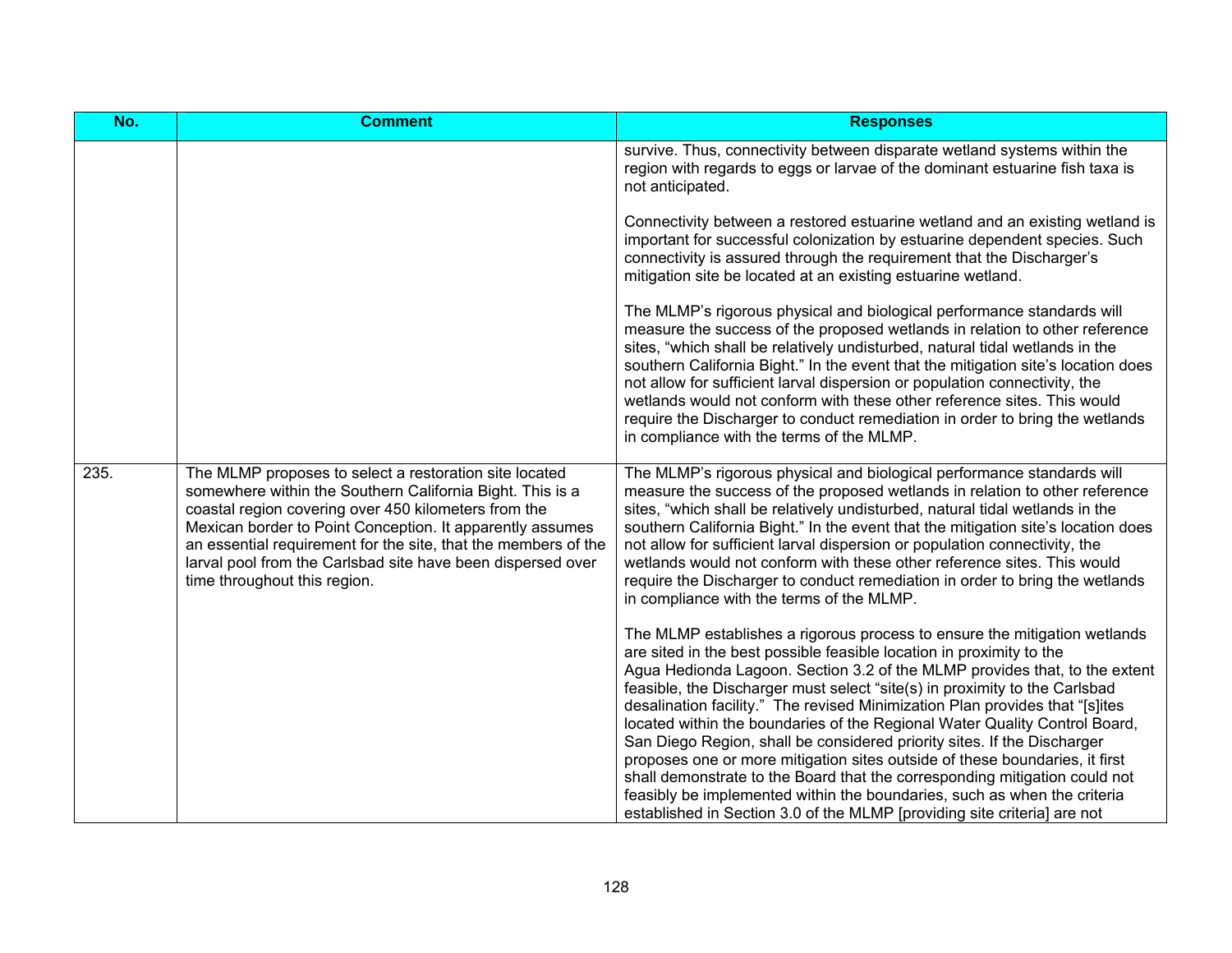| No. | Comment | Responses |
|---|---|---|
| | | survive. Thus, connectivity between disparate wetland systems within the region with regards to eggs or larvae of the dominant estuarine fish taxa is not anticipated.<br><br>Connectivity between a restored estuarine wetland and an existing wetland is important for successful colonization by estuarine dependent species. Such connectivity is assured through the requirement that the Discharger's mitigation site be located at an existing estuarine wetland.<br><br>The MLMP's rigorous physical and biological performance standards will measure the success of the proposed wetlands in relation to other reference sites, "which shall be relatively undisturbed, natural tidal wetlands in the southern California Bight." In the event that the mitigation site's location does not allow for sufficient larval dispersion or population connectivity, the wetlands would not conform with these other reference sites. This would require the Discharger to conduct remediation in order to bring the wetlands in compliance with the terms of the MLMP. |
| 235. | The MLMP proposes to select a restoration site located somewhere within the Southern California Bight. This is a coastal region covering over 450 kilometers from the Mexican border to Point Conception. It apparently assumes an essential requirement for the site, that the members of the larval pool from the Carlsbad site have been dispersed over time throughout this region. | The MLMP's rigorous physical and biological performance standards will measure the success of the proposed wetlands in relation to other reference sites, "which shall be relatively undisturbed, natural tidal wetlands in the southern California Bight." In the event that the mitigation site's location does not allow for sufficient larval dispersion or population connectivity, the wetlands would not conform with these other reference sites. This would require the Discharger to conduct remediation in order to bring the wetlands in compliance with the terms of the MLMP.<br><br>The MLMP establishes a rigorous process to ensure the mitigation wetlands are sited in the best possible feasible location in proximity to the Agua Hedionda Lagoon. Section 3.2 of the MLMP provides that, to the extent feasible, the Discharger must select "site(s) in proximity to the Carlsbad desalination facility." The revised Minimization Plan provides that "[s]ites located within the boundaries of the Regional Water Quality Control Board, San Diego Region, shall be considered priority sites. If the Discharger proposes one or more mitigation sites outside of these boundaries, it first shall demonstrate to the Board that the corresponding mitigation could not feasibly be implemented within the boundaries, such as when the criteria established in Section 3.0 of the MLMP [providing site criteria] are not |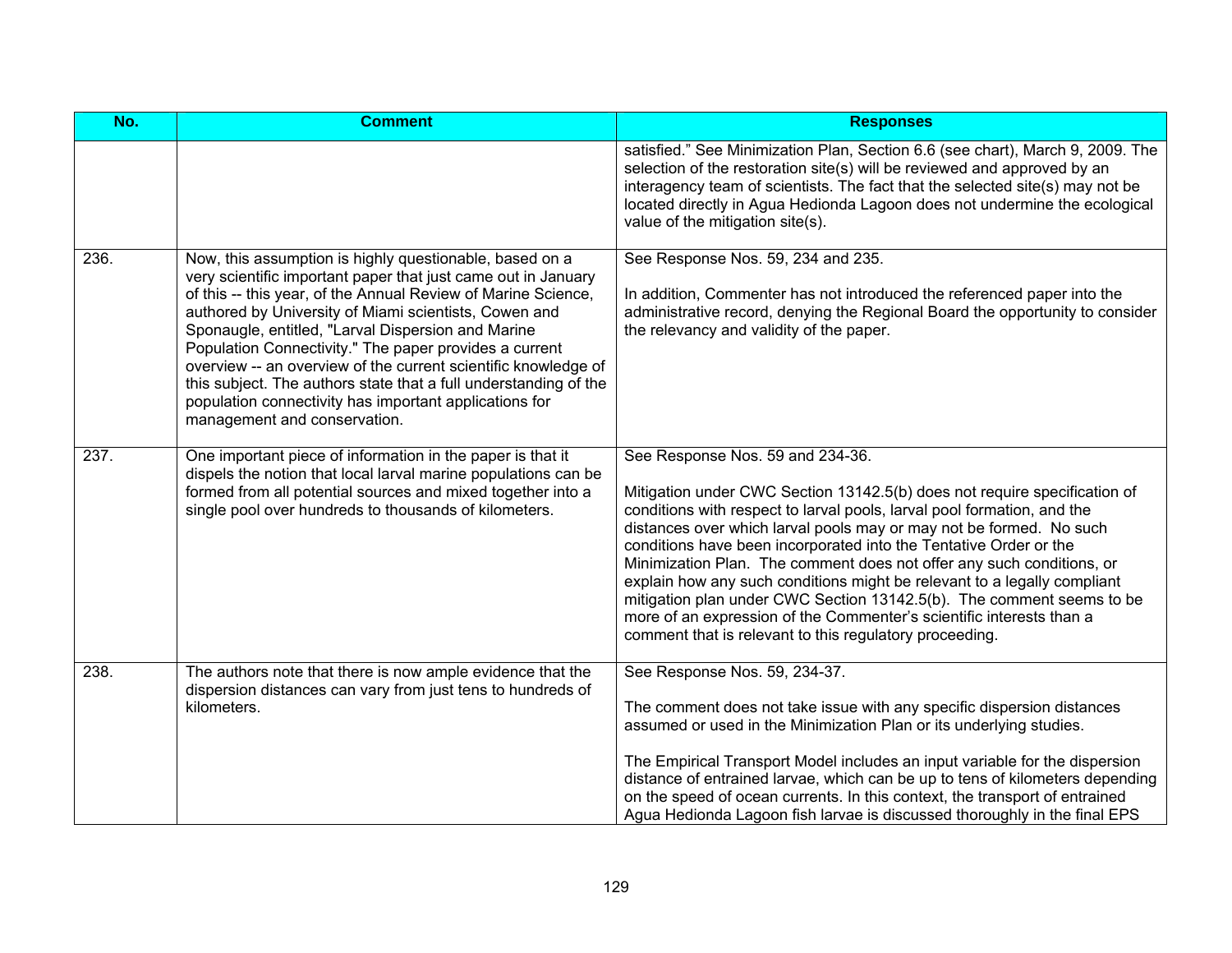| No. | Comment | Responses |
|---|---|---|
| | | satisfied." See Minimization Plan, Section 6.6 (see chart), March 9, 2009. The selection of the restoration site(s) will be reviewed and approved by an interagency team of scientists. The fact that the selected site(s) may not be located directly in Agua Hedionda Lagoon does not undermine the ecological value of the mitigation site(s). |
| 236. | Now, this assumption is highly questionable, based on a very scientific important paper that just came out in January of this -- this year, of the Annual Review of Marine Science, authored by University of Miami scientists, Cowen and Sponaugle, entitled, "Larval Dispersion and Marine Population Connectivity." The paper provides a current overview -- an overview of the current scientific knowledge of this subject. The authors state that a full understanding of the population connectivity has important applications for management and conservation. | See Response Nos. 59, 234 and 235.<br><br>In addition, Commenter has not introduced the referenced paper into the administrative record, denying the Regional Board the opportunity to consider the relevancy and validity of the paper. |
| 237. | One important piece of information in the paper is that it dispels the notion that local larval marine populations can be formed from all potential sources and mixed together into a single pool over hundreds to thousands of kilometers. | See Response Nos. 59 and 234-36.<br><br>Mitigation under CWC Section 13142.5(b) does not require specification of conditions with respect to larval pools, larval pool formation, and the distances over which larval pools may or may not be formed. No such conditions have been incorporated into the Tentative Order or the Minimization Plan. The comment does not offer any such conditions, or explain how any such conditions might be relevant to a legally compliant mitigation plan under CWC Section 13142.5(b). The comment seems to be more of an expression of the Commenter's scientific interests than a comment that is relevant to this regulatory proceeding. |
| 238. | The authors note that there is now ample evidence that the dispersion distances can vary from just tens to hundreds of kilometers. | See Response Nos. 59, 234-37.<br><br>The comment does not take issue with any specific dispersion distances assumed or used in the Minimization Plan or its underlying studies.<br><br>The Empirical Transport Model includes an input variable for the dispersion distance of entrained larvae, which can be up to tens of kilometers depending on the speed of ocean currents. In this context, the transport of entrained Agua Hedionda Lagoon fish larvae is discussed thoroughly in the final EPS |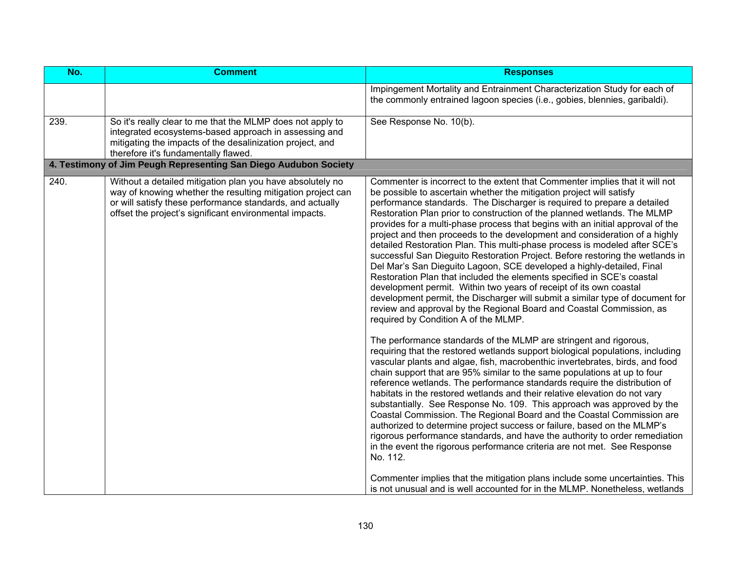| No. | Comment | Responses |
|---|---|---|
| | | Impingement Mortality and Entrainment Characterization Study for each of the commonly entrained lagoon species (i.e., gobies, blennies, garibaldi). |
| 239. | So it's really clear to me that the MLMP does not apply to integrated ecosystems-based approach in assessing and mitigating the impacts of the desalinization project, and therefore it's fundamentally flawed. | See Response No. 10(b). |
| **4. Testimony of Jim Peugh Representing San Diego Audubon Society** | | |
| 240. | Without a detailed mitigation plan you have absolutely no way of knowing whether the resulting mitigation project can or will satisfy these performance standards, and actually offset the project's significant environmental impacts. | Commenter is incorrect to the extent that Commenter implies that it will not be possible to ascertain whether the mitigation project will satisfy performance standards. The Discharger is required to prepare a detailed Restoration Plan prior to construction of the planned wetlands. The MLMP provides for a multi-phase process that begins with an initial approval of the project and then proceeds to the development and consideration of a highly detailed Restoration Plan. This multi-phase process is modeled after SCE's successful San Dieguito Restoration Project. Before restoring the wetlands in Del Mar's San Dieguito Lagoon, SCE developed a highly-detailed, Final Restoration Plan that included the elements specified in SCE's coastal development permit. Within two years of receipt of its own coastal development permit, the Discharger will submit a similar type of document for review and approval by the Regional Board and Coastal Commission, as required by Condition A of the MLMP.<br><br>The performance standards of the MLMP are stringent and rigorous, requiring that the restored wetlands support biological populations, including vascular plants and algae, fish, macrobenthic invertebrates, birds, and food chain support that are 95% similar to the same populations at up to four reference wetlands. The performance standards require the distribution of habitats in the restored wetlands and their relative elevation do not vary substantially. See Response No. 109. This approach was approved by the Coastal Commission. The Regional Board and the Coastal Commission are authorized to determine project success or failure, based on the MLMP's rigorous performance standards, and have the authority to order remediation in the event the rigorous performance criteria are not met. See Response No. 112.<br><br>Commenter implies that the mitigation plans include some uncertainties. This is not unusual and is well accounted for in the MLMP. Nonetheless, wetlands |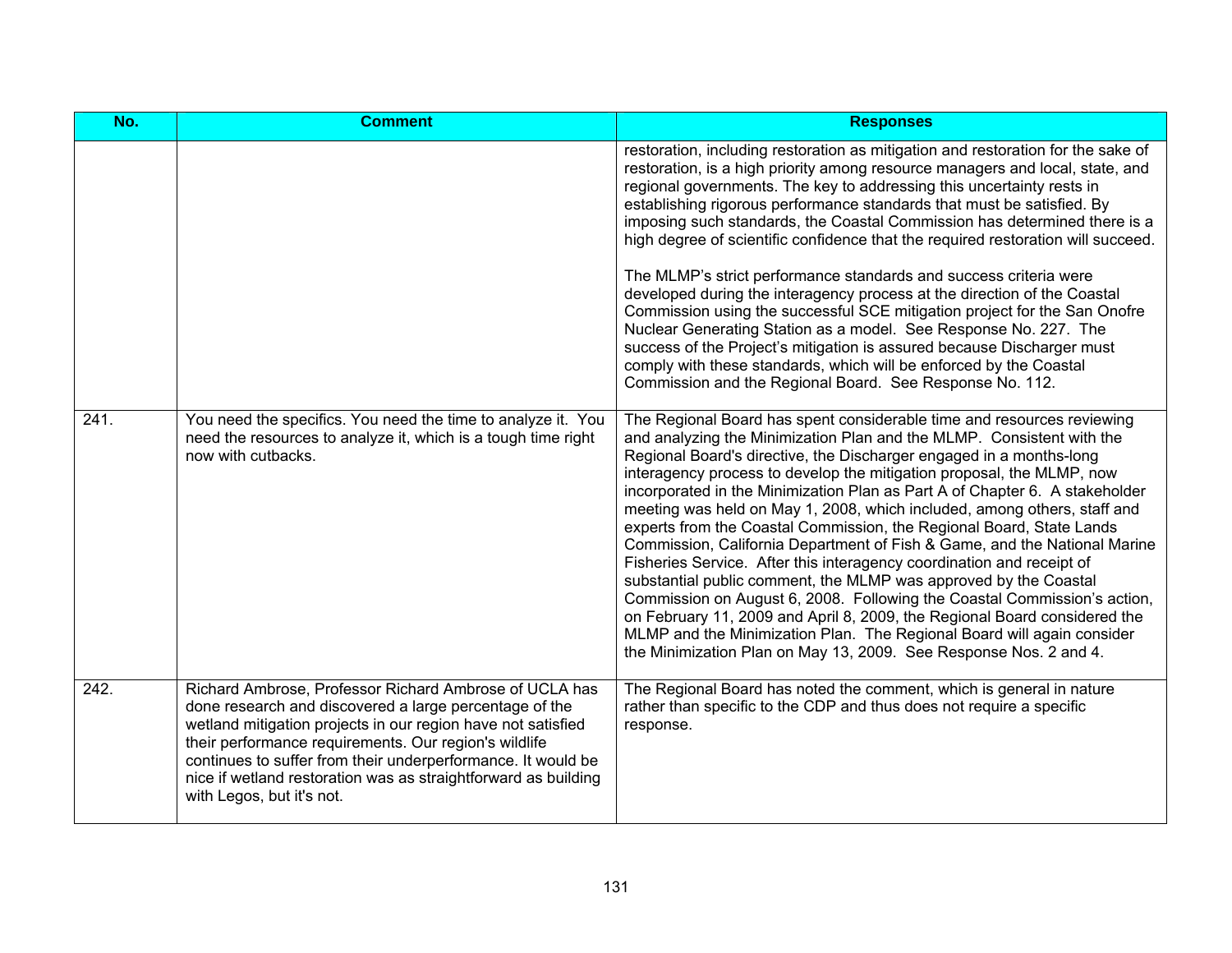| No. | Comment | Responses |
|---|---|---|
| | | restoration, including restoration as mitigation and restoration for the sake of restoration, is a high priority among resource managers and local, state, and regional governments. The key to addressing this uncertainty rests in establishing rigorous performance standards that must be satisfied. By imposing such standards, the Coastal Commission has determined there is a high degree of scientific confidence that the required restoration will succeed.<br><br>The MLMP's strict performance standards and success criteria were developed during the interagency process at the direction of the Coastal Commission using the successful SCE mitigation project for the San Onofre Nuclear Generating Station as a model. See Response No. 227. The success of the Project's mitigation is assured because Discharger must comply with these standards, which will be enforced by the Coastal Commission and the Regional Board. See Response No. 112. |
| 241. | You need the specifics. You need the time to analyze it. You need the resources to analyze it, which is a tough time right now with cutbacks. | The Regional Board has spent considerable time and resources reviewing and analyzing the Minimization Plan and the MLMP. Consistent with the Regional Board's directive, the Discharger engaged in a months-long interagency process to develop the mitigation proposal, the MLMP, now incorporated in the Minimization Plan as Part A of Chapter 6. A stakeholder meeting was held on May 1, 2008, which included, among others, staff and experts from the Coastal Commission, the Regional Board, State Lands Commission, California Department of Fish & Game, and the National Marine Fisheries Service. After this interagency coordination and receipt of substantial public comment, the MLMP was approved by the Coastal Commission on August 6, 2008. Following the Coastal Commission's action, on February 11, 2009 and April 8, 2009, the Regional Board considered the MLMP and the Minimization Plan. The Regional Board will again consider the Minimization Plan on May 13, 2009. See Response Nos. 2 and 4. |
| 242. | Richard Ambrose, Professor Richard Ambrose of UCLA has done research and discovered a large percentage of the wetland mitigation projects in our region have not satisfied their performance requirements. Our region's wildlife continues to suffer from their underperformance. It would be nice if wetland restoration was as straightforward as building with Legos, but it's not. | The Regional Board has noted the comment, which is general in nature rather than specific to the CDP and thus does not require a specific response. |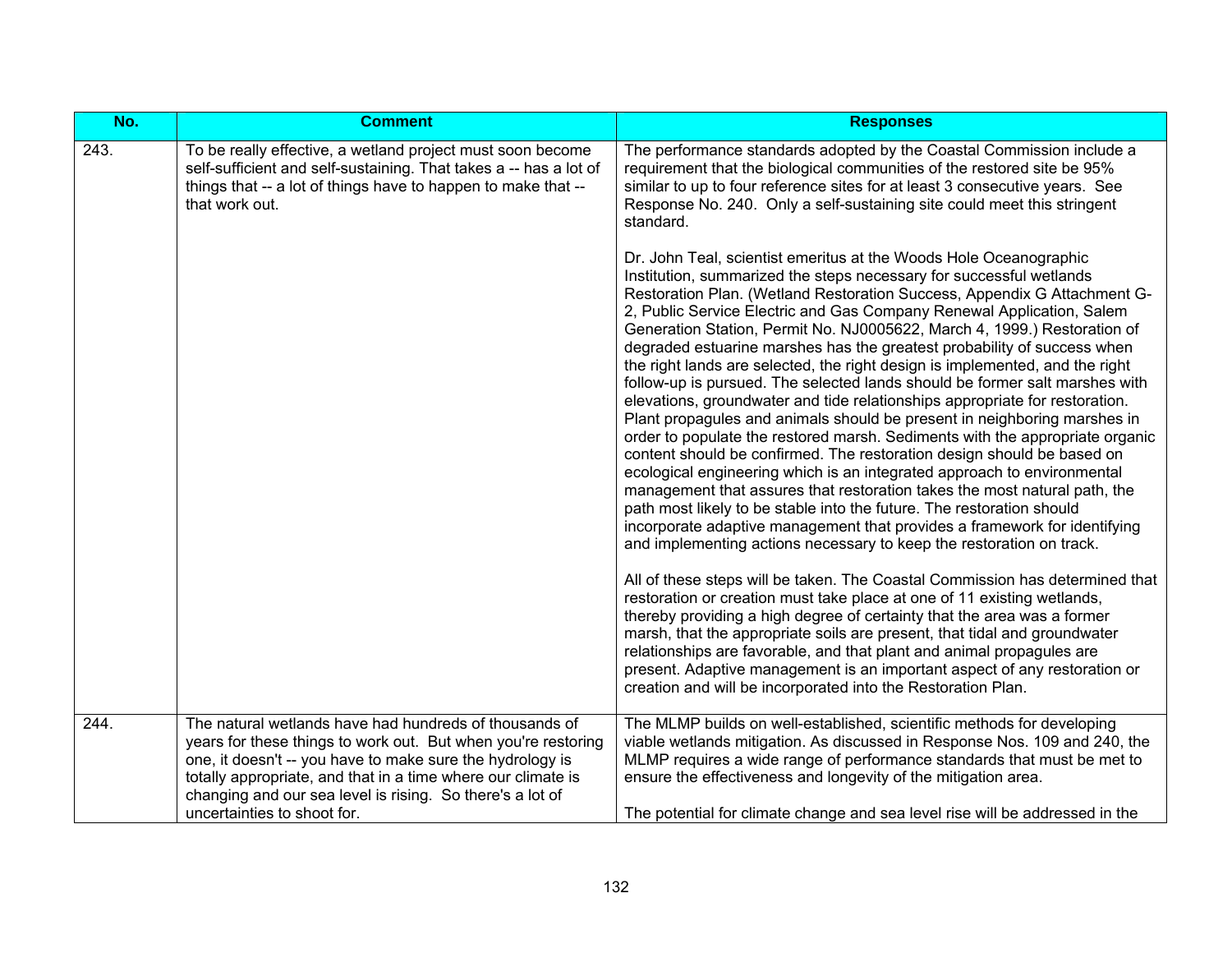| No. | Comment | Responses |
| --- | --- | --- |
| 243. | To be really effective, a wetland project must soon become self-sufficient and self-sustaining. That takes a -- has a lot of things that -- a lot of things have to happen to make that -- that work out. | The performance standards adopted by the Coastal Commission include a requirement that the biological communities of the restored site be 95% similar to up to four reference sites for at least 3 consecutive years. See Response No. 240. Only a self-sustaining site could meet this stringent standard.<br><br>Dr. John Teal, scientist emeritus at the Woods Hole Oceanographic Institution, summarized the steps necessary for successful wetlands Restoration Plan. (Wetland Restoration Success, Appendix G Attachment G-2, Public Service Electric and Gas Company Renewal Application, Salem Generation Station, Permit No. NJ0005622, March 4, 1999.) Restoration of degraded estuarine marshes has the greatest probability of success when the right lands are selected, the right design is implemented, and the right follow-up is pursued. The selected lands should be former salt marshes with elevations, groundwater and tide relationships appropriate for restoration. Plant propagules and animals should be present in neighboring marshes in order to populate the restored marsh. Sediments with the appropriate organic content should be confirmed. The restoration design should be based on ecological engineering which is an integrated approach to environmental management that assures that restoration takes the most natural path, the path most likely to be stable into the future. The restoration should incorporate adaptive management that provides a framework for identifying and implementing actions necessary to keep the restoration on track.<br><br>All of these steps will be taken. The Coastal Commission has determined that restoration or creation must take place at one of 11 existing wetlands, thereby providing a high degree of certainty that the area was a former marsh, that the appropriate soils are present, that tidal and groundwater relationships are favorable, and that plant and animal propagules are present. Adaptive management is an important aspect of any restoration or creation and will be incorporated into the Restoration Plan. |
| 244. | The natural wetlands have had hundreds of thousands of years for these things to work out. But when you're restoring one, it doesn't -- you have to make sure the hydrology is totally appropriate, and that in a time where our climate is changing and our sea level is rising. So there's a lot of uncertainties to shoot for. | The MLMP builds on well-established, scientific methods for developing viable wetlands mitigation. As discussed in Response Nos. 109 and 240, the MLMP requires a wide range of performance standards that must be met to ensure the effectiveness and longevity of the mitigation area.<br><br>The potential for climate change and sea level rise will be addressed in the |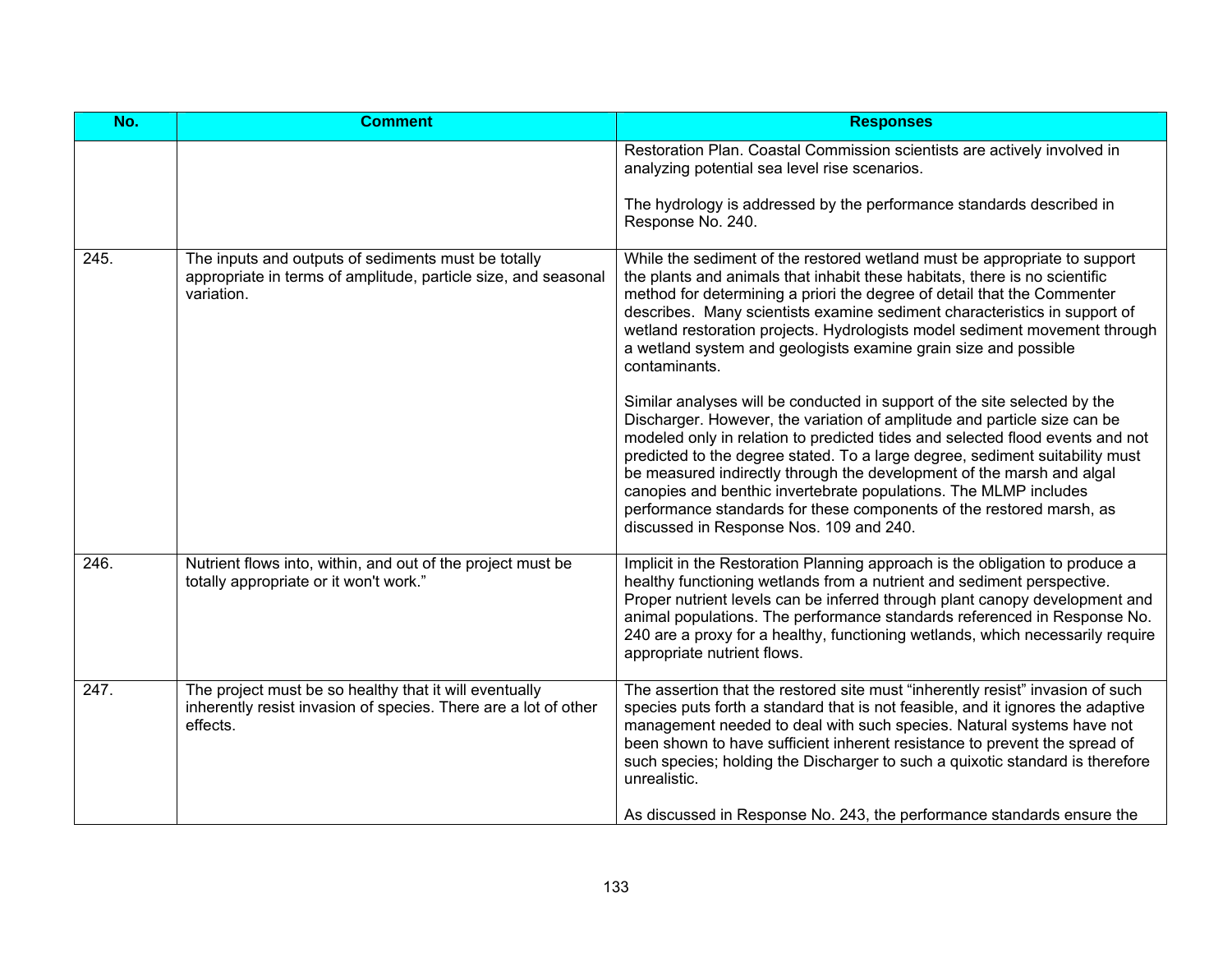| No. | Comment | Responses |
|---|---|---|
| | | Restoration Plan. Coastal Commission scientists are actively involved in analyzing potential sea level rise scenarios.<br><br>The hydrology is addressed by the performance standards described in Response No. 240. |
| 245. | The inputs and outputs of sediments must be totally appropriate in terms of amplitude, particle size, and seasonal variation. | While the sediment of the restored wetland must be appropriate to support the plants and animals that inhabit these habitats, there is no scientific method for determining a priori the degree of detail that the Commenter describes. Many scientists examine sediment characteristics in support of wetland restoration projects. Hydrologists model sediment movement through a wetland system and geologists examine grain size and possible contaminants.<br><br>Similar analyses will be conducted in support of the site selected by the Discharger. However, the variation of amplitude and particle size can be modeled only in relation to predicted tides and selected flood events and not predicted to the degree stated. To a large degree, sediment suitability must be measured indirectly through the development of the marsh and algal canopies and benthic invertebrate populations. The MLMP includes performance standards for these components of the restored marsh, as discussed in Response Nos. 109 and 240. |
| 246. | Nutrient flows into, within, and out of the project must be totally appropriate or it won't work." | Implicit in the Restoration Planning approach is the obligation to produce a healthy functioning wetlands from a nutrient and sediment perspective. Proper nutrient levels can be inferred through plant canopy development and animal populations. The performance standards referenced in Response No. 240 are a proxy for a healthy, functioning wetlands, which necessarily require appropriate nutrient flows. |
| 247. | The project must be so healthy that it will eventually inherently resist invasion of species. There are a lot of other effects. | The assertion that the restored site must "inherently resist" invasion of such species puts forth a standard that is not feasible, and it ignores the adaptive management needed to deal with such species. Natural systems have not been shown to have sufficient inherent resistance to prevent the spread of such species; holding the Discharger to such a quixotic standard is therefore unrealistic.<br><br>As discussed in Response No. 243, the performance standards ensure the |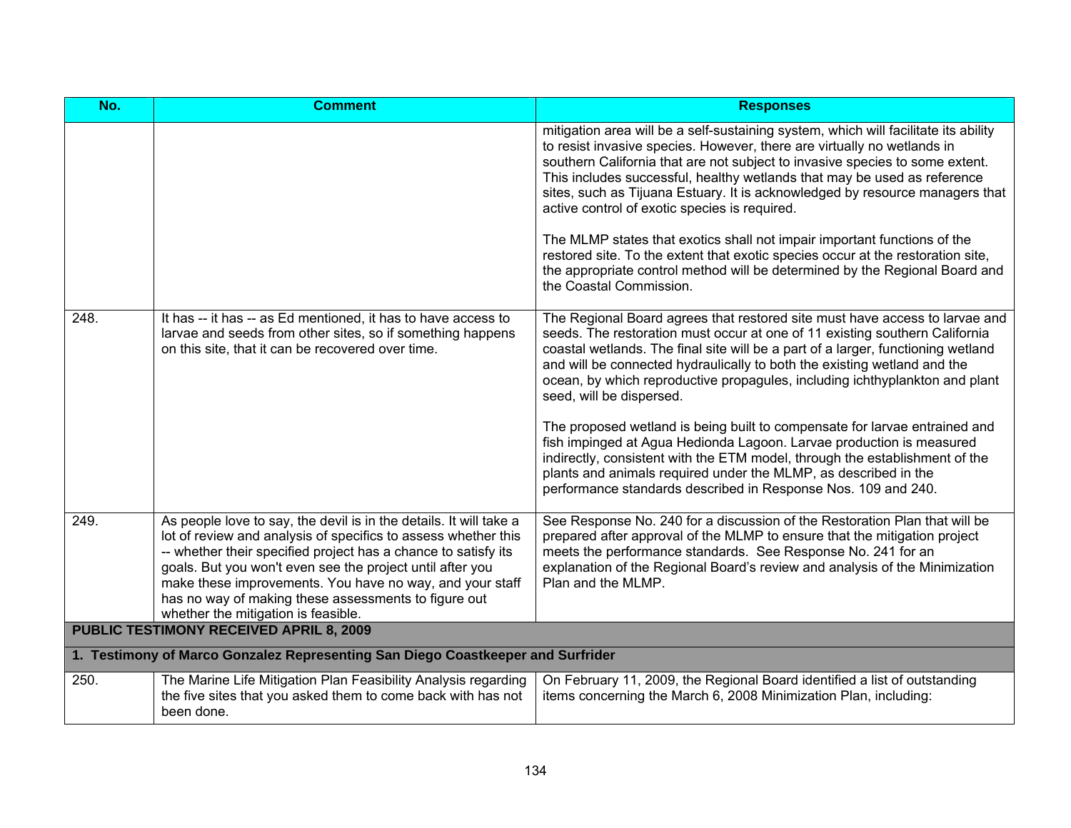| No. | Comment | Responses |
|---|---|---|
| | | mitigation area will be a self-sustaining system, which will facilitate its ability to resist invasive species. However, there are virtually no wetlands in southern California that are not subject to invasive species to some extent. This includes successful, healthy wetlands that may be used as reference sites, such as Tijuana Estuary. It is acknowledged by resource managers that active control of exotic species is required.<br><br>The MLMP states that exotics shall not impair important functions of the restored site. To the extent that exotic species occur at the restoration site, the appropriate control method will be determined by the Regional Board and the Coastal Commission. |
| 248. | It has -- it has -- as Ed mentioned, it has to have access to larvae and seeds from other sites, so if something happens on this site, that it can be recovered over time. | The Regional Board agrees that restored site must have access to larvae and seeds. The restoration must occur at one of 11 existing southern California coastal wetlands. The final site will be a part of a larger, functioning wetland and will be connected hydraulically to both the existing wetland and the ocean, by which reproductive propagules, including ichthyplankton and plant seed, will be dispersed.<br><br>The proposed wetland is being built to compensate for larvae entrained and fish impinged at Agua Hedionda Lagoon. Larvae production is measured indirectly, consistent with the ETM model, through the establishment of the plants and animals required under the MLMP, as described in the performance standards described in Response Nos. 109 and 240. |
| 249. | As people love to say, the devil is in the details. It will take a lot of review and analysis of specifics to assess whether this -- whether their specified project has a chance to satisfy its goals. But you won't even see the project until after you make these improvements. You have no way, and your staff has no way of making these assessments to figure out whether the mitigation is feasible. | See Response No. 240 for a discussion of the Restoration Plan that will be prepared after approval of the MLMP to ensure that the mitigation project meets the performance standards. See Response No. 241 for an explanation of the Regional Board's review and analysis of the Minimization Plan and the MLMP. |
| **PUBLIC TESTIMONY RECEIVED APRIL 8, 2009** | | |
| **1. Testimony of Marco Gonzalez Representing San Diego Coastkeeper and Surfrider** | | |
| 250. | The Marine Life Mitigation Plan Feasibility Analysis regarding the five sites that you asked them to come back with has not been done. | On February 11, 2009, the Regional Board identified a list of outstanding items concerning the March 6, 2008 Minimization Plan, including: |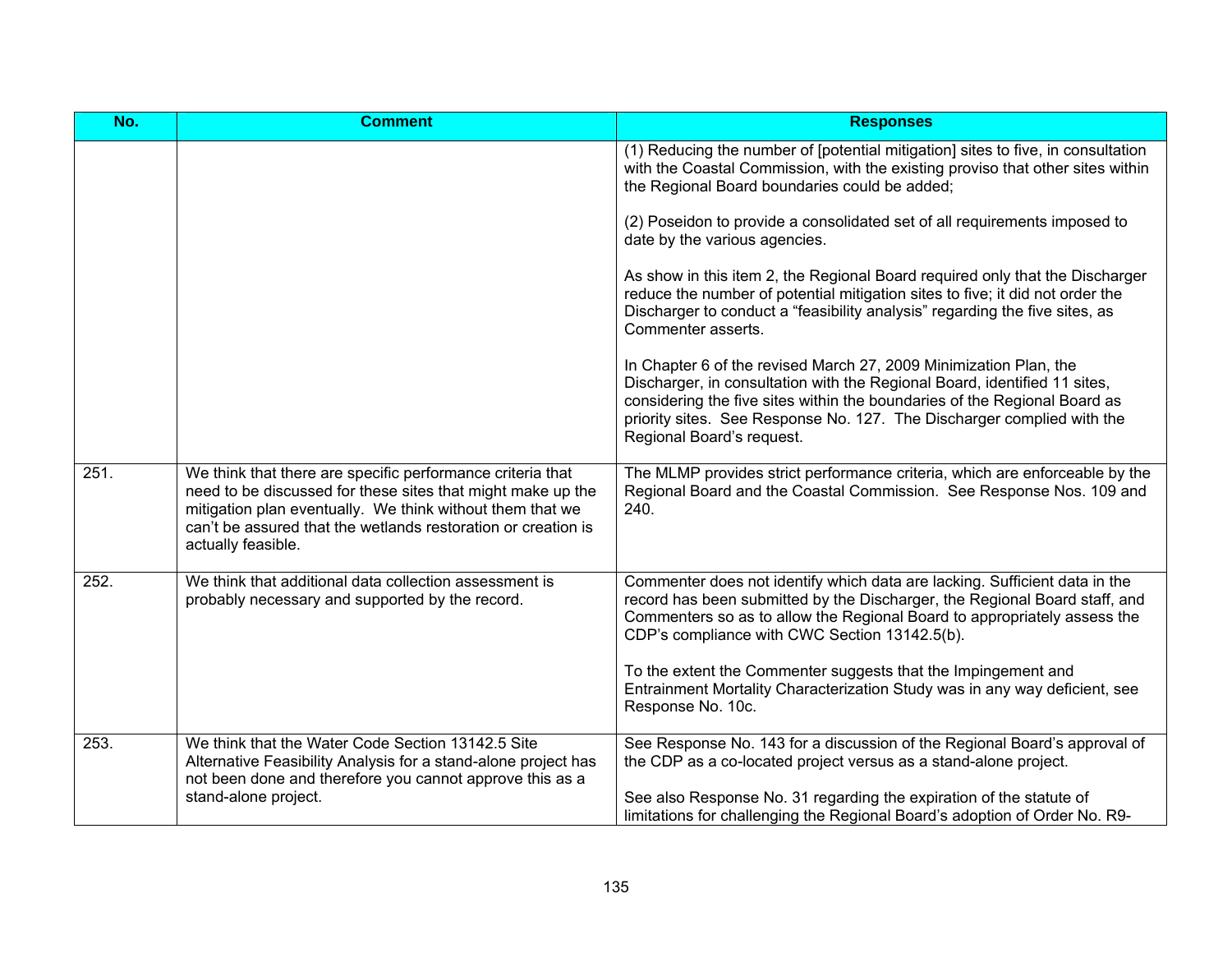| No. | Comment | Responses |
|---|---|---|
| | | (1) Reducing the number of [potential mitigation] sites to five, in consultation with the Coastal Commission, with the existing proviso that other sites within the Regional Board boundaries could be added;<br><br>(2) Poseidon to provide a consolidated set of all requirements imposed to date by the various agencies.<br><br>As show in this item 2, the Regional Board required only that the Discharger reduce the number of potential mitigation sites to five; it did not order the Discharger to conduct a "feasibility analysis" regarding the five sites, as Commenter asserts.<br><br>In Chapter 6 of the revised March 27, 2009 Minimization Plan, the Discharger, in consultation with the Regional Board, identified 11 sites, considering the five sites within the boundaries of the Regional Board as priority sites. See Response No. 127. The Discharger complied with the Regional Board's request. |
| 251. | We think that there are specific performance criteria that need to be discussed for these sites that might make up the mitigation plan eventually. We think without them that we can't be assured that the wetlands restoration or creation is actually feasible. | The MLMP provides strict performance criteria, which are enforceable by the Regional Board and the Coastal Commission. See Response Nos. 109 and 240. |
| 252. | We think that additional data collection assessment is probably necessary and supported by the record. | Commenter does not identify which data are lacking. Sufficient data in the record has been submitted by the Discharger, the Regional Board staff, and Commenters so as to allow the Regional Board to appropriately assess the CDP's compliance with CWC Section 13142.5(b).<br><br>To the extent the Commenter suggests that the Impingement and Entrainment Mortality Characterization Study was in any way deficient, see Response No. 10c. |
| 253. | We think that the Water Code Section 13142.5 Site Alternative Feasibility Analysis for a stand-alone project has not been done and therefore you cannot approve this as a stand-alone project. | See Response No. 143 for a discussion of the Regional Board's approval of the CDP as a co-located project versus as a stand-alone project.<br><br>See also Response No. 31 regarding the expiration of the statute of limitations for challenging the Regional Board's adoption of Order No. R9- |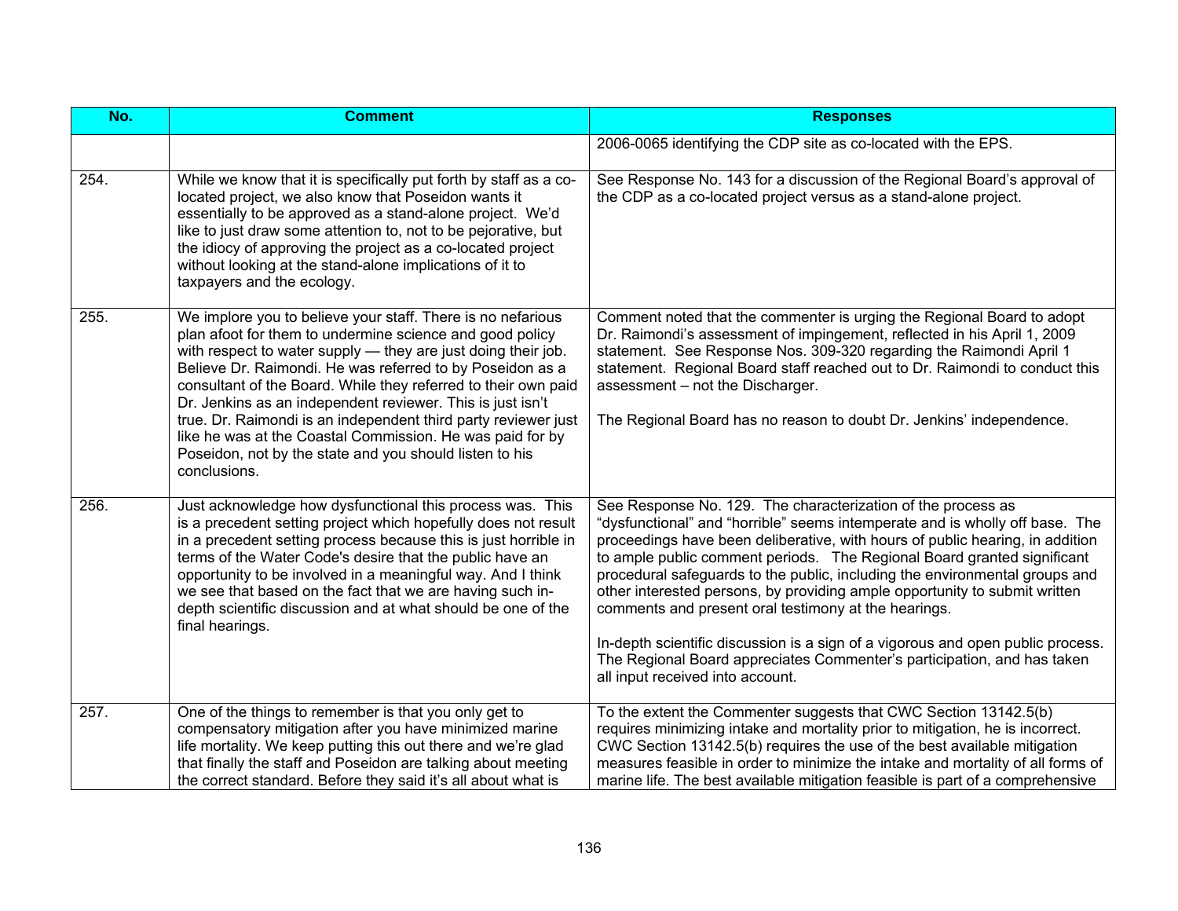| No. | Comment | Responses |
|---|---|---|
| | | 2006-0065 identifying the CDP site as co-located with the EPS. |
| 254. | While we know that it is specifically put forth by staff as a co-located project, we also know that Poseidon wants it essentially to be approved as a stand-alone project. We'd like to just draw some attention to, not to be pejorative, but the idiocy of approving the project as a co-located project without looking at the stand-alone implications of it to taxpayers and the ecology. | See Response No. 143 for a discussion of the Regional Board's approval of the CDP as a co-located project versus as a stand-alone project. |
| 255. | We implore you to believe your staff. There is no nefarious plan afoot for them to undermine science and good policy with respect to water supply — they are just doing their job. Believe Dr. Raimondi. He was referred to by Poseidon as a consultant of the Board. While they referred to their own paid Dr. Jenkins as an independent reviewer. This is just isn't true. Dr. Raimondi is an independent third party reviewer just like he was at the Coastal Commission. He was paid for by Poseidon, not by the state and you should listen to his conclusions. | Comment noted that the commenter is urging the Regional Board to adopt Dr. Raimondi's assessment of impingement, reflected in his April 1, 2009 statement. See Response Nos. 309-320 regarding the Raimondi April 1 statement. Regional Board staff reached out to Dr. Raimondi to conduct this assessment – not the Discharger.<br><br>The Regional Board has no reason to doubt Dr. Jenkins' independence. |
| 256. | Just acknowledge how dysfunctional this process was. This is a precedent setting project which hopefully does not result in a precedent setting process because this is just horrible in terms of the Water Code's desire that the public have an opportunity to be involved in a meaningful way. And I think we see that based on the fact that we are having such in-depth scientific discussion and at what should be one of the final hearings. | See Response No. 129. The characterization of the process as "dysfunctional" and "horrible" seems intemperate and is wholly off base. The proceedings have been deliberative, with hours of public hearing, in addition to ample public comment periods. The Regional Board granted significant procedural safeguards to the public, including the environmental groups and other interested persons, by providing ample opportunity to submit written comments and present oral testimony at the hearings.<br><br>In-depth scientific discussion is a sign of a vigorous and open public process. The Regional Board appreciates Commenter's participation, and has taken all input received into account. |
| 257. | One of the things to remember is that you only get to compensatory mitigation after you have minimized marine life mortality. We keep putting this out there and we're glad that finally the staff and Poseidon are talking about meeting the correct standard. Before they said it's all about what is | To the extent the Commenter suggests that CWC Section 13142.5(b) requires minimizing intake and mortality prior to mitigation, he is incorrect. CWC Section 13142.5(b) requires the use of the best available mitigation measures feasible in order to minimize the intake and mortality of all forms of marine life. The best available mitigation feasible is part of a comprehensive |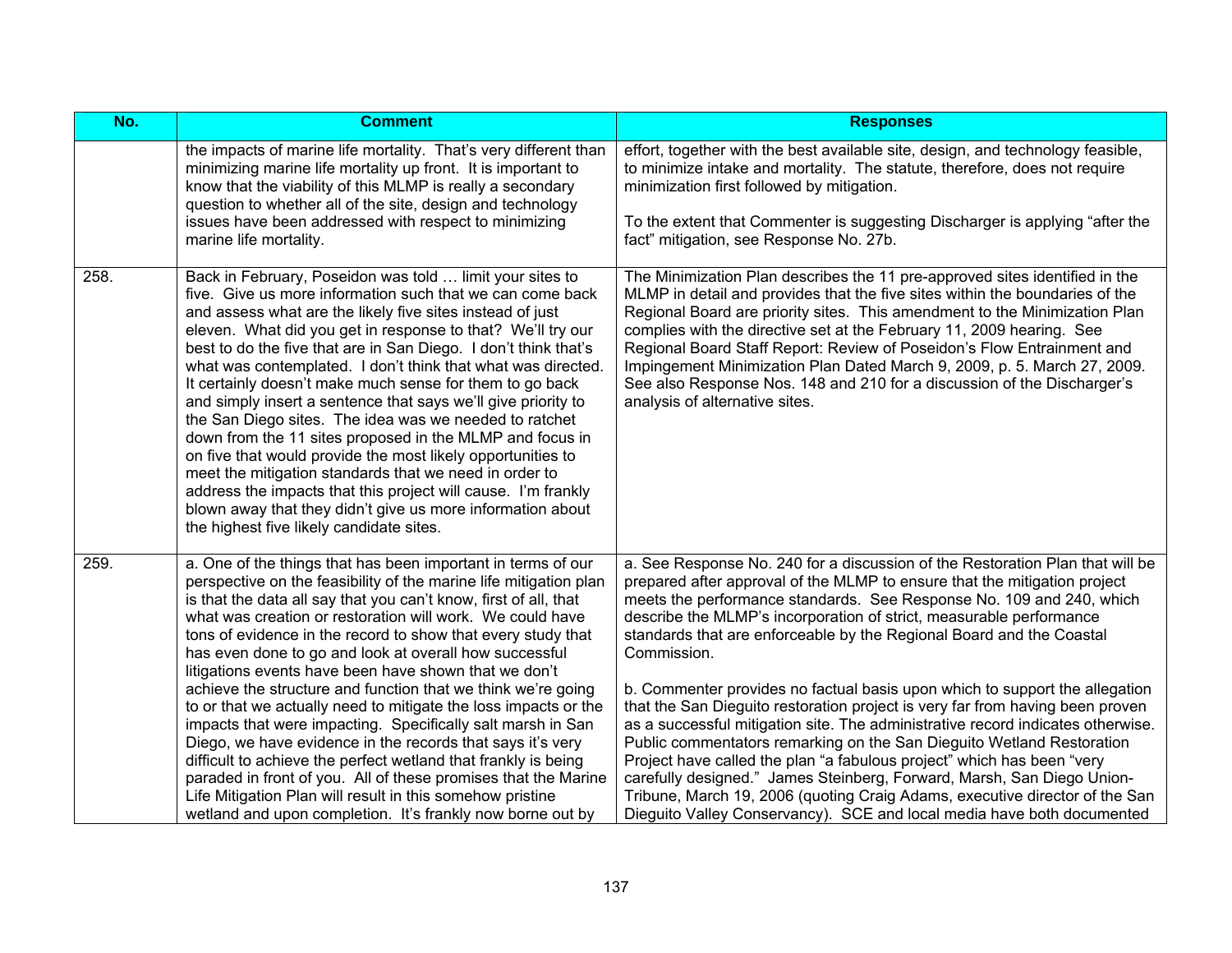| No. | Comment | Responses |
| --- | --- | --- |
| | the impacts of marine life mortality. That's very different than minimizing marine life mortality up front. It is important to know that the viability of this MLMP is really a secondary question to whether all of the site, design and technology issues have been addressed with respect to minimizing marine life mortality. | effort, together with the best available site, design, and technology feasible, to minimize intake and mortality. The statute, therefore, does not require minimization first followed by mitigation.<br><br>To the extent that Commenter is suggesting Discharger is applying "after the fact" mitigation, see Response No. 27b. |
| 258. | Back in February, Poseidon was told … limit your sites to five. Give us more information such that we can come back and assess what are the likely five sites instead of just eleven. What did you get in response to that? We'll try our best to do the five that are in San Diego. I don't think that's what was contemplated. I don't think that what was directed. It certainly doesn't make much sense for them to go back and simply insert a sentence that says we'll give priority to the San Diego sites. The idea was we needed to ratchet down from the 11 sites proposed in the MLMP and focus in on five that would provide the most likely opportunities to meet the mitigation standards that we need in order to address the impacts that this project will cause. I'm frankly blown away that they didn't give us more information about the highest five likely candidate sites. | The Minimization Plan describes the 11 pre-approved sites identified in the MLMP in detail and provides that the five sites within the boundaries of the Regional Board are priority sites. This amendment to the Minimization Plan complies with the directive set at the February 11, 2009 hearing. See Regional Board Staff Report: Review of Poseidon's Flow Entrainment and Impingement Minimization Plan Dated March 9, 2009, p. 5. March 27, 2009. See also Response Nos. 148 and 210 for a discussion of the Discharger's analysis of alternative sites. |
| 259. | a. One of the things that has been important in terms of our perspective on the feasibility of the marine life mitigation plan is that the data all say that you can't know, first of all, that what was creation or restoration will work. We could have tons of evidence in the record to show that every study that has even done to go and look at overall how successful litigations events have been have shown that we don't achieve the structure and function that we think we're going to or that we actually need to mitigate the loss impacts or the impacts that were impacting. Specifically salt marsh in San Diego, we have evidence in the records that says it's very difficult to achieve the perfect wetland that frankly is being paraded in front of you. All of these promises that the Marine Life Mitigation Plan will result in this somehow pristine wetland and upon completion. It's frankly now borne out by | a. See Response No. 240 for a discussion of the Restoration Plan that will be prepared after approval of the MLMP to ensure that the mitigation project meets the performance standards. See Response No. 109 and 240, which describe the MLMP's incorporation of strict, measurable performance standards that are enforceable by the Regional Board and the Coastal Commission.<br><br>b. Commenter provides no factual basis upon which to support the allegation that the San Dieguito restoration project is very far from having been proven as a successful mitigation site. The administrative record indicates otherwise. Public commentators remarking on the San Dieguito Wetland Restoration Project have called the plan "a fabulous project" which has been "very carefully designed." James Steinberg, Forward, Marsh, San Diego Union-Tribune, March 19, 2006 (quoting Craig Adams, executive director of the San Dieguito Valley Conservancy). SCE and local media have both documented |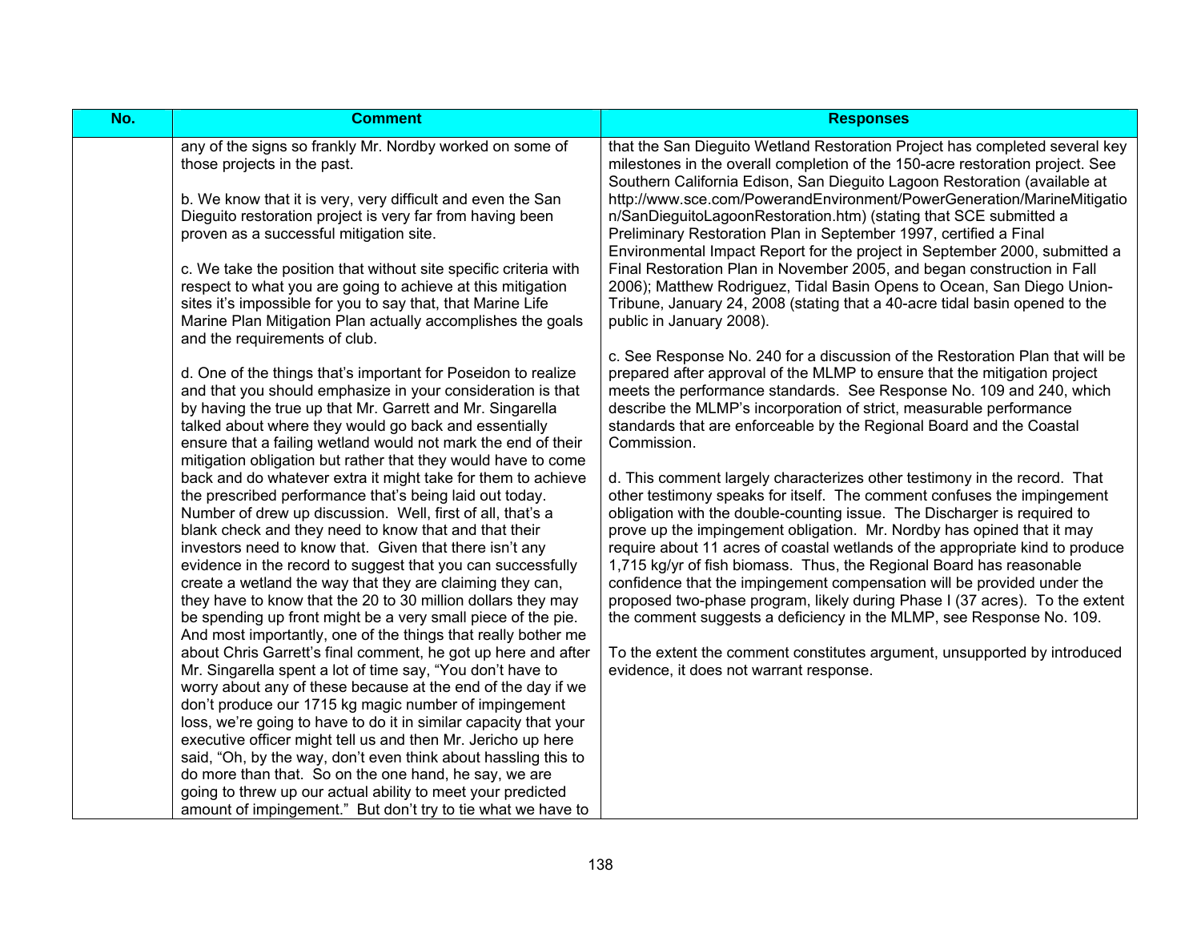| No. | Comment | Responses |
| --- | --- | --- |
| | any of the signs so frankly Mr. Nordby worked on some of those projects in the past.<br><br>b. We know that it is very, very difficult and even the San Dieguito restoration project is very far from having been proven as a successful mitigation site.<br><br>c. We take the position that without site specific criteria with respect to what you are going to achieve at this mitigation sites it's impossible for you to say that, that Marine Life Marine Plan Mitigation Plan actually accomplishes the goals and the requirements of club.<br><br>d. One of the things that's important for Poseidon to realize and that you should emphasize in your consideration is that by having the true up that Mr. Garrett and Mr. Singarella talked about where they would go back and essentially ensure that a failing wetland would not mark the end of their mitigation obligation but rather that they would have to come back and do whatever extra it might take for them to achieve the prescribed performance that's being laid out today. Number of drew up discussion. Well, first of all, that's a blank check and they need to know that and that their investors need to know that. Given that there isn't any evidence in the record to suggest that you can successfully create a wetland the way that they are claiming they can, they have to know that the 20 to 30 million dollars they may be spending up front might be a very small piece of the pie. And most importantly, one of the things that really bother me about Chris Garrett's final comment, he got up here and after Mr. Singarella spent a lot of time say, "You don't have to worry about any of these because at the end of the day if we don't produce our 1715 kg magic number of impingement loss, we're going to have to do it in similar capacity that your executive officer might tell us and then Mr. Jericho up here said, "Oh, by the way, don't even think about hassling this to do more than that. So on the one hand, he say, we are going to threw up our actual ability to meet your predicted amount of impingement." But don't try to tie what we have to | that the San Dieguito Wetland Restoration Project has completed several key milestones in the overall completion of the 150-acre restoration project. See Southern California Edison, San Dieguito Lagoon Restoration (available at http://www.sce.com/PowerandEnvironment/PowerGeneration/MarineMitigation/SanDieguitoLagoonRestoration.htm) (stating that SCE submitted a Preliminary Restoration Plan in September 1997, certified a Final Environmental Impact Report for the project in September 2000, submitted a Final Restoration Plan in November 2005, and began construction in Fall 2006); Matthew Rodriguez, Tidal Basin Opens to Ocean, San Diego Union-Tribune, January 24, 2008 (stating that a 40-acre tidal basin opened to the public in January 2008).<br><br>c. See Response No. 240 for a discussion of the Restoration Plan that will be prepared after approval of the MLMP to ensure that the mitigation project meets the performance standards. See Response No. 109 and 240, which describe the MLMP's incorporation of strict, measurable performance standards that are enforceable by the Regional Board and the Coastal Commission.<br><br>d. This comment largely characterizes other testimony in the record. That other testimony speaks for itself. The comment confuses the impingement obligation with the double-counting issue. The Discharger is required to prove up the impingement obligation. Mr. Nordby has opined that it may require about 11 acres of coastal wetlands of the appropriate kind to produce 1,715 kg/yr of fish biomass. Thus, the Regional Board has reasonable confidence that the impingement compensation will be provided under the proposed two-phase program, likely during Phase I (37 acres). To the extent the comment suggests a deficiency in the MLMP, see Response No. 109.<br><br>To the extent the comment constitutes argument, unsupported by introduced evidence, it does not warrant response. |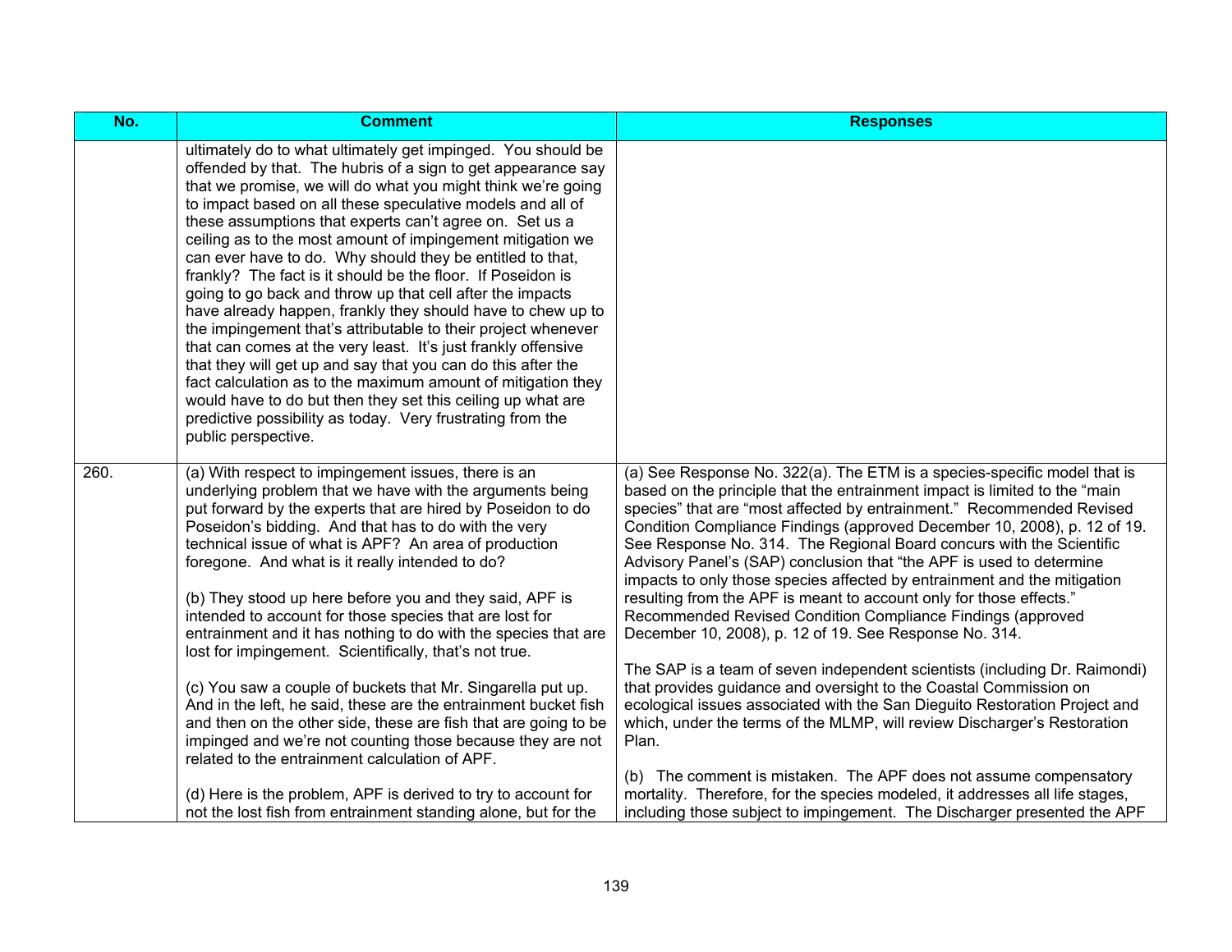| No. | Comment | Responses |
|---|---|---|
| | ultimately do to what ultimately get impinged. You should be offended by that. The hubris of a sign to get appearance say that we promise, we will do what you might think we're going to impact based on all these speculative models and all of these assumptions that experts can't agree on. Set us a ceiling as to the most amount of impingement mitigation we can ever have to do. Why should they be entitled to that, frankly? The fact is it should be the floor. If Poseidon is going to go back and throw up that cell after the impacts have already happen, frankly they should have to chew up to the impingement that's attributable to their project whenever that can comes at the very least. It's just frankly offensive that they will get up and say that you can do this after the fact calculation as to the maximum amount of mitigation they would have to do but then they set this ceiling up what are predictive possibility as today. Very frustrating from the public perspective. | |
| 260. | (a) With respect to impingement issues, there is an underlying problem that we have with the arguments being put forward by the experts that are hired by Poseidon to do Poseidon's bidding. And that has to do with the very technical issue of what is APF? An area of production foregone. And what is it really intended to do?<br><br>(b) They stood up here before you and they said, APF is intended to account for those species that are lost for entrainment and it has nothing to do with the species that are lost for impingement. Scientifically, that's not true.<br><br>(c) You saw a couple of buckets that Mr. Singarella put up. And in the left, he said, these are the entrainment bucket fish and then on the other side, these are fish that are going to be impinged and we're not counting those because they are not related to the entrainment calculation of APF.<br><br>(d) Here is the problem, APF is derived to try to account for not the lost fish from entrainment standing alone, but for the | (a) See Response No. 322(a). The ETM is a species-specific model that is based on the principle that the entrainment impact is limited to the "main species" that are "most affected by entrainment." Recommended Revised Condition Compliance Findings (approved December 10, 2008), p. 12 of 19. See Response No. 314. The Regional Board concurs with the Scientific Advisory Panel's (SAP) conclusion that "the APF is used to determine impacts to only those species affected by entrainment and the mitigation resulting from the APF is meant to account only for those effects." Recommended Revised Condition Compliance Findings (approved December 10, 2008), p. 12 of 19. See Response No. 314.<br><br>The SAP is a team of seven independent scientists (including Dr. Raimondi) that provides guidance and oversight to the Coastal Commission on ecological issues associated with the San Dieguito Restoration Project and which, under the terms of the MLMP, will review Discharger's Restoration Plan.<br><br>(b) The comment is mistaken. The APF does not assume compensatory mortality. Therefore, for the species modeled, it addresses all life stages, including those subject to impingement. The Discharger presented the APF |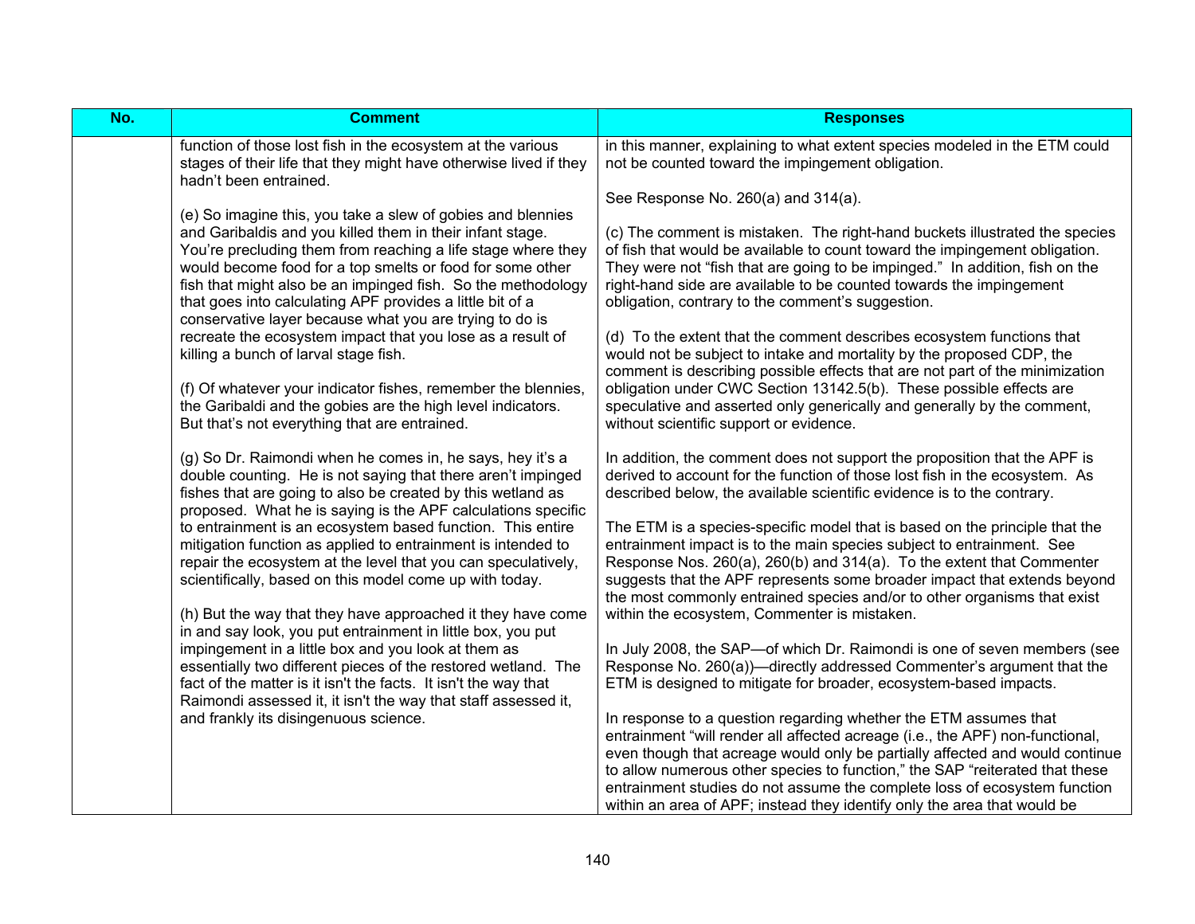| No. | Comment | Responses |
|---|---|---|
| | function of those lost fish in the ecosystem at the various stages of their life that they might have otherwise lived if they hadn't been entrained.<br><br>(e) So imagine this, you take a slew of gobies and blennies and Garibaldis and you killed them in their infant stage. You're precluding them from reaching a life stage where they would become food for a top smelts or food for some other fish that might also be an impinged fish. So the methodology that goes into calculating APF provides a little bit of a conservative layer because what you are trying to do is recreate the ecosystem impact that you lose as a result of killing a bunch of larval stage fish.<br><br>(f) Of whatever your indicator fishes, remember the blennies, the Garibaldi and the gobies are the high level indicators. But that's not everything that are entrained.<br><br>(g) So Dr. Raimondi when he comes in, he says, hey it's a double counting. He is not saying that there aren't impinged fishes that are going to also be created by this wetland as proposed. What he is saying is the APF calculations specific to entrainment is an ecosystem based function. This entire mitigation function as applied to entrainment is intended to repair the ecosystem at the level that you can speculatively, scientifically, based on this model come up with today.<br><br>(h) But the way that they have approached it they have come in and say look, you put entrainment in little box, you put impingement in a little box and you look at them as essentially two different pieces of the restored wetland. The fact of the matter is it isn't the facts. It isn't the way that Raimondi assessed it, it isn't the way that staff assessed it, and frankly its disingenuous science. | in this manner, explaining to what extent species modeled in the ETM could not be counted toward the impingement obligation.<br><br>See Response No. 260(a) and 314(a).<br><br>(c) The comment is mistaken. The right-hand buckets illustrated the species of fish that would be available to count toward the impingement obligation. They were not "fish that are going to be impinged." In addition, fish on the right-hand side are available to be counted towards the impingement obligation, contrary to the comment's suggestion.<br><br>(d) To the extent that the comment describes ecosystem functions that would not be subject to intake and mortality by the proposed CDP, the comment is describing possible effects that are not part of the minimization obligation under CWC Section 13142.5(b). These possible effects are speculative and asserted only generically and generally by the comment, without scientific support or evidence.<br><br>In addition, the comment does not support the proposition that the APF is derived to account for the function of those lost fish in the ecosystem. As described below, the available scientific evidence is to the contrary.<br><br>The ETM is a species-specific model that is based on the principle that the entrainment impact is to the main species subject to entrainment. See Response Nos. 260(a), 260(b) and 314(a). To the extent that Commenter suggests that the APF represents some broader impact that extends beyond the most commonly entrained species and/or to other organisms that exist within the ecosystem, Commenter is mistaken.<br><br>In July 2008, the SAP—of which Dr. Raimondi is one of seven members (see Response No. 260(a))—directly addressed Commenter's argument that the ETM is designed to mitigate for broader, ecosystem-based impacts.<br><br>In response to a question regarding whether the ETM assumes that entrainment "will render all affected acreage (i.e., the APF) non-functional, even though that acreage would only be partially affected and would continue to allow numerous other species to function," the SAP "reiterated that these entrainment studies do not assume the complete loss of ecosystem function within an area of APF; instead they identify only the area that would be |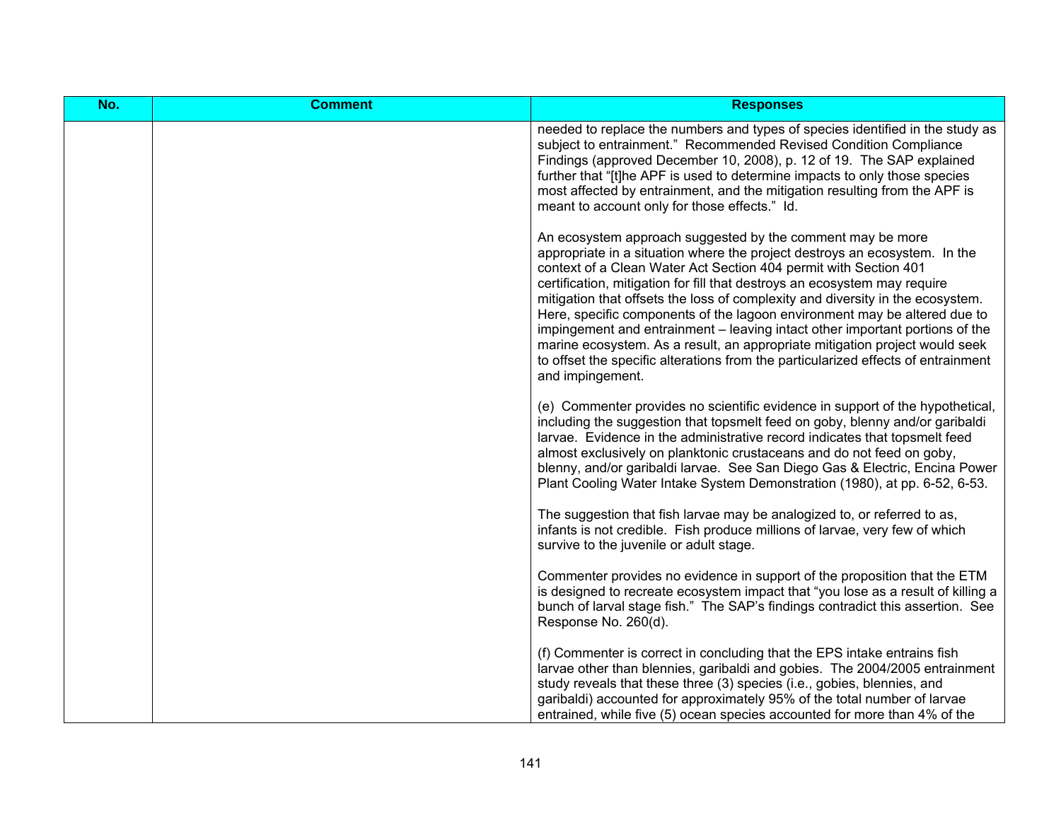| No. | Comment | Responses |
|---|---|---|
| | | needed to replace the numbers and types of species identified in the study as subject to entrainment." Recommended Revised Condition Compliance Findings (approved December 10, 2008), p. 12 of 19. The SAP explained further that "[t]he APF is used to determine impacts to only those species most affected by entrainment, and the mitigation resulting from the APF is meant to account only for those effects." Id.<br><br>An ecosystem approach suggested by the comment may be more appropriate in a situation where the project destroys an ecosystem. In the context of a Clean Water Act Section 404 permit with Section 401 certification, mitigation for fill that destroys an ecosystem may require mitigation that offsets the loss of complexity and diversity in the ecosystem. Here, specific components of the lagoon environment may be altered due to impingement and entrainment – leaving intact other important portions of the marine ecosystem. As a result, an appropriate mitigation project would seek to offset the specific alterations from the particularized effects of entrainment and impingement.<br><br>(e) Commenter provides no scientific evidence in support of the hypothetical, including the suggestion that topsmelt feed on goby, blenny and/or garibaldi larvae. Evidence in the administrative record indicates that topsmelt feed almost exclusively on planktonic crustaceans and do not feed on goby, blenny, and/or garibaldi larvae. See San Diego Gas & Electric, Encina Power Plant Cooling Water Intake System Demonstration (1980), at pp. 6-52, 6-53.<br><br>The suggestion that fish larvae may be analogized to, or referred to as, infants is not credible. Fish produce millions of larvae, very few of which survive to the juvenile or adult stage.<br><br>Commenter provides no evidence in support of the proposition that the ETM is designed to recreate ecosystem impact that "you lose as a result of killing a bunch of larval stage fish." The SAP's findings contradict this assertion. See Response No. 260(d).<br><br>(f) Commenter is correct in concluding that the EPS intake entrains fish larvae other than blennies, garibaldi and gobies. The 2004/2005 entrainment study reveals that these three (3) species (i.e., gobies, blennies, and garibaldi) accounted for approximately 95% of the total number of larvae entrained, while five (5) ocean species accounted for more than 4% of the |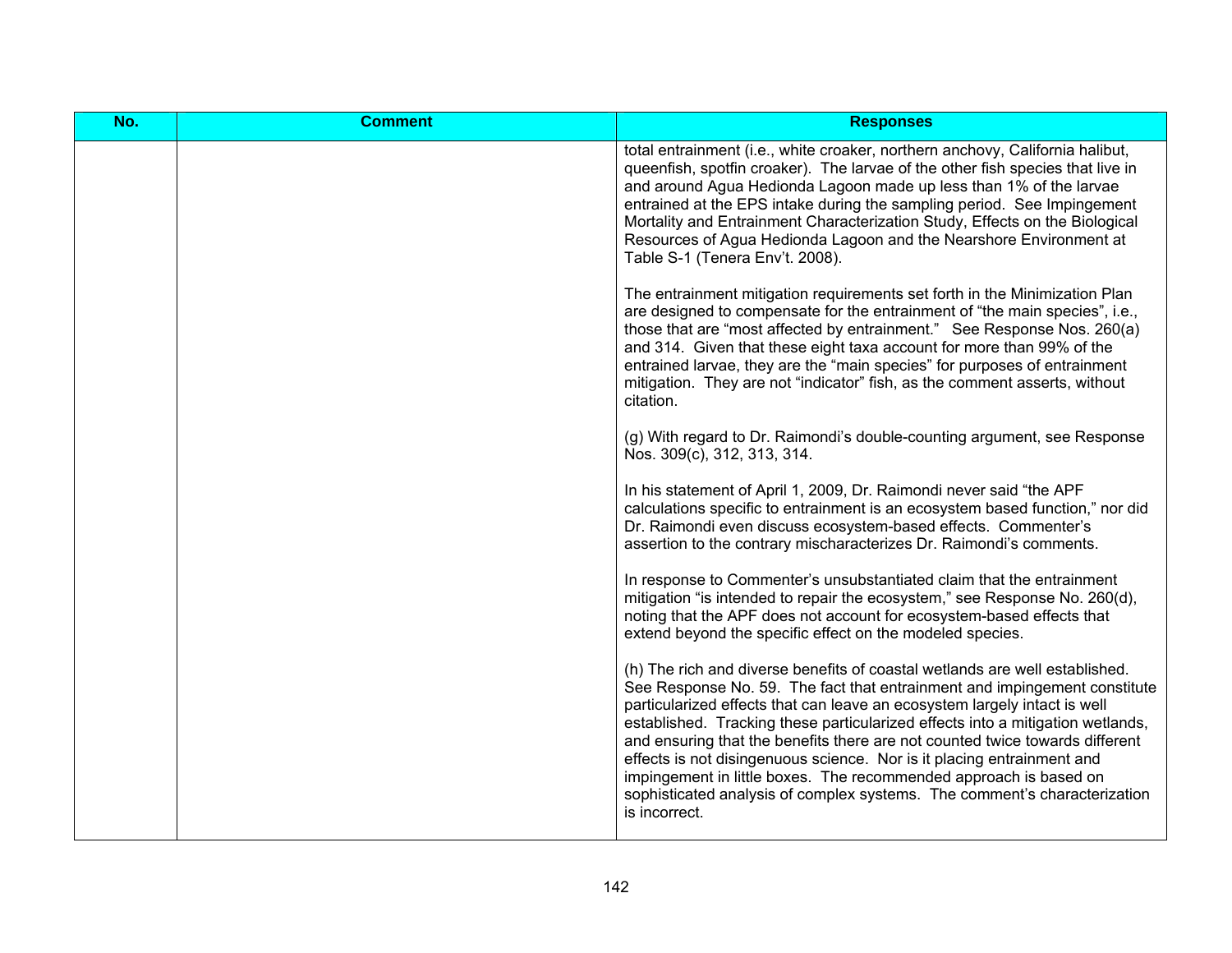| No. | Comment | Responses |
| --- | --- | --- |
| | | total entrainment (i.e., white croaker, northern anchovy, California halibut, queenfish, spotfin croaker). The larvae of the other fish species that live in and around Agua Hedionda Lagoon made up less than 1% of the larvae entrained at the EPS intake during the sampling period. See Impingement Mortality and Entrainment Characterization Study, Effects on the Biological Resources of Agua Hedionda Lagoon and the Nearshore Environment at Table S-1 (Tenera Env't. 2008).<br><br>The entrainment mitigation requirements set forth in the Minimization Plan are designed to compensate for the entrainment of "the main species", i.e., those that are "most affected by entrainment." See Response Nos. 260(a) and 314. Given that these eight taxa account for more than 99% of the entrained larvae, they are the "main species" for purposes of entrainment mitigation. They are not "indicator" fish, as the comment asserts, without citation.<br><br>(g) With regard to Dr. Raimondi's double-counting argument, see Response Nos. 309(c), 312, 313, 314.<br><br>In his statement of April 1, 2009, Dr. Raimondi never said "the APF calculations specific to entrainment is an ecosystem based function," nor did Dr. Raimondi even discuss ecosystem-based effects. Commenter's assertion to the contrary mischaracterizes Dr. Raimondi's comments.<br><br>In response to Commenter's unsubstantiated claim that the entrainment mitigation "is intended to repair the ecosystem," see Response No. 260(d), noting that the APF does not account for ecosystem-based effects that extend beyond the specific effect on the modeled species.<br><br>(h) The rich and diverse benefits of coastal wetlands are well established. See Response No. 59. The fact that entrainment and impingement constitute particularized effects that can leave an ecosystem largely intact is well established. Tracking these particularized effects into a mitigation wetlands, and ensuring that the benefits there are not counted twice towards different effects is not disingenuous science. Nor is it placing entrainment and impingement in little boxes. The recommended approach is based on sophisticated analysis of complex systems. The comment's characterization is incorrect. |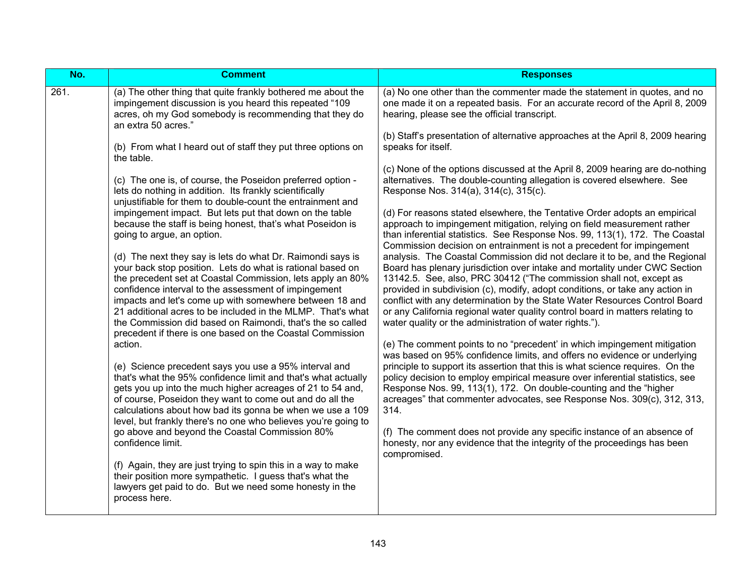| No. | Comment | Responses |
| --- | --- | --- |
| 261. | (a) The other thing that quite frankly bothered me about the impingement discussion is you heard this repeated "109 acres, oh my God somebody is recommending that they do an extra 50 acres."<br><br>(b) From what I heard out of staff they put three options on the table.<br><br>(c) The one is, of course, the Poseidon preferred option - lets do nothing in addition. Its frankly scientifically unjustifiable for them to double-count the entrainment and impingement impact. But lets put that down on the table because the staff is being honest, that's what Poseidon is going to argue, an option.<br><br>(d) The next they say is lets do what Dr. Raimondi says is your back stop position. Lets do what is rational based on the precedent set at Coastal Commission, lets apply an 80% confidence interval to the assessment of impingement impacts and let's come up with somewhere between 18 and 21 additional acres to be included in the MLMP. That's what the Commission did based on Raimondi, that's the so called precedent if there is one based on the Coastal Commission action.<br><br>(e) Science precedent says you use a 95% interval and that's what the 95% confidence limit and that's what actually gets you up into the much higher acreages of 21 to 54 and, of course, Poseidon they want to come out and do all the calculations about how bad its gonna be when we use a 109 level, but frankly there's no one who believes you're going to go above and beyond the Coastal Commission 80% confidence limit.<br><br>(f) Again, they are just trying to spin this in a way to make their position more sympathetic. I guess that's what the lawyers get paid to do. But we need some honesty in the process here. | (a) No one other than the commenter made the statement in quotes, and no one made it on a repeated basis. For an accurate record of the April 8, 2009 hearing, please see the official transcript.<br><br>(b) Staff's presentation of alternative approaches at the April 8, 2009 hearing speaks for itself.<br><br>(c) None of the options discussed at the April 8, 2009 hearing are do-nothing alternatives. The double-counting allegation is covered elsewhere. See Response Nos. 314(a), 314(c), 315(c).<br><br>(d) For reasons stated elsewhere, the Tentative Order adopts an empirical approach to impingement mitigation, relying on field measurement rather than inferential statistics. See Response Nos. 99, 113(1), 172. The Coastal Commission decision on entrainment is not a precedent for impingement analysis. The Coastal Commission did not declare it to be, and the Regional Board has plenary jurisdiction over intake and mortality under CWC Section 13142.5. See, also, PRC 30412 ("The commission shall not, except as provided in subdivision (c), modify, adopt conditions, or take any action in conflict with any determination by the State Water Resources Control Board or any California regional water quality control board in matters relating to water quality or the administration of water rights.").<br><br>(e) The comment points to no "precedent' in which impingement mitigation was based on 95% confidence limits, and offers no evidence or underlying principle to support its assertion that this is what science requires. On the policy decision to employ empirical measure over inferential statistics, see Response Nos. 99, 113(1), 172. On double-counting and the "higher acreages" that commenter advocates, see Response Nos. 309(c), 312, 313, 314.<br><br>(f) The comment does not provide any specific instance of an absence of honesty, nor any evidence that the integrity of the proceedings has been compromised. |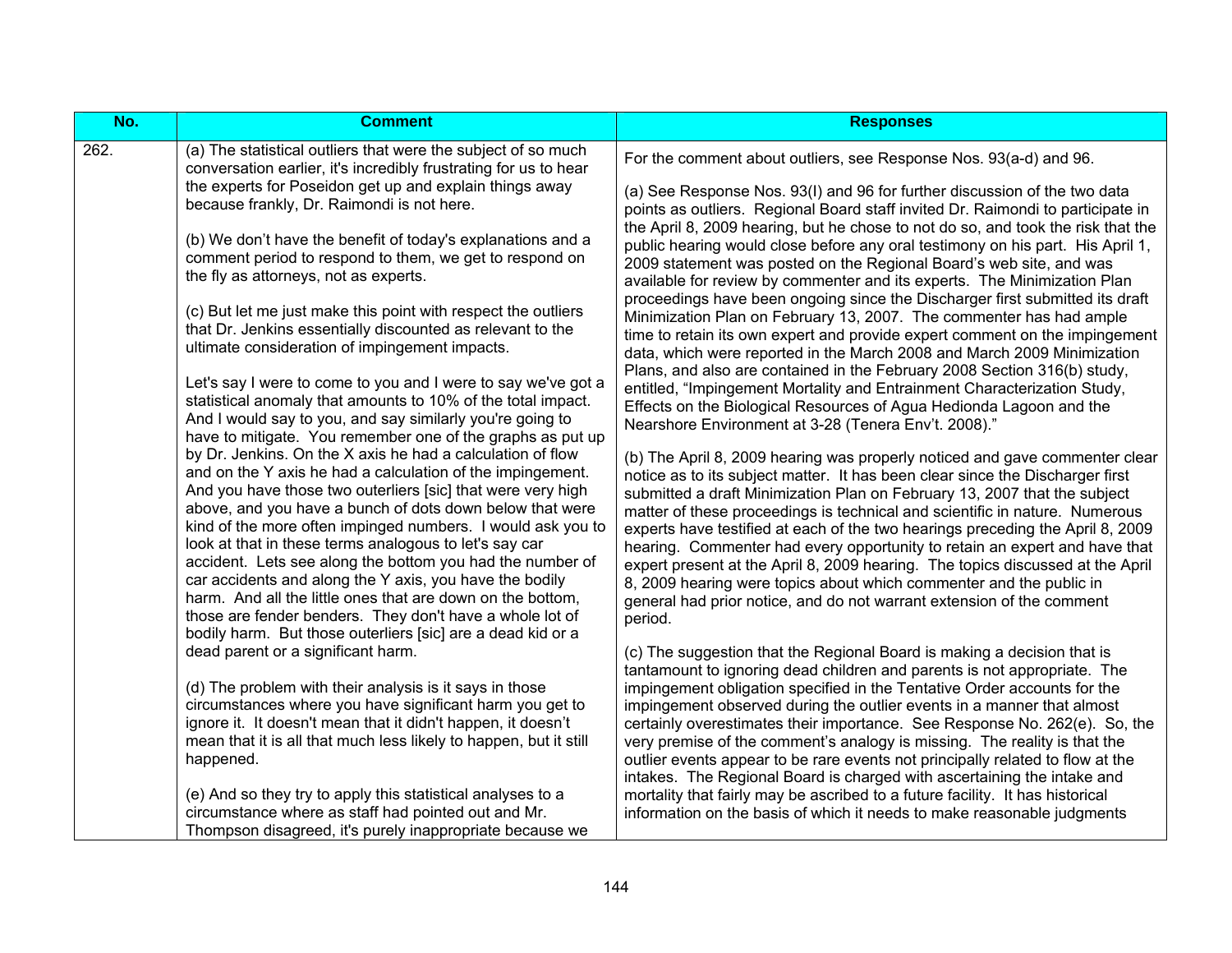| No. | Comment | Responses |
|---|---|---|
| 262. | (a) The statistical outliers that were the subject of so much conversation earlier, it's incredibly frustrating for us to hear the experts for Poseidon get up and explain things away because frankly, Dr. Raimondi is not here.<br><br>(b) We don't have the benefit of today's explanations and a comment period to respond to them, we get to respond on the fly as attorneys, not as experts.<br><br>(c) But let me just make this point with respect the outliers that Dr. Jenkins essentially discounted as relevant to the ultimate consideration of impingement impacts.<br><br>Let's say I were to come to you and I were to say we've got a statistical anomaly that amounts to 10% of the total impact. And I would say to you, and say similarly you're going to have to mitigate. You remember one of the graphs as put up by Dr. Jenkins. On the X axis he had a calculation of flow and on the Y axis he had a calculation of the impingement. And you have those two outerliers [sic] that were very high above, and you have a bunch of dots down below that were kind of the more often impinged numbers. I would ask you to look at that in these terms analogous to let's say car accident. Lets see along the bottom you had the number of car accidents and along the Y axis, you have the bodily harm. And all the little ones that are down on the bottom, those are fender benders. They don't have a whole lot of bodily harm. But those outerliers [sic] are a dead kid or a dead parent or a significant harm.<br><br>(d) The problem with their analysis is it says in those circumstances where you have significant harm you get to ignore it. It doesn't mean that it didn't happen, it doesn't mean that it is all that much less likely to happen, but it still happened.<br><br>(e) And so they try to apply this statistical analyses to a circumstance where as staff had pointed out and Mr. Thompson disagreed, it's purely inappropriate because we | For the comment about outliers, see Response Nos. 93(a-d) and 96.<br><br>(a) See Response Nos. 93(I) and 96 for further discussion of the two data points as outliers. Regional Board staff invited Dr. Raimondi to participate in the April 8, 2009 hearing, but he chose to not do so, and took the risk that the public hearing would close before any oral testimony on his part. His April 1, 2009 statement was posted on the Regional Board's web site, and was available for review by commenter and its experts. The Minimization Plan proceedings have been ongoing since the Discharger first submitted its draft Minimization Plan on February 13, 2007. The commenter has had ample time to retain its own expert and provide expert comment on the impingement data, which were reported in the March 2008 and March 2009 Minimization Plans, and also are contained in the February 2008 Section 316(b) study, entitled, "Impingement Mortality and Entrainment Characterization Study, Effects on the Biological Resources of Agua Hedionda Lagoon and the Nearshore Environment at 3-28 (Tenera Env't. 2008)."<br><br>(b) The April 8, 2009 hearing was properly noticed and gave commenter clear notice as to its subject matter. It has been clear since the Discharger first submitted a draft Minimization Plan on February 13, 2007 that the subject matter of these proceedings is technical and scientific in nature. Numerous experts have testified at each of the two hearings preceding the April 8, 2009 hearing. Commenter had every opportunity to retain an expert and have that expert present at the April 8, 2009 hearing. The topics discussed at the April 8, 2009 hearing were topics about which commenter and the public in general had prior notice, and do not warrant extension of the comment period.<br><br>(c) The suggestion that the Regional Board is making a decision that is tantamount to ignoring dead children and parents is not appropriate. The impingement obligation specified in the Tentative Order accounts for the impingement observed during the outlier events in a manner that almost certainly overestimates their importance. See Response No. 262(e). So, the very premise of the comment's analogy is missing. The reality is that the outlier events appear to be rare events not principally related to flow at the intakes. The Regional Board is charged with ascertaining the intake and mortality that fairly may be ascribed to a future facility. It has historical information on the basis of which it needs to make reasonable judgments |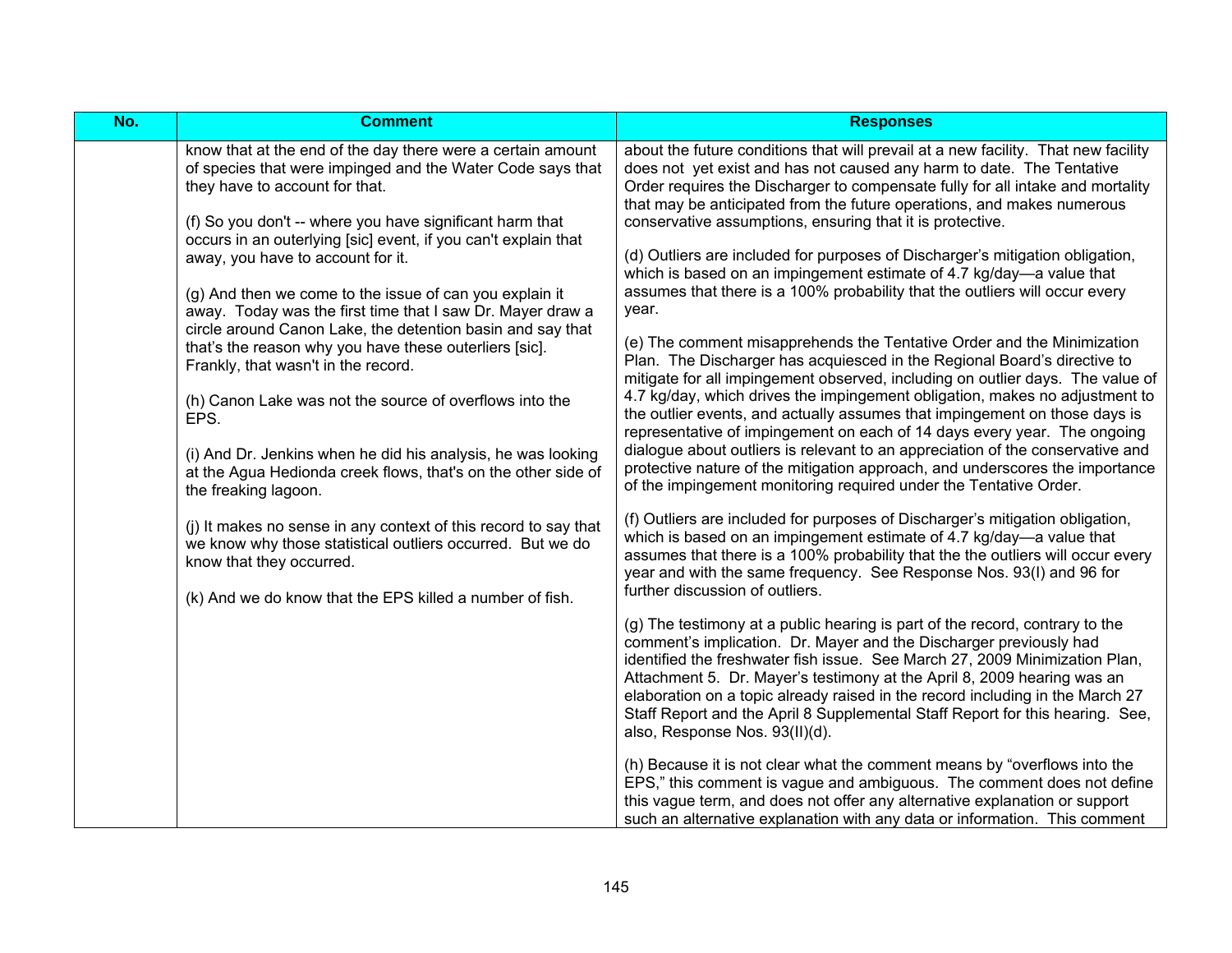| No. | Comment | Responses |
|---|---|---|
| | know that at the end of the day there were a certain amount of species that were impinged and the Water Code says that they have to account for that.<br><br>(f) So you don't -- where you have significant harm that occurs in an outerlying [sic] event, if you can't explain that away, you have to account for it.<br><br>(g) And then we come to the issue of can you explain it away. Today was the first time that I saw Dr. Mayer draw a circle around Canon Lake, the detention basin and say that that's the reason why you have these outerliers [sic]. Frankly, that wasn't in the record.<br><br>(h) Canon Lake was not the source of overflows into the EPS.<br><br>(i) And Dr. Jenkins when he did his analysis, he was looking at the Agua Hedionda creek flows, that's on the other side of the freaking lagoon.<br><br>(j) It makes no sense in any context of this record to say that we know why those statistical outliers occurred. But we do know that they occurred.<br><br>(k) And we do know that the EPS killed a number of fish. | about the future conditions that will prevail at a new facility. That new facility does not yet exist and has not caused any harm to date. The Tentative Order requires the Discharger to compensate fully for all intake and mortality that may be anticipated from the future operations, and makes numerous conservative assumptions, ensuring that it is protective.<br><br>(d) Outliers are included for purposes of Discharger's mitigation obligation, which is based on an impingement estimate of 4.7 kg/day—a value that assumes that there is a 100% probability that the outliers will occur every year.<br><br>(e) The comment misapprehends the Tentative Order and the Minimization Plan. The Discharger has acquiesced in the Regional Board's directive to mitigate for all impingement observed, including on outlier days. The value of 4.7 kg/day, which drives the impingement obligation, makes no adjustment to the outlier events, and actually assumes that impingement on those days is representative of impingement on each of 14 days every year. The ongoing dialogue about outliers is relevant to an appreciation of the conservative and protective nature of the mitigation approach, and underscores the importance of the impingement monitoring required under the Tentative Order.<br><br>(f) Outliers are included for purposes of Discharger's mitigation obligation, which is based on an impingement estimate of 4.7 kg/day—a value that assumes that there is a 100% probability that the the outliers will occur every year and with the same frequency. See Response Nos. 93(I) and 96 for further discussion of outliers.<br><br>(g) The testimony at a public hearing is part of the record, contrary to the comment's implication. Dr. Mayer and the Discharger previously had identified the freshwater fish issue. See March 27, 2009 Minimization Plan, Attachment 5. Dr. Mayer's testimony at the April 8, 2009 hearing was an elaboration on a topic already raised in the record including in the March 27 Staff Report and the April 8 Supplemental Staff Report for this hearing. See, also, Response Nos. 93(II)(d).<br><br>(h) Because it is not clear what the comment means by "overflows into the EPS," this comment is vague and ambiguous. The comment does not define this vague term, and does not offer any alternative explanation or support such an alternative explanation with any data or information. This comment |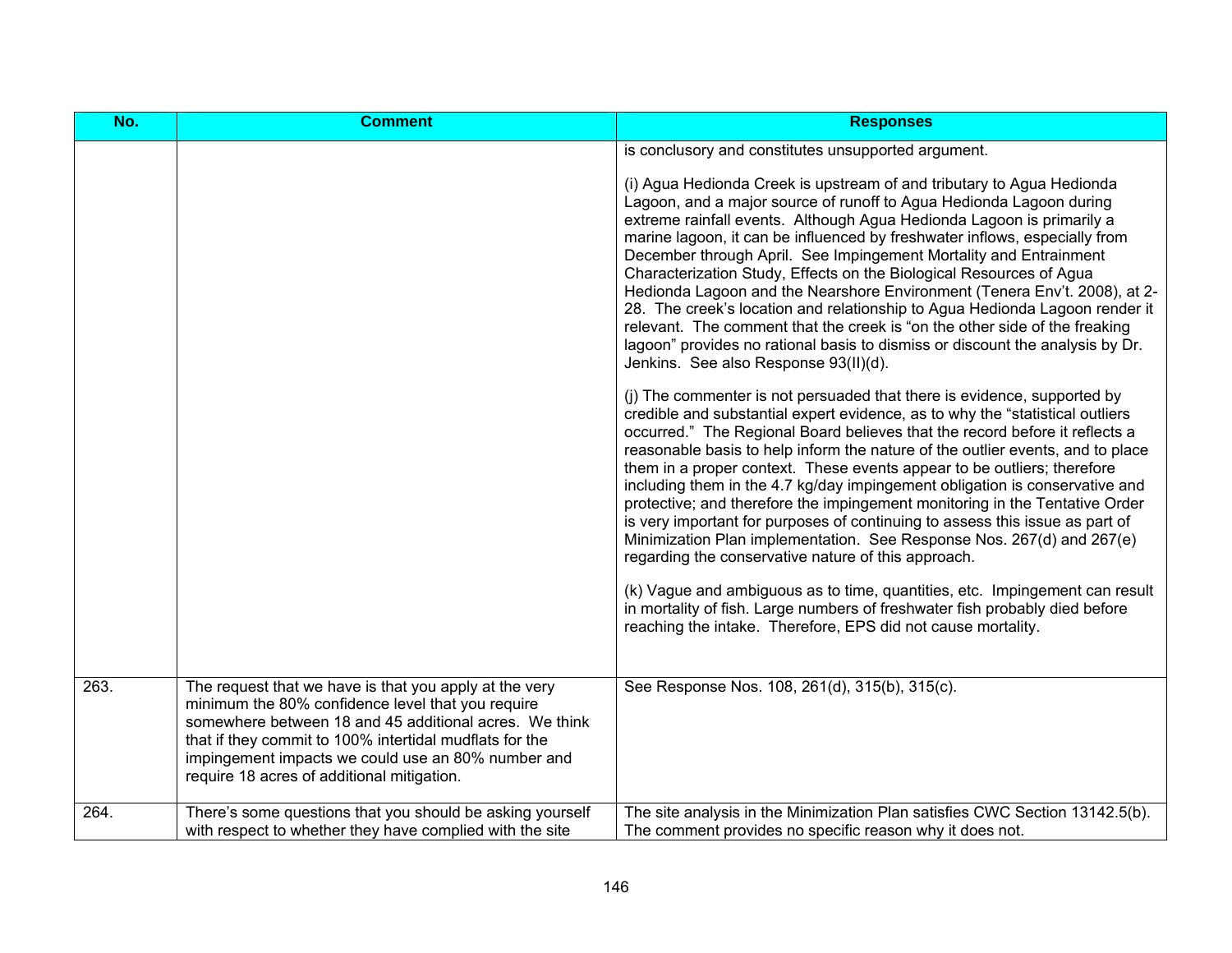| No. | Comment | Responses |
|---|---|---|
| | | is conclusory and constitutes unsupported argument.<br><br>(i) Agua Hedionda Creek is upstream of and tributary to Agua Hedionda Lagoon, and a major source of runoff to Agua Hedionda Lagoon during extreme rainfall events. Although Agua Hedionda Lagoon is primarily a marine lagoon, it can be influenced by freshwater inflows, especially from December through April. See Impingement Mortality and Entrainment Characterization Study, Effects on the Biological Resources of Agua Hedionda Lagoon and the Nearshore Environment (Tenera Env't. 2008), at 2-28. The creek's location and relationship to Agua Hedionda Lagoon render it relevant. The comment that the creek is "on the other side of the freaking lagoon" provides no rational basis to dismiss or discount the analysis by Dr. Jenkins. See also Response 93(II)(d).<br><br>(j) The commenter is not persuaded that there is evidence, supported by credible and substantial expert evidence, as to why the "statistical outliers occurred." The Regional Board believes that the record before it reflects a reasonable basis to help inform the nature of the outlier events, and to place them in a proper context. These events appear to be outliers; therefore including them in the 4.7 kg/day impingement obligation is conservative and protective; and therefore the impingement monitoring in the Tentative Order is very important for purposes of continuing to assess this issue as part of Minimization Plan implementation. See Response Nos. 267(d) and 267(e) regarding the conservative nature of this approach.<br><br>(k) Vague and ambiguous as to time, quantities, etc. Impingement can result in mortality of fish. Large numbers of freshwater fish probably died before reaching the intake. Therefore, EPS did not cause mortality. |
| 263. | The request that we have is that you apply at the very minimum the 80% confidence level that you require somewhere between 18 and 45 additional acres. We think that if they commit to 100% intertidal mudflats for the impingement impacts we could use an 80% number and require 18 acres of additional mitigation. | See Response Nos. 108, 261(d), 315(b), 315(c). |
| 264. | There's some questions that you should be asking yourself with respect to whether they have complied with the site | The site analysis in the Minimization Plan satisfies CWC Section 13142.5(b). The comment provides no specific reason why it does not. |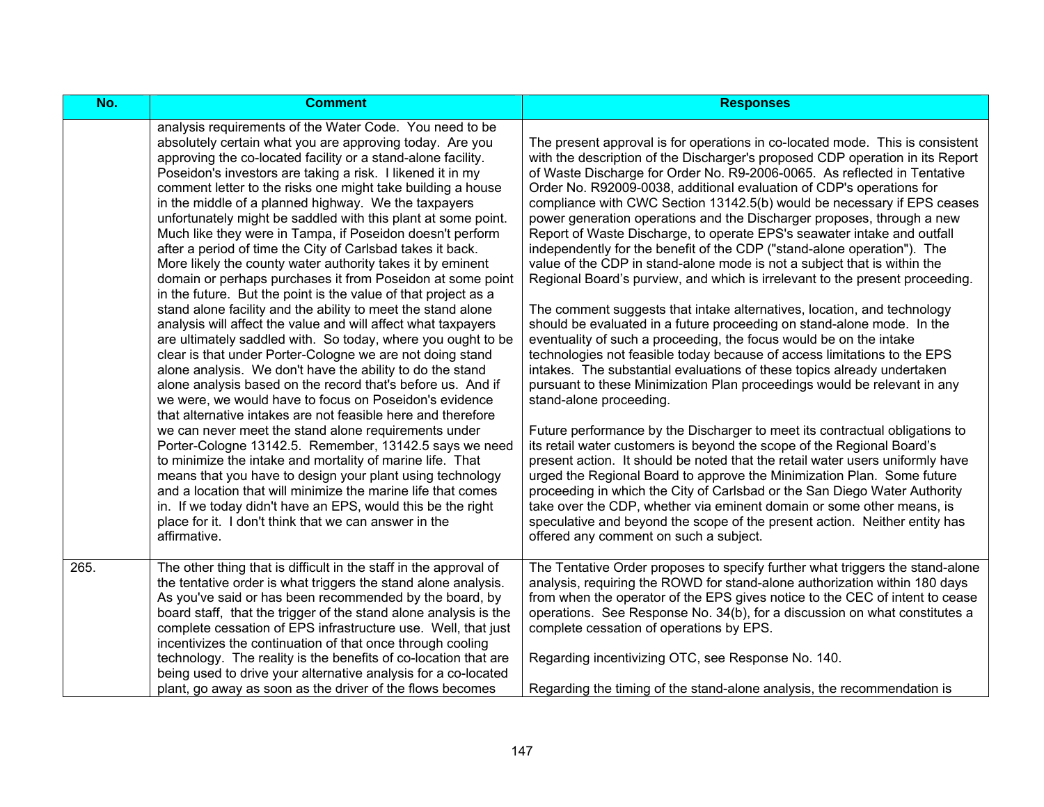| No. | Comment | Responses |
|---|---|---|
| | analysis requirements of the Water Code. You need to be absolutely certain what you are approving today. Are you approving the co-located facility or a stand-alone facility. Poseidon's investors are taking a risk. I likened it in my comment letter to the risks one might take building a house in the middle of a planned highway. We the taxpayers unfortunately might be saddled with this plant at some point. Much like they were in Tampa, if Poseidon doesn't perform after a period of time the City of Carlsbad takes it back. More likely the county water authority takes it by eminent domain or perhaps purchases it from Poseidon at some point in the future. But the point is the value of that project as a stand alone facility and the ability to meet the stand alone analysis will affect the value and will affect what taxpayers are ultimately saddled with. So today, where you ought to be clear is that under Porter-Cologne we are not doing stand alone analysis. We don't have the ability to do the stand alone analysis based on the record that's before us. And if we were, we would have to focus on Poseidon's evidence that alternative intakes are not feasible here and therefore we can never meet the stand alone requirements under Porter-Cologne 13142.5. Remember, 13142.5 says we need to minimize the intake and mortality of marine life. That means that you have to design your plant using technology and a location that will minimize the marine life that comes in. If we today didn't have an EPS, would this be the right place for it. I don't think that we can answer in the affirmative. | The present approval is for operations in co-located mode. This is consistent with the description of the Discharger's proposed CDP operation in its Report of Waste Discharge for Order No. R9-2006-0065. As reflected in Tentative Order No. R92009-0038, additional evaluation of CDP's operations for compliance with CWC Section 13142.5(b) would be necessary if EPS ceases power generation operations and the Discharger proposes, through a new Report of Waste Discharge, to operate EPS's seawater intake and outfall independently for the benefit of the CDP ("stand-alone operation"). The value of the CDP in stand-alone mode is not a subject that is within the Regional Board's purview, and which is irrelevant to the present proceeding.<br><br>The comment suggests that intake alternatives, location, and technology should be evaluated in a future proceeding on stand-alone mode. In the eventuality of such a proceeding, the focus would be on the intake technologies not feasible today because of access limitations to the EPS intakes. The substantial evaluations of these topics already undertaken pursuant to these Minimization Plan proceedings would be relevant in any stand-alone proceeding.<br><br>Future performance by the Discharger to meet its contractual obligations to its retail water customers is beyond the scope of the Regional Board's present action. It should be noted that the retail water users uniformly have urged the Regional Board to approve the Minimization Plan. Some future proceeding in which the City of Carlsbad or the San Diego Water Authority take over the CDP, whether via eminent domain or some other means, is speculative and beyond the scope of the present action. Neither entity has offered any comment on such a subject. |
| 265. | The other thing that is difficult in the staff in the approval of the tentative order is what triggers the stand alone analysis. As you've said or has been recommended by the board, by board staff, that the trigger of the stand alone analysis is the complete cessation of EPS infrastructure use. Well, that just incentivizes the continuation of that once through cooling technology. The reality is the benefits of co-location that are being used to drive your alternative analysis for a co-located plant, go away as soon as the driver of the flows becomes | The Tentative Order proposes to specify further what triggers the stand-alone analysis, requiring the ROWD for stand-alone authorization within 180 days from when the operator of the EPS gives notice to the CEC of intent to cease operations. See Response No. 34(b), for a discussion on what constitutes a complete cessation of operations by EPS.<br><br>Regarding incentivizing OTC, see Response No. 140.<br><br>Regarding the timing of the stand-alone analysis, the recommendation is |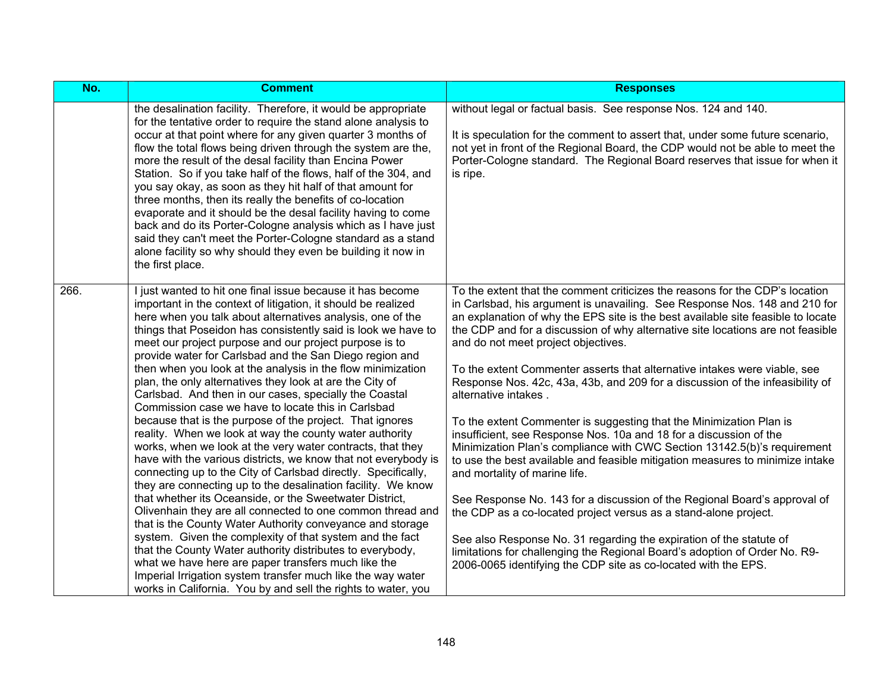| No. | Comment | Responses |
|---|---|---|
| | the desalination facility. Therefore, it would be appropriate for the tentative order to require the stand alone analysis to occur at that point where for any given quarter 3 months of flow the total flows being driven through the system are the, more the result of the desal facility than Encina Power Station. So if you take half of the flows, half of the 304, and you say okay, as soon as they hit half of that amount for three months, then its really the benefits of co-location evaporate and it should be the desal facility having to come back and do its Porter-Cologne analysis which as I have just said they can't meet the Porter-Cologne standard as a stand alone facility so why should they even be building it now in the first place. | without legal or factual basis. See response Nos. 124 and 140.<br><br>It is speculation for the comment to assert that, under some future scenario, not yet in front of the Regional Board, the CDP would not be able to meet the Porter-Cologne standard. The Regional Board reserves that issue for when it is ripe. |
| 266. | I just wanted to hit one final issue because it has become important in the context of litigation, it should be realized here when you talk about alternatives analysis, one of the things that Poseidon has consistently said is look we have to meet our project purpose and our project purpose is to provide water for Carlsbad and the San Diego region and then when you look at the analysis in the flow minimization plan, the only alternatives they look at are the City of Carlsbad. And then in our cases, specially the Coastal Commission case we have to locate this in Carlsbad because that is the purpose of the project. That ignores reality. When we look at way the county water authority works, when we look at the very water contracts, that they have with the various districts, we know that not everybody is connecting up to the City of Carlsbad directly. Specifically, they are connecting up to the desalination facility. We know that whether its Oceanside, or the Sweetwater District, Olivenhain they are all connected to one common thread and that is the County Water Authority conveyance and storage system. Given the complexity of that system and the fact that the County Water authority distributes to everybody, what we have here are paper transfers much like the Imperial Irrigation system transfer much like the way water works in California. You by and sell the rights to water, you | To the extent that the comment criticizes the reasons for the CDP's location in Carlsbad, his argument is unavailing. See Response Nos. 148 and 210 for an explanation of why the EPS site is the best available site feasible to locate the CDP and for a discussion of why alternative site locations are not feasible and do not meet project objectives.<br><br>To the extent Commenter asserts that alternative intakes were viable, see Response Nos. 42c, 43a, 43b, and 209 for a discussion of the infeasibility of alternative intakes .<br><br>To the extent Commenter is suggesting that the Minimization Plan is insufficient, see Response Nos. 10a and 18 for a discussion of the Minimization Plan's compliance with CWC Section 13142.5(b)'s requirement to use the best available and feasible mitigation measures to minimize intake and mortality of marine life.<br><br>See Response No. 143 for a discussion of the Regional Board's approval of the CDP as a co-located project versus as a stand-alone project.<br><br>See also Response No. 31 regarding the expiration of the statute of limitations for challenging the Regional Board's adoption of Order No. R9-2006-0065 identifying the CDP site as co-located with the EPS. |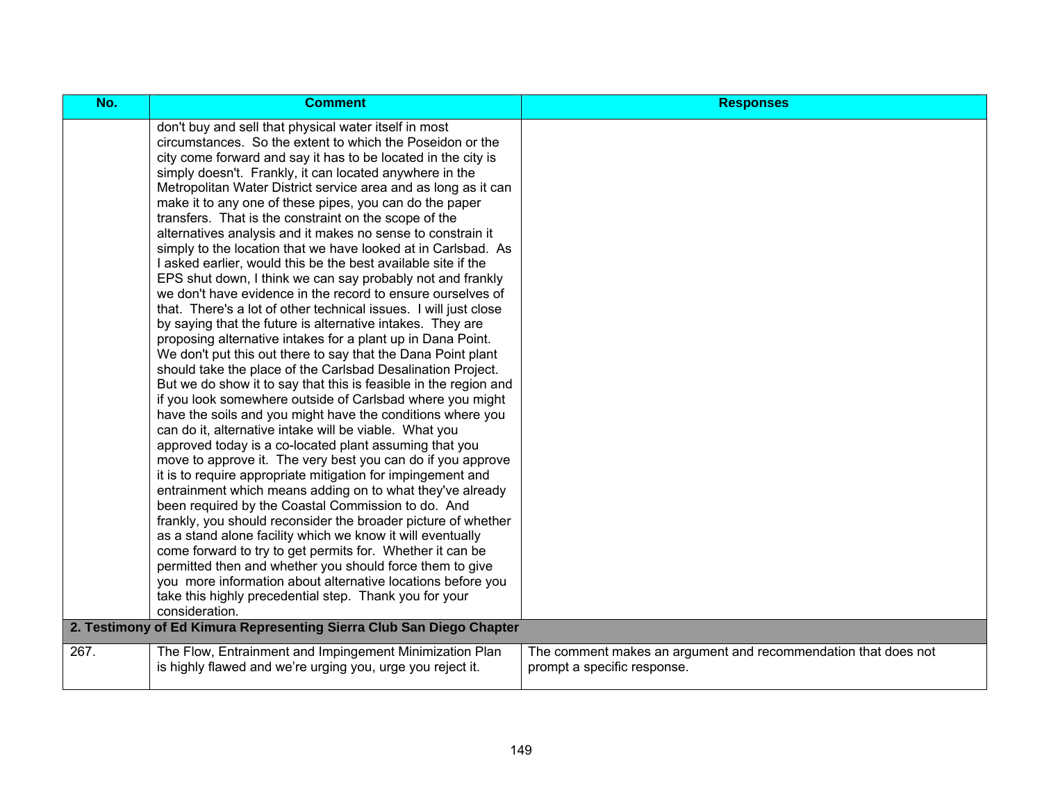| No. | Comment | Responses |
|---|---|---|
| | don't buy and sell that physical water itself in most circumstances. So the extent to which the Poseidon or the city come forward and say it has to be located in the city is simply doesn't. Frankly, it can located anywhere in the Metropolitan Water District service area and as long as it can make it to any one of these pipes, you can do the paper transfers. That is the constraint on the scope of the alternatives analysis and it makes no sense to constrain it simply to the location that we have looked at in Carlsbad. As I asked earlier, would this be the best available site if the EPS shut down, I think we can say probably not and frankly we don't have evidence in the record to ensure ourselves of that. There's a lot of other technical issues. I will just close by saying that the future is alternative intakes. They are proposing alternative intakes for a plant up in Dana Point. We don't put this out there to say that the Dana Point plant should take the place of the Carlsbad Desalination Project. But we do show it to say that this is feasible in the region and if you look somewhere outside of Carlsbad where you might have the soils and you might have the conditions where you can do it, alternative intake will be viable. What you approved today is a co-located plant assuming that you move to approve it. The very best you can do if you approve it is to require appropriate mitigation for impingement and entrainment which means adding on to what they've already been required by the Coastal Commission to do. And frankly, you should reconsider the broader picture of whether as a stand alone facility which we know it will eventually come forward to try to get permits for. Whether it can be permitted then and whether you should force them to give you more information about alternative locations before you take this highly precedential step. Thank you for your consideration. | |
| **2. Testimony of Ed Kimura Representing Sierra Club San Diego Chapter** | | |
| 267. | The Flow, Entrainment and Impingement Minimization Plan is highly flawed and we're urging you, urge you reject it. | The comment makes an argument and recommendation that does not prompt a specific response. |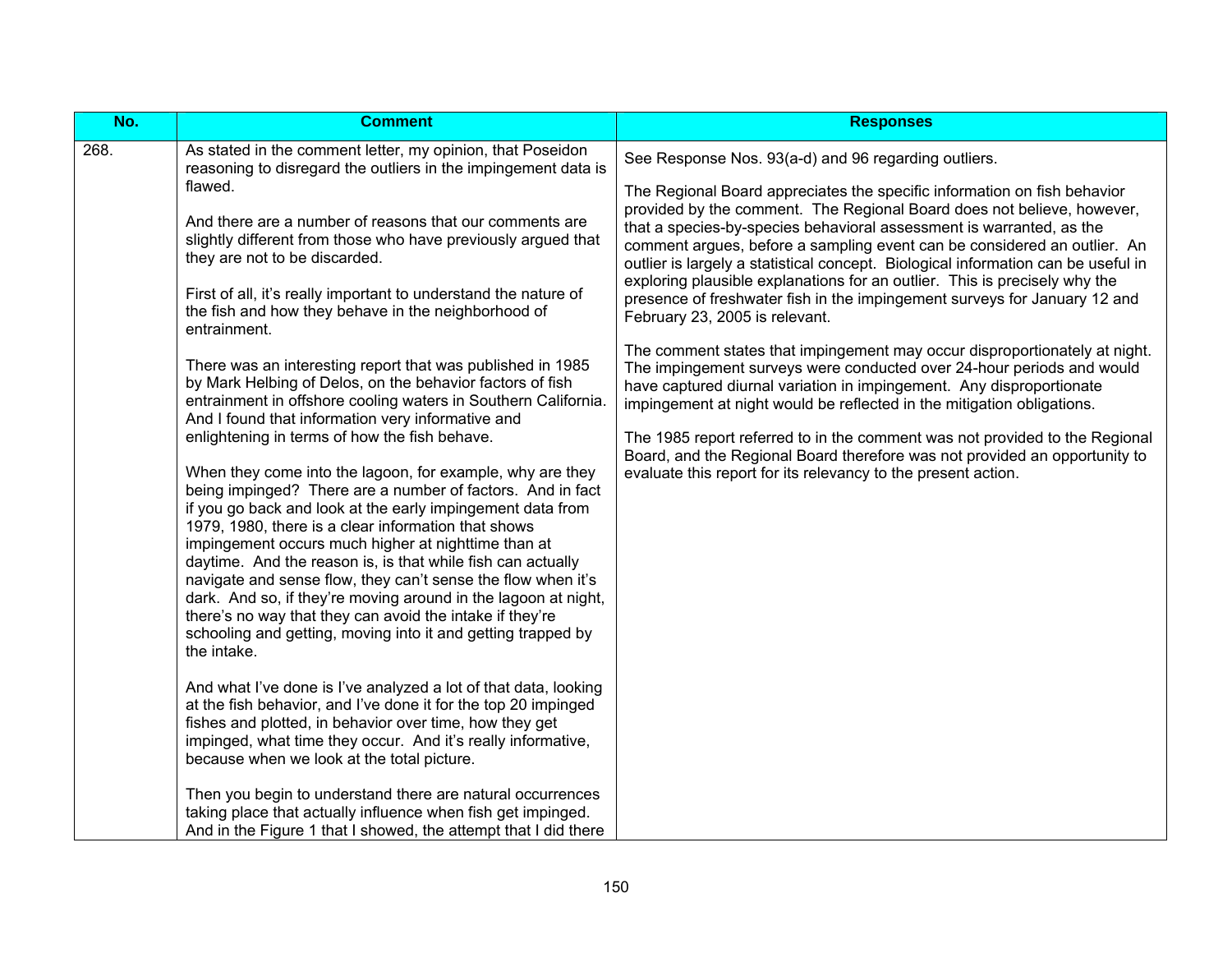| No. | Comment | Responses |
|---|---|---|
| 268. | As stated in the comment letter, my opinion, that Poseidon reasoning to disregard the outliers in the impingement data is flawed.<br><br>And there are a number of reasons that our comments are slightly different from those who have previously argued that they are not to be discarded.<br><br>First of all, it's really important to understand the nature of the fish and how they behave in the neighborhood of entrainment.<br><br>There was an interesting report that was published in 1985 by Mark Helbing of Delos, on the behavior factors of fish entrainment in offshore cooling waters in Southern California. And I found that information very informative and enlightening in terms of how the fish behave.<br><br>When they come into the lagoon, for example, why are they being impinged? There are a number of factors. And in fact if you go back and look at the early impingement data from 1979, 1980, there is a clear information that shows impingement occurs much higher at nighttime than at daytime. And the reason is, is that while fish can actually navigate and sense flow, they can't sense the flow when it's dark. And so, if they're moving around in the lagoon at night, there's no way that they can avoid the intake if they're schooling and getting, moving into it and getting trapped by the intake.<br><br>And what I've done is I've analyzed a lot of that data, looking at the fish behavior, and I've done it for the top 20 impinged fishes and plotted, in behavior over time, how they get impinged, what time they occur. And it's really informative, because when we look at the total picture.<br><br>Then you begin to understand there are natural occurrences taking place that actually influence when fish get impinged. And in the Figure 1 that I showed, the attempt that I did there | See Response Nos. 93(a-d) and 96 regarding outliers.<br><br>The Regional Board appreciates the specific information on fish behavior provided by the comment. The Regional Board does not believe, however, that a species-by-species behavioral assessment is warranted, as the comment argues, before a sampling event can be considered an outlier. An outlier is largely a statistical concept. Biological information can be useful in exploring plausible explanations for an outlier. This is precisely why the presence of freshwater fish in the impingement surveys for January 12 and February 23, 2005 is relevant.<br><br>The comment states that impingement may occur disproportionately at night. The impingement surveys were conducted over 24-hour periods and would have captured diurnal variation in impingement. Any disproportionate impingement at night would be reflected in the mitigation obligations.<br><br>The 1985 report referred to in the comment was not provided to the Regional Board, and the Regional Board therefore was not provided an opportunity to evaluate this report for its relevancy to the present action. |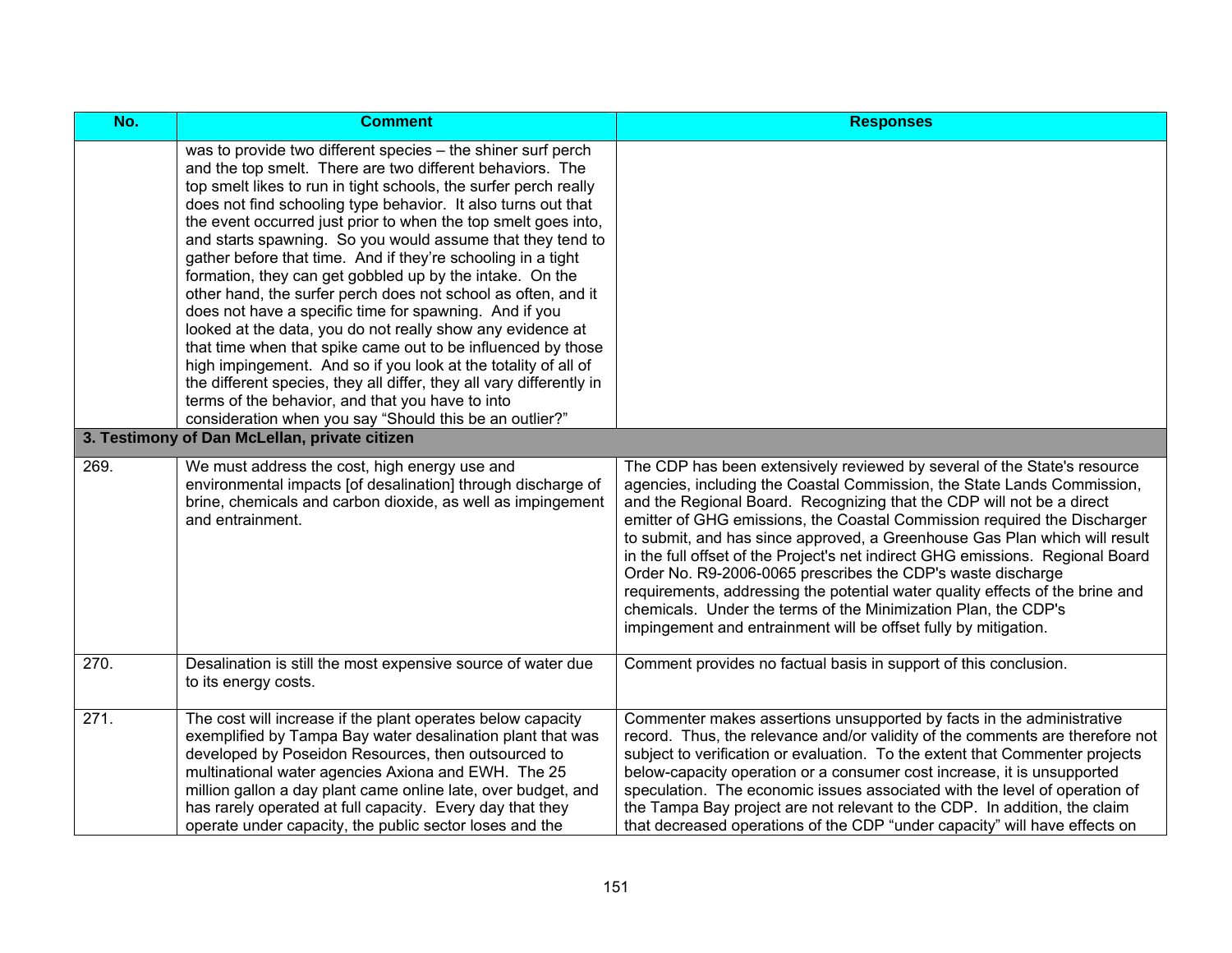| No. | Comment | Responses |
|---|---|---|
| | was to provide two different species – the shiner surf perch and the top smelt. There are two different behaviors. The top smelt likes to run in tight schools, the surfer perch really does not find schooling type behavior. It also turns out that the event occurred just prior to when the top smelt goes into, and starts spawning. So you would assume that they tend to gather before that time. And if they're schooling in a tight formation, they can get gobbled up by the intake. On the other hand, the surfer perch does not school as often, and it does not have a specific time for spawning. And if you looked at the data, you do not really show any evidence at that time when that spike came out to be influenced by those high impingement. And so if you look at the totality of all of the different species, they all differ, they all vary differently in terms of the behavior, and that you have to into consideration when you say "Should this be an outlier?" | |
| **3. Testimony of Dan McLellan, private citizen** | | |
| 269. | We must address the cost, high energy use and environmental impacts [of desalination] through discharge of brine, chemicals and carbon dioxide, as well as impingement and entrainment. | The CDP has been extensively reviewed by several of the State's resource agencies, including the Coastal Commission, the State Lands Commission, and the Regional Board. Recognizing that the CDP will not be a direct emitter of GHG emissions, the Coastal Commission required the Discharger to submit, and has since approved, a Greenhouse Gas Plan which will result in the full offset of the Project's net indirect GHG emissions. Regional Board Order No. R9-2006-0065 prescribes the CDP's waste discharge requirements, addressing the potential water quality effects of the brine and chemicals. Under the terms of the Minimization Plan, the CDP's impingement and entrainment will be offset fully by mitigation. |
| 270. | Desalination is still the most expensive source of water due to its energy costs. | Comment provides no factual basis in support of this conclusion. |
| 271. | The cost will increase if the plant operates below capacity exemplified by Tampa Bay water desalination plant that was developed by Poseidon Resources, then outsourced to multinational water agencies Axiona and EWH. The 25 million gallon a day plant came online late, over budget, and has rarely operated at full capacity. Every day that they operate under capacity, the public sector loses and the | Commenter makes assertions unsupported by facts in the administrative record. Thus, the relevance and/or validity of the comments are therefore not subject to verification or evaluation. To the extent that Commenter projects below-capacity operation or a consumer cost increase, it is unsupported speculation. The economic issues associated with the level of operation of the Tampa Bay project are not relevant to the CDP. In addition, the claim that decreased operations of the CDP "under capacity" will have effects on |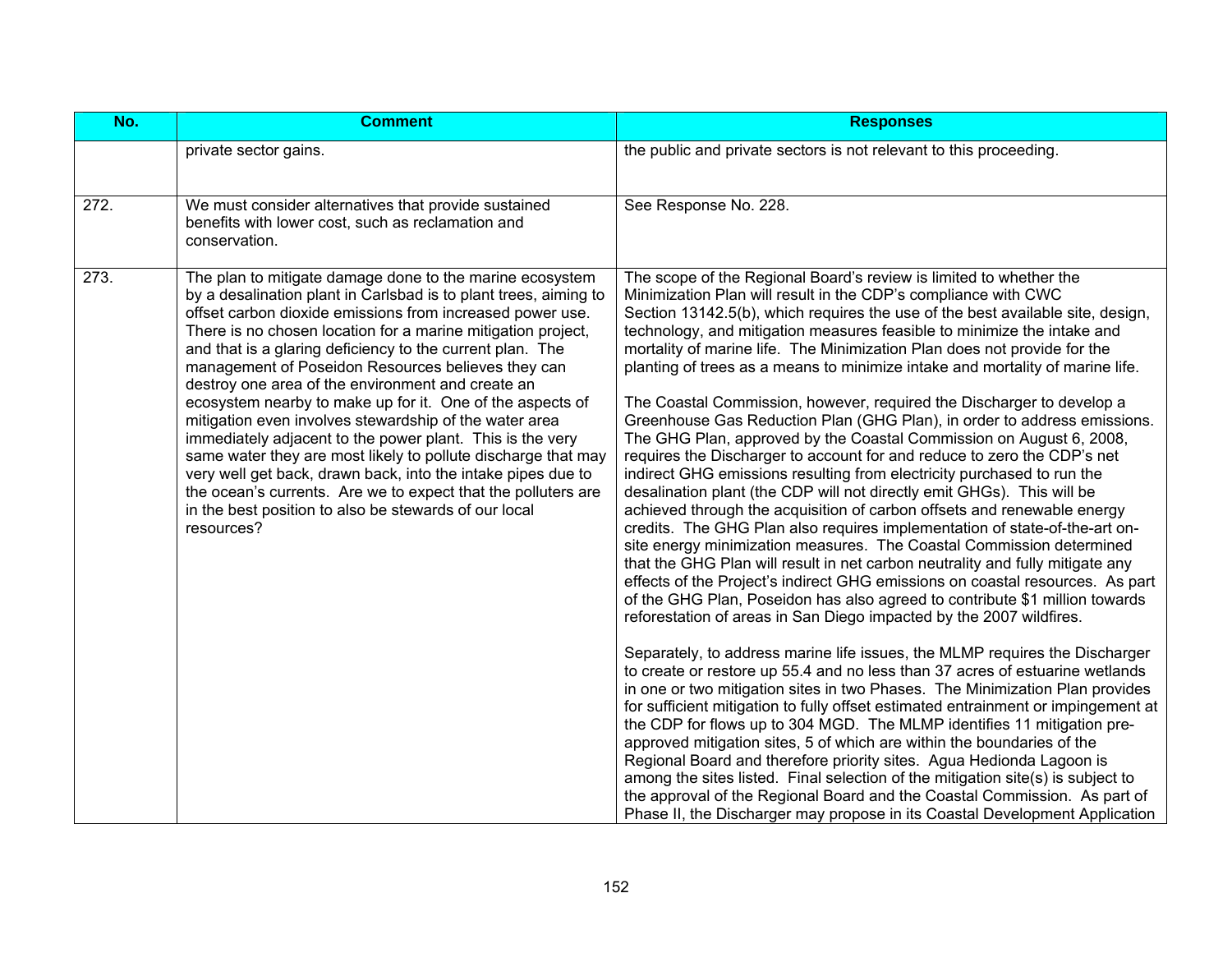| No. | Comment | Responses |
|---|---|---|
| | private sector gains. | the public and private sectors is not relevant to this proceeding. |
| 272. | We must consider alternatives that provide sustained benefits with lower cost, such as reclamation and conservation. | See Response No. 228. |
| 273. | The plan to mitigate damage done to the marine ecosystem by a desalination plant in Carlsbad is to plant trees, aiming to offset carbon dioxide emissions from increased power use. There is no chosen location for a marine mitigation project, and that is a glaring deficiency to the current plan. The management of Poseidon Resources believes they can destroy one area of the environment and create an ecosystem nearby to make up for it. One of the aspects of mitigation even involves stewardship of the water area immediately adjacent to the power plant. This is the very same water they are most likely to pollute discharge that may very well get back, drawn back, into the intake pipes due to the ocean's currents. Are we to expect that the polluters are in the best position to also be stewards of our local resources? | The scope of the Regional Board's review is limited to whether the Minimization Plan will result in the CDP's compliance with CWC Section 13142.5(b), which requires the use of the best available site, design, technology, and mitigation measures feasible to minimize the intake and mortality of marine life. The Minimization Plan does not provide for the planting of trees as a means to minimize intake and mortality of marine life.<br><br>The Coastal Commission, however, required the Discharger to develop a Greenhouse Gas Reduction Plan (GHG Plan), in order to address emissions. The GHG Plan, approved by the Coastal Commission on August 6, 2008, requires the Discharger to account for and reduce to zero the CDP's net indirect GHG emissions resulting from electricity purchased to run the desalination plant (the CDP will not directly emit GHGs). This will be achieved through the acquisition of carbon offsets and renewable energy credits. The GHG Plan also requires implementation of state-of-the-art on-site energy minimization measures. The Coastal Commission determined that the GHG Plan will result in net carbon neutrality and fully mitigate any effects of the Project's indirect GHG emissions on coastal resources. As part of the GHG Plan, Poseidon has also agreed to contribute $1 million towards reforestation of areas in San Diego impacted by the 2007 wildfires.<br><br>Separately, to address marine life issues, the MLMP requires the Discharger to create or restore up 55.4 and no less than 37 acres of estuarine wetlands in one or two mitigation sites in two Phases. The Minimization Plan provides for sufficient mitigation to fully offset estimated entrainment or impingement at the CDP for flows up to 304 MGD. The MLMP identifies 11 mitigation pre-approved mitigation sites, 5 of which are within the boundaries of the Regional Board and therefore priority sites. Agua Hedionda Lagoon is among the sites listed. Final selection of the mitigation site(s) is subject to the approval of the Regional Board and the Coastal Commission. As part of Phase II, the Discharger may propose in its Coastal Development Application |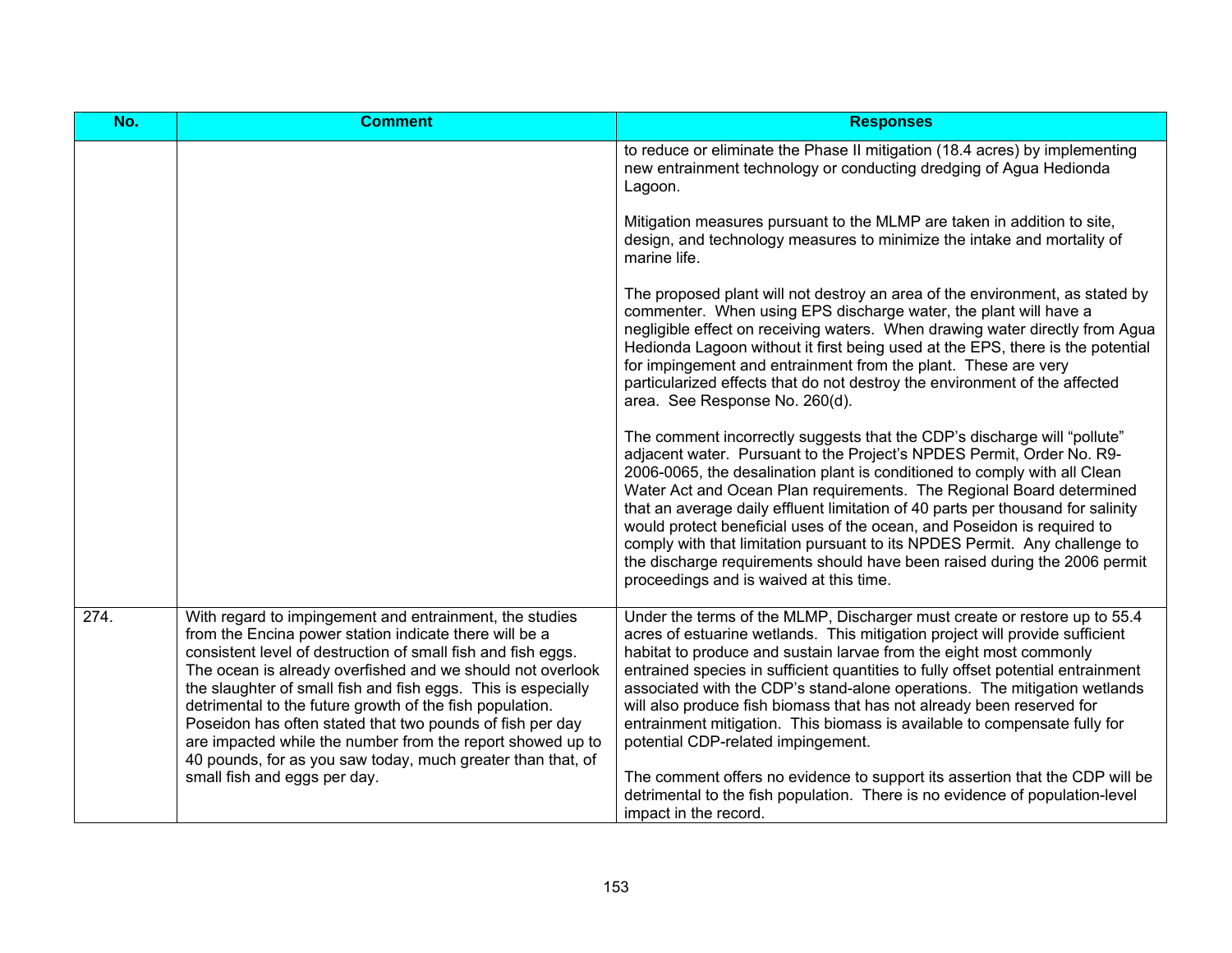| No. | Comment | Responses |
|---|---|---|
| | | to reduce or eliminate the Phase II mitigation (18.4 acres) by implementing new entrainment technology or conducting dredging of Agua Hedionda Lagoon.<br><br>Mitigation measures pursuant to the MLMP are taken in addition to site, design, and technology measures to minimize the intake and mortality of marine life.<br><br>The proposed plant will not destroy an area of the environment, as stated by commenter. When using EPS discharge water, the plant will have a negligible effect on receiving waters. When drawing water directly from Agua Hedionda Lagoon without it first being used at the EPS, there is the potential for impingement and entrainment from the plant. These are very particularized effects that do not destroy the environment of the affected area. See Response No. 260(d).<br><br>The comment incorrectly suggests that the CDP's discharge will "pollute" adjacent water. Pursuant to the Project's NPDES Permit, Order No. R9-2006-0065, the desalination plant is conditioned to comply with all Clean Water Act and Ocean Plan requirements. The Regional Board determined that an average daily effluent limitation of 40 parts per thousand for salinity would protect beneficial uses of the ocean, and Poseidon is required to comply with that limitation pursuant to its NPDES Permit. Any challenge to the discharge requirements should have been raised during the 2006 permit proceedings and is waived at this time. |
| 274. | With regard to impingement and entrainment, the studies from the Encina power station indicate there will be a consistent level of destruction of small fish and fish eggs. The ocean is already overfished and we should not overlook the slaughter of small fish and fish eggs. This is especially detrimental to the future growth of the fish population. Poseidon has often stated that two pounds of fish per day are impacted while the number from the report showed up to 40 pounds, for as you saw today, much greater than that, of small fish and eggs per day. | Under the terms of the MLMP, Discharger must create or restore up to 55.4 acres of estuarine wetlands. This mitigation project will provide sufficient habitat to produce and sustain larvae from the eight most commonly entrained species in sufficient quantities to fully offset potential entrainment associated with the CDP's stand-alone operations. The mitigation wetlands will also produce fish biomass that has not already been reserved for entrainment mitigation. This biomass is available to compensate fully for potential CDP-related impingement.<br><br>The comment offers no evidence to support its assertion that the CDP will be detrimental to the fish population. There is no evidence of population-level impact in the record. |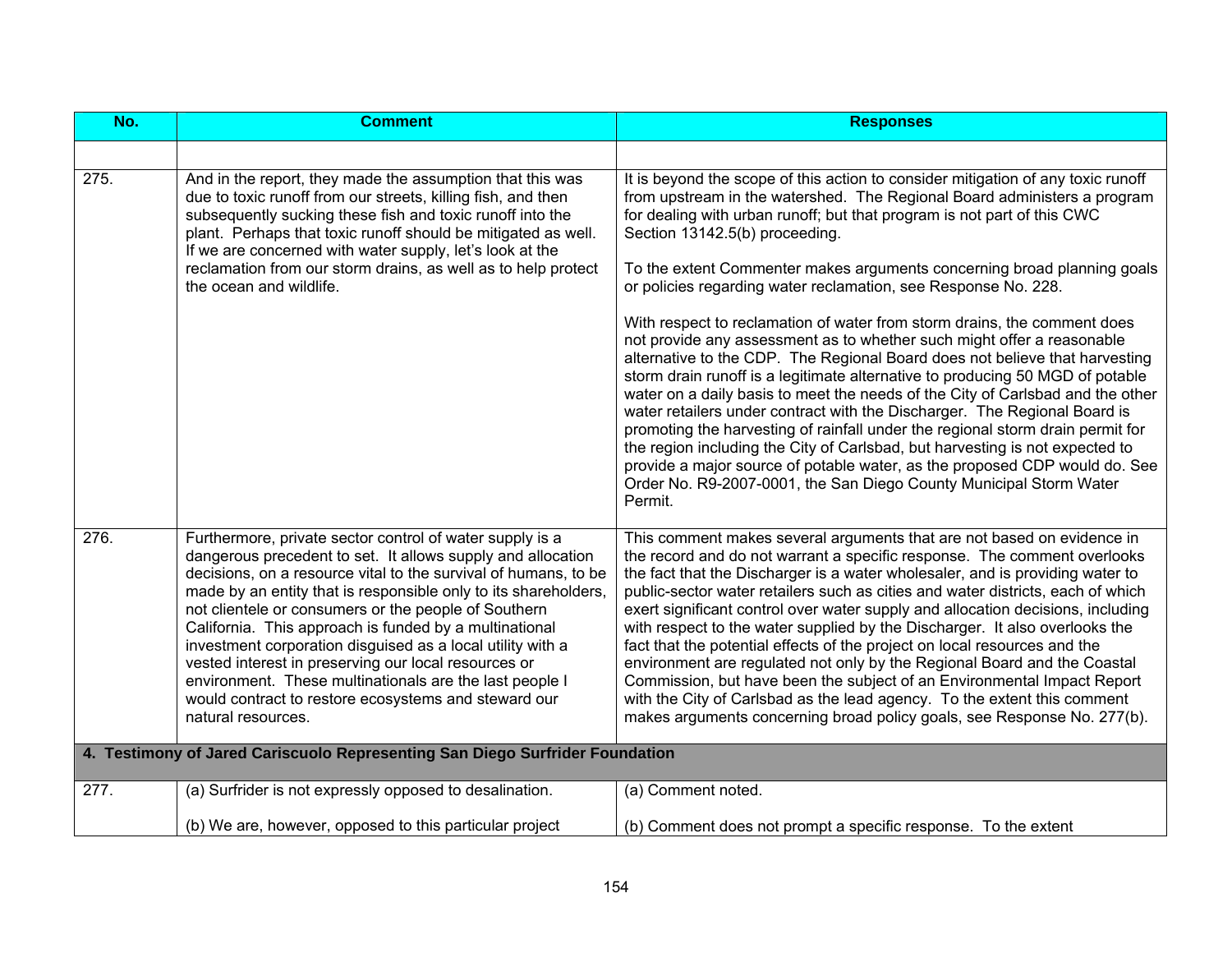| No. | Comment | Responses |
|---|---|---|
| | | |
| 275. | And in the report, they made the assumption that this was due to toxic runoff from our streets, killing fish, and then subsequently sucking these fish and toxic runoff into the plant. Perhaps that toxic runoff should be mitigated as well. If we are concerned with water supply, let's look at the reclamation from our storm drains, as well as to help protect the ocean and wildlife. | It is beyond the scope of this action to consider mitigation of any toxic runoff from upstream in the watershed. The Regional Board administers a program for dealing with urban runoff; but that program is not part of this CWC Section 13142.5(b) proceeding.<br><br>To the extent Commenter makes arguments concerning broad planning goals or policies regarding water reclamation, see Response No. 228.<br><br>With respect to reclamation of water from storm drains, the comment does not provide any assessment as to whether such might offer a reasonable alternative to the CDP. The Regional Board does not believe that harvesting storm drain runoff is a legitimate alternative to producing 50 MGD of potable water on a daily basis to meet the needs of the City of Carlsbad and the other water retailers under contract with the Discharger. The Regional Board is promoting the harvesting of rainfall under the regional storm drain permit for the region including the City of Carlsbad, but harvesting is not expected to provide a major source of potable water, as the proposed CDP would do. See Order No. R9-2007-0001, the San Diego County Municipal Storm Water Permit. |
| 276. | Furthermore, private sector control of water supply is a dangerous precedent to set. It allows supply and allocation decisions, on a resource vital to the survival of humans, to be made by an entity that is responsible only to its shareholders, not clientele or consumers or the people of Southern California. This approach is funded by a multinational investment corporation disguised as a local utility with a vested interest in preserving our local resources or environment. These multinationals are the last people I would contract to restore ecosystems and steward our natural resources. | This comment makes several arguments that are not based on evidence in the record and do not warrant a specific response. The comment overlooks the fact that the Discharger is a water wholesaler, and is providing water to public-sector water retailers such as cities and water districts, each of which exert significant control over water supply and allocation decisions, including with respect to the water supplied by the Discharger. It also overlooks the fact that the potential effects of the project on local resources and the environment are regulated not only by the Regional Board and the Coastal Commission, but have been the subject of an Environmental Impact Report with the City of Carlsbad as the lead agency. To the extent this comment makes arguments concerning broad policy goals, see Response No. 277(b). |
| **4. Testimony of Jared Cariscuolo Representing San Diego Surfrider Foundation** | | |
| 277. | (a) Surfrider is not expressly opposed to desalination.<br><br>(b) We are, however, opposed to this particular project | (a) Comment noted.<br><br>(b) Comment does not prompt a specific response. To the extent |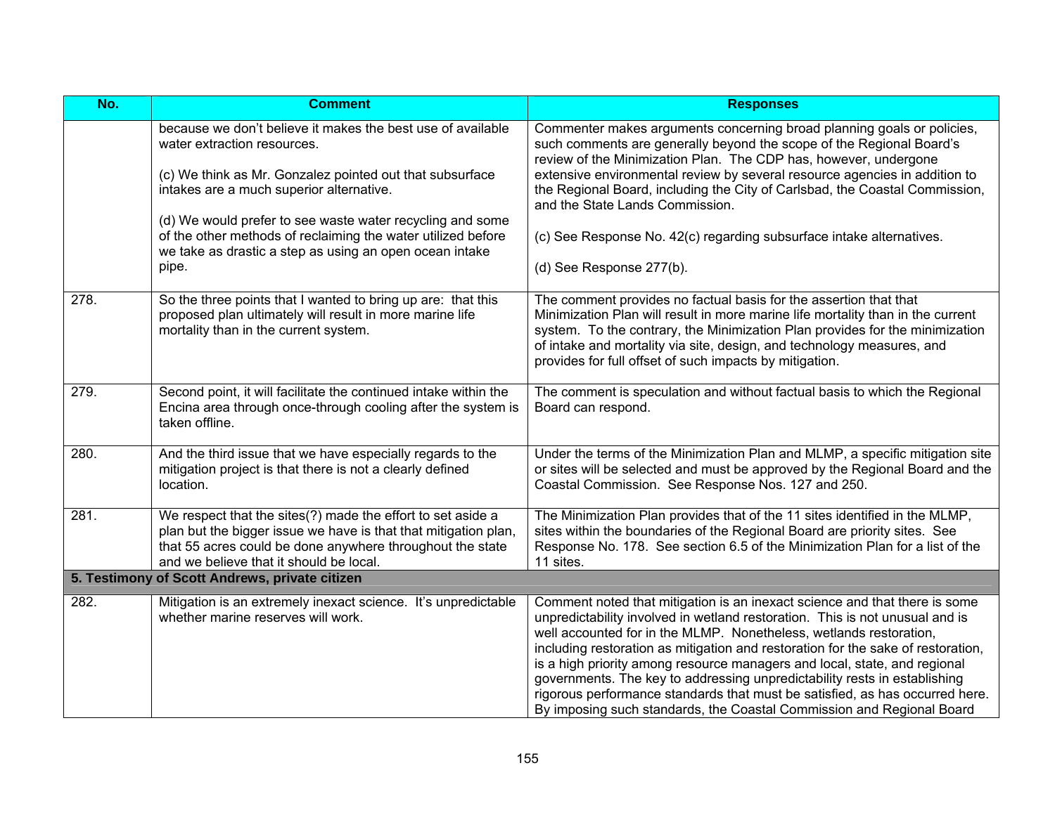| No. | Comment | Responses |
|---|---|---|
| | because we don't believe it makes the best use of available water extraction resources.<br><br>(c) We think as Mr. Gonzalez pointed out that subsurface intakes are a much superior alternative.<br><br>(d) We would prefer to see waste water recycling and some of the other methods of reclaiming the water utilized before we take as drastic a step as using an open ocean intake pipe. | Commenter makes arguments concerning broad planning goals or policies, such comments are generally beyond the scope of the Regional Board's review of the Minimization Plan. The CDP has, however, undergone extensive environmental review by several resource agencies in addition to the Regional Board, including the City of Carlsbad, the Coastal Commission, and the State Lands Commission.<br><br>(c) See Response No. 42(c) regarding subsurface intake alternatives.<br><br>(d) See Response 277(b). |
| 278. | So the three points that I wanted to bring up are: that this proposed plan ultimately will result in more marine life mortality than in the current system. | The comment provides no factual basis for the assertion that that Minimization Plan will result in more marine life mortality than in the current system. To the contrary, the Minimization Plan provides for the minimization of intake and mortality via site, design, and technology measures, and provides for full offset of such impacts by mitigation. |
| 279. | Second point, it will facilitate the continued intake within the Encina area through once-through cooling after the system is taken offline. | The comment is speculation and without factual basis to which the Regional Board can respond. |
| 280. | And the third issue that we have especially regards to the mitigation project is that there is not a clearly defined location. | Under the terms of the Minimization Plan and MLMP, a specific mitigation site or sites will be selected and must be approved by the Regional Board and the Coastal Commission. See Response Nos. 127 and 250. |
| 281. | We respect that the sites(?) made the effort to set aside a plan but the bigger issue we have is that that mitigation plan, that 55 acres could be done anywhere throughout the state and we believe that it should be local. | The Minimization Plan provides that of the 11 sites identified in the MLMP, sites within the boundaries of the Regional Board are priority sites. See Response No. 178. See section 6.5 of the Minimization Plan for a list of the 11 sites. |
| **5. Testimony of Scott Andrews, private citizen** | | |
| 282. | Mitigation is an extremely inexact science. It's unpredictable whether marine reserves will work. | Comment noted that mitigation is an inexact science and that there is some unpredictability involved in wetland restoration. This is not unusual and is well accounted for in the MLMP. Nonetheless, wetlands restoration, including restoration as mitigation and restoration for the sake of restoration, is a high priority among resource managers and local, state, and regional governments. The key to addressing unpredictability rests in establishing rigorous performance standards that must be satisfied, as has occurred here. By imposing such standards, the Coastal Commission and Regional Board |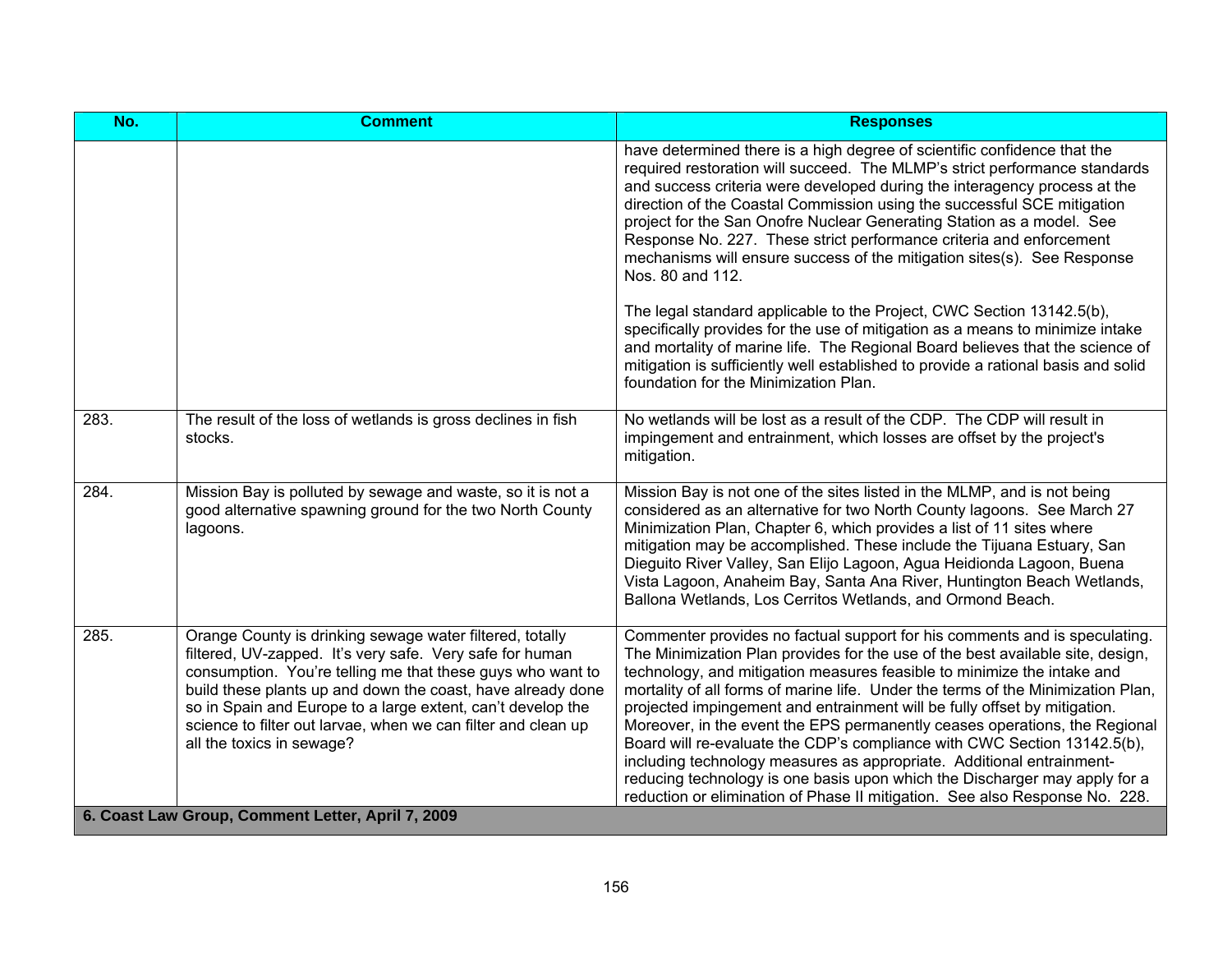| No. | Comment | Responses |
|---|---|---|
| | | have determined there is a high degree of scientific confidence that the required restoration will succeed. The MLMP's strict performance standards and success criteria were developed during the interagency process at the direction of the Coastal Commission using the successful SCE mitigation project for the San Onofre Nuclear Generating Station as a model. See Response No. 227. These strict performance criteria and enforcement mechanisms will ensure success of the mitigation sites(s). See Response Nos. 80 and 112.<br><br>The legal standard applicable to the Project, CWC Section 13142.5(b), specifically provides for the use of mitigation as a means to minimize intake and mortality of marine life. The Regional Board believes that the science of mitigation is sufficiently well established to provide a rational basis and solid foundation for the Minimization Plan. |
| 283. | The result of the loss of wetlands is gross declines in fish stocks. | No wetlands will be lost as a result of the CDP. The CDP will result in impingement and entrainment, which losses are offset by the project's mitigation. |
| 284. | Mission Bay is polluted by sewage and waste, so it is not a good alternative spawning ground for the two North County lagoons. | Mission Bay is not one of the sites listed in the MLMP, and is not being considered as an alternative for two North County lagoons. See March 27 Minimization Plan, Chapter 6, which provides a list of 11 sites where mitigation may be accomplished. These include the Tijuana Estuary, San Dieguito River Valley, San Elijo Lagoon, Agua Heidionda Lagoon, Buena Vista Lagoon, Anaheim Bay, Santa Ana River, Huntington Beach Wetlands, Ballona Wetlands, Los Cerritos Wetlands, and Ormond Beach. |
| 285. | Orange County is drinking sewage water filtered, totally filtered, UV-zapped. It's very safe. Very safe for human consumption. You're telling me that these guys who want to build these plants up and down the coast, have already done so in Spain and Europe to a large extent, can't develop the science to filter out larvae, when we can filter and clean up all the toxics in sewage? | Commenter provides no factual support for his comments and is speculating. The Minimization Plan provides for the use of the best available site, design, technology, and mitigation measures feasible to minimize the intake and mortality of all forms of marine life. Under the terms of the Minimization Plan, projected impingement and entrainment will be fully offset by mitigation. Moreover, in the event the EPS permanently ceases operations, the Regional Board will re-evaluate the CDP's compliance with CWC Section 13142.5(b), including technology measures as appropriate. Additional entrainment-reducing technology is one basis upon which the Discharger may apply for a reduction or elimination of Phase II mitigation. See also Response No. 228. |
| **6. Coast Law Group, Comment Letter, April 7, 2009** | | |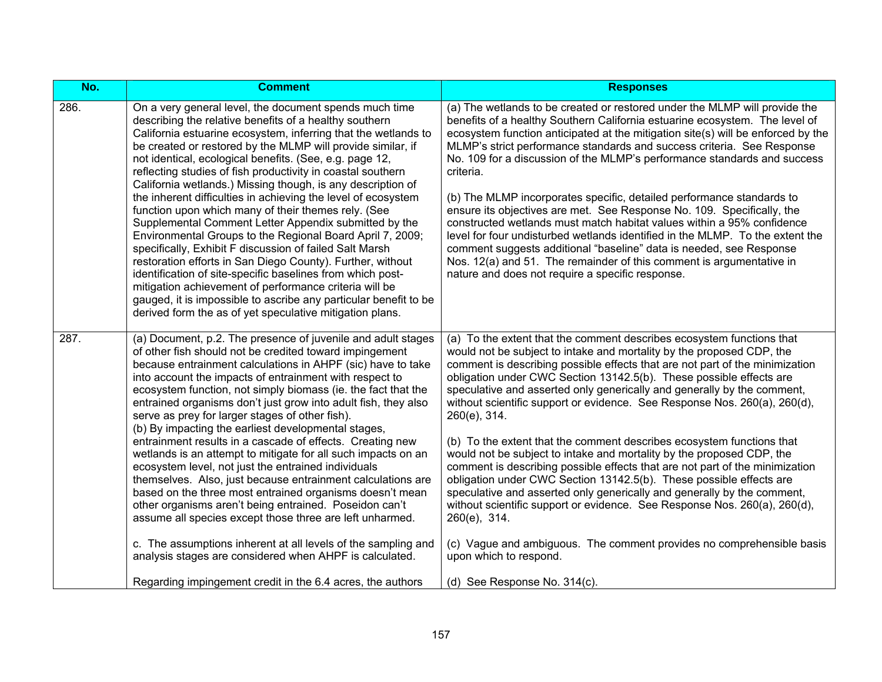| No. | Comment | Responses |
| --- | --- | --- |
| 286. | On a very general level, the document spends much time describing the relative benefits of a healthy southern California estuarine ecosystem, inferring that the wetlands to be created or restored by the MLMP will provide similar, if not identical, ecological benefits. (See, e.g. page 12, reflecting studies of fish productivity in coastal southern California wetlands.) Missing though, is any description of the inherent difficulties in achieving the level of ecosystem function upon which many of their themes rely. (See Supplemental Comment Letter Appendix submitted by the Environmental Groups to the Regional Board April 7, 2009; specifically, Exhibit F discussion of failed Salt Marsh restoration efforts in San Diego County). Further, without identification of site-specific baselines from which post-mitigation achievement of performance criteria will be gauged, it is impossible to ascribe any particular benefit to be derived form the as of yet speculative mitigation plans. | (a) The wetlands to be created or restored under the MLMP will provide the benefits of a healthy Southern California estuarine ecosystem. The level of ecosystem function anticipated at the mitigation site(s) will be enforced by the MLMP's strict performance standards and success criteria. See Response No. 109 for a discussion of the MLMP's performance standards and success criteria.<br><br>(b) The MLMP incorporates specific, detailed performance standards to ensure its objectives are met. See Response No. 109. Specifically, the constructed wetlands must match habitat values within a 95% confidence level for four undisturbed wetlands identified in the MLMP. To the extent the comment suggests additional "baseline" data is needed, see Response Nos. 12(a) and 51. The remainder of this comment is argumentative in nature and does not require a specific response. |
| 287. | (a) Document, p.2. The presence of juvenile and adult stages of other fish should not be credited toward impingement because entrainment calculations in AHPF (sic) have to take into account the impacts of entrainment with respect to ecosystem function, not simply biomass (ie. the fact that the entrained organisms don't just grow into adult fish, they also serve as prey for larger stages of other fish).<br>(b) By impacting the earliest developmental stages, entrainment results in a cascade of effects. Creating new wetlands is an attempt to mitigate for all such impacts on an ecosystem level, not just the entrained individuals themselves. Also, just because entrainment calculations are based on the three most entrained organisms doesn't mean other organisms aren't being entrained. Poseidon can't assume all species except those three are left unharmed.<br><br>c. The assumptions inherent at all levels of the sampling and analysis stages are considered when AHPF is calculated.<br><br>Regarding impingement credit in the 6.4 acres, the authors | (a) To the extent that the comment describes ecosystem functions that would not be subject to intake and mortality by the proposed CDP, the comment is describing possible effects that are not part of the minimization obligation under CWC Section 13142.5(b). These possible effects are speculative and asserted only generically and generally by the comment, without scientific support or evidence. See Response Nos. 260(a), 260(d), 260(e), 314.<br><br>(b) To the extent that the comment describes ecosystem functions that would not be subject to intake and mortality by the proposed CDP, the comment is describing possible effects that are not part of the minimization obligation under CWC Section 13142.5(b). These possible effects are speculative and asserted only generically and generally by the comment, without scientific support or evidence. See Response Nos. 260(a), 260(d), 260(e), 314.<br><br>(c) Vague and ambiguous. The comment provides no comprehensible basis upon which to respond.<br><br>(d) See Response No. 314(c). |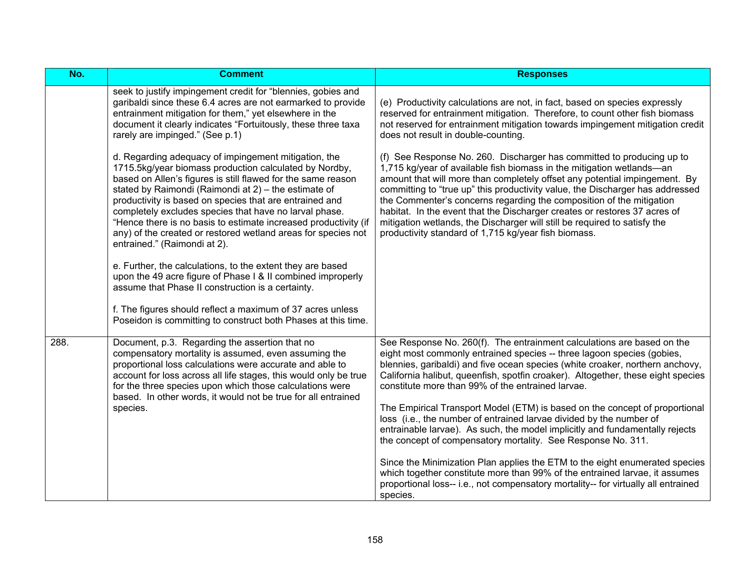| No. | Comment | Responses |
|---|---|---|
| | seek to justify impingement credit for "blennies, gobies and garibaldi since these 6.4 acres are not earmarked to provide entrainment mitigation for them," yet elsewhere in the document it clearly indicates "Fortuitously, these three taxa rarely are impinged." (See p.1)<br><br>d. Regarding adequacy of impingement mitigation, the 1715.5kg/year biomass production calculated by Nordby, based on Allen's figures is still flawed for the same reason stated by Raimondi (Raimondi at 2) – the estimate of productivity is based on species that are entrained and completely excludes species that have no larval phase. "Hence there is no basis to estimate increased productivity (if any) of the created or restored wetland areas for species not entrained." (Raimondi at 2).<br><br>e. Further, the calculations, to the extent they are based upon the 49 acre figure of Phase I & II combined improperly assume that Phase II construction is a certainty.<br><br>f. The figures should reflect a maximum of 37 acres unless Poseidon is committing to construct both Phases at this time. | (e) Productivity calculations are not, in fact, based on species expressly reserved for entrainment mitigation. Therefore, to count other fish biomass not reserved for entrainment mitigation towards impingement mitigation credit does not result in double-counting.<br><br>(f) See Response No. 260. Discharger has committed to producing up to 1,715 kg/year of available fish biomass in the mitigation wetlands—an amount that will more than completely offset any potential impingement. By committing to "true up" this productivity value, the Discharger has addressed the Commenter's concerns regarding the composition of the mitigation habitat. In the event that the Discharger creates or restores 37 acres of mitigation wetlands, the Discharger will still be required to satisfy the productivity standard of 1,715 kg/year fish biomass. |
| 288. | Document, p.3. Regarding the assertion that no compensatory mortality is assumed, even assuming the proportional loss calculations were accurate and able to account for loss across all life stages, this would only be true for the three species upon which those calculations were based. In other words, it would not be true for all entrained species. | See Response No. 260(f). The entrainment calculations are based on the eight most commonly entrained species -- three lagoon species (gobies, blennies, garibaldi) and five ocean species (white croaker, northern anchovy, California halibut, queenfish, spotfin croaker). Altogether, these eight species constitute more than 99% of the entrained larvae.<br><br>The Empirical Transport Model (ETM) is based on the concept of proportional loss (i.e., the number of entrained larvae divided by the number of entrainable larvae). As such, the model implicitly and fundamentally rejects the concept of compensatory mortality. See Response No. 311.<br><br>Since the Minimization Plan applies the ETM to the eight enumerated species which together constitute more than 99% of the entrained larvae, it assumes proportional loss-- i.e., not compensatory mortality-- for virtually all entrained species. |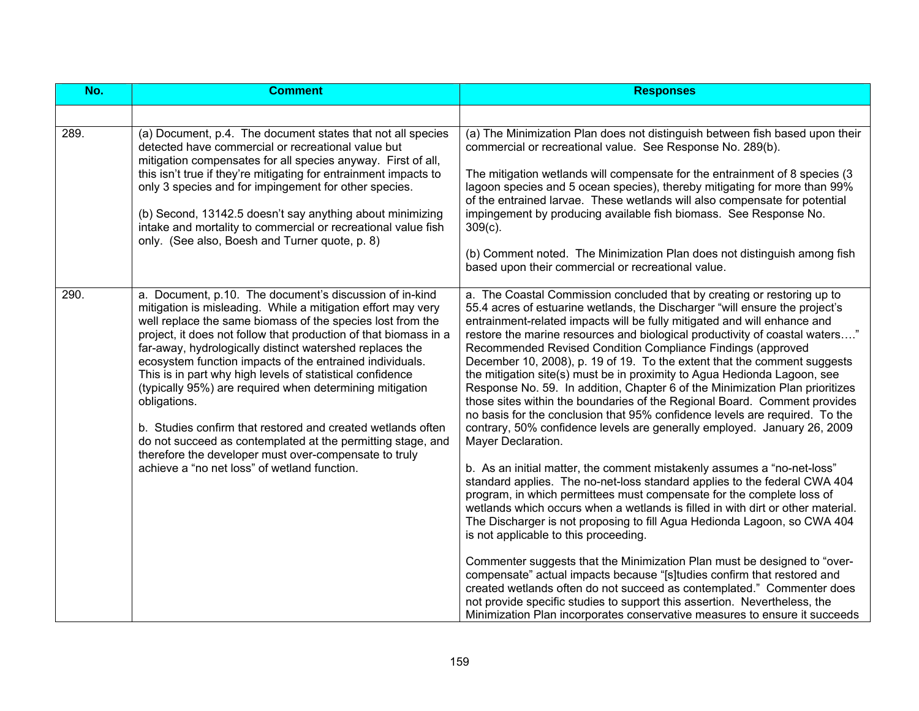| No. | Comment | Responses |
| --- | --- | --- |
| | | |
| 289. | (a) Document, p.4. The document states that not all species detected have commercial or recreational value but mitigation compensates for all species anyway. First of all, this isn't true if they're mitigating for entrainment impacts to only 3 species and for impingement for other species.<br><br>(b) Second, 13142.5 doesn't say anything about minimizing intake and mortality to commercial or recreational value fish only. (See also, Boesh and Turner quote, p. 8) | (a) The Minimization Plan does not distinguish between fish based upon their commercial or recreational value. See Response No. 289(b).<br><br>The mitigation wetlands will compensate for the entrainment of 8 species (3 lagoon species and 5 ocean species), thereby mitigating for more than 99% of the entrained larvae. These wetlands will also compensate for potential impingement by producing available fish biomass. See Response No. 309(c).<br><br>(b) Comment noted. The Minimization Plan does not distinguish among fish based upon their commercial or recreational value. |
| 290. | a. Document, p.10. The document's discussion of in-kind mitigation is misleading. While a mitigation effort may very well replace the same biomass of the species lost from the project, it does not follow that production of that biomass in a far-away, hydrologically distinct watershed replaces the ecosystem function impacts of the entrained individuals. This is in part why high levels of statistical confidence (typically 95%) are required when determining mitigation obligations.<br><br>b. Studies confirm that restored and created wetlands often do not succeed as contemplated at the permitting stage, and therefore the developer must over-compensate to truly achieve a "no net loss" of wetland function. | a. The Coastal Commission concluded that by creating or restoring up to 55.4 acres of estuarine wetlands, the Discharger "will ensure the project's entrainment-related impacts will be fully mitigated and will enhance and restore the marine resources and biological productivity of coastal waters…." Recommended Revised Condition Compliance Findings (approved December 10, 2008), p. 19 of 19. To the extent that the comment suggests the mitigation site(s) must be in proximity to Agua Hedionda Lagoon, see Response No. 59. In addition, Chapter 6 of the Minimization Plan prioritizes those sites within the boundaries of the Regional Board. Comment provides no basis for the conclusion that 95% confidence levels are required. To the contrary, 50% confidence levels are generally employed. January 26, 2009 Mayer Declaration.<br><br>b. As an initial matter, the comment mistakenly assumes a "no-net-loss" standard applies. The no-net-loss standard applies to the federal CWA 404 program, in which permittees must compensate for the complete loss of wetlands which occurs when a wetlands is filled in with dirt or other material. The Discharger is not proposing to fill Agua Hedionda Lagoon, so CWA 404 is not applicable to this proceeding.<br><br>Commenter suggests that the Minimization Plan must be designed to "over-compensate" actual impacts because "[s]tudies confirm that restored and created wetlands often do not succeed as contemplated." Commenter does not provide specific studies to support this assertion. Nevertheless, the Minimization Plan incorporates conservative measures to ensure it succeeds |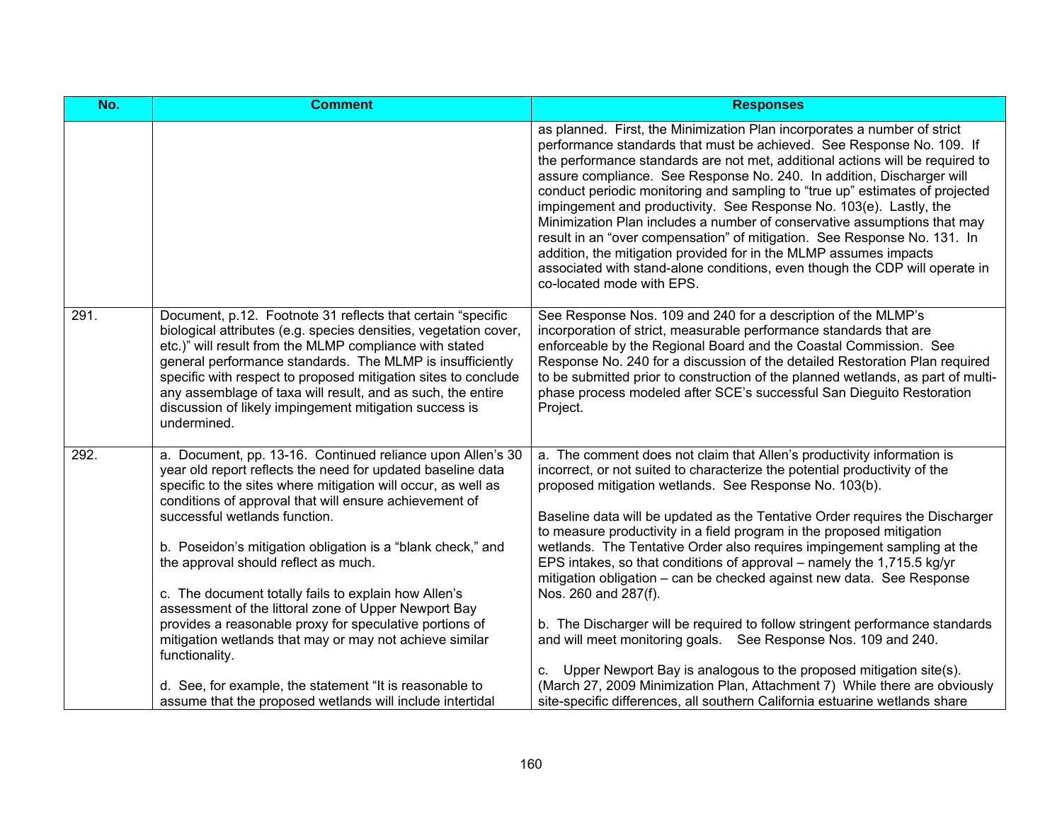| No. | Comment | Responses |
|---|---|---|
| | | as planned. First, the Minimization Plan incorporates a number of strict performance standards that must be achieved. See Response No. 109. If the performance standards are not met, additional actions will be required to assure compliance. See Response No. 240. In addition, Discharger will conduct periodic monitoring and sampling to "true up" estimates of projected impingement and productivity. See Response No. 103(e). Lastly, the Minimization Plan includes a number of conservative assumptions that may result in an "over compensation" of mitigation. See Response No. 131. In addition, the mitigation provided for in the MLMP assumes impacts associated with stand-alone conditions, even though the CDP will operate in co-located mode with EPS. |
| 291. | Document, p.12. Footnote 31 reflects that certain "specific biological attributes (e.g. species densities, vegetation cover, etc.)" will result from the MLMP compliance with stated general performance standards. The MLMP is insufficiently specific with respect to proposed mitigation sites to conclude any assemblage of taxa will result, and as such, the entire discussion of likely impingement mitigation success is undermined. | See Response Nos. 109 and 240 for a description of the MLMP's incorporation of strict, measurable performance standards that are enforceable by the Regional Board and the Coastal Commission. See Response No. 240 for a discussion of the detailed Restoration Plan required to be submitted prior to construction of the planned wetlands, as part of multi-phase process modeled after SCE's successful San Dieguito Restoration Project. |
| 292. | a. Document, pp. 13-16. Continued reliance upon Allen's 30 year old report reflects the need for updated baseline data specific to the sites where mitigation will occur, as well as conditions of approval that will ensure achievement of successful wetlands function.<br><br>b. Poseidon's mitigation obligation is a "blank check," and the approval should reflect as much.<br><br>c. The document totally fails to explain how Allen's assessment of the littoral zone of Upper Newport Bay provides a reasonable proxy for speculative portions of mitigation wetlands that may or may not achieve similar functionality.<br><br>d. See, for example, the statement "It is reasonable to assume that the proposed wetlands will include intertidal | a. The comment does not claim that Allen's productivity information is incorrect, or not suited to characterize the potential productivity of the proposed mitigation wetlands. See Response No. 103(b).<br><br>Baseline data will be updated as the Tentative Order requires the Discharger to measure productivity in a field program in the proposed mitigation wetlands. The Tentative Order also requires impingement sampling at the EPS intakes, so that conditions of approval – namely the 1,715.5 kg/yr mitigation obligation – can be checked against new data. See Response Nos. 260 and 287(f).<br><br>b. The Discharger will be required to follow stringent performance standards and will meet monitoring goals. See Response Nos. 109 and 240.<br><br>c. Upper Newport Bay is analogous to the proposed mitigation site(s). (March 27, 2009 Minimization Plan, Attachment 7) While there are obviously site-specific differences, all southern California estuarine wetlands share |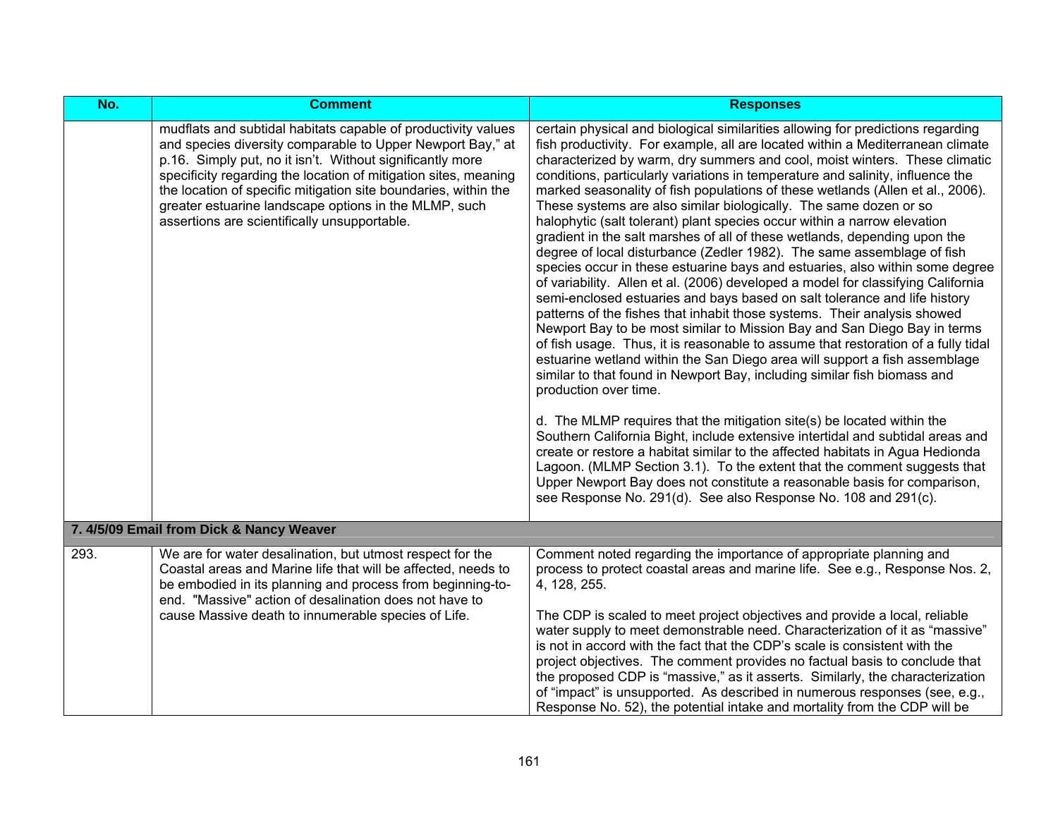| No. | Comment | Responses |
|---|---|---|
| | mudflats and subtidal habitats capable of productivity values and species diversity comparable to Upper Newport Bay," at p.16. Simply put, no it isn't. Without significantly more specificity regarding the location of mitigation sites, meaning the location of specific mitigation site boundaries, within the greater estuarine landscape options in the MLMP, such assertions are scientifically unsupportable. | certain physical and biological similarities allowing for predictions regarding fish productivity. For example, all are located within a Mediterranean climate characterized by warm, dry summers and cool, moist winters. These climatic conditions, particularly variations in temperature and salinity, influence the marked seasonality of fish populations of these wetlands (Allen et al., 2006). These systems are also similar biologically. The same dozen or so halophytic (salt tolerant) plant species occur within a narrow elevation gradient in the salt marshes of all of these wetlands, depending upon the degree of local disturbance (Zedler 1982). The same assemblage of fish species occur in these estuarine bays and estuaries, also within some degree of variability. Allen et al. (2006) developed a model for classifying California semi-enclosed estuaries and bays based on salt tolerance and life history patterns of the fishes that inhabit those systems. Their analysis showed Newport Bay to be most similar to Mission Bay and San Diego Bay in terms of fish usage. Thus, it is reasonable to assume that restoration of a fully tidal estuarine wetland within the San Diego area will support a fish assemblage similar to that found in Newport Bay, including similar fish biomass and production over time.<br><br>d. The MLMP requires that the mitigation site(s) be located within the Southern California Bight, include extensive intertidal and subtidal areas and create or restore a habitat similar to the affected habitats in Agua Hedionda Lagoon. (MLMP Section 3.1). To the extent that the comment suggests that Upper Newport Bay does not constitute a reasonable basis for comparison, see Response No. 291(d). See also Response No. 108 and 291(c). |
| **7. 4/5/09 Email from Dick & Nancy Weaver** | | |
| 293. | We are for water desalination, but utmost respect for the Coastal areas and Marine life that will be affected, needs to be embodied in its planning and process from beginning-to-end. "Massive" action of desalination does not have to cause Massive death to innumerable species of Life. | Comment noted regarding the importance of appropriate planning and process to protect coastal areas and marine life. See e.g., Response Nos. 2, 4, 128, 255.<br><br>The CDP is scaled to meet project objectives and provide a local, reliable water supply to meet demonstrable need. Characterization of it as "massive" is not in accord with the fact that the CDP's scale is consistent with the project objectives. The comment provides no factual basis to conclude that the proposed CDP is "massive," as it asserts. Similarly, the characterization of "impact" is unsupported. As described in numerous responses (see, e.g., Response No. 52), the potential intake and mortality from the CDP will be |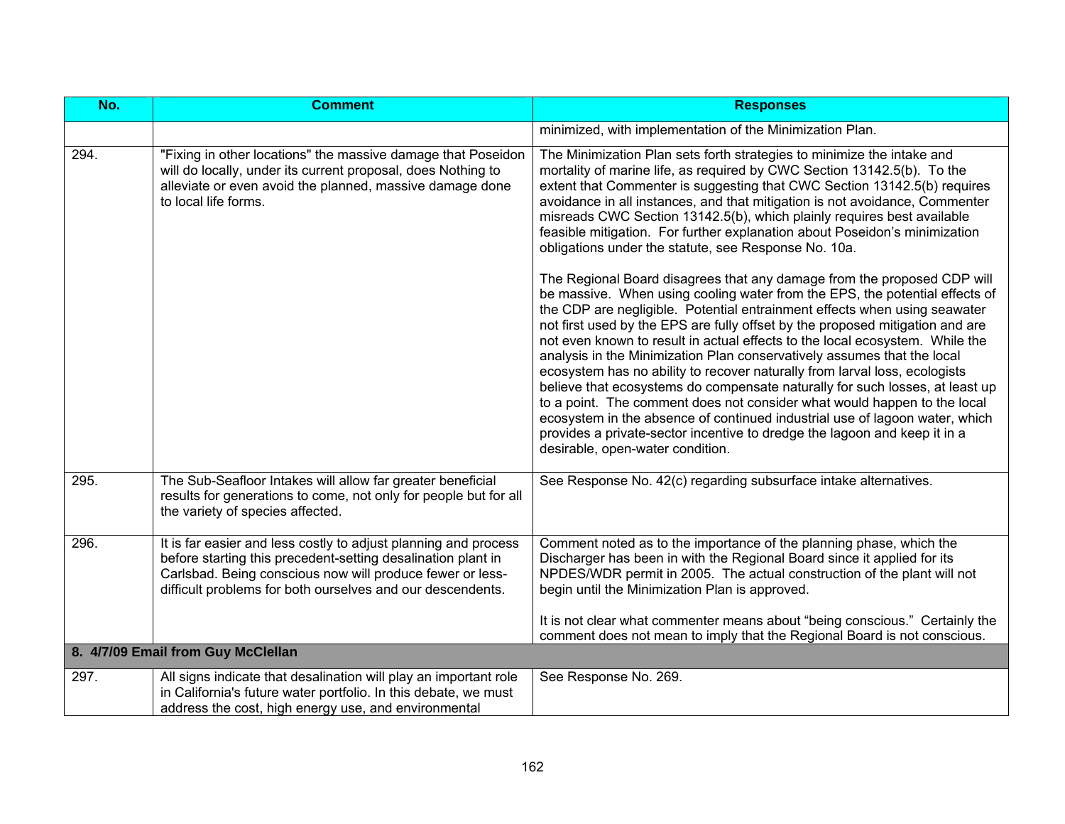| No. | Comment | Responses |
|---|---|---|
| | | minimized, with implementation of the Minimization Plan. |
| 294. | "Fixing in other locations" the massive damage that Poseidon will do locally, under its current proposal, does Nothing to alleviate or even avoid the planned, massive damage done to local life forms. | The Minimization Plan sets forth strategies to minimize the intake and mortality of marine life, as required by CWC Section 13142.5(b). To the extent that Commenter is suggesting that CWC Section 13142.5(b) requires avoidance in all instances, and that mitigation is not avoidance, Commenter misreads CWC Section 13142.5(b), which plainly requires best available feasible mitigation. For further explanation about Poseidon's minimization obligations under the statute, see Response No. 10a.<br><br>The Regional Board disagrees that any damage from the proposed CDP will be massive. When using cooling water from the EPS, the potential effects of the CDP are negligible. Potential entrainment effects when using seawater not first used by the EPS are fully offset by the proposed mitigation and are not even known to result in actual effects to the local ecosystem. While the analysis in the Minimization Plan conservatively assumes that the local ecosystem has no ability to recover naturally from larval loss, ecologists believe that ecosystems do compensate naturally for such losses, at least up to a point. The comment does not consider what would happen to the local ecosystem in the absence of continued industrial use of lagoon water, which provides a private-sector incentive to dredge the lagoon and keep it in a desirable, open-water condition. |
| 295. | The Sub-Seafloor Intakes will allow far greater beneficial results for generations to come, not only for people but for all the variety of species affected. | See Response No. 42(c) regarding subsurface intake alternatives. |
| 296. | It is far easier and less costly to adjust planning and process before starting this precedent-setting desalination plant in Carlsbad. Being conscious now will produce fewer or less-difficult problems for both ourselves and our descendents. | Comment noted as to the importance of the planning phase, which the Discharger has been in with the Regional Board since it applied for its NPDES/WDR permit in 2005. The actual construction of the plant will not begin until the Minimization Plan is approved.<br><br>It is not clear what commenter means about "being conscious." Certainly the comment does not mean to imply that the Regional Board is not conscious. |
| **8. 4/7/09 Email from Guy McClellan** | | |
| 297. | All signs indicate that desalination will play an important role in California's future water portfolio. In this debate, we must address the cost, high energy use, and environmental | See Response No. 269. |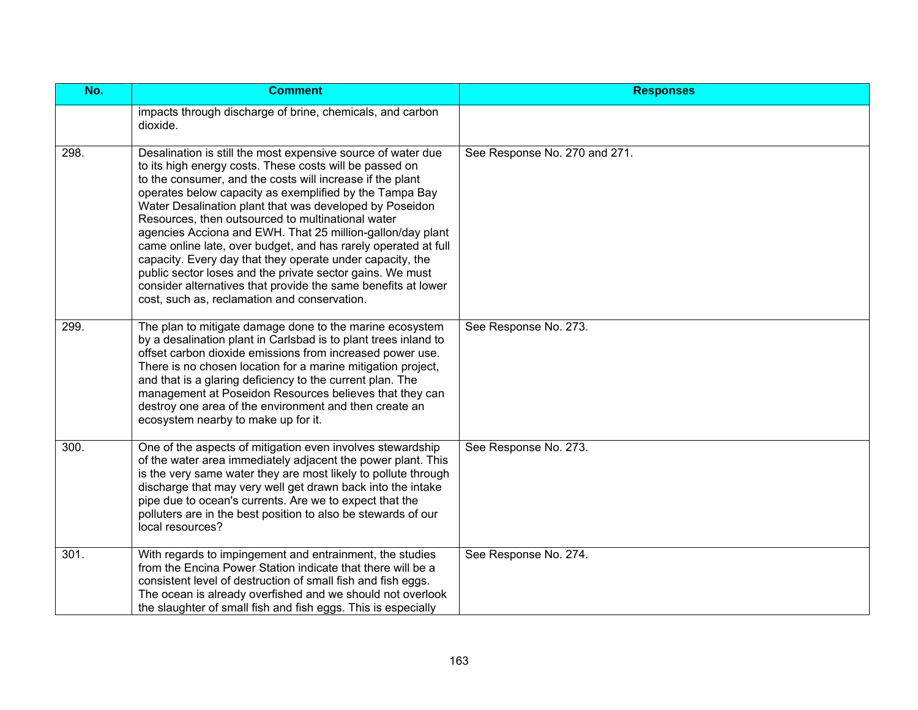| No. | Comment | Responses |
|---|---|---|
| | impacts through discharge of brine, chemicals, and carbon dioxide. | |
| 298. | Desalination is still the most expensive source of water due to its high energy costs. These costs will be passed on to the consumer, and the costs will increase if the plant operates below capacity as exemplified by the Tampa Bay Water Desalination plant that was developed by Poseidon Resources, then outsourced to multinational water agencies Acciona and EWH. That 25 million-gallon/day plant came online late, over budget, and has rarely operated at full capacity. Every day that they operate under capacity, the public sector loses and the private sector gains. We must consider alternatives that provide the same benefits at lower cost, such as, reclamation and conservation. | See Response No. 270 and 271. |
| 299. | The plan to mitigate damage done to the marine ecosystem by a desalination plant in Carlsbad is to plant trees inland to offset carbon dioxide emissions from increased power use. There is no chosen location for a marine mitigation project, and that is a glaring deficiency to the current plan. The management at Poseidon Resources believes that they can destroy one area of the environment and then create an ecosystem nearby to make up for it. | See Response No. 273. |
| 300. | One of the aspects of mitigation even involves stewardship of the water area immediately adjacent the power plant. This is the very same water they are most likely to pollute through discharge that may very well get drawn back into the intake pipe due to ocean's currents. Are we to expect that the polluters are in the best position to also be stewards of our local resources? | See Response No. 273. |
| 301. | With regards to impingement and entrainment, the studies from the Encina Power Station indicate that there will be a consistent level of destruction of small fish and fish eggs. The ocean is already overfished and we should not overlook the slaughter of small fish and fish eggs. This is especially | See Response No. 274. |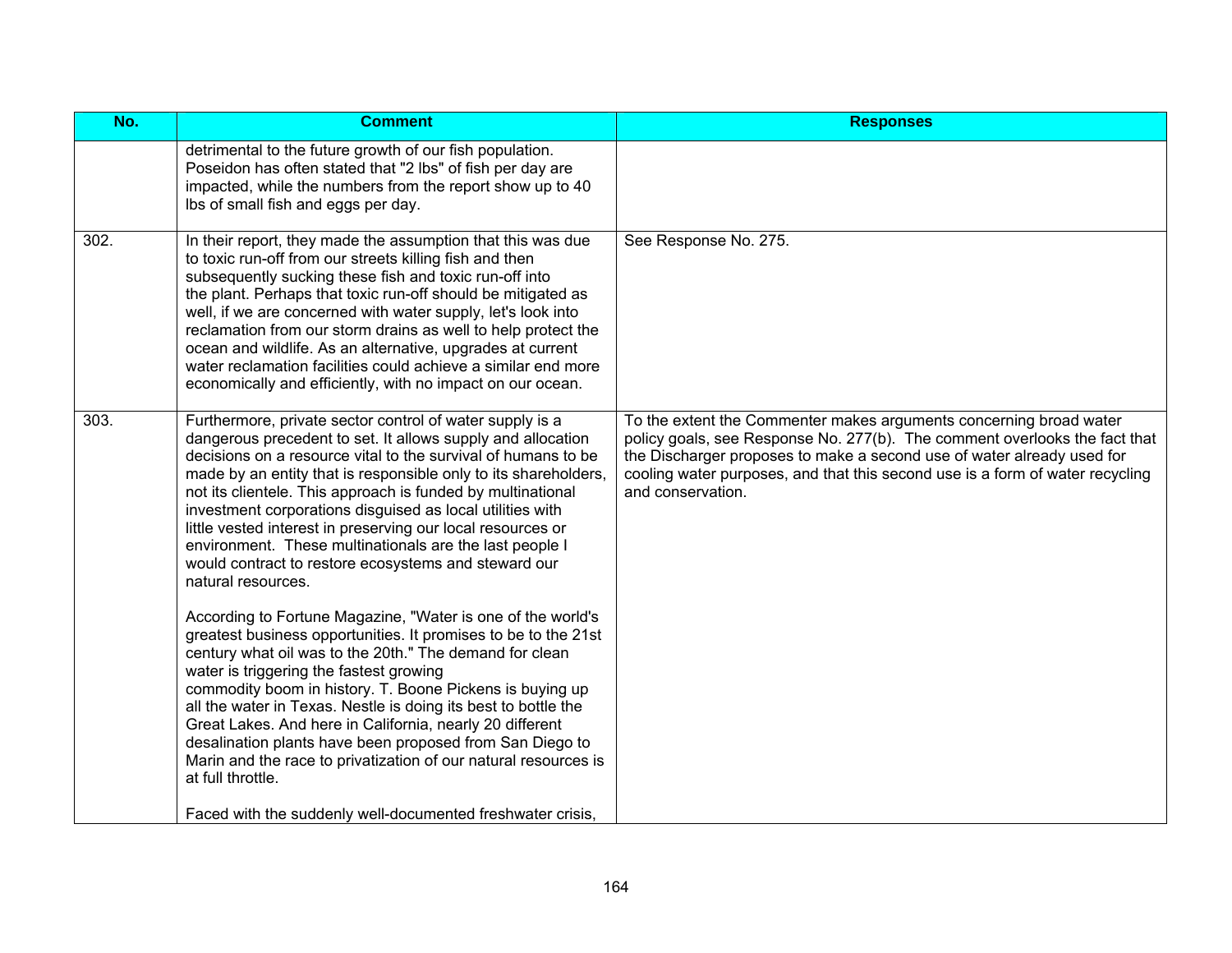| No. | Comment | Responses |
|---|---|---|
| | detrimental to the future growth of our fish population. Poseidon has often stated that "2 lbs" of fish per day are impacted, while the numbers from the report show up to 40 lbs of small fish and eggs per day. | |
| 302. | In their report, they made the assumption that this was due to toxic run-off from our streets killing fish and then subsequently sucking these fish and toxic run-off into the plant. Perhaps that toxic run-off should be mitigated as well, if we are concerned with water supply, let's look into reclamation from our storm drains as well to help protect the ocean and wildlife. As an alternative, upgrades at current water reclamation facilities could achieve a similar end more economically and efficiently, with no impact on our ocean. | See Response No. 275. |
| 303. | Furthermore, private sector control of water supply is a dangerous precedent to set. It allows supply and allocation decisions on a resource vital to the survival of humans to be made by an entity that is responsible only to its shareholders, not its clientele. This approach is funded by multinational investment corporations disguised as local utilities with little vested interest in preserving our local resources or environment. These multinationals are the last people I would contract to restore ecosystems and steward our natural resources.<br><br>According to Fortune Magazine, "Water is one of the world's greatest business opportunities. It promises to be to the 21st century what oil was to the 20th." The demand for clean water is triggering the fastest growing commodity boom in history. T. Boone Pickens is buying up all the water in Texas. Nestle is doing its best to bottle the Great Lakes. And here in California, nearly 20 different desalination plants have been proposed from San Diego to Marin and the race to privatization of our natural resources is at full throttle.<br><br>Faced with the suddenly well-documented freshwater crisis, | To the extent the Commenter makes arguments concerning broad water policy goals, see Response No. 277(b). The comment overlooks the fact that the Discharger proposes to make a second use of water already used for cooling water purposes, and that this second use is a form of water recycling and conservation. |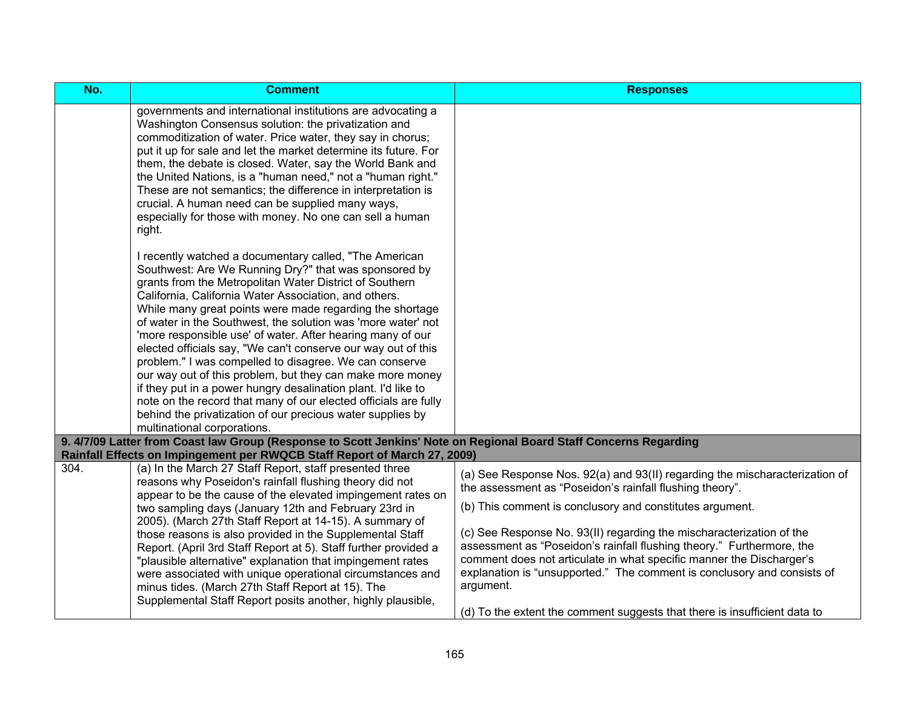| No. | Comment | Responses |
|---|---|---|
| | governments and international institutions are advocating a Washington Consensus solution: the privatization and commoditization of water. Price water, they say in chorus; put it up for sale and let the market determine its future. For them, the debate is closed. Water, say the World Bank and the United Nations, is a "human need," not a "human right." These are not semantics; the difference in interpretation is crucial. A human need can be supplied many ways, especially for those with money. No one can sell a human right.<br><br>I recently watched a documentary called, "The American Southwest: Are We Running Dry?" that was sponsored by grants from the Metropolitan Water District of Southern California, California Water Association, and others. While many great points were made regarding the shortage of water in the Southwest, the solution was 'more water' not 'more responsible use' of water. After hearing many of our elected officials say, "We can't conserve our way out of this problem." I was compelled to disagree. We can conserve our way out of this problem, but they can make more money if they put in a power hungry desalination plant. I'd like to note on the record that many of our elected officials are fully behind the privatization of our precious water supplies by multinational corporations. | |
| **9. 4/7/09 Latter from Coast law Group (Response to Scott Jenkins' Note on Regional Board Staff Concerns Regarding Rainfall Effects on Impingement per RWQCB Staff Report of March 27, 2009)** | | |
| 304. | (a) In the March 27 Staff Report, staff presented three reasons why Poseidon's rainfall flushing theory did not appear to be the cause of the elevated impingement rates on two sampling days (January 12th and February 23rd in 2005). (March 27th Staff Report at 14-15). A summary of those reasons is also provided in the Supplemental Staff Report. (April 3rd Staff Report at 5). Staff further provided a "plausible alternative" explanation that impingement rates were associated with unique operational circumstances and minus tides. (March 27th Staff Report at 15). The Supplemental Staff Report posits another, highly plausible, | (a) See Response Nos. 92(a) and 93(II) regarding the mischaracterization of the assessment as "Poseidon's rainfall flushing theory".<br><br>(b) This comment is conclusory and constitutes argument.<br><br>(c) See Response No. 93(II) regarding the mischaracterization of the assessment as "Poseidon's rainfall flushing theory." Furthermore, the comment does not articulate in what specific manner the Discharger's explanation is "unsupported." The comment is conclusory and consists of argument.<br><br>(d) To the extent the comment suggests that there is insufficient data to |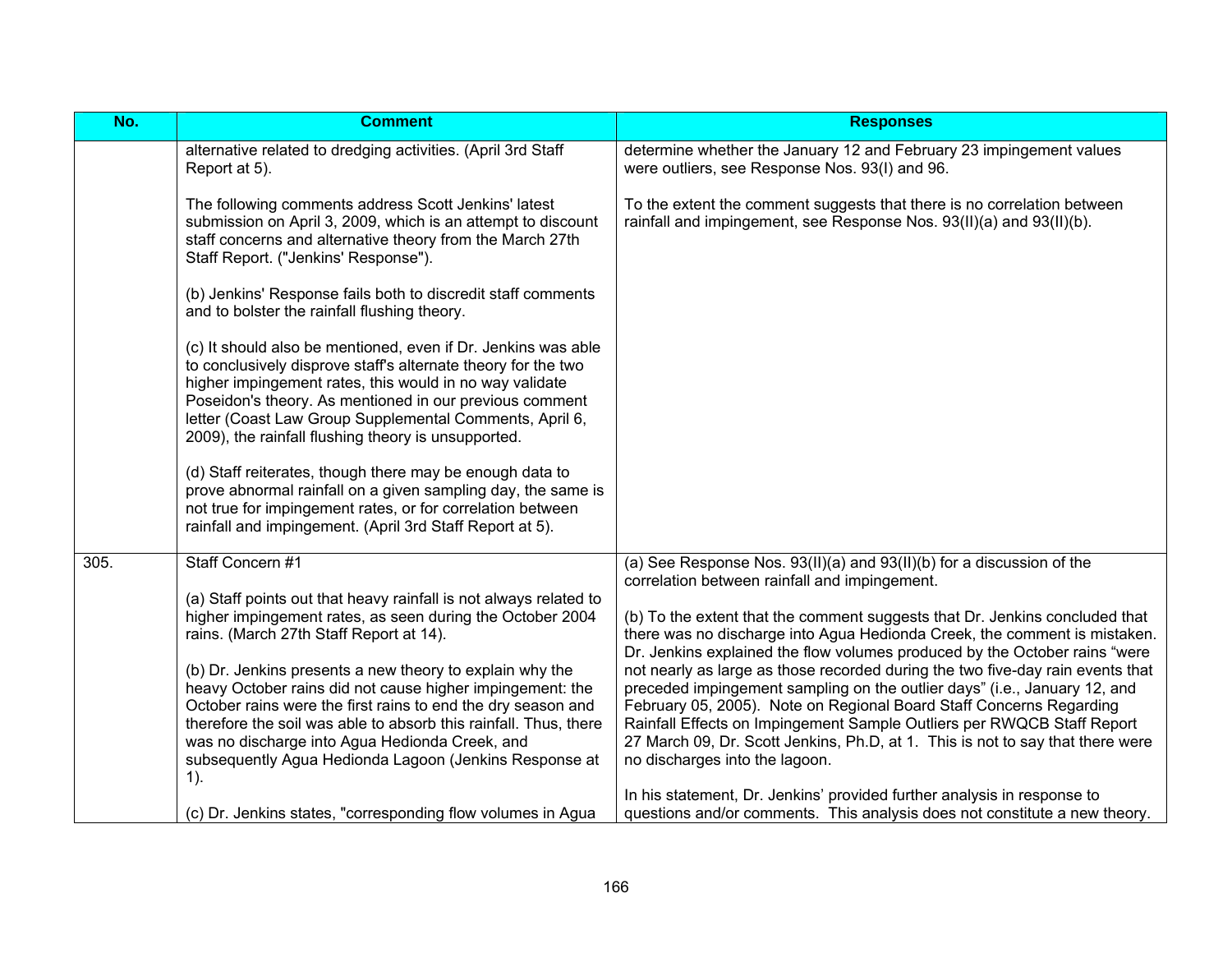| No. | Comment | Responses |
|---|---|---|
| | alternative related to dredging activities. (April 3rd Staff Report at 5).<br><br>The following comments address Scott Jenkins' latest submission on April 3, 2009, which is an attempt to discount staff concerns and alternative theory from the March 27th Staff Report. ("Jenkins' Response").<br><br>(b) Jenkins' Response fails both to discredit staff comments and to bolster the rainfall flushing theory.<br><br>(c) It should also be mentioned, even if Dr. Jenkins was able to conclusively disprove staff's alternate theory for the two higher impingement rates, this would in no way validate Poseidon's theory. As mentioned in our previous comment letter (Coast Law Group Supplemental Comments, April 6, 2009), the rainfall flushing theory is unsupported.<br><br>(d) Staff reiterates, though there may be enough data to prove abnormal rainfall on a given sampling day, the same is not true for impingement rates, or for correlation between rainfall and impingement. (April 3rd Staff Report at 5). | determine whether the January 12 and February 23 impingement values were outliers, see Response Nos. 93(I) and 96.<br><br>To the extent the comment suggests that there is no correlation between rainfall and impingement, see Response Nos. 93(II)(a) and 93(II)(b). |
| 305. | Staff Concern #1<br><br>(a) Staff points out that heavy rainfall is not always related to higher impingement rates, as seen during the October 2004 rains. (March 27th Staff Report at 14).<br><br>(b) Dr. Jenkins presents a new theory to explain why the heavy October rains did not cause higher impingement: the October rains were the first rains to end the dry season and therefore the soil was able to absorb this rainfall. Thus, there was no discharge into Agua Hedionda Creek, and subsequently Agua Hedionda Lagoon (Jenkins Response at 1).<br><br>(c) Dr. Jenkins states, "corresponding flow volumes in Agua | (a) See Response Nos. 93(II)(a) and 93(II)(b) for a discussion of the correlation between rainfall and impingement.<br><br>(b) To the extent that the comment suggests that Dr. Jenkins concluded that there was no discharge into Agua Hedionda Creek, the comment is mistaken. Dr. Jenkins explained the flow volumes produced by the October rains "were not nearly as large as those recorded during the two five-day rain events that preceded impingement sampling on the outlier days" (i.e., January 12, and February 05, 2005). Note on Regional Board Staff Concerns Regarding Rainfall Effects on Impingement Sample Outliers per RWQCB Staff Report 27 March 09, Dr. Scott Jenkins, Ph.D, at 1. This is not to say that there were no discharges into the lagoon.<br><br>In his statement, Dr. Jenkins' provided further analysis in response to questions and/or comments. This analysis does not constitute a new theory. |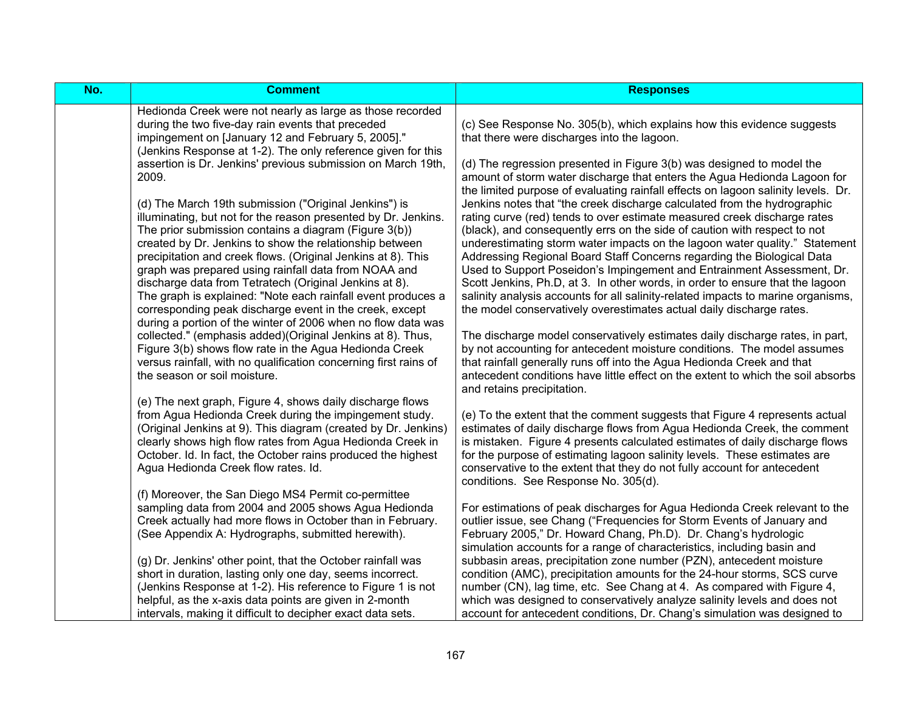| No. | Comment | Responses |
|---|---|---|
| | Hedionda Creek were not nearly as large as those recorded during the two five-day rain events that preceded impingement on [January 12 and February 5, 2005]." (Jenkins Response at 1-2). The only reference given for this assertion is Dr. Jenkins' previous submission on March 19th, 2009.<br><br>(d) The March 19th submission ("Original Jenkins") is illuminating, but not for the reason presented by Dr. Jenkins. The prior submission contains a diagram (Figure 3(b)) created by Dr. Jenkins to show the relationship between precipitation and creek flows. (Original Jenkins at 8). This graph was prepared using rainfall data from NOAA and discharge data from Tetratech (Original Jenkins at 8). The graph is explained: "Note each rainfall event produces a corresponding peak discharge event in the creek, except during a portion of the winter of 2006 when no flow data was collected." (emphasis added)(Original Jenkins at 8). Thus, Figure 3(b) shows flow rate in the Agua Hedionda Creek versus rainfall, with no qualification concerning first rains of the season or soil moisture.<br><br>(e) The next graph, Figure 4, shows daily discharge flows from Agua Hedionda Creek during the impingement study. (Original Jenkins at 9). This diagram (created by Dr. Jenkins) clearly shows high flow rates from Agua Hedionda Creek in October. Id. In fact, the October rains produced the highest Agua Hedionda Creek flow rates. Id.<br><br>(f) Moreover, the San Diego MS4 Permit co-permittee sampling data from 2004 and 2005 shows Agua Hedionda Creek actually had more flows in October than in February. (See Appendix A: Hydrographs, submitted herewith).<br><br>(g) Dr. Jenkins' other point, that the October rainfall was short in duration, lasting only one day, seems incorrect. (Jenkins Response at 1-2). His reference to Figure 1 is not helpful, as the x-axis data points are given in 2-month intervals, making it difficult to decipher exact data sets. | (c) See Response No. 305(b), which explains how this evidence suggests that there were discharges into the lagoon.<br><br>(d) The regression presented in Figure 3(b) was designed to model the amount of storm water discharge that enters the Agua Hedionda Lagoon for the limited purpose of evaluating rainfall effects on lagoon salinity levels. Dr. Jenkins notes that "the creek discharge calculated from the hydrographic rating curve (red) tends to over estimate measured creek discharge rates (black), and consequently errs on the side of caution with respect to not underestimating storm water impacts on the lagoon water quality." Statement Addressing Regional Board Staff Concerns regarding the Biological Data Used to Support Poseidon's Impingement and Entrainment Assessment, Dr. Scott Jenkins, Ph.D, at 3. In other words, in order to ensure that the lagoon salinity analysis accounts for all salinity-related impacts to marine organisms, the model conservatively overestimates actual daily discharge rates.<br><br>The discharge model conservatively estimates daily discharge rates, in part, by not accounting for antecedent moisture conditions. The model assumes that rainfall generally runs off into the Agua Hedionda Creek and that antecedent conditions have little effect on the extent to which the soil absorbs and retains precipitation.<br><br>(e) To the extent that the comment suggests that Figure 4 represents actual estimates of daily discharge flows from Agua Hedionda Creek, the comment is mistaken. Figure 4 presents calculated estimates of daily discharge flows for the purpose of estimating lagoon salinity levels. These estimates are conservative to the extent that they do not fully account for antecedent conditions. See Response No. 305(d).<br><br>For estimations of peak discharges for Agua Hedionda Creek relevant to the outlier issue, see Chang ("Frequencies for Storm Events of January and February 2005," Dr. Howard Chang, Ph.D). Dr. Chang's hydrologic simulation accounts for a range of characteristics, including basin and subbasin areas, precipitation zone number (PZN), antecedent moisture condition (AMC), precipitation amounts for the 24-hour storms, SCS curve number (CN), lag time, etc. See Chang at 4. As compared with Figure 4, which was designed to conservatively analyze salinity levels and does not account for antecedent conditions, Dr. Chang's simulation was designed to |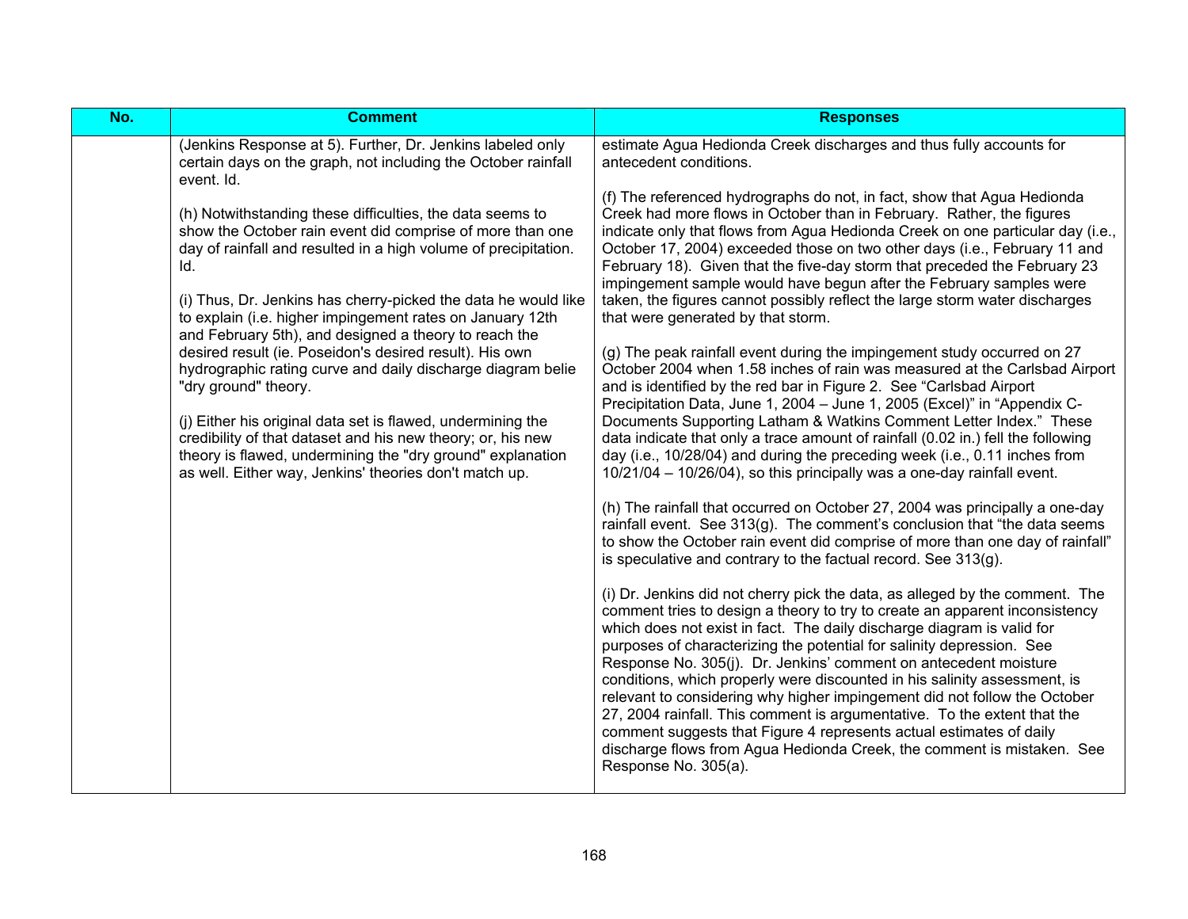| No. | Comment | Responses |
|---|---|---|
| | (Jenkins Response at 5). Further, Dr. Jenkins labeled only certain days on the graph, not including the October rainfall event. Id.<br><br>(h) Notwithstanding these difficulties, the data seems to show the October rain event did comprise of more than one day of rainfall and resulted in a high volume of precipitation. Id.<br><br>(i) Thus, Dr. Jenkins has cherry-picked the data he would like to explain (i.e. higher impingement rates on January 12th and February 5th), and designed a theory to reach the desired result (ie. Poseidon's desired result). His own hydrographic rating curve and daily discharge diagram belie "dry ground" theory.<br><br>(j) Either his original data set is flawed, undermining the credibility of that dataset and his new theory; or, his new theory is flawed, undermining the "dry ground" explanation as well. Either way, Jenkins' theories don't match up. | estimate Agua Hedionda Creek discharges and thus fully accounts for antecedent conditions.<br><br>(f) The referenced hydrographs do not, in fact, show that Agua Hedionda Creek had more flows in October than in February. Rather, the figures indicate only that flows from Agua Hedionda Creek on one particular day (i.e., October 17, 2004) exceeded those on two other days (i.e., February 11 and February 18). Given that the five-day storm that preceded the February 23 impingement sample would have begun after the February samples were taken, the figures cannot possibly reflect the large storm water discharges that were generated by that storm.<br><br>(g) The peak rainfall event during the impingement study occurred on 27 October 2004 when 1.58 inches of rain was measured at the Carlsbad Airport and is identified by the red bar in Figure 2. See "Carlsbad Airport Precipitation Data, June 1, 2004 – June 1, 2005 (Excel)" in "Appendix C-Documents Supporting Latham & Watkins Comment Letter Index." These data indicate that only a trace amount of rainfall (0.02 in.) fell the following day (i.e., 10/28/04) and during the preceding week (i.e., 0.11 inches from 10/21/04 – 10/26/04), so this principally was a one-day rainfall event.<br><br>(h) The rainfall that occurred on October 27, 2004 was principally a one-day rainfall event. See 313(g). The comment's conclusion that "the data seems to show the October rain event did comprise of more than one day of rainfall" is speculative and contrary to the factual record. See 313(g).<br><br>(i) Dr. Jenkins did not cherry pick the data, as alleged by the comment. The comment tries to design a theory to try to create an apparent inconsistency which does not exist in fact. The daily discharge diagram is valid for purposes of characterizing the potential for salinity depression. See Response No. 305(j). Dr. Jenkins' comment on antecedent moisture conditions, which properly were discounted in his salinity assessment, is relevant to considering why higher impingement did not follow the October 27, 2004 rainfall. This comment is argumentative. To the extent that the comment suggests that Figure 4 represents actual estimates of daily discharge flows from Agua Hedionda Creek, the comment is mistaken. See Response No. 305(a). |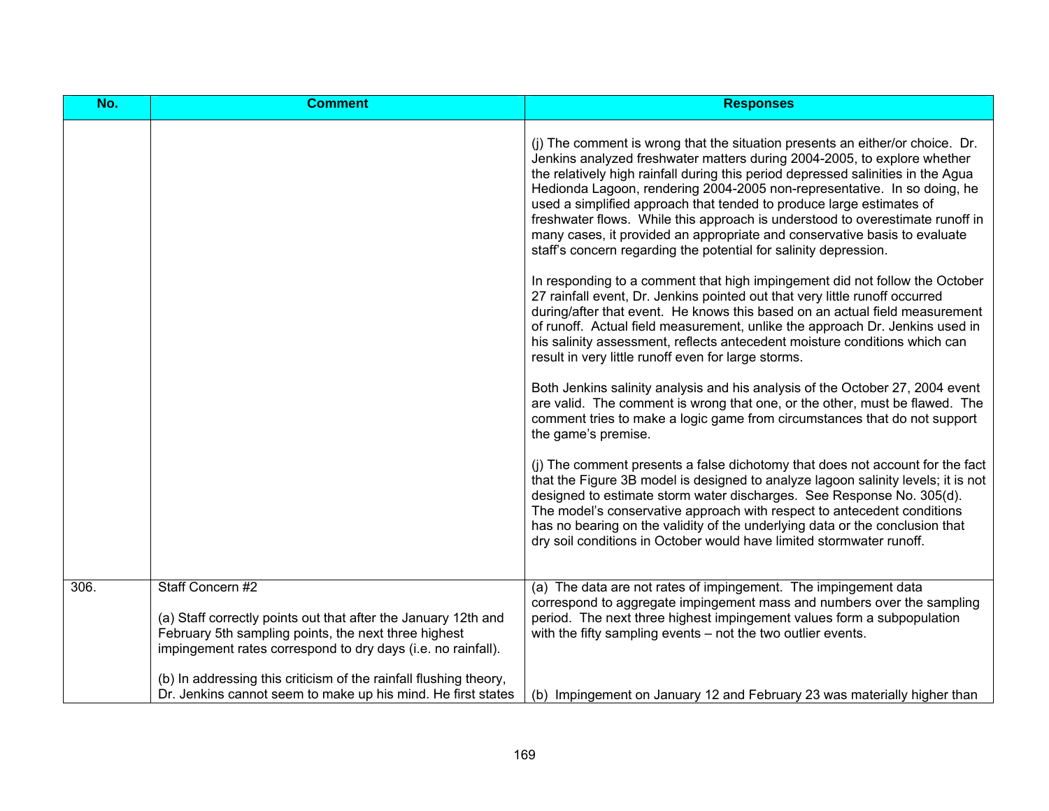| No. | Comment | Responses |
|---|---|---|
| | | (j) The comment is wrong that the situation presents an either/or choice. Dr. Jenkins analyzed freshwater matters during 2004-2005, to explore whether the relatively high rainfall during this period depressed salinities in the Agua Hedionda Lagoon, rendering 2004-2005 non-representative. In so doing, he used a simplified approach that tended to produce large estimates of freshwater flows. While this approach is understood to overestimate runoff in many cases, it provided an appropriate and conservative basis to evaluate staff's concern regarding the potential for salinity depression.<br><br>In responding to a comment that high impingement did not follow the October 27 rainfall event, Dr. Jenkins pointed out that very little runoff occurred during/after that event. He knows this based on an actual field measurement of runoff. Actual field measurement, unlike the approach Dr. Jenkins used in his salinity assessment, reflects antecedent moisture conditions which can result in very little runoff even for large storms.<br><br>Both Jenkins salinity analysis and his analysis of the October 27, 2004 event are valid. The comment is wrong that one, or the other, must be flawed. The comment tries to make a logic game from circumstances that do not support the game's premise.<br><br>(j) The comment presents a false dichotomy that does not account for the fact that the Figure 3B model is designed to analyze lagoon salinity levels; it is not designed to estimate storm water discharges. See Response No. 305(d). The model's conservative approach with respect to antecedent conditions has no bearing on the validity of the underlying data or the conclusion that dry soil conditions in October would have limited stormwater runoff. |
| 306. | Staff Concern #2<br><br>(a) Staff correctly points out that after the January 12th and February 5th sampling points, the next three highest impingement rates correspond to dry days (i.e. no rainfall).<br><br>(b) In addressing this criticism of the rainfall flushing theory, Dr. Jenkins cannot seem to make up his mind. He first states | (a) The data are not rates of impingement. The impingement data correspond to aggregate impingement mass and numbers over the sampling period. The next three highest impingement values form a subpopulation with the fifty sampling events – not the two outlier events.<br><br>(b) Impingement on January 12 and February 23 was materially higher than |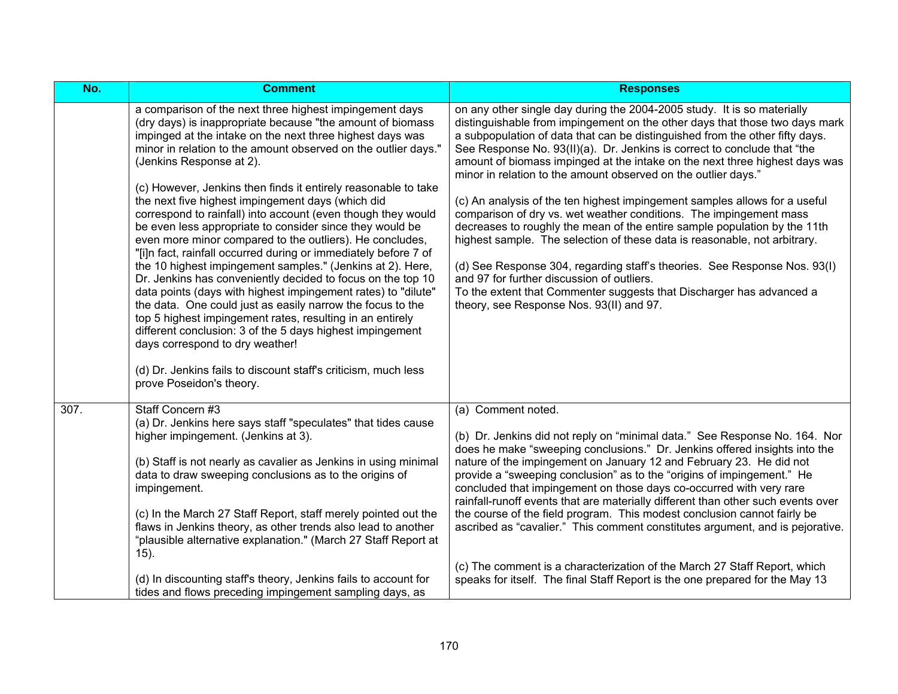| No. | Comment | Responses |
|---|---|---|
| | a comparison of the next three highest impingement days (dry days) is inappropriate because "the amount of biomass impinged at the intake on the next three highest days was minor in relation to the amount observed on the outlier days." (Jenkins Response at 2).<br><br>(c) However, Jenkins then finds it entirely reasonable to take the next five highest impingement days (which did correspond to rainfall) into account (even though they would be even less appropriate to consider since they would be even more minor compared to the outliers). He concludes, "[i]n fact, rainfall occurred during or immediately before 7 of the 10 highest impingement samples." (Jenkins at 2). Here, Dr. Jenkins has conveniently decided to focus on the top 10 data points (days with highest impingement rates) to "dilute" the data. One could just as easily narrow the focus to the top 5 highest impingement rates, resulting in an entirely different conclusion: 3 of the 5 days highest impingement days correspond to dry weather!<br><br>(d) Dr. Jenkins fails to discount staff's criticism, much less prove Poseidon's theory. | on any other single day during the 2004-2005 study. It is so materially distinguishable from impingement on the other days that those two days mark a subpopulation of data that can be distinguished from the other fifty days. See Response No. 93(II)(a). Dr. Jenkins is correct to conclude that "the amount of biomass impinged at the intake on the next three highest days was minor in relation to the amount observed on the outlier days."<br><br>(c) An analysis of the ten highest impingement samples allows for a useful comparison of dry vs. wet weather conditions. The impingement mass decreases to roughly the mean of the entire sample population by the 11th highest sample. The selection of these data is reasonable, not arbitrary.<br><br>(d) See Response 304, regarding staff's theories. See Response Nos. 93(I) and 97 for further discussion of outliers.<br>To the extent that Commenter suggests that Discharger has advanced a theory, see Response Nos. 93(II) and 97. |
| 307. | Staff Concern #3<br>(a) Dr. Jenkins here says staff "speculates" that tides cause higher impingement. (Jenkins at 3).<br><br>(b) Staff is not nearly as cavalier as Jenkins in using minimal data to draw sweeping conclusions as to the origins of impingement.<br><br>(c) In the March 27 Staff Report, staff merely pointed out the flaws in Jenkins theory, as other trends also lead to another "plausible alternative explanation." (March 27 Staff Report at 15).<br><br>(d) In discounting staff's theory, Jenkins fails to account for tides and flows preceding impingement sampling days, as | (a) Comment noted.<br><br>(b) Dr. Jenkins did not reply on "minimal data." See Response No. 164. Nor does he make "sweeping conclusions." Dr. Jenkins offered insights into the nature of the impingement on January 12 and February 23. He did not provide a "sweeping conclusion" as to the "origins of impingement." He concluded that impingement on those days co-occurred with very rare rainfall-runoff events that are materially different than other such events over the course of the field program. This modest conclusion cannot fairly be ascribed as "cavalier." This comment constitutes argument, and is pejorative.<br><br>(c) The comment is a characterization of the March 27 Staff Report, which speaks for itself. The final Staff Report is the one prepared for the May 13 |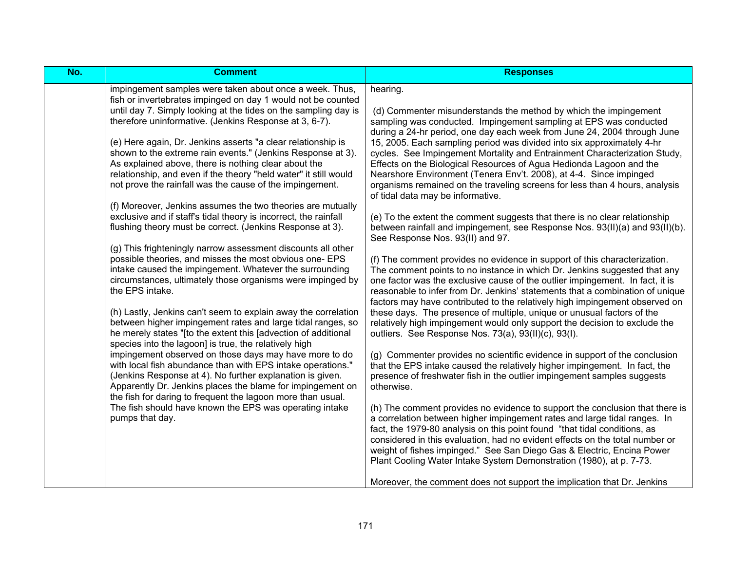| No. | Comment | Responses |
|---|---|---|
| | impingement samples were taken about once a week. Thus, fish or invertebrates impinged on day 1 would not be counted until day 7. Simply looking at the tides on the sampling day is therefore uninformative. (Jenkins Response at 3, 6-7).<br><br>(e) Here again, Dr. Jenkins asserts "a clear relationship is shown to the extreme rain events." (Jenkins Response at 3). As explained above, there is nothing clear about the relationship, and even if the theory "held water" it still would not prove the rainfall was the cause of the impingement.<br><br>(f) Moreover, Jenkins assumes the two theories are mutually exclusive and if staff's tidal theory is incorrect, the rainfall flushing theory must be correct. (Jenkins Response at 3).<br><br>(g) This frighteningly narrow assessment discounts all other possible theories, and misses the most obvious one- EPS intake caused the impingement. Whatever the surrounding circumstances, ultimately those organisms were impinged by the EPS intake.<br><br>(h) Lastly, Jenkins can't seem to explain away the correlation between higher impingement rates and large tidal ranges, so he merely states "[to the extent this [advection of additional species into the lagoon] is true, the relatively high impingement observed on those days may have more to do with local fish abundance than with EPS intake operations." (Jenkins Response at 4). No further explanation is given. Apparently Dr. Jenkins places the blame for impingement on the fish for daring to frequent the lagoon more than usual. The fish should have known the EPS was operating intake pumps that day. | hearing.<br><br>(d) Commenter misunderstands the method by which the impingement sampling was conducted. Impingement sampling at EPS was conducted during a 24-hr period, one day each week from June 24, 2004 through June 15, 2005. Each sampling period was divided into six approximately 4-hr cycles. See Impingement Mortality and Entrainment Characterization Study, Effects on the Biological Resources of Agua Hedionda Lagoon and the Nearshore Environment (Tenera Env't. 2008), at 4-4. Since impinged organisms remained on the traveling screens for less than 4 hours, analysis of tidal data may be informative.<br><br>(e) To the extent the comment suggests that there is no clear relationship between rainfall and impingement, see Response Nos. 93(II)(a) and 93(II)(b). See Response Nos. 93(II) and 97.<br><br>(f) The comment provides no evidence in support of this characterization. The comment points to no instance in which Dr. Jenkins suggested that any one factor was the exclusive cause of the outlier impingement. In fact, it is reasonable to infer from Dr. Jenkins' statements that a combination of unique factors may have contributed to the relatively high impingement observed on these days. The presence of multiple, unique or unusual factors of the relatively high impingement would only support the decision to exclude the outliers. See Response Nos. 73(a), 93(II)(c), 93(I).<br><br>(g) Commenter provides no scientific evidence in support of the conclusion that the EPS intake caused the relatively higher impingement. In fact, the presence of freshwater fish in the outlier impingement samples suggests otherwise.<br><br>(h) The comment provides no evidence to support the conclusion that there is a correlation between higher impingement rates and large tidal ranges. In fact, the 1979-80 analysis on this point found "that tidal conditions, as considered in this evaluation, had no evident effects on the total number or weight of fishes impinged." See San Diego Gas & Electric, Encina Power Plant Cooling Water Intake System Demonstration (1980), at p. 7-73.<br><br>Moreover, the comment does not support the implication that Dr. Jenkins |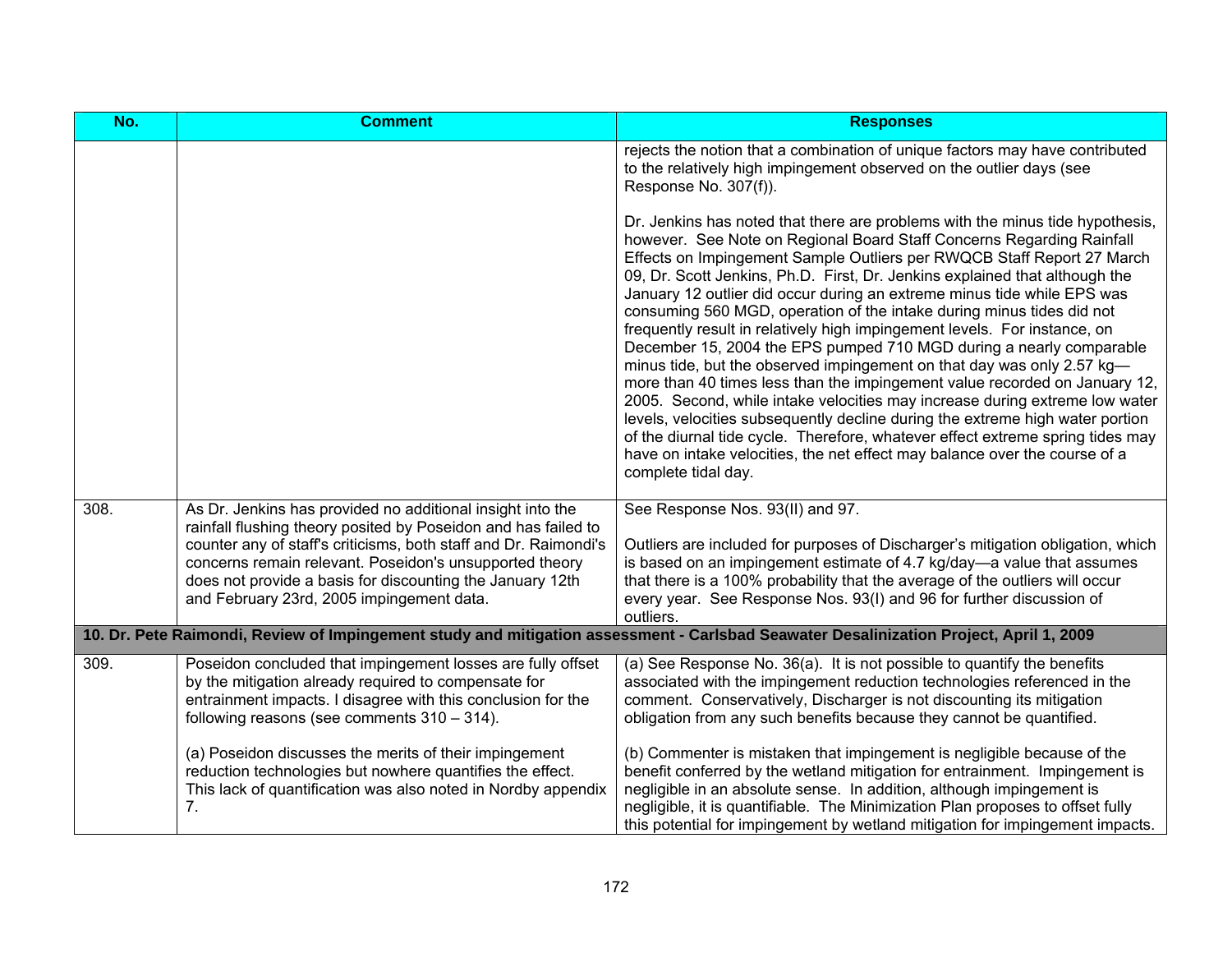| No. | Comment | Responses |
|---|---|---|
| | | rejects the notion that a combination of unique factors may have contributed to the relatively high impingement observed on the outlier days (see Response No. 307(f)).<br><br>Dr. Jenkins has noted that there are problems with the minus tide hypothesis, however. See Note on Regional Board Staff Concerns Regarding Rainfall Effects on Impingement Sample Outliers per RWQCB Staff Report 27 March 09, Dr. Scott Jenkins, Ph.D. First, Dr. Jenkins explained that although the January 12 outlier did occur during an extreme minus tide while EPS was consuming 560 MGD, operation of the intake during minus tides did not frequently result in relatively high impingement levels. For instance, on December 15, 2004 the EPS pumped 710 MGD during a nearly comparable minus tide, but the observed impingement on that day was only 2.57 kg—more than 40 times less than the impingement value recorded on January 12, 2005. Second, while intake velocities may increase during extreme low water levels, velocities subsequently decline during the extreme high water portion of the diurnal tide cycle. Therefore, whatever effect extreme spring tides may have on intake velocities, the net effect may balance over the course of a complete tidal day. |
| 308. | As Dr. Jenkins has provided no additional insight into the rainfall flushing theory posited by Poseidon and has failed to counter any of staff's criticisms, both staff and Dr. Raimondi's concerns remain relevant. Poseidon's unsupported theory does not provide a basis for discounting the January 12th and February 23rd, 2005 impingement data. | See Response Nos. 93(II) and 97.<br><br>Outliers are included for purposes of Discharger's mitigation obligation, which is based on an impingement estimate of 4.7 kg/day—a value that assumes that there is a 100% probability that the average of the outliers will occur every year. See Response Nos. 93(I) and 96 for further discussion of outliers. |
| **10. Dr. Pete Raimondi, Review of Impingement study and mitigation assessment - Carlsbad Seawater Desalinization Project, April 1, 2009** | | |
| 309. | Poseidon concluded that impingement losses are fully offset by the mitigation already required to compensate for entrainment impacts. I disagree with this conclusion for the following reasons (see comments 310 – 314).<br><br>(a) Poseidon discusses the merits of their impingement reduction technologies but nowhere quantifies the effect. This lack of quantification was also noted in Nordby appendix 7. | (a) See Response No. 36(a). It is not possible to quantify the benefits associated with the impingement reduction technologies referenced in the comment. Conservatively, Discharger is not discounting its mitigation obligation from any such benefits because they cannot be quantified.<br><br>(b) Commenter is mistaken that impingement is negligible because of the benefit conferred by the wetland mitigation for entrainment. Impingement is negligible in an absolute sense. In addition, although impingement is negligible, it is quantifiable. The Minimization Plan proposes to offset fully this potential for impingement by wetland mitigation for impingement impacts. |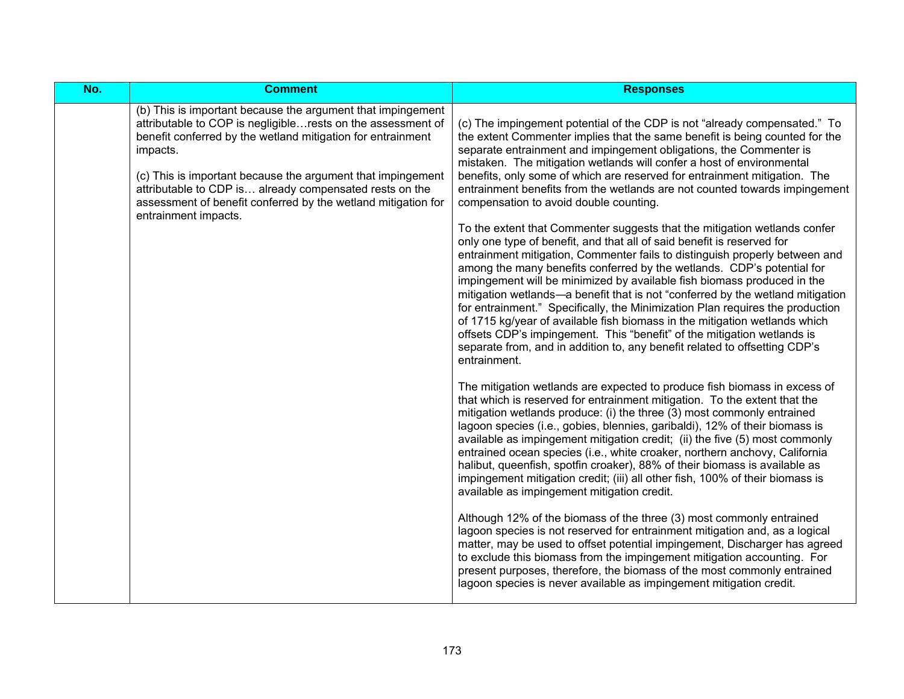| No. | Comment | Responses |
| --- | --- | --- |
| | (b) This is important because the argument that impingement attributable to COP is negligible…rests on the assessment of benefit conferred by the wetland mitigation for entrainment impacts.<br><br>(c) This is important because the argument that impingement attributable to CDP is… already compensated rests on the assessment of benefit conferred by the wetland mitigation for entrainment impacts. | (c) The impingement potential of the CDP is not "already compensated." To the extent Commenter implies that the same benefit is being counted for the separate entrainment and impingement obligations, the Commenter is mistaken. The mitigation wetlands will confer a host of environmental benefits, only some of which are reserved for entrainment mitigation. The entrainment benefits from the wetlands are not counted towards impingement compensation to avoid double counting.<br><br>To the extent that Commenter suggests that the mitigation wetlands confer only one type of benefit, and that all of said benefit is reserved for entrainment mitigation, Commenter fails to distinguish properly between and among the many benefits conferred by the wetlands. CDP's potential for impingement will be minimized by available fish biomass produced in the mitigation wetlands—a benefit that is not "conferred by the wetland mitigation for entrainment." Specifically, the Minimization Plan requires the production of 1715 kg/year of available fish biomass in the mitigation wetlands which offsets CDP's impingement. This "benefit" of the mitigation wetlands is separate from, and in addition to, any benefit related to offsetting CDP's entrainment.<br><br>The mitigation wetlands are expected to produce fish biomass in excess of that which is reserved for entrainment mitigation. To the extent that the mitigation wetlands produce: (i) the three (3) most commonly entrained lagoon species (i.e., gobies, blennies, garibaldi), 12% of their biomass is available as impingement mitigation credit; (ii) the five (5) most commonly entrained ocean species (i.e., white croaker, northern anchovy, California halibut, queenfish, spotfin croaker), 88% of their biomass is available as impingement mitigation credit; (iii) all other fish, 100% of their biomass is available as impingement mitigation credit.<br><br>Although 12% of the biomass of the three (3) most commonly entrained lagoon species is not reserved for entrainment mitigation and, as a logical matter, may be used to offset potential impingement, Discharger has agreed to exclude this biomass from the impingement mitigation accounting. For present purposes, therefore, the biomass of the most commonly entrained lagoon species is never available as impingement mitigation credit. |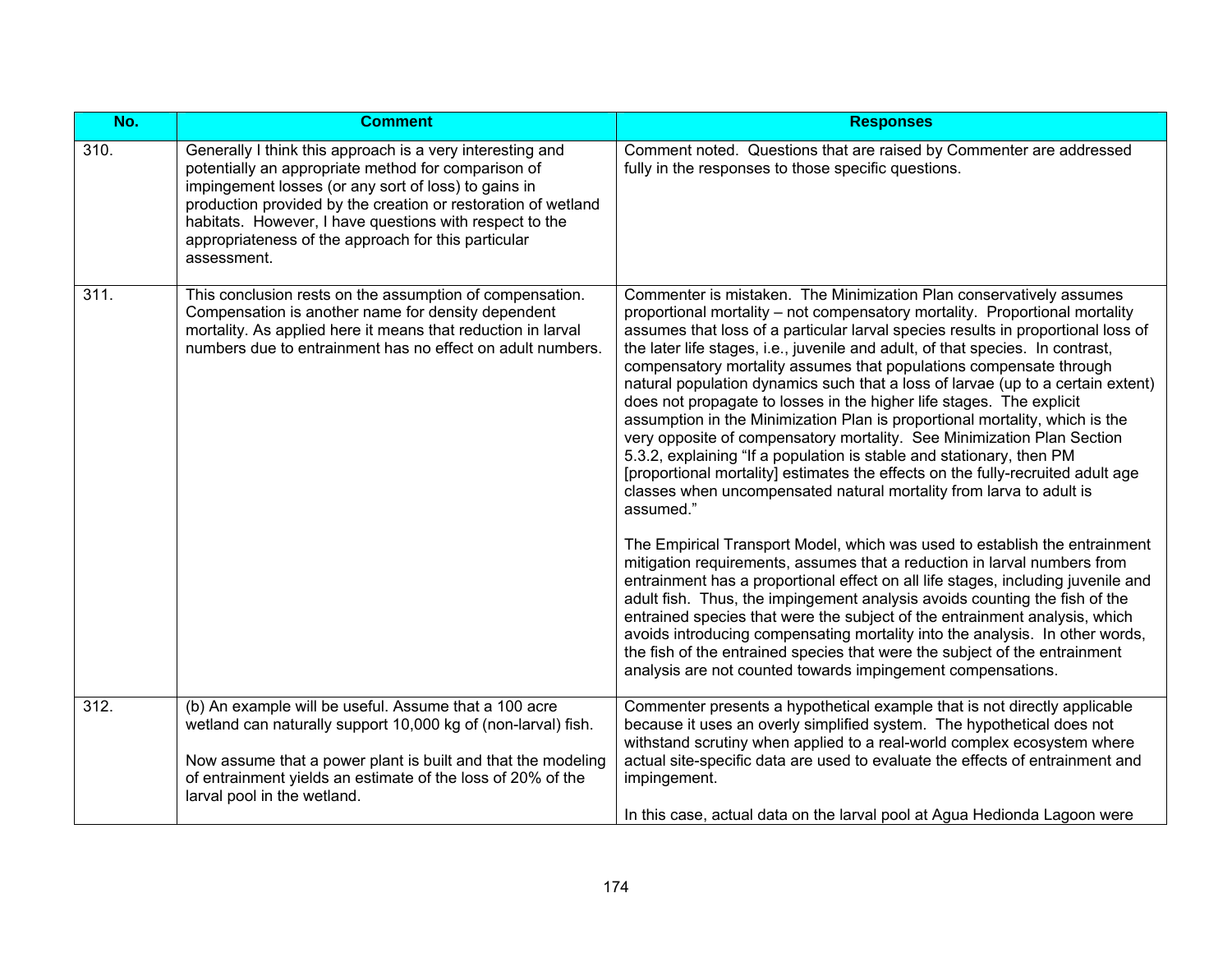| No. | Comment | Responses |
| --- | --- | --- |
| 310. | Generally I think this approach is a very interesting and potentially an appropriate method for comparison of impingement losses (or any sort of loss) to gains in production provided by the creation or restoration of wetland habitats. However, I have questions with respect to the appropriateness of the approach for this particular assessment. | Comment noted. Questions that are raised by Commenter are addressed fully in the responses to those specific questions. |
| 311. | This conclusion rests on the assumption of compensation. Compensation is another name for density dependent mortality. As applied here it means that reduction in larval numbers due to entrainment has no effect on adult numbers. | Commenter is mistaken. The Minimization Plan conservatively assumes proportional mortality – not compensatory mortality. Proportional mortality assumes that loss of a particular larval species results in proportional loss of the later life stages, i.e., juvenile and adult, of that species. In contrast, compensatory mortality assumes that populations compensate through natural population dynamics such that a loss of larvae (up to a certain extent) does not propagate to losses in the higher life stages. The explicit assumption in the Minimization Plan is proportional mortality, which is the very opposite of compensatory mortality. See Minimization Plan Section 5.3.2, explaining "If a population is stable and stationary, then PM [proportional mortality] estimates the effects on the fully-recruited adult age classes when uncompensated natural mortality from larva to adult is assumed."<br><br>The Empirical Transport Model, which was used to establish the entrainment mitigation requirements, assumes that a reduction in larval numbers from entrainment has a proportional effect on all life stages, including juvenile and adult fish. Thus, the impingement analysis avoids counting the fish of the entrained species that were the subject of the entrainment analysis, which avoids introducing compensating mortality into the analysis. In other words, the fish of the entrained species that were the subject of the entrainment analysis are not counted towards impingement compensations. |
| 312. | (b) An example will be useful. Assume that a 100 acre wetland can naturally support 10,000 kg of (non-larval) fish.<br><br>Now assume that a power plant is built and that the modeling of entrainment yields an estimate of the loss of 20% of the larval pool in the wetland. | Commenter presents a hypothetical example that is not directly applicable because it uses an overly simplified system. The hypothetical does not withstand scrutiny when applied to a real-world complex ecosystem where actual site-specific data are used to evaluate the effects of entrainment and impingement.<br><br>In this case, actual data on the larval pool at Agua Hedionda Lagoon were |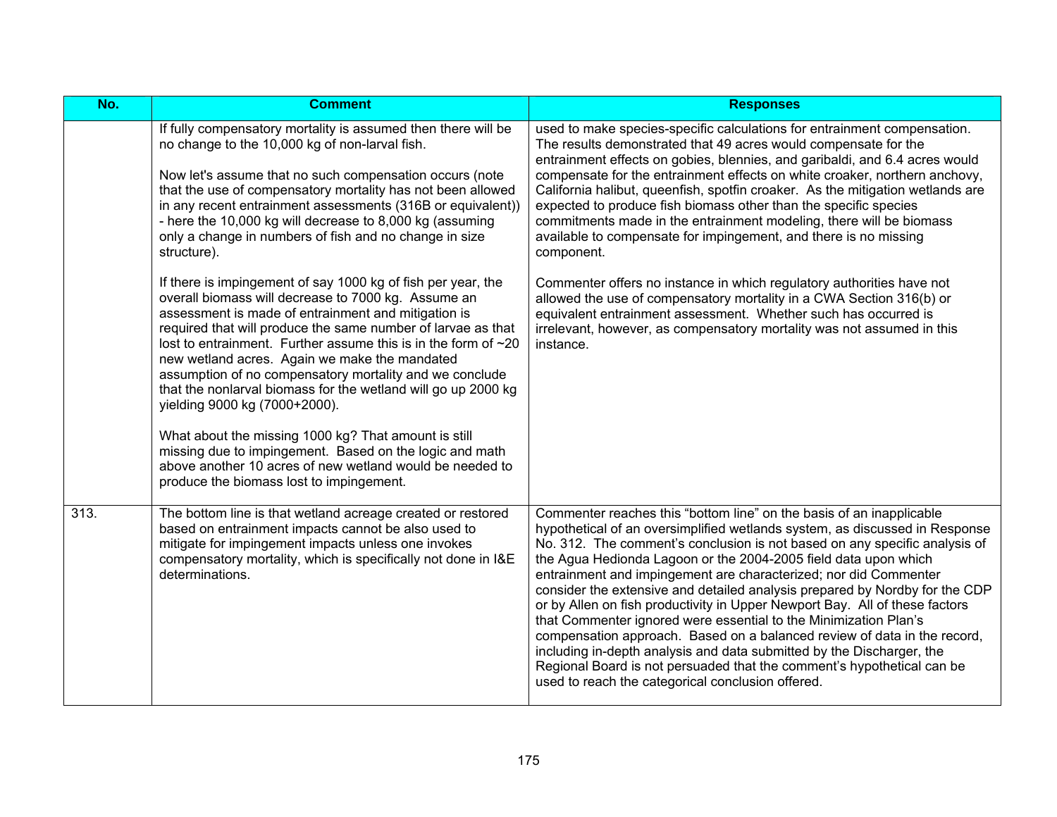| No. | Comment | Responses |
|---|---|---|
| | If fully compensatory mortality is assumed then there will be no change to the 10,000 kg of non-larval fish.<br><br>Now let's assume that no such compensation occurs (note that the use of compensatory mortality has not been allowed in any recent entrainment assessments (316B or equivalent)) - here the 10,000 kg will decrease to 8,000 kg (assuming only a change in numbers of fish and no change in size structure).<br><br>If there is impingement of say 1000 kg of fish per year, the overall biomass will decrease to 7000 kg. Assume an assessment is made of entrainment and mitigation is required that will produce the same number of larvae as that lost to entrainment. Further assume this is in the form of ~20 new wetland acres. Again we make the mandated assumption of no compensatory mortality and we conclude that the nonlarval biomass for the wetland will go up 2000 kg yielding 9000 kg (7000+2000).<br><br>What about the missing 1000 kg? That amount is still missing due to impingement. Based on the logic and math above another 10 acres of new wetland would be needed to produce the biomass lost to impingement. | used to make species-specific calculations for entrainment compensation. The results demonstrated that 49 acres would compensate for the entrainment effects on gobies, blennies, and garibaldi, and 6.4 acres would compensate for the entrainment effects on white croaker, northern anchovy, California halibut, queenfish, spotfin croaker. As the mitigation wetlands are expected to produce fish biomass other than the specific species commitments made in the entrainment modeling, there will be biomass available to compensate for impingement, and there is no missing component.<br><br>Commenter offers no instance in which regulatory authorities have not allowed the use of compensatory mortality in a CWA Section 316(b) or equivalent entrainment assessment. Whether such has occurred is irrelevant, however, as compensatory mortality was not assumed in this instance. |
| 313. | The bottom line is that wetland acreage created or restored based on entrainment impacts cannot be also used to mitigate for impingement impacts unless one invokes compensatory mortality, which is specifically not done in I&E determinations. | Commenter reaches this "bottom line" on the basis of an inapplicable hypothetical of an oversimplified wetlands system, as discussed in Response No. 312. The comment's conclusion is not based on any specific analysis of the Agua Hedionda Lagoon or the 2004-2005 field data upon which entrainment and impingement are characterized; nor did Commenter consider the extensive and detailed analysis prepared by Nordby for the CDP or by Allen on fish productivity in Upper Newport Bay. All of these factors that Commenter ignored were essential to the Minimization Plan's compensation approach. Based on a balanced review of data in the record, including in-depth analysis and data submitted by the Discharger, the Regional Board is not persuaded that the comment's hypothetical can be used to reach the categorical conclusion offered. |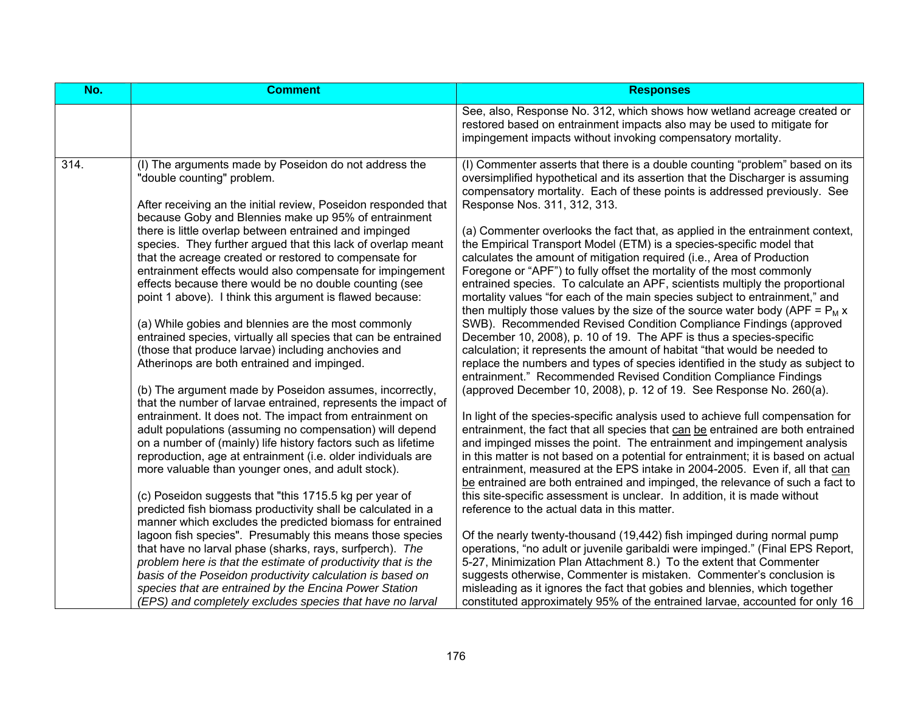| No. | Comment | Responses |
|---|---|---|
| | | See, also, Response No. 312, which shows how wetland acreage created or restored based on entrainment impacts also may be used to mitigate for impingement impacts without invoking compensatory mortality. |
| 314. | (I) The arguments made by Poseidon do not address the "double counting" problem.<br><br>After receiving an the initial review, Poseidon responded that because Goby and Blennies make up 95% of entrainment there is little overlap between entrained and impinged species. They further argued that this lack of overlap meant that the acreage created or restored to compensate for entrainment effects would also compensate for impingement effects because there would be no double counting (see point 1 above). I think this argument is flawed because:<br><br>(a) While gobies and blennies are the most commonly entrained species, virtually all species that can be entrained (those that produce larvae) including anchovies and Atherinops are both entrained and impinged.<br><br>(b) The argument made by Poseidon assumes, incorrectly, that the number of larvae entrained, represents the impact of entrainment. It does not. The impact from entrainment on adult populations (assuming no compensation) will depend on a number of (mainly) life history factors such as lifetime reproduction, age at entrainment (i.e. older individuals are more valuable than younger ones, and adult stock).<br><br>(c) Poseidon suggests that "this 1715.5 kg per year of predicted fish biomass productivity shall be calculated in a manner which excludes the predicted biomass for entrained lagoon fish species". Presumably this means those species that have no larval phase (sharks, rays, surfperch). *The problem here is that the estimate of productivity that is the basis of the Poseidon productivity calculation is based on species that are entrained by the Encina Power Station (EPS) and completely excludes species that have no larval* | (I) Commenter asserts that there is a double counting "problem" based on its oversimplified hypothetical and its assertion that the Discharger is assuming compensatory mortality. Each of these points is addressed previously. See Response Nos. 311, 312, 313.<br><br>(a) Commenter overlooks the fact that, as applied in the entrainment context, the Empirical Transport Model (ETM) is a species-specific model that calculates the amount of mitigation required (i.e., Area of Production Foregone or "APF") to fully offset the mortality of the most commonly entrained species. To calculate an APF, scientists multiply the proportional mortality values "for each of the main species subject to entrainment," and then multiply those values by the size of the source water body (APF = $P_M$ x SWB). Recommended Revised Condition Compliance Findings (approved December 10, 2008), p. 10 of 19. The APF is thus a species-specific calculation; it represents the amount of habitat "that would be needed to replace the numbers and types of species identified in the study as subject to entrainment." Recommended Revised Condition Compliance Findings (approved December 10, 2008), p. 12 of 19. See Response No. 260(a).<br><br>In light of the species-specific analysis used to achieve full compensation for entrainment, the fact that all species that <u>can be</u> entrained are both entrained and impinged misses the point. The entrainment and impingement analysis in this matter is not based on a potential for entrainment; it is based on actual entrainment, measured at the EPS intake in 2004-2005. Even if, all that <u>can be</u> entrained are both entrained and impinged, the relevance of such a fact to this site-specific assessment is unclear. In addition, it is made without reference to the actual data in this matter.<br><br>Of the nearly twenty-thousand (19,442) fish impinged during normal pump operations, "no adult or juvenile garibaldi were impinged." (Final EPS Report, 5-27, Minimization Plan Attachment 8.) To the extent that Commenter suggests otherwise, Commenter is mistaken. Commenter's conclusion is misleading as it ignores the fact that gobies and blennies, which together constituted approximately 95% of the entrained larvae, accounted for only 16 |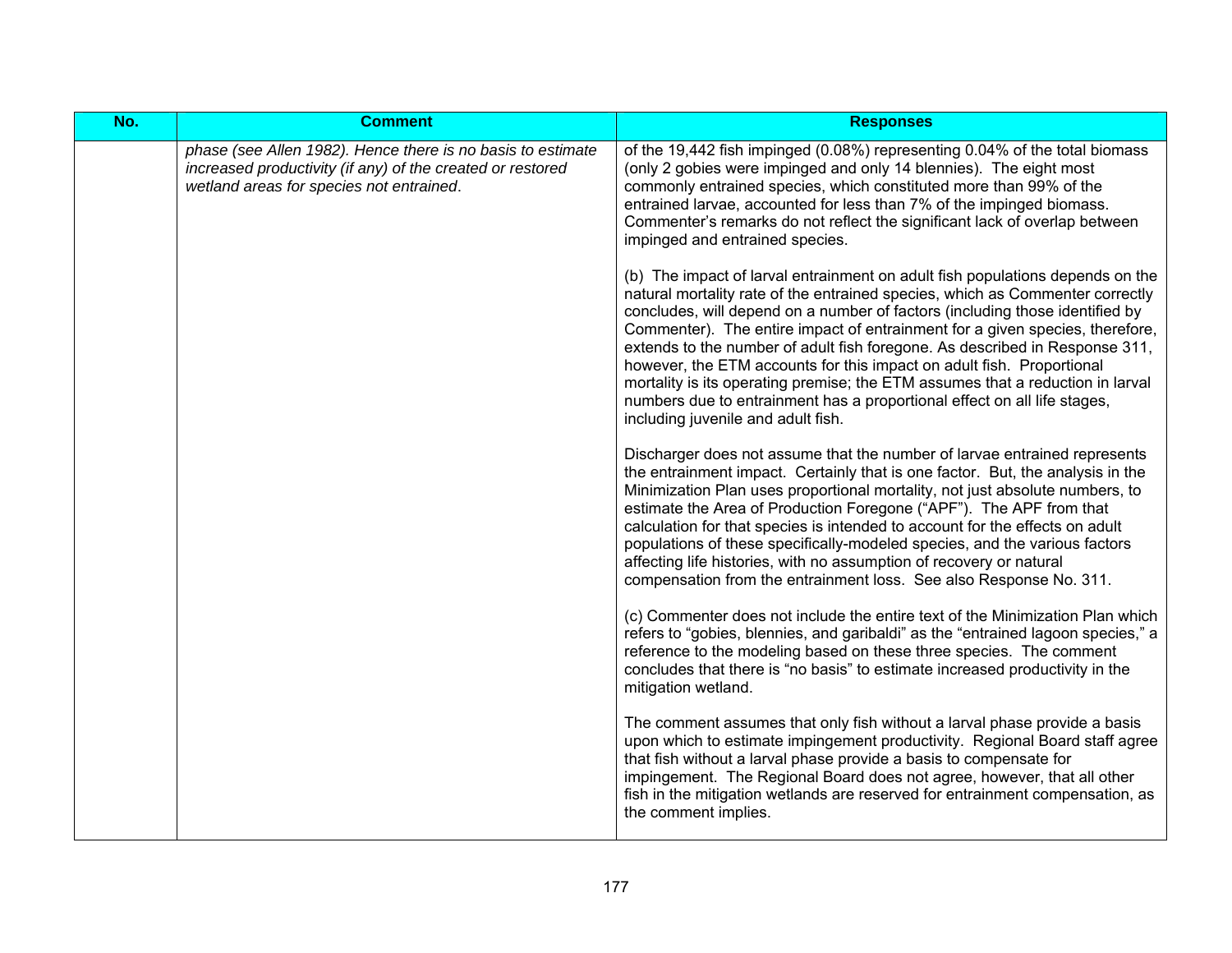| No. | Comment | Responses |
|---|---|---|
| | *phase (see Allen 1982). Hence there is no basis to estimate increased productivity (if any) of the created or restored wetland areas for species not entrained.* | of the 19,442 fish impinged (0.08%) representing 0.04% of the total biomass (only 2 gobies were impinged and only 14 blennies). The eight most commonly entrained species, which constituted more than 99% of the entrained larvae, accounted for less than 7% of the impinged biomass. Commenter's remarks do not reflect the significant lack of overlap between impinged and entrained species.<br><br>(b) The impact of larval entrainment on adult fish populations depends on the natural mortality rate of the entrained species, which as Commenter correctly concludes, will depend on a number of factors (including those identified by Commenter). The entire impact of entrainment for a given species, therefore, extends to the number of adult fish foregone. As described in Response 311, however, the ETM accounts for this impact on adult fish. Proportional mortality is its operating premise; the ETM assumes that a reduction in larval numbers due to entrainment has a proportional effect on all life stages, including juvenile and adult fish.<br><br>Discharger does not assume that the number of larvae entrained represents the entrainment impact. Certainly that is one factor. But, the analysis in the Minimization Plan uses proportional mortality, not just absolute numbers, to estimate the Area of Production Foregone ("APF"). The APF from that calculation for that species is intended to account for the effects on adult populations of these specifically-modeled species, and the various factors affecting life histories, with no assumption of recovery or natural compensation from the entrainment loss. See also Response No. 311.<br><br>(c) Commenter does not include the entire text of the Minimization Plan which refers to "gobies, blennies, and garibaldi" as the "entrained lagoon species," a reference to the modeling based on these three species. The comment concludes that there is "no basis" to estimate increased productivity in the mitigation wetland.<br><br>The comment assumes that only fish without a larval phase provide a basis upon which to estimate impingement productivity. Regional Board staff agree that fish without a larval phase provide a basis to compensate for impingement. The Regional Board does not agree, however, that all other fish in the mitigation wetlands are reserved for entrainment compensation, as the comment implies. |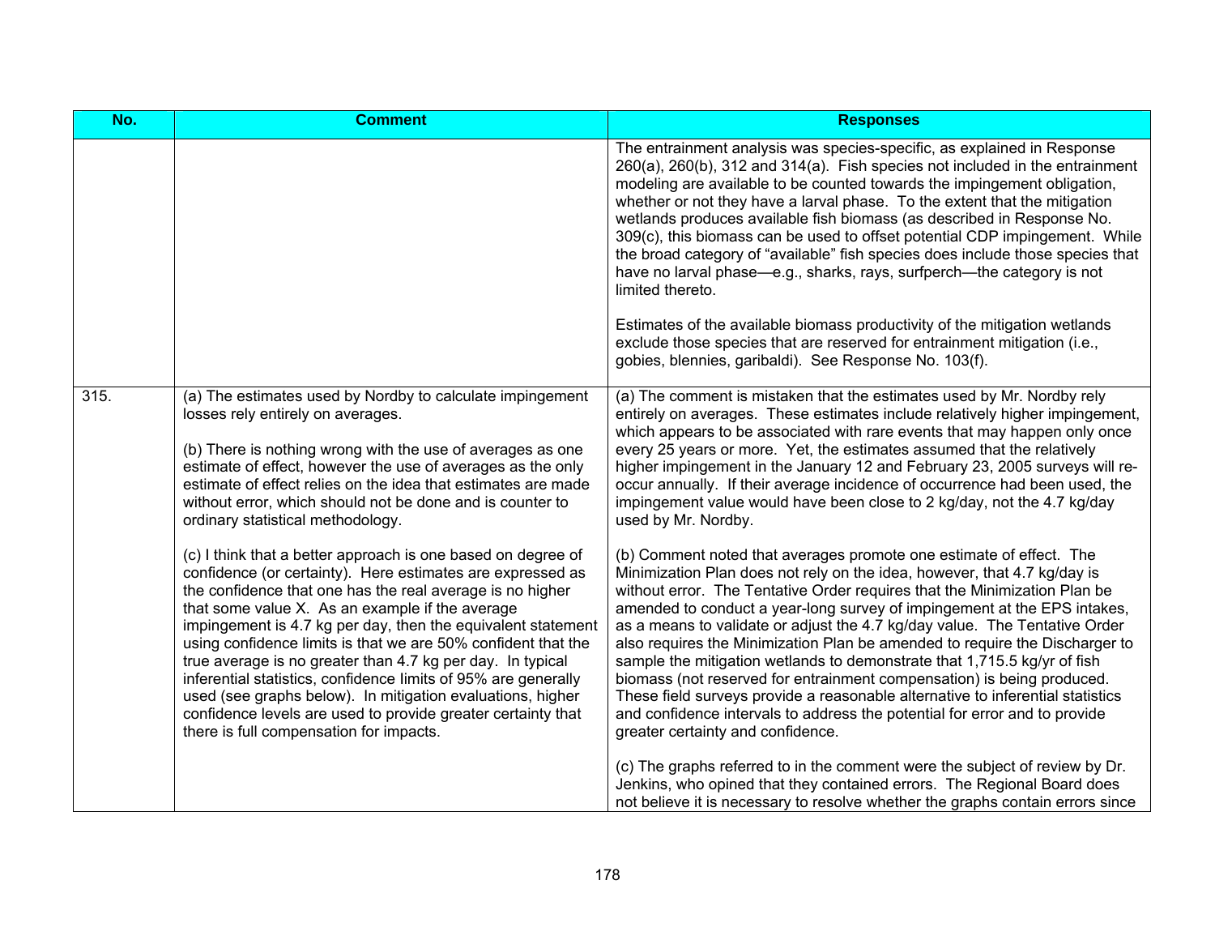| No. | Comment | Responses |
|---|---|---|
| | | The entrainment analysis was species-specific, as explained in Response 260(a), 260(b), 312 and 314(a). Fish species not included in the entrainment modeling are available to be counted towards the impingement obligation, whether or not they have a larval phase. To the extent that the mitigation wetlands produces available fish biomass (as described in Response No. 309(c), this biomass can be used to offset potential CDP impingement. While the broad category of "available" fish species does include those species that have no larval phase—e.g., sharks, rays, surfperch—the category is not limited thereto.<br><br>Estimates of the available biomass productivity of the mitigation wetlands exclude those species that are reserved for entrainment mitigation (i.e., gobies, blennies, garibaldi). See Response No. 103(f). |
| 315. | (a) The estimates used by Nordby to calculate impingement losses rely entirely on averages.<br><br>(b) There is nothing wrong with the use of averages as one estimate of effect, however the use of averages as the only estimate of effect relies on the idea that estimates are made without error, which should not be done and is counter to ordinary statistical methodology.<br><br>(c) I think that a better approach is one based on degree of confidence (or certainty). Here estimates are expressed as the confidence that one has the real average is no higher that some value X. As an example if the average impingement is 4.7 kg per day, then the equivalent statement using confidence limits is that we are 50% confident that the true average is no greater than 4.7 kg per day. In typical inferential statistics, confidence limits of 95% are generally used (see graphs below). In mitigation evaluations, higher confidence levels are used to provide greater certainty that there is full compensation for impacts. | (a) The comment is mistaken that the estimates used by Mr. Nordby rely entirely on averages. These estimates include relatively higher impingement, which appears to be associated with rare events that may happen only once every 25 years or more. Yet, the estimates assumed that the relatively higher impingement in the January 12 and February 23, 2005 surveys will re-occur annually. If their average incidence of occurrence had been used, the impingement value would have been close to 2 kg/day, not the 4.7 kg/day used by Mr. Nordby.<br><br>(b) Comment noted that averages promote one estimate of effect. The Minimization Plan does not rely on the idea, however, that 4.7 kg/day is without error. The Tentative Order requires that the Minimization Plan be amended to conduct a year-long survey of impingement at the EPS intakes, as a means to validate or adjust the 4.7 kg/day value. The Tentative Order also requires the Minimization Plan be amended to require the Discharger to sample the mitigation wetlands to demonstrate that 1,715.5 kg/yr of fish biomass (not reserved for entrainment compensation) is being produced. These field surveys provide a reasonable alternative to inferential statistics and confidence intervals to address the potential for error and to provide greater certainty and confidence.<br><br>(c) The graphs referred to in the comment were the subject of review by Dr. Jenkins, who opined that they contained errors. The Regional Board does not believe it is necessary to resolve whether the graphs contain errors since |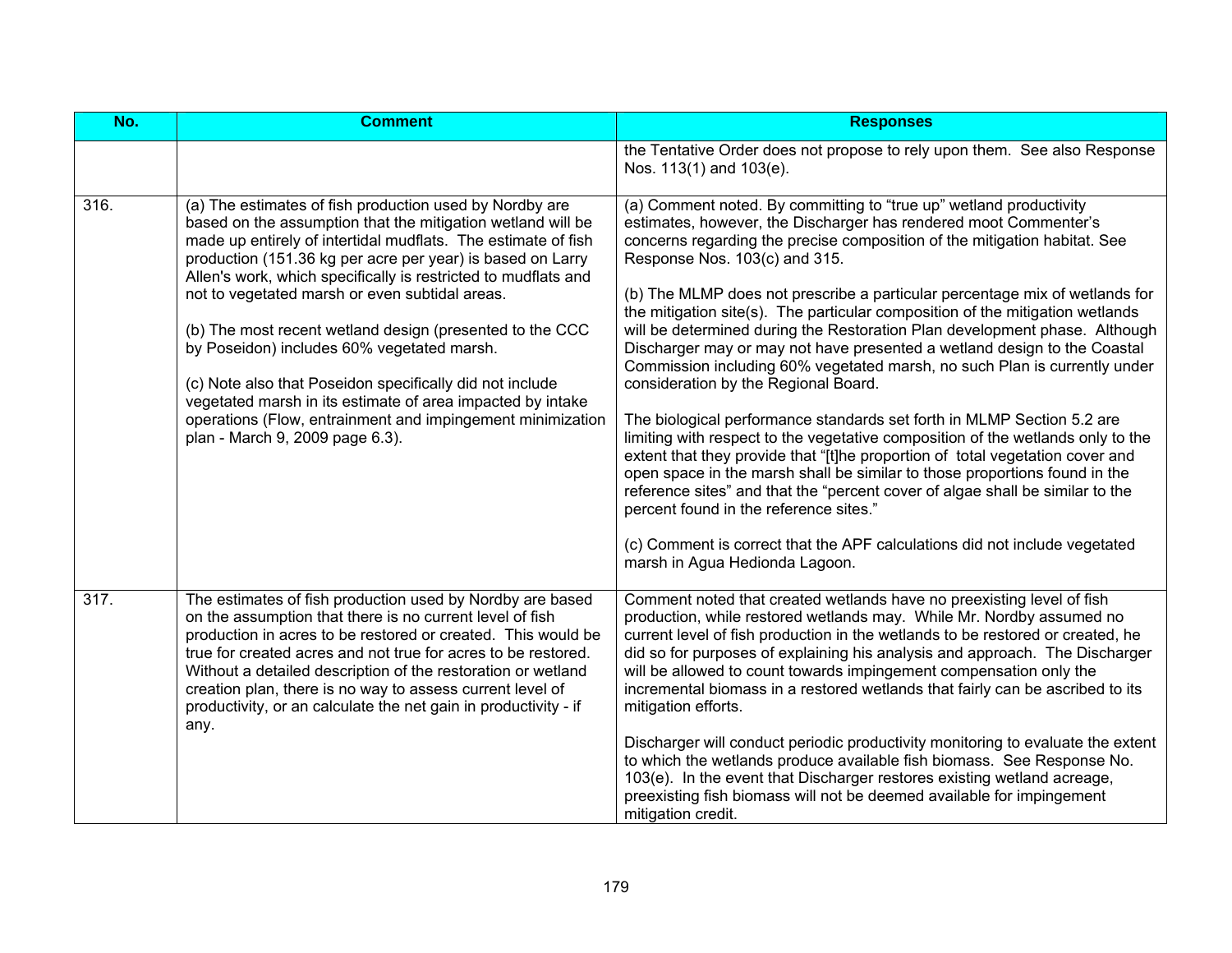| No. | Comment | Responses |
|---|---|---|
| | | the Tentative Order does not propose to rely upon them. See also Response Nos. 113(1) and 103(e). |
| 316. | (a) The estimates of fish production used by Nordby are based on the assumption that the mitigation wetland will be made up entirely of intertidal mudflats. The estimate of fish production (151.36 kg per acre per year) is based on Larry Allen's work, which specifically is restricted to mudflats and not to vegetated marsh or even subtidal areas.<br><br>(b) The most recent wetland design (presented to the CCC by Poseidon) includes 60% vegetated marsh.<br><br>(c) Note also that Poseidon specifically did not include vegetated marsh in its estimate of area impacted by intake operations (Flow, entrainment and impingement minimization plan - March 9, 2009 page 6.3). | (a) Comment noted. By committing to "true up" wetland productivity estimates, however, the Discharger has rendered moot Commenter's concerns regarding the precise composition of the mitigation habitat. See Response Nos. 103(c) and 315.<br><br>(b) The MLMP does not prescribe a particular percentage mix of wetlands for the mitigation site(s). The particular composition of the mitigation wetlands will be determined during the Restoration Plan development phase. Although Discharger may or may not have presented a wetland design to the Coastal Commission including 60% vegetated marsh, no such Plan is currently under consideration by the Regional Board.<br><br>The biological performance standards set forth in MLMP Section 5.2 are limiting with respect to the vegetative composition of the wetlands only to the extent that they provide that "[t]he proportion of total vegetation cover and open space in the marsh shall be similar to those proportions found in the reference sites" and that the "percent cover of algae shall be similar to the percent found in the reference sites."<br><br>(c) Comment is correct that the APF calculations did not include vegetated marsh in Agua Hedionda Lagoon. |
| 317. | The estimates of fish production used by Nordby are based on the assumption that there is no current level of fish production in acres to be restored or created. This would be true for created acres and not true for acres to be restored. Without a detailed description of the restoration or wetland creation plan, there is no way to assess current level of productivity, or an calculate the net gain in productivity - if any. | Comment noted that created wetlands have no preexisting level of fish production, while restored wetlands may. While Mr. Nordby assumed no current level of fish production in the wetlands to be restored or created, he did so for purposes of explaining his analysis and approach. The Discharger will be allowed to count towards impingement compensation only the incremental biomass in a restored wetlands that fairly can be ascribed to its mitigation efforts.<br><br>Discharger will conduct periodic productivity monitoring to evaluate the extent to which the wetlands produce available fish biomass. See Response No. 103(e). In the event that Discharger restores existing wetland acreage, preexisting fish biomass will not be deemed available for impingement mitigation credit. |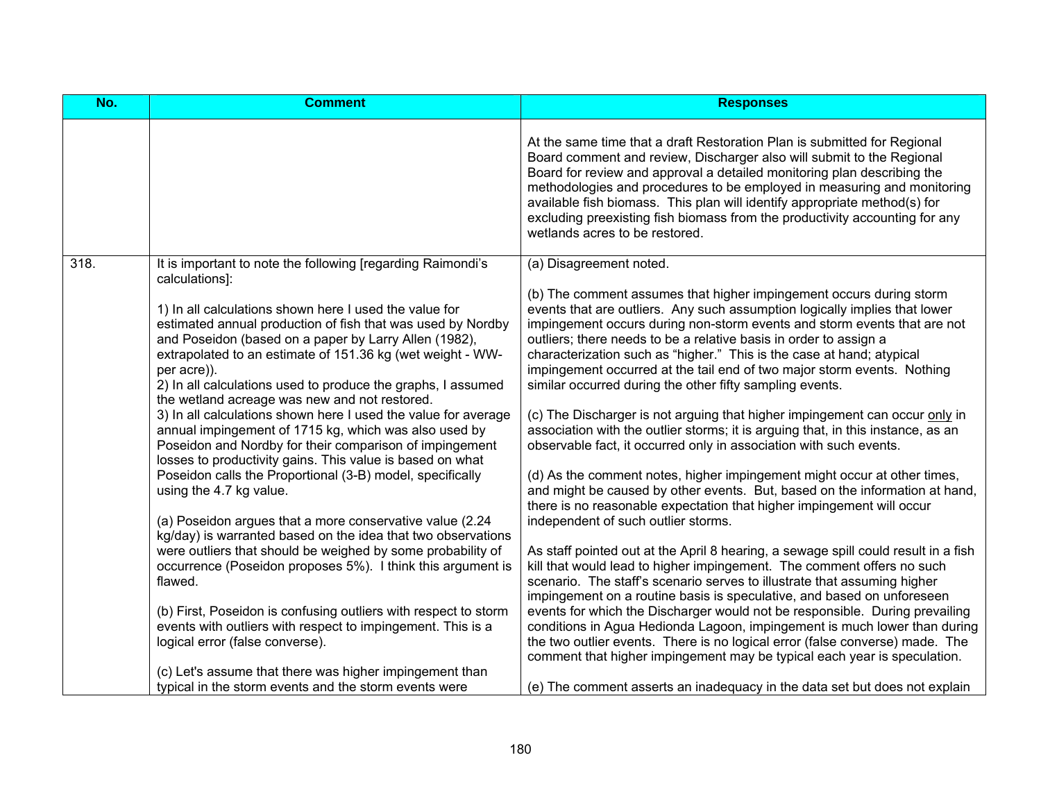| No. | Comment | Responses |
| --- | --- | --- |
| | | At the same time that a draft Restoration Plan is submitted for Regional Board comment and review, Discharger also will submit to the Regional Board for review and approval a detailed monitoring plan describing the methodologies and procedures to be employed in measuring and monitoring available fish biomass. This plan will identify appropriate method(s) for excluding preexisting fish biomass from the productivity accounting for any wetlands acres to be restored. |
| 318. | It is important to note the following [regarding Raimondi's calculations]:<br><br>1) In all calculations shown here I used the value for estimated annual production of fish that was used by Nordby and Poseidon (based on a paper by Larry Allen (1982), extrapolated to an estimate of 151.36 kg (wet weight - WW-per acre)).<br>2) In all calculations used to produce the graphs, I assumed the wetland acreage was new and not restored.<br>3) In all calculations shown here I used the value for average annual impingement of 1715 kg, which was also used by Poseidon and Nordby for their comparison of impingement losses to productivity gains. This value is based on what Poseidon calls the Proportional (3-B) model, specifically using the 4.7 kg value.<br><br>(a) Poseidon argues that a more conservative value (2.24 kg/day) is warranted based on the idea that two observations were outliers that should be weighed by some probability of occurrence (Poseidon proposes 5%). I think this argument is flawed.<br><br>(b) First, Poseidon is confusing outliers with respect to storm events with outliers with respect to impingement. This is a logical error (false converse).<br><br>(c) Let's assume that there was higher impingement than typical in the storm events and the storm events were | (a) Disagreement noted.<br><br>(b) The comment assumes that higher impingement occurs during storm events that are outliers. Any such assumption logically implies that lower impingement occurs during non-storm events and storm events that are not outliers; there needs to be a relative basis in order to assign a characterization such as "higher." This is the case at hand; atypical impingement occurred at the tail end of two major storm events. Nothing similar occurred during the other fifty sampling events.<br><br>(c) The Discharger is not arguing that higher impingement can occur only in association with the outlier storms; it is arguing that, in this instance, as an observable fact, it occurred only in association with such events.<br><br>(d) As the comment notes, higher impingement might occur at other times, and might be caused by other events. But, based on the information at hand, there is no reasonable expectation that higher impingement will occur independent of such outlier storms.<br><br>As staff pointed out at the April 8 hearing, a sewage spill could result in a fish kill that would lead to higher impingement. The comment offers no such scenario. The staff's scenario serves to illustrate that assuming higher impingement on a routine basis is speculative, and based on unforeseen events for which the Discharger would not be responsible. During prevailing conditions in Agua Hedionda Lagoon, impingement is much lower than during the two outlier events. There is no logical error (false converse) made. The comment that higher impingement may be typical each year is speculation.<br><br>(e) The comment asserts an inadequacy in the data set but does not explain |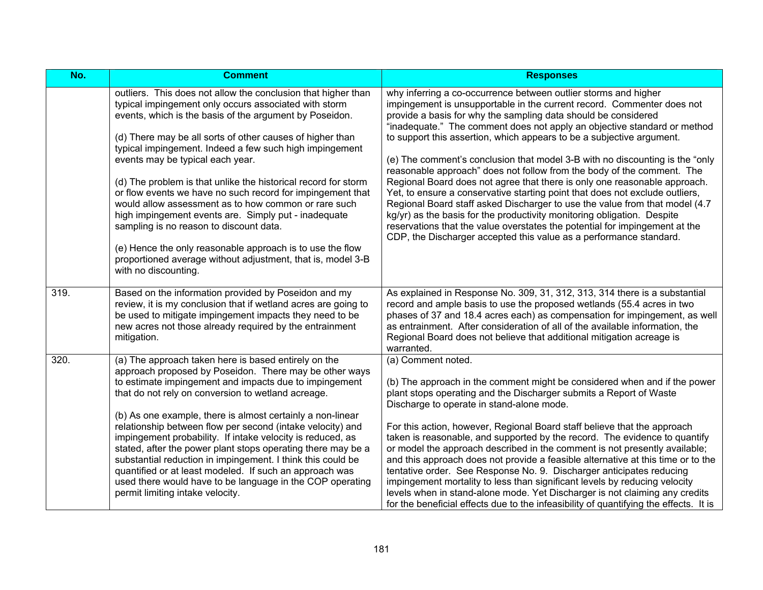| No. | Comment | Responses |
|---|---|---|
| | outliers. This does not allow the conclusion that higher than typical impingement only occurs associated with storm events, which is the basis of the argument by Poseidon.<br><br>(d) There may be all sorts of other causes of higher than typical impingement. Indeed a few such high impingement events may be typical each year.<br><br>(d) The problem is that unlike the historical record for storm or flow events we have no such record for impingement that would allow assessment as to how common or rare such high impingement events are. Simply put - inadequate sampling is no reason to discount data.<br><br>(e) Hence the only reasonable approach is to use the flow proportioned average without adjustment, that is, model 3-B with no discounting. | why inferring a co-occurrence between outlier storms and higher impingement is unsupportable in the current record. Commenter does not provide a basis for why the sampling data should be considered "inadequate." The comment does not apply an objective standard or method to support this assertion, which appears to be a subjective argument.<br><br>(e) The comment's conclusion that model 3-B with no discounting is the "only reasonable approach" does not follow from the body of the comment. The Regional Board does not agree that there is only one reasonable approach. Yet, to ensure a conservative starting point that does not exclude outliers, Regional Board staff asked Discharger to use the value from that model (4.7 kg/yr) as the basis for the productivity monitoring obligation. Despite reservations that the value overstates the potential for impingement at the CDP, the Discharger accepted this value as a performance standard. |
| 319. | Based on the information provided by Poseidon and my review, it is my conclusion that if wetland acres are going to be used to mitigate impingement impacts they need to be new acres not those already required by the entrainment mitigation. | As explained in Response No. 309, 31, 312, 313, 314 there is a substantial record and ample basis to use the proposed wetlands (55.4 acres in two phases of 37 and 18.4 acres each) as compensation for impingement, as well as entrainment. After consideration of all of the available information, the Regional Board does not believe that additional mitigation acreage is warranted. |
| 320. | (a) The approach taken here is based entirely on the approach proposed by Poseidon. There may be other ways to estimate impingement and impacts due to impingement that do not rely on conversion to wetland acreage.<br><br>(b) As one example, there is almost certainly a non-linear relationship between flow per second (intake velocity) and impingement probability. If intake velocity is reduced, as stated, after the power plant stops operating there may be a substantial reduction in impingement. I think this could be quantified or at least modeled. If such an approach was used there would have to be language in the COP operating permit limiting intake velocity. | (a) Comment noted.<br><br>(b) The approach in the comment might be considered when and if the power plant stops operating and the Discharger submits a Report of Waste Discharge to operate in stand-alone mode.<br><br>For this action, however, Regional Board staff believe that the approach taken is reasonable, and supported by the record. The evidence to quantify or model the approach described in the comment is not presently available; and this approach does not provide a feasible alternative at this time or to the tentative order. See Response No. 9. Discharger anticipates reducing impingement mortality to less than significant levels by reducing velocity levels when in stand-alone mode. Yet Discharger is not claiming any credits for the beneficial effects due to the infeasibility of quantifying the effects. It is |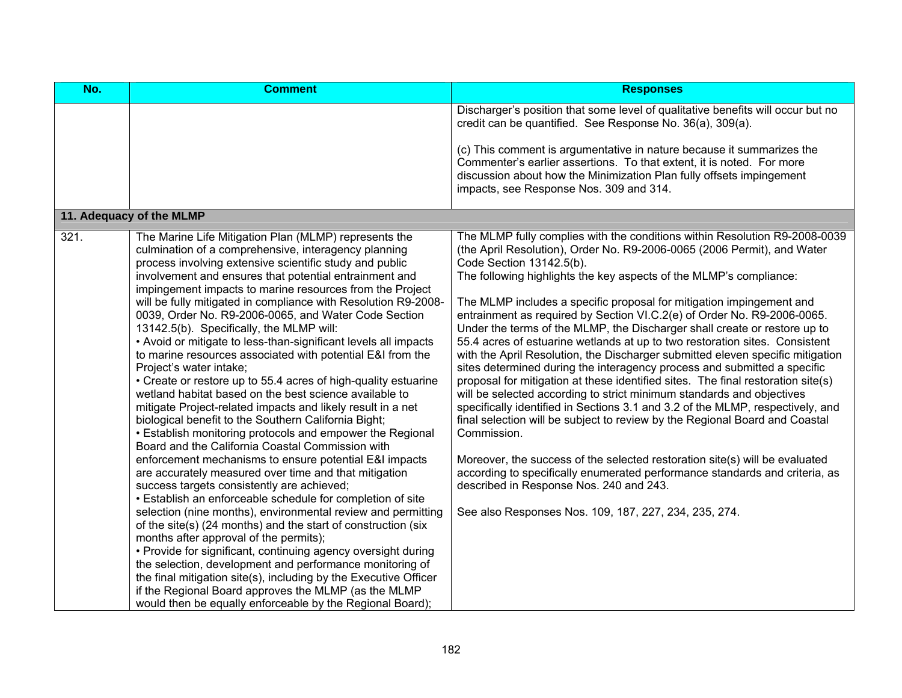| No. | Comment | Responses |
|---|---|---|
| | | Discharger's position that some level of qualitative benefits will occur but no credit can be quantified. See Response No. 36(a), 309(a).<br><br>(c) This comment is argumentative in nature because it summarizes the Commenter's earlier assertions. To that extent, it is noted. For more discussion about how the Minimization Plan fully offsets impingement impacts, see Response Nos. 309 and 314. |
| **11. Adequacy of the MLMP** | | |
| 321. | The Marine Life Mitigation Plan (MLMP) represents the culmination of a comprehensive, interagency planning process involving extensive scientific study and public involvement and ensures that potential entrainment and impingement impacts to marine resources from the Project will be fully mitigated in compliance with Resolution R9-2008-0039, Order No. R9-2006-0065, and Water Code Section 13142.5(b). Specifically, the MLMP will:<br>• Avoid or mitigate to less-than-significant levels all impacts to marine resources associated with potential E&I from the Project's water intake;<br>• Create or restore up to 55.4 acres of high-quality estuarine wetland habitat based on the best science available to mitigate Project-related impacts and likely result in a net biological benefit to the Southern California Bight;<br>• Establish monitoring protocols and empower the Regional Board and the California Coastal Commission with enforcement mechanisms to ensure potential E&I impacts are accurately measured over time and that mitigation success targets consistently are achieved;<br>• Establish an enforceable schedule for completion of site selection (nine months), environmental review and permitting of the site(s) (24 months) and the start of construction (six months after approval of the permits);<br>• Provide for significant, continuing agency oversight during the selection, development and performance monitoring of the final mitigation site(s), including by the Executive Officer if the Regional Board approves the MLMP (as the MLMP would then be equally enforceable by the Regional Board); | The MLMP fully complies with the conditions within Resolution R9-2008-0039 (the April Resolution), Order No. R9-2006-0065 (2006 Permit), and Water Code Section 13142.5(b).<br>The following highlights the key aspects of the MLMP's compliance:<br><br>The MLMP includes a specific proposal for mitigation impingement and entrainment as required by Section VI.C.2(e) of Order No. R9-2006-0065. Under the terms of the MLMP, the Discharger shall create or restore up to 55.4 acres of estuarine wetlands at up to two restoration sites. Consistent with the April Resolution, the Discharger submitted eleven specific mitigation sites determined during the interagency process and submitted a specific proposal for mitigation at these identified sites. The final restoration site(s) will be selected according to strict minimum standards and objectives specifically identified in Sections 3.1 and 3.2 of the MLMP, respectively, and final selection will be subject to review by the Regional Board and Coastal Commission.<br><br>Moreover, the success of the selected restoration site(s) will be evaluated according to specifically enumerated performance standards and criteria, as described in Response Nos. 240 and 243.<br><br>See also Responses Nos. 109, 187, 227, 234, 235, 274. |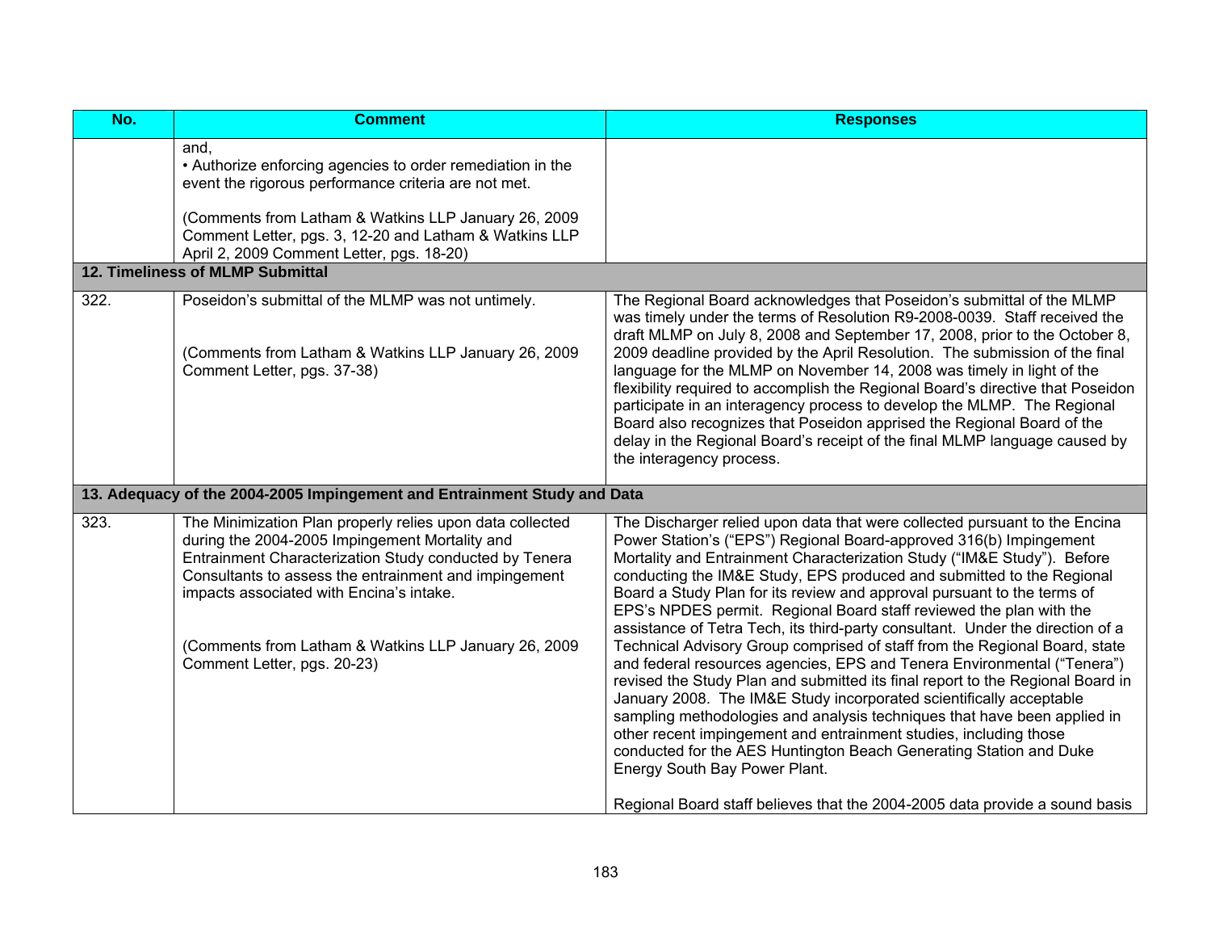| No. | Comment | Responses |
|---|---|---|
| | and,<br>• Authorize enforcing agencies to order remediation in the event the rigorous performance criteria are not met.<br><br>(Comments from Latham & Watkins LLP January 26, 2009 Comment Letter, pgs. 3, 12-20 and Latham & Watkins LLP April 2, 2009 Comment Letter, pgs. 18-20) | |
| **12. Timeliness of MLMP Submittal** | | |
| 322. | Poseidon's submittal of the MLMP was not untimely.<br><br>(Comments from Latham & Watkins LLP January 26, 2009 Comment Letter, pgs. 37-38) | The Regional Board acknowledges that Poseidon's submittal of the MLMP was timely under the terms of Resolution R9-2008-0039. Staff received the draft MLMP on July 8, 2008 and September 17, 2008, prior to the October 8, 2009 deadline provided by the April Resolution. The submission of the final language for the MLMP on November 14, 2008 was timely in light of the flexibility required to accomplish the Regional Board's directive that Poseidon participate in an interagency process to develop the MLMP. The Regional Board also recognizes that Poseidon apprised the Regional Board of the delay in the Regional Board's receipt of the final MLMP language caused by the interagency process. |
| **13. Adequacy of the 2004-2005 Impingement and Entrainment Study and Data** | | |
| 323. | The Minimization Plan properly relies upon data collected during the 2004-2005 Impingement Mortality and Entrainment Characterization Study conducted by Tenera Consultants to assess the entrainment and impingement impacts associated with Encina's intake.<br><br>(Comments from Latham & Watkins LLP January 26, 2009 Comment Letter, pgs. 20-23) | The Discharger relied upon data that were collected pursuant to the Encina Power Station's ("EPS") Regional Board-approved 316(b) Impingement Mortality and Entrainment Characterization Study ("IM&E Study"). Before conducting the IM&E Study, EPS produced and submitted to the Regional Board a Study Plan for its review and approval pursuant to the terms of EPS's NPDES permit. Regional Board staff reviewed the plan with the assistance of Tetra Tech, its third-party consultant. Under the direction of a Technical Advisory Group comprised of staff from the Regional Board, state and federal resources agencies, EPS and Tenera Environmental ("Tenera") revised the Study Plan and submitted its final report to the Regional Board in January 2008. The IM&E Study incorporated scientifically acceptable sampling methodologies and analysis techniques that have been applied in other recent impingement and entrainment studies, including those conducted for the AES Huntington Beach Generating Station and Duke Energy South Bay Power Plant.<br><br>Regional Board staff believes that the 2004-2005 data provide a sound basis |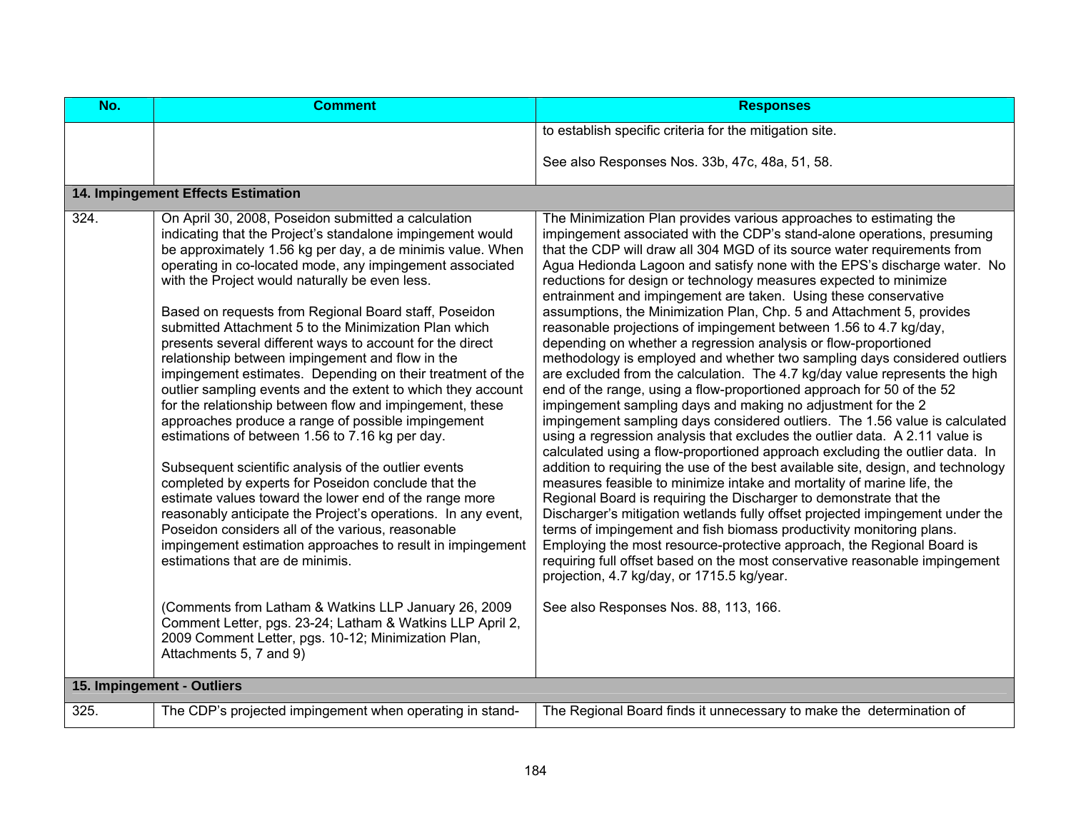| No. | Comment | Responses |
|---|---|---|
| | | to establish specific criteria for the mitigation site.<br><br>See also Responses Nos. 33b, 47c, 48a, 51, 58. |
| **14. Impingement Effects Estimation** | | |
| 324. | On April 30, 2008, Poseidon submitted a calculation indicating that the Project's standalone impingement would be approximately 1.56 kg per day, a de minimis value. When operating in co-located mode, any impingement associated with the Project would naturally be even less.<br><br>Based on requests from Regional Board staff, Poseidon submitted Attachment 5 to the Minimization Plan which presents several different ways to account for the direct relationship between impingement and flow in the impingement estimates. Depending on their treatment of the outlier sampling events and the extent to which they account for the relationship between flow and impingement, these approaches produce a range of possible impingement estimations of between 1.56 to 7.16 kg per day.<br><br>Subsequent scientific analysis of the outlier events completed by experts for Poseidon conclude that the estimate values toward the lower end of the range more reasonably anticipate the Project's operations. In any event, Poseidon considers all of the various, reasonable impingement estimation approaches to result in impingement estimations that are de minimis.<br><br>(Comments from Latham & Watkins LLP January 26, 2009 Comment Letter, pgs. 23-24; Latham & Watkins LLP April 2, 2009 Comment Letter, pgs. 10-12; Minimization Plan, Attachments 5, 7 and 9) | The Minimization Plan provides various approaches to estimating the impingement associated with the CDP's stand-alone operations, presuming that the CDP will draw all 304 MGD of its source water requirements from Agua Hedionda Lagoon and satisfy none with the EPS's discharge water. No reductions for design or technology measures expected to minimize entrainment and impingement are taken. Using these conservative assumptions, the Minimization Plan, Chp. 5 and Attachment 5, provides reasonable projections of impingement between 1.56 to 4.7 kg/day, depending on whether a regression analysis or flow-proportioned methodology is employed and whether two sampling days considered outliers are excluded from the calculation. The 4.7 kg/day value represents the high end of the range, using a flow-proportioned approach for 50 of the 52 impingement sampling days and making no adjustment for the 2 impingement sampling days considered outliers. The 1.56 value is calculated using a regression analysis that excludes the outlier data. A 2.11 value is calculated using a flow-proportioned approach excluding the outlier data. In addition to requiring the use of the best available site, design, and technology measures feasible to minimize intake and mortality of marine life, the Regional Board is requiring the Discharger to demonstrate that the Discharger's mitigation wetlands fully offset projected impingement under the terms of impingement and fish biomass productivity monitoring plans. Employing the most resource-protective approach, the Regional Board is requiring full offset based on the most conservative reasonable impingement projection, 4.7 kg/day, or 1715.5 kg/year.<br><br>See also Responses Nos. 88, 113, 166. |
| **15. Impingement - Outliers** | | |
| 325. | The CDP's projected impingement when operating in stand- | The Regional Board finds it unnecessary to make the determination of |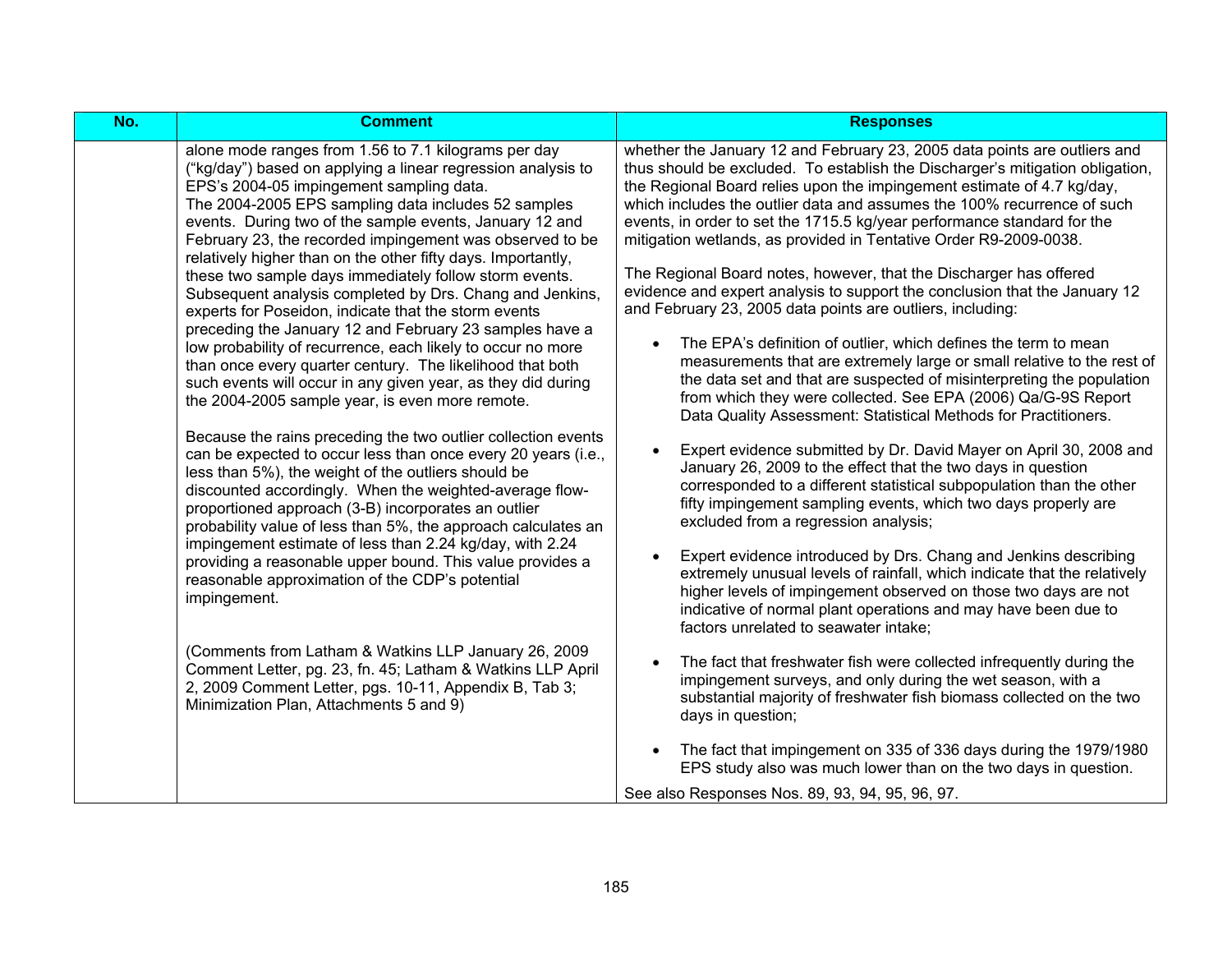| No. | Comment | Responses |
|---|---|---|
| | alone mode ranges from 1.56 to 7.1 kilograms per day ("kg/day") based on applying a linear regression analysis to EPS's 2004-05 impingement sampling data.<br>The 2004-2005 EPS sampling data includes 52 samples events. During two of the sample events, January 12 and February 23, the recorded impingement was observed to be relatively higher than on the other fifty days. Importantly, these two sample days immediately follow storm events. Subsequent analysis completed by Drs. Chang and Jenkins, experts for Poseidon, indicate that the storm events preceding the January 12 and February 23 samples have a low probability of recurrence, each likely to occur no more than once every quarter century. The likelihood that both such events will occur in any given year, as they did during the 2004-2005 sample year, is even more remote.<br><br>Because the rains preceding the two outlier collection events can be expected to occur less than once every 20 years (i.e., less than 5%), the weight of the outliers should be discounted accordingly. When the weighted-average flow-proportioned approach (3-B) incorporates an outlier probability value of less than 5%, the approach calculates an impingement estimate of less than 2.24 kg/day, with 2.24 providing a reasonable upper bound. This value provides a reasonable approximation of the CDP's potential impingement.<br><br>(Comments from Latham & Watkins LLP January 26, 2009 Comment Letter, pg. 23, fn. 45; Latham & Watkins LLP April 2, 2009 Comment Letter, pgs. 10-11, Appendix B, Tab 3; Minimization Plan, Attachments 5 and 9) | whether the January 12 and February 23, 2005 data points are outliers and thus should be excluded. To establish the Discharger's mitigation obligation, the Regional Board relies upon the impingement estimate of 4.7 kg/day, which includes the outlier data and assumes the 100% recurrence of such events, in order to set the 1715.5 kg/year performance standard for the mitigation wetlands, as provided in Tentative Order R9-2009-0038.<br><br>The Regional Board notes, however, that the Discharger has offered evidence and expert analysis to support the conclusion that the January 12 and February 23, 2005 data points are outliers, including:<br><br>• The EPA's definition of outlier, which defines the term to mean measurements that are extremely large or small relative to the rest of the data set and that are suspected of misinterpreting the population from which they were collected. See EPA (2006) Qa/G-9S Report Data Quality Assessment: Statistical Methods for Practitioners.<br><br>• Expert evidence submitted by Dr. David Mayer on April 30, 2008 and January 26, 2009 to the effect that the two days in question corresponded to a different statistical subpopulation than the other fifty impingement sampling events, which two days properly are excluded from a regression analysis;<br><br>• Expert evidence introduced by Drs. Chang and Jenkins describing extremely unusual levels of rainfall, which indicate that the relatively higher levels of impingement observed on those two days are not indicative of normal plant operations and may have been due to factors unrelated to seawater intake;<br><br>• The fact that freshwater fish were collected infrequently during the impingement surveys, and only during the wet season, with a substantial majority of freshwater fish biomass collected on the two days in question;<br><br>• The fact that impingement on 335 of 336 days during the 1979/1980 EPS study also was much lower than on the two days in question.<br><br>See also Responses Nos. 89, 93, 94, 95, 96, 97. |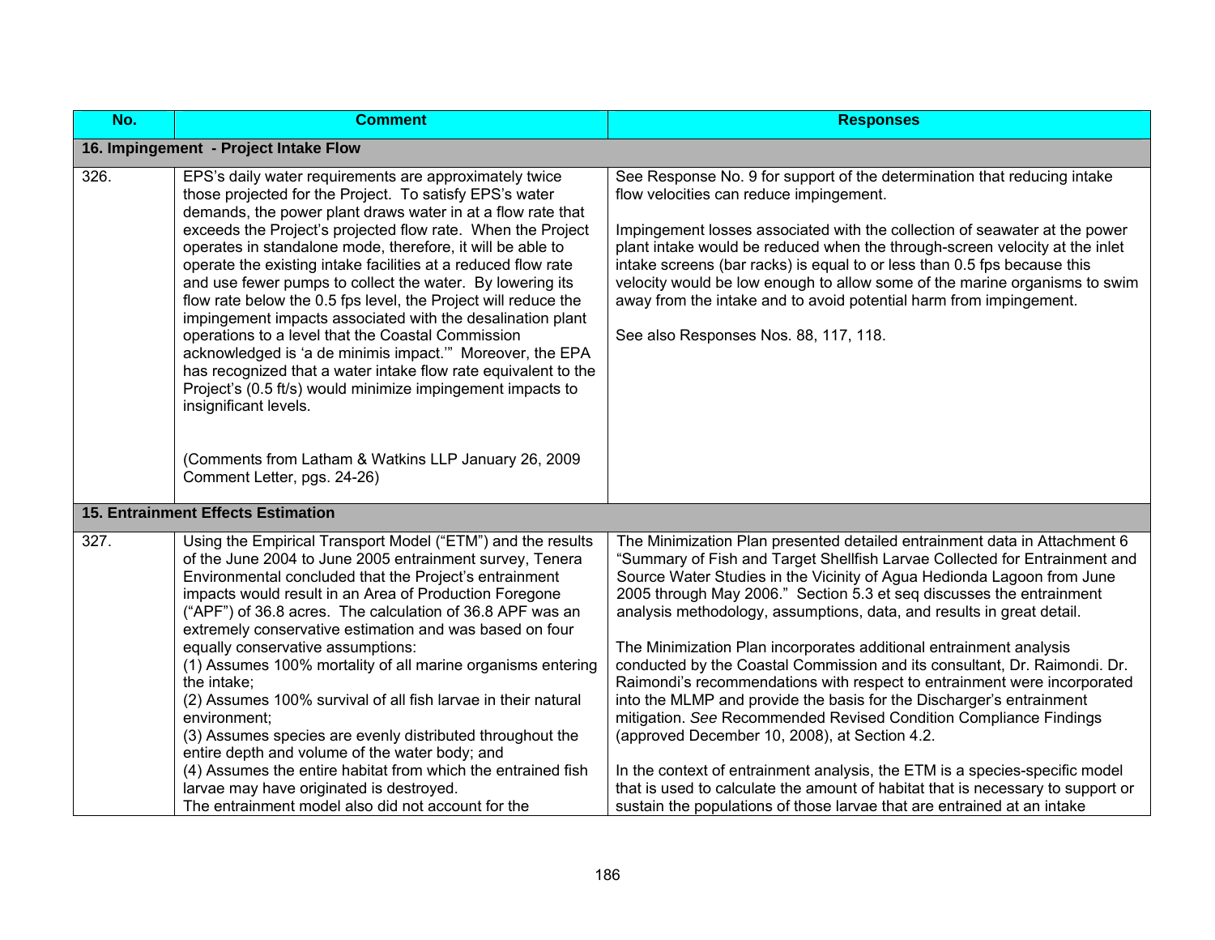| No. | Comment | Responses |
|---|---|---|
| **16. Impingement - Project Intake Flow** | | |
| 326. | EPS's daily water requirements are approximately twice those projected for the Project. To satisfy EPS's water demands, the power plant draws water in at a flow rate that exceeds the Project's projected flow rate. When the Project operates in standalone mode, therefore, it will be able to operate the existing intake facilities at a reduced flow rate and use fewer pumps to collect the water. By lowering its flow rate below the 0.5 fps level, the Project will reduce the impingement impacts associated with the desalination plant operations to a level that the Coastal Commission acknowledged is 'a de minimis impact.'" Moreover, the EPA has recognized that a water intake flow rate equivalent to the Project's (0.5 ft/s) would minimize impingement impacts to insignificant levels.<br><br>(Comments from Latham & Watkins LLP January 26, 2009 Comment Letter, pgs. 24-26) | See Response No. 9 for support of the determination that reducing intake flow velocities can reduce impingement.<br><br>Impingement losses associated with the collection of seawater at the power plant intake would be reduced when the through-screen velocity at the inlet intake screens (bar racks) is equal to or less than 0.5 fps because this velocity would be low enough to allow some of the marine organisms to swim away from the intake and to avoid potential harm from impingement.<br><br>See also Responses Nos. 88, 117, 118. |
| **15. Entrainment Effects Estimation** | | |
| 327. | Using the Empirical Transport Model ("ETM") and the results of the June 2004 to June 2005 entrainment survey, Tenera Environmental concluded that the Project's entrainment impacts would result in an Area of Production Foregone ("APF") of 36.8 acres. The calculation of 36.8 APF was an extremely conservative estimation and was based on four equally conservative assumptions:<br>(1) Assumes 100% mortality of all marine organisms entering the intake;<br>(2) Assumes 100% survival of all fish larvae in their natural environment;<br>(3) Assumes species are evenly distributed throughout the entire depth and volume of the water body; and<br>(4) Assumes the entire habitat from which the entrained fish larvae may have originated is destroyed.<br>The entrainment model also did not account for the | The Minimization Plan presented detailed entrainment data in Attachment 6 "Summary of Fish and Target Shellfish Larvae Collected for Entrainment and Source Water Studies in the Vicinity of Agua Hedionda Lagoon from June 2005 through May 2006." Section 5.3 et seq discusses the entrainment analysis methodology, assumptions, data, and results in great detail.<br><br>The Minimization Plan incorporates additional entrainment analysis conducted by the Coastal Commission and its consultant, Dr. Raimondi. Dr. Raimondi's recommendations with respect to entrainment were incorporated into the MLMP and provide the basis for the Discharger's entrainment mitigation. *See* Recommended Revised Condition Compliance Findings (approved December 10, 2008), at Section 4.2.<br><br>In the context of entrainment analysis, the ETM is a species-specific model that is used to calculate the amount of habitat that is necessary to support or sustain the populations of those larvae that are entrained at an intake |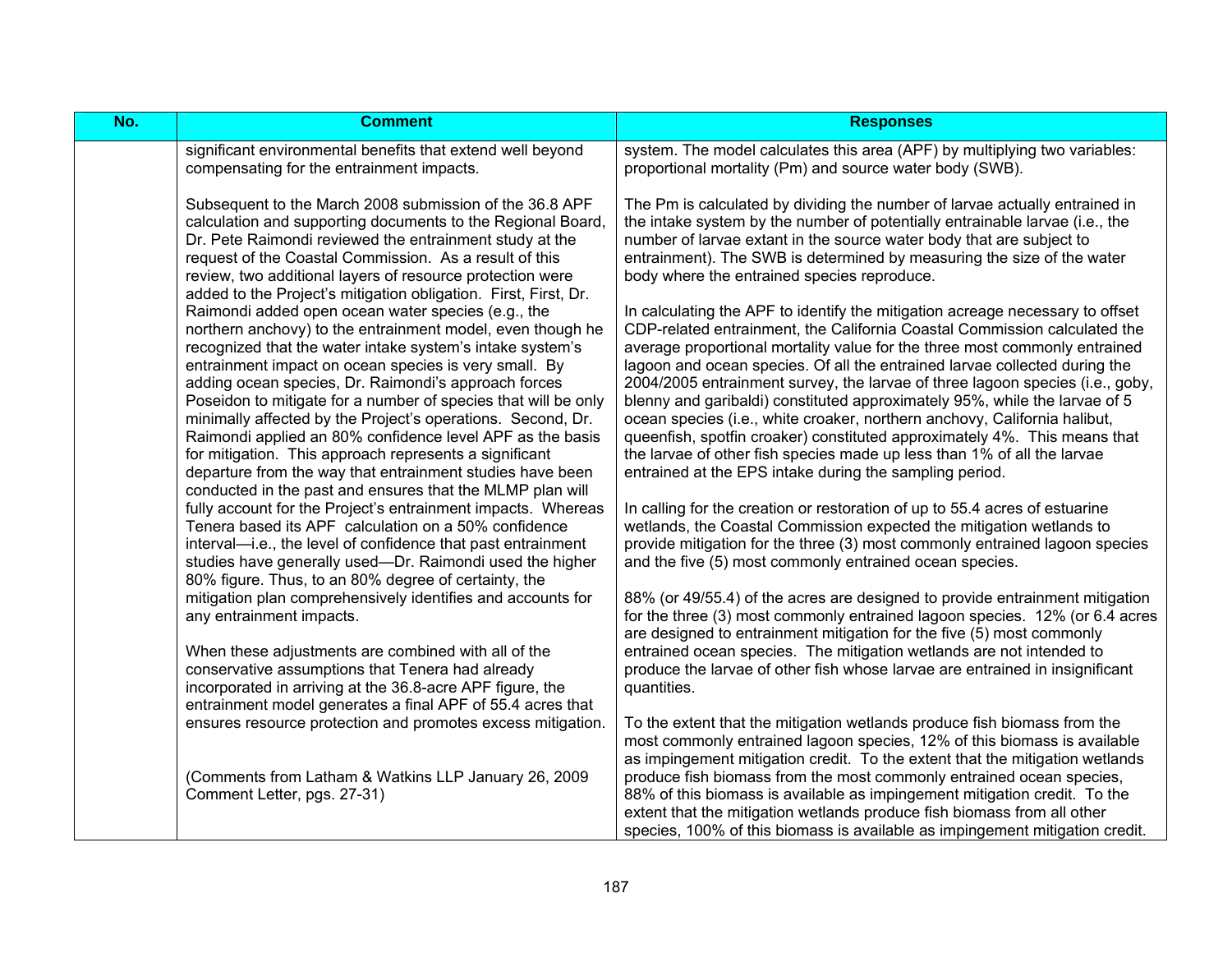| No. | Comment | Responses |
|---|---|---|
| | significant environmental benefits that extend well beyond compensating for the entrainment impacts.<br><br>Subsequent to the March 2008 submission of the 36.8 APF calculation and supporting documents to the Regional Board, Dr. Pete Raimondi reviewed the entrainment study at the request of the Coastal Commission. As a result of this review, two additional layers of resource protection were added to the Project's mitigation obligation. First, First, Dr. Raimondi added open ocean water species (e.g., the northern anchovy) to the entrainment model, even though he recognized that the water intake system's intake system's entrainment impact on ocean species is very small. By adding ocean species, Dr. Raimondi's approach forces Poseidon to mitigate for a number of species that will be only minimally affected by the Project's operations. Second, Dr. Raimondi applied an 80% confidence level APF as the basis for mitigation. This approach represents a significant departure from the way that entrainment studies have been conducted in the past and ensures that the MLMP plan will fully account for the Project's entrainment impacts. Whereas Tenera based its APF calculation on a 50% confidence interval—i.e., the level of confidence that past entrainment studies have generally used—Dr. Raimondi used the higher 80% figure. Thus, to an 80% degree of certainty, the mitigation plan comprehensively identifies and accounts for any entrainment impacts.<br><br>When these adjustments are combined with all of the conservative assumptions that Tenera had already incorporated in arriving at the 36.8-acre APF figure, the entrainment model generates a final APF of 55.4 acres that ensures resource protection and promotes excess mitigation.<br><br>(Comments from Latham & Watkins LLP January 26, 2009 Comment Letter, pgs. 27-31) | system. The model calculates this area (APF) by multiplying two variables: proportional mortality (Pm) and source water body (SWB).<br><br>The Pm is calculated by dividing the number of larvae actually entrained in the intake system by the number of potentially entrainable larvae (i.e., the number of larvae extant in the source water body that are subject to entrainment). The SWB is determined by measuring the size of the water body where the entrained species reproduce.<br><br>In calculating the APF to identify the mitigation acreage necessary to offset CDP-related entrainment, the California Coastal Commission calculated the average proportional mortality value for the three most commonly entrained lagoon and ocean species. Of all the entrained larvae collected during the 2004/2005 entrainment survey, the larvae of three lagoon species (i.e., goby, blenny and garibaldi) constituted approximately 95%, while the larvae of 5 ocean species (i.e., white croaker, northern anchovy, California halibut, queenfish, spotfin croaker) constituted approximately 4%. This means that the larvae of other fish species made up less than 1% of all the larvae entrained at the EPS intake during the sampling period.<br><br>In calling for the creation or restoration of up to 55.4 acres of estuarine wetlands, the Coastal Commission expected the mitigation wetlands to provide mitigation for the three (3) most commonly entrained lagoon species and the five (5) most commonly entrained ocean species.<br><br>88% (or 49/55.4) of the acres are designed to provide entrainment mitigation for the three (3) most commonly entrained lagoon species. 12% (or 6.4 acres are designed to entrainment mitigation for the five (5) most commonly entrained ocean species. The mitigation wetlands are not intended to produce the larvae of other fish whose larvae are entrained in insignificant quantities.<br><br>To the extent that the mitigation wetlands produce fish biomass from the most commonly entrained lagoon species, 12% of this biomass is available as impingement mitigation credit. To the extent that the mitigation wetlands produce fish biomass from the most commonly entrained ocean species, 88% of this biomass is available as impingement mitigation credit. To the extent that the mitigation wetlands produce fish biomass from all other species, 100% of this biomass is available as impingement mitigation credit. |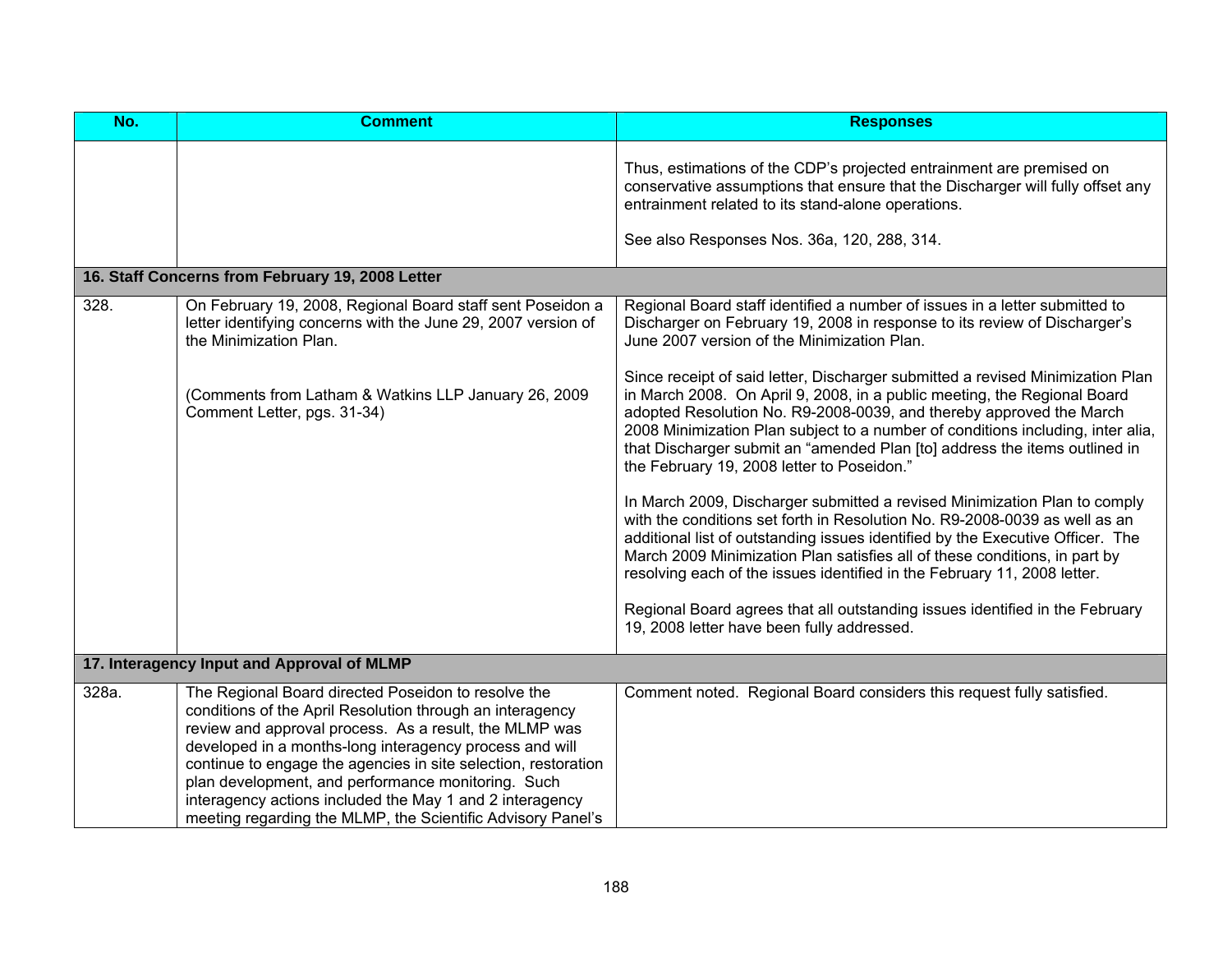| No. | Comment | Responses |
|---|---|---|
| | | Thus, estimations of the CDP's projected entrainment are premised on conservative assumptions that ensure that the Discharger will fully offset any entrainment related to its stand-alone operations.<br><br>See also Responses Nos. 36a, 120, 288, 314. |
| **16. Staff Concerns from February 19, 2008 Letter** | | |
| 328. | On February 19, 2008, Regional Board staff sent Poseidon a letter identifying concerns with the June 29, 2007 version of the Minimization Plan.<br><br>(Comments from Latham & Watkins LLP January 26, 2009 Comment Letter, pgs. 31-34) | Regional Board staff identified a number of issues in a letter submitted to Discharger on February 19, 2008 in response to its review of Discharger's June 2007 version of the Minimization Plan.<br><br>Since receipt of said letter, Discharger submitted a revised Minimization Plan in March 2008. On April 9, 2008, in a public meeting, the Regional Board adopted Resolution No. R9-2008-0039, and thereby approved the March 2008 Minimization Plan subject to a number of conditions including, inter alia, that Discharger submit an "amended Plan [to] address the items outlined in the February 19, 2008 letter to Poseidon."<br><br>In March 2009, Discharger submitted a revised Minimization Plan to comply with the conditions set forth in Resolution No. R9-2008-0039 as well as an additional list of outstanding issues identified by the Executive Officer. The March 2009 Minimization Plan satisfies all of these conditions, in part by resolving each of the issues identified in the February 11, 2008 letter.<br><br>Regional Board agrees that all outstanding issues identified in the February 19, 2008 letter have been fully addressed. |
| **17. Interagency Input and Approval of MLMP** | | |
| 328a. | The Regional Board directed Poseidon to resolve the conditions of the April Resolution through an interagency review and approval process. As a result, the MLMP was developed in a months-long interagency process and will continue to engage the agencies in site selection, restoration plan development, and performance monitoring. Such interagency actions included the May 1 and 2 interagency meeting regarding the MLMP, the Scientific Advisory Panel's | Comment noted. Regional Board considers this request fully satisfied. |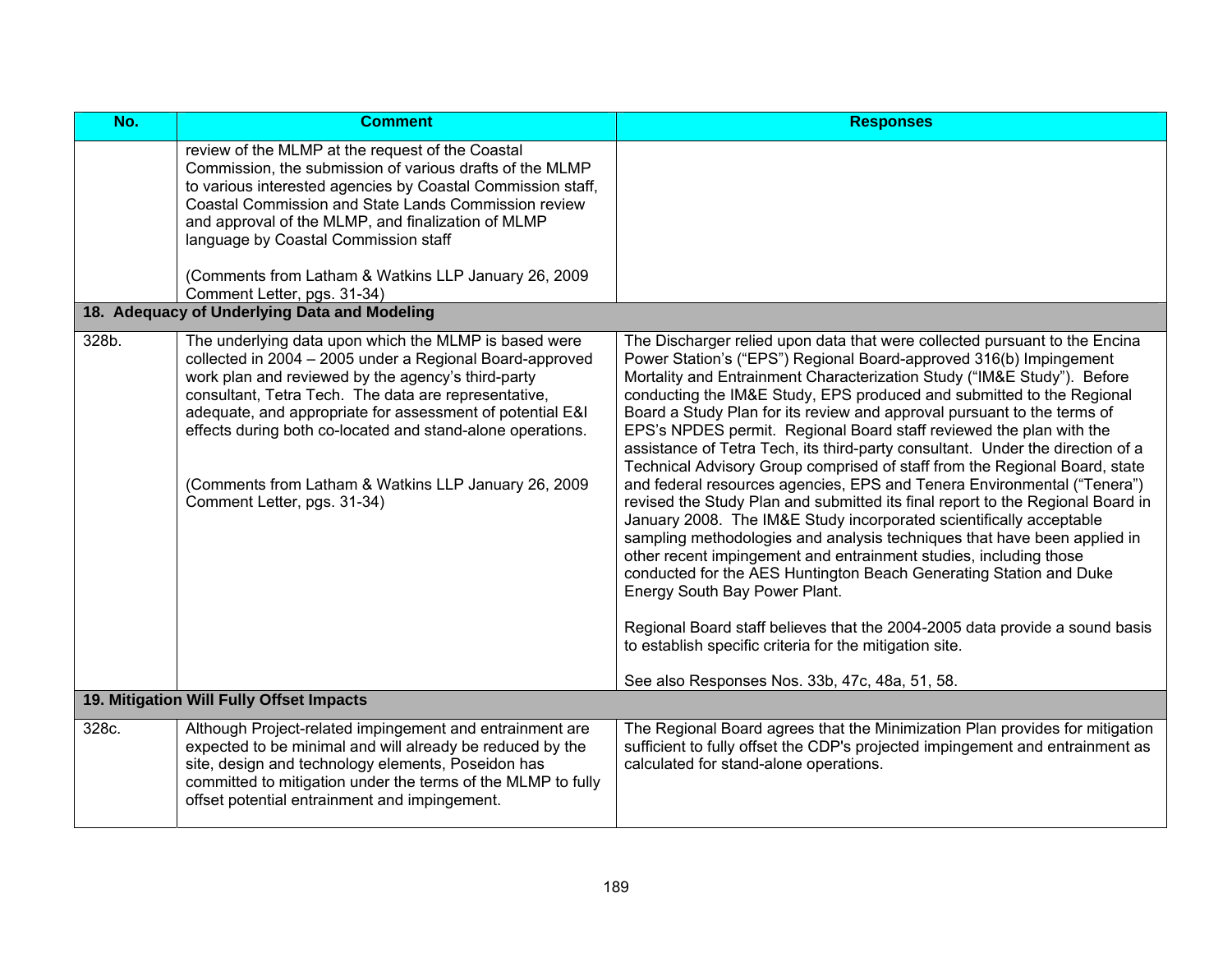| No. | Comment | Responses |
|---|---|---|
| | review of the MLMP at the request of the Coastal Commission, the submission of various drafts of the MLMP to various interested agencies by Coastal Commission staff, Coastal Commission and State Lands Commission review and approval of the MLMP, and finalization of MLMP language by Coastal Commission staff<br><br>(Comments from Latham & Watkins LLP January 26, 2009 Comment Letter, pgs. 31-34) | |
| **18. Adequacy of Underlying Data and Modeling** | | |
| 328b. | The underlying data upon which the MLMP is based were collected in 2004 – 2005 under a Regional Board-approved work plan and reviewed by the agency's third-party consultant, Tetra Tech. The data are representative, adequate, and appropriate for assessment of potential E&I effects during both co-located and stand-alone operations.<br><br>(Comments from Latham & Watkins LLP January 26, 2009 Comment Letter, pgs. 31-34) | The Discharger relied upon data that were collected pursuant to the Encina Power Station's ("EPS") Regional Board-approved 316(b) Impingement Mortality and Entrainment Characterization Study ("IM&E Study"). Before conducting the IM&E Study, EPS produced and submitted to the Regional Board a Study Plan for its review and approval pursuant to the terms of EPS's NPDES permit. Regional Board staff reviewed the plan with the assistance of Tetra Tech, its third-party consultant. Under the direction of a Technical Advisory Group comprised of staff from the Regional Board, state and federal resources agencies, EPS and Tenera Environmental ("Tenera") revised the Study Plan and submitted its final report to the Regional Board in January 2008. The IM&E Study incorporated scientifically acceptable sampling methodologies and analysis techniques that have been applied in other recent impingement and entrainment studies, including those conducted for the AES Huntington Beach Generating Station and Duke Energy South Bay Power Plant.<br><br>Regional Board staff believes that the 2004-2005 data provide a sound basis to establish specific criteria for the mitigation site.<br><br>See also Responses Nos. 33b, 47c, 48a, 51, 58. |
| **19. Mitigation Will Fully Offset Impacts** | | |
| 328c. | Although Project-related impingement and entrainment are expected to be minimal and will already be reduced by the site, design and technology elements, Poseidon has committed to mitigation under the terms of the MLMP to fully offset potential entrainment and impingement. | The Regional Board agrees that the Minimization Plan provides for mitigation sufficient to fully offset the CDP's projected impingement and entrainment as calculated for stand-alone operations. |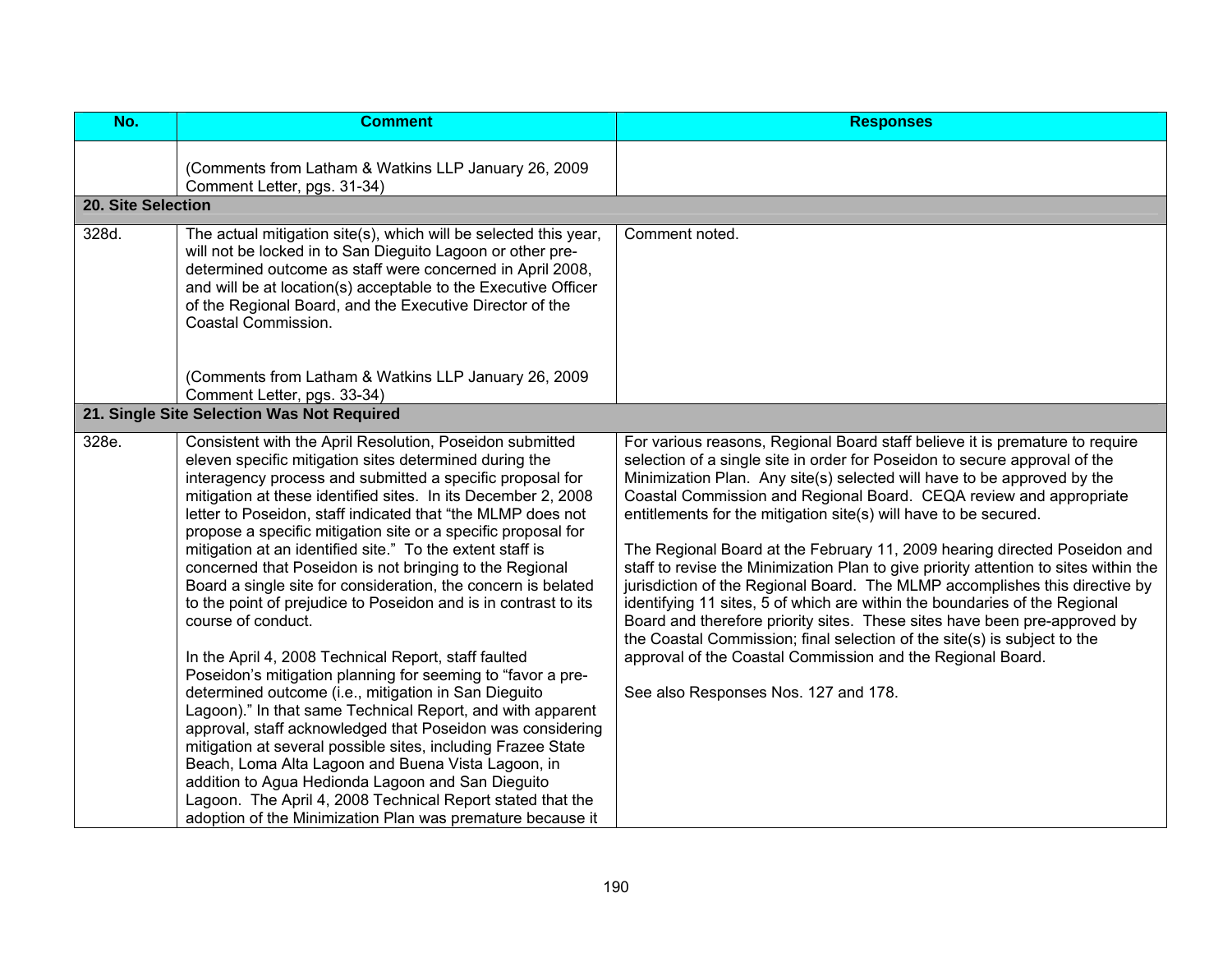| No. | Comment | Responses |
|---|---|---|
| | (Comments from Latham & Watkins LLP January 26, 2009 Comment Letter, pgs. 31-34) | |
| **20. Site Selection** | | |
| 328d. | The actual mitigation site(s), which will be selected this year, will not be locked in to San Dieguito Lagoon or other pre-determined outcome as staff were concerned in April 2008, and will be at location(s) acceptable to the Executive Officer of the Regional Board, and the Executive Director of the Coastal Commission.<br><br>(Comments from Latham & Watkins LLP January 26, 2009 Comment Letter, pgs. 33-34) | Comment noted. |
| **21. Single Site Selection Was Not Required** | | |
| 328e. | Consistent with the April Resolution, Poseidon submitted eleven specific mitigation sites determined during the interagency process and submitted a specific proposal for mitigation at these identified sites. In its December 2, 2008 letter to Poseidon, staff indicated that "the MLMP does not propose a specific mitigation site or a specific proposal for mitigation at an identified site." To the extent staff is concerned that Poseidon is not bringing to the Regional Board a single site for consideration, the concern is belated to the point of prejudice to Poseidon and is in contrast to its course of conduct.<br><br>In the April 4, 2008 Technical Report, staff faulted Poseidon's mitigation planning for seeming to "favor a pre-determined outcome (i.e., mitigation in San Dieguito Lagoon)." In that same Technical Report, and with apparent approval, staff acknowledged that Poseidon was considering mitigation at several possible sites, including Frazee State Beach, Loma Alta Lagoon and Buena Vista Lagoon, in addition to Agua Hedionda Lagoon and San Dieguito Lagoon. The April 4, 2008 Technical Report stated that the adoption of the Minimization Plan was premature because it | For various reasons, Regional Board staff believe it is premature to require selection of a single site in order for Poseidon to secure approval of the Minimization Plan. Any site(s) selected will have to be approved by the Coastal Commission and Regional Board. CEQA review and appropriate entitlements for the mitigation site(s) will have to be secured.<br><br>The Regional Board at the February 11, 2009 hearing directed Poseidon and staff to revise the Minimization Plan to give priority attention to sites within the jurisdiction of the Regional Board. The MLMP accomplishes this directive by identifying 11 sites, 5 of which are within the boundaries of the Regional Board and therefore priority sites. These sites have been pre-approved by the Coastal Commission; final selection of the site(s) is subject to the approval of the Coastal Commission and the Regional Board.<br><br>See also Responses Nos. 127 and 178. |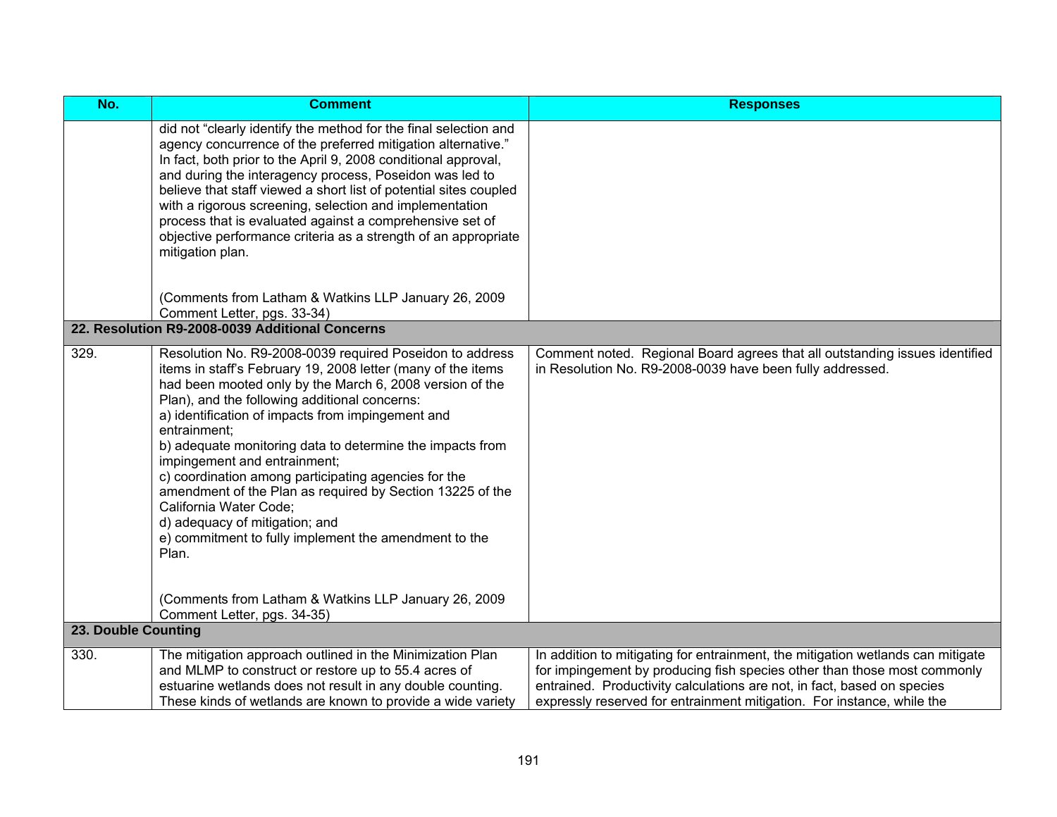| No. | Comment | Responses |
|---|---|---|
| | did not "clearly identify the method for the final selection and agency concurrence of the preferred mitigation alternative." In fact, both prior to the April 9, 2008 conditional approval, and during the interagency process, Poseidon was led to believe that staff viewed a short list of potential sites coupled with a rigorous screening, selection and implementation process that is evaluated against a comprehensive set of objective performance criteria as a strength of an appropriate mitigation plan.<br><br>(Comments from Latham & Watkins LLP January 26, 2009 Comment Letter, pgs. 33-34) | |
| **22. Resolution R9-2008-0039 Additional Concerns** | | |
| 329. | Resolution No. R9-2008-0039 required Poseidon to address items in staff's February 19, 2008 letter (many of the items had been mooted only by the March 6, 2008 version of the Plan), and the following additional concerns:<br>a) identification of impacts from impingement and entrainment;<br>b) adequate monitoring data to determine the impacts from impingement and entrainment;<br>c) coordination among participating agencies for the amendment of the Plan as required by Section 13225 of the California Water Code;<br>d) adequacy of mitigation; and<br>e) commitment to fully implement the amendment to the Plan.<br><br>(Comments from Latham & Watkins LLP January 26, 2009 Comment Letter, pgs. 34-35) | Comment noted. Regional Board agrees that all outstanding issues identified in Resolution No. R9-2008-0039 have been fully addressed. |
| **23. Double Counting** | | |
| 330. | The mitigation approach outlined in the Minimization Plan and MLMP to construct or restore up to 55.4 acres of estuarine wetlands does not result in any double counting. These kinds of wetlands are known to provide a wide variety | In addition to mitigating for entrainment, the mitigation wetlands can mitigate for impingement by producing fish species other than those most commonly entrained. Productivity calculations are not, in fact, based on species expressly reserved for entrainment mitigation. For instance, while the |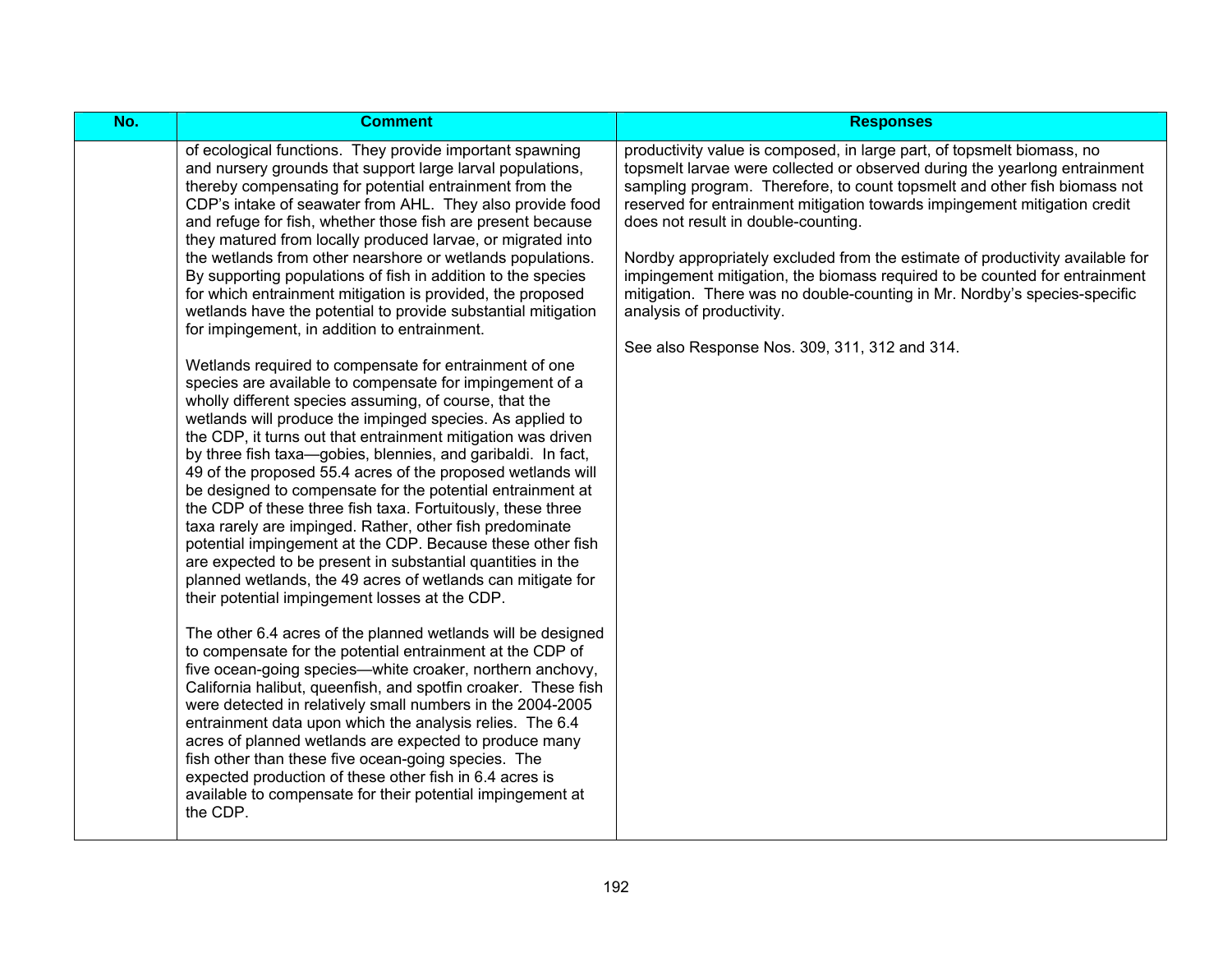| No. | Comment | Responses |
|---|---|---|
| | of ecological functions. They provide important spawning and nursery grounds that support large larval populations, thereby compensating for potential entrainment from the CDP's intake of seawater from AHL. They also provide food and refuge for fish, whether those fish are present because they matured from locally produced larvae, or migrated into the wetlands from other nearshore or wetlands populations. By supporting populations of fish in addition to the species for which entrainment mitigation is provided, the proposed wetlands have the potential to provide substantial mitigation for impingement, in addition to entrainment.<br><br>Wetlands required to compensate for entrainment of one species are available to compensate for impingement of a wholly different species assuming, of course, that the wetlands will produce the impinged species. As applied to the CDP, it turns out that entrainment mitigation was driven by three fish taxa—gobies, blennies, and garibaldi. In fact, 49 of the proposed 55.4 acres of the proposed wetlands will be designed to compensate for the potential entrainment at the CDP of these three fish taxa. Fortuitously, these three taxa rarely are impinged. Rather, other fish predominate potential impingement at the CDP. Because these other fish are expected to be present in substantial quantities in the planned wetlands, the 49 acres of wetlands can mitigate for their potential impingement losses at the CDP.<br><br>The other 6.4 acres of the planned wetlands will be designed to compensate for the potential entrainment at the CDP of five ocean-going species—white croaker, northern anchovy, California halibut, queenfish, and spotfin croaker. These fish were detected in relatively small numbers in the 2004-2005 entrainment data upon which the analysis relies. The 6.4 acres of planned wetlands are expected to produce many fish other than these five ocean-going species. The expected production of these other fish in 6.4 acres is available to compensate for their potential impingement at the CDP. | productivity value is composed, in large part, of topsmelt biomass, no topsmelt larvae were collected or observed during the yearlong entrainment sampling program. Therefore, to count topsmelt and other fish biomass not reserved for entrainment mitigation towards impingement mitigation credit does not result in double-counting.<br><br>Nordby appropriately excluded from the estimate of productivity available for impingement mitigation, the biomass required to be counted for entrainment mitigation. There was no double-counting in Mr. Nordby's species-specific analysis of productivity.<br><br>See also Response Nos. 309, 311, 312 and 314. |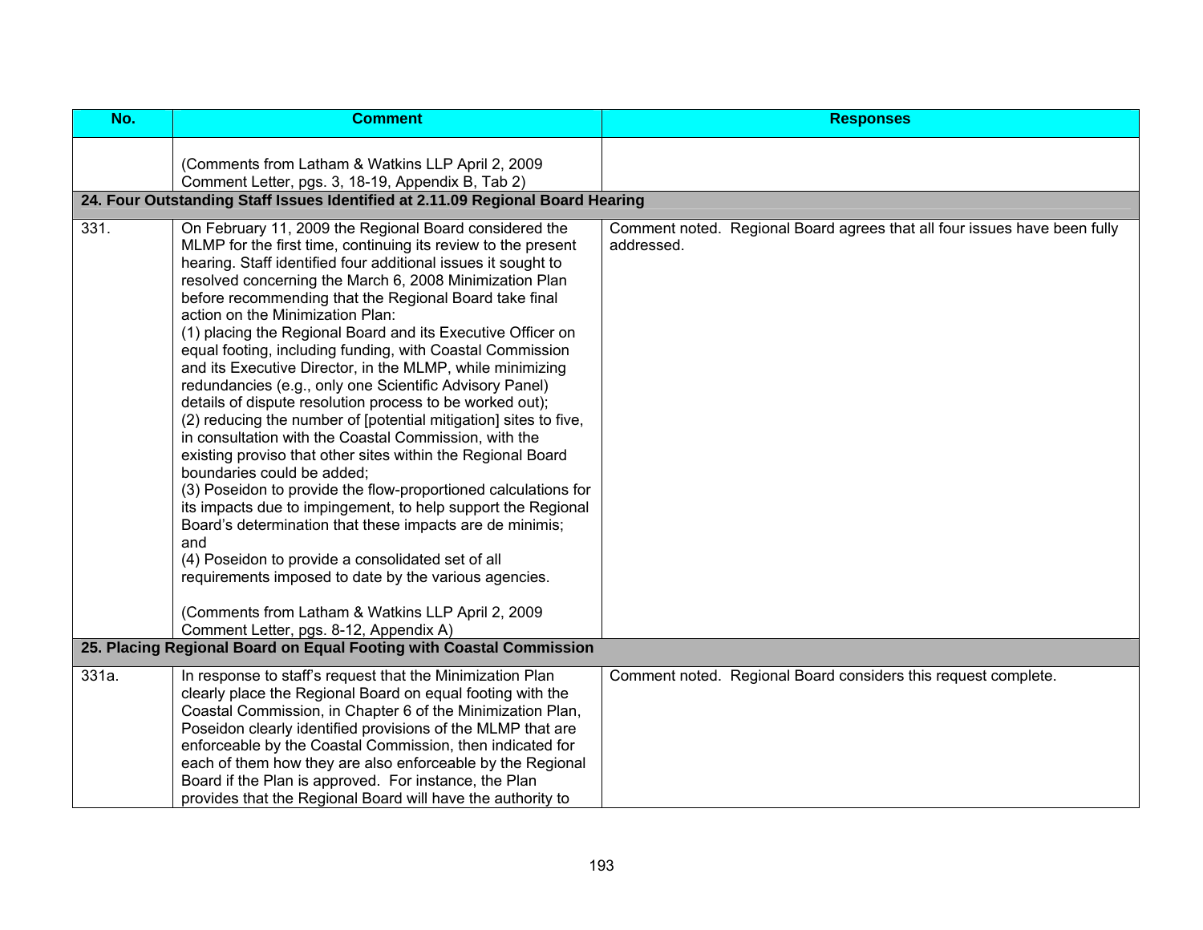| No. | Comment | Responses |
|---|---|---|
| | (Comments from Latham & Watkins LLP April 2, 2009 Comment Letter, pgs. 3, 18-19, Appendix B, Tab 2) | |
| **24. Four Outstanding Staff Issues Identified at 2.11.09 Regional Board Hearing** | | |
| 331. | On February 11, 2009 the Regional Board considered the MLMP for the first time, continuing its review to the present hearing. Staff identified four additional issues it sought to resolved concerning the March 6, 2008 Minimization Plan before recommending that the Regional Board take final action on the Minimization Plan:<br>(1) placing the Regional Board and its Executive Officer on equal footing, including funding, with Coastal Commission and its Executive Director, in the MLMP, while minimizing redundancies (e.g., only one Scientific Advisory Panel) details of dispute resolution process to be worked out);<br>(2) reducing the number of [potential mitigation] sites to five, in consultation with the Coastal Commission, with the existing proviso that other sites within the Regional Board boundaries could be added;<br>(3) Poseidon to provide the flow-proportioned calculations for its impacts due to impingement, to help support the Regional Board's determination that these impacts are de minimis; and<br>(4) Poseidon to provide a consolidated set of all requirements imposed to date by the various agencies.<br><br>(Comments from Latham & Watkins LLP April 2, 2009 Comment Letter, pgs. 8-12, Appendix A) | Comment noted. Regional Board agrees that all four issues have been fully addressed. |
| **25. Placing Regional Board on Equal Footing with Coastal Commission** | | |
| 331a. | In response to staff's request that the Minimization Plan clearly place the Regional Board on equal footing with the Coastal Commission, in Chapter 6 of the Minimization Plan, Poseidon clearly identified provisions of the MLMP that are enforceable by the Coastal Commission, then indicated for each of them how they are also enforceable by the Regional Board if the Plan is approved. For instance, the Plan provides that the Regional Board will have the authority to | Comment noted. Regional Board considers this request complete. |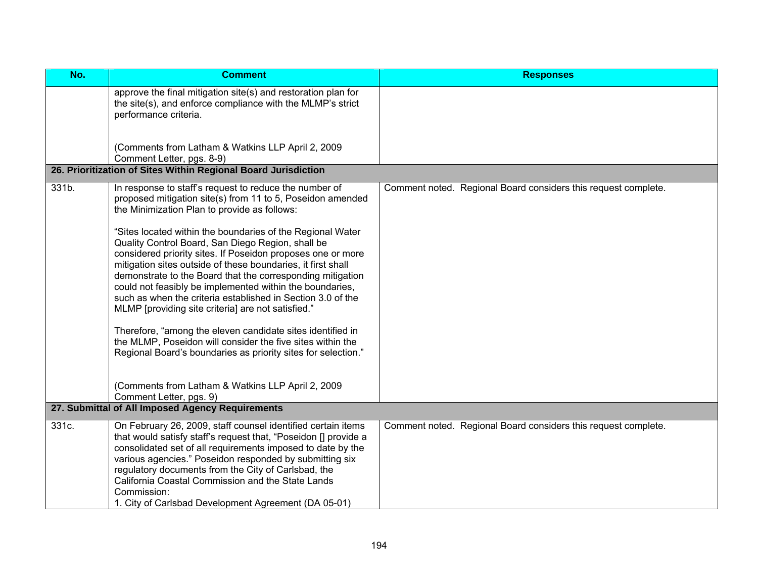| No. | Comment | Responses |
|---|---|---|
| | approve the final mitigation site(s) and restoration plan for the site(s), and enforce compliance with the MLMP's strict performance criteria.<br><br>(Comments from Latham & Watkins LLP April 2, 2009 Comment Letter, pgs. 8-9) | |
| **26. Prioritization of Sites Within Regional Board Jurisdiction** | | |
| 331b. | In response to staff's request to reduce the number of proposed mitigation site(s) from 11 to 5, Poseidon amended the Minimization Plan to provide as follows:<br><br>"Sites located within the boundaries of the Regional Water Quality Control Board, San Diego Region, shall be considered priority sites. If Poseidon proposes one or more mitigation sites outside of these boundaries, it first shall demonstrate to the Board that the corresponding mitigation could not feasibly be implemented within the boundaries, such as when the criteria established in Section 3.0 of the MLMP [providing site criteria] are not satisfied."<br><br>Therefore, "among the eleven candidate sites identified in the MLMP, Poseidon will consider the five sites within the Regional Board's boundaries as priority sites for selection."<br><br>(Comments from Latham & Watkins LLP April 2, 2009 Comment Letter, pgs. 9) | Comment noted. Regional Board considers this request complete. |
| **27. Submittal of All Imposed Agency Requirements** | | |
| 331c. | On February 26, 2009, staff counsel identified certain items that would satisfy staff's request that, "Poseidon [] provide a consolidated set of all requirements imposed to date by the various agencies." Poseidon responded by submitting six regulatory documents from the City of Carlsbad, the California Coastal Commission and the State Lands Commission:<br>1. City of Carlsbad Development Agreement (DA 05-01) | Comment noted. Regional Board considers this request complete. |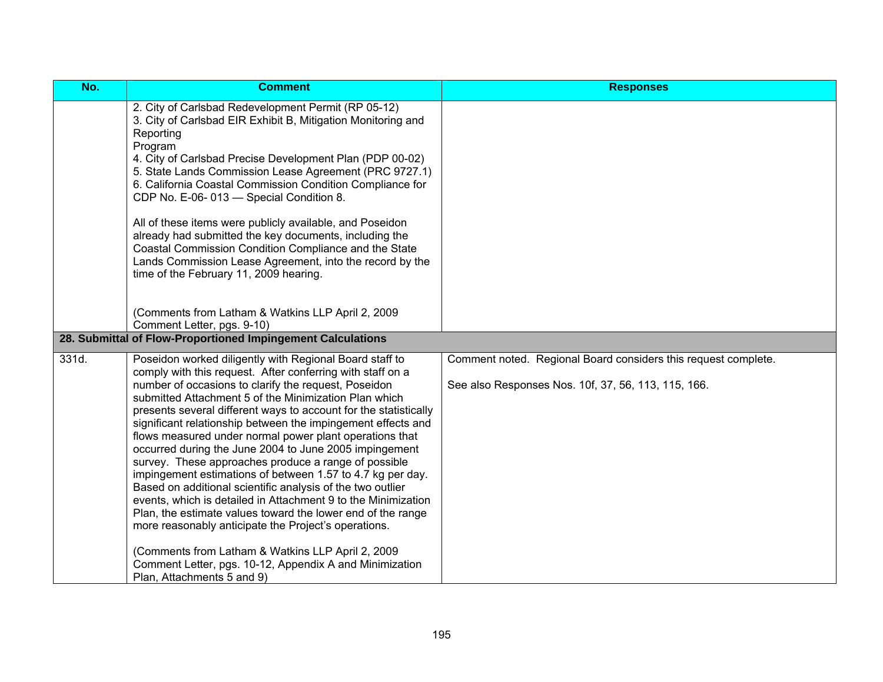| No. | Comment | Responses |
|---|---|---|
| | 2. City of Carlsbad Redevelopment Permit (RP 05-12)<br>3. City of Carlsbad EIR Exhibit B, Mitigation Monitoring and Reporting Program<br>4. City of Carlsbad Precise Development Plan (PDP 00-02)<br>5. State Lands Commission Lease Agreement (PRC 9727.1)<br>6. California Coastal Commission Condition Compliance for CDP No. E-06- 013 — Special Condition 8.<br><br>All of these items were publicly available, and Poseidon already had submitted the key documents, including the Coastal Commission Condition Compliance and the State Lands Commission Lease Agreement, into the record by the time of the February 11, 2009 hearing.<br><br>(Comments from Latham & Watkins LLP April 2, 2009 Comment Letter, pgs. 9-10) | |
| **28. Submittal of Flow-Proportioned Impingement Calculations** | | |
| 331d. | Poseidon worked diligently with Regional Board staff to comply with this request. After conferring with staff on a number of occasions to clarify the request, Poseidon submitted Attachment 5 of the Minimization Plan which presents several different ways to account for the statistically significant relationship between the impingement effects and flows measured under normal power plant operations that occurred during the June 2004 to June 2005 impingement survey. These approaches produce a range of possible impingement estimations of between 1.57 to 4.7 kg per day. Based on additional scientific analysis of the two outlier events, which is detailed in Attachment 9 to the Minimization Plan, the estimate values toward the lower end of the range more reasonably anticipate the Project's operations.<br><br>(Comments from Latham & Watkins LLP April 2, 2009 Comment Letter, pgs. 10-12, Appendix A and Minimization Plan, Attachments 5 and 9) | Comment noted. Regional Board considers this request complete.<br><br>See also Responses Nos. 10f, 37, 56, 113, 115, 166. |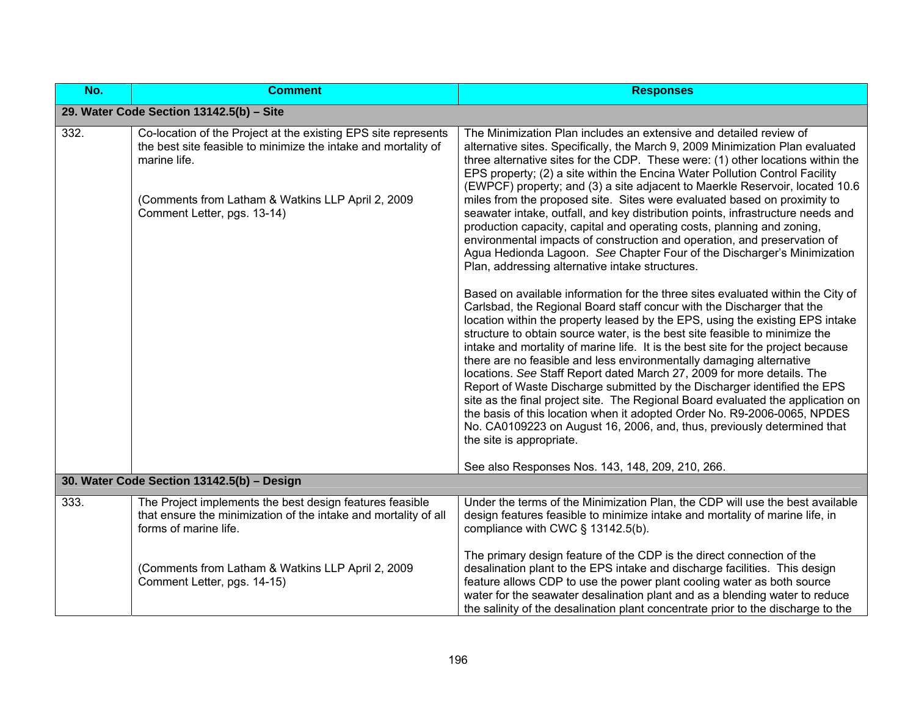| No. | Comment | Responses |
|---|---|---|
| **29. Water Code Section 13142.5(b) – Site** | | |
| 332. | Co-location of the Project at the existing EPS site represents the best site feasible to minimize the intake and mortality of marine life.<br><br>(Comments from Latham & Watkins LLP April 2, 2009 Comment Letter, pgs. 13-14) | The Minimization Plan includes an extensive and detailed review of alternative sites. Specifically, the March 9, 2009 Minimization Plan evaluated three alternative sites for the CDP. These were: (1) other locations within the EPS property; (2) a site within the Encina Water Pollution Control Facility (EWPCF) property; and (3) a site adjacent to Maerkle Reservoir, located 10.6 miles from the proposed site. Sites were evaluated based on proximity to seawater intake, outfall, and key distribution points, infrastructure needs and production capacity, capital and operating costs, planning and zoning, environmental impacts of construction and operation, and preservation of Agua Hedionda Lagoon. *See* Chapter Four of the Discharger's Minimization Plan, addressing alternative intake structures.<br><br>Based on available information for the three sites evaluated within the City of Carlsbad, the Regional Board staff concur with the Discharger that the location within the property leased by the EPS, using the existing EPS intake structure to obtain source water, is the best site feasible to minimize the intake and mortality of marine life. It is the best site for the project because there are no feasible and less environmentally damaging alternative locations. *See* Staff Report dated March 27, 2009 for more details. The Report of Waste Discharge submitted by the Discharger identified the EPS site as the final project site. The Regional Board evaluated the application on the basis of this location when it adopted Order No. R9-2006-0065, NPDES No. CA0109223 on August 16, 2006, and, thus, previously determined that the site is appropriate.<br><br>See also Responses Nos. 143, 148, 209, 210, 266. |
| **30. Water Code Section 13142.5(b) – Design** | | |
| 333. | The Project implements the best design features feasible that ensure the minimization of the intake and mortality of all forms of marine life.<br><br>(Comments from Latham & Watkins LLP April 2, 2009 Comment Letter, pgs. 14-15) | Under the terms of the Minimization Plan, the CDP will use the best available design features feasible to minimize intake and mortality of marine life, in compliance with CWC § 13142.5(b).<br><br>The primary design feature of the CDP is the direct connection of the desalination plant to the EPS intake and discharge facilities. This design feature allows CDP to use the power plant cooling water as both source water for the seawater desalination plant and as a blending water to reduce the salinity of the desalination plant concentrate prior to the discharge to the |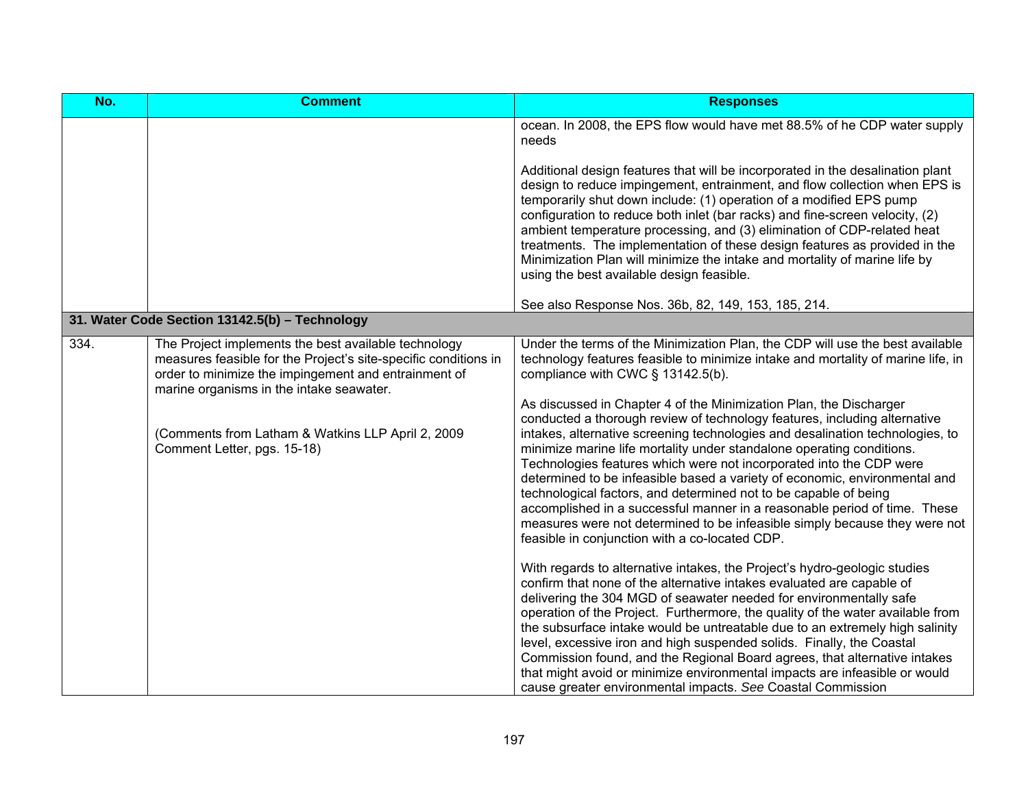| No. | Comment | Responses |
|---|---|---|
| | | ocean. In 2008, the EPS flow would have met 88.5% of he CDP water supply needs<br><br>Additional design features that will be incorporated in the desalination plant design to reduce impingement, entrainment, and flow collection when EPS is temporarily shut down include: (1) operation of a modified EPS pump configuration to reduce both inlet (bar racks) and fine-screen velocity, (2) ambient temperature processing, and (3) elimination of CDP-related heat treatments. The implementation of these design features as provided in the Minimization Plan will minimize the intake and mortality of marine life by using the best available design feasible.<br><br>See also Response Nos. 36b, 82, 149, 153, 185, 214. |
| **31. Water Code Section 13142.5(b) – Technology** | | |
| 334. | The Project implements the best available technology measures feasible for the Project's site-specific conditions in order to minimize the impingement and entrainment of marine organisms in the intake seawater.<br><br>(Comments from Latham & Watkins LLP April 2, 2009 Comment Letter, pgs. 15-18) | Under the terms of the Minimization Plan, the CDP will use the best available technology features feasible to minimize intake and mortality of marine life, in compliance with CWC § 13142.5(b).<br><br>As discussed in Chapter 4 of the Minimization Plan, the Discharger conducted a thorough review of technology features, including alternative intakes, alternative screening technologies and desalination technologies, to minimize marine life mortality under standalone operating conditions. Technologies features which were not incorporated into the CDP were determined to be infeasible based a variety of economic, environmental and technological factors, and determined not to be capable of being accomplished in a successful manner in a reasonable period of time. These measures were not determined to be infeasible simply because they were not feasible in conjunction with a co-located CDP.<br><br>With regards to alternative intakes, the Project's hydro-geologic studies confirm that none of the alternative intakes evaluated are capable of delivering the 304 MGD of seawater needed for environmentally safe operation of the Project. Furthermore, the quality of the water available from the subsurface intake would be untreatable due to an extremely high salinity level, excessive iron and high suspended solids. Finally, the Coastal Commission found, and the Regional Board agrees, that alternative intakes that might avoid or minimize environmental impacts are infeasible or would cause greater environmental impacts. *See* Coastal Commission |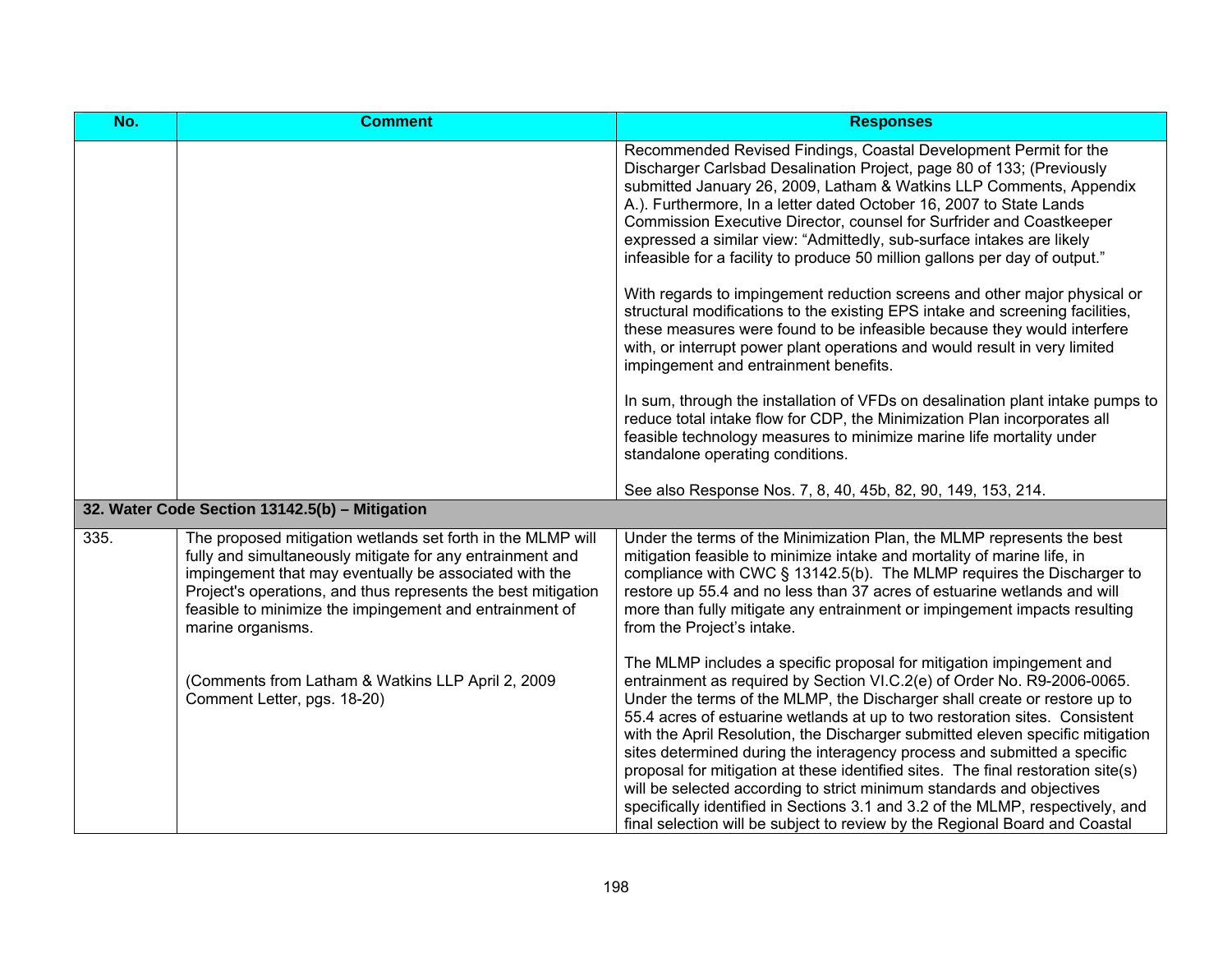| No. | Comment | Responses |
|---|---|---|
| | | Recommended Revised Findings, Coastal Development Permit for the Discharger Carlsbad Desalination Project, page 80 of 133; (Previously submitted January 26, 2009, Latham & Watkins LLP Comments, Appendix A.). Furthermore, In a letter dated October 16, 2007 to State Lands Commission Executive Director, counsel for Surfrider and Coastkeeper expressed a similar view: "Admittedly, sub-surface intakes are likely infeasible for a facility to produce 50 million gallons per day of output."<br><br>With regards to impingement reduction screens and other major physical or structural modifications to the existing EPS intake and screening facilities, these measures were found to be infeasible because they would interfere with, or interrupt power plant operations and would result in very limited impingement and entrainment benefits.<br><br>In sum, through the installation of VFDs on desalination plant intake pumps to reduce total intake flow for CDP, the Minimization Plan incorporates all feasible technology measures to minimize marine life mortality under standalone operating conditions.<br><br>See also Response Nos. 7, 8, 40, 45b, 82, 90, 149, 153, 214. |
| **32. Water Code Section 13142.5(b) – Mitigation** | | |
| 335. | The proposed mitigation wetlands set forth in the MLMP will fully and simultaneously mitigate for any entrainment and impingement that may eventually be associated with the Project's operations, and thus represents the best mitigation feasible to minimize the impingement and entrainment of marine organisms.<br><br>(Comments from Latham & Watkins LLP April 2, 2009 Comment Letter, pgs. 18-20) | Under the terms of the Minimization Plan, the MLMP represents the best mitigation feasible to minimize intake and mortality of marine life, in compliance with CWC § 13142.5(b). The MLMP requires the Discharger to restore up 55.4 and no less than 37 acres of estuarine wetlands and will more than fully mitigate any entrainment or impingement impacts resulting from the Project's intake.<br><br>The MLMP includes a specific proposal for mitigation impingement and entrainment as required by Section VI.C.2(e) of Order No. R9-2006-0065. Under the terms of the MLMP, the Discharger shall create or restore up to 55.4 acres of estuarine wetlands at up to two restoration sites. Consistent with the April Resolution, the Discharger submitted eleven specific mitigation sites determined during the interagency process and submitted a specific proposal for mitigation at these identified sites. The final restoration site(s) will be selected according to strict minimum standards and objectives specifically identified in Sections 3.1 and 3.2 of the MLMP, respectively, and final selection will be subject to review by the Regional Board and Coastal |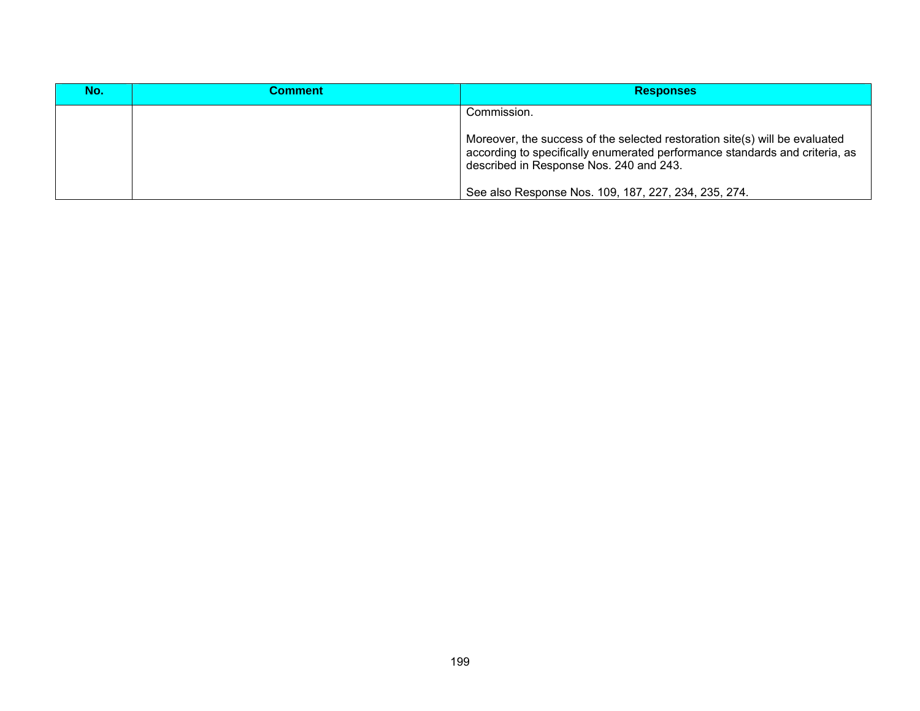| No. | Comment | Responses |
| --- | --- | --- |
| | | Commission.<br><br>Moreover, the success of the selected restoration site(s) will be evaluated according to specifically enumerated performance standards and criteria, as described in Response Nos. 240 and 243.<br><br>See also Response Nos. 109, 187, 227, 234, 235, 274. |